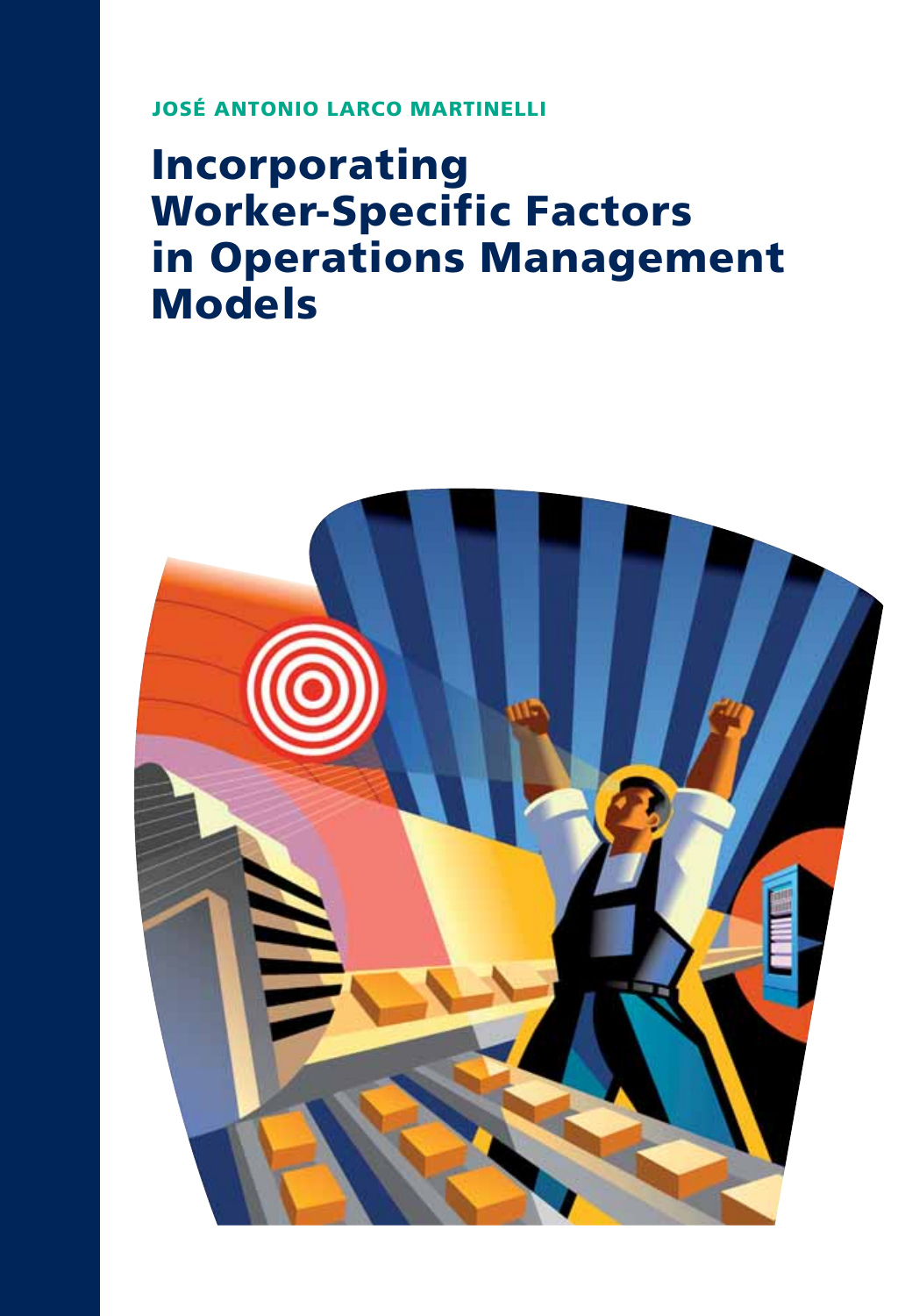JOSÉ ANTONIO LARCO MARTINELLI

# Incorporating Worker-Specific Factors in Operations Management Models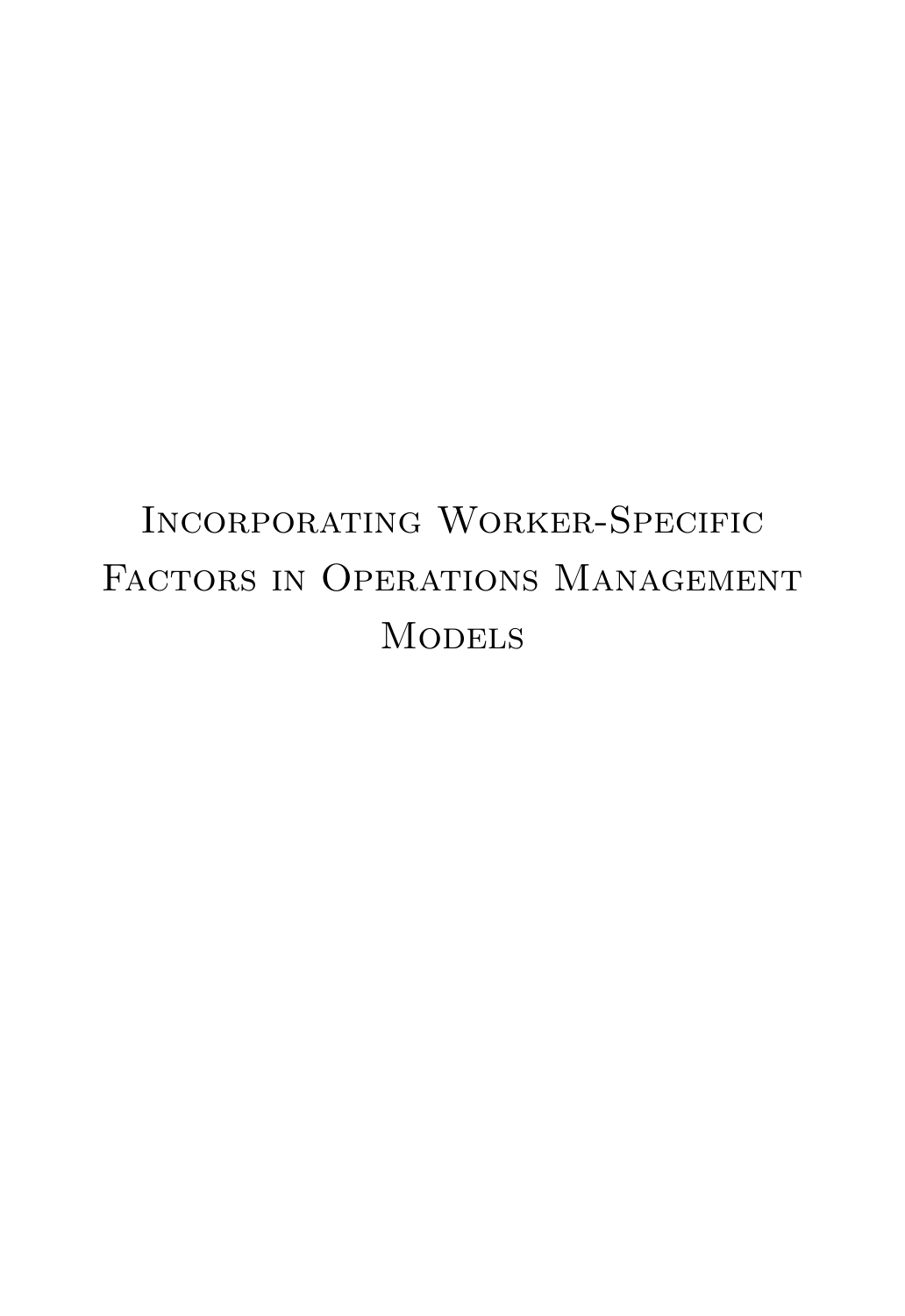# Incorporating Worker-Specific Factors in Operations Management Models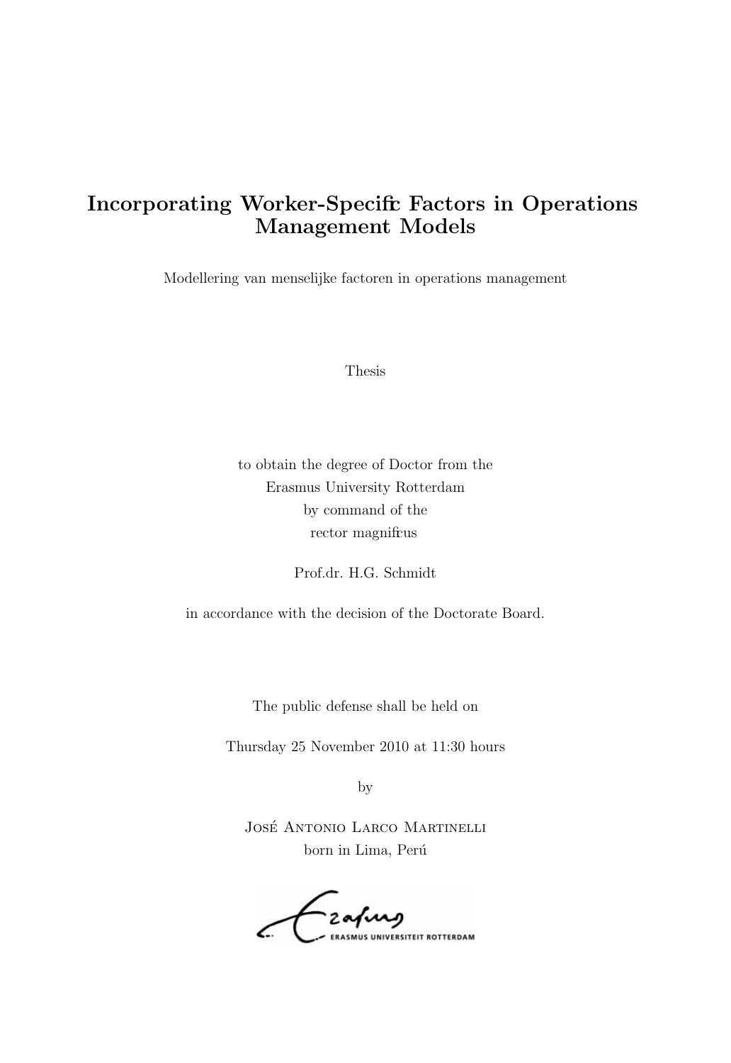# Incorporating Worker-Specifc Factors in Operations Management Models

Modellering van menselijke factoren in operations management

Thesis

to obtain the degree of Doctor from the
Erasmus University Rotterdam
by command of the
rector magnifcus

Prof.dr. H.G. Schmidt

in accordance with the decision of the Doctorate Board.

The public defense shall be held on

Thursday 25 November 2010 at 11:30 hours

by

José Antonio Larco Martinelli
born in Lima, Perú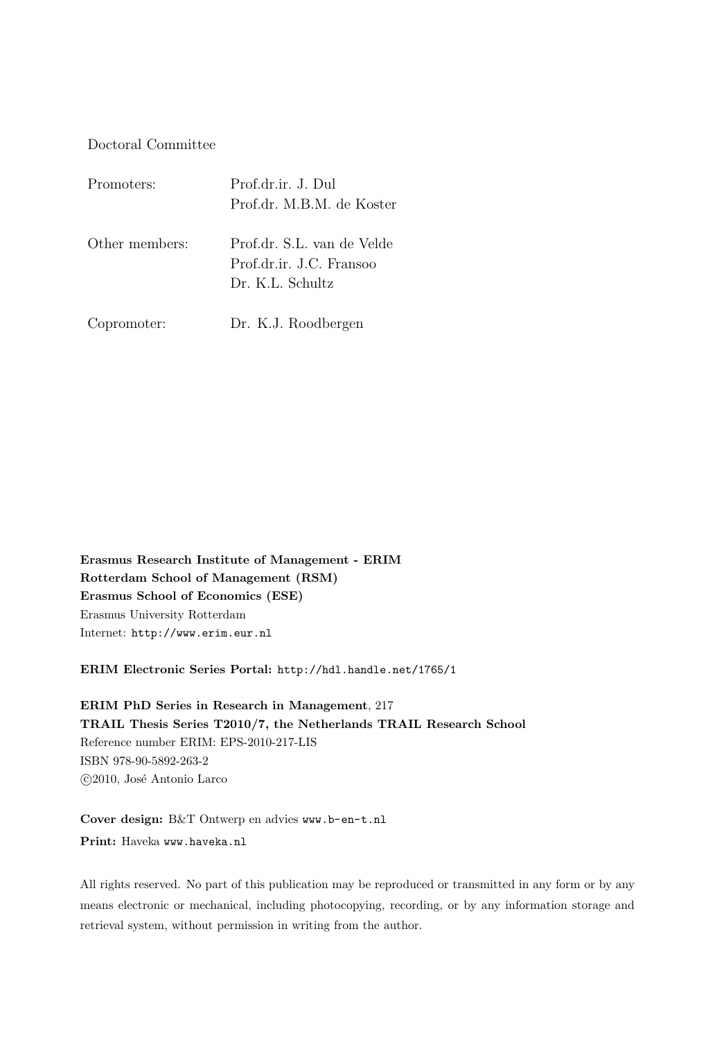Doctoral Committee

| | |
|---|---|
| Promoters: | Prof.dr.ir. J. Dul |
| | Prof.dr. M.B.M. de Koster |
| Other members: | Prof.dr. S.L. van de Velde |
| | Prof.dr.ir. J.C. Fransoo |
| | Dr. K.L. Schultz |
| Copromoter: | Dr. K.J. Roodbergen |

**Erasmus Research Institute of Management - ERIM**
**Rotterdam School of Management (RSM)**
**Erasmus School of Economics (ESE)**
Erasmus University Rotterdam
Internet: http://www.erim.eur.nl

**ERIM Electronic Series Portal:** http://hdl.handle.net/1765/1

**ERIM PhD Series in Research in Management**, 217
**TRAIL Thesis Series T2010/7, the Netherlands TRAIL Research School**
Reference number ERIM: EPS-2010-217-LIS
ISBN 978-90-5892-263-2
©2010, José Antonio Larco

**Cover design:** B&T Ontwerp en advies www.b-en-t.nl

**Print:** Haveka www.haveka.nl

All rights reserved. No part of this publication may be reproduced or transmitted in any form or by any means electronic or mechanical, including photocopying, recording, or by any information storage and retrieval system, without permission in writing from the author.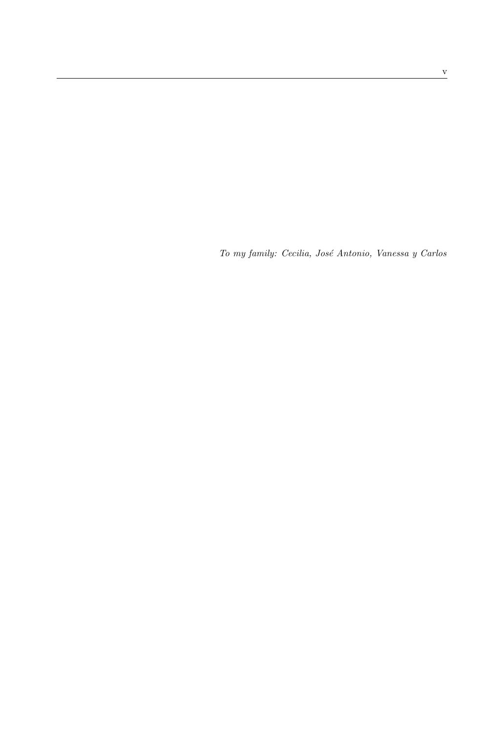*To my family: Cecilia, José Antonio, Vanessa y Carlos*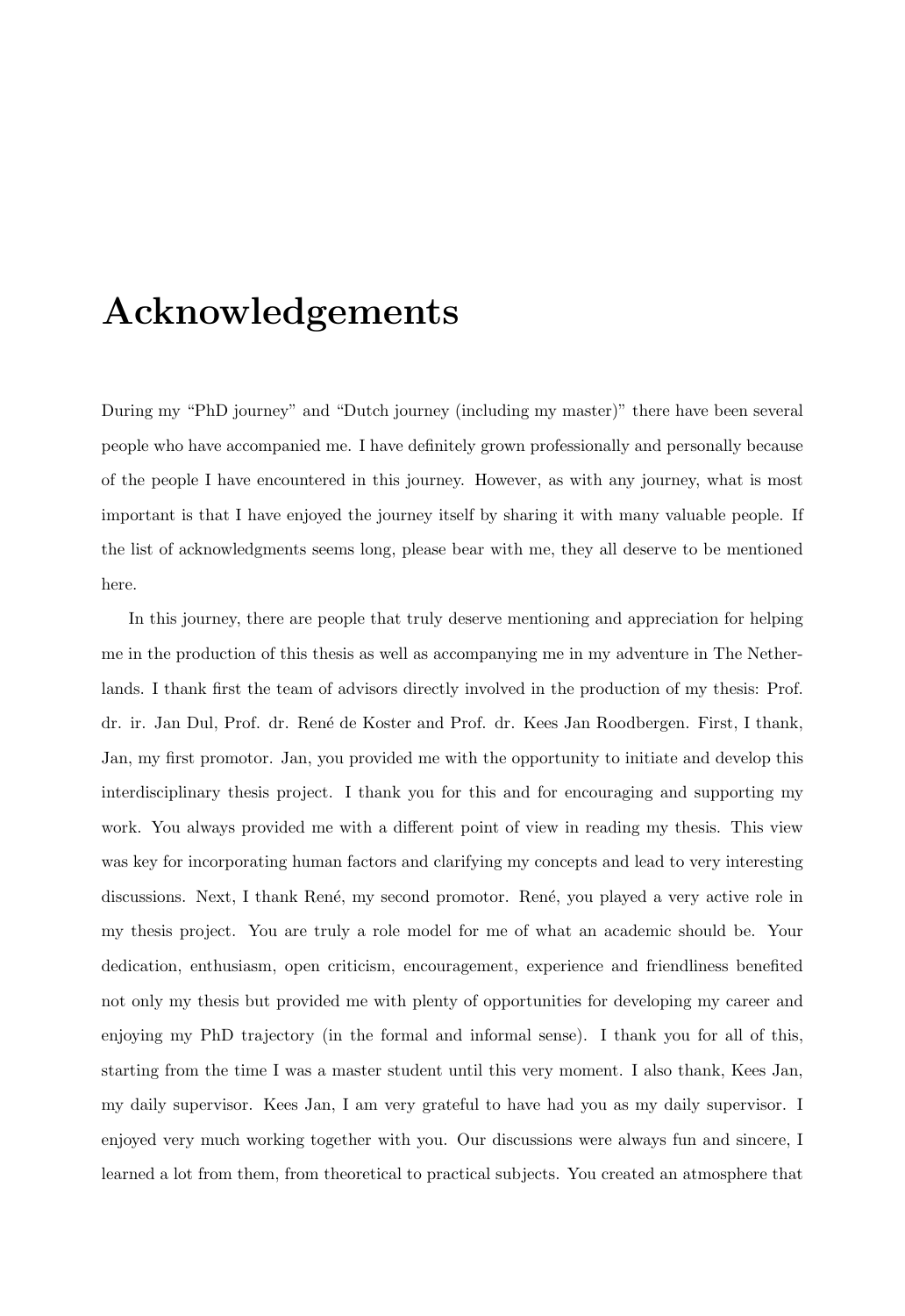# Acknowledgements

During my "PhD journey" and "Dutch journey (including my master)" there have been several people who have accompanied me. I have definitely grown professionally and personally because of the people I have encountered in this journey. However, as with any journey, what is most important is that I have enjoyed the journey itself by sharing it with many valuable people. If the list of acknowledgments seems long, please bear with me, they all deserve to be mentioned here.

In this journey, there are people that truly deserve mentioning and appreciation for helping me in the production of this thesis as well as accompanying me in my adventure in The Netherlands. I thank first the team of advisors directly involved in the production of my thesis: Prof. dr. ir. Jan Dul, Prof. dr. René de Koster and Prof. dr. Kees Jan Roodbergen. First, I thank, Jan, my first promotor. Jan, you provided me with the opportunity to initiate and develop this interdisciplinary thesis project. I thank you for this and for encouraging and supporting my work. You always provided me with a different point of view in reading my thesis. This view was key for incorporating human factors and clarifying my concepts and lead to very interesting discussions. Next, I thank René, my second promotor. René, you played a very active role in my thesis project. You are truly a role model for me of what an academic should be. Your dedication, enthusiasm, open criticism, encouragement, experience and friendliness benefited not only my thesis but provided me with plenty of opportunities for developing my career and enjoying my PhD trajectory (in the formal and informal sense). I thank you for all of this, starting from the time I was a master student until this very moment. I also thank, Kees Jan, my daily supervisor. Kees Jan, I am very grateful to have had you as my daily supervisor. I enjoyed very much working together with you. Our discussions were always fun and sincere, I learned a lot from them, from theoretical to practical subjects. You created an atmosphere that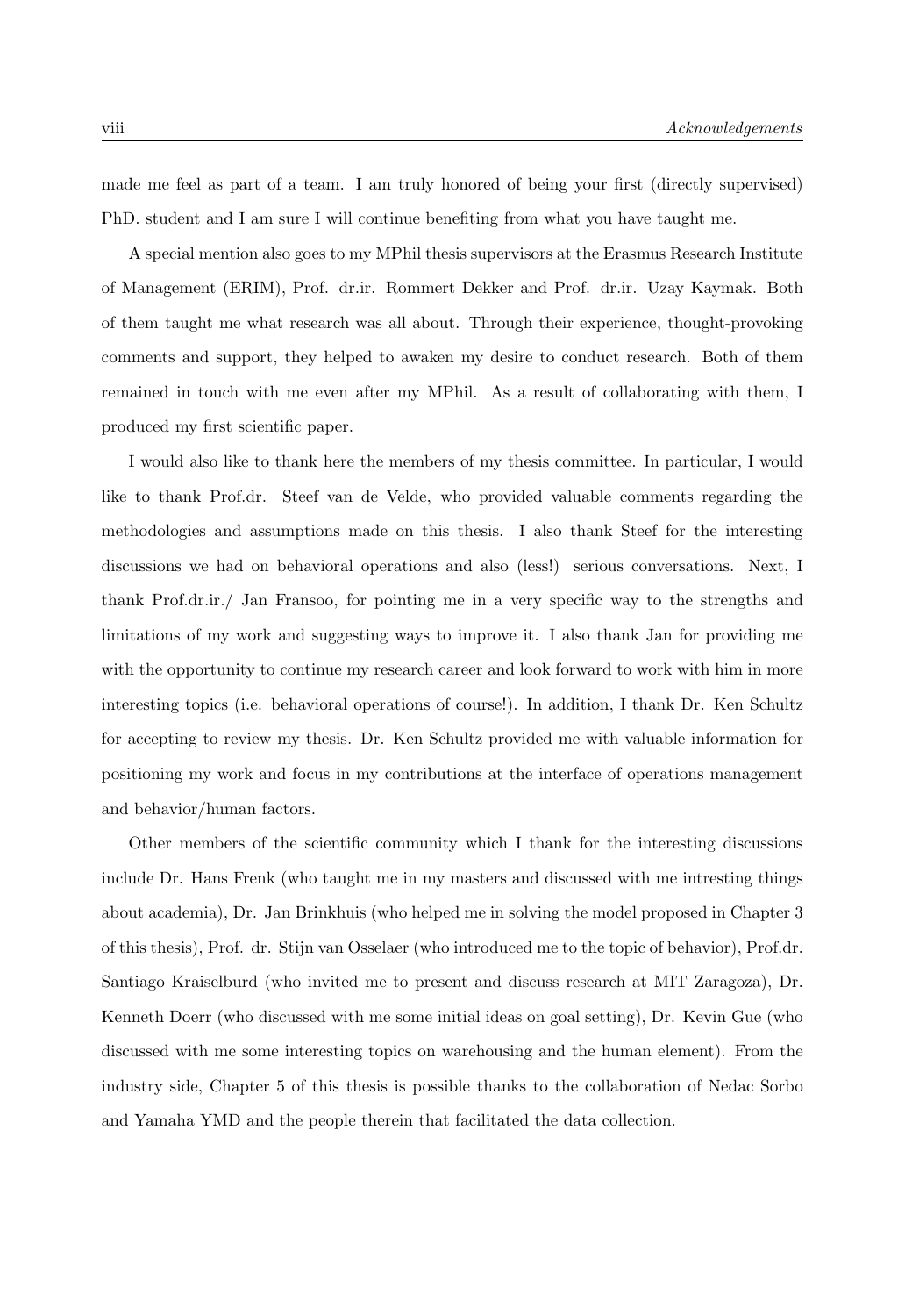made me feel as part of a team. I am truly honored of being your first (directly supervised) PhD. student and I am sure I will continue benefiting from what you have taught me.

A special mention also goes to my MPhil thesis supervisors at the Erasmus Research Institute of Management (ERIM), Prof. dr.ir. Rommert Dekker and Prof. dr.ir. Uzay Kaymak. Both of them taught me what research was all about. Through their experience, thought-provoking comments and support, they helped to awaken my desire to conduct research. Both of them remained in touch with me even after my MPhil. As a result of collaborating with them, I produced my first scientific paper.

I would also like to thank here the members of my thesis committee. In particular, I would like to thank Prof.dr. Steef van de Velde, who provided valuable comments regarding the methodologies and assumptions made on this thesis. I also thank Steef for the interesting discussions we had on behavioral operations and also (less!) serious conversations. Next, I thank Prof.dr.ir./ Jan Fransoo, for pointing me in a very specific way to the strengths and limitations of my work and suggesting ways to improve it. I also thank Jan for providing me with the opportunity to continue my research career and look forward to work with him in more interesting topics (i.e. behavioral operations of course!). In addition, I thank Dr. Ken Schultz for accepting to review my thesis. Dr. Ken Schultz provided me with valuable information for positioning my work and focus in my contributions at the interface of operations management and behavior/human factors.

Other members of the scientific community which I thank for the interesting discussions include Dr. Hans Frenk (who taught me in my masters and discussed with me intresting things about academia), Dr. Jan Brinkhuis (who helped me in solving the model proposed in Chapter 3 of this thesis), Prof. dr. Stijn van Osselaer (who introduced me to the topic of behavior), Prof.dr. Santiago Kraiselburd (who invited me to present and discuss research at MIT Zaragoza), Dr. Kenneth Doerr (who discussed with me some initial ideas on goal setting), Dr. Kevin Gue (who discussed with me some interesting topics on warehousing and the human element). From the industry side, Chapter 5 of this thesis is possible thanks to the collaboration of Nedac Sorbo and Yamaha YMD and the people therein that facilitated the data collection.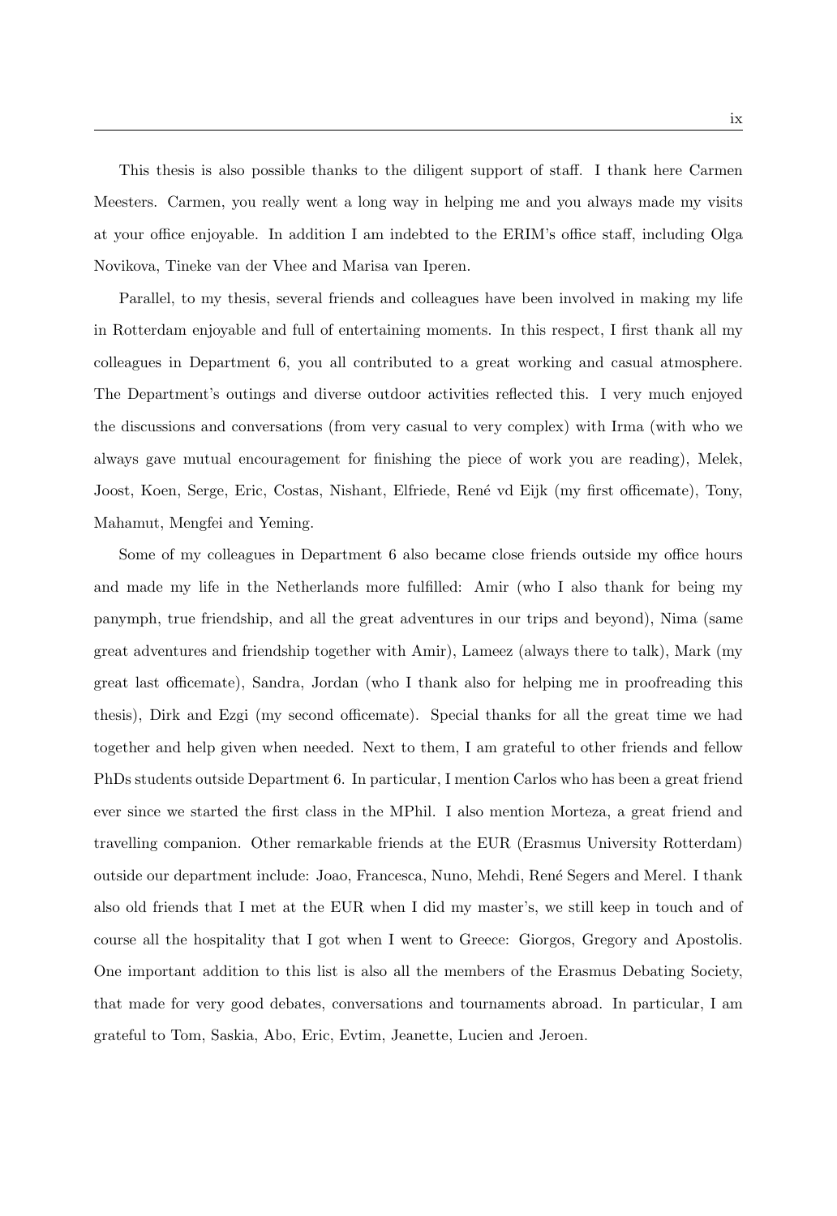This thesis is also possible thanks to the diligent support of staff. I thank here Carmen Meesters. Carmen, you really went a long way in helping me and you always made my visits at your office enjoyable. In addition I am indebted to the ERIM's office staff, including Olga Novikova, Tineke van der Vhee and Marisa van Iperen.

Parallel, to my thesis, several friends and colleagues have been involved in making my life in Rotterdam enjoyable and full of entertaining moments. In this respect, I first thank all my colleagues in Department 6, you all contributed to a great working and casual atmosphere. The Department's outings and diverse outdoor activities reflected this. I very much enjoyed the discussions and conversations (from very casual to very complex) with Irma (with who we always gave mutual encouragement for finishing the piece of work you are reading), Melek, Joost, Koen, Serge, Eric, Costas, Nishant, Elfriede, René vd Eijk (my first officemate), Tony, Mahamut, Mengfei and Yeming.

Some of my colleagues in Department 6 also became close friends outside my office hours and made my life in the Netherlands more fulfilled: Amir (who I also thank for being my panymph, true friendship, and all the great adventures in our trips and beyond), Nima (same great adventures and friendship together with Amir), Lameez (always there to talk), Mark (my great last officemate), Sandra, Jordan (who I thank also for helping me in proofreading this thesis), Dirk and Ezgi (my second officemate). Special thanks for all the great time we had together and help given when needed. Next to them, I am grateful to other friends and fellow PhDs students outside Department 6. In particular, I mention Carlos who has been a great friend ever since we started the first class in the MPhil. I also mention Morteza, a great friend and travelling companion. Other remarkable friends at the EUR (Erasmus University Rotterdam) outside our department include: Joao, Francesca, Nuno, Mehdi, René Segers and Merel. I thank also old friends that I met at the EUR when I did my master's, we still keep in touch and of course all the hospitality that I got when I went to Greece: Giorgos, Gregory and Apostolis. One important addition to this list is also all the members of the Erasmus Debating Society, that made for very good debates, conversations and tournaments abroad. In particular, I am grateful to Tom, Saskia, Abo, Eric, Evtim, Jeanette, Lucien and Jeroen.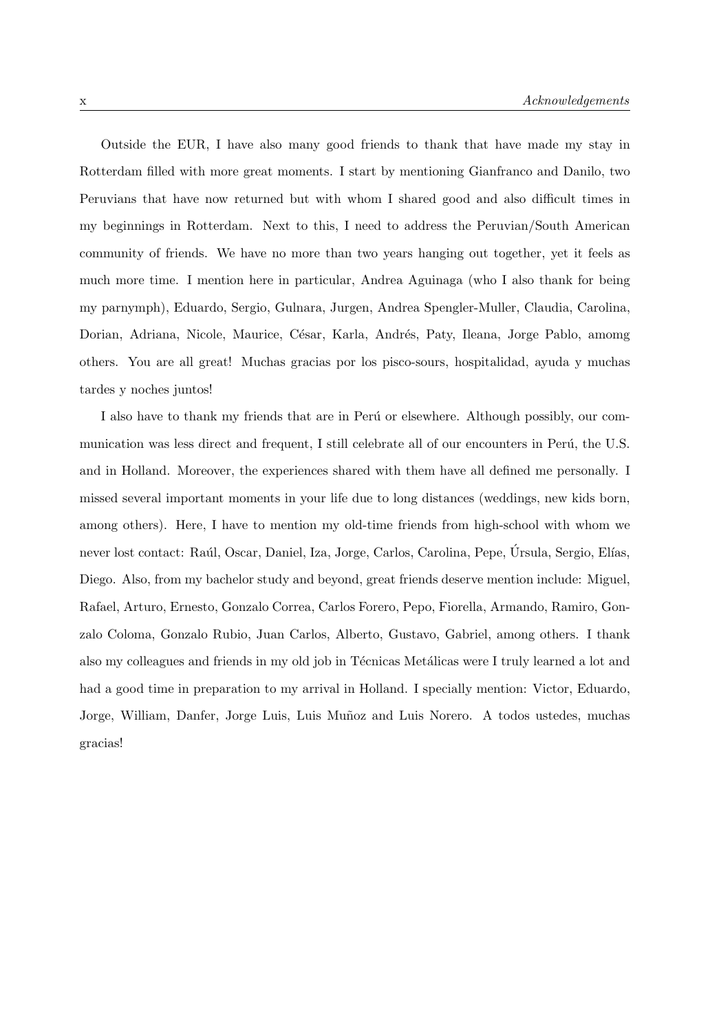Outside the EUR, I have also many good friends to thank that have made my stay in Rotterdam filled with more great moments. I start by mentioning Gianfranco and Danilo, two Peruvians that have now returned but with whom I shared good and also difficult times in my beginnings in Rotterdam. Next to this, I need to address the Peruvian/South American community of friends. We have no more than two years hanging out together, yet it feels as much more time. I mention here in particular, Andrea Aguinaga (who I also thank for being my parnymph), Eduardo, Sergio, Gulnara, Jurgen, Andrea Spengler-Muller, Claudia, Carolina, Dorian, Adriana, Nicole, Maurice, César, Karla, Andrés, Paty, Ileana, Jorge Pablo, amomg others. You are all great! Muchas gracias por los pisco-sours, hospitalidad, ayuda y muchas tardes y noches juntos!

I also have to thank my friends that are in Perú or elsewhere. Although possibly, our communication was less direct and frequent, I still celebrate all of our encounters in Perú, the U.S. and in Holland. Moreover, the experiences shared with them have all defined me personally. I missed several important moments in your life due to long distances (weddings, new kids born, among others). Here, I have to mention my old-time friends from high-school with whom we never lost contact: Raúl, Oscar, Daniel, Iza, Jorge, Carlos, Carolina, Pepe, Úrsula, Sergio, Elías, Diego. Also, from my bachelor study and beyond, great friends deserve mention include: Miguel, Rafael, Arturo, Ernesto, Gonzalo Correa, Carlos Forero, Pepo, Fiorella, Armando, Ramiro, Gonzalo Coloma, Gonzalo Rubio, Juan Carlos, Alberto, Gustavo, Gabriel, among others. I thank also my colleagues and friends in my old job in Técnicas Metálicas were I truly learned a lot and had a good time in preparation to my arrival in Holland. I specially mention: Victor, Eduardo, Jorge, William, Danfer, Jorge Luis, Luis Muñoz and Luis Norero. A todos ustedes, muchas gracias!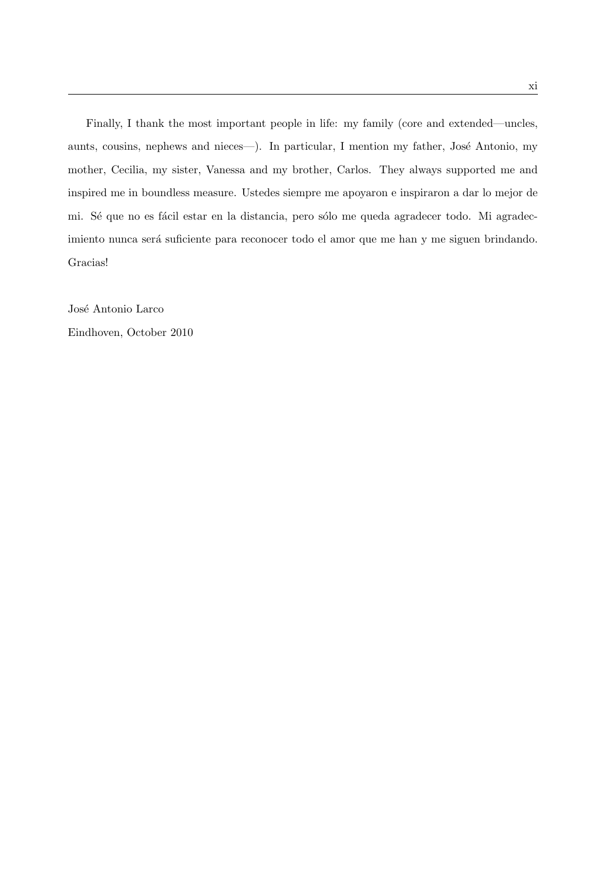Finally, I thank the most important people in life: my family (core and extended—uncles, aunts, cousins, nephews and nieces—). In particular, I mention my father, José Antonio, my mother, Cecilia, my sister, Vanessa and my brother, Carlos. They always supported me and inspired me in boundless measure. Ustedes siempre me apoyaron e inspiraron a dar lo mejor de mi. Sé que no es fácil estar en la distancia, pero sólo me queda agradecer todo. Mi agradecimiento nunca será suficiente para reconocer todo el amor que me han y me siguen brindando. Gracias!

José Antonio Larco

Eindhoven, October 2010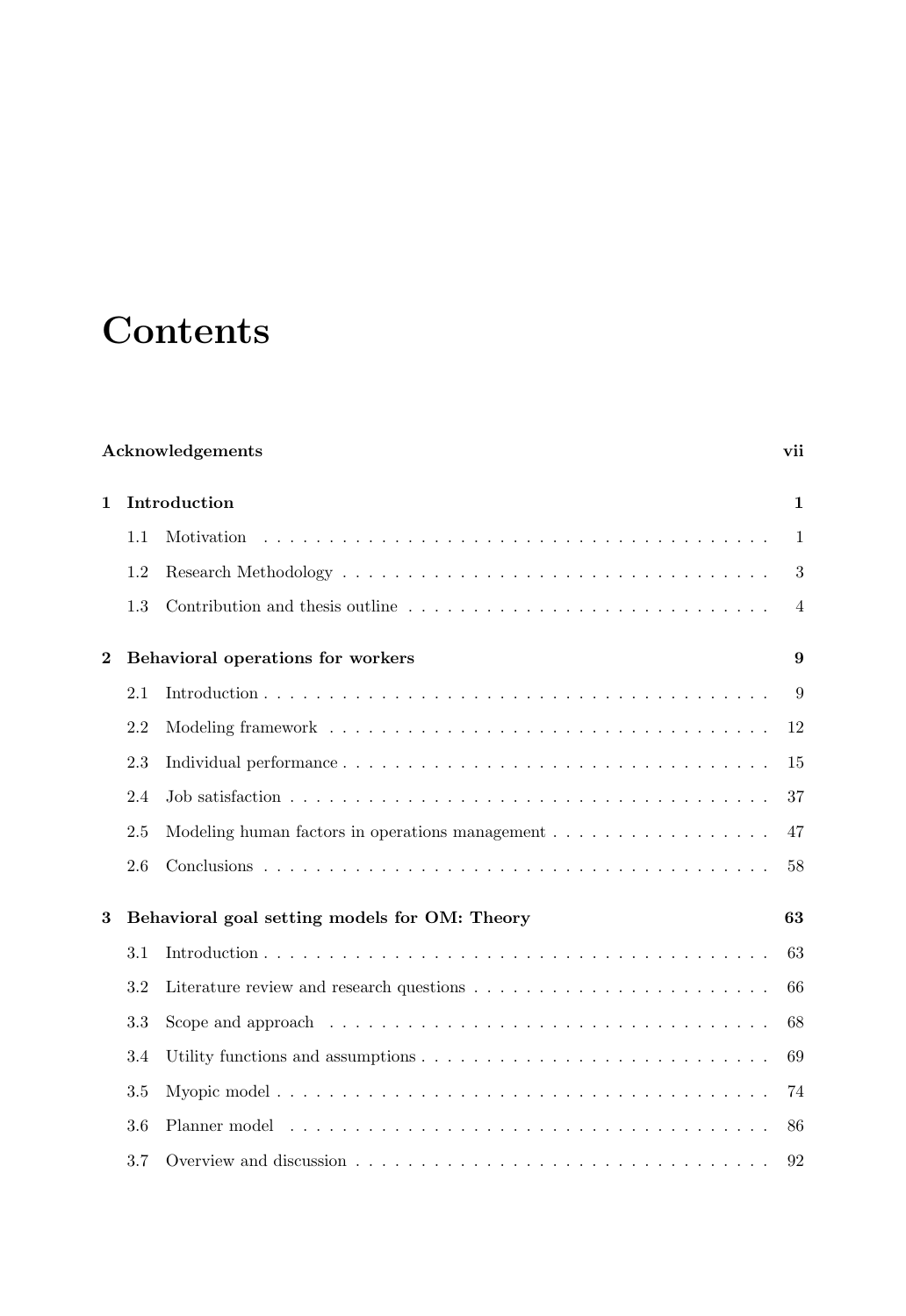# Contents

**Acknowledgements** **vii**

**1 Introduction** **1**

1.1 Motivation . . . . . . . . . . . . . . . . . . . . . . . . . . . . . . . . . . . . . . . . 1

1.2 Research Methodology . . . . . . . . . . . . . . . . . . . . . . . . . . . . . . . . . 3

1.3 Contribution and thesis outline . . . . . . . . . . . . . . . . . . . . . . . . . . . . 4

**2 Behavioral operations for workers** **9**

2.1 Introduction . . . . . . . . . . . . . . . . . . . . . . . . . . . . . . . . . . . . . . . . 9

2.2 Modeling framework . . . . . . . . . . . . . . . . . . . . . . . . . . . . . . . . . . . 12

2.3 Individual performance . . . . . . . . . . . . . . . . . . . . . . . . . . . . . . . . . 15

2.4 Job satisfaction . . . . . . . . . . . . . . . . . . . . . . . . . . . . . . . . . . . . . . 37

2.5 Modeling human factors in operations management . . . . . . . . . . . . . . . . . 47

2.6 Conclusions . . . . . . . . . . . . . . . . . . . . . . . . . . . . . . . . . . . . . . . . 58

**3 Behavioral goal setting models for OM: Theory** **63**

3.1 Introduction . . . . . . . . . . . . . . . . . . . . . . . . . . . . . . . . . . . . . . . . 63

3.2 Literature review and research questions . . . . . . . . . . . . . . . . . . . . . . . 66

3.3 Scope and approach . . . . . . . . . . . . . . . . . . . . . . . . . . . . . . . . . . . 68

3.4 Utility functions and assumptions . . . . . . . . . . . . . . . . . . . . . . . . . . . 69

3.5 Myopic model . . . . . . . . . . . . . . . . . . . . . . . . . . . . . . . . . . . . . . . 74

3.6 Planner model . . . . . . . . . . . . . . . . . . . . . . . . . . . . . . . . . . . . . . 86

3.7 Overview and discussion . . . . . . . . . . . . . . . . . . . . . . . . . . . . . . . . 92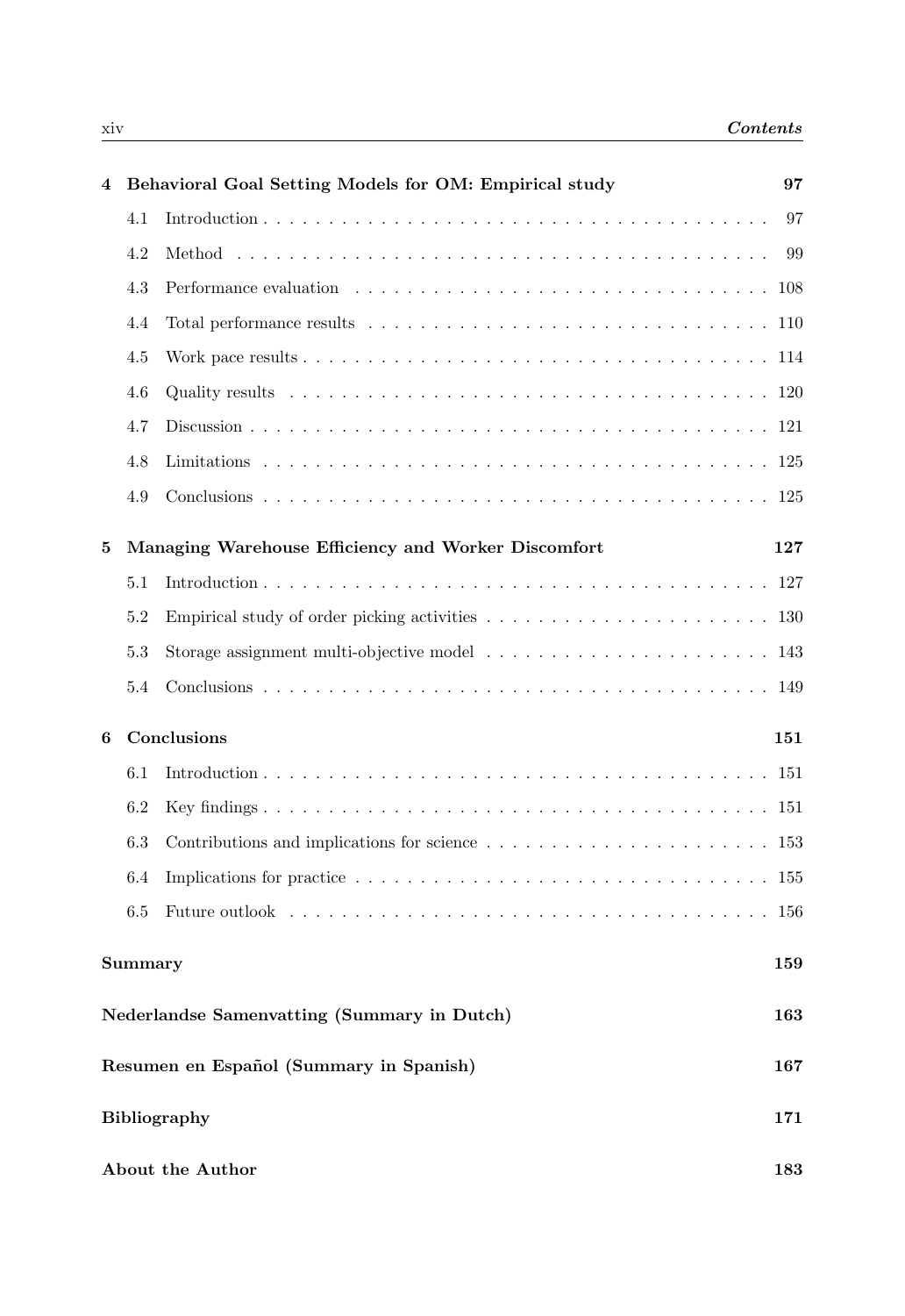| | | |
|---|---|---|
| **4** | **Behavioral Goal Setting Models for OM: Empirical study** | **97** |
| 4.1 | Introduction | 97 |
| 4.2 | Method | 99 |
| 4.3 | Performance evaluation | 108 |
| 4.4 | Total performance results | 110 |
| 4.5 | Work pace results | 114 |
| 4.6 | Quality results | 120 |
| 4.7 | Discussion | 121 |
| 4.8 | Limitations | 125 |
| 4.9 | Conclusions | 125 |
| **5** | **Managing Warehouse Efficiency and Worker Discomfort** | **127** |
| 5.1 | Introduction | 127 |
| 5.2 | Empirical study of order picking activities | 130 |
| 5.3 | Storage assignment multi-objective model | 143 |
| 5.4 | Conclusions | 149 |
| **6** | **Conclusions** | **151** |
| 6.1 | Introduction | 151 |
| 6.2 | Key findings | 151 |
| 6.3 | Contributions and implications for science | 153 |
| 6.4 | Implications for practice | 155 |
| 6.5 | Future outlook | 156 |
| | **Summary** | **159** |
| | **Nederlandse Samenvatting (Summary in Dutch)** | **163** |
| | **Resumen en Español (Summary in Spanish)** | **167** |
| | **Bibliography** | **171** |
| | **About the Author** | **183** |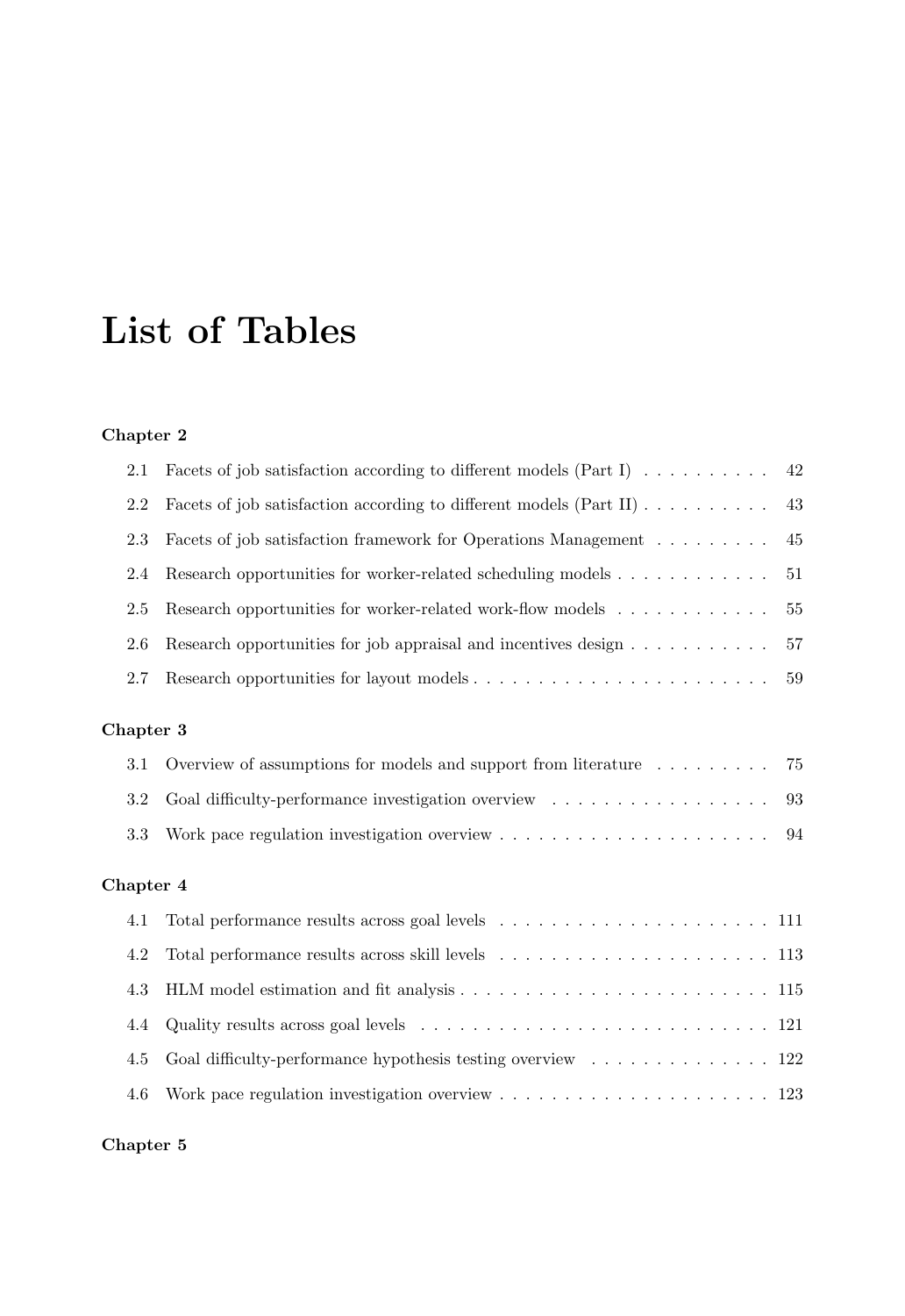# List of Tables

**Chapter 2**

2.1 Facets of job satisfaction according to different models (Part I) . . . . . . . . . . 42

2.2 Facets of job satisfaction according to different models (Part II) . . . . . . . . . . 43

2.3 Facets of job satisfaction framework for Operations Management . . . . . . . . . 45

2.4 Research opportunities for worker-related scheduling models . . . . . . . . . . . . 51

2.5 Research opportunities for worker-related work-flow models . . . . . . . . . . . . 55

2.6 Research opportunities for job appraisal and incentives design . . . . . . . . . . . 57

2.7 Research opportunities for layout models . . . . . . . . . . . . . . . . . . . . . . . 59

**Chapter 3**

3.1 Overview of assumptions for models and support from literature . . . . . . . . . 75

3.2 Goal difficulty-performance investigation overview . . . . . . . . . . . . . . . . . 93

3.3 Work pace regulation investigation overview . . . . . . . . . . . . . . . . . . . . . 94

**Chapter 4**

4.1 Total performance results across goal levels . . . . . . . . . . . . . . . . . . . . . 111

4.2 Total performance results across skill levels . . . . . . . . . . . . . . . . . . . . . 113

4.3 HLM model estimation and fit analysis . . . . . . . . . . . . . . . . . . . . . . . . 115

4.4 Quality results across goal levels . . . . . . . . . . . . . . . . . . . . . . . . . . . 121

4.5 Goal difficulty-performance hypothesis testing overview . . . . . . . . . . . . . . 122

4.6 Work pace regulation investigation overview . . . . . . . . . . . . . . . . . . . . . 123

**Chapter 5**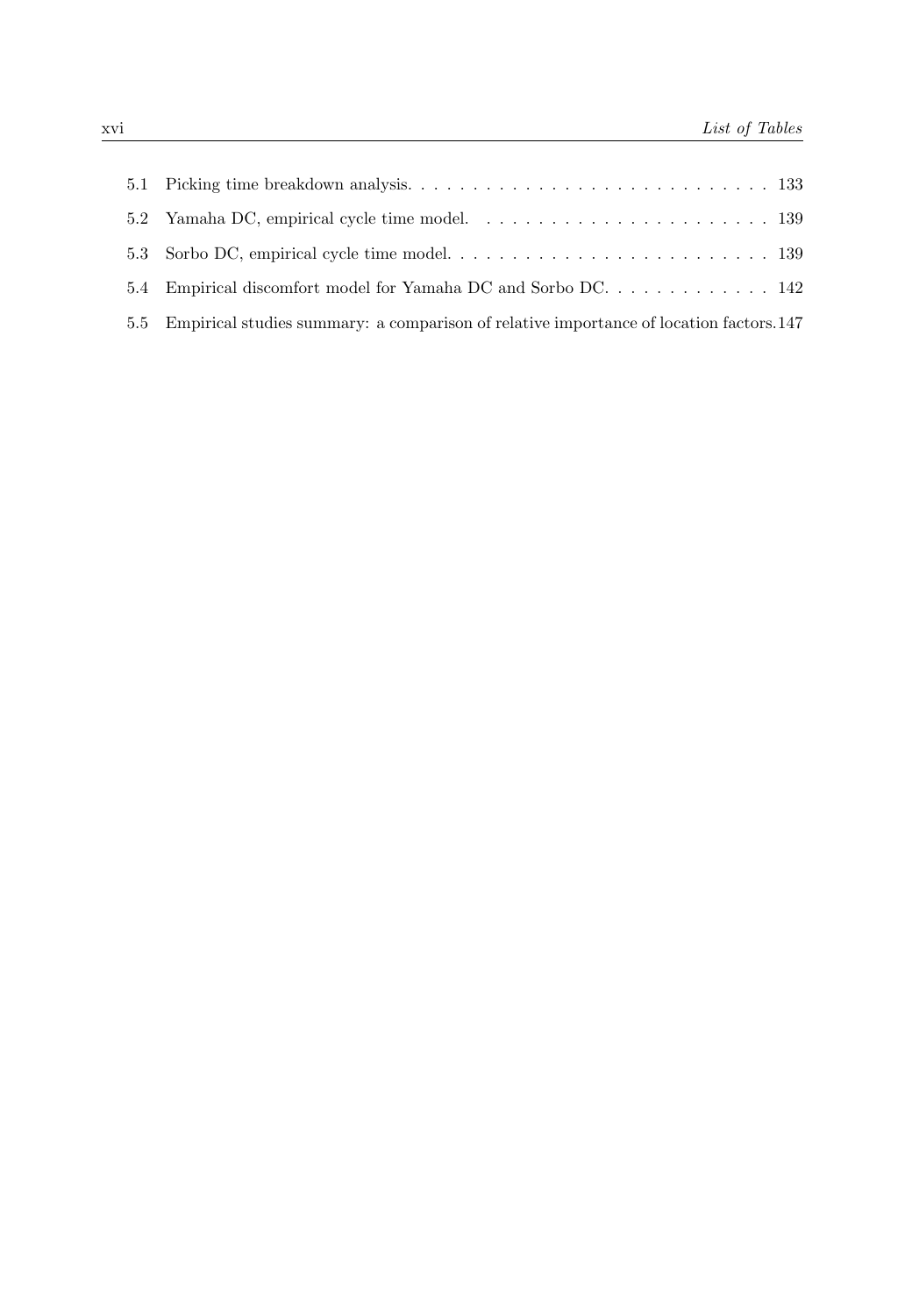5.1 Picking time breakdown analysis. . . . . . . . . . . . . . . . . . . . . . . . . . . . 133

5.2 Yamaha DC, empirical cycle time model. . . . . . . . . . . . . . . . . . . . . . . 139

5.3 Sorbo DC, empirical cycle time model. . . . . . . . . . . . . . . . . . . . . . . . . 139

5.4 Empirical discomfort model for Yamaha DC and Sorbo DC. . . . . . . . . . . . . 142

5.5 Empirical studies summary: a comparison of relative importance of location factors.147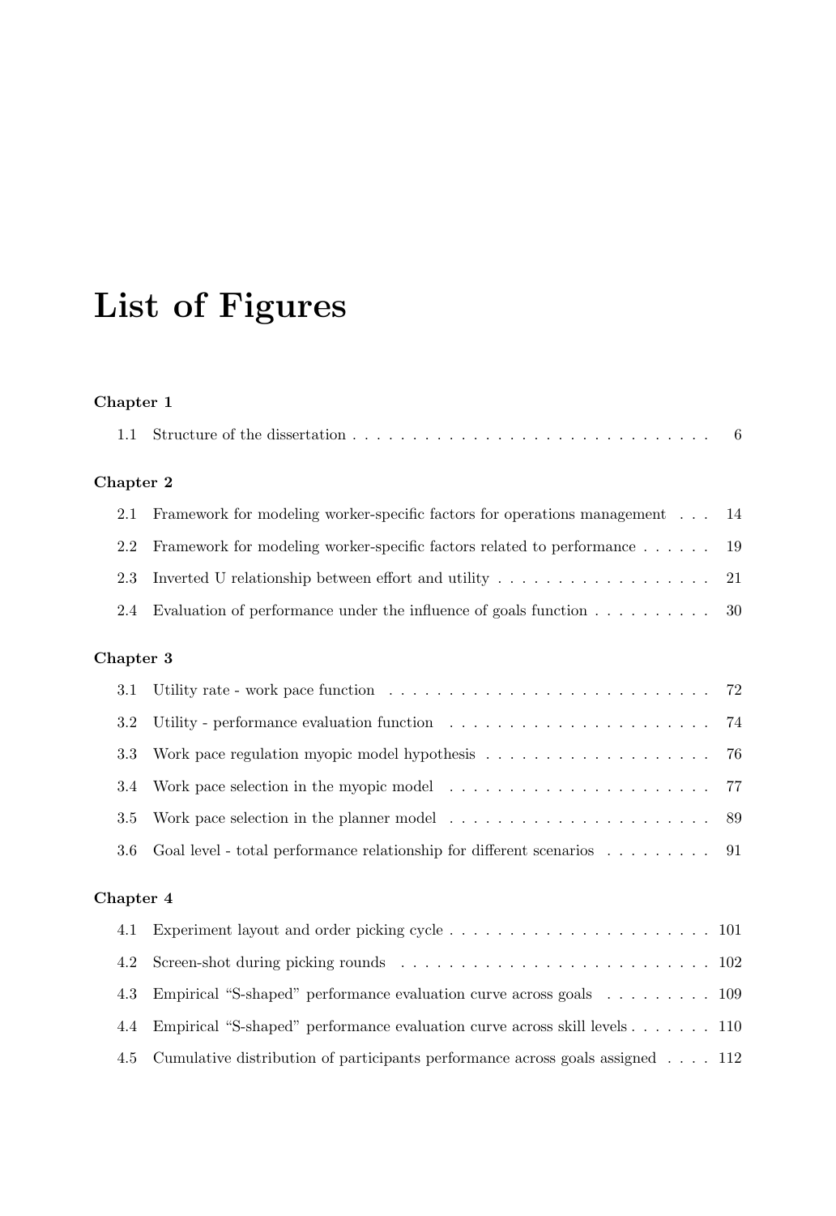# List of Figures

**Chapter 1**

1.1 Structure of the dissertation . . . . . . . . . . . . . . . . . . . . . . . . . . . . . . 6

**Chapter 2**

2.1 Framework for modeling worker-specific factors for operations management . . . 14

2.2 Framework for modeling worker-specific factors related to performance . . . . . . 19

2.3 Inverted U relationship between effort and utility . . . . . . . . . . . . . . . . . . 21

2.4 Evaluation of performance under the influence of goals function . . . . . . . . . . 30

**Chapter 3**

3.1 Utility rate - work pace function . . . . . . . . . . . . . . . . . . . . . . . . . . . 72

3.2 Utility - performance evaluation function . . . . . . . . . . . . . . . . . . . . . . 74

3.3 Work pace regulation myopic model hypothesis . . . . . . . . . . . . . . . . . . . 76

3.4 Work pace selection in the myopic model . . . . . . . . . . . . . . . . . . . . . . 77

3.5 Work pace selection in the planner model . . . . . . . . . . . . . . . . . . . . . . 89

3.6 Goal level - total performance relationship for different scenarios . . . . . . . . . 91

**Chapter 4**

4.1 Experiment layout and order picking cycle . . . . . . . . . . . . . . . . . . . . . . 101

4.2 Screen-shot during picking rounds . . . . . . . . . . . . . . . . . . . . . . . . . . 102

4.3 Empirical "S-shaped" performance evaluation curve across goals . . . . . . . . . 109

4.4 Empirical "S-shaped" performance evaluation curve across skill levels . . . . . . . 110

4.5 Cumulative distribution of participants performance across goals assigned . . . . 112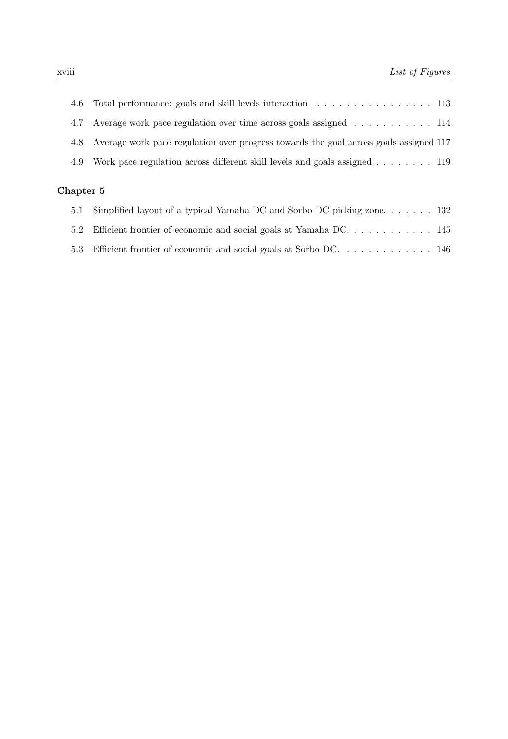4.6 Total performance: goals and skill levels interaction . . . . . . . . . . . . . . . . . 113

4.7 Average work pace regulation over time across goals assigned . . . . . . . . . . . 114

4.8 Average work pace regulation over progress towards the goal across goals assigned 117

4.9 Work pace regulation across different skill levels and goals assigned . . . . . . . . 119

**Chapter 5**

5.1 Simplified layout of a typical Yamaha DC and Sorbo DC picking zone. . . . . . . 132

5.2 Efficient frontier of economic and social goals at Yamaha DC. . . . . . . . . . . . 145

5.3 Efficient frontier of economic and social goals at Sorbo DC. . . . . . . . . . . . . 146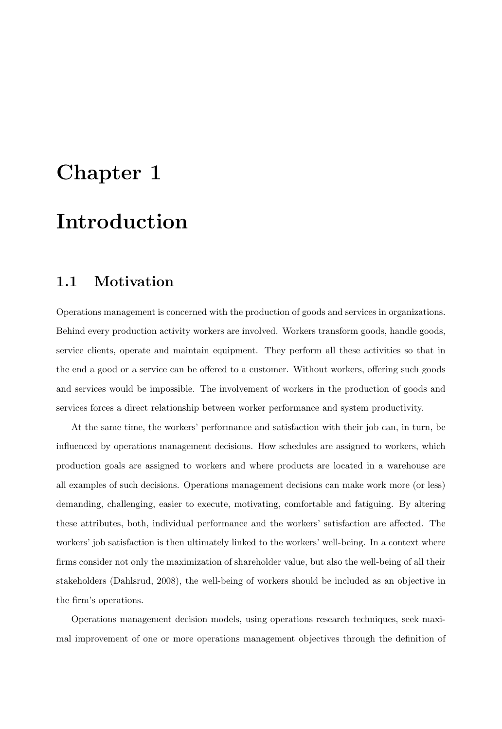# Chapter 1

# Introduction

## 1.1 Motivation

Operations management is concerned with the production of goods and services in organizations. Behind every production activity workers are involved. Workers transform goods, handle goods, service clients, operate and maintain equipment. They perform all these activities so that in the end a good or a service can be offered to a customer. Without workers, offering such goods and services would be impossible. The involvement of workers in the production of goods and services forces a direct relationship between worker performance and system productivity.

At the same time, the workers' performance and satisfaction with their job can, in turn, be influenced by operations management decisions. How schedules are assigned to workers, which production goals are assigned to workers and where products are located in a warehouse are all examples of such decisions. Operations management decisions can make work more (or less) demanding, challenging, easier to execute, motivating, comfortable and fatiguing. By altering these attributes, both, individual performance and the workers' satisfaction are affected. The workers' job satisfaction is then ultimately linked to the workers' well-being. In a context where firms consider not only the maximization of shareholder value, but also the well-being of all their stakeholders (Dahlsrud, 2008), the well-being of workers should be included as an objective in the firm's operations.

Operations management decision models, using operations research techniques, seek maximal improvement of one or more operations management objectives through the definition of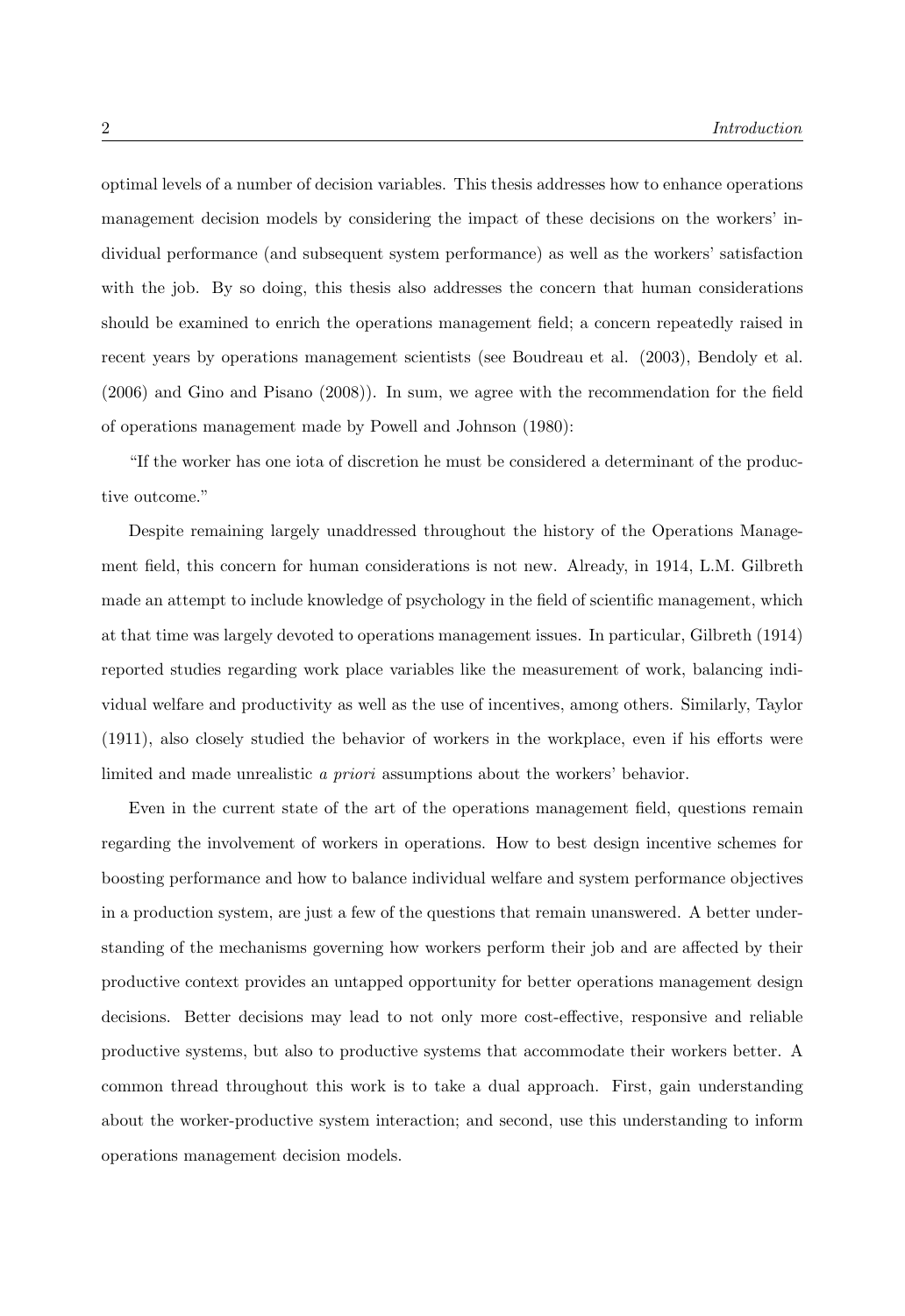optimal levels of a number of decision variables. This thesis addresses how to enhance operations management decision models by considering the impact of these decisions on the workers' individual performance (and subsequent system performance) as well as the workers' satisfaction with the job. By so doing, this thesis also addresses the concern that human considerations should be examined to enrich the operations management field; a concern repeatedly raised in recent years by operations management scientists (see Boudreau et al. (2003), Bendoly et al. (2006) and Gino and Pisano (2008)). In sum, we agree with the recommendation for the field of operations management made by Powell and Johnson (1980):

"If the worker has one iota of discretion he must be considered a determinant of the productive outcome."

Despite remaining largely unaddressed throughout the history of the Operations Management field, this concern for human considerations is not new. Already, in 1914, L.M. Gilbreth made an attempt to include knowledge of psychology in the field of scientific management, which at that time was largely devoted to operations management issues. In particular, Gilbreth (1914) reported studies regarding work place variables like the measurement of work, balancing individual welfare and productivity as well as the use of incentives, among others. Similarly, Taylor (1911), also closely studied the behavior of workers in the workplace, even if his efforts were limited and made unrealistic *a priori* assumptions about the workers' behavior.

Even in the current state of the art of the operations management field, questions remain regarding the involvement of workers in operations. How to best design incentive schemes for boosting performance and how to balance individual welfare and system performance objectives in a production system, are just a few of the questions that remain unanswered. A better understanding of the mechanisms governing how workers perform their job and are affected by their productive context provides an untapped opportunity for better operations management design decisions. Better decisions may lead to not only more cost-effective, responsive and reliable productive systems, but also to productive systems that accommodate their workers better. A common thread throughout this work is to take a dual approach. First, gain understanding about the worker-productive system interaction; and second, use this understanding to inform operations management decision models.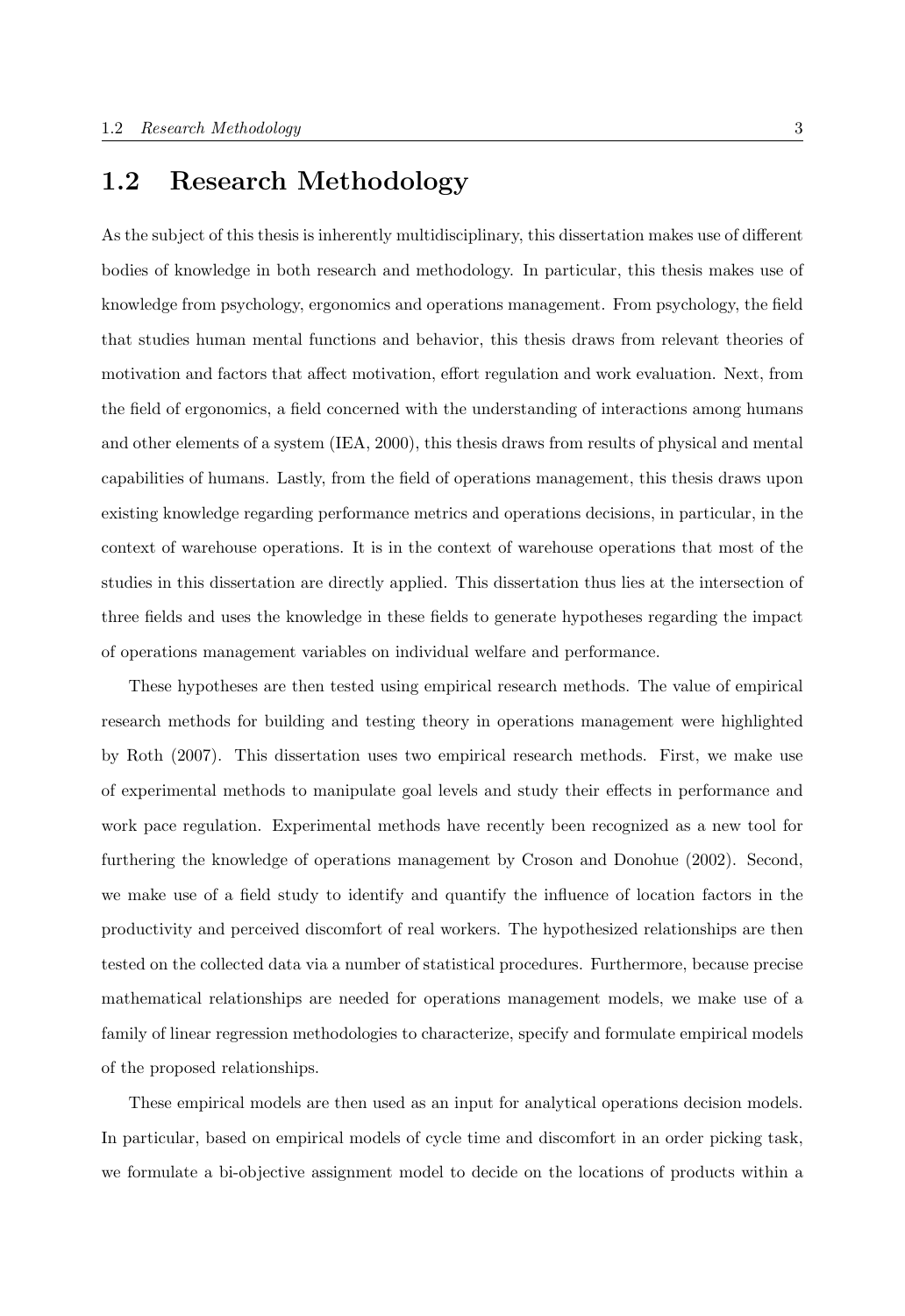## 1.2 Research Methodology

As the subject of this thesis is inherently multidisciplinary, this dissertation makes use of different bodies of knowledge in both research and methodology. In particular, this thesis makes use of knowledge from psychology, ergonomics and operations management. From psychology, the field that studies human mental functions and behavior, this thesis draws from relevant theories of motivation and factors that affect motivation, effort regulation and work evaluation. Next, from the field of ergonomics, a field concerned with the understanding of interactions among humans and other elements of a system (IEA, 2000), this thesis draws from results of physical and mental capabilities of humans. Lastly, from the field of operations management, this thesis draws upon existing knowledge regarding performance metrics and operations decisions, in particular, in the context of warehouse operations. It is in the context of warehouse operations that most of the studies in this dissertation are directly applied. This dissertation thus lies at the intersection of three fields and uses the knowledge in these fields to generate hypotheses regarding the impact of operations management variables on individual welfare and performance.

These hypotheses are then tested using empirical research methods. The value of empirical research methods for building and testing theory in operations management were highlighted by Roth (2007). This dissertation uses two empirical research methods. First, we make use of experimental methods to manipulate goal levels and study their effects in performance and work pace regulation. Experimental methods have recently been recognized as a new tool for furthering the knowledge of operations management by Croson and Donohue (2002). Second, we make use of a field study to identify and quantify the influence of location factors in the productivity and perceived discomfort of real workers. The hypothesized relationships are then tested on the collected data via a number of statistical procedures. Furthermore, because precise mathematical relationships are needed for operations management models, we make use of a family of linear regression methodologies to characterize, specify and formulate empirical models of the proposed relationships.

These empirical models are then used as an input for analytical operations decision models. In particular, based on empirical models of cycle time and discomfort in an order picking task, we formulate a bi-objective assignment model to decide on the locations of products within a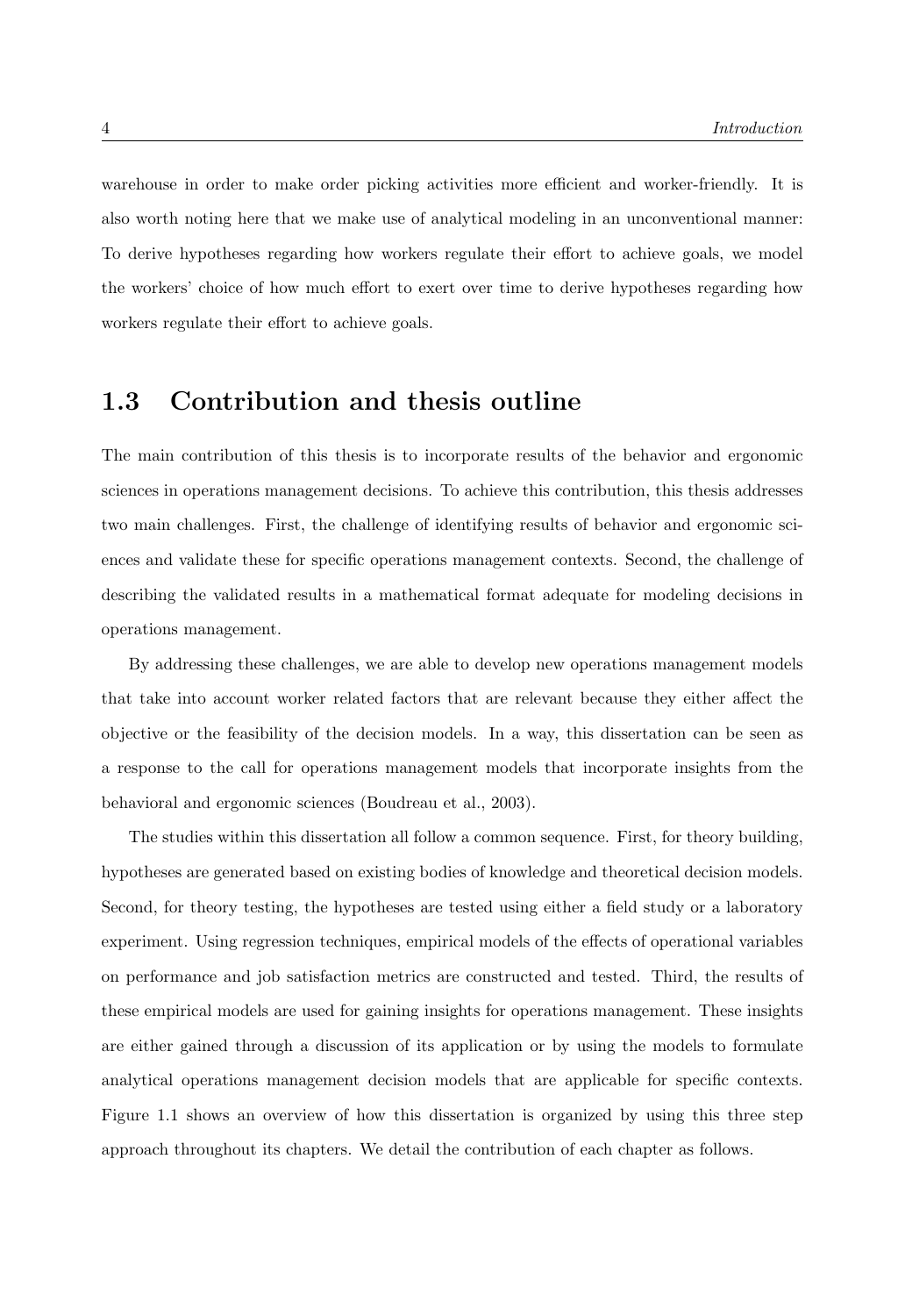warehouse in order to make order picking activities more efficient and worker-friendly. It is also worth noting here that we make use of analytical modeling in an unconventional manner: To derive hypotheses regarding how workers regulate their effort to achieve goals, we model the workers' choice of how much effort to exert over time to derive hypotheses regarding how workers regulate their effort to achieve goals.

## 1.3 Contribution and thesis outline

The main contribution of this thesis is to incorporate results of the behavior and ergonomic sciences in operations management decisions. To achieve this contribution, this thesis addresses two main challenges. First, the challenge of identifying results of behavior and ergonomic sciences and validate these for specific operations management contexts. Second, the challenge of describing the validated results in a mathematical format adequate for modeling decisions in operations management.

By addressing these challenges, we are able to develop new operations management models that take into account worker related factors that are relevant because they either affect the objective or the feasibility of the decision models. In a way, this dissertation can be seen as a response to the call for operations management models that incorporate insights from the behavioral and ergonomic sciences (Boudreau et al., 2003).

The studies within this dissertation all follow a common sequence. First, for theory building, hypotheses are generated based on existing bodies of knowledge and theoretical decision models. Second, for theory testing, the hypotheses are tested using either a field study or a laboratory experiment. Using regression techniques, empirical models of the effects of operational variables on performance and job satisfaction metrics are constructed and tested. Third, the results of these empirical models are used for gaining insights for operations management. These insights are either gained through a discussion of its application or by using the models to formulate analytical operations management decision models that are applicable for specific contexts. Figure 1.1 shows an overview of how this dissertation is organized by using this three step approach throughout its chapters. We detail the contribution of each chapter as follows.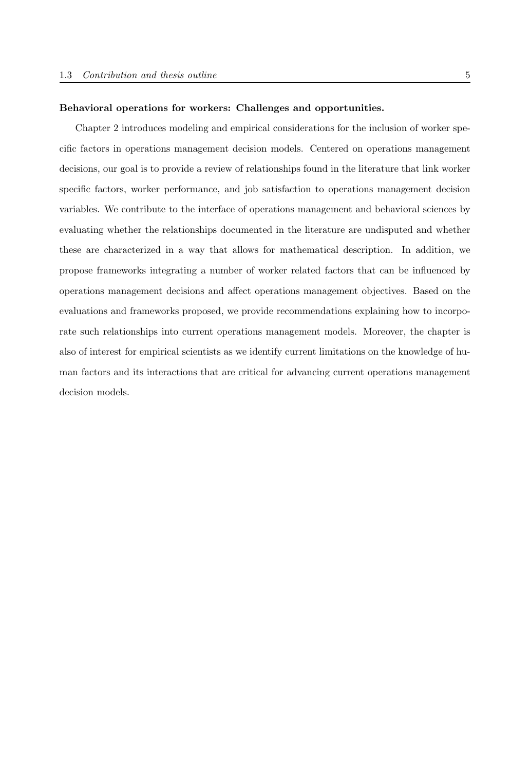**Behavioral operations for workers: Challenges and opportunities.**

Chapter 2 introduces modeling and empirical considerations for the inclusion of worker specific factors in operations management decision models. Centered on operations management decisions, our goal is to provide a review of relationships found in the literature that link worker specific factors, worker performance, and job satisfaction to operations management decision variables. We contribute to the interface of operations management and behavioral sciences by evaluating whether the relationships documented in the literature are undisputed and whether these are characterized in a way that allows for mathematical description. In addition, we propose frameworks integrating a number of worker related factors that can be influenced by operations management decisions and affect operations management objectives. Based on the evaluations and frameworks proposed, we provide recommendations explaining how to incorporate such relationships into current operations management models. Moreover, the chapter is also of interest for empirical scientists as we identify current limitations on the knowledge of human factors and its interactions that are critical for advancing current operations management decision models.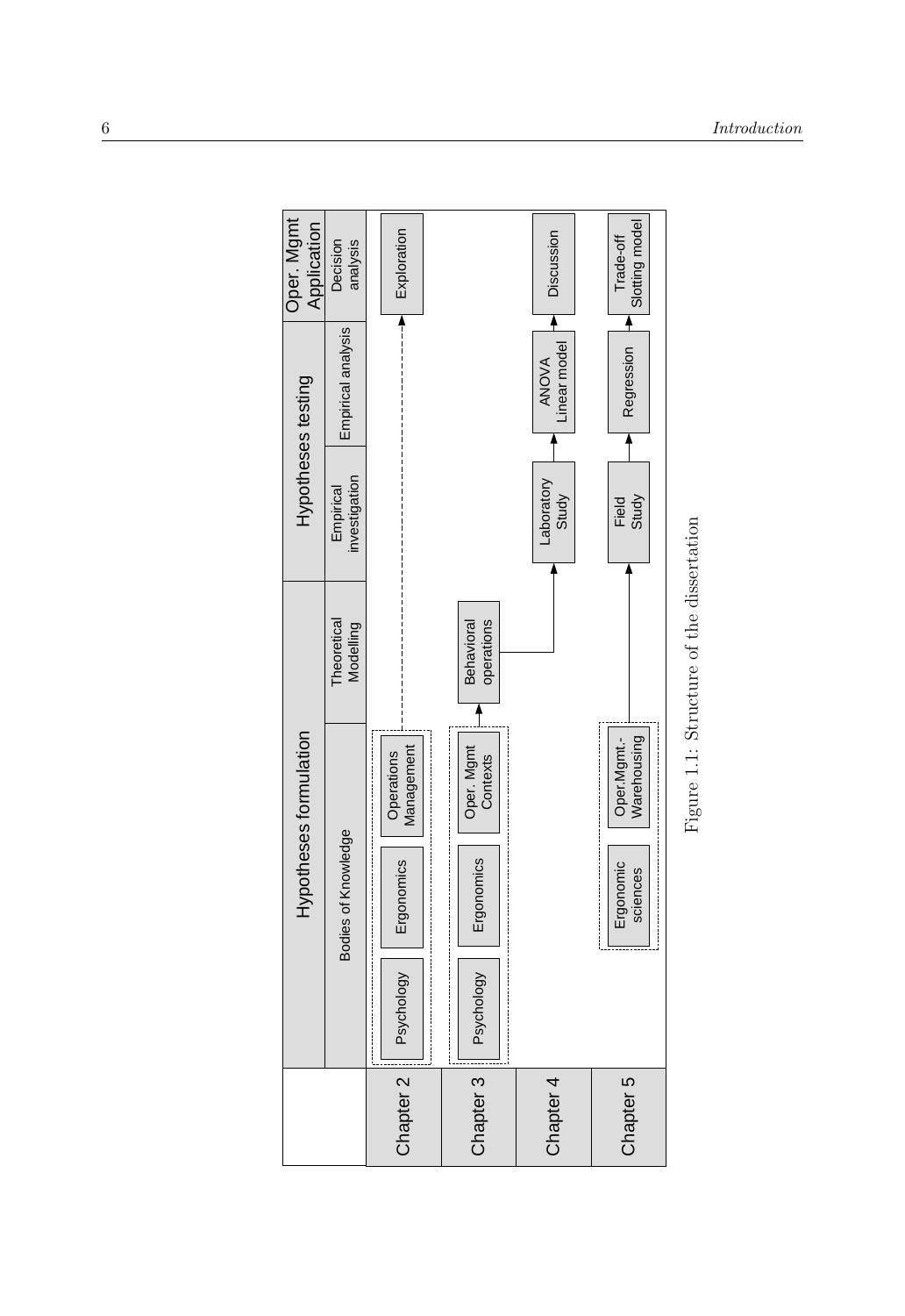Hypotheses formulation

Bodies of Knowledge

Theoretical Modelling

Hypotheses testing

Empirical investigation

Empirical analysis

Oper. Mgmt Application

Decision analysis

Chapter 2

Psychology

Ergonomics

Operations Management

Exploration

Chapter 3

Psychology

Ergonomics

Oper. Mgmt Contexts

Behavioral operations

Chapter 4

Laboratory Study

ANOVA Linear model

Discussion

Chapter 5

Ergonomic sciences

Oper.Mgmt.- Warehousing

Field Study

Regression

Trade-off Slotting model

Figure 1.1: Structure of the dissertation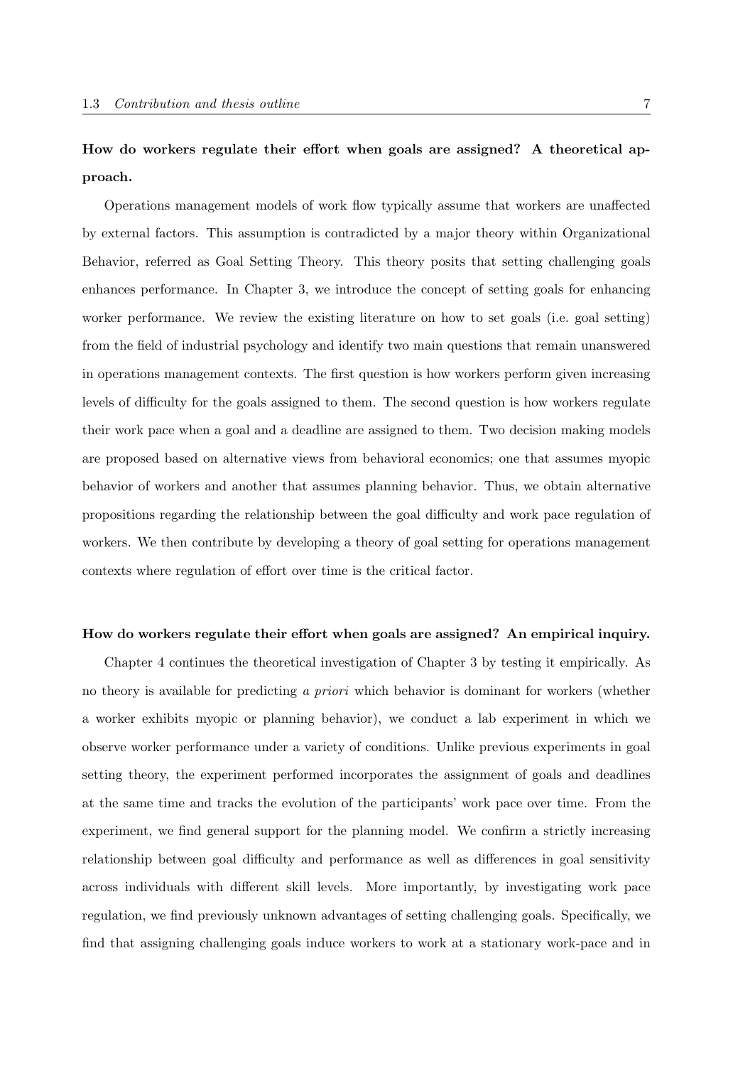**How do workers regulate their effort when goals are assigned? A theoretical approach.**

Operations management models of work flow typically assume that workers are unaffected by external factors. This assumption is contradicted by a major theory within Organizational Behavior, referred as Goal Setting Theory. This theory posits that setting challenging goals enhances performance. In Chapter 3, we introduce the concept of setting goals for enhancing worker performance. We review the existing literature on how to set goals (i.e. goal setting) from the field of industrial psychology and identify two main questions that remain unanswered in operations management contexts. The first question is how workers perform given increasing levels of difficulty for the goals assigned to them. The second question is how workers regulate their work pace when a goal and a deadline are assigned to them. Two decision making models are proposed based on alternative views from behavioral economics; one that assumes myopic behavior of workers and another that assumes planning behavior. Thus, we obtain alternative propositions regarding the relationship between the goal difficulty and work pace regulation of workers. We then contribute by developing a theory of goal setting for operations management contexts where regulation of effort over time is the critical factor.

**How do workers regulate their effort when goals are assigned? An empirical inquiry.**

Chapter 4 continues the theoretical investigation of Chapter 3 by testing it empirically. As no theory is available for predicting *a priori* which behavior is dominant for workers (whether a worker exhibits myopic or planning behavior), we conduct a lab experiment in which we observe worker performance under a variety of conditions. Unlike previous experiments in goal setting theory, the experiment performed incorporates the assignment of goals and deadlines at the same time and tracks the evolution of the participants' work pace over time. From the experiment, we find general support for the planning model. We confirm a strictly increasing relationship between goal difficulty and performance as well as differences in goal sensitivity across individuals with different skill levels. More importantly, by investigating work pace regulation, we find previously unknown advantages of setting challenging goals. Specifically, we find that assigning challenging goals induce workers to work at a stationary work-pace and in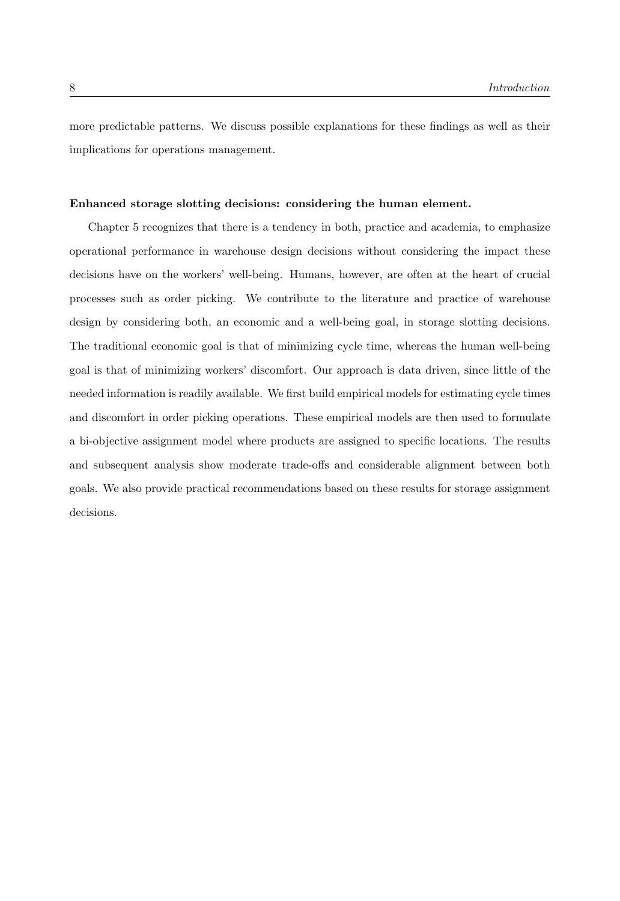more predictable patterns. We discuss possible explanations for these findings as well as their implications for operations management.

**Enhanced storage slotting decisions: considering the human element.**

Chapter 5 recognizes that there is a tendency in both, practice and academia, to emphasize operational performance in warehouse design decisions without considering the impact these decisions have on the workers' well-being. Humans, however, are often at the heart of crucial processes such as order picking. We contribute to the literature and practice of warehouse design by considering both, an economic and a well-being goal, in storage slotting decisions. The traditional economic goal is that of minimizing cycle time, whereas the human well-being goal is that of minimizing workers' discomfort. Our approach is data driven, since little of the needed information is readily available. We first build empirical models for estimating cycle times and discomfort in order picking operations. These empirical models are then used to formulate a bi-objective assignment model where products are assigned to specific locations. The results and subsequent analysis show moderate trade-offs and considerable alignment between both goals. We also provide practical recommendations based on these results for storage assignment decisions.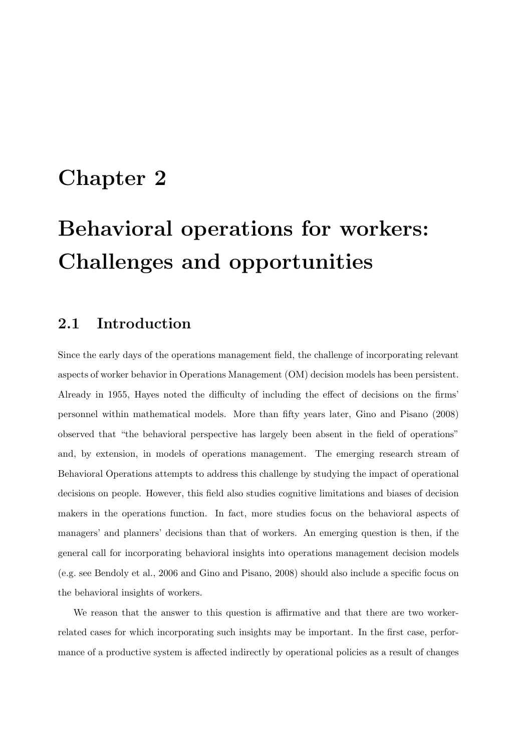# Chapter 2

# Behavioral operations for workers: Challenges and opportunities

## 2.1 Introduction

Since the early days of the operations management field, the challenge of incorporating relevant aspects of worker behavior in Operations Management (OM) decision models has been persistent. Already in 1955, Hayes noted the difficulty of including the effect of decisions on the firms' personnel within mathematical models. More than fifty years later, Gino and Pisano (2008) observed that "the behavioral perspective has largely been absent in the field of operations" and, by extension, in models of operations management. The emerging research stream of Behavioral Operations attempts to address this challenge by studying the impact of operational decisions on people. However, this field also studies cognitive limitations and biases of decision makers in the operations function. In fact, more studies focus on the behavioral aspects of managers' and planners' decisions than that of workers. An emerging question is then, if the general call for incorporating behavioral insights into operations management decision models (e.g. see Bendoly et al., 2006 and Gino and Pisano, 2008) should also include a specific focus on the behavioral insights of workers.

We reason that the answer to this question is affirmative and that there are two worker-related cases for which incorporating such insights may be important. In the first case, performance of a productive system is affected indirectly by operational policies as a result of changes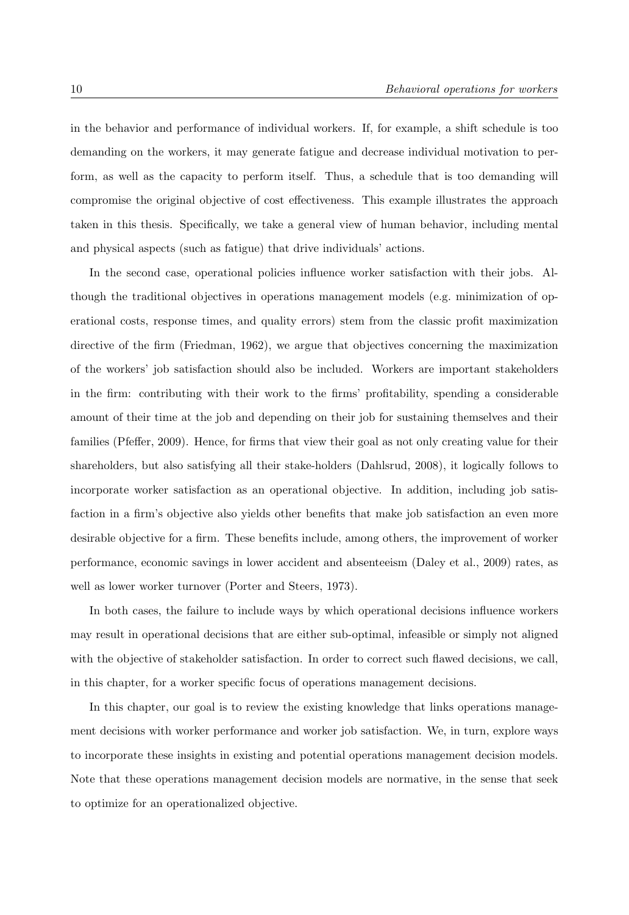in the behavior and performance of individual workers. If, for example, a shift schedule is too demanding on the workers, it may generate fatigue and decrease individual motivation to perform, as well as the capacity to perform itself. Thus, a schedule that is too demanding will compromise the original objective of cost effectiveness. This example illustrates the approach taken in this thesis. Specifically, we take a general view of human behavior, including mental and physical aspects (such as fatigue) that drive individuals' actions.

In the second case, operational policies influence worker satisfaction with their jobs. Although the traditional objectives in operations management models (e.g. minimization of operational costs, response times, and quality errors) stem from the classic profit maximization directive of the firm (Friedman, 1962), we argue that objectives concerning the maximization of the workers' job satisfaction should also be included. Workers are important stakeholders in the firm: contributing with their work to the firms' profitability, spending a considerable amount of their time at the job and depending on their job for sustaining themselves and their families (Pfeffer, 2009). Hence, for firms that view their goal as not only creating value for their shareholders, but also satisfying all their stake-holders (Dahlsrud, 2008), it logically follows to incorporate worker satisfaction as an operational objective. In addition, including job satisfaction in a firm's objective also yields other benefits that make job satisfaction an even more desirable objective for a firm. These benefits include, among others, the improvement of worker performance, economic savings in lower accident and absenteeism (Daley et al., 2009) rates, as well as lower worker turnover (Porter and Steers, 1973).

In both cases, the failure to include ways by which operational decisions influence workers may result in operational decisions that are either sub-optimal, infeasible or simply not aligned with the objective of stakeholder satisfaction. In order to correct such flawed decisions, we call, in this chapter, for a worker specific focus of operations management decisions.

In this chapter, our goal is to review the existing knowledge that links operations management decisions with worker performance and worker job satisfaction. We, in turn, explore ways to incorporate these insights in existing and potential operations management decision models. Note that these operations management decision models are normative, in the sense that seek to optimize for an operationalized objective.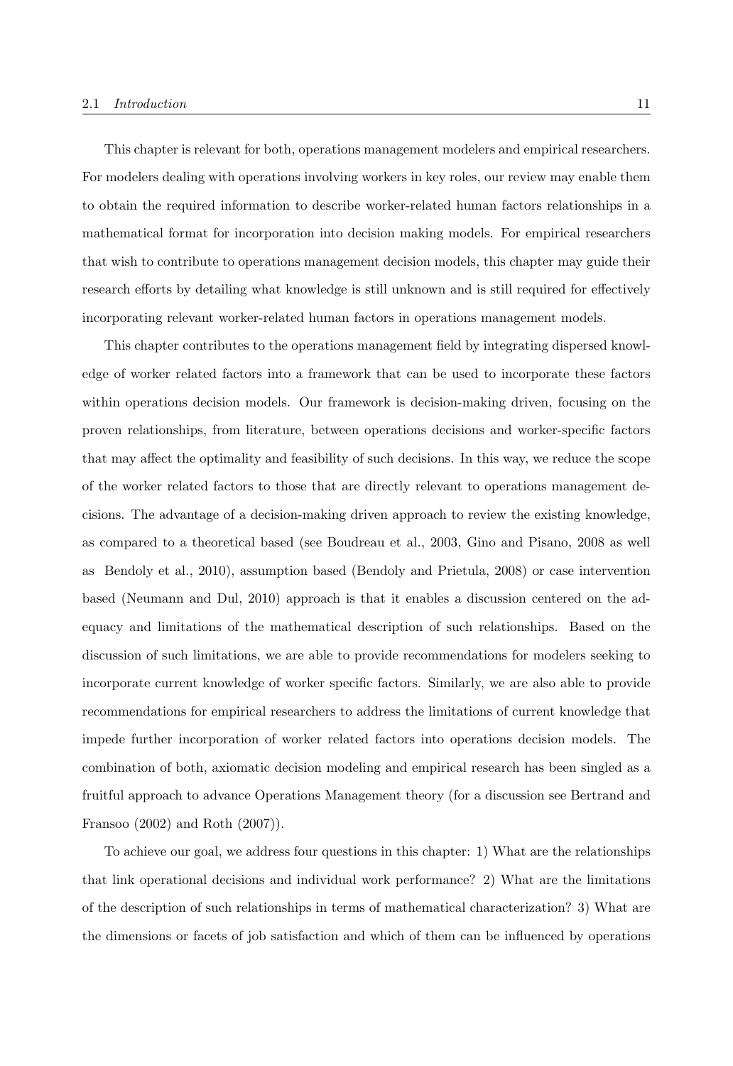This chapter is relevant for both, operations management modelers and empirical researchers. For modelers dealing with operations involving workers in key roles, our review may enable them to obtain the required information to describe worker-related human factors relationships in a mathematical format for incorporation into decision making models. For empirical researchers that wish to contribute to operations management decision models, this chapter may guide their research efforts by detailing what knowledge is still unknown and is still required for effectively incorporating relevant worker-related human factors in operations management models.

This chapter contributes to the operations management field by integrating dispersed knowledge of worker related factors into a framework that can be used to incorporate these factors within operations decision models. Our framework is decision-making driven, focusing on the proven relationships, from literature, between operations decisions and worker-specific factors that may affect the optimality and feasibility of such decisions. In this way, we reduce the scope of the worker related factors to those that are directly relevant to operations management decisions. The advantage of a decision-making driven approach to review the existing knowledge, as compared to a theoretical based (see Boudreau et al., 2003, Gino and Pisano, 2008 as well as Bendoly et al., 2010), assumption based (Bendoly and Prietula, 2008) or case intervention based (Neumann and Dul, 2010) approach is that it enables a discussion centered on the adequacy and limitations of the mathematical description of such relationships. Based on the discussion of such limitations, we are able to provide recommendations for modelers seeking to incorporate current knowledge of worker specific factors. Similarly, we are also able to provide recommendations for empirical researchers to address the limitations of current knowledge that impede further incorporation of worker related factors into operations decision models. The combination of both, axiomatic decision modeling and empirical research has been singled as a fruitful approach to advance Operations Management theory (for a discussion see Bertrand and Fransoo (2002) and Roth (2007)).

To achieve our goal, we address four questions in this chapter: 1) What are the relationships that link operational decisions and individual work performance? 2) What are the limitations of the description of such relationships in terms of mathematical characterization? 3) What are the dimensions or facets of job satisfaction and which of them can be influenced by operations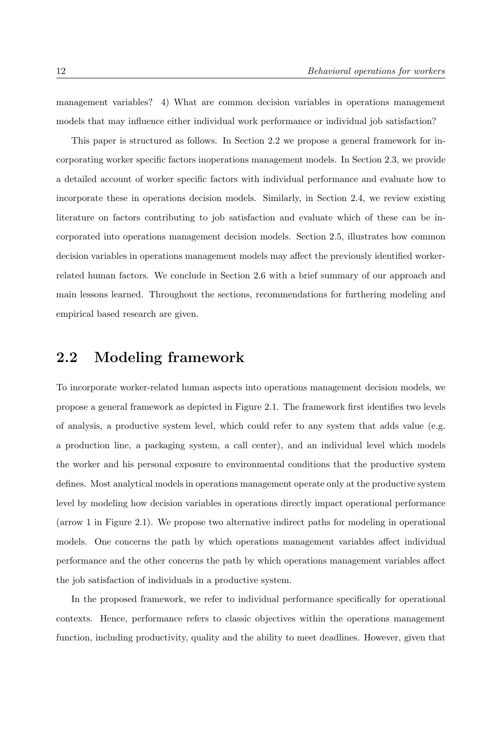management variables? 4) What are common decision variables in operations management models that may influence either individual work performance or individual job satisfaction?

This paper is structured as follows. In Section 2.2 we propose a general framework for incorporating worker specific factors inoperations management models. In Section 2.3, we provide a detailed account of worker specific factors with individual performance and evaluate how to incorporate these in operations decision models. Similarly, in Section 2.4, we review existing literature on factors contributing to job satisfaction and evaluate which of these can be incorporated into operations management decision models. Section 2.5, illustrates how common decision variables in operations management models may affect the previously identified worker-related human factors. We conclude in Section 2.6 with a brief summary of our approach and main lessons learned. Throughout the sections, recommendations for furthering modeling and empirical based research are given.

## 2.2 Modeling framework

To incorporate worker-related human aspects into operations management decision models, we propose a general framework as depicted in Figure 2.1. The framework first identifies two levels of analysis, a productive system level, which could refer to any system that adds value (e.g. a production line, a packaging system, a call center), and an individual level which models the worker and his personal exposure to environmental conditions that the productive system defines. Most analytical models in operations management operate only at the productive system level by modeling how decision variables in operations directly impact operational performance (arrow 1 in Figure 2.1). We propose two alternative indirect paths for modeling in operational models. One concerns the path by which operations management variables affect individual performance and the other concerns the path by which operations management variables affect the job satisfaction of individuals in a productive system.

In the proposed framework, we refer to individual performance specifically for operational contexts. Hence, performance refers to classic objectives within the operations management function, including productivity, quality and the ability to meet deadlines. However, given that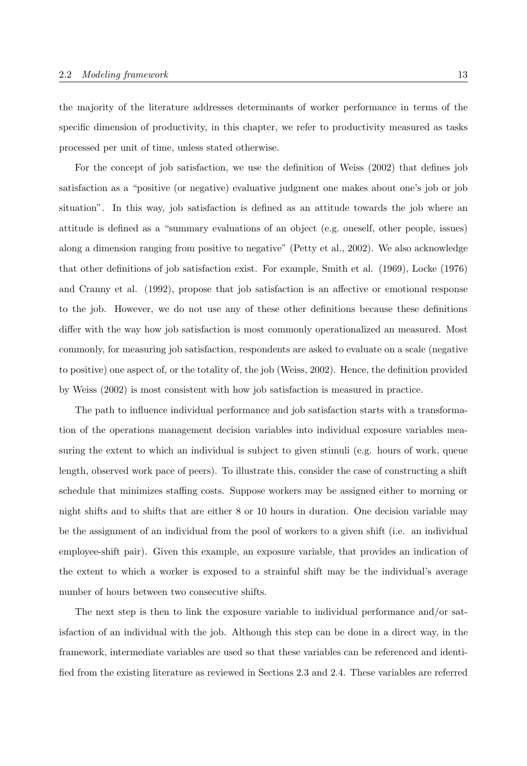the majority of the literature addresses determinants of worker performance in terms of the specific dimension of productivity, in this chapter, we refer to productivity measured as tasks processed per unit of time, unless stated otherwise.

For the concept of job satisfaction, we use the definition of Weiss (2002) that defines job satisfaction as a "positive (or negative) evaluative judgment one makes about one's job or job situation". In this way, job satisfaction is defined as an attitude towards the job where an attitude is defined as a "summary evaluations of an object (e.g. oneself, other people, issues) along a dimension ranging from positive to negative" (Petty et al., 2002). We also acknowledge that other definitions of job satisfaction exist. For example, Smith et al. (1969), Locke (1976) and Cranny et al. (1992), propose that job satisfaction is an affective or emotional response to the job. However, we do not use any of these other definitions because these definitions differ with the way how job satisfaction is most commonly operationalized an measured. Most commonly, for measuring job satisfaction, respondents are asked to evaluate on a scale (negative to positive) one aspect of, or the totality of, the job (Weiss, 2002). Hence, the definition provided by Weiss (2002) is most consistent with how job satisfaction is measured in practice.

The path to influence individual performance and job satisfaction starts with a transformation of the operations management decision variables into individual exposure variables measuring the extent to which an individual is subject to given stimuli (e.g. hours of work, queue length, observed work pace of peers). To illustrate this, consider the case of constructing a shift schedule that minimizes staffing costs. Suppose workers may be assigned either to morning or night shifts and to shifts that are either 8 or 10 hours in duration. One decision variable may be the assignment of an individual from the pool of workers to a given shift (i.e. an individual employee-shift pair). Given this example, an exposure variable, that provides an indication of the extent to which a worker is exposed to a strainful shift may be the individual's average number of hours between two consecutive shifts.

The next step is then to link the exposure variable to individual performance and/or satisfaction of an individual with the job. Although this step can be done in a direct way, in the framework, intermediate variables are used so that these variables can be referenced and identified from the existing literature as reviewed in Sections 2.3 and 2.4. These variables are referred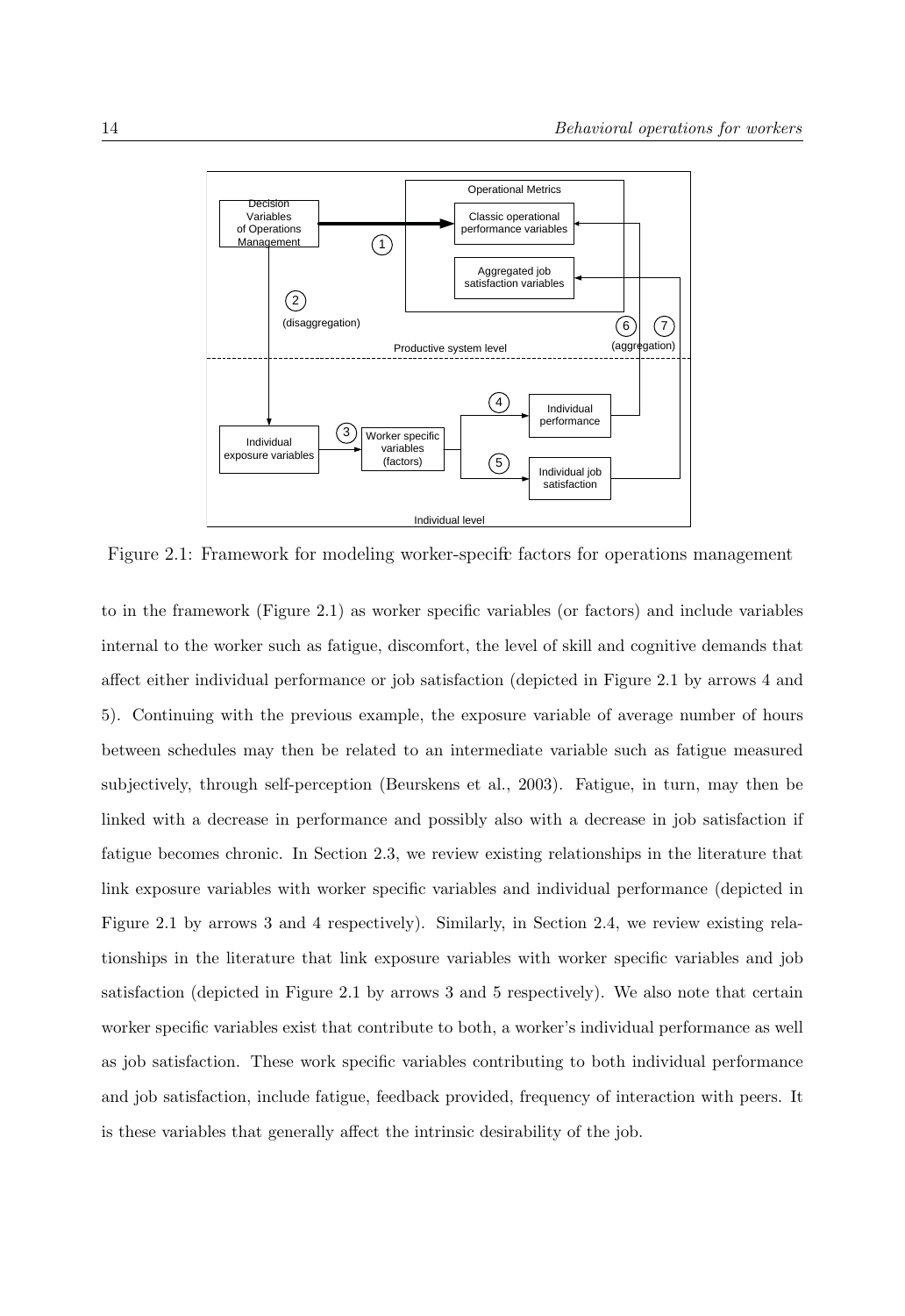Operational Metrics

Decision Variables of Operations Management

Classic operational performance variables

Aggregated job satisfaction variables

1

2

(disaggregation)

6

7

(aggregation)

Productive system level

4

Individual performance

Individual exposure variables

3

Worker specific variables (factors)

5

Individual job satisfaction

Individual level

Figure 2.1: Framework for modeling worker-specific factors for operations management

to in the framework (Figure 2.1) as worker specific variables (or factors) and include variables internal to the worker such as fatigue, discomfort, the level of skill and cognitive demands that affect either individual performance or job satisfaction (depicted in Figure 2.1 by arrows 4 and 5). Continuing with the previous example, the exposure variable of average number of hours between schedules may then be related to an intermediate variable such as fatigue measured subjectively, through self-perception (Beurskens et al., 2003). Fatigue, in turn, may then be linked with a decrease in performance and possibly also with a decrease in job satisfaction if fatigue becomes chronic. In Section 2.3, we review existing relationships in the literature that link exposure variables with worker specific variables and individual performance (depicted in Figure 2.1 by arrows 3 and 4 respectively). Similarly, in Section 2.4, we review existing relationships in the literature that link exposure variables with worker specific variables and job satisfaction (depicted in Figure 2.1 by arrows 3 and 5 respectively). We also note that certain worker specific variables exist that contribute to both, a worker's individual performance as well as job satisfaction. These work specific variables contributing to both individual performance and job satisfaction, include fatigue, feedback provided, frequency of interaction with peers. It is these variables that generally affect the intrinsic desirability of the job.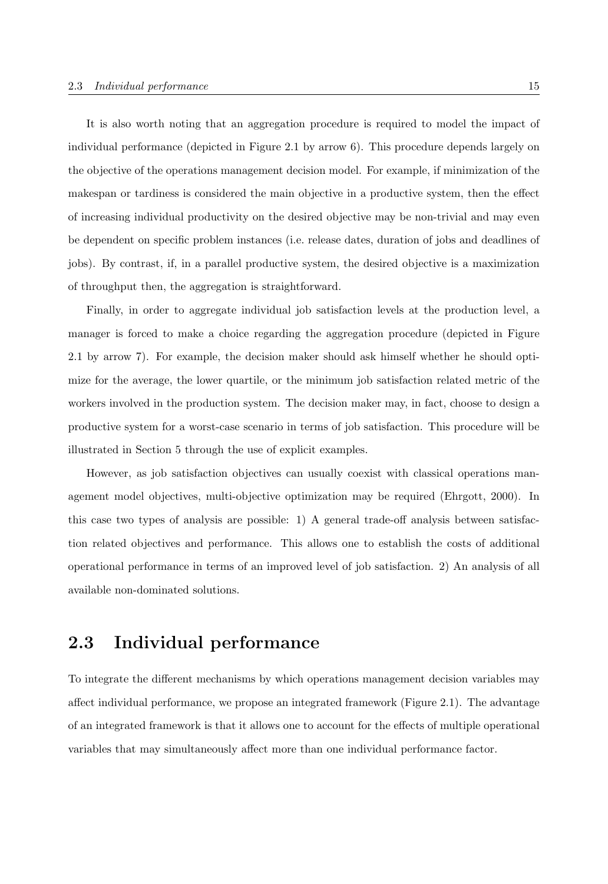It is also worth noting that an aggregation procedure is required to model the impact of individual performance (depicted in Figure 2.1 by arrow 6). This procedure depends largely on the objective of the operations management decision model. For example, if minimization of the makespan or tardiness is considered the main objective in a productive system, then the effect of increasing individual productivity on the desired objective may be non-trivial and may even be dependent on specific problem instances (i.e. release dates, duration of jobs and deadlines of jobs). By contrast, if, in a parallel productive system, the desired objective is a maximization of throughput then, the aggregation is straightforward.

Finally, in order to aggregate individual job satisfaction levels at the production level, a manager is forced to make a choice regarding the aggregation procedure (depicted in Figure 2.1 by arrow 7). For example, the decision maker should ask himself whether he should optimize for the average, the lower quartile, or the minimum job satisfaction related metric of the workers involved in the production system. The decision maker may, in fact, choose to design a productive system for a worst-case scenario in terms of job satisfaction. This procedure will be illustrated in Section 5 through the use of explicit examples.

However, as job satisfaction objectives can usually coexist with classical operations management model objectives, multi-objective optimization may be required (Ehrgott, 2000). In this case two types of analysis are possible: 1) A general trade-off analysis between satisfaction related objectives and performance. This allows one to establish the costs of additional operational performance in terms of an improved level of job satisfaction. 2) An analysis of all available non-dominated solutions.

## 2.3 Individual performance

To integrate the different mechanisms by which operations management decision variables may affect individual performance, we propose an integrated framework (Figure 2.1). The advantage of an integrated framework is that it allows one to account for the effects of multiple operational variables that may simultaneously affect more than one individual performance factor.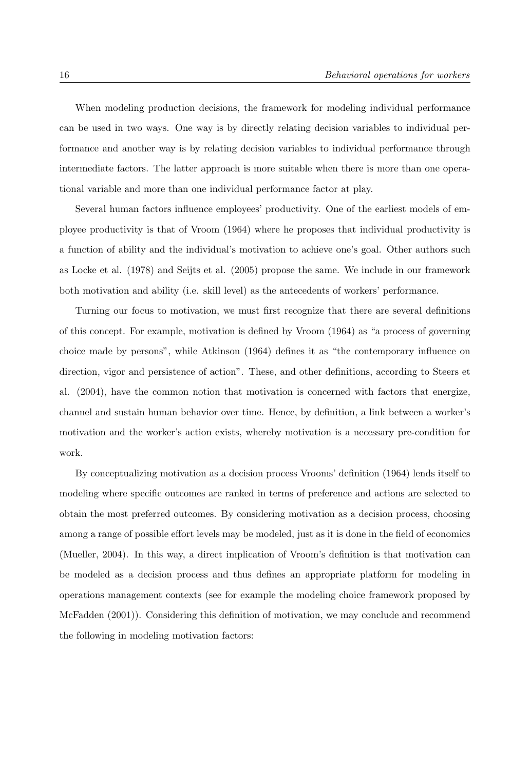When modeling production decisions, the framework for modeling individual performance can be used in two ways. One way is by directly relating decision variables to individual performance and another way is by relating decision variables to individual performance through intermediate factors. The latter approach is more suitable when there is more than one operational variable and more than one individual performance factor at play.

Several human factors influence employees' productivity. One of the earliest models of employee productivity is that of Vroom (1964) where he proposes that individual productivity is a function of ability and the individual's motivation to achieve one's goal. Other authors such as Locke et al. (1978) and Seijts et al. (2005) propose the same. We include in our framework both motivation and ability (i.e. skill level) as the antecedents of workers' performance.

Turning our focus to motivation, we must first recognize that there are several definitions of this concept. For example, motivation is defined by Vroom (1964) as "a process of governing choice made by persons", while Atkinson (1964) defines it as "the contemporary influence on direction, vigor and persistence of action". These, and other definitions, according to Steers et al. (2004), have the common notion that motivation is concerned with factors that energize, channel and sustain human behavior over time. Hence, by definition, a link between a worker's motivation and the worker's action exists, whereby motivation is a necessary pre-condition for work.

By conceptualizing motivation as a decision process Vrooms' definition (1964) lends itself to modeling where specific outcomes are ranked in terms of preference and actions are selected to obtain the most preferred outcomes. By considering motivation as a decision process, choosing among a range of possible effort levels may be modeled, just as it is done in the field of economics (Mueller, 2004). In this way, a direct implication of Vroom's definition is that motivation can be modeled as a decision process and thus defines an appropriate platform for modeling in operations management contexts (see for example the modeling choice framework proposed by McFadden (2001)). Considering this definition of motivation, we may conclude and recommend the following in modeling motivation factors: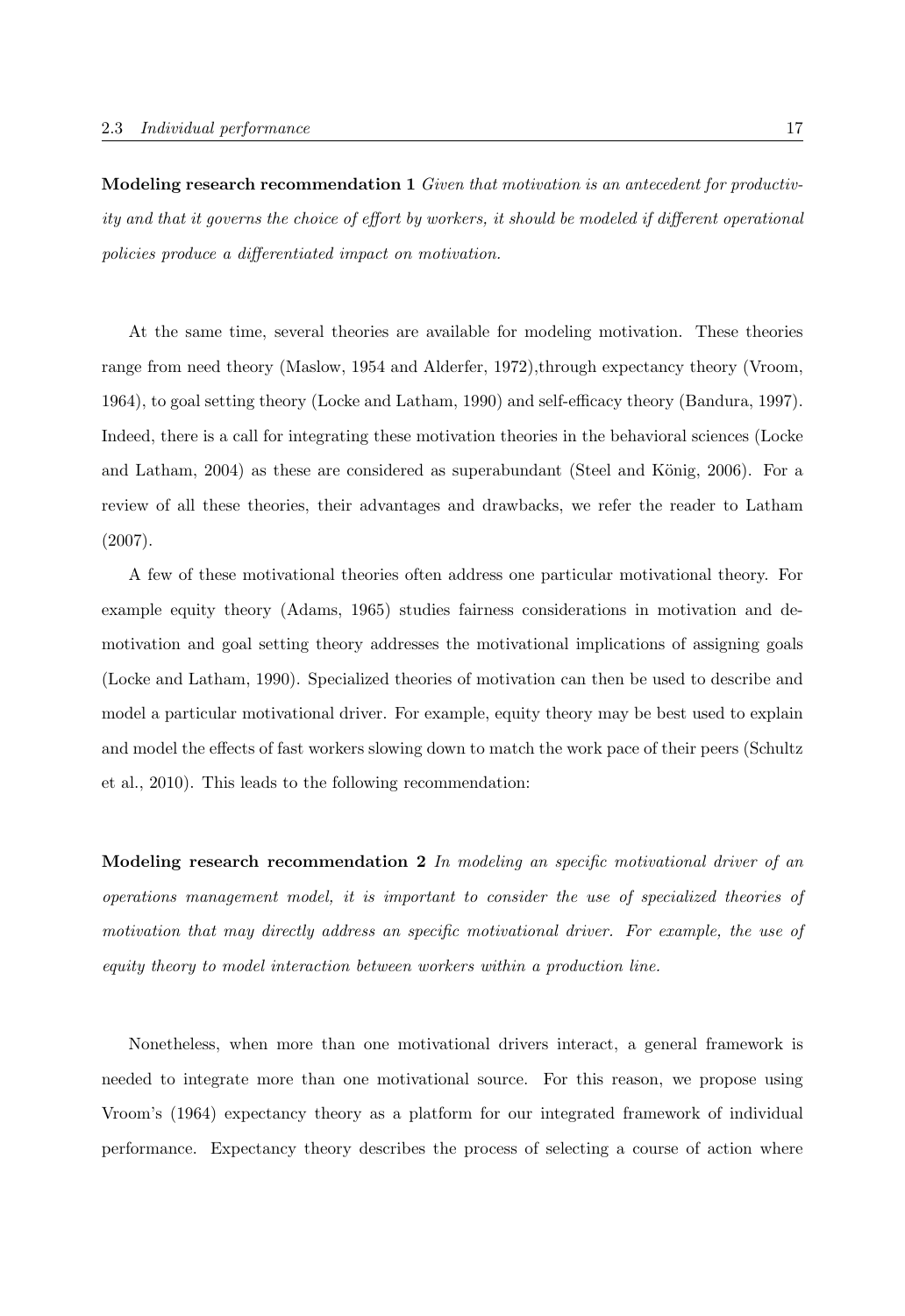**Modeling research recommendation 1** *Given that motivation is an antecedent for productivity and that it governs the choice of effort by workers, it should be modeled if different operational policies produce a differentiated impact on motivation.*

At the same time, several theories are available for modeling motivation. These theories range from need theory (Maslow, 1954 and Alderfer, 1972),through expectancy theory (Vroom, 1964), to goal setting theory (Locke and Latham, 1990) and self-efficacy theory (Bandura, 1997). Indeed, there is a call for integrating these motivation theories in the behavioral sciences (Locke and Latham, 2004) as these are considered as superabundant (Steel and König, 2006). For a review of all these theories, their advantages and drawbacks, we refer the reader to Latham (2007).

A few of these motivational theories often address one particular motivational theory. For example equity theory (Adams, 1965) studies fairness considerations in motivation and demotivation and goal setting theory addresses the motivational implications of assigning goals (Locke and Latham, 1990). Specialized theories of motivation can then be used to describe and model a particular motivational driver. For example, equity theory may be best used to explain and model the effects of fast workers slowing down to match the work pace of their peers (Schultz et al., 2010). This leads to the following recommendation:

**Modeling research recommendation 2** *In modeling an specific motivational driver of an operations management model, it is important to consider the use of specialized theories of motivation that may directly address an specific motivational driver. For example, the use of equity theory to model interaction between workers within a production line.*

Nonetheless, when more than one motivational drivers interact, a general framework is needed to integrate more than one motivational source. For this reason, we propose using Vroom's (1964) expectancy theory as a platform for our integrated framework of individual performance. Expectancy theory describes the process of selecting a course of action where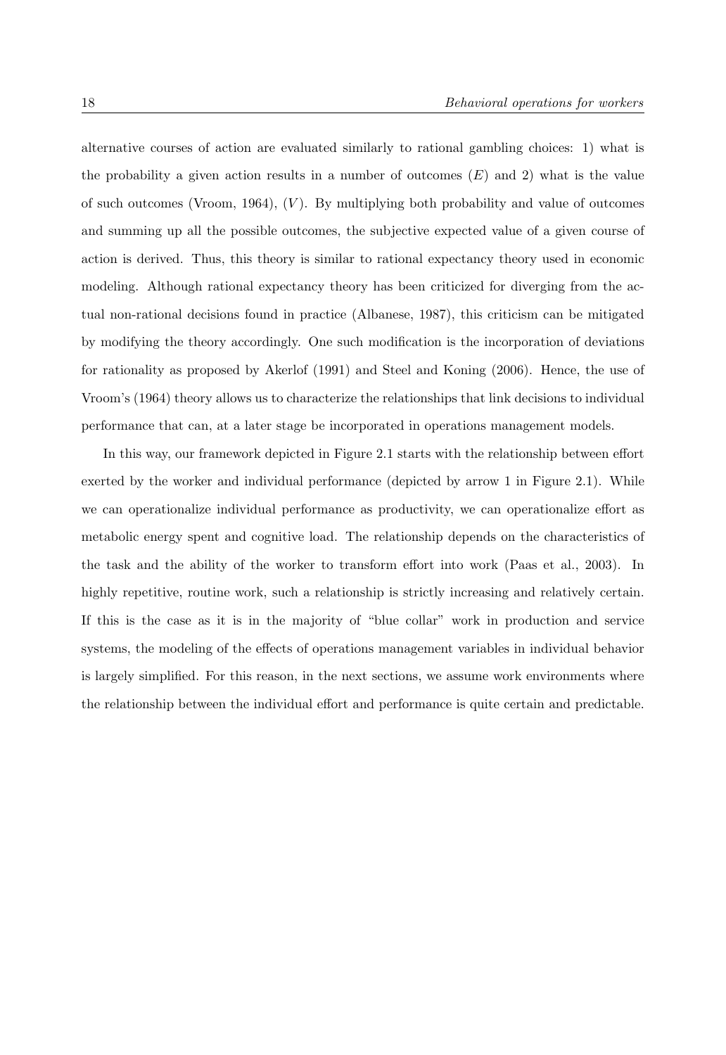alternative courses of action are evaluated similarly to rational gambling choices: 1) what is the probability a given action results in a number of outcomes ($E$) and 2) what is the value of such outcomes (Vroom, 1964), ($V$). By multiplying both probability and value of outcomes and summing up all the possible outcomes, the subjective expected value of a given course of action is derived. Thus, this theory is similar to rational expectancy theory used in economic modeling. Although rational expectancy theory has been criticized for diverging from the actual non-rational decisions found in practice (Albanese, 1987), this criticism can be mitigated by modifying the theory accordingly. One such modification is the incorporation of deviations for rationality as proposed by Akerlof (1991) and Steel and Koning (2006). Hence, the use of Vroom's (1964) theory allows us to characterize the relationships that link decisions to individual performance that can, at a later stage be incorporated in operations management models.

In this way, our framework depicted in Figure 2.1 starts with the relationship between effort exerted by the worker and individual performance (depicted by arrow 1 in Figure 2.1). While we can operationalize individual performance as productivity, we can operationalize effort as metabolic energy spent and cognitive load. The relationship depends on the characteristics of the task and the ability of the worker to transform effort into work (Paas et al., 2003). In highly repetitive, routine work, such a relationship is strictly increasing and relatively certain. If this is the case as it is in the majority of "blue collar" work in production and service systems, the modeling of the effects of operations management variables in individual behavior is largely simplified. For this reason, in the next sections, we assume work environments where the relationship between the individual effort and performance is quite certain and predictable.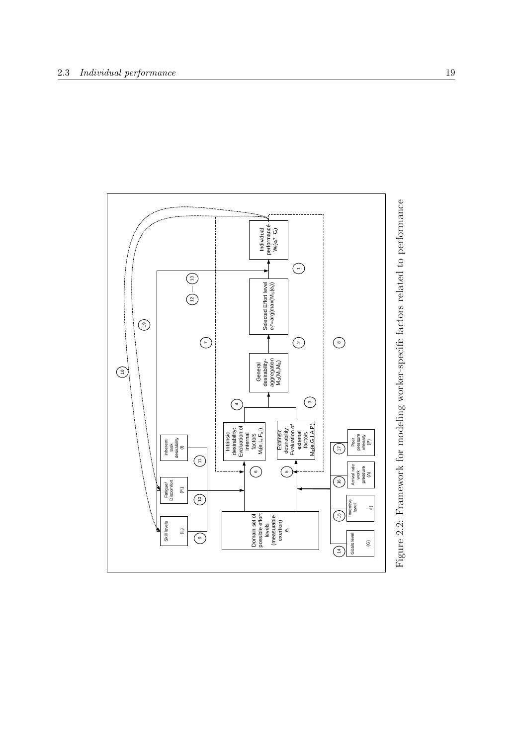Individual performance $W_t(e_t^*, C)$

Selected Effort level $e_t^*=\arg(\max(M_G(e_t)))$

General desirability-aggregation $M_G(M_I, M_E)$

Intrinsic desirability: Evaluation of internal factors $M_I(e, L_t, F_t, I)$

Extrinsic desirability: Evaluation of external factors $M_E(e, G, I, A, P)$

Domain set of possible effort levels (measurable exertion) $e_t$

Skill levels ($L_t$)

Fatigue/ Discomfort ($F_t$)

Inherent task desirability (I)

Goals level (G)

Incentive level (I)

Arrival rate work pressure (A)

Peer pressure intensity (P)

1 2 3 4 5 6 7 8 9 10 11 12 — 13 14 15 16 17 18 19

Figure 2.2: Framework for modeling worker-specific factors related to performance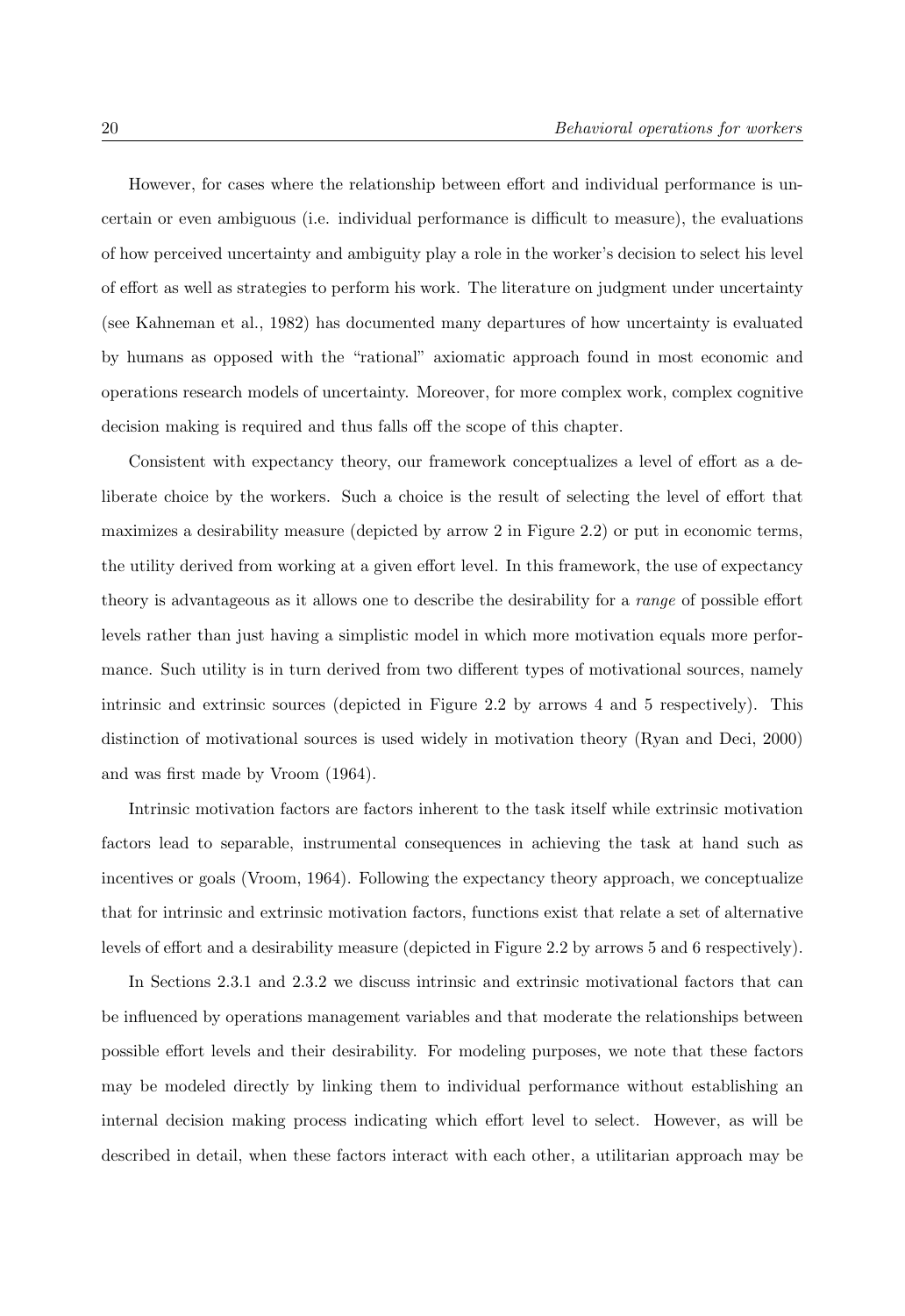However, for cases where the relationship between effort and individual performance is uncertain or even ambiguous (i.e. individual performance is difficult to measure), the evaluations of how perceived uncertainty and ambiguity play a role in the worker's decision to select his level of effort as well as strategies to perform his work. The literature on judgment under uncertainty (see Kahneman et al., 1982) has documented many departures of how uncertainty is evaluated by humans as opposed with the "rational" axiomatic approach found in most economic and operations research models of uncertainty. Moreover, for more complex work, complex cognitive decision making is required and thus falls off the scope of this chapter.

Consistent with expectancy theory, our framework conceptualizes a level of effort as a deliberate choice by the workers. Such a choice is the result of selecting the level of effort that maximizes a desirability measure (depicted by arrow 2 in Figure 2.2) or put in economic terms, the utility derived from working at a given effort level. In this framework, the use of expectancy theory is advantageous as it allows one to describe the desirability for a *range* of possible effort levels rather than just having a simplistic model in which more motivation equals more performance. Such utility is in turn derived from two different types of motivational sources, namely intrinsic and extrinsic sources (depicted in Figure 2.2 by arrows 4 and 5 respectively). This distinction of motivational sources is used widely in motivation theory (Ryan and Deci, 2000) and was first made by Vroom (1964).

Intrinsic motivation factors are factors inherent to the task itself while extrinsic motivation factors lead to separable, instrumental consequences in achieving the task at hand such as incentives or goals (Vroom, 1964). Following the expectancy theory approach, we conceptualize that for intrinsic and extrinsic motivation factors, functions exist that relate a set of alternative levels of effort and a desirability measure (depicted in Figure 2.2 by arrows 5 and 6 respectively).

In Sections 2.3.1 and 2.3.2 we discuss intrinsic and extrinsic motivational factors that can be influenced by operations management variables and that moderate the relationships between possible effort levels and their desirability. For modeling purposes, we note that these factors may be modeled directly by linking them to individual performance without establishing an internal decision making process indicating which effort level to select. However, as will be described in detail, when these factors interact with each other, a utilitarian approach may be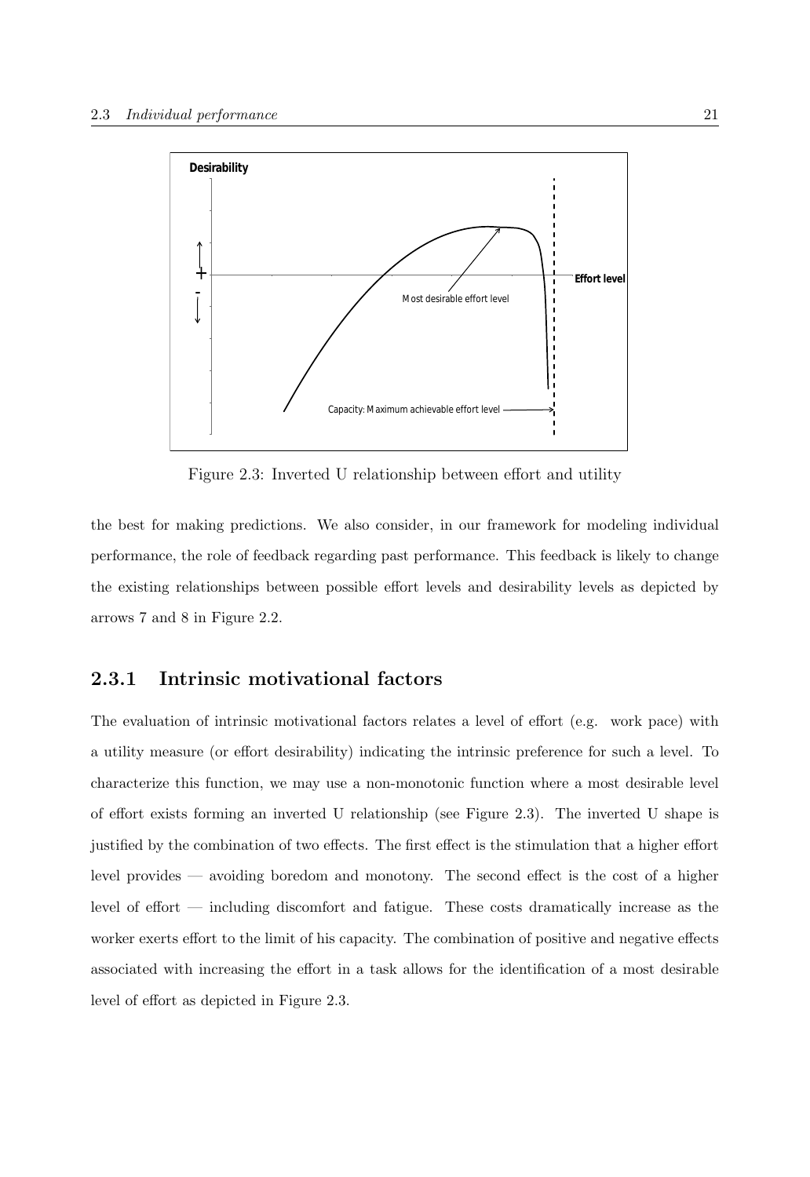Desirability

+

-

Effort level

Most desirable effort level

Capacity: Maximum achievable effort level

Figure 2.3: Inverted U relationship between effort and utility

the best for making predictions. We also consider, in our framework for modeling individual performance, the role of feedback regarding past performance. This feedback is likely to change the existing relationships between possible effort levels and desirability levels as depicted by arrows 7 and 8 in Figure 2.2.

### 2.3.1 Intrinsic motivational factors

The evaluation of intrinsic motivational factors relates a level of effort (e.g. work pace) with a utility measure (or effort desirability) indicating the intrinsic preference for such a level. To characterize this function, we may use a non-monotonic function where a most desirable level of effort exists forming an inverted U relationship (see Figure 2.3). The inverted U shape is justified by the combination of two effects. The first effect is the stimulation that a higher effort level provides — avoiding boredom and monotony. The second effect is the cost of a higher level of effort — including discomfort and fatigue. These costs dramatically increase as the worker exerts effort to the limit of his capacity. The combination of positive and negative effects associated with increasing the effort in a task allows for the identification of a most desirable level of effort as depicted in Figure 2.3.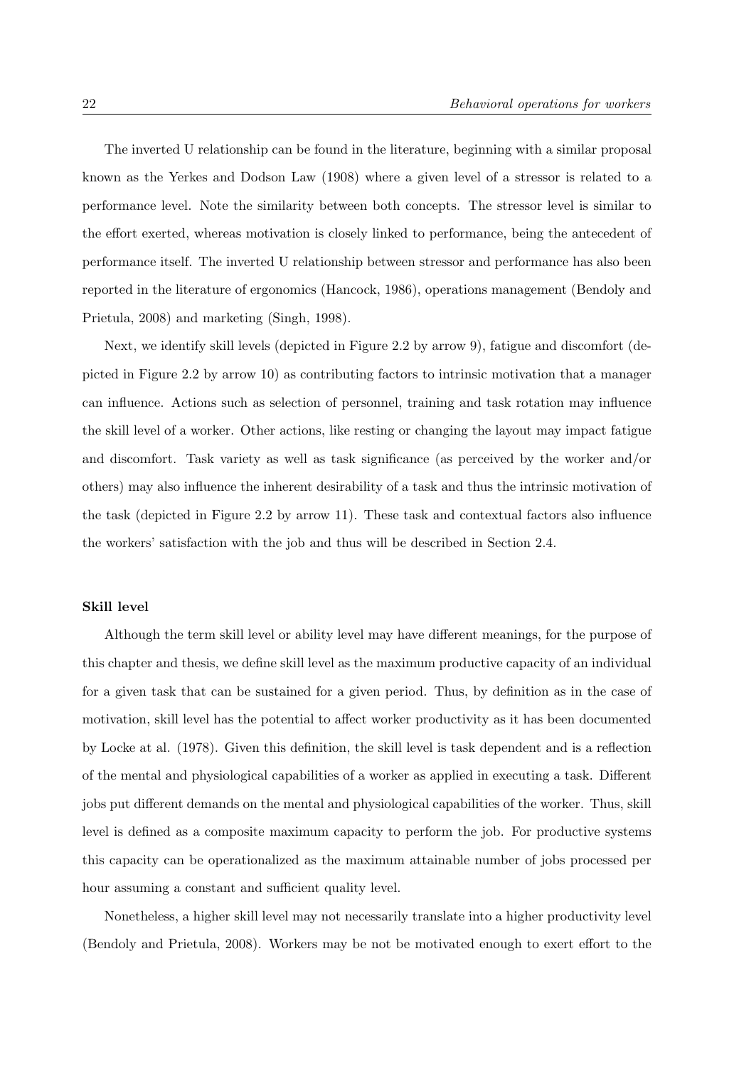The inverted U relationship can be found in the literature, beginning with a similar proposal known as the Yerkes and Dodson Law (1908) where a given level of a stressor is related to a performance level. Note the similarity between both concepts. The stressor level is similar to the effort exerted, whereas motivation is closely linked to performance, being the antecedent of performance itself. The inverted U relationship between stressor and performance has also been reported in the literature of ergonomics (Hancock, 1986), operations management (Bendoly and Prietula, 2008) and marketing (Singh, 1998).

Next, we identify skill levels (depicted in Figure 2.2 by arrow 9), fatigue and discomfort (depicted in Figure 2.2 by arrow 10) as contributing factors to intrinsic motivation that a manager can influence. Actions such as selection of personnel, training and task rotation may influence the skill level of a worker. Other actions, like resting or changing the layout may impact fatigue and discomfort. Task variety as well as task significance (as perceived by the worker and/or others) may also influence the inherent desirability of a task and thus the intrinsic motivation of the task (depicted in Figure 2.2 by arrow 11). These task and contextual factors also influence the workers' satisfaction with the job and thus will be described in Section 2.4.

#### Skill level

Although the term skill level or ability level may have different meanings, for the purpose of this chapter and thesis, we define skill level as the maximum productive capacity of an individual for a given task that can be sustained for a given period. Thus, by definition as in the case of motivation, skill level has the potential to affect worker productivity as it has been documented by Locke at al. (1978). Given this definition, the skill level is task dependent and is a reflection of the mental and physiological capabilities of a worker as applied in executing a task. Different jobs put different demands on the mental and physiological capabilities of the worker. Thus, skill level is defined as a composite maximum capacity to perform the job. For productive systems this capacity can be operationalized as the maximum attainable number of jobs processed per hour assuming a constant and sufficient quality level.

Nonetheless, a higher skill level may not necessarily translate into a higher productivity level (Bendoly and Prietula, 2008). Workers may be not be motivated enough to exert effort to the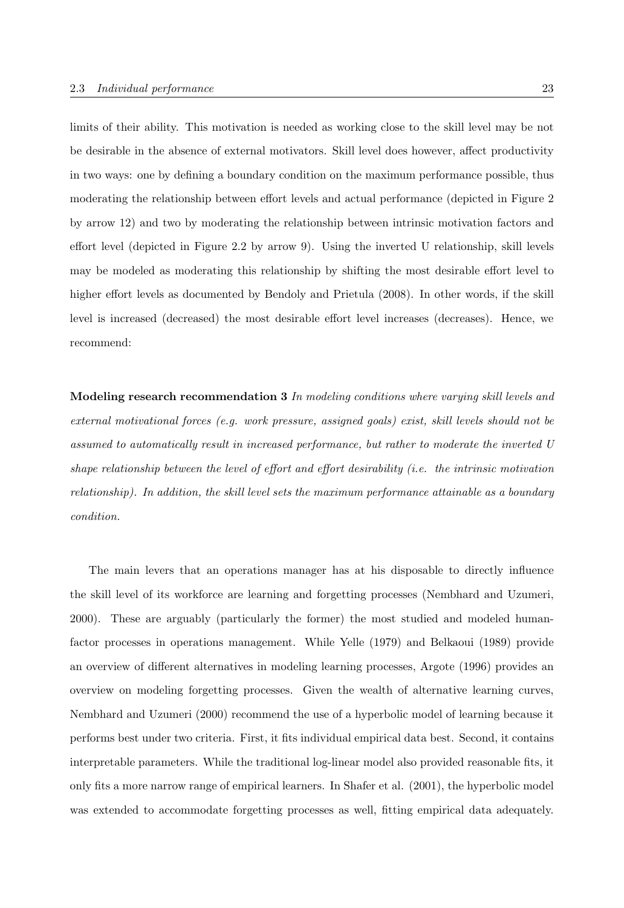limits of their ability. This motivation is needed as working close to the skill level may be not be desirable in the absence of external motivators. Skill level does however, affect productivity in two ways: one by defining a boundary condition on the maximum performance possible, thus moderating the relationship between effort levels and actual performance (depicted in Figure 2 by arrow 12) and two by moderating the relationship between intrinsic motivation factors and effort level (depicted in Figure 2.2 by arrow 9). Using the inverted U relationship, skill levels may be modeled as moderating this relationship by shifting the most desirable effort level to higher effort levels as documented by Bendoly and Prietula (2008). In other words, if the skill level is increased (decreased) the most desirable effort level increases (decreases). Hence, we recommend:

**Modeling research recommendation 3** *In modeling conditions where varying skill levels and external motivational forces (e.g. work pressure, assigned goals) exist, skill levels should not be assumed to automatically result in increased performance, but rather to moderate the inverted U shape relationship between the level of effort and effort desirability (i.e. the intrinsic motivation relationship). In addition, the skill level sets the maximum performance attainable as a boundary condition.*

The main levers that an operations manager has at his disposable to directly influence the skill level of its workforce are learning and forgetting processes (Nembhard and Uzumeri, 2000). These are arguably (particularly the former) the most studied and modeled human-factor processes in operations management. While Yelle (1979) and Belkaoui (1989) provide an overview of different alternatives in modeling learning processes, Argote (1996) provides an overview on modeling forgetting processes. Given the wealth of alternative learning curves, Nembhard and Uzumeri (2000) recommend the use of a hyperbolic model of learning because it performs best under two criteria. First, it fits individual empirical data best. Second, it contains interpretable parameters. While the traditional log-linear model also provided reasonable fits, it only fits a more narrow range of empirical learners. In Shafer et al. (2001), the hyperbolic model was extended to accommodate forgetting processes as well, fitting empirical data adequately.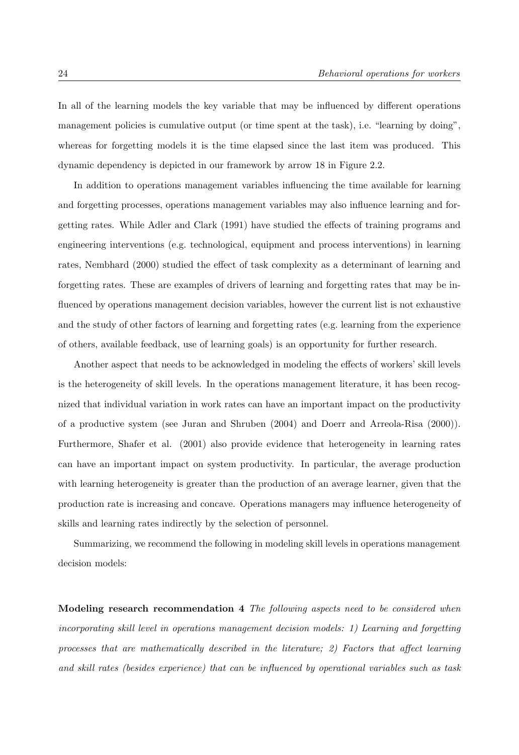In all of the learning models the key variable that may be influenced by different operations management policies is cumulative output (or time spent at the task), i.e. "learning by doing", whereas for forgetting models it is the time elapsed since the last item was produced. This dynamic dependency is depicted in our framework by arrow 18 in Figure 2.2.

In addition to operations management variables influencing the time available for learning and forgetting processes, operations management variables may also influence learning and forgetting rates. While Adler and Clark (1991) have studied the effects of training programs and engineering interventions (e.g. technological, equipment and process interventions) in learning rates, Nembhard (2000) studied the effect of task complexity as a determinant of learning and forgetting rates. These are examples of drivers of learning and forgetting rates that may be influenced by operations management decision variables, however the current list is not exhaustive and the study of other factors of learning and forgetting rates (e.g. learning from the experience of others, available feedback, use of learning goals) is an opportunity for further research.

Another aspect that needs to be acknowledged in modeling the effects of workers' skill levels is the heterogeneity of skill levels. In the operations management literature, it has been recognized that individual variation in work rates can have an important impact on the productivity of a productive system (see Juran and Shruben (2004) and Doerr and Arreola-Risa (2000)). Furthermore, Shafer et al. (2001) also provide evidence that heterogeneity in learning rates can have an important impact on system productivity. In particular, the average production with learning heterogeneity is greater than the production of an average learner, given that the production rate is increasing and concave. Operations managers may influence heterogeneity of skills and learning rates indirectly by the selection of personnel.

Summarizing, we recommend the following in modeling skill levels in operations management decision models:

**Modeling research recommendation 4** *The following aspects need to be considered when incorporating skill level in operations management decision models: 1) Learning and forgetting processes that are mathematically described in the literature; 2) Factors that affect learning and skill rates (besides experience) that can be influenced by operational variables such as task*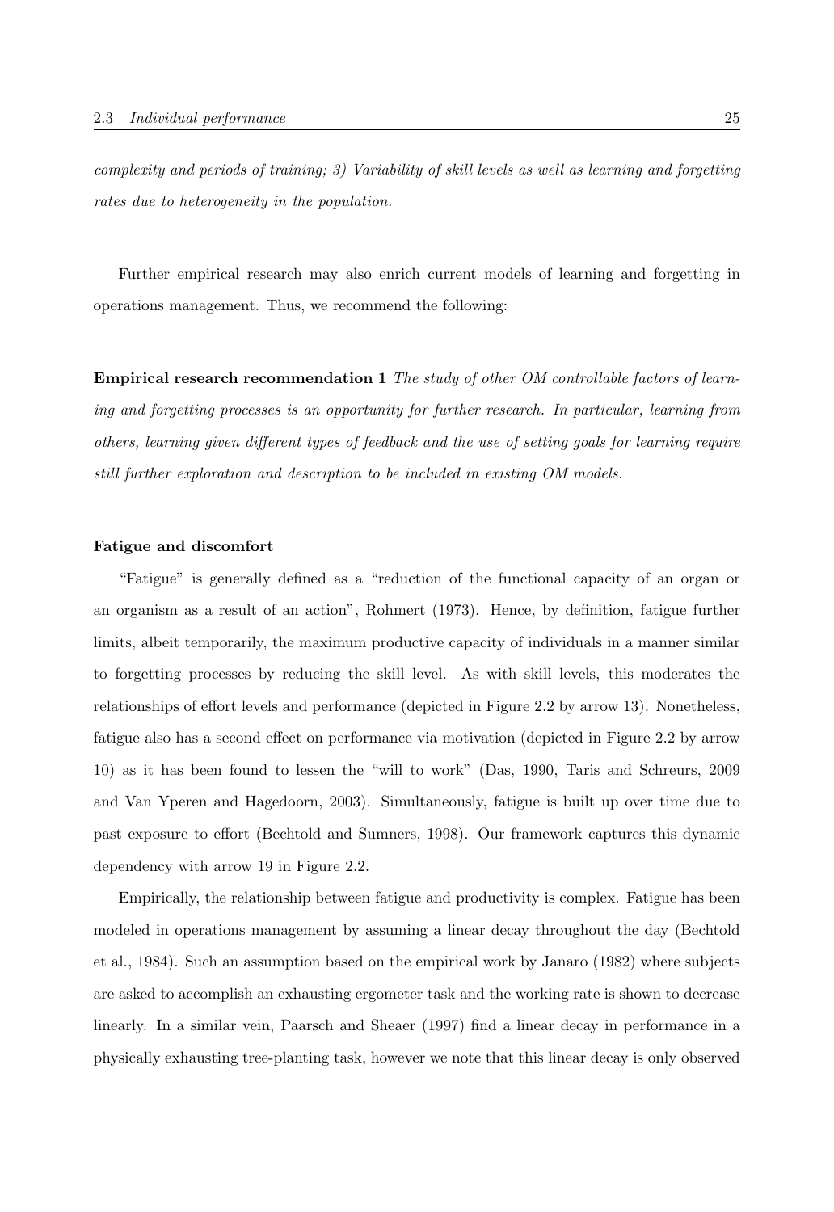*complexity and periods of training; 3) Variability of skill levels as well as learning and forgetting rates due to heterogeneity in the population.*

Further empirical research may also enrich current models of learning and forgetting in operations management. Thus, we recommend the following:

**Empirical research recommendation 1** *The study of other OM controllable factors of learning and forgetting processes is an opportunity for further research. In particular, learning from others, learning given different types of feedback and the use of setting goals for learning require still further exploration and description to be included in existing OM models.*

**Fatigue and discomfort**

"Fatigue" is generally defined as a "reduction of the functional capacity of an organ or an organism as a result of an action", Rohmert (1973). Hence, by definition, fatigue further limits, albeit temporarily, the maximum productive capacity of individuals in a manner similar to forgetting processes by reducing the skill level. As with skill levels, this moderates the relationships of effort levels and performance (depicted in Figure 2.2 by arrow 13). Nonetheless, fatigue also has a second effect on performance via motivation (depicted in Figure 2.2 by arrow 10) as it has been found to lessen the "will to work" (Das, 1990, Taris and Schreurs, 2009 and Van Yperen and Hagedoorn, 2003). Simultaneously, fatigue is built up over time due to past exposure to effort (Bechtold and Sumners, 1998). Our framework captures this dynamic dependency with arrow 19 in Figure 2.2.

Empirically, the relationship between fatigue and productivity is complex. Fatigue has been modeled in operations management by assuming a linear decay throughout the day (Bechtold et al., 1984). Such an assumption based on the empirical work by Janaro (1982) where subjects are asked to accomplish an exhausting ergometer task and the working rate is shown to decrease linearly. In a similar vein, Paarsch and Sheaer (1997) find a linear decay in performance in a physically exhausting tree-planting task, however we note that this linear decay is only observed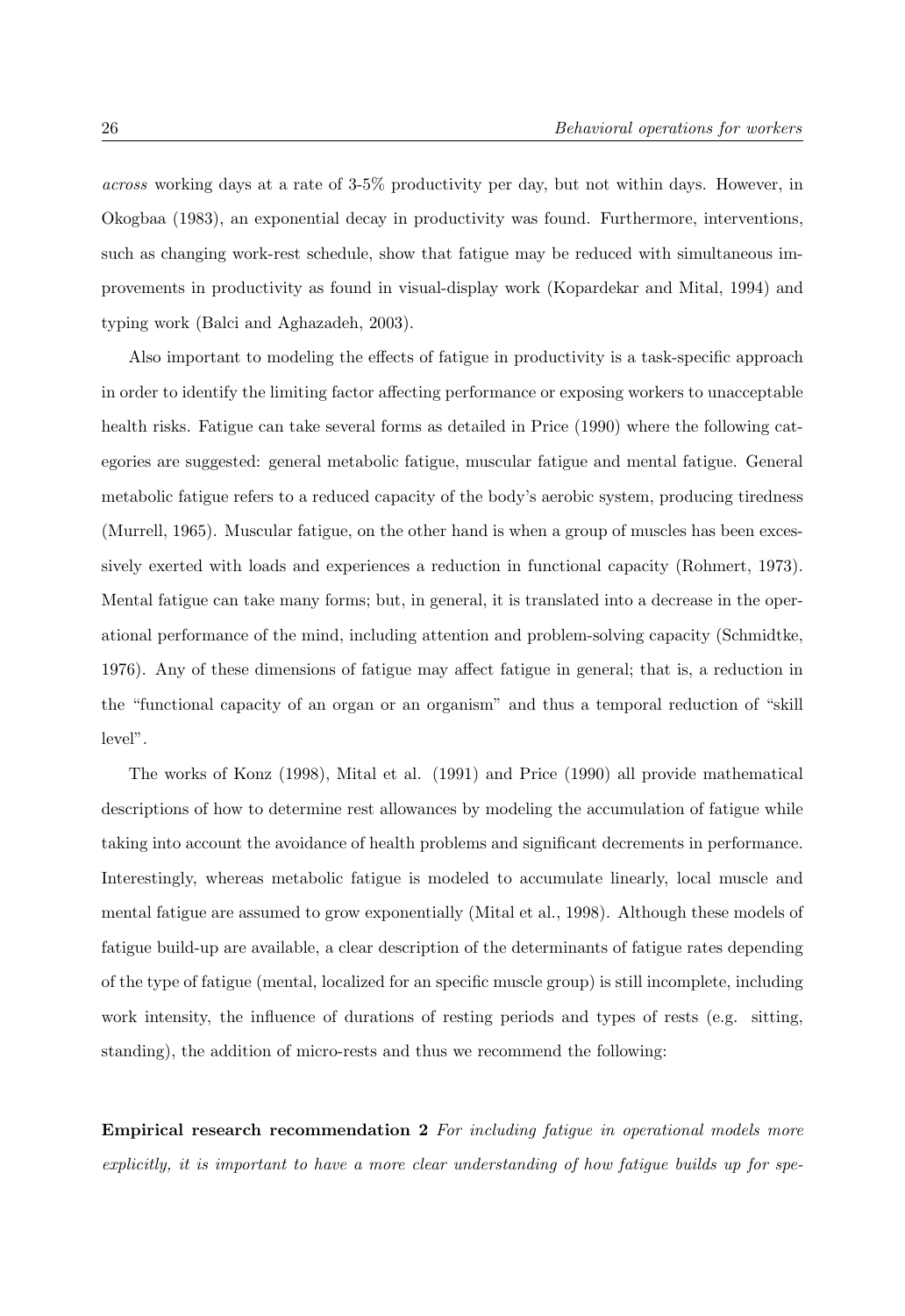*across* working days at a rate of 3-5% productivity per day, but not within days. However, in Okogbaa (1983), an exponential decay in productivity was found. Furthermore, interventions, such as changing work-rest schedule, show that fatigue may be reduced with simultaneous improvements in productivity as found in visual-display work (Kopardekar and Mital, 1994) and typing work (Balci and Aghazadeh, 2003).

Also important to modeling the effects of fatigue in productivity is a task-specific approach in order to identify the limiting factor affecting performance or exposing workers to unacceptable health risks. Fatigue can take several forms as detailed in Price (1990) where the following categories are suggested: general metabolic fatigue, muscular fatigue and mental fatigue. General metabolic fatigue refers to a reduced capacity of the body's aerobic system, producing tiredness (Murrell, 1965). Muscular fatigue, on the other hand is when a group of muscles has been excessively exerted with loads and experiences a reduction in functional capacity (Rohmert, 1973). Mental fatigue can take many forms; but, in general, it is translated into a decrease in the operational performance of the mind, including attention and problem-solving capacity (Schmidtke, 1976). Any of these dimensions of fatigue may affect fatigue in general; that is, a reduction in the "functional capacity of an organ or an organism" and thus a temporal reduction of "skill level".

The works of Konz (1998), Mital et al. (1991) and Price (1990) all provide mathematical descriptions of how to determine rest allowances by modeling the accumulation of fatigue while taking into account the avoidance of health problems and significant decrements in performance. Interestingly, whereas metabolic fatigue is modeled to accumulate linearly, local muscle and mental fatigue are assumed to grow exponentially (Mital et al., 1998). Although these models of fatigue build-up are available, a clear description of the determinants of fatigue rates depending of the type of fatigue (mental, localized for an specific muscle group) is still incomplete, including work intensity, the influence of durations of resting periods and types of rests (e.g. sitting, standing), the addition of micro-rests and thus we recommend the following:

**Empirical research recommendation 2** *For including fatigue in operational models more explicitly, it is important to have a more clear understanding of how fatigue builds up for spe-*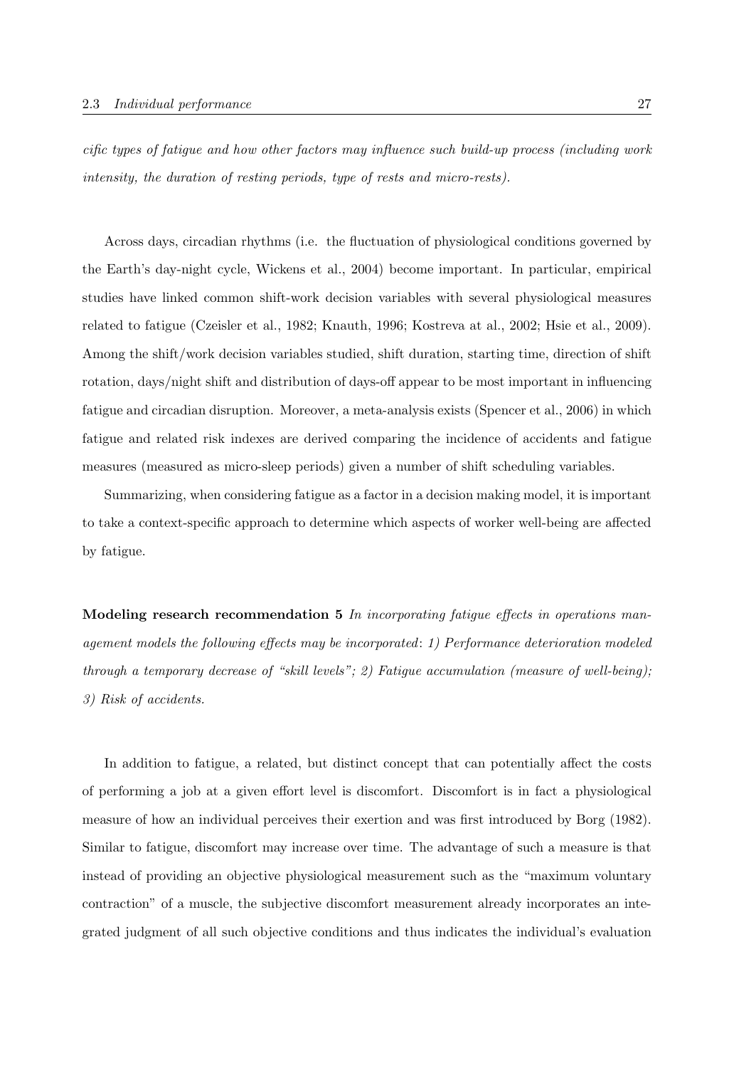*cific types of fatigue and how other factors may influence such build-up process (including work intensity, the duration of resting periods, type of rests and micro-rests).*

Across days, circadian rhythms (i.e. the fluctuation of physiological conditions governed by the Earth's day-night cycle, Wickens et al., 2004) become important. In particular, empirical studies have linked common shift-work decision variables with several physiological measures related to fatigue (Czeisler et al., 1982; Knauth, 1996; Kostreva at al., 2002; Hsie et al., 2009). Among the shift/work decision variables studied, shift duration, starting time, direction of shift rotation, days/night shift and distribution of days-off appear to be most important in influencing fatigue and circadian disruption. Moreover, a meta-analysis exists (Spencer et al., 2006) in which fatigue and related risk indexes are derived comparing the incidence of accidents and fatigue measures (measured as micro-sleep periods) given a number of shift scheduling variables.

Summarizing, when considering fatigue as a factor in a decision making model, it is important to take a context-specific approach to determine which aspects of worker well-being are affected by fatigue.

**Modeling research recommendation 5** *In incorporating fatigue effects in operations management models the following effects may be incorporated: 1) Performance deterioration modeled through a temporary decrease of "skill levels"; 2) Fatigue accumulation (measure of well-being); 3) Risk of accidents.*

In addition to fatigue, a related, but distinct concept that can potentially affect the costs of performing a job at a given effort level is discomfort. Discomfort is in fact a physiological measure of how an individual perceives their exertion and was first introduced by Borg (1982). Similar to fatigue, discomfort may increase over time. The advantage of such a measure is that instead of providing an objective physiological measurement such as the "maximum voluntary contraction" of a muscle, the subjective discomfort measurement already incorporates an integrated judgment of all such objective conditions and thus indicates the individual's evaluation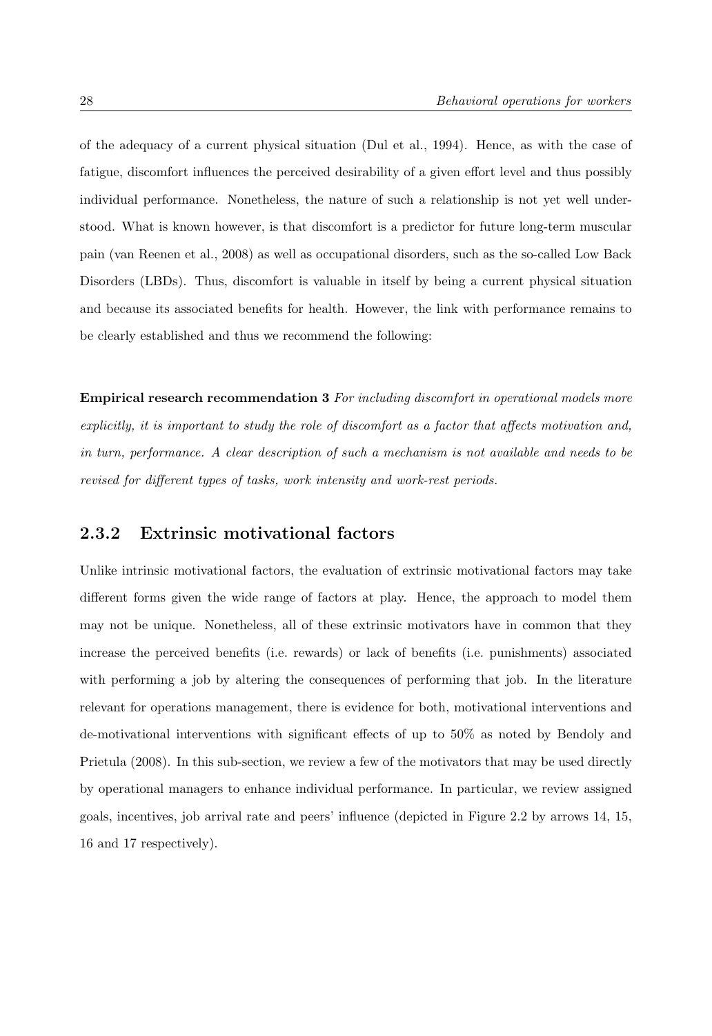of the adequacy of a current physical situation (Dul et al., 1994). Hence, as with the case of fatigue, discomfort influences the perceived desirability of a given effort level and thus possibly individual performance. Nonetheless, the nature of such a relationship is not yet well understood. What is known however, is that discomfort is a predictor for future long-term muscular pain (van Reenen et al., 2008) as well as occupational disorders, such as the so-called Low Back Disorders (LBDs). Thus, discomfort is valuable in itself by being a current physical situation and because its associated benefits for health. However, the link with performance remains to be clearly established and thus we recommend the following:

**Empirical research recommendation 3** *For including discomfort in operational models more explicitly, it is important to study the role of discomfort as a factor that affects motivation and, in turn, performance. A clear description of such a mechanism is not available and needs to be revised for different types of tasks, work intensity and work-rest periods.*

### 2.3.2 Extrinsic motivational factors

Unlike intrinsic motivational factors, the evaluation of extrinsic motivational factors may take different forms given the wide range of factors at play. Hence, the approach to model them may not be unique. Nonetheless, all of these extrinsic motivators have in common that they increase the perceived benefits (i.e. rewards) or lack of benefits (i.e. punishments) associated with performing a job by altering the consequences of performing that job. In the literature relevant for operations management, there is evidence for both, motivational interventions and de-motivational interventions with significant effects of up to 50% as noted by Bendoly and Prietula (2008). In this sub-section, we review a few of the motivators that may be used directly by operational managers to enhance individual performance. In particular, we review assigned goals, incentives, job arrival rate and peers' influence (depicted in Figure 2.2 by arrows 14, 15, 16 and 17 respectively).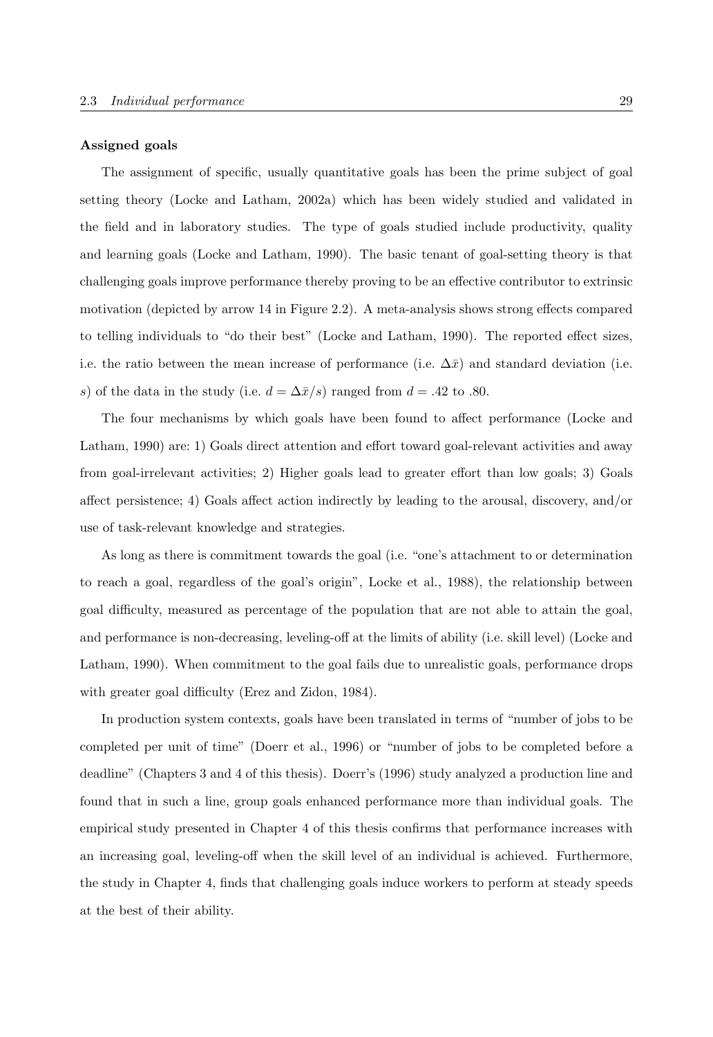#### Assigned goals

The assignment of specific, usually quantitative goals has been the prime subject of goal setting theory (Locke and Latham, 2002a) which has been widely studied and validated in the field and in laboratory studies. The type of goals studied include productivity, quality and learning goals (Locke and Latham, 1990). The basic tenant of goal-setting theory is that challenging goals improve performance thereby proving to be an effective contributor to extrinsic motivation (depicted by arrow 14 in Figure 2.2). A meta-analysis shows strong effects compared to telling individuals to "do their best" (Locke and Latham, 1990). The reported effect sizes, i.e. the ratio between the mean increase of performance (i.e. $\Delta\bar{x}$) and standard deviation (i.e. $s$) of the data in the study (i.e. $d = \Delta\bar{x}/s$) ranged from $d = .42$ to .80.

The four mechanisms by which goals have been found to affect performance (Locke and Latham, 1990) are: 1) Goals direct attention and effort toward goal-relevant activities and away from goal-irrelevant activities; 2) Higher goals lead to greater effort than low goals; 3) Goals affect persistence; 4) Goals affect action indirectly by leading to the arousal, discovery, and/or use of task-relevant knowledge and strategies.

As long as there is commitment towards the goal (i.e. "one's attachment to or determination to reach a goal, regardless of the goal's origin", Locke et al., 1988), the relationship between goal difficulty, measured as percentage of the population that are not able to attain the goal, and performance is non-decreasing, leveling-off at the limits of ability (i.e. skill level) (Locke and Latham, 1990). When commitment to the goal fails due to unrealistic goals, performance drops with greater goal difficulty (Erez and Zidon, 1984).

In production system contexts, goals have been translated in terms of "number of jobs to be completed per unit of time" (Doerr et al., 1996) or "number of jobs to be completed before a deadline" (Chapters 3 and 4 of this thesis). Doerr's (1996) study analyzed a production line and found that in such a line, group goals enhanced performance more than individual goals. The empirical study presented in Chapter 4 of this thesis confirms that performance increases with an increasing goal, leveling-off when the skill level of an individual is achieved. Furthermore, the study in Chapter 4, finds that challenging goals induce workers to perform at steady speeds at the best of their ability.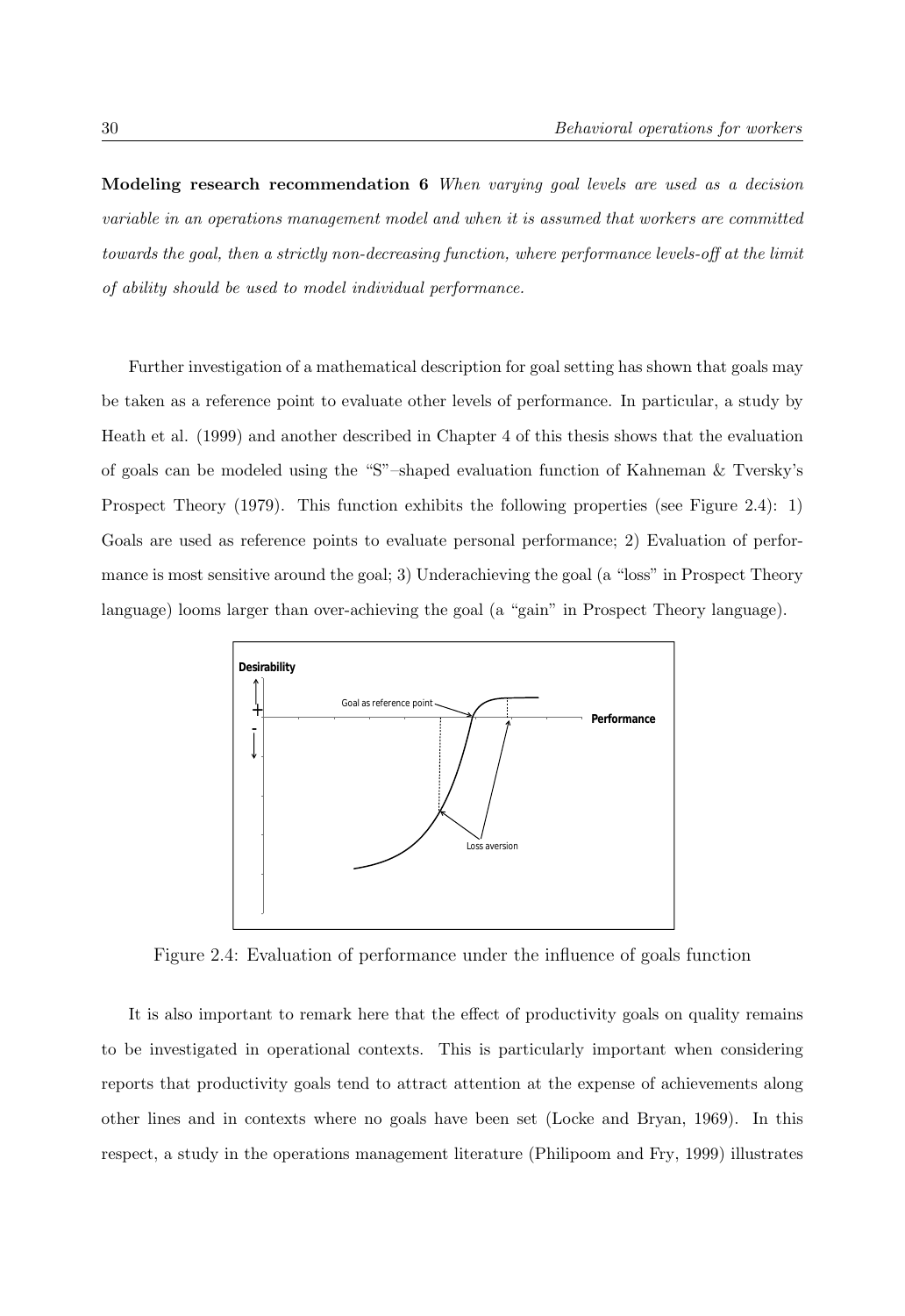**Modeling research recommendation 6** *When varying goal levels are used as a decision variable in an operations management model and when it is assumed that workers are committed towards the goal, then a strictly non-decreasing function, where performance levels-off at the limit of ability should be used to model individual performance.*

Further investigation of a mathematical description for goal setting has shown that goals may be taken as a reference point to evaluate other levels of performance. In particular, a study by Heath et al. (1999) and another described in Chapter 4 of this thesis shows that the evaluation of goals can be modeled using the "S"–shaped evaluation function of Kahneman & Tversky's Prospect Theory (1979). This function exhibits the following properties (see Figure 2.4): 1) Goals are used as reference points to evaluate personal performance; 2) Evaluation of performance is most sensitive around the goal; 3) Underachieving the goal (a "loss" in Prospect Theory language) looms larger than over-achieving the goal (a "gain" in Prospect Theory language).

Desirability

+

-

Goal as reference point

Performance

Loss aversion

Figure 2.4: Evaluation of performance under the influence of goals function

It is also important to remark here that the effect of productivity goals on quality remains to be investigated in operational contexts. This is particularly important when considering reports that productivity goals tend to attract attention at the expense of achievements along other lines and in contexts where no goals have been set (Locke and Bryan, 1969). In this respect, a study in the operations management literature (Philipoom and Fry, 1999) illustrates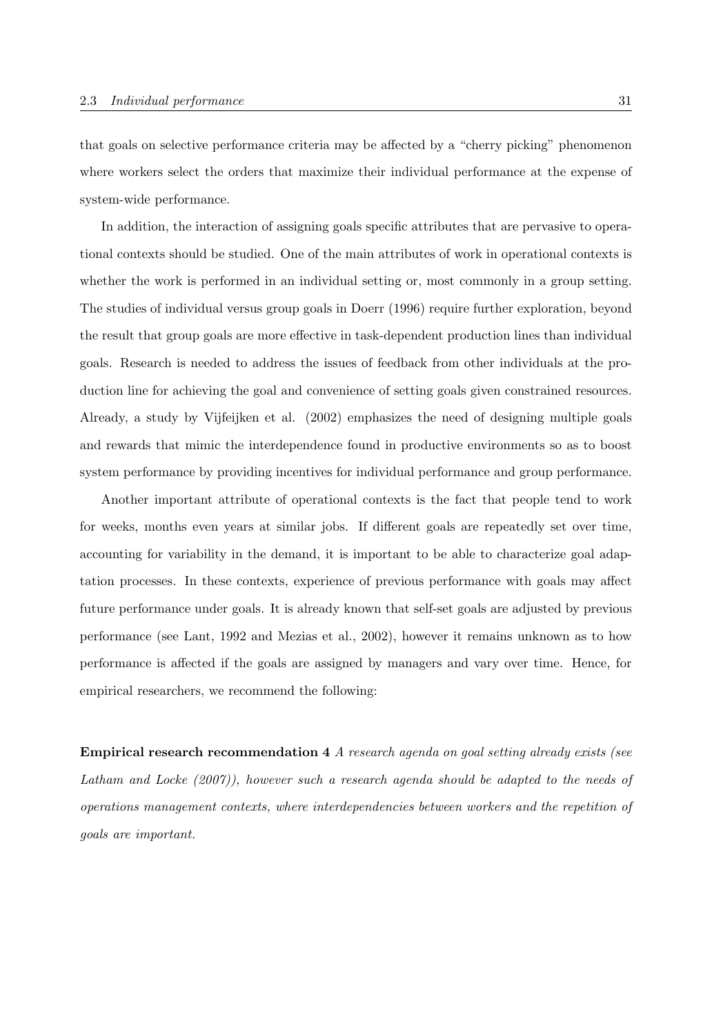that goals on selective performance criteria may be affected by a "cherry picking" phenomenon where workers select the orders that maximize their individual performance at the expense of system-wide performance.

In addition, the interaction of assigning goals specific attributes that are pervasive to operational contexts should be studied. One of the main attributes of work in operational contexts is whether the work is performed in an individual setting or, most commonly in a group setting. The studies of individual versus group goals in Doerr (1996) require further exploration, beyond the result that group goals are more effective in task-dependent production lines than individual goals. Research is needed to address the issues of feedback from other individuals at the production line for achieving the goal and convenience of setting goals given constrained resources. Already, a study by Vijfeijken et al. (2002) emphasizes the need of designing multiple goals and rewards that mimic the interdependence found in productive environments so as to boost system performance by providing incentives for individual performance and group performance.

Another important attribute of operational contexts is the fact that people tend to work for weeks, months even years at similar jobs. If different goals are repeatedly set over time, accounting for variability in the demand, it is important to be able to characterize goal adaptation processes. In these contexts, experience of previous performance with goals may affect future performance under goals. It is already known that self-set goals are adjusted by previous performance (see Lant, 1992 and Mezias et al., 2002), however it remains unknown as to how performance is affected if the goals are assigned by managers and vary over time. Hence, for empirical researchers, we recommend the following:

**Empirical research recommendation 4** *A research agenda on goal setting already exists (see Latham and Locke (2007)), however such a research agenda should be adapted to the needs of operations management contexts, where interdependencies between workers and the repetition of goals are important.*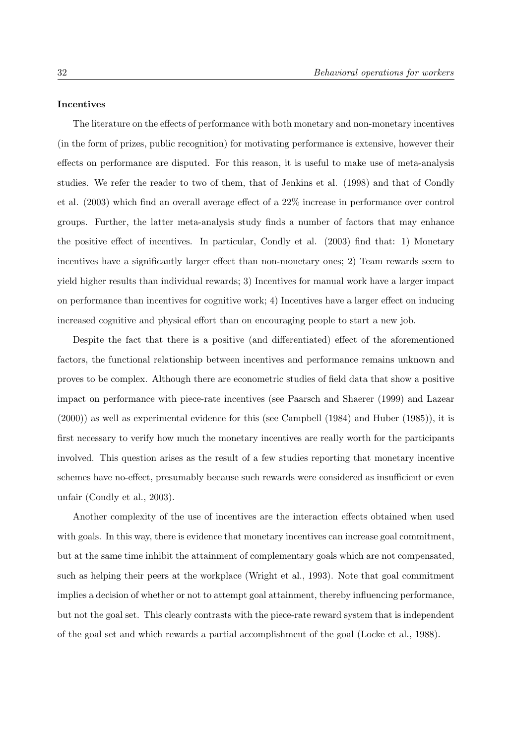**Incentives**

The literature on the effects of performance with both monetary and non-monetary incentives (in the form of prizes, public recognition) for motivating performance is extensive, however their effects on performance are disputed. For this reason, it is useful to make use of meta-analysis studies. We refer the reader to two of them, that of Jenkins et al. (1998) and that of Condly et al. (2003) which find an overall average effect of a 22% increase in performance over control groups. Further, the latter meta-analysis study finds a number of factors that may enhance the positive effect of incentives. In particular, Condly et al. (2003) find that: 1) Monetary incentives have a significantly larger effect than non-monetary ones; 2) Team rewards seem to yield higher results than individual rewards; 3) Incentives for manual work have a larger impact on performance than incentives for cognitive work; 4) Incentives have a larger effect on inducing increased cognitive and physical effort than on encouraging people to start a new job.

Despite the fact that there is a positive (and differentiated) effect of the aforementioned factors, the functional relationship between incentives and performance remains unknown and proves to be complex. Although there are econometric studies of field data that show a positive impact on performance with piece-rate incentives (see Paarsch and Shaerer (1999) and Lazear (2000)) as well as experimental evidence for this (see Campbell (1984) and Huber (1985)), it is first necessary to verify how much the monetary incentives are really worth for the participants involved. This question arises as the result of a few studies reporting that monetary incentive schemes have no-effect, presumably because such rewards were considered as insufficient or even unfair (Condly et al., 2003).

Another complexity of the use of incentives are the interaction effects obtained when used with goals. In this way, there is evidence that monetary incentives can increase goal commitment, but at the same time inhibit the attainment of complementary goals which are not compensated, such as helping their peers at the workplace (Wright et al., 1993). Note that goal commitment implies a decision of whether or not to attempt goal attainment, thereby influencing performance, but not the goal set. This clearly contrasts with the piece-rate reward system that is independent of the goal set and which rewards a partial accomplishment of the goal (Locke et al., 1988).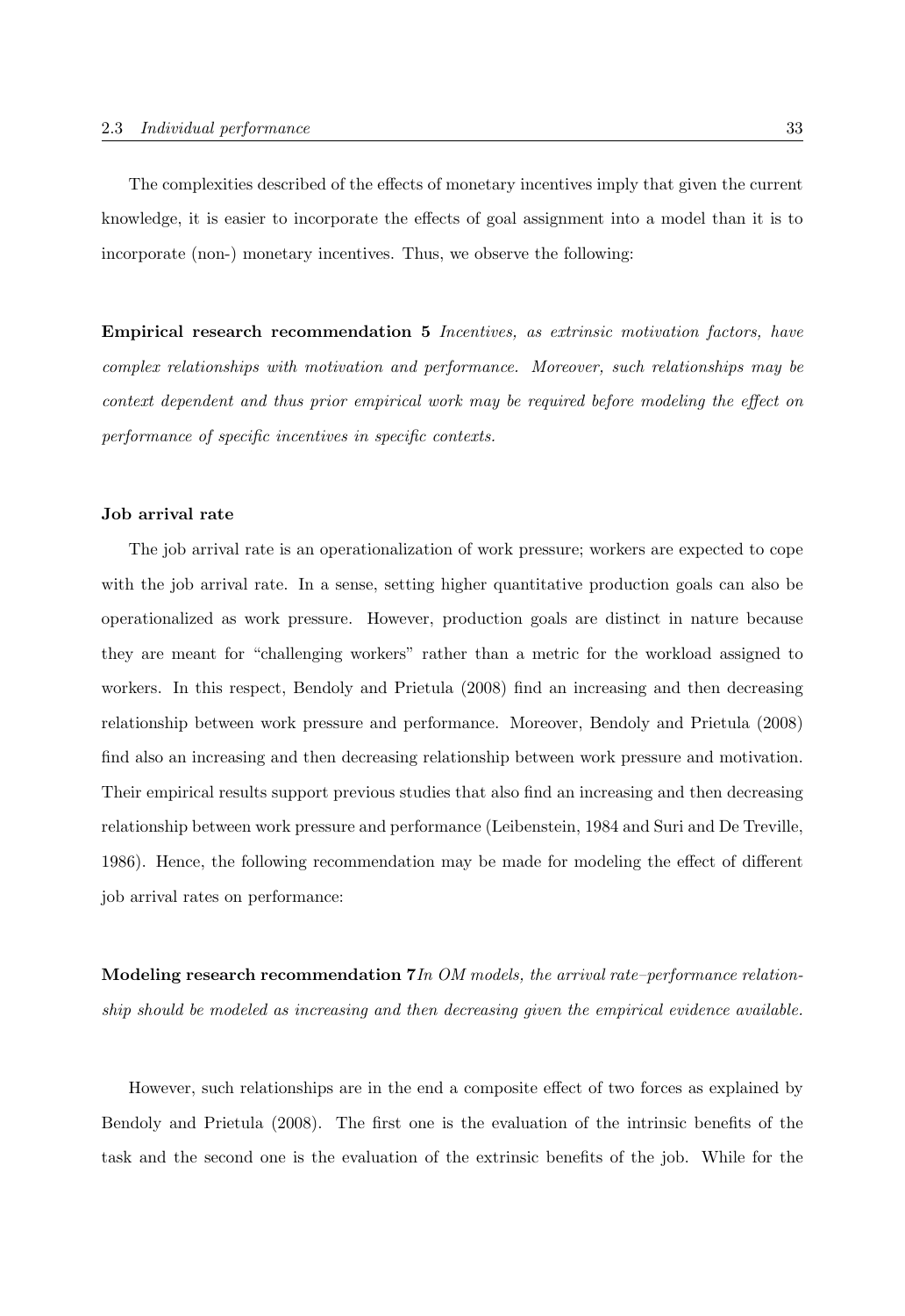The complexities described of the effects of monetary incentives imply that given the current knowledge, it is easier to incorporate the effects of goal assignment into a model than it is to incorporate (non-) monetary incentives. Thus, we observe the following:

**Empirical research recommendation 5** *Incentives, as extrinsic motivation factors, have complex relationships with motivation and performance. Moreover, such relationships may be context dependent and thus prior empirical work may be required before modeling the effect on performance of specific incentives in specific contexts.*

#### Job arrival rate

The job arrival rate is an operationalization of work pressure; workers are expected to cope with the job arrival rate. In a sense, setting higher quantitative production goals can also be operationalized as work pressure. However, production goals are distinct in nature because they are meant for "challenging workers" rather than a metric for the workload assigned to workers. In this respect, Bendoly and Prietula (2008) find an increasing and then decreasing relationship between work pressure and performance. Moreover, Bendoly and Prietula (2008) find also an increasing and then decreasing relationship between work pressure and motivation. Their empirical results support previous studies that also find an increasing and then decreasing relationship between work pressure and performance (Leibenstein, 1984 and Suri and De Treville, 1986). Hence, the following recommendation may be made for modeling the effect of different job arrival rates on performance:

**Modeling research recommendation 7** *In OM models, the arrival rate–performance relationship should be modeled as increasing and then decreasing given the empirical evidence available.*

However, such relationships are in the end a composite effect of two forces as explained by Bendoly and Prietula (2008). The first one is the evaluation of the intrinsic benefits of the task and the second one is the evaluation of the extrinsic benefits of the job. While for the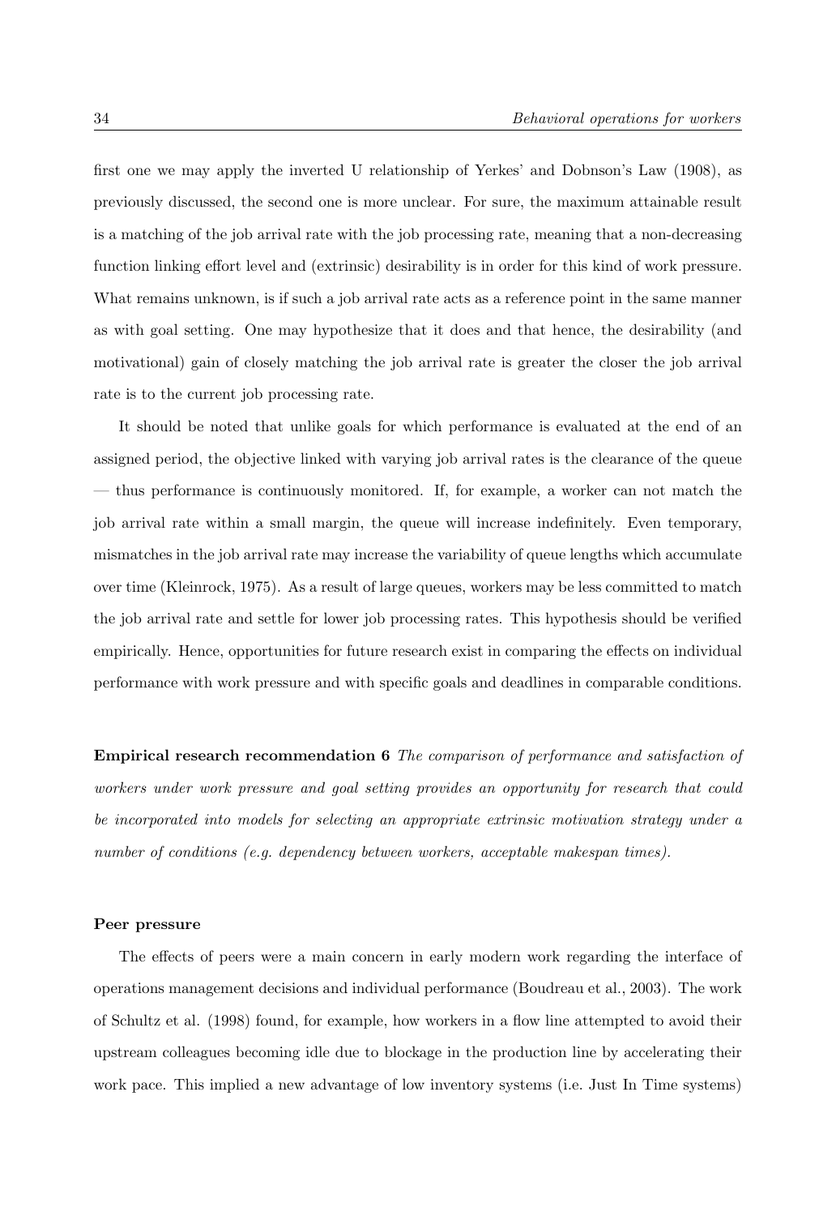first one we may apply the inverted U relationship of Yerkes' and Dobnson's Law (1908), as previously discussed, the second one is more unclear. For sure, the maximum attainable result is a matching of the job arrival rate with the job processing rate, meaning that a non-decreasing function linking effort level and (extrinsic) desirability is in order for this kind of work pressure. What remains unknown, is if such a job arrival rate acts as a reference point in the same manner as with goal setting. One may hypothesize that it does and that hence, the desirability (and motivational) gain of closely matching the job arrival rate is greater the closer the job arrival rate is to the current job processing rate.

It should be noted that unlike goals for which performance is evaluated at the end of an assigned period, the objective linked with varying job arrival rates is the clearance of the queue — thus performance is continuously monitored. If, for example, a worker can not match the job arrival rate within a small margin, the queue will increase indefinitely. Even temporary, mismatches in the job arrival rate may increase the variability of queue lengths which accumulate over time (Kleinrock, 1975). As a result of large queues, workers may be less committed to match the job arrival rate and settle for lower job processing rates. This hypothesis should be verified empirically. Hence, opportunities for future research exist in comparing the effects on individual performance with work pressure and with specific goals and deadlines in comparable conditions.

**Empirical research recommendation 6** *The comparison of performance and satisfaction of workers under work pressure and goal setting provides an opportunity for research that could be incorporated into models for selecting an appropriate extrinsic motivation strategy under a number of conditions (e.g. dependency between workers, acceptable makespan times).*

#### Peer pressure

The effects of peers were a main concern in early modern work regarding the interface of operations management decisions and individual performance (Boudreau et al., 2003). The work of Schultz et al. (1998) found, for example, how workers in a flow line attempted to avoid their upstream colleagues becoming idle due to blockage in the production line by accelerating their work pace. This implied a new advantage of low inventory systems (i.e. Just In Time systems)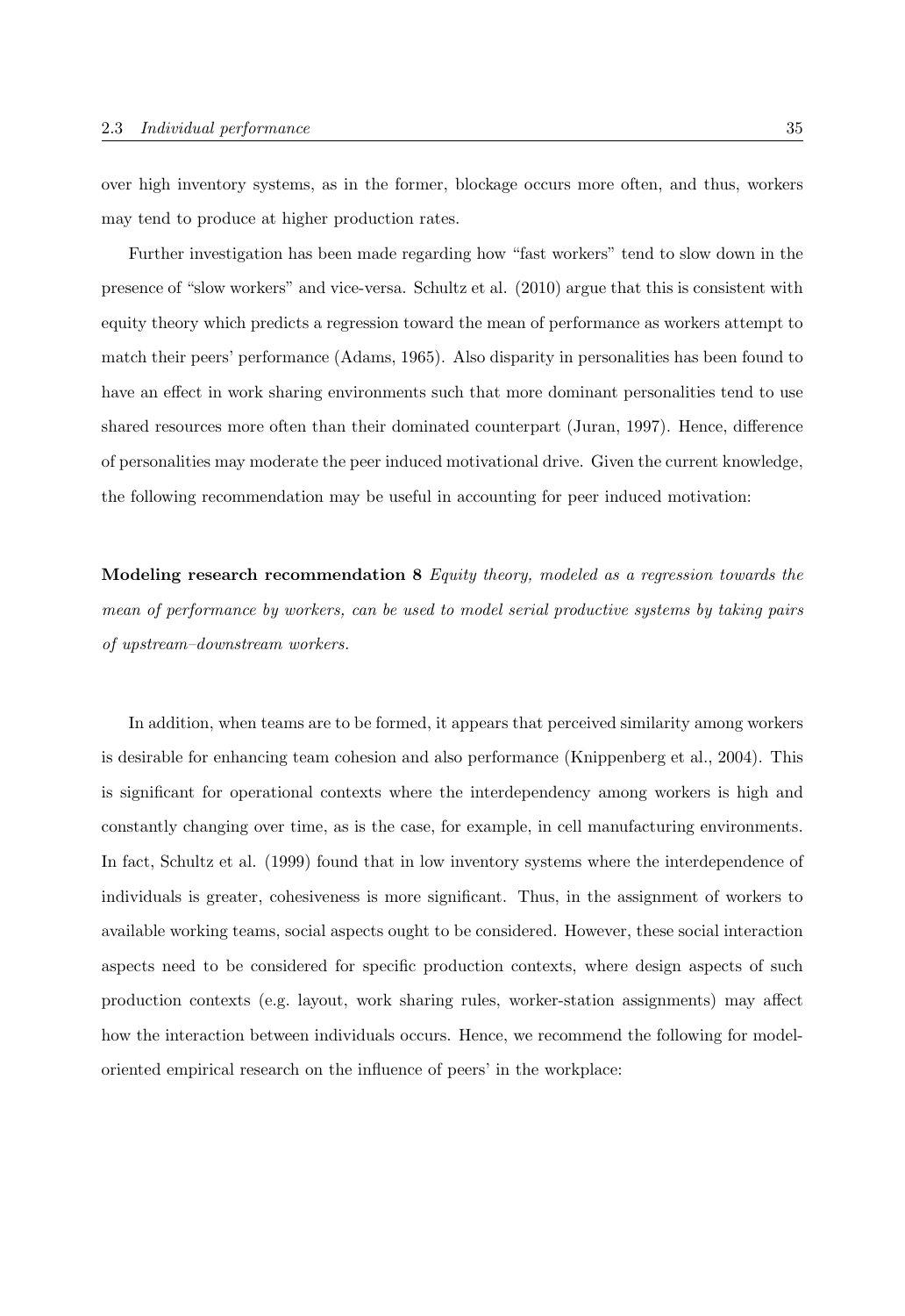over high inventory systems, as in the former, blockage occurs more often, and thus, workers may tend to produce at higher production rates.

Further investigation has been made regarding how "fast workers" tend to slow down in the presence of "slow workers" and vice-versa. Schultz et al. (2010) argue that this is consistent with equity theory which predicts a regression toward the mean of performance as workers attempt to match their peers' performance (Adams, 1965). Also disparity in personalities has been found to have an effect in work sharing environments such that more dominant personalities tend to use shared resources more often than their dominated counterpart (Juran, 1997). Hence, difference of personalities may moderate the peer induced motivational drive. Given the current knowledge, the following recommendation may be useful in accounting for peer induced motivation:

**Modeling research recommendation 8** *Equity theory, modeled as a regression towards the mean of performance by workers, can be used to model serial productive systems by taking pairs of upstream–downstream workers.*

In addition, when teams are to be formed, it appears that perceived similarity among workers is desirable for enhancing team cohesion and also performance (Knippenberg et al., 2004). This is significant for operational contexts where the interdependency among workers is high and constantly changing over time, as is the case, for example, in cell manufacturing environments. In fact, Schultz et al. (1999) found that in low inventory systems where the interdependence of individuals is greater, cohesiveness is more significant. Thus, in the assignment of workers to available working teams, social aspects ought to be considered. However, these social interaction aspects need to be considered for specific production contexts, where design aspects of such production contexts (e.g. layout, work sharing rules, worker-station assignments) may affect how the interaction between individuals occurs. Hence, we recommend the following for model-oriented empirical research on the influence of peers' in the workplace: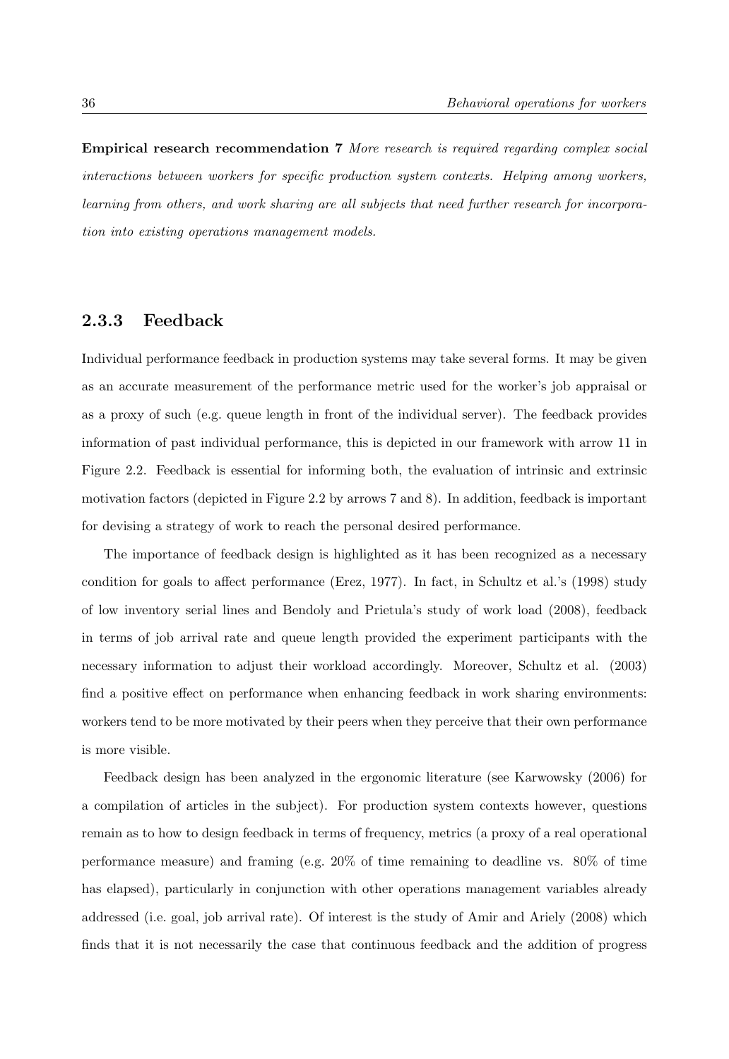**Empirical research recommendation 7** *More research is required regarding complex social interactions between workers for specific production system contexts. Helping among workers, learning from others, and work sharing are all subjects that need further research for incorporation into existing operations management models.*

### 2.3.3 Feedback

Individual performance feedback in production systems may take several forms. It may be given as an accurate measurement of the performance metric used for the worker's job appraisal or as a proxy of such (e.g. queue length in front of the individual server). The feedback provides information of past individual performance, this is depicted in our framework with arrow 11 in Figure 2.2. Feedback is essential for informing both, the evaluation of intrinsic and extrinsic motivation factors (depicted in Figure 2.2 by arrows 7 and 8). In addition, feedback is important for devising a strategy of work to reach the personal desired performance.

The importance of feedback design is highlighted as it has been recognized as a necessary condition for goals to affect performance (Erez, 1977). In fact, in Schultz et al.'s (1998) study of low inventory serial lines and Bendoly and Prietula's study of work load (2008), feedback in terms of job arrival rate and queue length provided the experiment participants with the necessary information to adjust their workload accordingly. Moreover, Schultz et al. (2003) find a positive effect on performance when enhancing feedback in work sharing environments: workers tend to be more motivated by their peers when they perceive that their own performance is more visible.

Feedback design has been analyzed in the ergonomic literature (see Karwowsky (2006) for a compilation of articles in the subject). For production system contexts however, questions remain as to how to design feedback in terms of frequency, metrics (a proxy of a real operational performance measure) and framing (e.g. 20% of time remaining to deadline vs. 80% of time has elapsed), particularly in conjunction with other operations management variables already addressed (i.e. goal, job arrival rate). Of interest is the study of Amir and Ariely (2008) which finds that it is not necessarily the case that continuous feedback and the addition of progress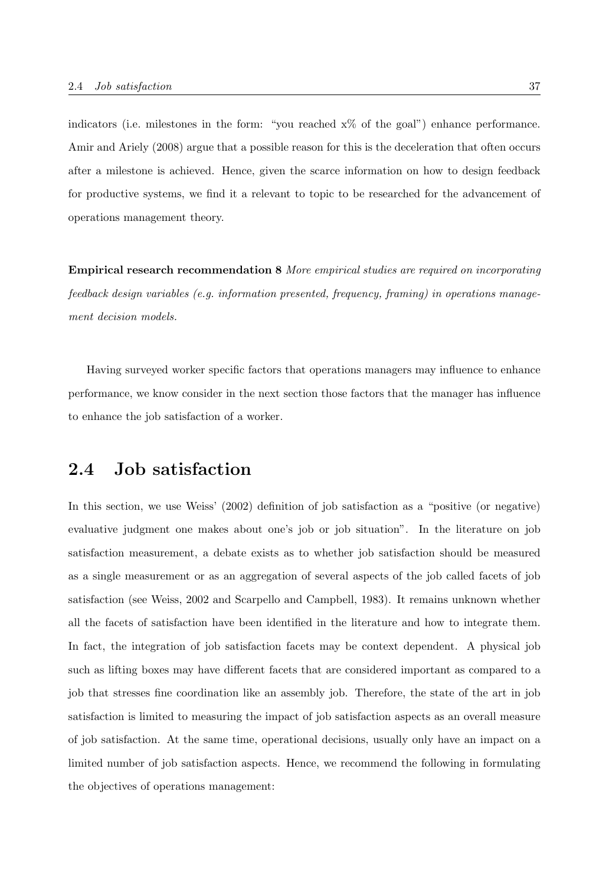indicators (i.e. milestones in the form: "you reached x% of the goal") enhance performance. Amir and Ariely (2008) argue that a possible reason for this is the deceleration that often occurs after a milestone is achieved. Hence, given the scarce information on how to design feedback for productive systems, we find it a relevant to topic to be researched for the advancement of operations management theory.

**Empirical research recommendation 8** *More empirical studies are required on incorporating feedback design variables (e.g. information presented, frequency, framing) in operations management decision models.*

Having surveyed worker specific factors that operations managers may influence to enhance performance, we know consider in the next section those factors that the manager has influence to enhance the job satisfaction of a worker.

## 2.4 Job satisfaction

In this section, we use Weiss' (2002) definition of job satisfaction as a "positive (or negative) evaluative judgment one makes about one's job or job situation". In the literature on job satisfaction measurement, a debate exists as to whether job satisfaction should be measured as a single measurement or as an aggregation of several aspects of the job called facets of job satisfaction (see Weiss, 2002 and Scarpello and Campbell, 1983). It remains unknown whether all the facets of satisfaction have been identified in the literature and how to integrate them. In fact, the integration of job satisfaction facets may be context dependent. A physical job such as lifting boxes may have different facets that are considered important as compared to a job that stresses fine coordination like an assembly job. Therefore, the state of the art in job satisfaction is limited to measuring the impact of job satisfaction aspects as an overall measure of job satisfaction. At the same time, operational decisions, usually only have an impact on a limited number of job satisfaction aspects. Hence, we recommend the following in formulating the objectives of operations management: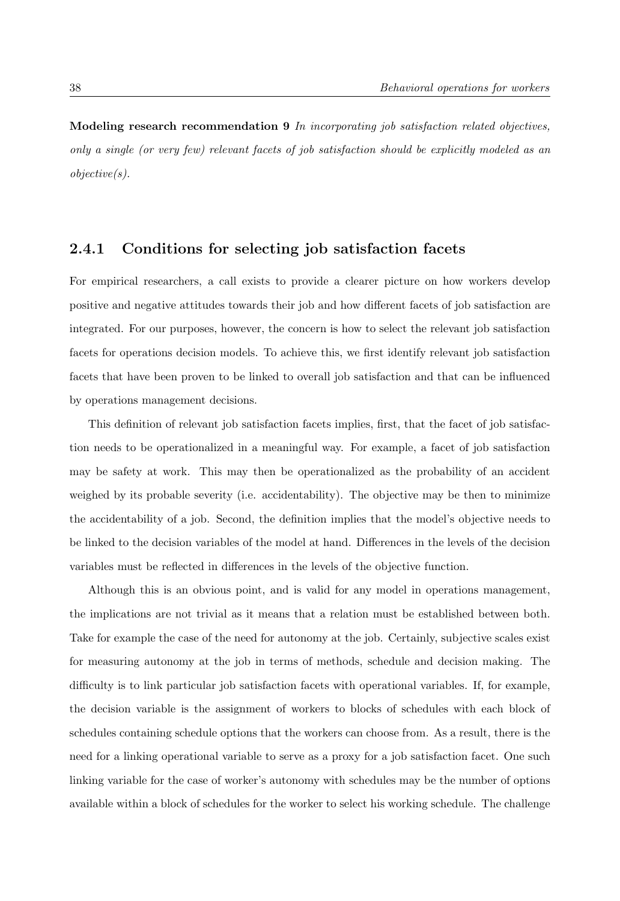**Modeling research recommendation 9** *In incorporating job satisfaction related objectives, only a single (or very few) relevant facets of job satisfaction should be explicitly modeled as an objective(s).*

### 2.4.1 Conditions for selecting job satisfaction facets

For empirical researchers, a call exists to provide a clearer picture on how workers develop positive and negative attitudes towards their job and how different facets of job satisfaction are integrated. For our purposes, however, the concern is how to select the relevant job satisfaction facets for operations decision models. To achieve this, we first identify relevant job satisfaction facets that have been proven to be linked to overall job satisfaction and that can be influenced by operations management decisions.

This definition of relevant job satisfaction facets implies, first, that the facet of job satisfaction needs to be operationalized in a meaningful way. For example, a facet of job satisfaction may be safety at work. This may then be operationalized as the probability of an accident weighed by its probable severity (i.e. accidentability). The objective may be then to minimize the accidentability of a job. Second, the definition implies that the model's objective needs to be linked to the decision variables of the model at hand. Differences in the levels of the decision variables must be reflected in differences in the levels of the objective function.

Although this is an obvious point, and is valid for any model in operations management, the implications are not trivial as it means that a relation must be established between both. Take for example the case of the need for autonomy at the job. Certainly, subjective scales exist for measuring autonomy at the job in terms of methods, schedule and decision making. The difficulty is to link particular job satisfaction facets with operational variables. If, for example, the decision variable is the assignment of workers to blocks of schedules with each block of schedules containing schedule options that the workers can choose from. As a result, there is the need for a linking operational variable to serve as a proxy for a job satisfaction facet. One such linking variable for the case of worker's autonomy with schedules may be the number of options available within a block of schedules for the worker to select his working schedule. The challenge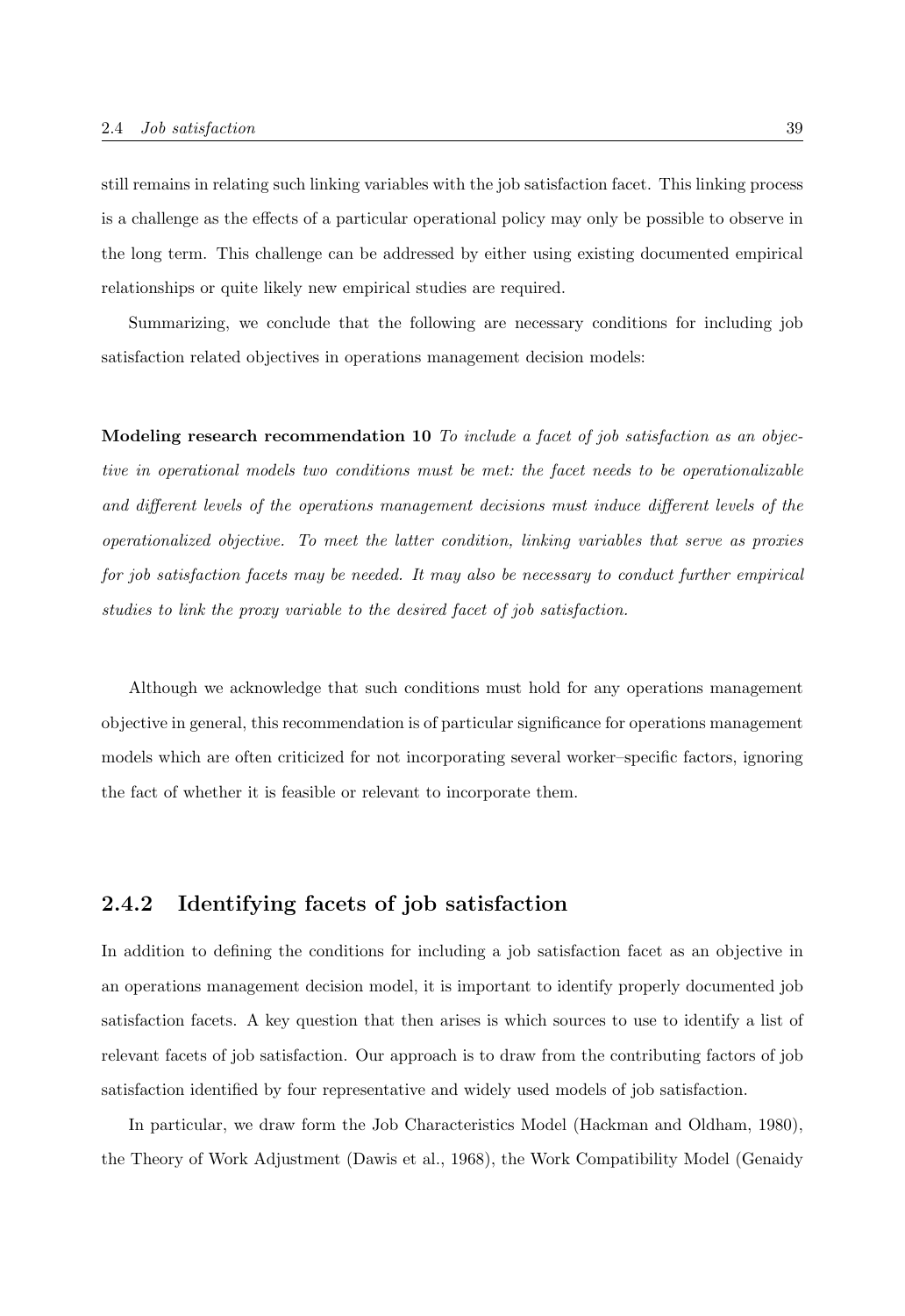still remains in relating such linking variables with the job satisfaction facet. This linking process is a challenge as the effects of a particular operational policy may only be possible to observe in the long term. This challenge can be addressed by either using existing documented empirical relationships or quite likely new empirical studies are required.

Summarizing, we conclude that the following are necessary conditions for including job satisfaction related objectives in operations management decision models:

**Modeling research recommendation 10** *To include a facet of job satisfaction as an objective in operational models two conditions must be met: the facet needs to be operationalizable and different levels of the operations management decisions must induce different levels of the operationalized objective. To meet the latter condition, linking variables that serve as proxies for job satisfaction facets may be needed. It may also be necessary to conduct further empirical studies to link the proxy variable to the desired facet of job satisfaction.*

Although we acknowledge that such conditions must hold for any operations management objective in general, this recommendation is of particular significance for operations management models which are often criticized for not incorporating several worker–specific factors, ignoring the fact of whether it is feasible or relevant to incorporate them.

### 2.4.2 Identifying facets of job satisfaction

In addition to defining the conditions for including a job satisfaction facet as an objective in an operations management decision model, it is important to identify properly documented job satisfaction facets. A key question that then arises is which sources to use to identify a list of relevant facets of job satisfaction. Our approach is to draw from the contributing factors of job satisfaction identified by four representative and widely used models of job satisfaction.

In particular, we draw form the Job Characteristics Model (Hackman and Oldham, 1980), the Theory of Work Adjustment (Dawis et al., 1968), the Work Compatibility Model (Genaidy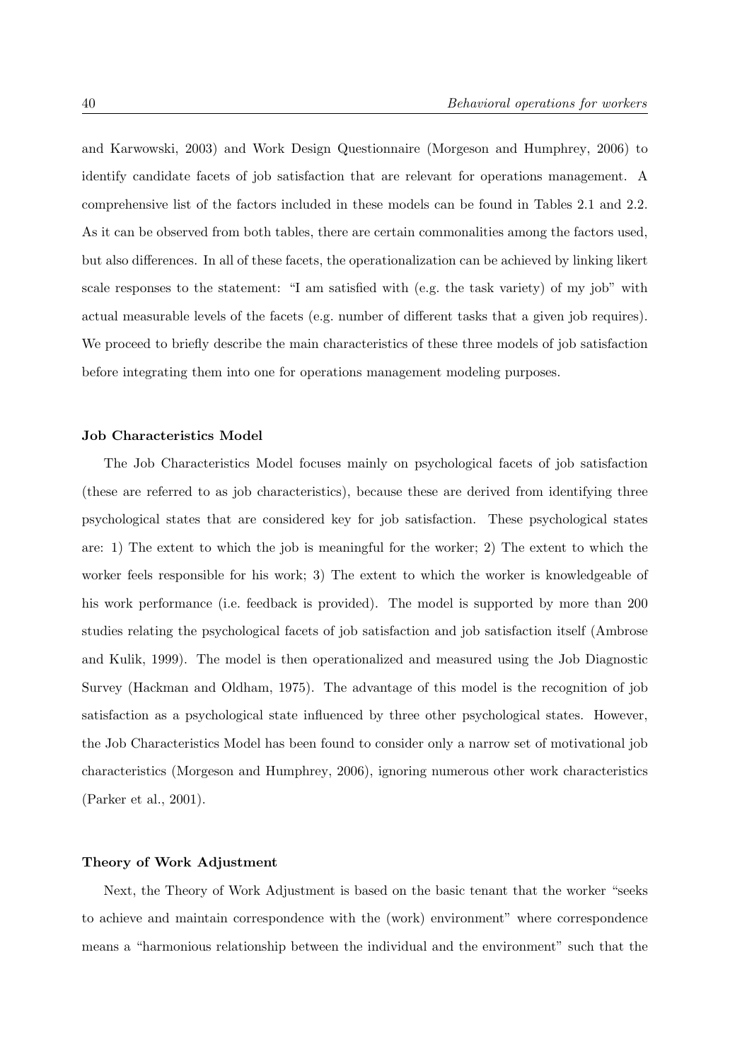and Karwowski, 2003) and Work Design Questionnaire (Morgeson and Humphrey, 2006) to identify candidate facets of job satisfaction that are relevant for operations management. A comprehensive list of the factors included in these models can be found in Tables 2.1 and 2.2. As it can be observed from both tables, there are certain commonalities among the factors used, but also differences. In all of these facets, the operationalization can be achieved by linking likert scale responses to the statement: "I am satisfied with (e.g. the task variety) of my job" with actual measurable levels of the facets (e.g. number of different tasks that a given job requires). We proceed to briefly describe the main characteristics of these three models of job satisfaction before integrating them into one for operations management modeling purposes.

**Job Characteristics Model**

The Job Characteristics Model focuses mainly on psychological facets of job satisfaction (these are referred to as job characteristics), because these are derived from identifying three psychological states that are considered key for job satisfaction. These psychological states are: 1) The extent to which the job is meaningful for the worker; 2) The extent to which the worker feels responsible for his work; 3) The extent to which the worker is knowledgeable of his work performance (i.e. feedback is provided). The model is supported by more than 200 studies relating the psychological facets of job satisfaction and job satisfaction itself (Ambrose and Kulik, 1999). The model is then operationalized and measured using the Job Diagnostic Survey (Hackman and Oldham, 1975). The advantage of this model is the recognition of job satisfaction as a psychological state influenced by three other psychological states. However, the Job Characteristics Model has been found to consider only a narrow set of motivational job characteristics (Morgeson and Humphrey, 2006), ignoring numerous other work characteristics (Parker et al., 2001).

**Theory of Work Adjustment**

Next, the Theory of Work Adjustment is based on the basic tenant that the worker "seeks to achieve and maintain correspondence with the (work) environment" where correspondence means a "harmonious relationship between the individual and the environment" such that the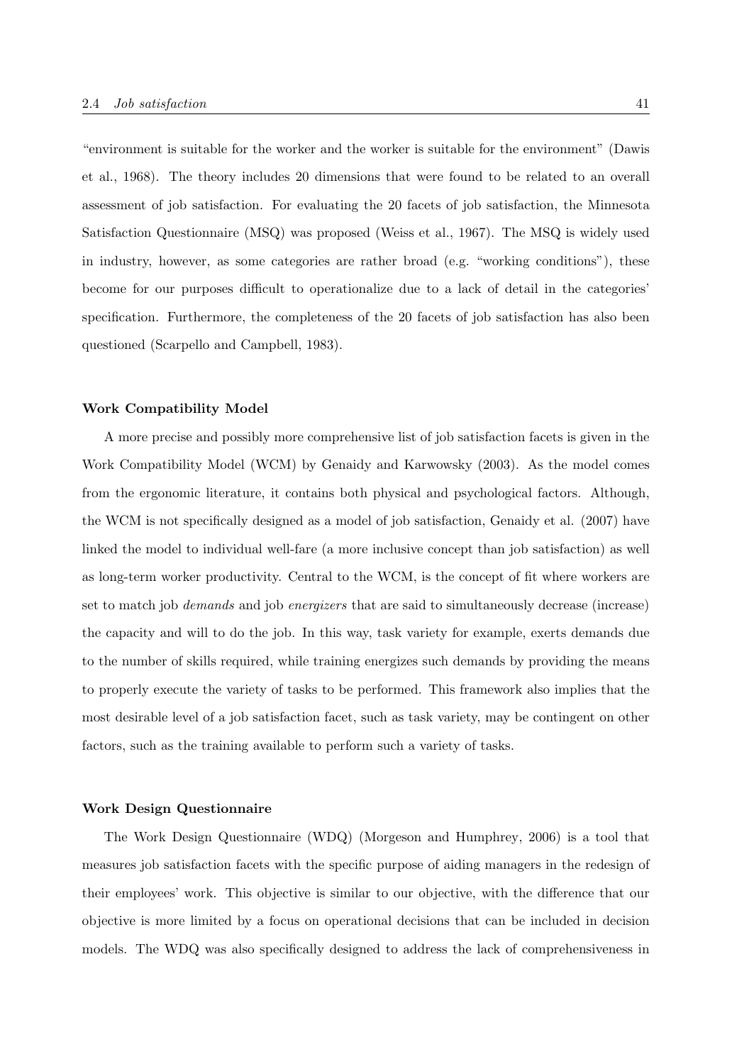"environment is suitable for the worker and the worker is suitable for the environment" (Dawis et al., 1968). The theory includes 20 dimensions that were found to be related to an overall assessment of job satisfaction. For evaluating the 20 facets of job satisfaction, the Minnesota Satisfaction Questionnaire (MSQ) was proposed (Weiss et al., 1967). The MSQ is widely used in industry, however, as some categories are rather broad (e.g. "working conditions"), these become for our purposes difficult to operationalize due to a lack of detail in the categories' specification. Furthermore, the completeness of the 20 facets of job satisfaction has also been questioned (Scarpello and Campbell, 1983).

#### Work Compatibility Model

A more precise and possibly more comprehensive list of job satisfaction facets is given in the Work Compatibility Model (WCM) by Genaidy and Karwowsky (2003). As the model comes from the ergonomic literature, it contains both physical and psychological factors. Although, the WCM is not specifically designed as a model of job satisfaction, Genaidy et al. (2007) have linked the model to individual well-fare (a more inclusive concept than job satisfaction) as well as long-term worker productivity. Central to the WCM, is the concept of fit where workers are set to match job *demands* and job *energizers* that are said to simultaneously decrease (increase) the capacity and will to do the job. In this way, task variety for example, exerts demands due to the number of skills required, while training energizes such demands by providing the means to properly execute the variety of tasks to be performed. This framework also implies that the most desirable level of a job satisfaction facet, such as task variety, may be contingent on other factors, such as the training available to perform such a variety of tasks.

#### Work Design Questionnaire

The Work Design Questionnaire (WDQ) (Morgeson and Humphrey, 2006) is a tool that measures job satisfaction facets with the specific purpose of aiding managers in the redesign of their employees' work. This objective is similar to our objective, with the difference that our objective is more limited by a focus on operational decisions that can be included in decision models. The WDQ was also specifically designed to address the lack of comprehensiveness in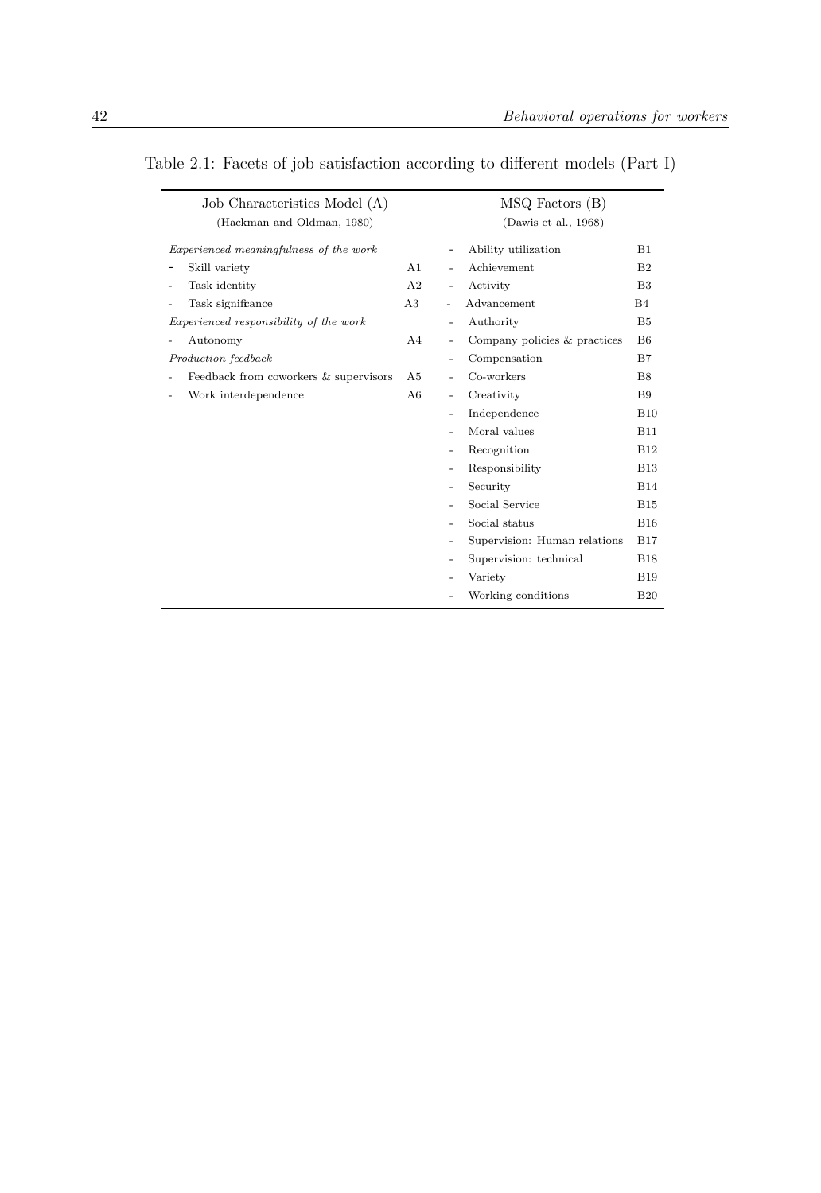Table 2.1: Facets of job satisfaction according to different models (Part I)

| Job Characteristics Model (A) (Hackman and Oldman, 1980) | | MSQ Factors (B) (Dawis et al., 1968) | |
|---|---|---|---|
| *Experienced meaningfulness of the work* | | - Ability utilization | B1 |
| - Skill variety | A1 | - Achievement | B2 |
| - Task identity | A2 | - Activity | B3 |
| - Task signifrance | A3 | - Advancement | B4 |
| *Experienced responsibility of the work* | | - Authority | B5 |
| - Autonomy | A4 | - Company policies & practices | B6 |
| *Production feedback* | | - Compensation | B7 |
| - Feedback from coworkers & supervisors | A5 | - Co-workers | B8 |
| - Work interdependence | A6 | - Creativity | B9 |
| | | - Independence | B10 |
| | | - Moral values | B11 |
| | | - Recognition | B12 |
| | | - Responsibility | B13 |
| | | - Security | B14 |
| | | - Social Service | B15 |
| | | - Social status | B16 |
| | | - Supervision: Human relations | B17 |
| | | - Supervision: technical | B18 |
| | | - Variety | B19 |
| | | - Working conditions | B20 |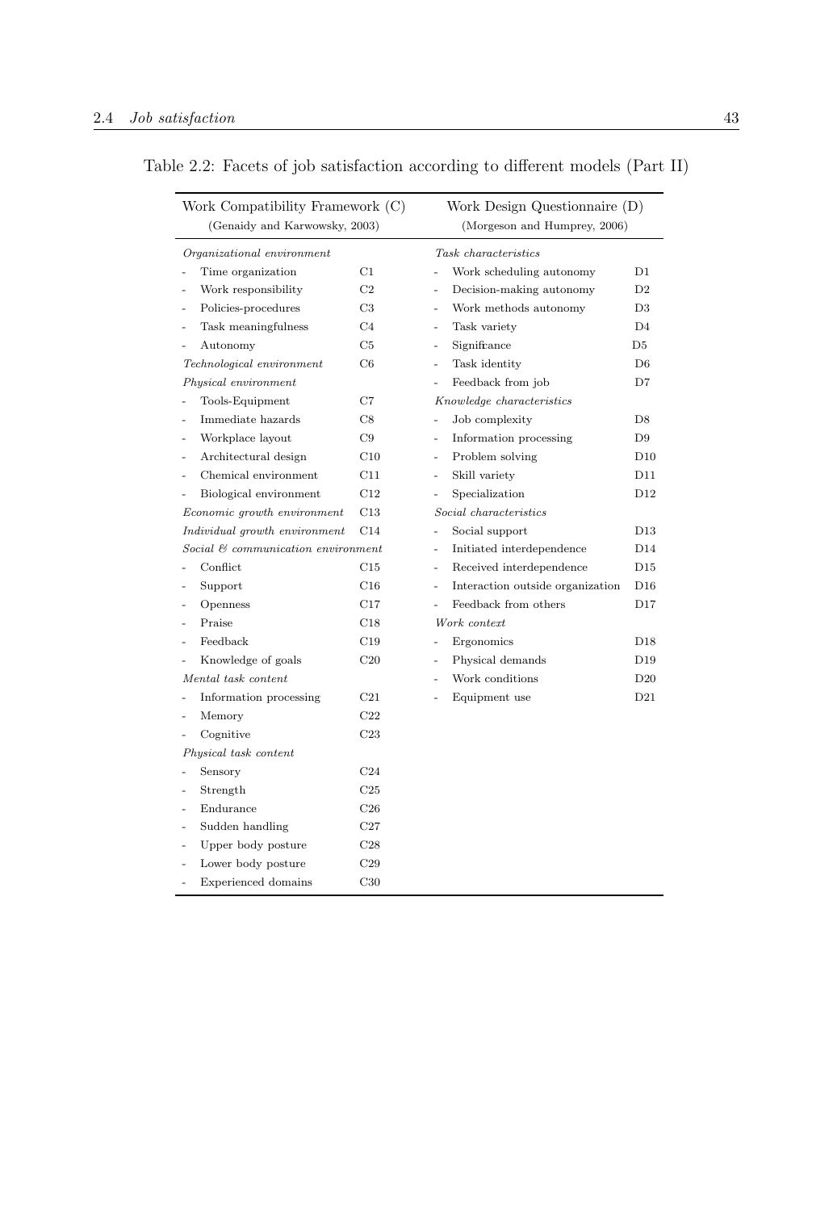Table 2.2: Facets of job satisfaction according to different models (Part II)

| Work Compatibility Framework (C) (Genaidy and Karwowsky, 2003) | | Work Design Questionnaire (D) (Morgeson and Humprey, 2006) | |
|---|---|---|---|
| *Organizational environment* | | *Task characteristics* | |
| - Time organization | C1 | - Work scheduling autonomy | D1 |
| - Work responsibility | C2 | - Decision-making autonomy | D2 |
| - Policies-procedures | C3 | - Work methods autonomy | D3 |
| - Task meaningfulness | C4 | - Task variety | D4 |
| - Autonomy | C5 | - Significance | D5 |
| *Technological environment* | C6 | - Task identity | D6 |
| *Physical environment* | | - Feedback from job | D7 |
| - Tools-Equipment | C7 | *Knowledge characteristics* | |
| - Immediate hazards | C8 | - Job complexity | D8 |
| - Workplace layout | C9 | - Information processing | D9 |
| - Architectural design | C10 | - Problem solving | D10 |
| - Chemical environment | C11 | - Skill variety | D11 |
| - Biological environment | C12 | - Specialization | D12 |
| *Economic growth environment* | C13 | *Social characteristics* | |
| *Individual growth environment* | C14 | - Social support | D13 |
| *Social & communication environment* | | - Initiated interdependence | D14 |
| - Conflict | C15 | - Received interdependence | D15 |
| - Support | C16 | - Interaction outside organization | D16 |
| - Openness | C17 | - Feedback from others | D17 |
| - Praise | C18 | *Work context* | |
| - Feedback | C19 | - Ergonomics | D18 |
| - Knowledge of goals | C20 | - Physical demands | D19 |
| *Mental task content* | | - Work conditions | D20 |
| - Information processing | C21 | - Equipment use | D21 |
| - Memory | C22 | | |
| - Cognitive | C23 | | |
| *Physical task content* | | | |
| - Sensory | C24 | | |
| - Strength | C25 | | |
| - Endurance | C26 | | |
| - Sudden handling | C27 | | |
| - Upper body posture | C28 | | |
| - Lower body posture | C29 | | |
| - Experienced domains | C30 | | |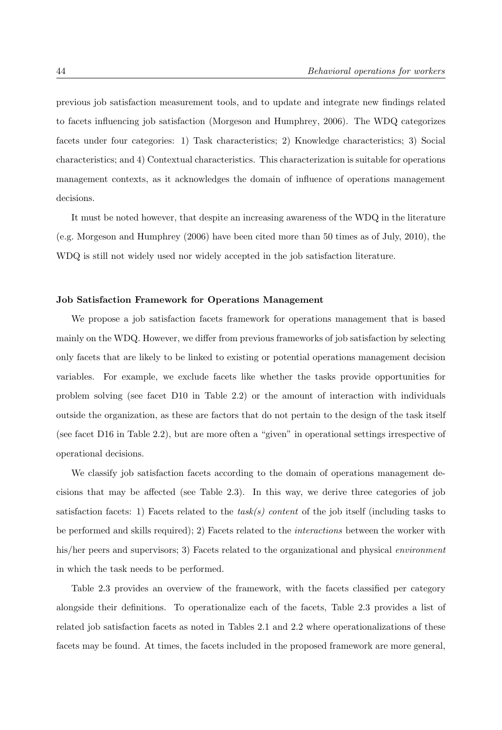previous job satisfaction measurement tools, and to update and integrate new findings related to facets influencing job satisfaction (Morgeson and Humphrey, 2006). The WDQ categorizes facets under four categories: 1) Task characteristics; 2) Knowledge characteristics; 3) Social characteristics; and 4) Contextual characteristics. This characterization is suitable for operations management contexts, as it acknowledges the domain of influence of operations management decisions.

It must be noted however, that despite an increasing awareness of the WDQ in the literature (e.g. Morgeson and Humphrey (2006) have been cited more than 50 times as of July, 2010), the WDQ is still not widely used nor widely accepted in the job satisfaction literature.

**Job Satisfaction Framework for Operations Management**

We propose a job satisfaction facets framework for operations management that is based mainly on the WDQ. However, we differ from previous frameworks of job satisfaction by selecting only facets that are likely to be linked to existing or potential operations management decision variables. For example, we exclude facets like whether the tasks provide opportunities for problem solving (see facet D10 in Table 2.2) or the amount of interaction with individuals outside the organization, as these are factors that do not pertain to the design of the task itself (see facet D16 in Table 2.2), but are more often a "given" in operational settings irrespective of operational decisions.

We classify job satisfaction facets according to the domain of operations management decisions that may be affected (see Table 2.3). In this way, we derive three categories of job satisfaction facets: 1) Facets related to the *task(s) content* of the job itself (including tasks to be performed and skills required); 2) Facets related to the *interactions* between the worker with his/her peers and supervisors; 3) Facets related to the organizational and physical *environment* in which the task needs to be performed.

Table 2.3 provides an overview of the framework, with the facets classified per category alongside their definitions. To operationalize each of the facets, Table 2.3 provides a list of related job satisfaction facets as noted in Tables 2.1 and 2.2 where operationalizations of these facets may be found. At times, the facets included in the proposed framework are more general,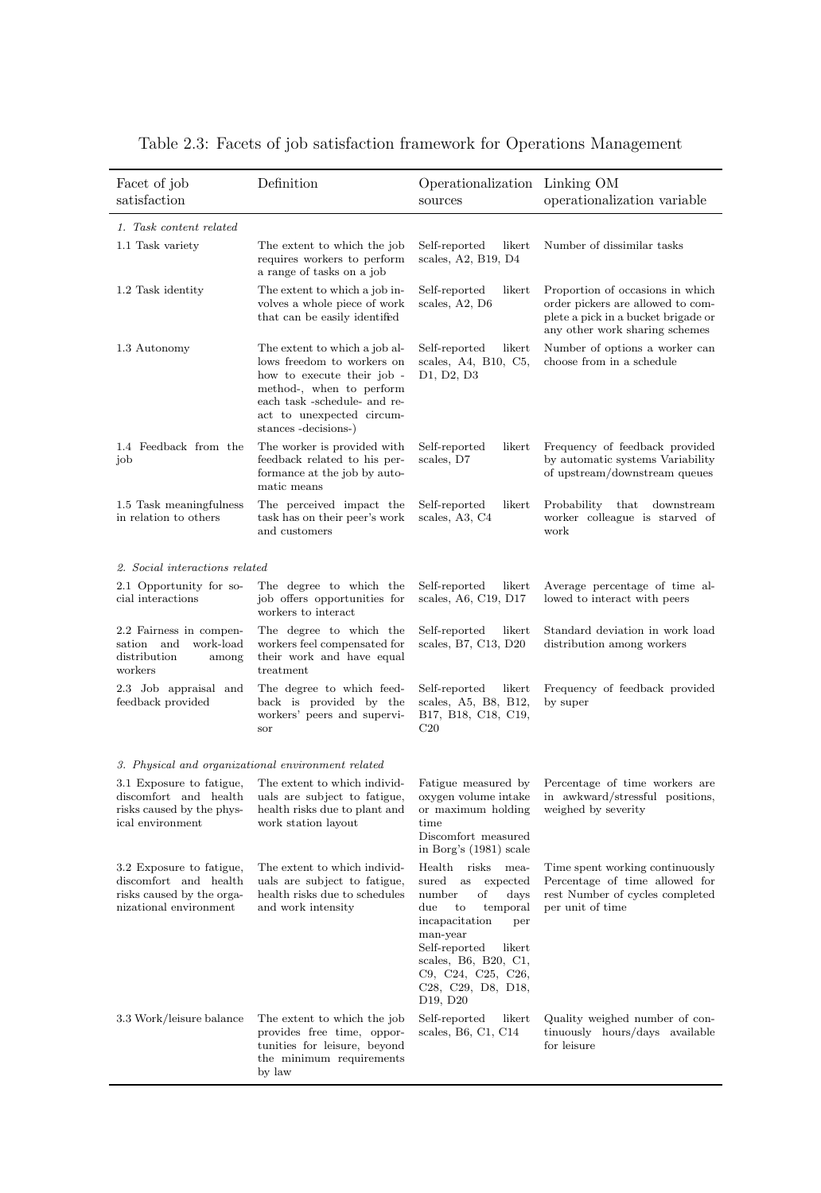Table 2.3: Facets of job satisfaction framework for Operations Management

| Facet of job satisfaction | Definition | Operationalization sources | Linking OM operationalization variable |
|---|---|---|---|
| *1. Task content related* | | | |
| 1.1 Task variety | The extent to which the job requires workers to perform a range of tasks on a job | Self-reported likert scales, A2, B19, D4 | Number of dissimilar tasks |
| 1.2 Task identity | The extent to which a job involves a whole piece of work that can be easily identifed | Self-reported likert scales, A2, D6 | Proportion of occasions in which order pickers are allowed to complete a pick in a bucket brigade or any other work sharing schemes |
| 1.3 Autonomy | The extent to which a job allows freedom to workers on how to execute their job -method-, when to perform each task -schedule- and react to unexpected circumstances -decisions-) | Self-reported likert scales, A4, B10, C5, D1, D2, D3 | Number of options a worker can choose from in a schedule |
| 1.4 Feedback from the job | The worker is provided with feedback related to his performance at the job by automatic means | Self-reported likert scales, D7 | Frequency of feedback provided by automatic systems Variability of upstream/downstream queues |
| 1.5 Task meaningfulness in relation to others | The perceived impact the task has on their peer's work and customers | Self-reported likert scales, A3, C4 | Probability that downstream worker colleague is starved of work |
| *2. Social interactions related* | | | |
| 2.1 Opportunity for social interactions | The degree to which the job offers opportunities for workers to interact | Self-reported likert scales, A6, C19, D17 | Average percentage of time allowed to interact with peers |
| 2.2 Fairness in compensation and work-load distribution among workers | The degree to which the workers feel compensated for their work and have equal treatment | Self-reported likert scales, B7, C13, D20 | Standard deviation in work load distribution among workers |
| 2.3 Job appraisal and feedback provided | The degree to which feedback is provided by the workers' peers and supervisor | Self-reported likert scales, A5, B8, B12, B17, B18, C18, C19, C20 | Frequency of feedback provided by super |
| *3. Physical and organizational environment related* | | | |
| 3.1 Exposure to fatigue, discomfort and health risks caused by the physical environment | The extent to which individuals are subject to fatigue, health risks due to plant and work station layout | Fatigue measured by oxygen volume intake or maximum holding time Discomfort measured in Borg's (1981) scale | Percentage of time workers are in awkward/stressful positions, weighed by severity |
| 3.2 Exposure to fatigue, discomfort and health risks caused by the organizational environment | The extent to which individuals are subject to fatigue, health risks due to schedules and work intensity | Health risks measured as expected number of days due to temporal incapacitation per man-year Self-reported likert scales, B6, B20, C1, C9, C24, C25, C26, C28, C29, D8, D18, D19, D20 | Time spent working continuously Percentage of time allowed for rest Number of cycles completed per unit of time |
| 3.3 Work/leisure balance | The extent to which the job provides free time, opportunities for leisure, beyond the minimum requirements by law | Self-reported likert scales, B6, C1, C14 | Quality weighed number of continuously hours/days available for leisure |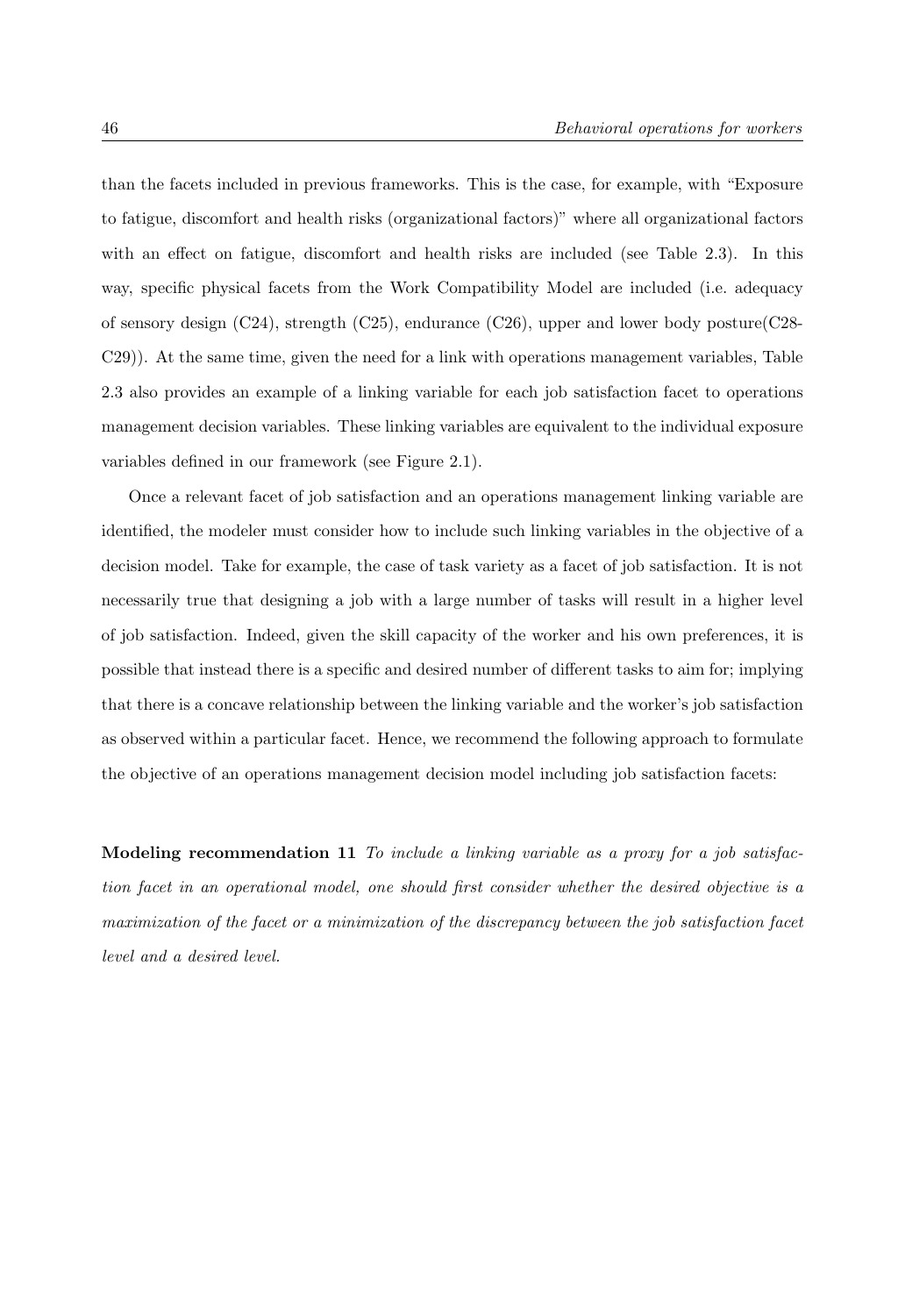than the facets included in previous frameworks. This is the case, for example, with "Exposure to fatigue, discomfort and health risks (organizational factors)" where all organizational factors with an effect on fatigue, discomfort and health risks are included (see Table 2.3). In this way, specific physical facets from the Work Compatibility Model are included (i.e. adequacy of sensory design (C24), strength (C25), endurance (C26), upper and lower body posture(C28-C29)). At the same time, given the need for a link with operations management variables, Table 2.3 also provides an example of a linking variable for each job satisfaction facet to operations management decision variables. These linking variables are equivalent to the individual exposure variables defined in our framework (see Figure 2.1).

Once a relevant facet of job satisfaction and an operations management linking variable are identified, the modeler must consider how to include such linking variables in the objective of a decision model. Take for example, the case of task variety as a facet of job satisfaction. It is not necessarily true that designing a job with a large number of tasks will result in a higher level of job satisfaction. Indeed, given the skill capacity of the worker and his own preferences, it is possible that instead there is a specific and desired number of different tasks to aim for; implying that there is a concave relationship between the linking variable and the worker's job satisfaction as observed within a particular facet. Hence, we recommend the following approach to formulate the objective of an operations management decision model including job satisfaction facets:

**Modeling recommendation 11** *To include a linking variable as a proxy for a job satisfaction facet in an operational model, one should first consider whether the desired objective is a maximization of the facet or a minimization of the discrepancy between the job satisfaction facet level and a desired level.*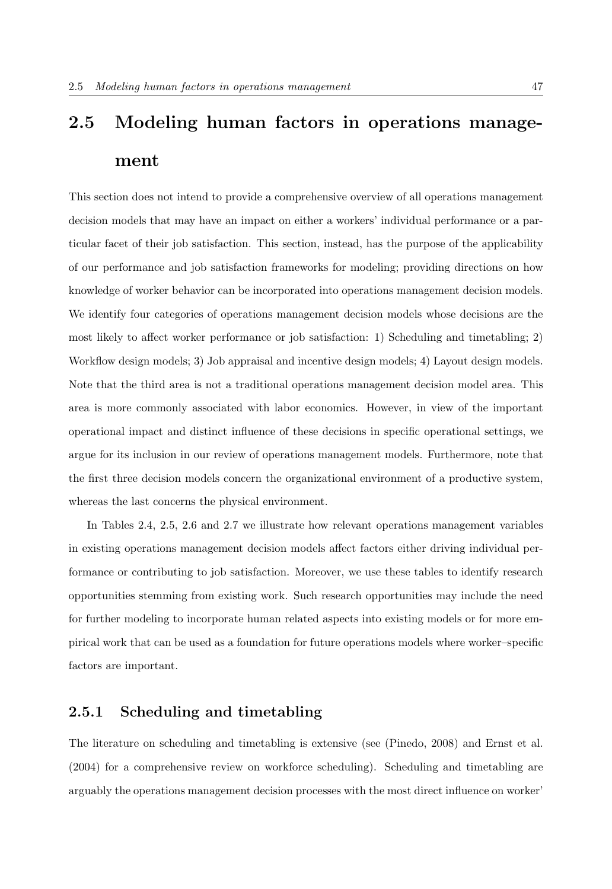## 2.5 Modeling human factors in operations management

This section does not intend to provide a comprehensive overview of all operations management decision models that may have an impact on either a workers' individual performance or a particular facet of their job satisfaction. This section, instead, has the purpose of the applicability of our performance and job satisfaction frameworks for modeling; providing directions on how knowledge of worker behavior can be incorporated into operations management decision models. We identify four categories of operations management decision models whose decisions are the most likely to affect worker performance or job satisfaction: 1) Scheduling and timetabling; 2) Workflow design models; 3) Job appraisal and incentive design models; 4) Layout design models. Note that the third area is not a traditional operations management decision model area. This area is more commonly associated with labor economics. However, in view of the important operational impact and distinct influence of these decisions in specific operational settings, we argue for its inclusion in our review of operations management models. Furthermore, note that the first three decision models concern the organizational environment of a productive system, whereas the last concerns the physical environment.

In Tables 2.4, 2.5, 2.6 and 2.7 we illustrate how relevant operations management variables in existing operations management decision models affect factors either driving individual performance or contributing to job satisfaction. Moreover, we use these tables to identify research opportunities stemming from existing work. Such research opportunities may include the need for further modeling to incorporate human related aspects into existing models or for more empirical work that can be used as a foundation for future operations models where worker–specific factors are important.

### 2.5.1 Scheduling and timetabling

The literature on scheduling and timetabling is extensive (see (Pinedo, 2008) and Ernst et al. (2004) for a comprehensive review on workforce scheduling). Scheduling and timetabling are arguably the operations management decision processes with the most direct influence on worker'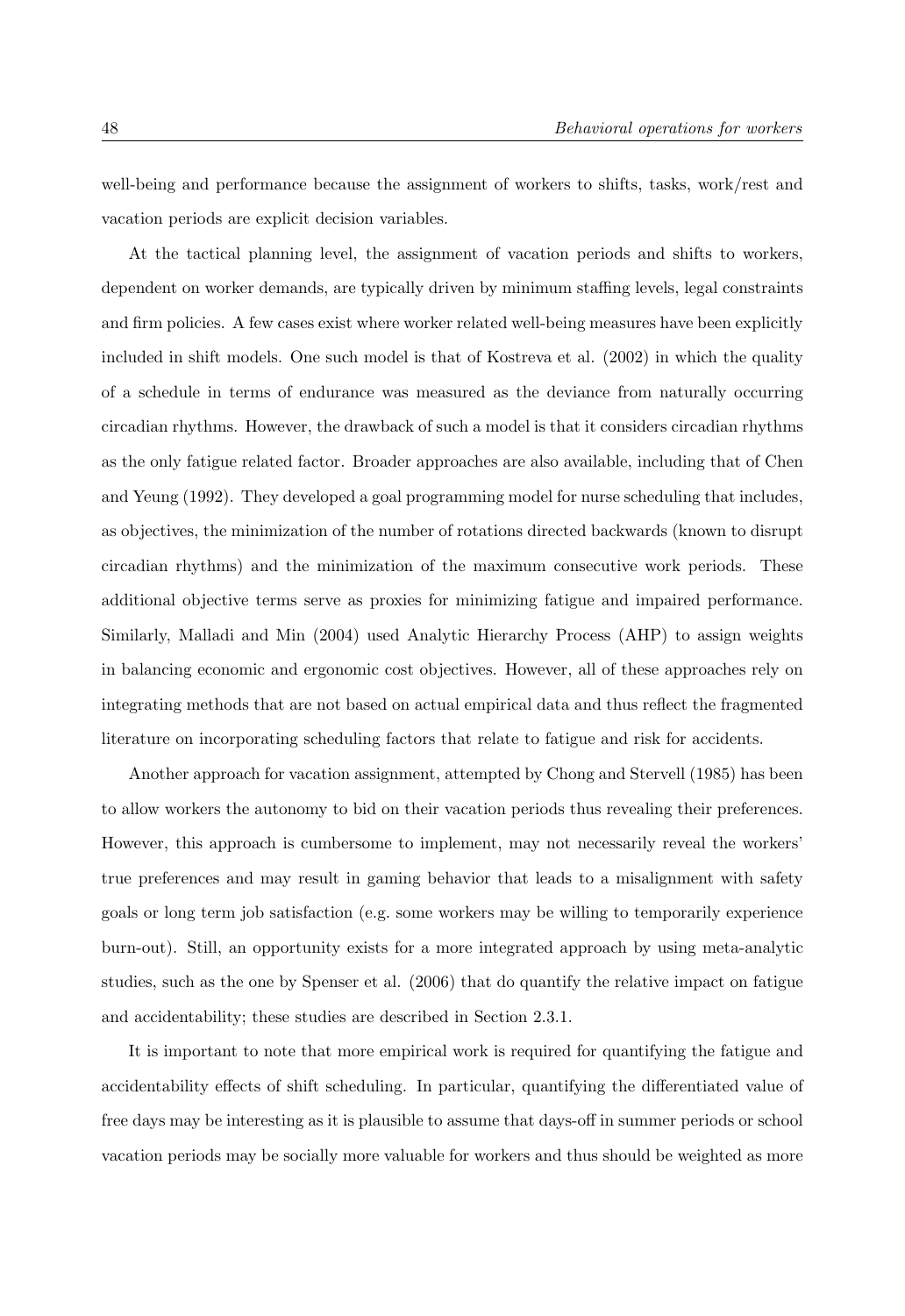well-being and performance because the assignment of workers to shifts, tasks, work/rest and vacation periods are explicit decision variables.

At the tactical planning level, the assignment of vacation periods and shifts to workers, dependent on worker demands, are typically driven by minimum staffing levels, legal constraints and firm policies. A few cases exist where worker related well-being measures have been explicitly included in shift models. One such model is that of Kostreva et al. (2002) in which the quality of a schedule in terms of endurance was measured as the deviance from naturally occurring circadian rhythms. However, the drawback of such a model is that it considers circadian rhythms as the only fatigue related factor. Broader approaches are also available, including that of Chen and Yeung (1992). They developed a goal programming model for nurse scheduling that includes, as objectives, the minimization of the number of rotations directed backwards (known to disrupt circadian rhythms) and the minimization of the maximum consecutive work periods. These additional objective terms serve as proxies for minimizing fatigue and impaired performance. Similarly, Malladi and Min (2004) used Analytic Hierarchy Process (AHP) to assign weights in balancing economic and ergonomic cost objectives. However, all of these approaches rely on integrating methods that are not based on actual empirical data and thus reflect the fragmented literature on incorporating scheduling factors that relate to fatigue and risk for accidents.

Another approach for vacation assignment, attempted by Chong and Stervell (1985) has been to allow workers the autonomy to bid on their vacation periods thus revealing their preferences. However, this approach is cumbersome to implement, may not necessarily reveal the workers' true preferences and may result in gaming behavior that leads to a misalignment with safety goals or long term job satisfaction (e.g. some workers may be willing to temporarily experience burn-out). Still, an opportunity exists for a more integrated approach by using meta-analytic studies, such as the one by Spenser et al. (2006) that do quantify the relative impact on fatigue and accidentability; these studies are described in Section 2.3.1.

It is important to note that more empirical work is required for quantifying the fatigue and accidentability effects of shift scheduling. In particular, quantifying the differentiated value of free days may be interesting as it is plausible to assume that days-off in summer periods or school vacation periods may be socially more valuable for workers and thus should be weighted as more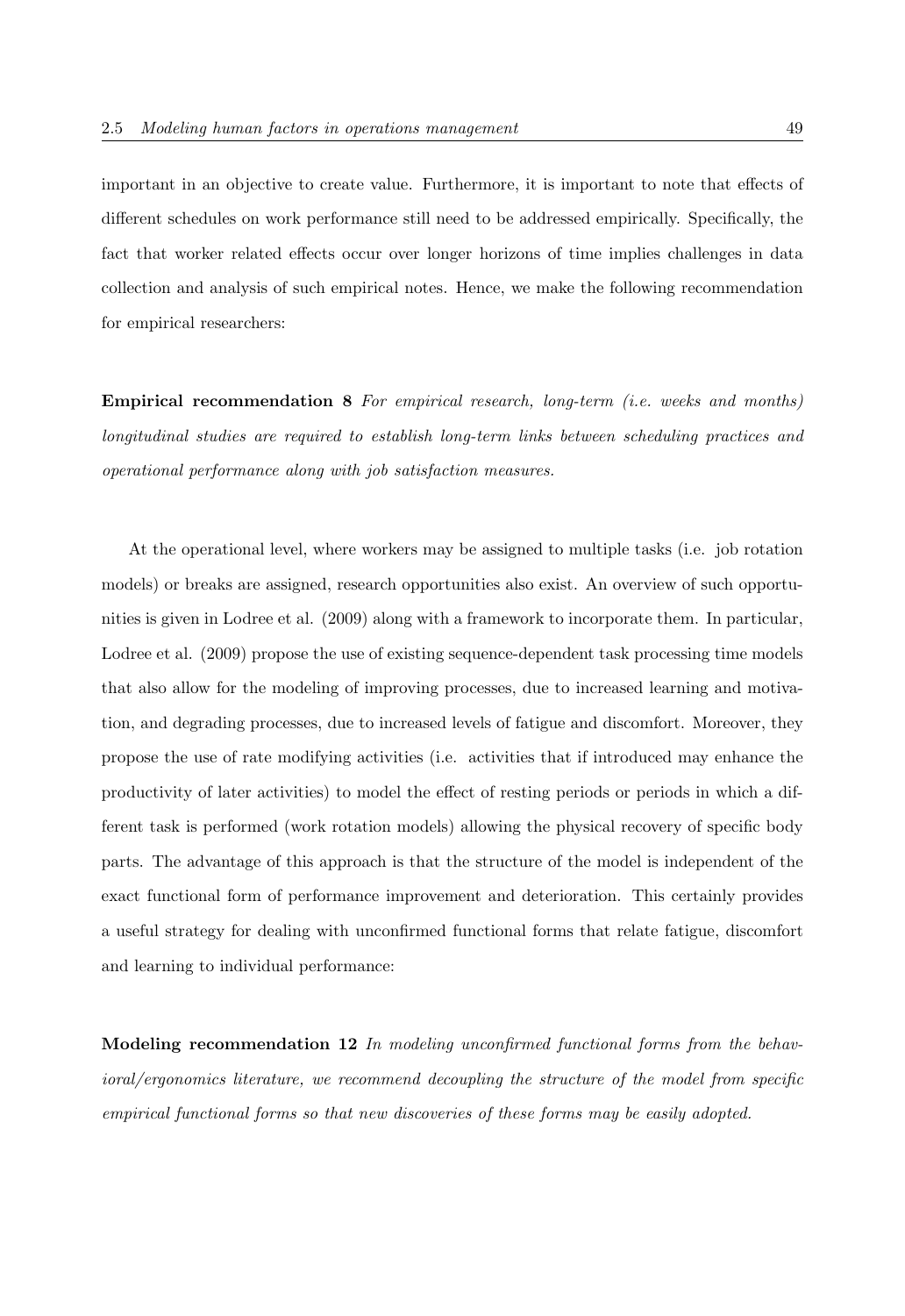important in an objective to create value. Furthermore, it is important to note that effects of different schedules on work performance still need to be addressed empirically. Specifically, the fact that worker related effects occur over longer horizons of time implies challenges in data collection and analysis of such empirical notes. Hence, we make the following recommendation for empirical researchers:

**Empirical recommendation 8** *For empirical research, long-term (i.e. weeks and months) longitudinal studies are required to establish long-term links between scheduling practices and operational performance along with job satisfaction measures.*

At the operational level, where workers may be assigned to multiple tasks (i.e. job rotation models) or breaks are assigned, research opportunities also exist. An overview of such opportunities is given in Lodree et al. (2009) along with a framework to incorporate them. In particular, Lodree et al. (2009) propose the use of existing sequence-dependent task processing time models that also allow for the modeling of improving processes, due to increased learning and motivation, and degrading processes, due to increased levels of fatigue and discomfort. Moreover, they propose the use of rate modifying activities (i.e. activities that if introduced may enhance the productivity of later activities) to model the effect of resting periods or periods in which a different task is performed (work rotation models) allowing the physical recovery of specific body parts. The advantage of this approach is that the structure of the model is independent of the exact functional form of performance improvement and deterioration. This certainly provides a useful strategy for dealing with unconfirmed functional forms that relate fatigue, discomfort and learning to individual performance:

**Modeling recommendation 12** *In modeling unconfirmed functional forms from the behavioral/ergonomics literature, we recommend decoupling the structure of the model from specific empirical functional forms so that new discoveries of these forms may be easily adopted.*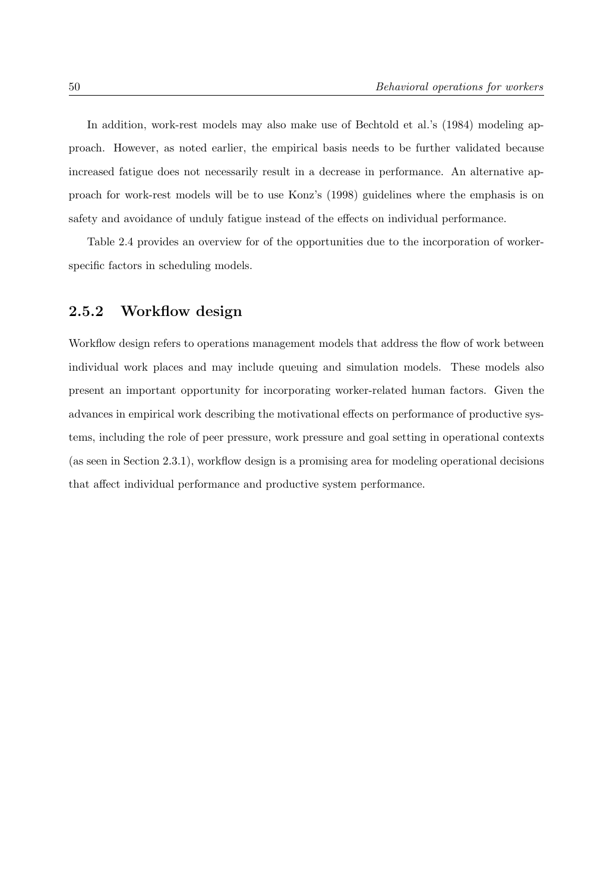In addition, work-rest models may also make use of Bechtold et al.'s (1984) modeling approach. However, as noted earlier, the empirical basis needs to be further validated because increased fatigue does not necessarily result in a decrease in performance. An alternative approach for work-rest models will be to use Konz's (1998) guidelines where the emphasis is on safety and avoidance of unduly fatigue instead of the effects on individual performance.

Table 2.4 provides an overview for of the opportunities due to the incorporation of worker-specific factors in scheduling models.

### 2.5.2 Workflow design

Workflow design refers to operations management models that address the flow of work between individual work places and may include queuing and simulation models. These models also present an important opportunity for incorporating worker-related human factors. Given the advances in empirical work describing the motivational effects on performance of productive systems, including the role of peer pressure, work pressure and goal setting in operational contexts (as seen in Section 2.3.1), workflow design is a promising area for modeling operational decisions that affect individual performance and productive system performance.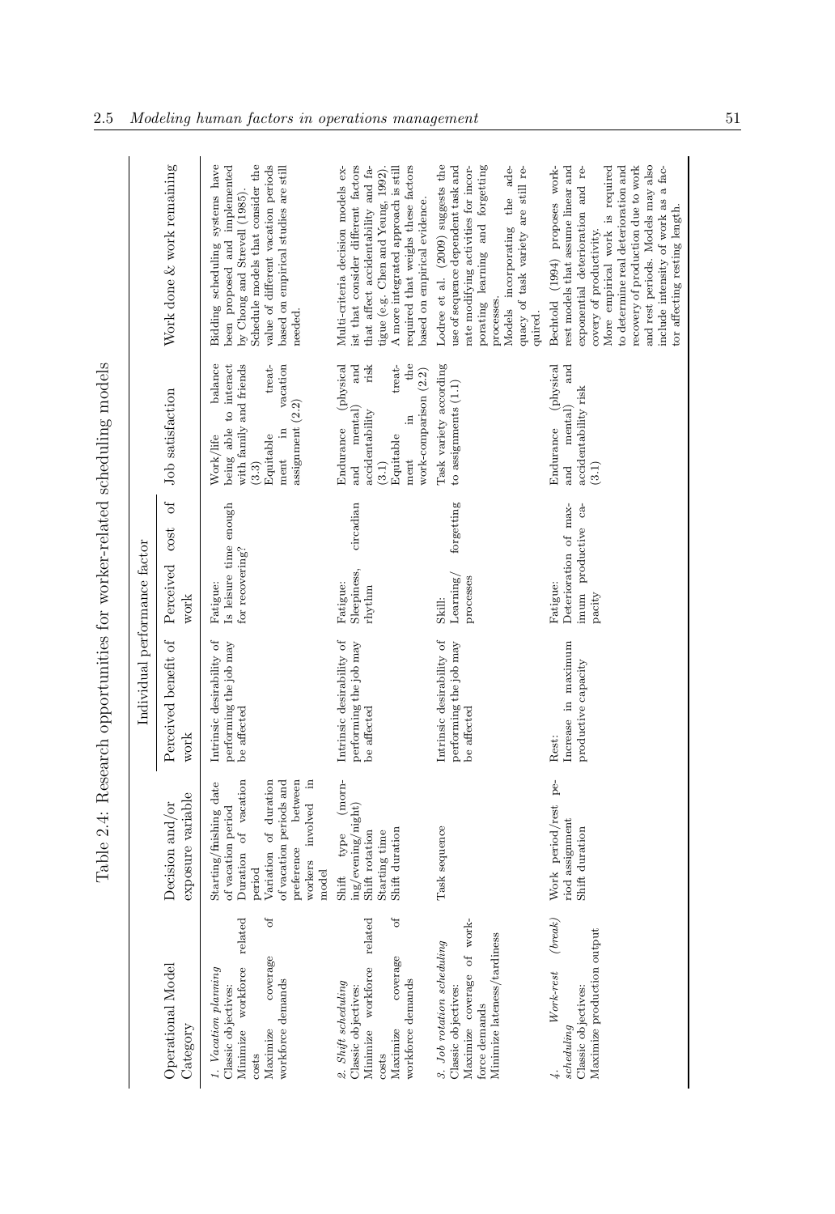Table 2.4: Research opportunities for worker-related scheduling models

| Operational Model Category | Decision and/or exposure variable | Individual performance factor | | | Work done & work remaining |
|---|---|---|---|---|---|
| | | Perceived benefit of work | Perceived cost of work | Job satisfaction | |
| *1. Vacation planning* Classic objectives: Minimize workforce related costs Maximize coverage of workforce demands | Starting/finishing date of vacation period Duration of vacation period Variation of duration of vacation periods and preference between workers involved in model | Intrinsic desirability of performing the job may be affected | Fatigue: Is leisure time enough for recovering? | Work/life balance being able to interact with family and friends (3.3) Equitable treatment in vacation assignment (2.2) | Bidding scheduling systems have been proposed and implemented by Chong and Strevell (1985). Schedule models that consider the value of different vacation periods based on empirical studies are still needed. |
| *2. Shift scheduling* Classic objectives: Minimize workforce related costs Maximize coverage of workforce demands | Shift type (morning/evening/night) Shift rotation Starting time Shift duration | Intrinsic desirability of performing the job may be affected | Fatigue: Sleepiness, circadian rhythm | Endurance (physical and mental) and accidentability risk (3.1) Equitable treatment in the work-comparison (2.2) | Multi-criteria decision models exist that consider different factors that affect accidentability and fatigue (e.g. Chen and Yeung, 1992). A more integrated approach is still required that weighs these factors based on empirical evidence. |
| *3. Job rotation scheduling* Classic objectives: Maximize coverage of workforce demands Minimize lateness/tardiness | Task sequence | Intrinsic desirability of performing the job may be affected | Skill: Learning/ forgetting processes | Task variety according to assignments (1.1) | Lodree et al. (2009) suggests the use of sequence dependent task and rate modifying activities for incorporating learning and forgetting processes. Models incorporating the adequacy of task variety are still required. |
| *4. Work-rest (break) scheduling* Classic objectives: Maximize production output | Work period/rest period assignment Shift duration | Rest: Increase in maximum productive capacity | Fatigue: Deterioration of maximum productive capacity | Endurance (physical and mental) and accidentability risk (3.1) | Bechtold (1994) proposes work-rest models that assume linear and exponential deterioration and recovery of productivity. More empirical work is required to determine real deterioration and recovery of production due to work and rest periods. Models may also include intensity of work as a factor affecting resting length. |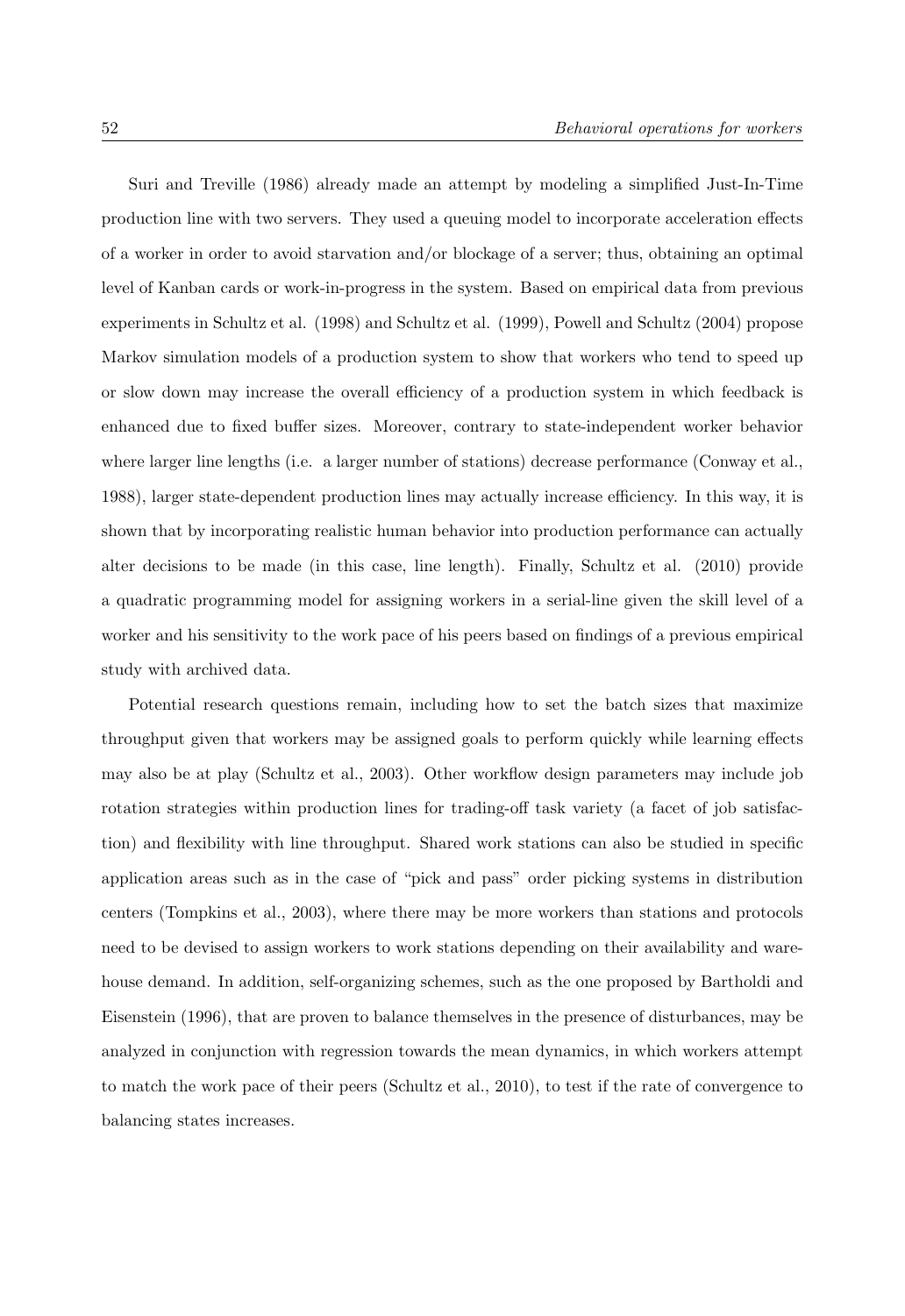Suri and Treville (1986) already made an attempt by modeling a simplified Just-In-Time production line with two servers. They used a queuing model to incorporate acceleration effects of a worker in order to avoid starvation and/or blockage of a server; thus, obtaining an optimal level of Kanban cards or work-in-progress in the system. Based on empirical data from previous experiments in Schultz et al. (1998) and Schultz et al. (1999), Powell and Schultz (2004) propose Markov simulation models of a production system to show that workers who tend to speed up or slow down may increase the overall efficiency of a production system in which feedback is enhanced due to fixed buffer sizes. Moreover, contrary to state-independent worker behavior where larger line lengths (i.e. a larger number of stations) decrease performance (Conway et al., 1988), larger state-dependent production lines may actually increase efficiency. In this way, it is shown that by incorporating realistic human behavior into production performance can actually alter decisions to be made (in this case, line length). Finally, Schultz et al. (2010) provide a quadratic programming model for assigning workers in a serial-line given the skill level of a worker and his sensitivity to the work pace of his peers based on findings of a previous empirical study with archived data.

Potential research questions remain, including how to set the batch sizes that maximize throughput given that workers may be assigned goals to perform quickly while learning effects may also be at play (Schultz et al., 2003). Other workflow design parameters may include job rotation strategies within production lines for trading-off task variety (a facet of job satisfaction) and flexibility with line throughput. Shared work stations can also be studied in specific application areas such as in the case of "pick and pass" order picking systems in distribution centers (Tompkins et al., 2003), where there may be more workers than stations and protocols need to be devised to assign workers to work stations depending on their availability and warehouse demand. In addition, self-organizing schemes, such as the one proposed by Bartholdi and Eisenstein (1996), that are proven to balance themselves in the presence of disturbances, may be analyzed in conjunction with regression towards the mean dynamics, in which workers attempt to match the work pace of their peers (Schultz et al., 2010), to test if the rate of convergence to balancing states increases.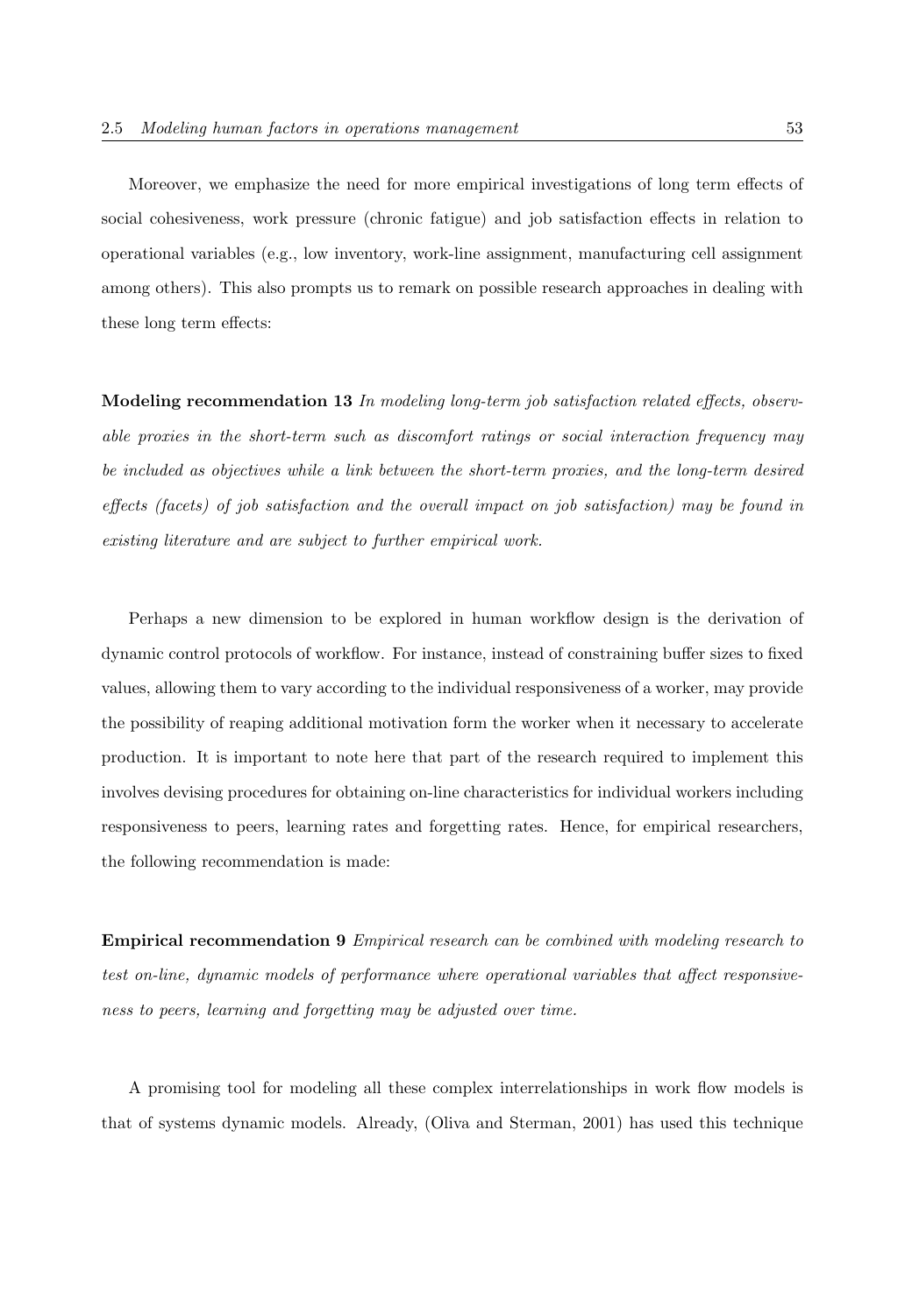Moreover, we emphasize the need for more empirical investigations of long term effects of social cohesiveness, work pressure (chronic fatigue) and job satisfaction effects in relation to operational variables (e.g., low inventory, work-line assignment, manufacturing cell assignment among others). This also prompts us to remark on possible research approaches in dealing with these long term effects:

**Modeling recommendation 13** *In modeling long-term job satisfaction related effects, observable proxies in the short-term such as discomfort ratings or social interaction frequency may be included as objectives while a link between the short-term proxies, and the long-term desired effects (facets) of job satisfaction and the overall impact on job satisfaction) may be found in existing literature and are subject to further empirical work.*

Perhaps a new dimension to be explored in human workflow design is the derivation of dynamic control protocols of workflow. For instance, instead of constraining buffer sizes to fixed values, allowing them to vary according to the individual responsiveness of a worker, may provide the possibility of reaping additional motivation form the worker when it necessary to accelerate production. It is important to note here that part of the research required to implement this involves devising procedures for obtaining on-line characteristics for individual workers including responsiveness to peers, learning rates and forgetting rates. Hence, for empirical researchers, the following recommendation is made:

**Empirical recommendation 9** *Empirical research can be combined with modeling research to test on-line, dynamic models of performance where operational variables that affect responsiveness to peers, learning and forgetting may be adjusted over time.*

A promising tool for modeling all these complex interrelationships in work flow models is that of systems dynamic models. Already, (Oliva and Sterman, 2001) has used this technique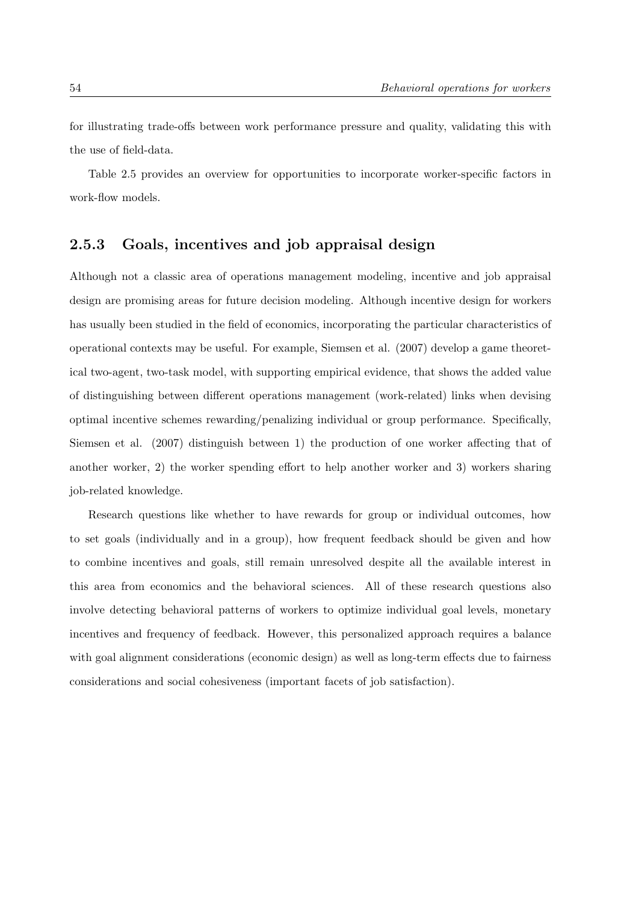for illustrating trade-offs between work performance pressure and quality, validating this with the use of field-data.

Table 2.5 provides an overview for opportunities to incorporate worker-specific factors in work-flow models.

### 2.5.3 Goals, incentives and job appraisal design

Although not a classic area of operations management modeling, incentive and job appraisal design are promising areas for future decision modeling. Although incentive design for workers has usually been studied in the field of economics, incorporating the particular characteristics of operational contexts may be useful. For example, Siemsen et al. (2007) develop a game theoretical two-agent, two-task model, with supporting empirical evidence, that shows the added value of distinguishing between different operations management (work-related) links when devising optimal incentive schemes rewarding/penalizing individual or group performance. Specifically, Siemsen et al. (2007) distinguish between 1) the production of one worker affecting that of another worker, 2) the worker spending effort to help another worker and 3) workers sharing job-related knowledge.

Research questions like whether to have rewards for group or individual outcomes, how to set goals (individually and in a group), how frequent feedback should be given and how to combine incentives and goals, still remain unresolved despite all the available interest in this area from economics and the behavioral sciences. All of these research questions also involve detecting behavioral patterns of workers to optimize individual goal levels, monetary incentives and frequency of feedback. However, this personalized approach requires a balance with goal alignment considerations (economic design) as well as long-term effects due to fairness considerations and social cohesiveness (important facets of job satisfaction).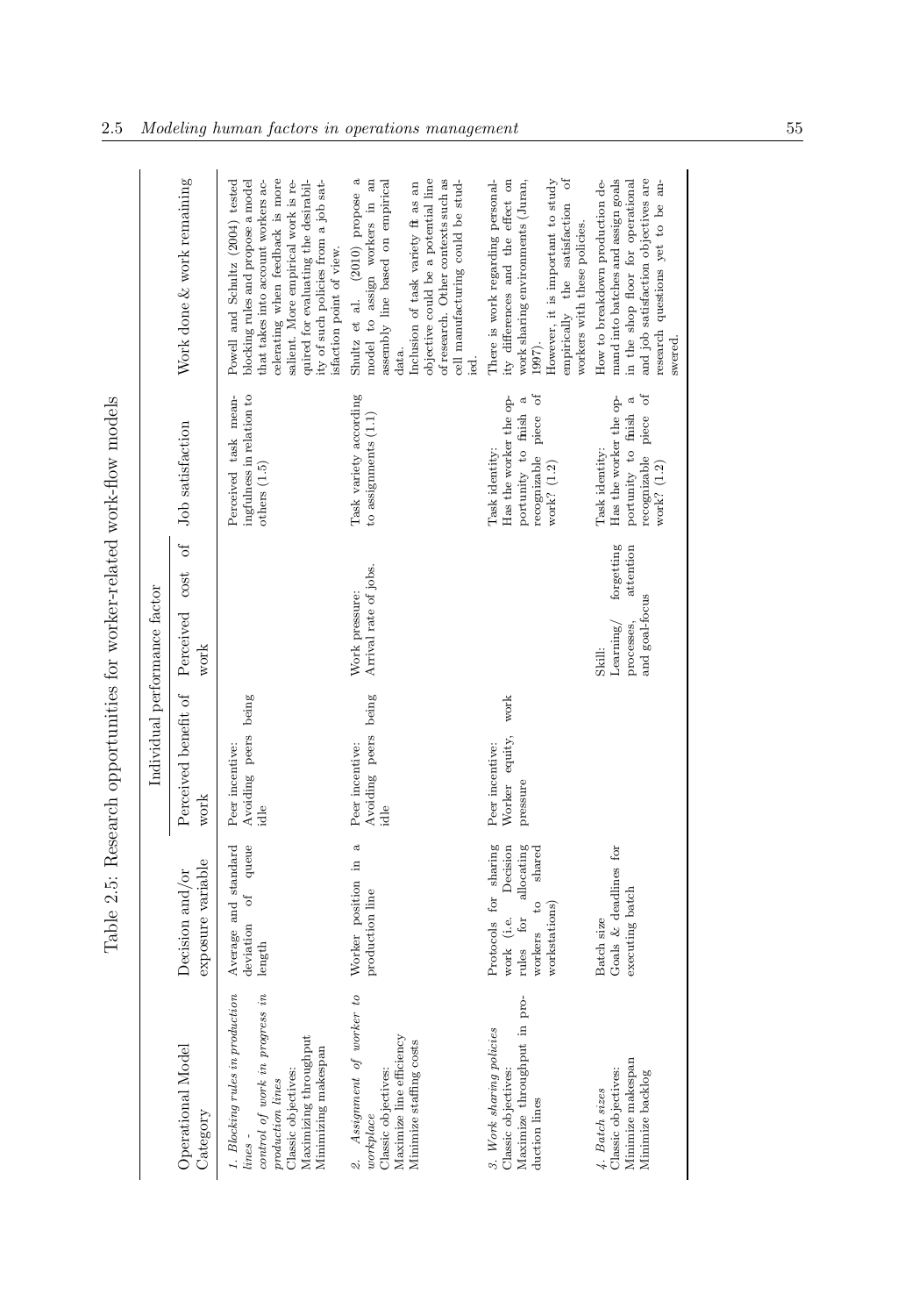Table 2.5: Research opportunities for worker-related work-flow models

| Operational Model Category | Decision and/or exposure variable | Individual performance factor | | | Work done & work remaining |
|---|---|---|---|---|---|
| | | Perceived benefit of work | Perceived cost of work | Job satisfaction | |
| *1. Blocking rules in production lines - control of work in progress in production lines*<br>Classic objectives:<br>Maximizing throughput<br>Minimizing makespan | Average and standard deviation of queue length | Peer incentive:<br>Avoiding peers being idle | | Perceived task meaningfulness in relation to others (1.5) | Powell and Schultz (2004) tested blocking rules and propose a model that takes into account workers accelerating when feedback is more salient. More empirical work is required for evaluating the desirability of such policies from a job satisfaction point of view. |
| *2. Assignment of worker to workplace*<br>Classic objectives:<br>Maximize line efficiency<br>Minimize staffing costs | Worker position in a production line | Peer incentive:<br>Avoiding peers being idle | Work pressure:<br>Arrival rate of jobs. | Task variety according to assignments (1.1) | Shultz et al. (2010) propose a model to assign workers in an assembly line based on empirical data.<br>Inclusion of task variety fit as an objective could be a potential line of research. Other contexts such as cell manufacturing could be studied. |
| *3. Work sharing policies*<br>Classic objectives:<br>Maximize throughput in production lines | Protocols for sharing work (i.e. Decision rules for allocating workers to shared workstations) | Peer incentive:<br>Worker equity, work pressure | | Task identity:<br>Has the worker the opportunity to finish a recognizable piece of work? (1.2) | There is work regarding personality differences and the effect on work sharing environments (Juran, 1997).<br>However, it is important to study empirically the satisfaction of workers with these policies. |
| *4. Batch sizes*<br>Classic objectives:<br>Minimize makespan<br>Minimize backlog | Batch size<br>Goals & deadlines for executing batch | | Skill:<br>Learning/ forgetting processes, attention and goal-focus | Task identity:<br>Has the worker the opportunity to finish a recognizable piece of work? (1.2) | How to breakdown production demand into batches and assign goals in the shop floor for operational and job satisfaction objectives are research questions yet to be answered. |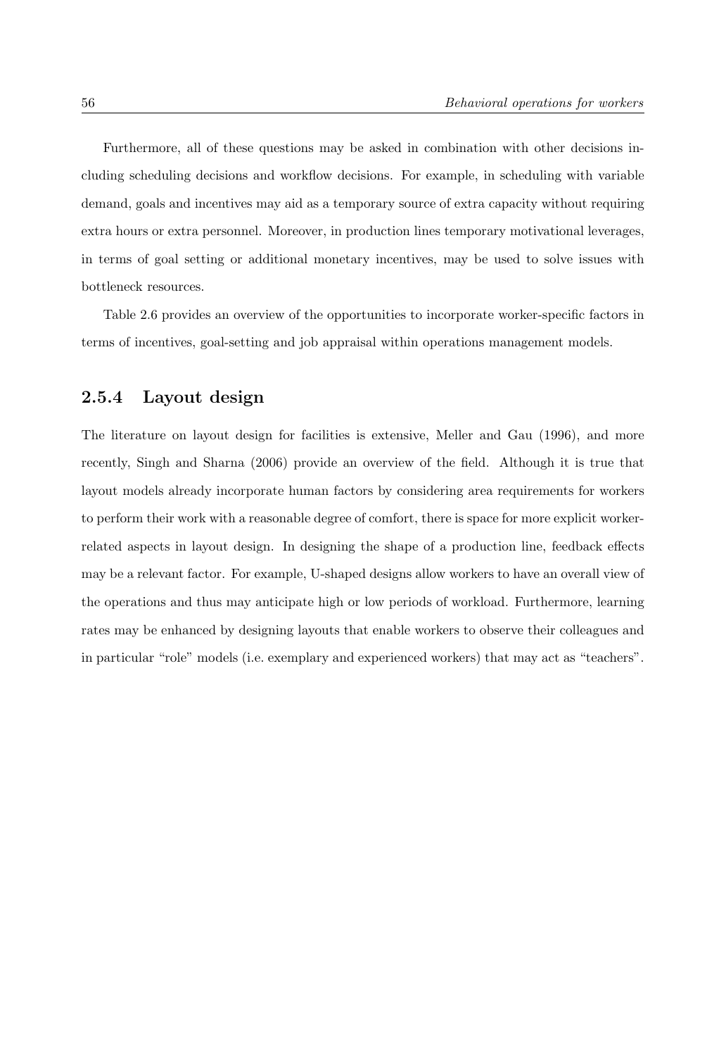Furthermore, all of these questions may be asked in combination with other decisions including scheduling decisions and workflow decisions. For example, in scheduling with variable demand, goals and incentives may aid as a temporary source of extra capacity without requiring extra hours or extra personnel. Moreover, in production lines temporary motivational leverages, in terms of goal setting or additional monetary incentives, may be used to solve issues with bottleneck resources.

Table 2.6 provides an overview of the opportunities to incorporate worker-specific factors in terms of incentives, goal-setting and job appraisal within operations management models.

### 2.5.4 Layout design

The literature on layout design for facilities is extensive, Meller and Gau (1996), and more recently, Singh and Sharna (2006) provide an overview of the field. Although it is true that layout models already incorporate human factors by considering area requirements for workers to perform their work with a reasonable degree of comfort, there is space for more explicit worker-related aspects in layout design. In designing the shape of a production line, feedback effects may be a relevant factor. For example, U-shaped designs allow workers to have an overall view of the operations and thus may anticipate high or low periods of workload. Furthermore, learning rates may be enhanced by designing layouts that enable workers to observe their colleagues and in particular "role" models (i.e. exemplary and experienced workers) that may act as "teachers".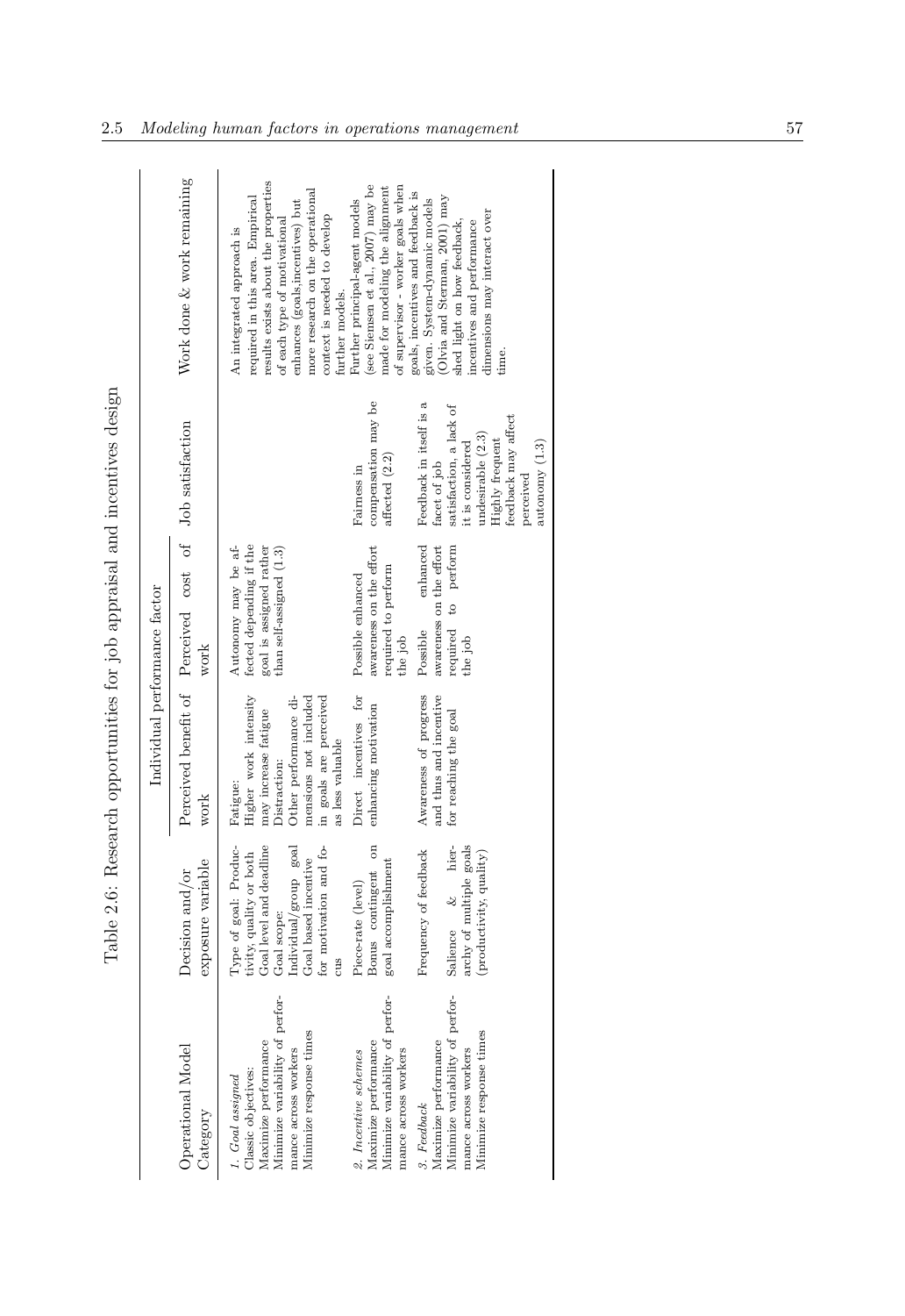Table 2.6: Research opportunities for job appraisal and incentives design

| Operational Model Category | Decision and/or exposure variable | Individual performance factor | | | Work done & work remaining |
|---|---|---|---|---|---|
| | | Perceived benefit of work | Perceived cost of work | Job satisfaction | |
| *1. Goal assigned*<br>Classic objectives:<br>Maximize performance<br>Minimize variability of performance across workers<br>Minimize response times | Type of goal: Productivity, quality or both<br>Goal level and deadline<br>Goal scope:<br>Individual/group goal<br>Goal based incentive for motivation and focus | Fatigue:<br>Higher work intensity may increase fatigue<br>Distraction:<br>Other performance dimensions not included in goals are perceived as less valuable | Autonomy may be affected depending if the goal is assigned rather than self-assigned (1.3) | | An integrated approach is required in this area. Empirical results exists about the properties of each type of motivational enhances (goals,incentives) but more research on the operational context is needed to develop further models. |
| *2. Incentive schemes*<br>Maximize performance<br>Minimize variability of performance across workers | Piece-rate (level)<br>Bonus contingent on goal accomplishment | Direct incentives for enhancing motivation | Possible enhanced awareness on the effort required to perform the job | Fairness in compensation may be affected (2.2) | Further principal-agent models (see Siemsen et al., 2007) may be made for modeling the alignment of supervisor - worker goals when goals, incentives and feedback is given. |
| *3. Feedback*<br>Maximize performance<br>Minimize variability of performance across workers<br>Minimize response times | Frequency of feedback<br><br>Salience & hierarchy of multiple goals (productivity, quality) | Awareness of progress and thus and incentive for reaching the goal | Possible enhanced awareness on the effort required to perform the job | Feedback in itself is a facet of job satisfaction, a lack of it is considered undesirable (2.3)<br>Highly frequent feedback may affect perceived autonomy (1.3) | System-dynamic models (Olvia and Sterman, 2001) may shed light on how feedback, incentives and performance dimensions may interact over time. |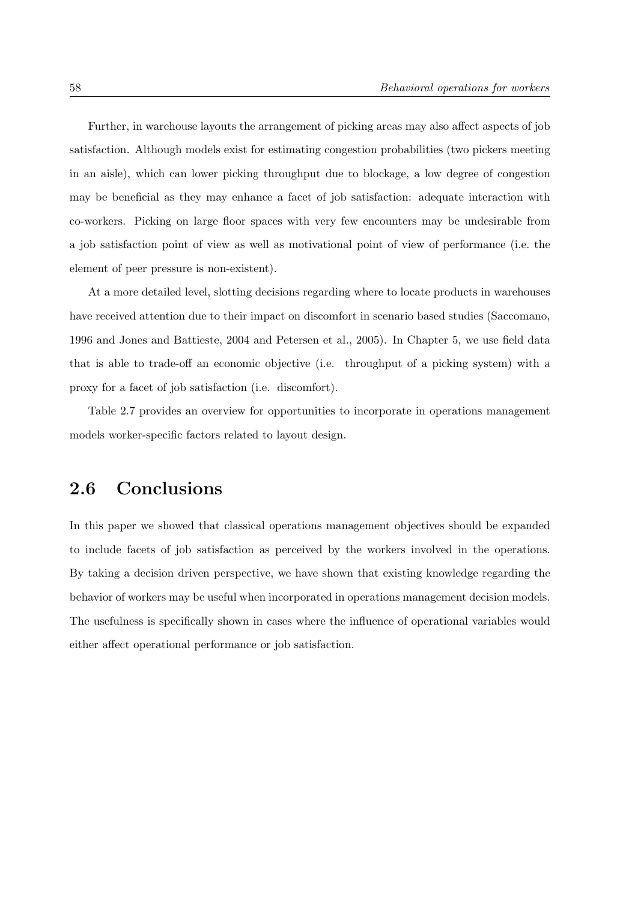Further, in warehouse layouts the arrangement of picking areas may also affect aspects of job satisfaction. Although models exist for estimating congestion probabilities (two pickers meeting in an aisle), which can lower picking throughput due to blockage, a low degree of congestion may be beneficial as they may enhance a facet of job satisfaction: adequate interaction with co-workers. Picking on large floor spaces with very few encounters may be undesirable from a job satisfaction point of view as well as motivational point of view of performance (i.e. the element of peer pressure is non-existent).

At a more detailed level, slotting decisions regarding where to locate products in warehouses have received attention due to their impact on discomfort in scenario based studies (Saccomano, 1996 and Jones and Battieste, 2004 and Petersen et al., 2005). In Chapter 5, we use field data that is able to trade-off an economic objective (i.e. throughput of a picking system) with a proxy for a facet of job satisfaction (i.e. discomfort).

Table 2.7 provides an overview for opportunities to incorporate in operations management models worker-specific factors related to layout design.

## 2.6 Conclusions

In this paper we showed that classical operations management objectives should be expanded to include facets of job satisfaction as perceived by the workers involved in the operations. By taking a decision driven perspective, we have shown that existing knowledge regarding the behavior of workers may be useful when incorporated in operations management decision models. The usefulness is specifically shown in cases where the influence of operational variables would either affect operational performance or job satisfaction.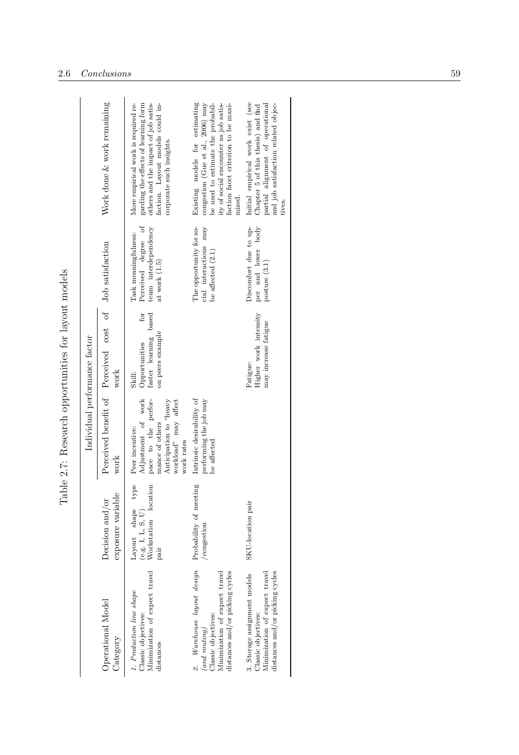Table 2.7: Research opportunities for layout models

| Operational Model Category | Decision and/or exposure variable | Individual performance factor | | | Work done & work remaining |
|---|---|---|---|---|---|
| | | Perceived benefit of work | Perceived cost of work | Job satisfaction | |
| *1. Production line shape* Classic objectives: Minimization of expect travel distances | Layout shape type (e.g. I, L, S, U) Workstation location pair | Peer incentive: Adjustment of work pace to the performance of others Anticipation to "heavy workload" may affect work rates | Skill: Opportunities for faster learning based on peers example | Task meaningfulness: Perceived degree of team interdependency at work (1.5) | More empirical work is required regarding the effects of learning form others and the impact of job satisfaction. Layout models could incorporate such insights. |
| *2. Warehouse layout design (and routing)* Classic objectives: Minimization of expect travel distances and/or picking cycles | Probability of meeting /congestion | Intrinsic desirability of performing the job may be affected | | The opportunity for social interactions may be affected (2.1) | Existing models for estimating congestion (Gue et al., 2006) may be used to estimate the probability of social encounter as job satisfaction facet criterion to be maximized. |
| 3. Storage assignment models Classic objectives: Minimization of expect travel distances and/or picking cycles | SKU-location pair | | Fatigue: Higher work intensity may increase fatigue | Discomfort due to upper and lower body posture (3.1) | Initial empirical work exist (see Chapter 5 of this thesis) and find partial alignment of operational and job satisfaction related objectives. |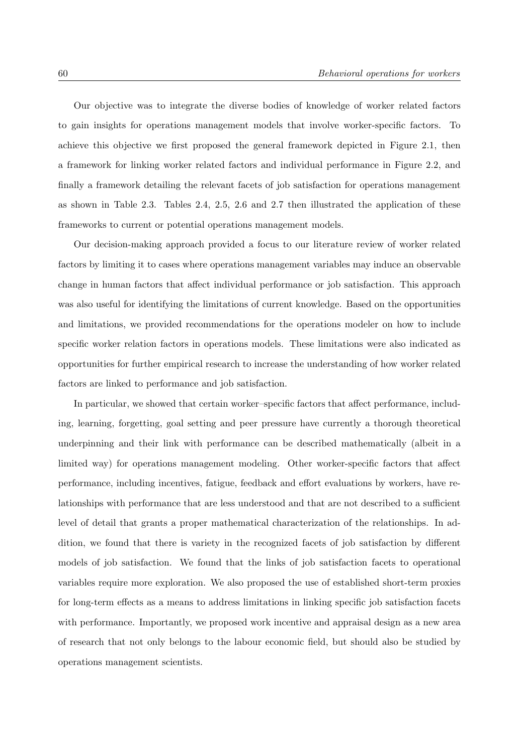Our objective was to integrate the diverse bodies of knowledge of worker related factors to gain insights for operations management models that involve worker-specific factors. To achieve this objective we first proposed the general framework depicted in Figure 2.1, then a framework for linking worker related factors and individual performance in Figure 2.2, and finally a framework detailing the relevant facets of job satisfaction for operations management as shown in Table 2.3. Tables 2.4, 2.5, 2.6 and 2.7 then illustrated the application of these frameworks to current or potential operations management models.

Our decision-making approach provided a focus to our literature review of worker related factors by limiting it to cases where operations management variables may induce an observable change in human factors that affect individual performance or job satisfaction. This approach was also useful for identifying the limitations of current knowledge. Based on the opportunities and limitations, we provided recommendations for the operations modeler on how to include specific worker relation factors in operations models. These limitations were also indicated as opportunities for further empirical research to increase the understanding of how worker related factors are linked to performance and job satisfaction.

In particular, we showed that certain worker–specific factors that affect performance, including, learning, forgetting, goal setting and peer pressure have currently a thorough theoretical underpinning and their link with performance can be described mathematically (albeit in a limited way) for operations management modeling. Other worker-specific factors that affect performance, including incentives, fatigue, feedback and effort evaluations by workers, have relationships with performance that are less understood and that are not described to a sufficient level of detail that grants a proper mathematical characterization of the relationships. In addition, we found that there is variety in the recognized facets of job satisfaction by different models of job satisfaction. We found that the links of job satisfaction facets to operational variables require more exploration. We also proposed the use of established short-term proxies for long-term effects as a means to address limitations in linking specific job satisfaction facets with performance. Importantly, we proposed work incentive and appraisal design as a new area of research that not only belongs to the labour economic field, but should also be studied by operations management scientists.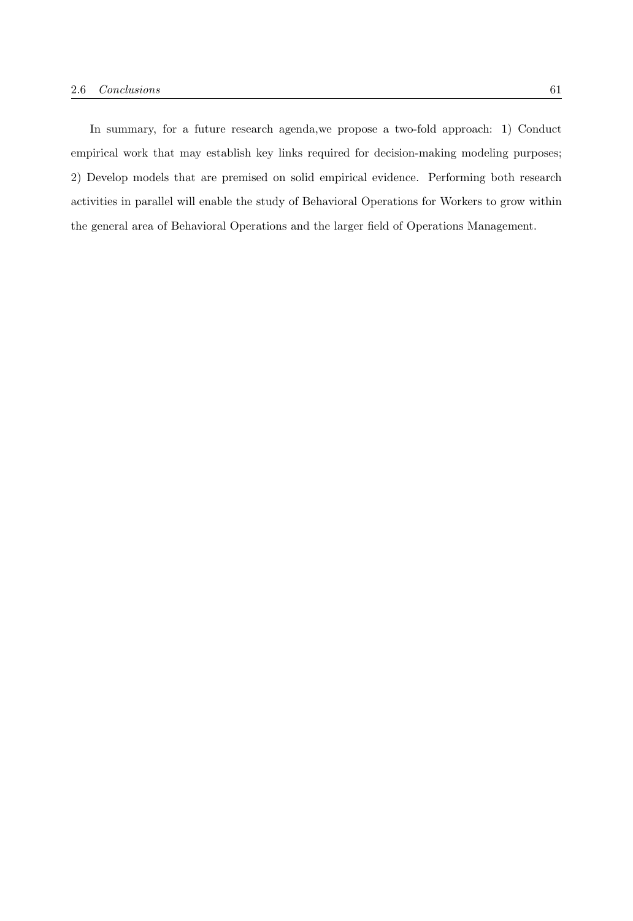In summary, for a future research agenda,we propose a two-fold approach: 1) Conduct empirical work that may establish key links required for decision-making modeling purposes; 2) Develop models that are premised on solid empirical evidence. Performing both research activities in parallel will enable the study of Behavioral Operations for Workers to grow within the general area of Behavioral Operations and the larger field of Operations Management.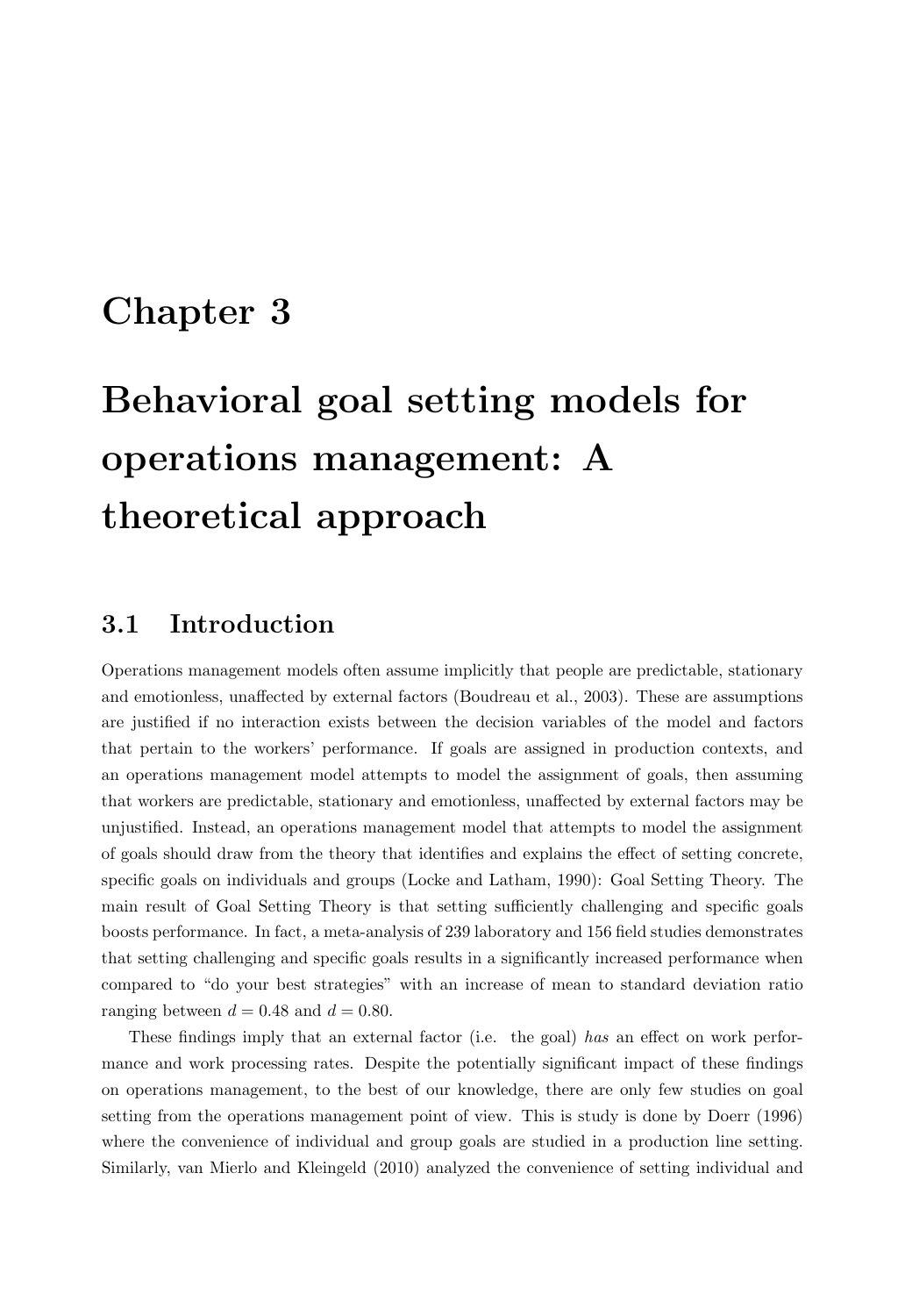# Chapter 3

# Behavioral goal setting models for operations management: A theoretical approach

## 3.1 Introduction

Operations management models often assume implicitly that people are predictable, stationary and emotionless, unaffected by external factors (Boudreau et al., 2003). These are assumptions are justified if no interaction exists between the decision variables of the model and factors that pertain to the workers' performance. If goals are assigned in production contexts, and an operations management model attempts to model the assignment of goals, then assuming that workers are predictable, stationary and emotionless, unaffected by external factors may be unjustified. Instead, an operations management model that attempts to model the assignment of goals should draw from the theory that identifies and explains the effect of setting concrete, specific goals on individuals and groups (Locke and Latham, 1990): Goal Setting Theory. The main result of Goal Setting Theory is that setting sufficiently challenging and specific goals boosts performance. In fact, a meta-analysis of 239 laboratory and 156 field studies demonstrates that setting challenging and specific goals results in a significantly increased performance when compared to "do your best strategies" with an increase of mean to standard deviation ratio ranging between $d = 0.48$ and $d = 0.80$.

These findings imply that an external factor (i.e. the goal) *has* an effect on work performance and work processing rates. Despite the potentially significant impact of these findings on operations management, to the best of our knowledge, there are only few studies on goal setting from the operations management point of view. This is study is done by Doerr (1996) where the convenience of individual and group goals are studied in a production line setting. Similarly, van Mierlo and Kleingeld (2010) analyzed the convenience of setting individual and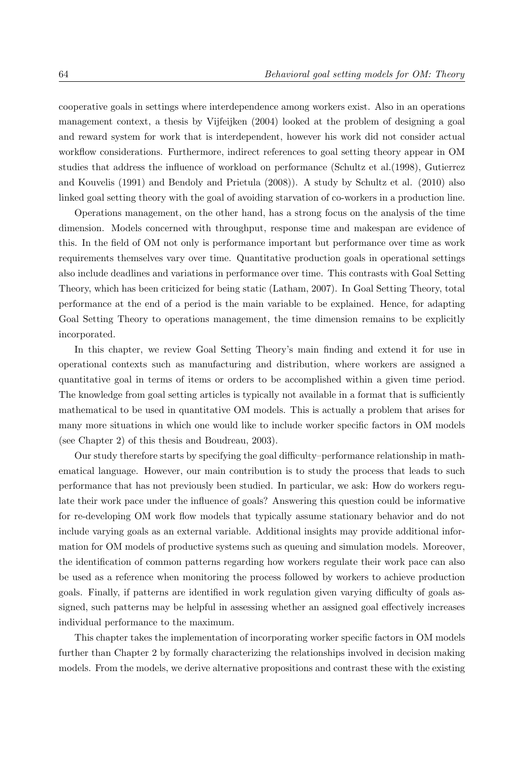cooperative goals in settings where interdependence among workers exist. Also in an operations management context, a thesis by Vijfeijken (2004) looked at the problem of designing a goal and reward system for work that is interdependent, however his work did not consider actual workflow considerations. Furthermore, indirect references to goal setting theory appear in OM studies that address the influence of workload on performance (Schultz et al.(1998), Gutierrez and Kouvelis (1991) and Bendoly and Prietula (2008)). A study by Schultz et al. (2010) also linked goal setting theory with the goal of avoiding starvation of co-workers in a production line.

Operations management, on the other hand, has a strong focus on the analysis of the time dimension. Models concerned with throughput, response time and makespan are evidence of this. In the field of OM not only is performance important but performance over time as work requirements themselves vary over time. Quantitative production goals in operational settings also include deadlines and variations in performance over time. This contrasts with Goal Setting Theory, which has been criticized for being static (Latham, 2007). In Goal Setting Theory, total performance at the end of a period is the main variable to be explained. Hence, for adapting Goal Setting Theory to operations management, the time dimension remains to be explicitly incorporated.

In this chapter, we review Goal Setting Theory's main finding and extend it for use in operational contexts such as manufacturing and distribution, where workers are assigned a quantitative goal in terms of items or orders to be accomplished within a given time period. The knowledge from goal setting articles is typically not available in a format that is sufficiently mathematical to be used in quantitative OM models. This is actually a problem that arises for many more situations in which one would like to include worker specific factors in OM models (see Chapter 2) of this thesis and Boudreau, 2003).

Our study therefore starts by specifying the goal difficulty–performance relationship in mathematical language. However, our main contribution is to study the process that leads to such performance that has not previously been studied. In particular, we ask: How do workers regulate their work pace under the influence of goals? Answering this question could be informative for re-developing OM work flow models that typically assume stationary behavior and do not include varying goals as an external variable. Additional insights may provide additional information for OM models of productive systems such as queuing and simulation models. Moreover, the identification of common patterns regarding how workers regulate their work pace can also be used as a reference when monitoring the process followed by workers to achieve production goals. Finally, if patterns are identified in work regulation given varying difficulty of goals assigned, such patterns may be helpful in assessing whether an assigned goal effectively increases individual performance to the maximum.

This chapter takes the implementation of incorporating worker specific factors in OM models further than Chapter 2 by formally characterizing the relationships involved in decision making models. From the models, we derive alternative propositions and contrast these with the existing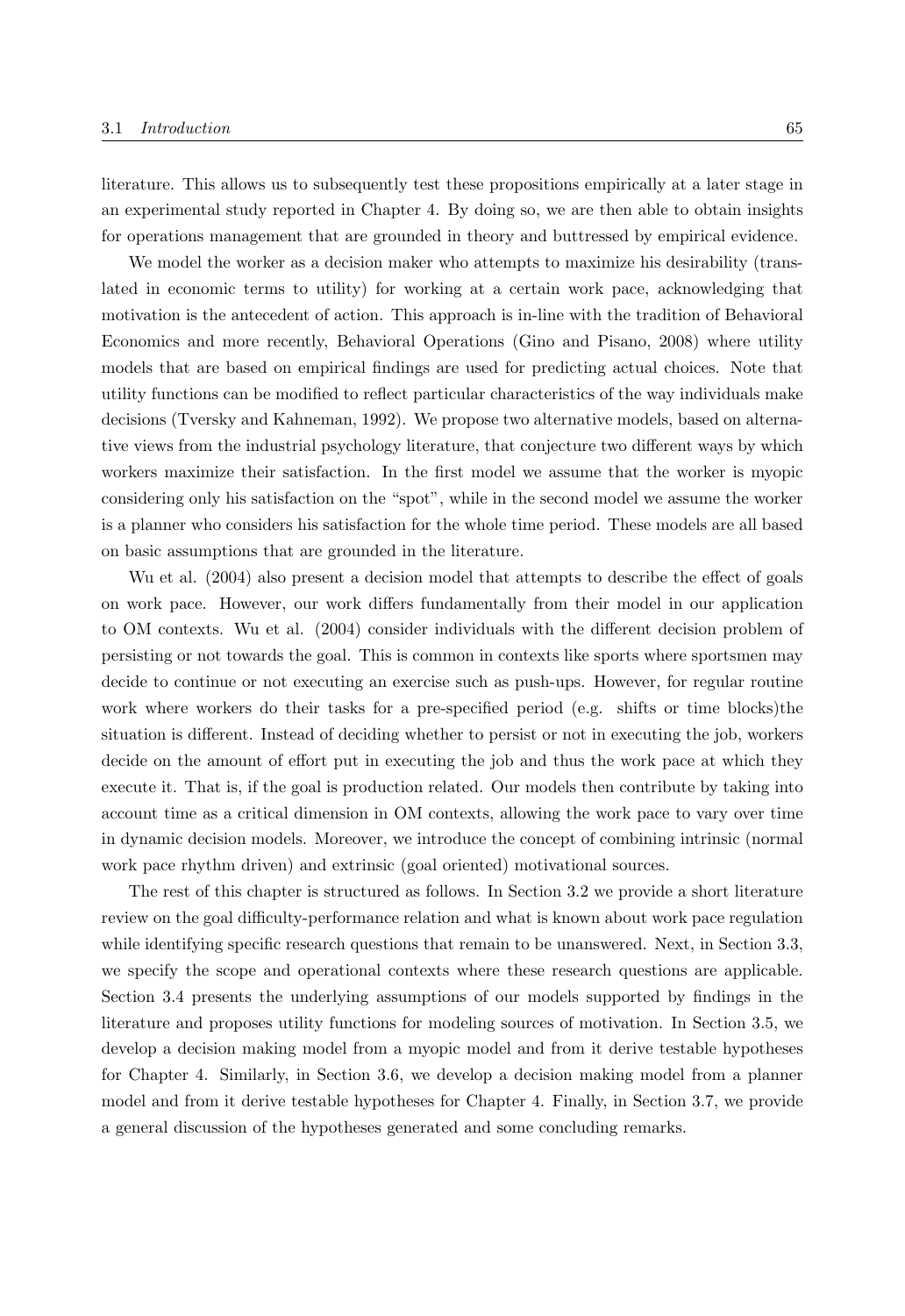literature. This allows us to subsequently test these propositions empirically at a later stage in an experimental study reported in Chapter 4. By doing so, we are then able to obtain insights for operations management that are grounded in theory and buttressed by empirical evidence.

We model the worker as a decision maker who attempts to maximize his desirability (translated in economic terms to utility) for working at a certain work pace, acknowledging that motivation is the antecedent of action. This approach is in-line with the tradition of Behavioral Economics and more recently, Behavioral Operations (Gino and Pisano, 2008) where utility models that are based on empirical findings are used for predicting actual choices. Note that utility functions can be modified to reflect particular characteristics of the way individuals make decisions (Tversky and Kahneman, 1992). We propose two alternative models, based on alternative views from the industrial psychology literature, that conjecture two different ways by which workers maximize their satisfaction. In the first model we assume that the worker is myopic considering only his satisfaction on the "spot", while in the second model we assume the worker is a planner who considers his satisfaction for the whole time period. These models are all based on basic assumptions that are grounded in the literature.

Wu et al. (2004) also present a decision model that attempts to describe the effect of goals on work pace. However, our work differs fundamentally from their model in our application to OM contexts. Wu et al. (2004) consider individuals with the different decision problem of persisting or not towards the goal. This is common in contexts like sports where sportsmen may decide to continue or not executing an exercise such as push-ups. However, for regular routine work where workers do their tasks for a pre-specified period (e.g. shifts or time blocks)the situation is different. Instead of deciding whether to persist or not in executing the job, workers decide on the amount of effort put in executing the job and thus the work pace at which they execute it. That is, if the goal is production related. Our models then contribute by taking into account time as a critical dimension in OM contexts, allowing the work pace to vary over time in dynamic decision models. Moreover, we introduce the concept of combining intrinsic (normal work pace rhythm driven) and extrinsic (goal oriented) motivational sources.

The rest of this chapter is structured as follows. In Section 3.2 we provide a short literature review on the goal difficulty-performance relation and what is known about work pace regulation while identifying specific research questions that remain to be unanswered. Next, in Section 3.3, we specify the scope and operational contexts where these research questions are applicable. Section 3.4 presents the underlying assumptions of our models supported by findings in the literature and proposes utility functions for modeling sources of motivation. In Section 3.5, we develop a decision making model from a myopic model and from it derive testable hypotheses for Chapter 4. Similarly, in Section 3.6, we develop a decision making model from a planner model and from it derive testable hypotheses for Chapter 4. Finally, in Section 3.7, we provide a general discussion of the hypotheses generated and some concluding remarks.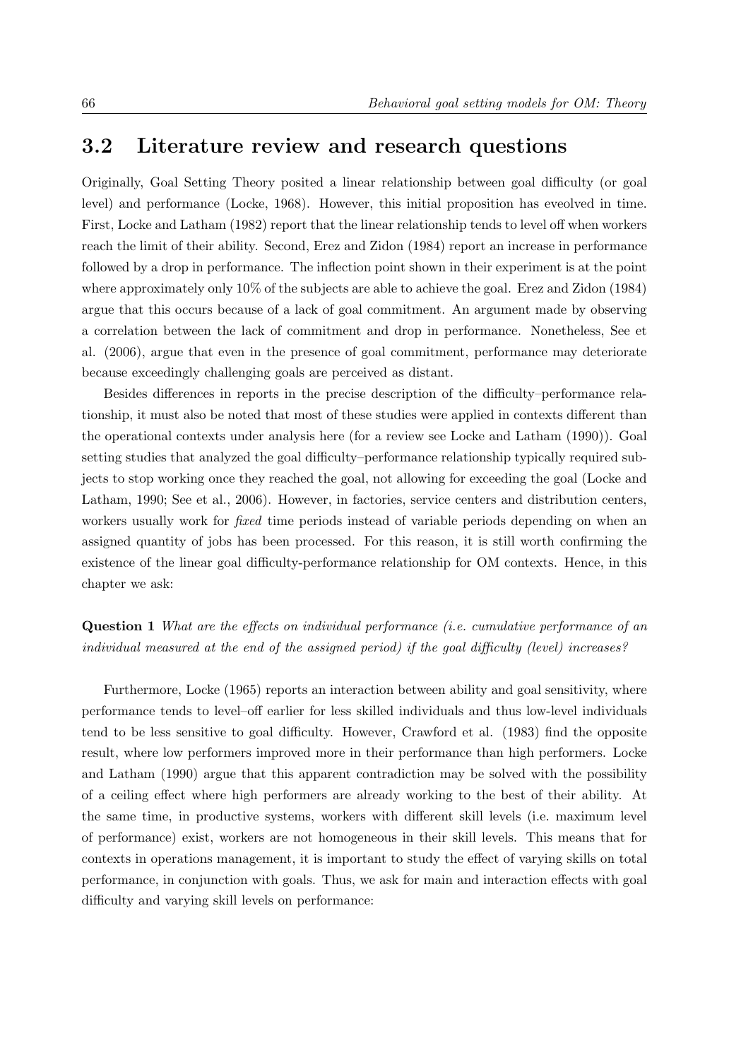## 3.2 Literature review and research questions

Originally, Goal Setting Theory posited a linear relationship between goal difficulty (or goal level) and performance (Locke, 1968). However, this initial proposition has eveolved in time. First, Locke and Latham (1982) report that the linear relationship tends to level off when workers reach the limit of their ability. Second, Erez and Zidon (1984) report an increase in performance followed by a drop in performance. The inflection point shown in their experiment is at the point where approximately only 10% of the subjects are able to achieve the goal. Erez and Zidon (1984) argue that this occurs because of a lack of goal commitment. An argument made by observing a correlation between the lack of commitment and drop in performance. Nonetheless, See et al. (2006), argue that even in the presence of goal commitment, performance may deteriorate because exceedingly challenging goals are perceived as distant.

Besides differences in reports in the precise description of the difficulty–performance relationship, it must also be noted that most of these studies were applied in contexts different than the operational contexts under analysis here (for a review see Locke and Latham (1990)). Goal setting studies that analyzed the goal difficulty–performance relationship typically required subjects to stop working once they reached the goal, not allowing for exceeding the goal (Locke and Latham, 1990; See et al., 2006). However, in factories, service centers and distribution centers, workers usually work for *fixed* time periods instead of variable periods depending on when an assigned quantity of jobs has been processed. For this reason, it is still worth confirming the existence of the linear goal difficulty-performance relationship for OM contexts. Hence, in this chapter we ask:

**Question 1** *What are the effects on individual performance (i.e. cumulative performance of an individual measured at the end of the assigned period) if the goal difficulty (level) increases?*

Furthermore, Locke (1965) reports an interaction between ability and goal sensitivity, where performance tends to level–off earlier for less skilled individuals and thus low-level individuals tend to be less sensitive to goal difficulty. However, Crawford et al. (1983) find the opposite result, where low performers improved more in their performance than high performers. Locke and Latham (1990) argue that this apparent contradiction may be solved with the possibility of a ceiling effect where high performers are already working to the best of their ability. At the same time, in productive systems, workers with different skill levels (i.e. maximum level of performance) exist, workers are not homogeneous in their skill levels. This means that for contexts in operations management, it is important to study the effect of varying skills on total performance, in conjunction with goals. Thus, we ask for main and interaction effects with goal difficulty and varying skill levels on performance: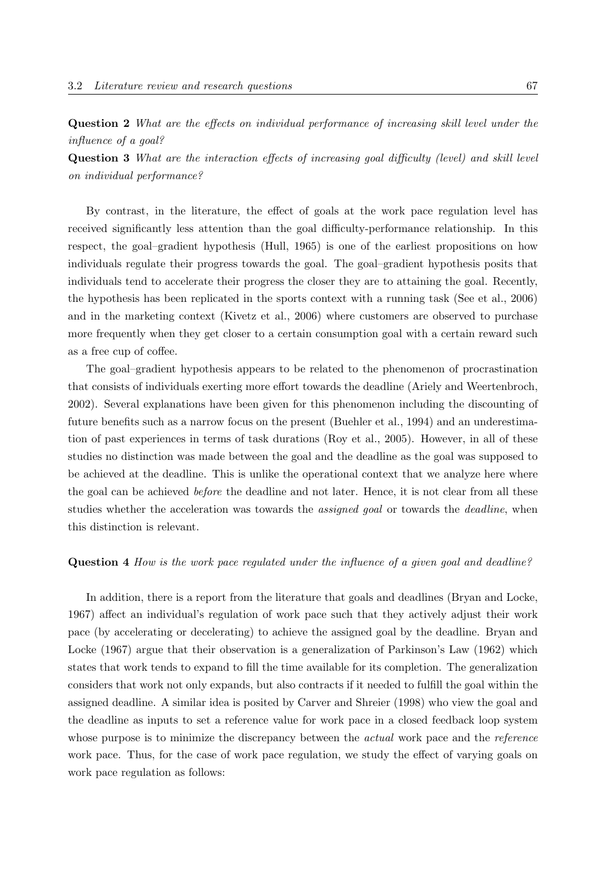**Question 2** *What are the effects on individual performance of increasing skill level under the influence of a goal?*

**Question 3** *What are the interaction effects of increasing goal difficulty (level) and skill level on individual performance?*

By contrast, in the literature, the effect of goals at the work pace regulation level has received significantly less attention than the goal difficulty-performance relationship. In this respect, the goal–gradient hypothesis (Hull, 1965) is one of the earliest propositions on how individuals regulate their progress towards the goal. The goal–gradient hypothesis posits that individuals tend to accelerate their progress the closer they are to attaining the goal. Recently, the hypothesis has been replicated in the sports context with a running task (See et al., 2006) and in the marketing context (Kivetz et al., 2006) where customers are observed to purchase more frequently when they get closer to a certain consumption goal with a certain reward such as a free cup of coffee.

The goal–gradient hypothesis appears to be related to the phenomenon of procrastination that consists of individuals exerting more effort towards the deadline (Ariely and Weertenbroch, 2002). Several explanations have been given for this phenomenon including the discounting of future benefits such as a narrow focus on the present (Buehler et al., 1994) and an underestimation of past experiences in terms of task durations (Roy et al., 2005). However, in all of these studies no distinction was made between the goal and the deadline as the goal was supposed to be achieved at the deadline. This is unlike the operational context that we analyze here where the goal can be achieved *before* the deadline and not later. Hence, it is not clear from all these studies whether the acceleration was towards the *assigned goal* or towards the *deadline*, when this distinction is relevant.

**Question 4** *How is the work pace regulated under the influence of a given goal and deadline?*

In addition, there is a report from the literature that goals and deadlines (Bryan and Locke, 1967) affect an individual's regulation of work pace such that they actively adjust their work pace (by accelerating or decelerating) to achieve the assigned goal by the deadline. Bryan and Locke (1967) argue that their observation is a generalization of Parkinson's Law (1962) which states that work tends to expand to fill the time available for its completion. The generalization considers that work not only expands, but also contracts if it needed to fulfill the goal within the assigned deadline. A similar idea is posited by Carver and Shreier (1998) who view the goal and the deadline as inputs to set a reference value for work pace in a closed feedback loop system whose purpose is to minimize the discrepancy between the *actual* work pace and the *reference* work pace. Thus, for the case of work pace regulation, we study the effect of varying goals on work pace regulation as follows: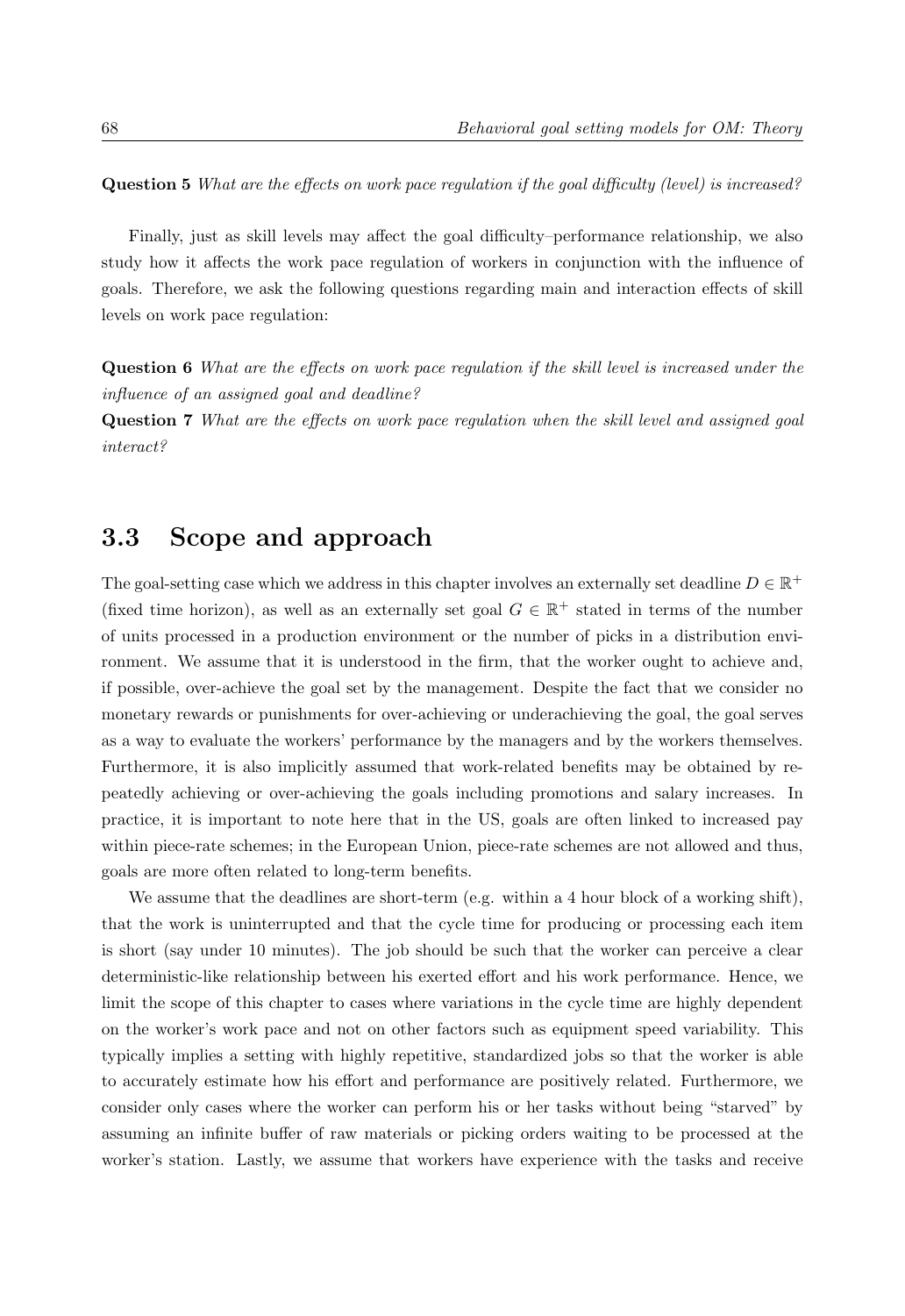**Question 5** *What are the effects on work pace regulation if the goal difficulty (level) is increased?*

Finally, just as skill levels may affect the goal difficulty–performance relationship, we also study how it affects the work pace regulation of workers in conjunction with the influence of goals. Therefore, we ask the following questions regarding main and interaction effects of skill levels on work pace regulation:

**Question 6** *What are the effects on work pace regulation if the skill level is increased under the influence of an assigned goal and deadline?*

**Question 7** *What are the effects on work pace regulation when the skill level and assigned goal interact?*

## 3.3 Scope and approach

The goal-setting case which we address in this chapter involves an externally set deadline $D \in \mathbb{R}^+$ (fixed time horizon), as well as an externally set goal $G \in \mathbb{R}^+$ stated in terms of the number of units processed in a production environment or the number of picks in a distribution environment. We assume that it is understood in the firm, that the worker ought to achieve and, if possible, over-achieve the goal set by the management. Despite the fact that we consider no monetary rewards or punishments for over-achieving or underachieving the goal, the goal serves as a way to evaluate the workers' performance by the managers and by the workers themselves. Furthermore, it is also implicitly assumed that work-related benefits may be obtained by repeatedly achieving or over-achieving the goals including promotions and salary increases. In practice, it is important to note here that in the US, goals are often linked to increased pay within piece-rate schemes; in the European Union, piece-rate schemes are not allowed and thus, goals are more often related to long-term benefits.

We assume that the deadlines are short-term (e.g. within a 4 hour block of a working shift), that the work is uninterrupted and that the cycle time for producing or processing each item is short (say under 10 minutes). The job should be such that the worker can perceive a clear deterministic-like relationship between his exerted effort and his work performance. Hence, we limit the scope of this chapter to cases where variations in the cycle time are highly dependent on the worker's work pace and not on other factors such as equipment speed variability. This typically implies a setting with highly repetitive, standardized jobs so that the worker is able to accurately estimate how his effort and performance are positively related. Furthermore, we consider only cases where the worker can perform his or her tasks without being "starved" by assuming an infinite buffer of raw materials or picking orders waiting to be processed at the worker's station. Lastly, we assume that workers have experience with the tasks and receive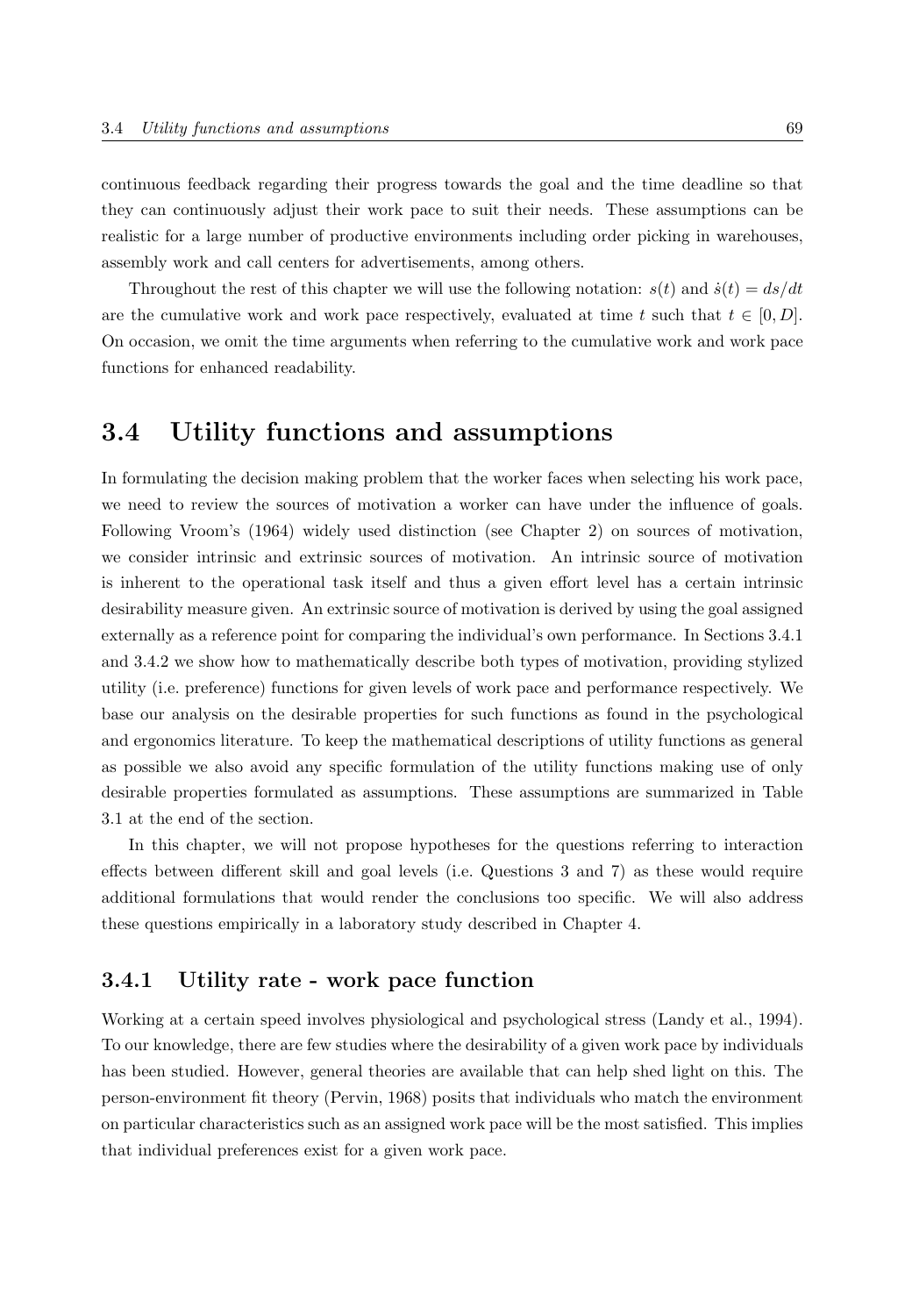continuous feedback regarding their progress towards the goal and the time deadline so that they can continuously adjust their work pace to suit their needs. These assumptions can be realistic for a large number of productive environments including order picking in warehouses, assembly work and call centers for advertisements, among others.

Throughout the rest of this chapter we will use the following notation: $s(t)$ and $\dot{s}(t) = ds/dt$ are the cumulative work and work pace respectively, evaluated at time $t$ such that $t \in [0, D]$. On occasion, we omit the time arguments when referring to the cumulative work and work pace functions for enhanced readability.

## 3.4 Utility functions and assumptions

In formulating the decision making problem that the worker faces when selecting his work pace, we need to review the sources of motivation a worker can have under the influence of goals. Following Vroom's (1964) widely used distinction (see Chapter 2) on sources of motivation, we consider intrinsic and extrinsic sources of motivation. An intrinsic source of motivation is inherent to the operational task itself and thus a given effort level has a certain intrinsic desirability measure given. An extrinsic source of motivation is derived by using the goal assigned externally as a reference point for comparing the individual's own performance. In Sections 3.4.1 and 3.4.2 we show how to mathematically describe both types of motivation, providing stylized utility (i.e. preference) functions for given levels of work pace and performance respectively. We base our analysis on the desirable properties for such functions as found in the psychological and ergonomics literature. To keep the mathematical descriptions of utility functions as general as possible we also avoid any specific formulation of the utility functions making use of only desirable properties formulated as assumptions. These assumptions are summarized in Table 3.1 at the end of the section.

In this chapter, we will not propose hypotheses for the questions referring to interaction effects between different skill and goal levels (i.e. Questions 3 and 7) as these would require additional formulations that would render the conclusions too specific. We will also address these questions empirically in a laboratory study described in Chapter 4.

### 3.4.1 Utility rate - work pace function

Working at a certain speed involves physiological and psychological stress (Landy et al., 1994). To our knowledge, there are few studies where the desirability of a given work pace by individuals has been studied. However, general theories are available that can help shed light on this. The person-environment fit theory (Pervin, 1968) posits that individuals who match the environment on particular characteristics such as an assigned work pace will be the most satisfied. This implies that individual preferences exist for a given work pace.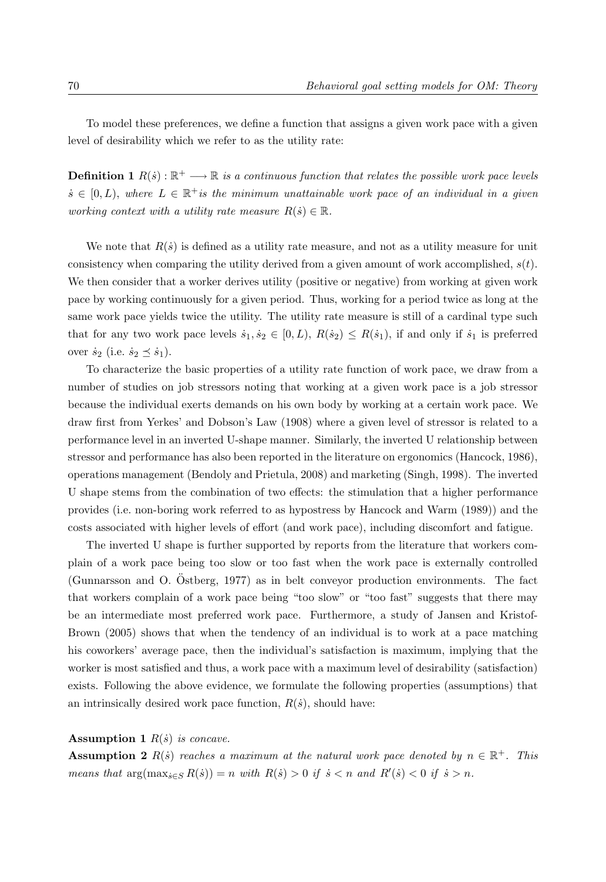To model these preferences, we define a function that assigns a given work pace with a given level of desirability which we refer to as the utility rate:

**Definition 1** $R(\dot{s}) : \mathbb{R}^+ \longrightarrow \mathbb{R}$ *is a continuous function that relates the possible work pace levels* $\dot{s} \in [0, L)$*, where* $L \in \mathbb{R}^+$ *is the minimum unattainable work pace of an individual in a given working context with a utility rate measure* $R(\dot{s}) \in \mathbb{R}$.

We note that $R(\dot{s})$ is defined as a utility rate measure, and not as a utility measure for unit consistency when comparing the utility derived from a given amount of work accomplished, $s(t)$. We then consider that a worker derives utility (positive or negative) from working at given work pace by working continuously for a given period. Thus, working for a period twice as long at the same work pace yields twice the utility. The utility rate measure is still of a cardinal type such that for any two work pace levels $\dot{s}_1, \dot{s}_2 \in [0, L)$, $R(\dot{s}_2) \leq R(\dot{s}_1)$, if and only if $\dot{s}_1$ is preferred over $\dot{s}_2$ (i.e. $\dot{s}_2 \preceq \dot{s}_1$).

To characterize the basic properties of a utility rate function of work pace, we draw from a number of studies on job stressors noting that working at a given work pace is a job stressor because the individual exerts demands on his own body by working at a certain work pace. We draw first from Yerkes' and Dobson's Law (1908) where a given level of stressor is related to a performance level in an inverted U-shape manner. Similarly, the inverted U relationship between stressor and performance has also been reported in the literature on ergonomics (Hancock, 1986), operations management (Bendoly and Prietula, 2008) and marketing (Singh, 1998). The inverted U shape stems from the combination of two effects: the stimulation that a higher performance provides (i.e. non-boring work referred to as hypostress by Hancock and Warm (1989)) and the costs associated with higher levels of effort (and work pace), including discomfort and fatigue.

The inverted U shape is further supported by reports from the literature that workers complain of a work pace being too slow or too fast when the work pace is externally controlled (Gunnarsson and O. Östberg, 1977) as in belt conveyor production environments. The fact that workers complain of a work pace being "too slow" or "too fast" suggests that there may be an intermediate most preferred work pace. Furthermore, a study of Jansen and Kristof-Brown (2005) shows that when the tendency of an individual is to work at a pace matching his coworkers' average pace, then the individual's satisfaction is maximum, implying that the worker is most satisfied and thus, a work pace with a maximum level of desirability (satisfaction) exists. Following the above evidence, we formulate the following properties (assumptions) that an intrinsically desired work pace function, $R(\dot{s})$, should have:

**Assumption 1** $R(\dot{s})$ *is concave.*

**Assumption 2** $R(\dot{s})$ *reaches a maximum at the natural work pace denoted by* $n \in \mathbb{R}^+$*. This means that* $\arg(\max_{\dot{s} \in S} R(\dot{s})) = n$ *with* $R(\dot{s}) > 0$ *if* $\dot{s} < n$ *and* $R'(\dot{s}) < 0$ *if* $\dot{s} > n$.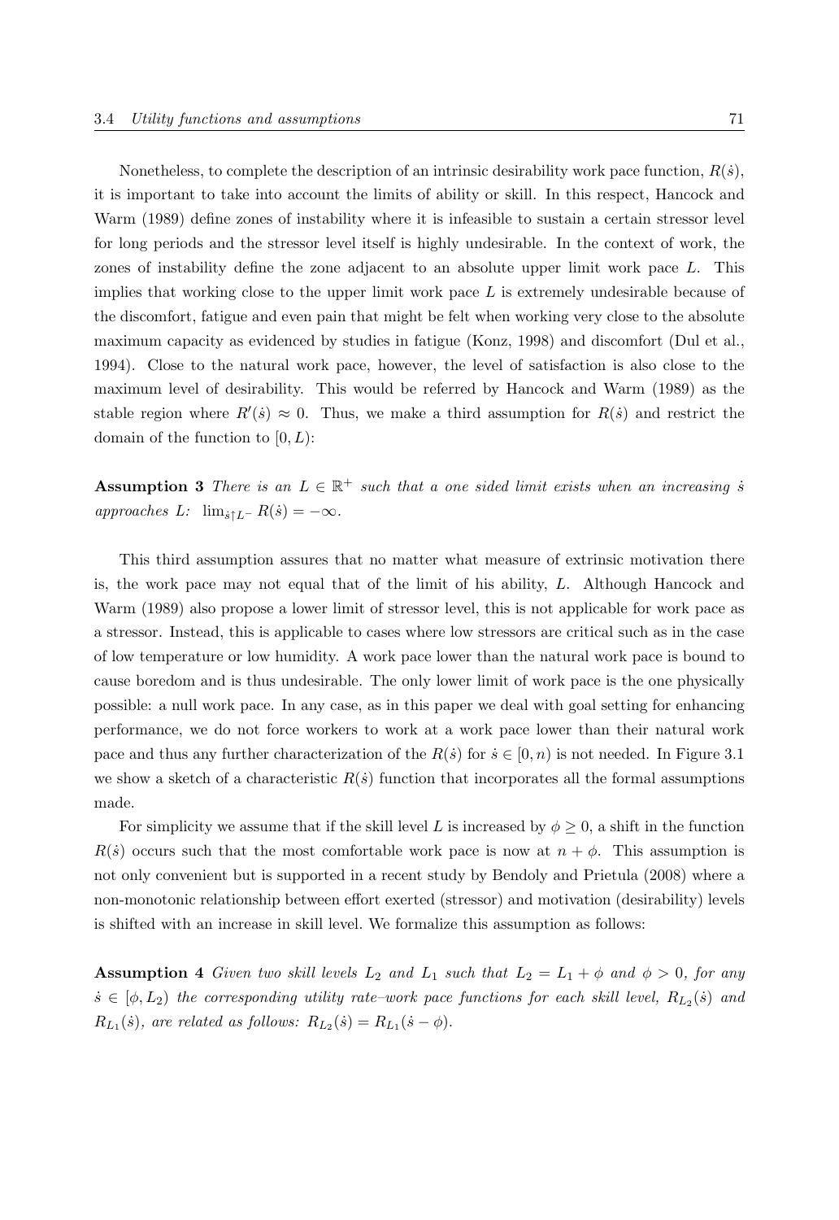Nonetheless, to complete the description of an intrinsic desirability work pace function, $R(\dot{s})$, it is important to take into account the limits of ability or skill. In this respect, Hancock and Warm (1989) define zones of instability where it is infeasible to sustain a certain stressor level for long periods and the stressor level itself is highly undesirable. In the context of work, the zones of instability define the zone adjacent to an absolute upper limit work pace $L$. This implies that working close to the upper limit work pace $L$ is extremely undesirable because of the discomfort, fatigue and even pain that might be felt when working very close to the absolute maximum capacity as evidenced by studies in fatigue (Konz, 1998) and discomfort (Dul et al., 1994). Close to the natural work pace, however, the level of satisfaction is also close to the maximum level of desirability. This would be referred by Hancock and Warm (1989) as the stable region where $R'(\dot{s}) \approx 0$. Thus, we make a third assumption for $R(\dot{s})$ and restrict the domain of the function to $[0, L)$:

**Assumption 3** *There is an $L \in \mathbb{R}^+$ such that a one sided limit exists when an increasing $\dot{s}$ approaches $L$: $\lim_{\dot{s} \uparrow L^-} R(\dot{s}) = -\infty$.*

This third assumption assures that no matter what measure of extrinsic motivation there is, the work pace may not equal that of the limit of his ability, $L$. Although Hancock and Warm (1989) also propose a lower limit of stressor level, this is not applicable for work pace as a stressor. Instead, this is applicable to cases where low stressors are critical such as in the case of low temperature or low humidity. A work pace lower than the natural work pace is bound to cause boredom and is thus undesirable. The only lower limit of work pace is the one physically possible: a null work pace. In any case, as in this paper we deal with goal setting for enhancing performance, we do not force workers to work at a work pace lower than their natural work pace and thus any further characterization of the $R(\dot{s})$ for $\dot{s} \in [0, n)$ is not needed. In Figure 3.1 we show a sketch of a characteristic $R(\dot{s})$ function that incorporates all the formal assumptions made.

For simplicity we assume that if the skill level $L$ is increased by $\phi \geq 0$, a shift in the function $R(\dot{s})$ occurs such that the most comfortable work pace is now at $n + \phi$. This assumption is not only convenient but is supported in a recent study by Bendoly and Prietula (2008) where a non-monotonic relationship between effort exerted (stressor) and motivation (desirability) levels is shifted with an increase in skill level. We formalize this assumption as follows:

**Assumption 4** *Given two skill levels $L_2$ and $L_1$ such that $L_2 = L_1 + \phi$ and $\phi > 0$, for any $\dot{s} \in [\phi, L_2)$ the corresponding utility rate–work pace functions for each skill level, $R_{L_2}(\dot{s})$ and $R_{L_1}(\dot{s})$, are related as follows: $R_{L_2}(\dot{s}) = R_{L_1}(\dot{s} - \phi)$.*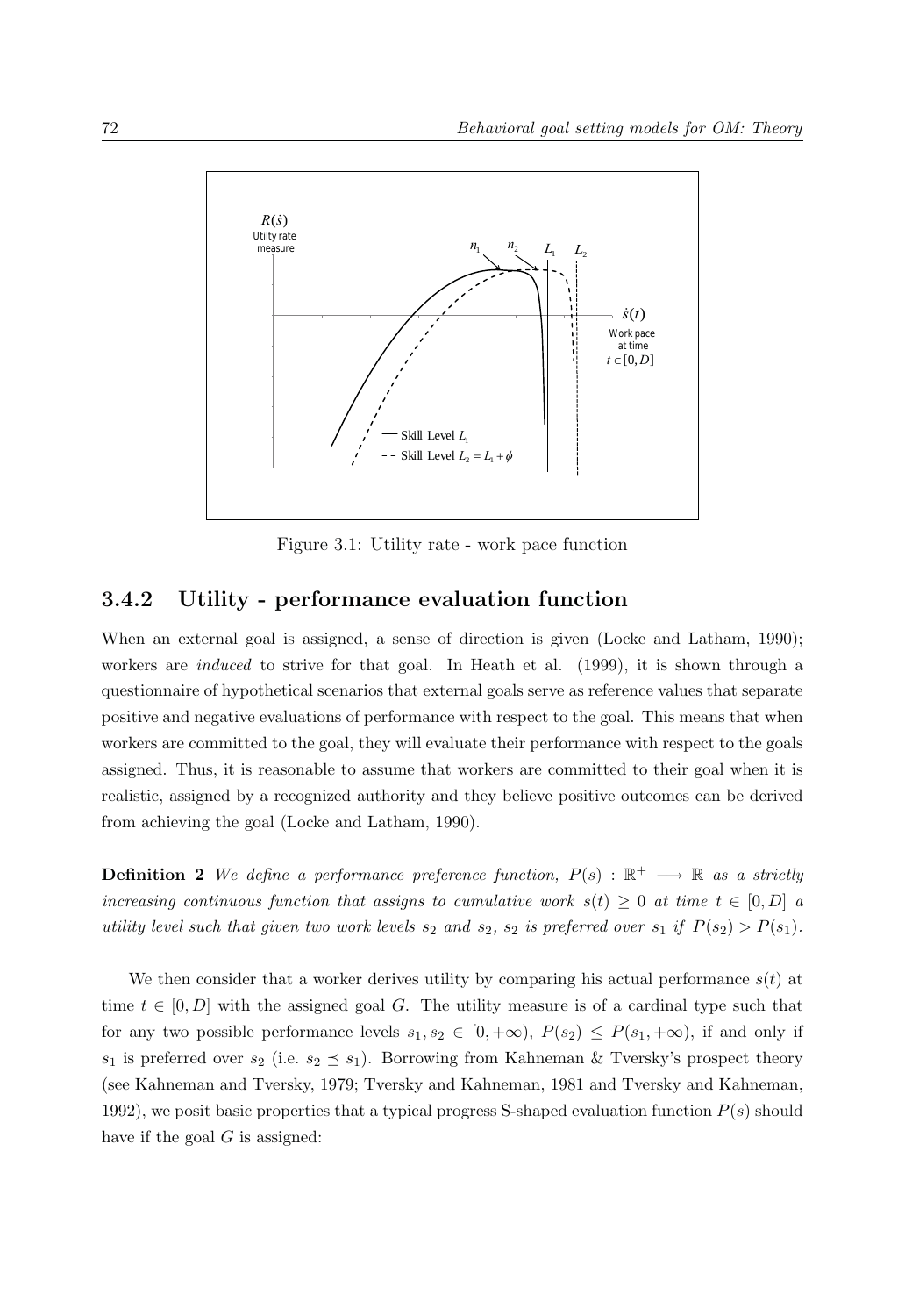$R(\dot{s})$
Utilty rate measure

$n_1$ $n_2$ $L_1$ $L_2$

$\dot{s}(t)$
Work pace at time $t \in [0, D]$

— Skill Level $L_1$
- - Skill Level $L_2 = L_1 + \phi$

Figure 3.1: Utility rate - work pace function

### 3.4.2 Utility - performance evaluation function

When an external goal is assigned, a sense of direction is given (Locke and Latham, 1990); workers are *induced* to strive for that goal. In Heath et al. (1999), it is shown through a questionnaire of hypothetical scenarios that external goals serve as reference values that separate positive and negative evaluations of performance with respect to the goal. This means that when workers are committed to the goal, they will evaluate their performance with respect to the goals assigned. Thus, it is reasonable to assume that workers are committed to their goal when it is realistic, assigned by a recognized authority and they believe positive outcomes can be derived from achieving the goal (Locke and Latham, 1990).

**Definition 2** *We define a performance preference function, $P(s) : \mathbb{R}^+ \longrightarrow \mathbb{R}$ as a strictly increasing continuous function that assigns to cumulative work $s(t) \geq 0$ at time $t \in [0, D]$ a utility level such that given two work levels $s_2$ and $s_2$, $s_2$ is preferred over $s_1$ if $P(s_2) > P(s_1)$.*

We then consider that a worker derives utility by comparing his actual performance $s(t)$ at time $t \in [0, D]$ with the assigned goal $G$. The utility measure is of a cardinal type such that for any two possible performance levels $s_1, s_2 \in [0, +\infty)$, $P(s_2) \leq P(s_1, +\infty)$, if and only if $s_1$ is preferred over $s_2$ (i.e. $s_2 \preceq s_1$). Borrowing from Kahneman & Tversky's prospect theory (see Kahneman and Tversky, 1979; Tversky and Kahneman, 1981 and Tversky and Kahneman, 1992), we posit basic properties that a typical progress S-shaped evaluation function $P(s)$ should have if the goal $G$ is assigned: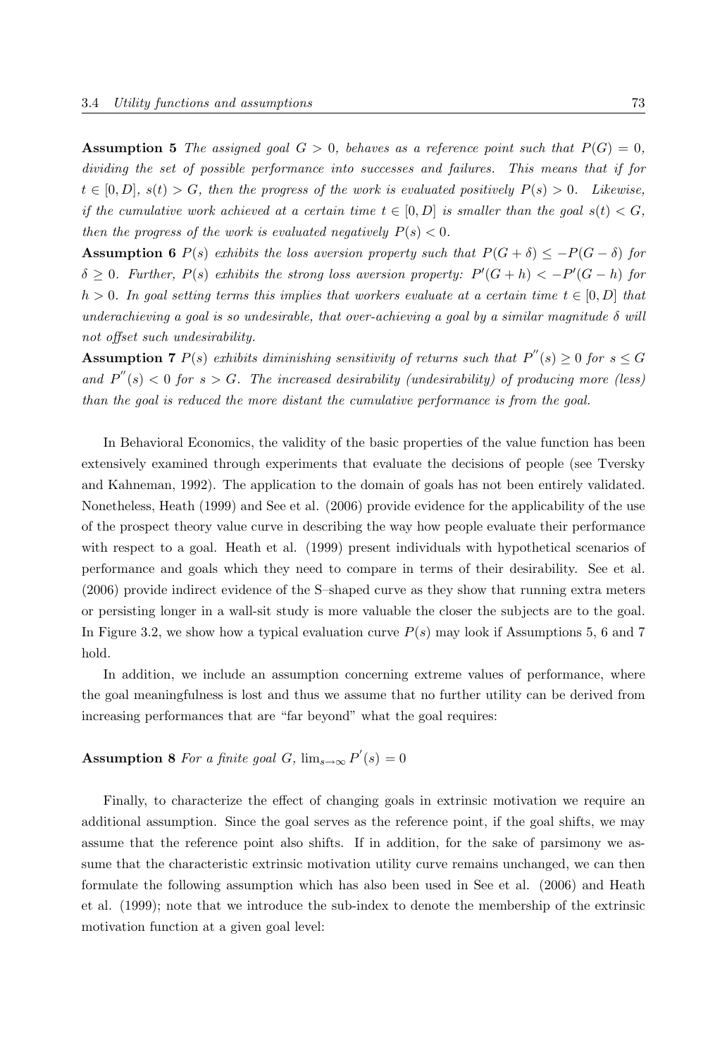**Assumption 5** *The assigned goal $G > 0$, behaves as a reference point such that $P(G) = 0$, dividing the set of possible performance into successes and failures. This means that if for $t \in [0, D]$, $s(t) > G$, then the progress of the work is evaluated positively $P(s) > 0$. Likewise, if the cumulative work achieved at a certain time $t \in [0, D]$ is smaller than the goal $s(t) < G$, then the progress of the work is evaluated negatively $P(s) < 0$.*

**Assumption 6** *$P(s)$ exhibits the loss aversion property such that $P(G + \delta) \leq -P(G - \delta)$ for $\delta \geq 0$. Further, $P(s)$ exhibits the strong loss aversion property: $P'(G + h) < -P'(G - h)$ for $h > 0$. In goal setting terms this implies that workers evaluate at a certain time $t \in [0, D]$ that underachieving a goal is so undesirable, that over-achieving a goal by a similar magnitude $\delta$ will not offset such undesirability.*

**Assumption 7** *$P(s)$ exhibits diminishing sensitivity of returns such that $P''(s) \geq 0$ for $s \leq G$ and $P''(s) < 0$ for $s > G$. The increased desirability (undesirability) of producing more (less) than the goal is reduced the more distant the cumulative performance is from the goal.*

In Behavioral Economics, the validity of the basic properties of the value function has been extensively examined through experiments that evaluate the decisions of people (see Tversky and Kahneman, 1992). The application to the domain of goals has not been entirely validated. Nonetheless, Heath (1999) and See et al. (2006) provide evidence for the applicability of the use of the prospect theory value curve in describing the way how people evaluate their performance with respect to a goal. Heath et al. (1999) present individuals with hypothetical scenarios of performance and goals which they need to compare in terms of their desirability. See et al. (2006) provide indirect evidence of the S–shaped curve as they show that running extra meters or persisting longer in a wall-sit study is more valuable the closer the subjects are to the goal. In Figure 3.2, we show how a typical evaluation curve $P(s)$ may look if Assumptions 5, 6 and 7 hold.

In addition, we include an assumption concerning extreme values of performance, where the goal meaningfulness is lost and thus we assume that no further utility can be derived from increasing performances that are "far beyond" what the goal requires:

**Assumption 8** *For a finite goal $G$, $\lim_{s \to \infty} P'(s) = 0$*

Finally, to characterize the effect of changing goals in extrinsic motivation we require an additional assumption. Since the goal serves as the reference point, if the goal shifts, we may assume that the reference point also shifts. If in addition, for the sake of parsimony we assume that the characteristic extrinsic motivation utility curve remains unchanged, we can then formulate the following assumption which has also been used in See et al. (2006) and Heath et al. (1999); note that we introduce the sub-index to denote the membership of the extrinsic motivation function at a given goal level: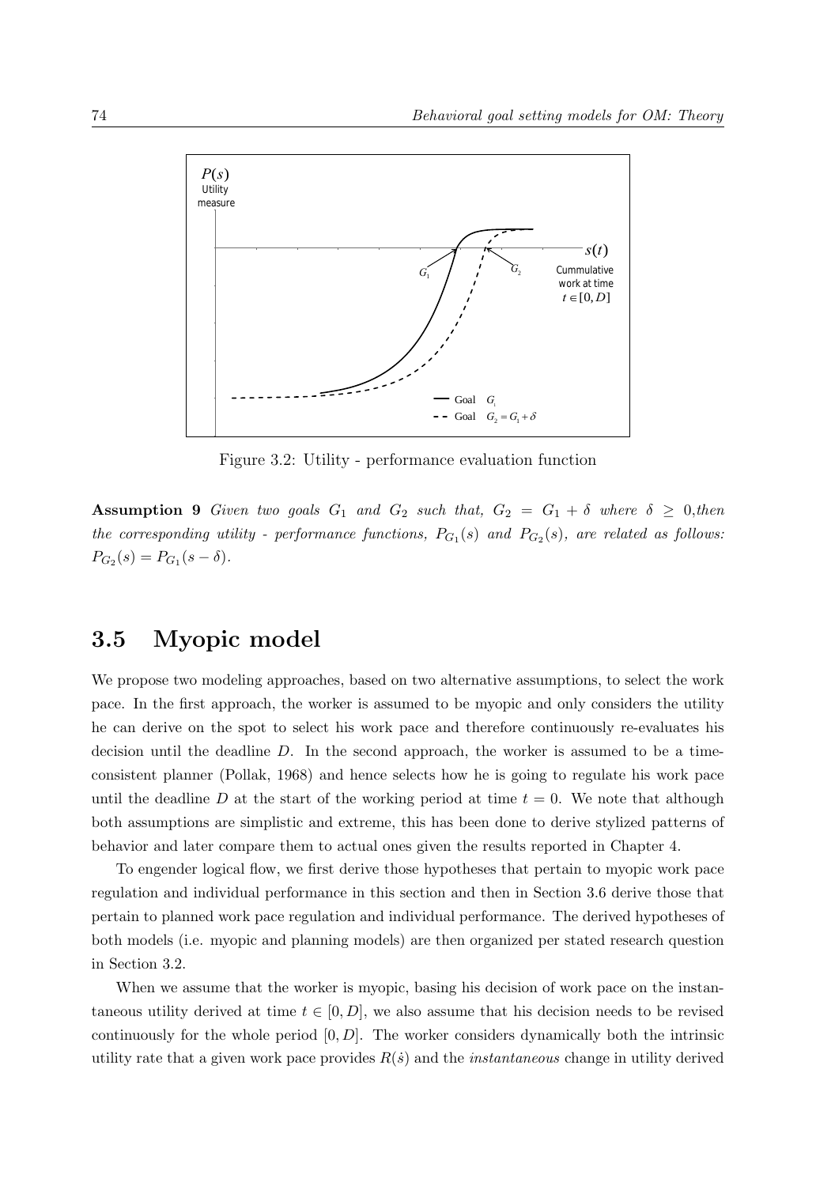$P(s)$
Utility
measure

$s(t)$
Cummulative
work at time
$t \in [0, D]$

$G_1$

$G_2$

Goal $G_1$

Goal $G_2 = G_1 + \delta$

Figure 3.2: Utility - performance evaluation function

**Assumption 9** *Given two goals $G_1$ and $G_2$ such that, $G_2 = G_1 + \delta$ where $\delta \geq 0$,then the corresponding utility - performance functions, $P_{G_1}(s)$ and $P_{G_2}(s)$, are related as follows: $P_{G_2}(s) = P_{G_1}(s - \delta)$.*

## 3.5 Myopic model

We propose two modeling approaches, based on two alternative assumptions, to select the work pace. In the first approach, the worker is assumed to be myopic and only considers the utility he can derive on the spot to select his work pace and therefore continuously re-evaluates his decision until the deadline $D$. In the second approach, the worker is assumed to be a time-consistent planner (Pollak, 1968) and hence selects how he is going to regulate his work pace until the deadline $D$ at the start of the working period at time $t = 0$. We note that although both assumptions are simplistic and extreme, this has been done to derive stylized patterns of behavior and later compare them to actual ones given the results reported in Chapter 4.

To engender logical flow, we first derive those hypotheses that pertain to myopic work pace regulation and individual performance in this section and then in Section 3.6 derive those that pertain to planned work pace regulation and individual performance. The derived hypotheses of both models (i.e. myopic and planning models) are then organized per stated research question in Section 3.2.

When we assume that the worker is myopic, basing his decision of work pace on the instantaneous utility derived at time $t \in [0, D]$, we also assume that his decision needs to be revised continuously for the whole period $[0, D]$. The worker considers dynamically both the intrinsic utility rate that a given work pace provides $R(\dot{s})$ and the *instantaneous* change in utility derived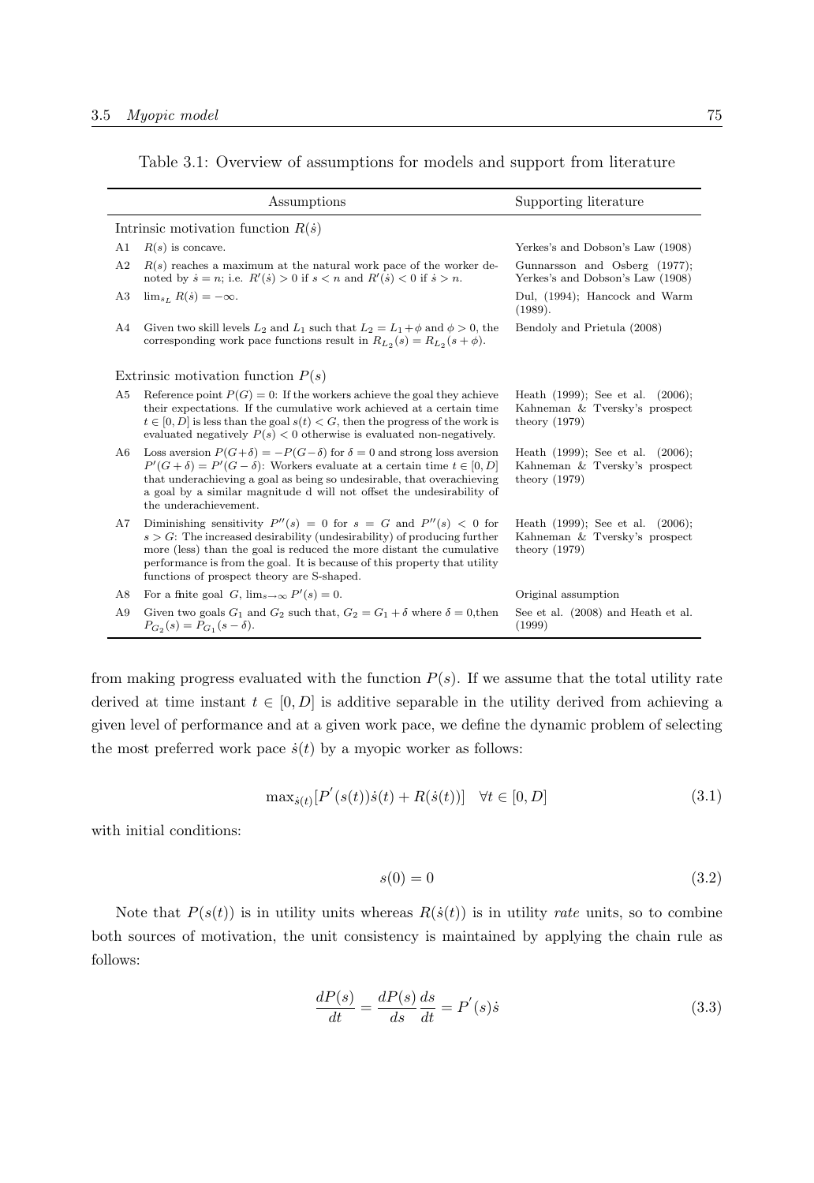Table 3.1: Overview of assumptions for models and support from literature

| | Assumptions | Supporting literature |
|---|---|---|
| | Intrinsic motivation function $R(\dot{s})$ | |
| A1 | $R(s)$ is concave. | Yerkes's and Dobson's Law (1908) |
| A2 | $R(s)$ reaches a maximum at the natural work pace of the worker denoted by $\dot{s} = n$; i.e. $R'(\dot{s}) > 0$ if $s < n$ and $R'(\dot{s}) < 0$ if $\dot{s} > n$. | Gunnarsson and Osberg (1977); Yerkes's and Dobson's Law (1908) |
| A3 | $\lim_{s_L} R(\dot{s}) = -\infty$. | Dul, (1994); Hancock and Warm (1989). |
| A4 | Given two skill levels $L_2$ and $L_1$ such that $L_2 = L_1 + \phi$ and $\phi > 0$, the corresponding work pace functions result in $R_{L_2}(s) = R_{L_2}(s + \phi)$. | Bendoly and Prietula (2008) |
| | Extrinsic motivation function $P(s)$ | |
| A5 | Reference point $P(G) = 0$: If the workers achieve the goal they achieve their expectations. If the cumulative work achieved at a certain time $t \in [0, D]$ is less than the goal $s(t) < G$, then the progress of the work is evaluated negatively $P(s) < 0$ otherwise is evaluated non-negatively. | Heath (1999); See et al. (2006); Kahneman & Tversky's prospect theory (1979) |
| A6 | Loss aversion $P(G+\delta) = -P(G-\delta)$ for $\delta = 0$ and strong loss aversion $P'(G+\delta) = P'(G-\delta)$: Workers evaluate at a certain time $t \in [0, D]$ that underachieving a goal as being so undesirable, that overachieving a goal by a similar magnitude d will not offset the undesirability of the underachievement. | Heath (1999); See et al. (2006); Kahneman & Tversky's prospect theory (1979) |
| A7 | Diminishing sensitivity $P''(s) = 0$ for $s = G$ and $P''(s) < 0$ for $s > G$: The increased desirability (undesirability) of producing further more (less) than the goal is reduced the more distant the cumulative performance is from the goal. It is because of this property that utility functions of prospect theory are S-shaped. | Heath (1999); See et al. (2006); Kahneman & Tversky's prospect theory (1979) |
| A8 | For a finite goal $G$, $\lim_{s\to\infty} P'(s) = 0$. | Original assumption |
| A9 | Given two goals $G_1$ and $G_2$ such that, $G_2 = G_1 + \delta$ where $\delta = 0$,then $P_{G_2}(s) = P_{G_1}(s - \delta)$. | See et al. (2008) and Heath et al. (1999) |

from making progress evaluated with the function $P(s)$. If we assume that the total utility rate derived at time instant $t \in [0, D]$ is additive separable in the utility derived from achieving a given level of performance and at a given work pace, we define the dynamic problem of selecting the most preferred work pace $\dot{s}(t)$ by a myopic worker as follows:

$$\max_{\dot{s}(t)}[P'(s(t))\dot{s}(t) + R(\dot{s}(t))] \quad \forall t \in [0, D] \tag{3.1}$$

with initial conditions:

$$s(0) = 0 \tag{3.2}$$

Note that $P(s(t))$ is in utility units whereas $R(\dot{s}(t))$ is in utility *rate* units, so to combine both sources of motivation, the unit consistency is maintained by applying the chain rule as follows:

$$\frac{dP(s)}{dt} = \frac{dP(s)}{ds}\frac{ds}{dt} = P'(s)\dot{s} \tag{3.3}$$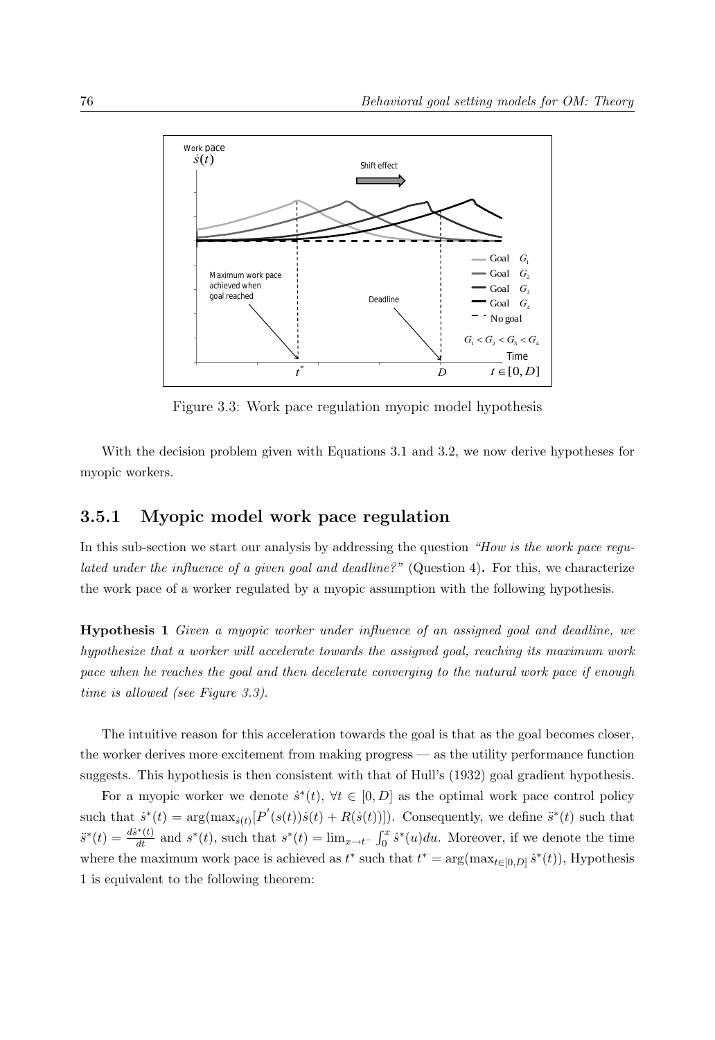Work pace
$\dot{s}(t)$

Shift effect

Maximum work pace achieved when goal reached

Deadline

Goal $G_1$
Goal $G_2$
Goal $G_3$
Goal $G_4$
No goal

$G_1 < G_2 < G_3 < G_4$

Time
$t^*$
$D$
$t \in [0, D]$

Figure 3.3: Work pace regulation myopic model hypothesis

With the decision problem given with Equations 3.1 and 3.2, we now derive hypotheses for myopic workers.

### 3.5.1 Myopic model work pace regulation

In this sub-section we start our analysis by addressing the question *"How is the work pace regulated under the influence of a given goal and deadline?"* (Question 4)**.** For this, we characterize the work pace of a worker regulated by a myopic assumption with the following hypothesis.

**Hypothesis 1** *Given a myopic worker under influence of an assigned goal and deadline, we hypothesize that a worker will accelerate towards the assigned goal, reaching its maximum work pace when he reaches the goal and then decelerate converging to the natural work pace if enough time is allowed (see Figure 3.3).*

The intuitive reason for this acceleration towards the goal is that as the goal becomes closer, the worker derives more excitement from making progress — as the utility performance function suggests. This hypothesis is then consistent with that of Hull's (1932) goal gradient hypothesis.

For a myopic worker we denote $\dot{s}^*(t)$, $\forall t \in [0, D]$ as the optimal work pace control policy such that $\dot{s}^*(t) = \arg(\max_{\dot{s}(t)}[P^{'}(s(t))\dot{s}(t) + R(\dot{s}(t))])$. Consequently, we define $\ddot{s}^*(t)$ such that $\ddot{s}^*(t) = \frac{d\dot{s}^*(t)}{dt}$ and $s^*(t)$, such that $s^*(t) = \lim_{x \to t^-} \int_0^x \dot{s}^*(u)du$. Moreover, if we denote the time where the maximum work pace is achieved as $t^*$ such that $t^* = \arg(\max_{t \in [0,D]} \dot{s}^*(t))$, Hypothesis 1 is equivalent to the following theorem: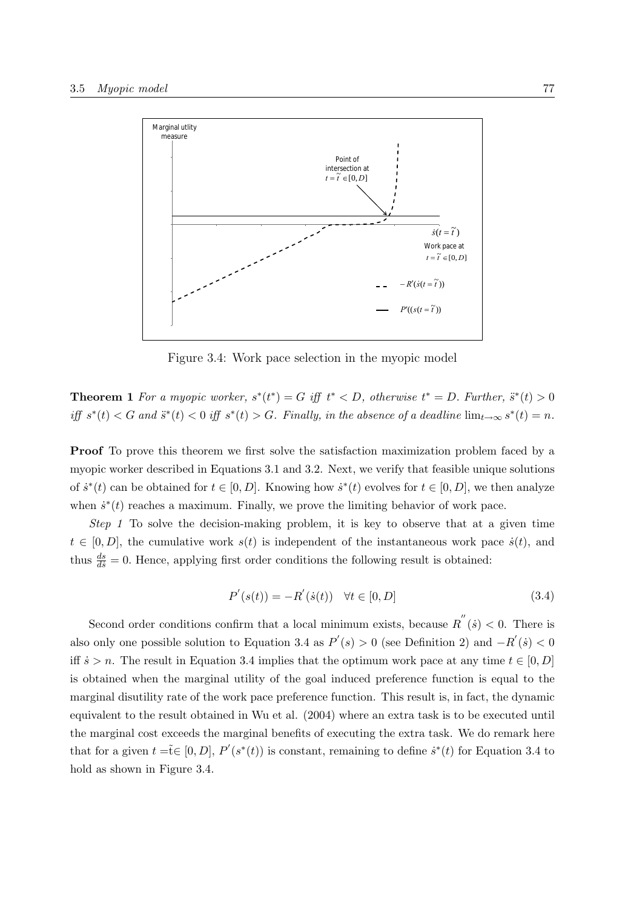Marginal utlity measure

Point of intersection at $t = \tilde{t} \in [0, D]$

$\dot{s}(t = \tilde{t})$

Work pace at $t = \tilde{t} \in [0, D]$

$-R'(\dot{s}(t = \tilde{t}))$

$P'((s(t = \tilde{t}))$

Figure 3.4: Work pace selection in the myopic model

**Theorem 1** *For a myopic worker, $s^*(t^*) = G$ iff $t^* < D$, otherwise $t^* = D$. Further, $\ddot{s}^*(t) > 0$ iff $s^*(t) < G$ and $\ddot{s}^*(t) < 0$ iff $s^*(t) > G$. Finally, in the absence of a deadline $\lim_{t \to \infty} s^*(t) = n$.*

**Proof** To prove this theorem we first solve the satisfaction maximization problem faced by a myopic worker described in Equations 3.1 and 3.2. Next, we verify that feasible unique solutions of $\dot{s}^*(t)$ can be obtained for $t \in [0, D]$. Knowing how $\dot{s}^*(t)$ evolves for $t \in [0, D]$, we then analyze when $\dot{s}^*(t)$ reaches a maximum. Finally, we prove the limiting behavior of work pace.

*Step 1* To solve the decision-making problem, it is key to observe that at a given time $t \in [0, D]$, the cumulative work $s(t)$ is independent of the instantaneous work pace $\dot{s}(t)$, and thus $\frac{ds}{d\dot{s}} = 0$. Hence, applying first order conditions the following result is obtained:

$$P^{'}(s(t)) = -R^{'}(\dot{s}(t)) \quad \forall t \in [0, D] \tag{3.4}$$

Second order conditions confirm that a local minimum exists, because $R^{''}(\dot{s}) < 0$. There is also only one possible solution to Equation 3.4 as $P^{'}(s) > 0$ (see Definition 2) and $-R^{'}(\dot{s}) < 0$ iff $\dot{s} > n$. The result in Equation 3.4 implies that the optimum work pace at any time $t \in [0, D]$ is obtained when the marginal utility of the goal induced preference function is equal to the marginal disutility rate of the work pace preference function. This result is, in fact, the dynamic equivalent to the result obtained in Wu et al. (2004) where an extra task is to be executed until the marginal cost exceeds the marginal benefits of executing the extra task. We do remark here that for a given $t = \tilde{t} \in [0, D]$, $P^{'}(s^*(t))$ is constant, remaining to define $\dot{s}^*(t)$ for Equation 3.4 to hold as shown in Figure 3.4.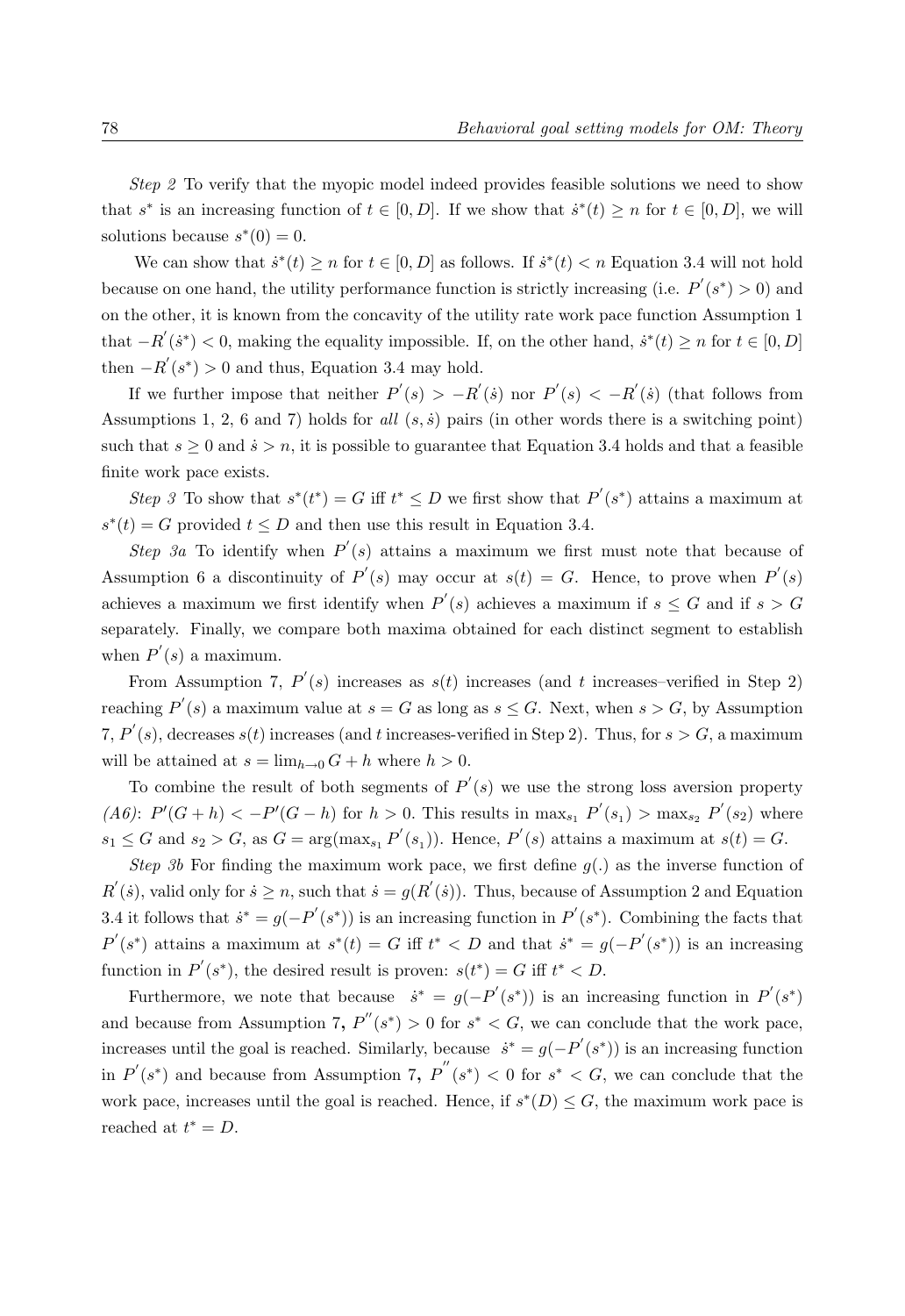*Step 2* To verify that the myopic model indeed provides feasible solutions we need to show that $s^*$ is an increasing function of $t \in [0, D]$. If we show that $\dot{s}^*(t) \geq n$ for $t \in [0, D]$, we will solutions because $s^*(0) = 0$.

We can show that $\dot{s}^*(t) \geq n$ for $t \in [0, D]$ as follows. If $\dot{s}^*(t) < n$ Equation 3.4 will not hold because on one hand, the utility performance function is strictly increasing (i.e. $P^{'}(s^*) > 0$) and on the other, it is known from the concavity of the utility rate work pace function Assumption 1 that $-R^{'}(\dot{s}^*) < 0$, making the equality impossible. If, on the other hand, $\dot{s}^*(t) \geq n$ for $t \in [0, D]$ then $-R^{'}(s^*) > 0$ and thus, Equation 3.4 may hold.

If we further impose that neither $P^{'}(s) > -R^{'}(\dot{s})$ nor $P^{'}(s) < -R^{'}(\dot{s})$ (that follows from Assumptions 1, 2, 6 and 7) holds for *all* $(s, \dot{s})$ pairs (in other words there is a switching point) such that $s \geq 0$ and $\dot{s} > n$, it is possible to guarantee that Equation 3.4 holds and that a feasible finite work pace exists.

*Step 3* To show that $s^*(t^*) = G$ iff $t^* \leq D$ we first show that $P^{'}(s^*)$ attains a maximum at $s^*(t) = G$ provided $t \leq D$ and then use this result in Equation 3.4.

*Step 3a* To identify when $P^{'}(s)$ attains a maximum we first must note that because of Assumption 6 a discontinuity of $P^{'}(s)$ may occur at $s(t) = G$. Hence, to prove when $P^{'}(s)$ achieves a maximum we first identify when $P^{'}(s)$ achieves a maximum if $s \leq G$ and if $s > G$ separately. Finally, we compare both maxima obtained for each distinct segment to establish when $P^{'}(s)$ a maximum.

From Assumption 7, $P^{'}(s)$ increases as $s(t)$ increases (and $t$ increases–verified in Step 2) reaching $P^{'}(s)$ a maximum value at $s = G$ as long as $s \leq G$. Next, when $s > G$, by Assumption 7, $P^{'}(s)$, decreases $s(t)$ increases (and $t$ increases-verified in Step 2). Thus, for $s > G$, a maximum will be attained at $s = \lim_{h \to 0} G + h$ where $h > 0$.

To combine the result of both segments of $P^{'}(s)$ we use the strong loss aversion property *(A6)*: $P'(G + h) < -P'(G - h)$ for $h > 0$. This results in $\max_{s_1} P^{'}(s_1) > \max_{s_2} P^{'}(s_2)$ where $s_1 \leq G$ and $s_2 > G$, as $G = \arg(\max_{s_1} P^{'}(s_1))$. Hence, $P^{'}(s)$ attains a maximum at $s(t) = G$.

*Step 3b* For finding the maximum work pace, we first define $g(.)$ as the inverse function of $R^{'}(\dot{s})$, valid only for $\dot{s} \geq n$, such that $\dot{s} = g(R^{'}(\dot{s}))$. Thus, because of Assumption 2 and Equation 3.4 it follows that $\dot{s}^* = g(-P^{'}(s^*))$ is an increasing function in $P^{'}(s^*)$. Combining the facts that $P^{'}(s^*)$ attains a maximum at $s^*(t) = G$ iff $t^* < D$ and that $\dot{s}^* = g(-P^{'}(s^*))$ is an increasing function in $P^{'}(s^*)$, the desired result is proven: $s(t^*) = G$ iff $t^* < D$.

Furthermore, we note that because $\dot{s}^* = g(-P^{'}(s^*))$ is an increasing function in $P^{'}(s^*)$ and because from Assumption 7, $P^{''}(s^*) > 0$ for $s^* < G$, we can conclude that the work pace, increases until the goal is reached. Similarly, because $\dot{s}^* = g(-P^{'}(s^*))$ is an increasing function in $P^{'}(s^*)$ and because from Assumption 7, $P^{''}(s^*) < 0$ for $s^* < G$, we can conclude that the work pace, increases until the goal is reached. Hence, if $s^*(D) \leq G$, the maximum work pace is reached at $t^* = D$.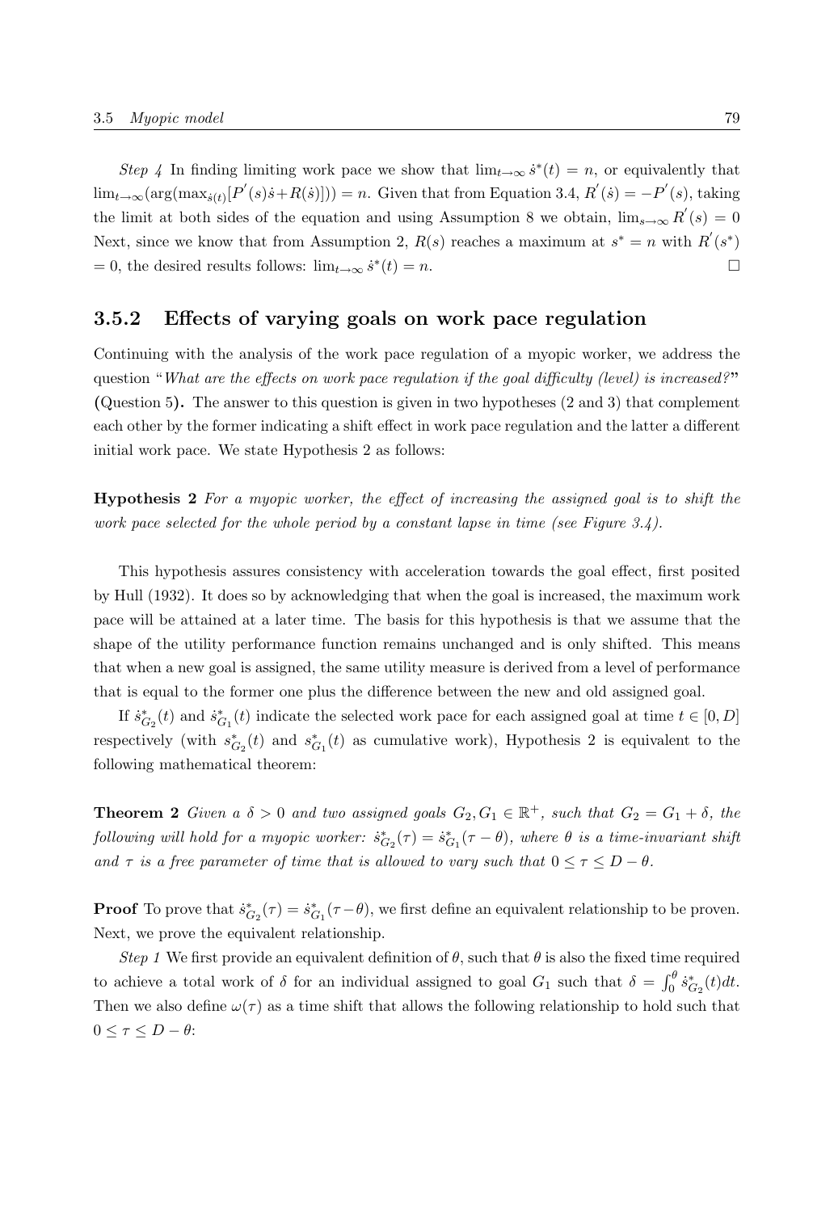*Step 4* In finding limiting work pace we show that $\lim_{t\to\infty} \dot{s}^*(t) = n$, or equivalently that $\lim_{t\to\infty}(\arg(\max_{\dot{s}(t)}[P^{'}(s)\dot{s}+R(\dot{s})])) = n$. Given that from Equation 3.4, $R^{'}(\dot{s}) = -P^{'}(s)$, taking the limit at both sides of the equation and using Assumption 8 we obtain, $\lim_{s\to\infty} R^{'}(s) = 0$ Next, since we know that from Assumption 2, $R(s)$ reaches a maximum at $s^* = n$ with $R^{'}(s^*) = 0$, the desired results follows: $\lim_{t\to\infty} \dot{s}^*(t) = n$. □

### 3.5.2 Effects of varying goals on work pace regulation

Continuing with the analysis of the work pace regulation of a myopic worker, we address the question "*What are the effects on work pace regulation if the goal difficulty (level) is increased?*" (Question 5). The answer to this question is given in two hypotheses (2 and 3) that complement each other by the former indicating a shift effect in work pace regulation and the latter a different initial work pace. We state Hypothesis 2 as follows:

**Hypothesis 2** *For a myopic worker, the effect of increasing the assigned goal is to shift the work pace selected for the whole period by a constant lapse in time (see Figure 3.4).*

This hypothesis assures consistency with acceleration towards the goal effect, first posited by Hull (1932). It does so by acknowledging that when the goal is increased, the maximum work pace will be attained at a later time. The basis for this hypothesis is that we assume that the shape of the utility performance function remains unchanged and is only shifted. This means that when a new goal is assigned, the same utility measure is derived from a level of performance that is equal to the former one plus the difference between the new and old assigned goal.

If $\dot{s}^*_{G_2}(t)$ and $\dot{s}^*_{G_1}(t)$ indicate the selected work pace for each assigned goal at time $t \in [0, D]$ respectively (with $s^*_{G_2}(t)$ and $s^*_{G_1}(t)$ as cumulative work), Hypothesis 2 is equivalent to the following mathematical theorem:

**Theorem 2** *Given a $\delta > 0$ and two assigned goals $G_2, G_1 \in \mathbb{R}^+$, such that $G_2 = G_1 + \delta$, the following will hold for a myopic worker: $\dot{s}^*_{G_2}(\tau) = \dot{s}^*_{G_1}(\tau - \theta)$, where $\theta$ is a time-invariant shift and $\tau$ is a free parameter of time that is allowed to vary such that $0 \leq \tau \leq D - \theta$.*

**Proof** To prove that $\dot{s}^*_{G_2}(\tau) = \dot{s}^*_{G_1}(\tau - \theta)$, we first define an equivalent relationship to be proven. Next, we prove the equivalent relationship.

*Step 1* We first provide an equivalent definition of $\theta$, such that $\theta$ is also the fixed time required to achieve a total work of $\delta$ for an individual assigned to goal $G_1$ such that $\delta = \int_0^{\theta} \dot{s}^*_{G_2}(t)dt$. Then we also define $\omega(\tau)$ as a time shift that allows the following relationship to hold such that $0 \leq \tau \leq D - \theta$: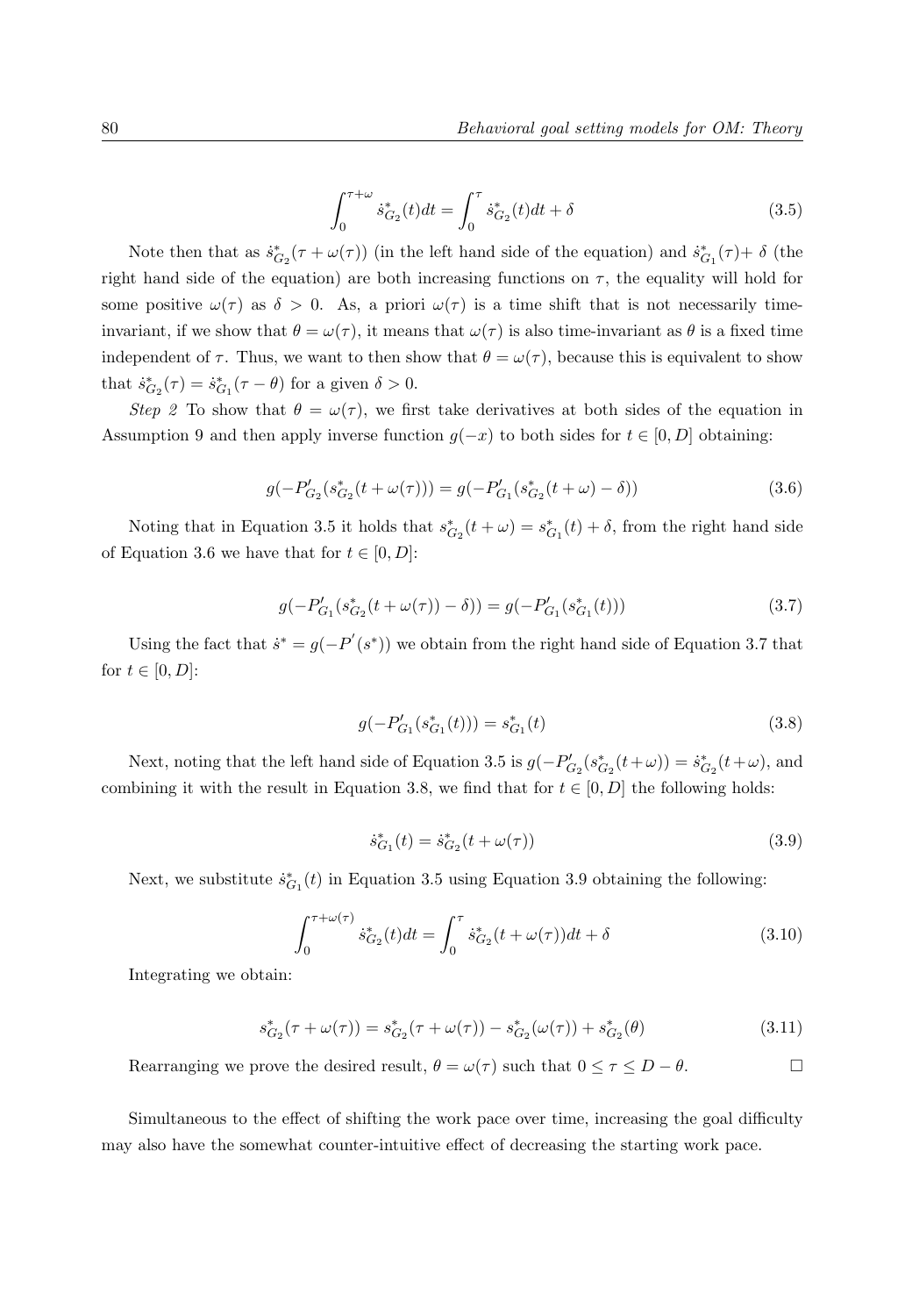$$\int_0^{\tau+\omega} \dot{s}^*_{G_2}(t)dt = \int_0^{\tau} \dot{s}^*_{G_2}(t)dt + \delta \tag{3.5}$$

Note then that as $\dot{s}^*_{G_2}(\tau + \omega(\tau))$ (in the left hand side of the equation) and $\dot{s}^*_{G_1}(\tau) + \delta$ (the right hand side of the equation) are both increasing functions on $\tau$, the equality will hold for some positive $\omega(\tau)$ as $\delta > 0$. As, a priori $\omega(\tau)$ is a time shift that is not necessarily time-invariant, if we show that $\theta = \omega(\tau)$, it means that $\omega(\tau)$ is also time-invariant as $\theta$ is a fixed time independent of $\tau$. Thus, we want to then show that $\theta = \omega(\tau)$, because this is equivalent to show that $\dot{s}^*_{G_2}(\tau) = \dot{s}^*_{G_1}(\tau - \theta)$ for a given $\delta > 0$.

*Step 2* To show that $\theta = \omega(\tau)$, we first take derivatives at both sides of the equation in Assumption 9 and then apply inverse function $g(-x)$ to both sides for $t \in [0, D]$ obtaining:

$$g(-P'_{G_2}(s^*_{G_2}(t + \omega(\tau))) = g(-P'_{G_1}(s^*_{G_2}(t + \omega) - \delta)) \tag{3.6}$$

Noting that in Equation 3.5 it holds that $s^*_{G_2}(t + \omega) = s^*_{G_1}(t) + \delta$, from the right hand side of Equation 3.6 we have that for $t \in [0, D]$:

$$g(-P'_{G_1}(s^*_{G_2}(t + \omega(\tau)) - \delta)) = g(-P'_{G_1}(s^*_{G_1}(t))) \tag{3.7}$$

Using the fact that $\dot{s}^* = g(-P'(s^*))$ we obtain from the right hand side of Equation 3.7 that for $t \in [0, D]$:

$$g(-P'_{G_1}(s^*_{G_1}(t))) = \dot{s}^*_{G_1}(t) \tag{3.8}$$

Next, noting that the left hand side of Equation 3.5 is $g(-P'_{G_2}(s^*_{G_2}(t+\omega)) = \dot{s}^*_{G_2}(t+\omega)$, and combining it with the result in Equation 3.8, we find that for $t \in [0, D]$ the following holds:

$$\dot{s}^*_{G_1}(t) = \dot{s}^*_{G_2}(t + \omega(\tau)) \tag{3.9}$$

Next, we substitute $\dot{s}^*_{G_1}(t)$ in Equation 3.5 using Equation 3.9 obtaining the following:

$$\int_0^{\tau+\omega(\tau)} \dot{s}^*_{G_2}(t)dt = \int_0^{\tau} \dot{s}^*_{G_2}(t + \omega(\tau))dt + \delta \tag{3.10}$$

Integrating we obtain:

$$s^*_{G_2}(\tau + \omega(\tau)) = s^*_{G_2}(\tau + \omega(\tau)) - s^*_{G_2}(\omega(\tau)) + s^*_{G_2}(\theta) \tag{3.11}$$

Rearranging we prove the desired result, $\theta = \omega(\tau)$ such that $0 \leq \tau \leq D - \theta$. □

Simultaneous to the effect of shifting the work pace over time, increasing the goal difficulty may also have the somewhat counter-intuitive effect of decreasing the starting work pace.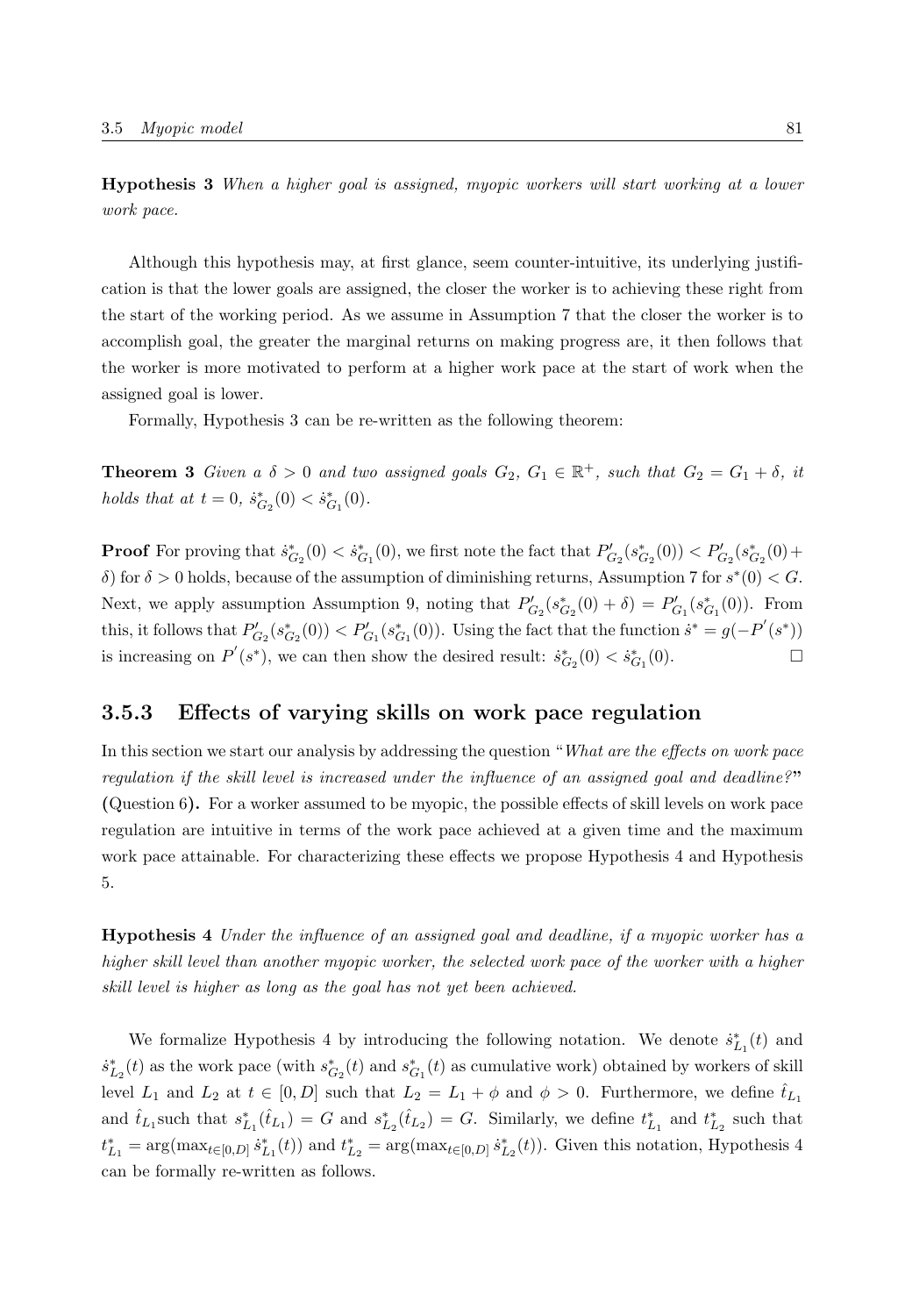**Hypothesis 3** *When a higher goal is assigned, myopic workers will start working at a lower work pace.*

Although this hypothesis may, at first glance, seem counter-intuitive, its underlying justification is that the lower goals are assigned, the closer the worker is to achieving these right from the start of the working period. As we assume in Assumption 7 that the closer the worker is to accomplish goal, the greater the marginal returns on making progress are, it then follows that the worker is more motivated to perform at a higher work pace at the start of work when the assigned goal is lower.

Formally, Hypothesis 3 can be re-written as the following theorem:

**Theorem 3** *Given a $\delta > 0$ and two assigned goals $G_2$, $G_1 \in \mathbb{R}^+$, such that $G_2 = G_1 + \delta$, it holds that at $t = 0$, $\dot{s}^*_{G_2}(0) < \dot{s}^*_{G_1}(0)$.*

**Proof** For proving that $\dot{s}^*_{G_2}(0) < \dot{s}^*_{G_1}(0)$, we first note the fact that $P'_{G_2}(s^*_{G_2}(0)) < P'_{G_2}(s^*_{G_2}(0) + \delta)$ for $\delta > 0$ holds, because of the assumption of diminishing returns, Assumption 7 for $s^*(0) < G$. Next, we apply assumption Assumption 9, noting that $P'_{G_2}(s^*_{G_2}(0) + \delta) = P'_{G_1}(s^*_{G_1}(0))$. From this, it follows that $P'_{G_2}(s^*_{G_2}(0)) < P'_{G_1}(s^*_{G_1}(0))$. Using the fact that the function $\dot{s}^* = g(-P'(s^*))$ is increasing on $P'(s^*)$, we can then show the desired result: $\dot{s}^*_{G_2}(0) < \dot{s}^*_{G_1}(0)$. □

### 3.5.3 Effects of varying skills on work pace regulation

In this section we start our analysis by addressing the question "*What are the effects on work pace regulation if the skill level is increased under the influence of an assigned goal and deadline?*" (Question 6). For a worker assumed to be myopic, the possible effects of skill levels on work pace regulation are intuitive in terms of the work pace achieved at a given time and the maximum work pace attainable. For characterizing these effects we propose Hypothesis 4 and Hypothesis 5.

**Hypothesis 4** *Under the influence of an assigned goal and deadline, if a myopic worker has a higher skill level than another myopic worker, the selected work pace of the worker with a higher skill level is higher as long as the goal has not yet been achieved.*

We formalize Hypothesis 4 by introducing the following notation. We denote $\dot{s}^*_{L_1}(t)$ and $\dot{s}^*_{L_2}(t)$ as the work pace (with $s^*_{G_2}(t)$ and $s^*_{G_1}(t)$ as cumulative work) obtained by workers of skill level $L_1$ and $L_2$ at $t \in [0, D]$ such that $L_2 = L_1 + \phi$ and $\phi > 0$. Furthermore, we define $\hat{t}_{L_1}$ and $\hat{t}_{L_1}$such that $s^*_{L_1}(\hat{t}_{L_1}) = G$ and $s^*_{L_2}(\hat{t}_{L_2}) = G$. Similarly, we define $t^*_{L_1}$ and $t^*_{L_2}$ such that $t^*_{L_1} = \arg(\max_{t\in[0,D]} \dot{s}^*_{L_1}(t))$ and $t^*_{L_2} = \arg(\max_{t\in[0,D]} \dot{s}^*_{L_2}(t))$. Given this notation, Hypothesis 4 can be formally re-written as follows.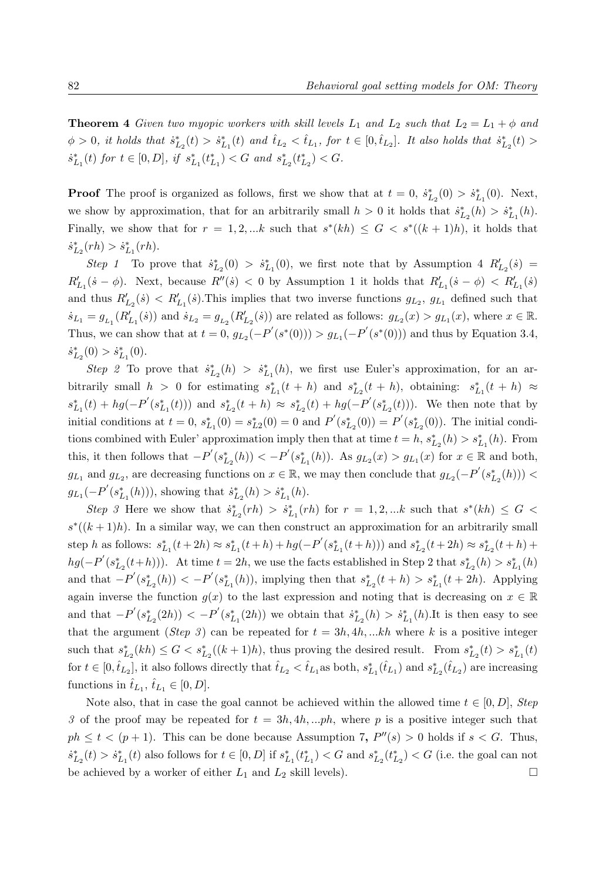**Theorem 4** *Given two myopic workers with skill levels $L_1$ and $L_2$ such that $L_2 = L_1 + \phi$ and $\phi > 0$, it holds that $\dot{s}^*_{L_2}(t) > \dot{s}^*_{L_1}(t)$ and $\hat{t}_{L_2} < \hat{t}_{L_1}$, for $t \in [0, \hat{t}_{L_2}]$. It also holds that $\dot{s}^*_{L_2}(t) > \dot{s}^*_{L_1}(t)$ for $t \in [0, D]$, if $s^*_{L_1}(t^*_{L_1}) < G$ and $s^*_{L_2}(t^*_{L_2}) < G$.*

**Proof** The proof is organized as follows, first we show that at $t = 0$, $\dot{s}^*_{L_2}(0) > \dot{s}^*_{L_1}(0)$. Next, we show by approximation, that for an arbitrarily small $h > 0$ it holds that $\dot{s}^*_{L_2}(h) > \dot{s}^*_{L_1}(h)$. Finally, we show that for $r = 1, 2, ...k$ such that $s^*(kh) \leq G < s^*((k+1)h)$, it holds that $\dot{s}^*_{L_2}(rh) > \dot{s}^*_{L_1}(rh)$.

*Step 1* To prove that $\dot{s}^*_{L_2}(0) > \dot{s}^*_{L_1}(0)$, we first note that by Assumption 4 $R'_{L_2}(\dot{s}) = R'_{L_1}(\dot{s} - \phi)$. Next, because $R''(\dot{s}) < 0$ by Assumption 1 it holds that $R'_{L_1}(\dot{s} - \phi) < R'_{L_1}(\dot{s})$ and thus $R'_{L_2}(\dot{s}) < R'_{L_1}(\dot{s})$.This implies that two inverse functions $g_{L_2}$, $g_{L_1}$ defined such that $\dot{s}_{L_1} = g_{L_1}(R'_{L_1}(\dot{s}))$ and $\dot{s}_{L_2} = g_{L_2}(R'_{L_2}(\dot{s}))$ are related as follows: $g_{L_2}(x) > g_{L_1}(x)$, where $x \in \mathbb{R}$. Thus, we can show that at $t = 0$, $g_{L_2}(-P'(s^*(0))) > g_{L_1}(-P'(s^*(0)))$ and thus by Equation 3.4, $\dot{s}^*_{L_2}(0) > \dot{s}^*_{L_1}(0)$.

*Step 2* To prove that $\dot{s}^*_{L_2}(h) > \dot{s}^*_{L_1}(h)$, we first use Euler's approximation, for an arbitrarily small $h > 0$ for estimating $s^*_{L_1}(t+h)$ and $s^*_{L_2}(t+h)$, obtaining: $s^*_{L_1}(t+h) \approx s^*_{L_1}(t) + hg(-P'(s^*_{L_1}(t)))$ and $s^*_{L_2}(t+h) \approx s^*_{L_2}(t) + hg(-P'(s^*_{L_2}(t)))$. We then note that by initial conditions at $t = 0$, $s^*_{L_1}(0) = s^*_{L2}(0) = 0$ and $P'(s^*_{L_2}(0)) = P'(s^*_{L_2}(0))$. The initial conditions combined with Euler' approximation imply then that at time $t = h$, $s^*_{L_2}(h) > s^*_{L_1}(h)$. From this, it then follows that $-P'(s^*_{L_2}(h)) < -P'(s^*_{L_1}(h))$. As $g_{L_2}(x) > g_{L_1}(x)$ for $x \in \mathbb{R}$ and both, $g_{L_1}$ and $g_{L_2}$, are decreasing functions on $x \in \mathbb{R}$, we may then conclude that $g_{L_2}(-P'(s^*_{L_2}(h))) < g_{L_1}(-P'(s^*_{L_1}(h)))$, showing that $\dot{s}^*_{L_2}(h) > \dot{s}^*_{L_1}(h)$.

*Step 3* Here we show that $\dot{s}^*_{L_2}(rh) > \dot{s}^*_{L_1}(rh)$ for $r = 1, 2, ...k$ such that $s^*(kh) \leq G < s^*((k+1)h)$. In a similar way, we can then construct an approximation for an arbitrarily small step $h$ as follows: $s^*_{L_1}(t+2h) \approx s^*_{L_1}(t+h) + hg(-P'(s^*_{L_1}(t+h)))$ and $s^*_{L_2}(t+2h) \approx s^*_{L_2}(t+h) + hg(-P'(s^*_{L_2}(t+h)))$. At time $t = 2h$, we use the facts established in Step 2 that $s^*_{L_2}(h) > s^*_{L_1}(h)$ and that $-P'(s^*_{L_2}(h)) < -P'(s^*_{L_1}(h))$, implying then that $s^*_{L_2}(t+h) > s^*_{L_1}(t+2h)$. Applying again inverse the function $g(x)$ to the last expression and noting that is decreasing on $x \in \mathbb{R}$ and that $-P'(s^*_{L_2}(2h)) < -P'(s^*_{L_1}(2h))$ we obtain that $\dot{s}^*_{L_2}(h) > \dot{s}^*_{L_1}(h)$.It is then easy to see that the argument (*Step 3*) can be repeated for $t = 3h, 4h, ...kh$ where $k$ is a positive integer such that $s^*_{L_2}(kh) \leq G < s^*_{L_2}((k+1)h)$, thus proving the desired result. From $\dot{s}^*_{L_2}(t) > \dot{s}^*_{L_1}(t)$ for $t \in [0, \hat{t}_{L_2}]$, it also follows directly that $\hat{t}_{L_2} < \hat{t}_{L_1}$as both, $s^*_{L_1}(\hat{t}_{L_1})$ and $s^*_{L_2}(\hat{t}_{L_2})$ are increasing functions in $\hat{t}_{L_1}$, $\hat{t}_{L_1} \in [0, D]$.

Note also, that in case the goal cannot be achieved within the allowed time $t \in [0, D]$, *Step 3* of the proof may be repeated for $t = 3h, 4h, ...ph$, where $p$ is a positive integer such that $ph \leq t < (p+1)$. This can be done because Assumption 7, $P''(s) > 0$ holds if $s < G$. Thus, $\dot{s}^*_{L_2}(t) > \dot{s}^*_{L_1}(t)$ also follows for $t \in [0, D]$ if $s^*_{L_1}(t^*_{L_1}) < G$ and $s^*_{L_2}(t^*_{L_2}) < G$ (i.e. the goal can not be achieved by a worker of either $L_1$ and $L_2$ skill levels). □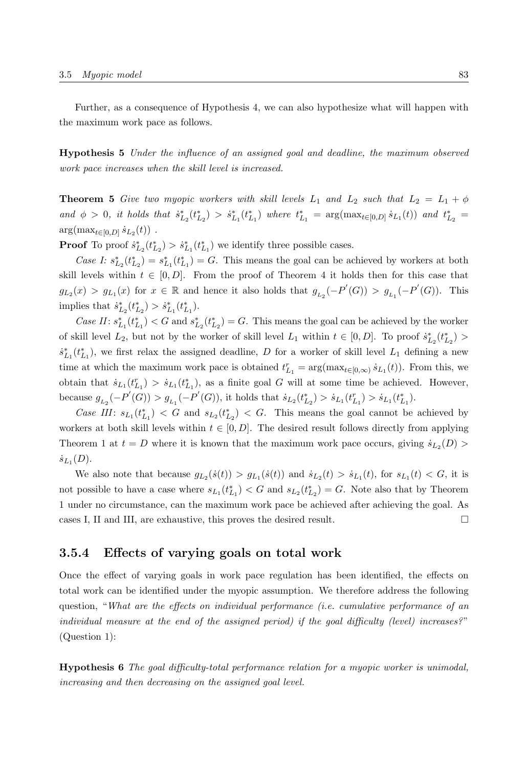Further, as a consequence of Hypothesis 4, we can also hypothesize what will happen with the maximum work pace as follows.

**Hypothesis 5** *Under the influence of an assigned goal and deadline, the maximum observed work pace increases when the skill level is increased.*

**Theorem 5** *Give two myopic workers with skill levels $L_1$ and $L_2$ such that $L_2 = L_1 + \phi$ and $\phi > 0$, it holds that $\dot{s}^*_{L_2}(t^*_{L_2}) > \dot{s}^*_{L_1}(t^*_{L_1})$ where $t^*_{L_1} = \arg(\max_{t\in[0,D]} \dot{s}_{L_1}(t))$ and $t^*_{L_2} = \arg(\max_{t\in[0,D]} \dot{s}_{L_2}(t))$ .*

**Proof** To proof $\dot{s}^*_{L_2}(t^*_{L_2}) > \dot{s}^*_{L_1}(t^*_{L_1})$ we identify three possible cases.

*Case I:* $s^*_{L_2}(t^*_{L_2}) = s^*_{L_1}(t^*_{L_1}) = G$. This means the goal can be achieved by workers at both skill levels within $t \in [0, D]$. From the proof of Theorem 4 it holds then for this case that $g_{L_2}(x) > g_{L_1}(x)$ for $x \in \mathbb{R}$ and hence it also holds that $g_{L_2}(-P'(G)) > g_{L_1}(-P'(G))$. This implies that $\dot{s}^*_{L_2}(t^*_{L_2}) > \dot{s}^*_{L_1}(t^*_{L_1})$.

*Case II*: $s^*_{L_1}(t^*_{L_1}) < G$ and $s^*_{L_2}(t^*_{L_2}) = G$. This means the goal can be achieved by the worker of skill level $L_2$, but not by the worker of skill level $L_1$ within $t \in [0, D]$. To proof $\dot{s}^*_{L_2}(t^*_{L_2}) > \dot{s}^*_{L_1}(t^*_{L_1})$, we first relax the assigned deadline, $D$ for a worker of skill level $L_1$ defining a new time at which the maximum work pace is obtained $t^r_{L_1} = \arg(\max_{t\in[0,\infty)} \dot{s}_{L_1}(t))$. From this, we obtain that $\dot{s}_{L_1}(t^r_{L_1}) > \dot{s}_{L_1}(t^*_{L_1})$, as a finite goal $G$ will at some time be achieved. However, because $g_{L_2}(-P'(G)) > g_{L_1}(-P'(G))$, it holds that $\dot{s}_{L_2}(t^*_{L_2}) > \dot{s}_{L_1}(t^r_{L_1}) > \dot{s}_{L_1}(t^*_{L_1})$.

*Case III*: $s_{L_1}(t^*_{L_1}) < G$ and $s_{L_2}(t^*_{L_2}) < G$. This means the goal cannot be achieved by workers at both skill levels within $t \in [0, D]$. The desired result follows directly from applying Theorem 1 at $t = D$ where it is known that the maximum work pace occurs, giving $\dot{s}_{L_2}(D) > \dot{s}_{L_1}(D)$.

We also note that because $g_{L_2}(\dot{s}(t)) > g_{L_1}(\dot{s}(t))$ and $\dot{s}_{L_2}(t) > \dot{s}_{L_1}(t)$, for $s_{L_1}(t) < G$, it is not possible to have a case where $s_{L_1}(t^*_{L_1}) < G$ and $s_{L_2}(t^*_{L_2}) = G$. Note also that by Theorem 1 under no circumstance, can the maximum work pace be achieved after achieving the goal. As cases I, II and III, are exhaustive, this proves the desired result. □

### 3.5.4 Effects of varying goals on total work

Once the effect of varying goals in work pace regulation has been identified, the effects on total work can be identified under the myopic assumption. We therefore address the following question, "*What are the effects on individual performance (i.e. cumulative performance of an individual measure at the end of the assigned period) if the goal difficulty (level) increases?*" (Question 1):

**Hypothesis 6** *The goal difficulty-total performance relation for a myopic worker is unimodal, increasing and then decreasing on the assigned goal level.*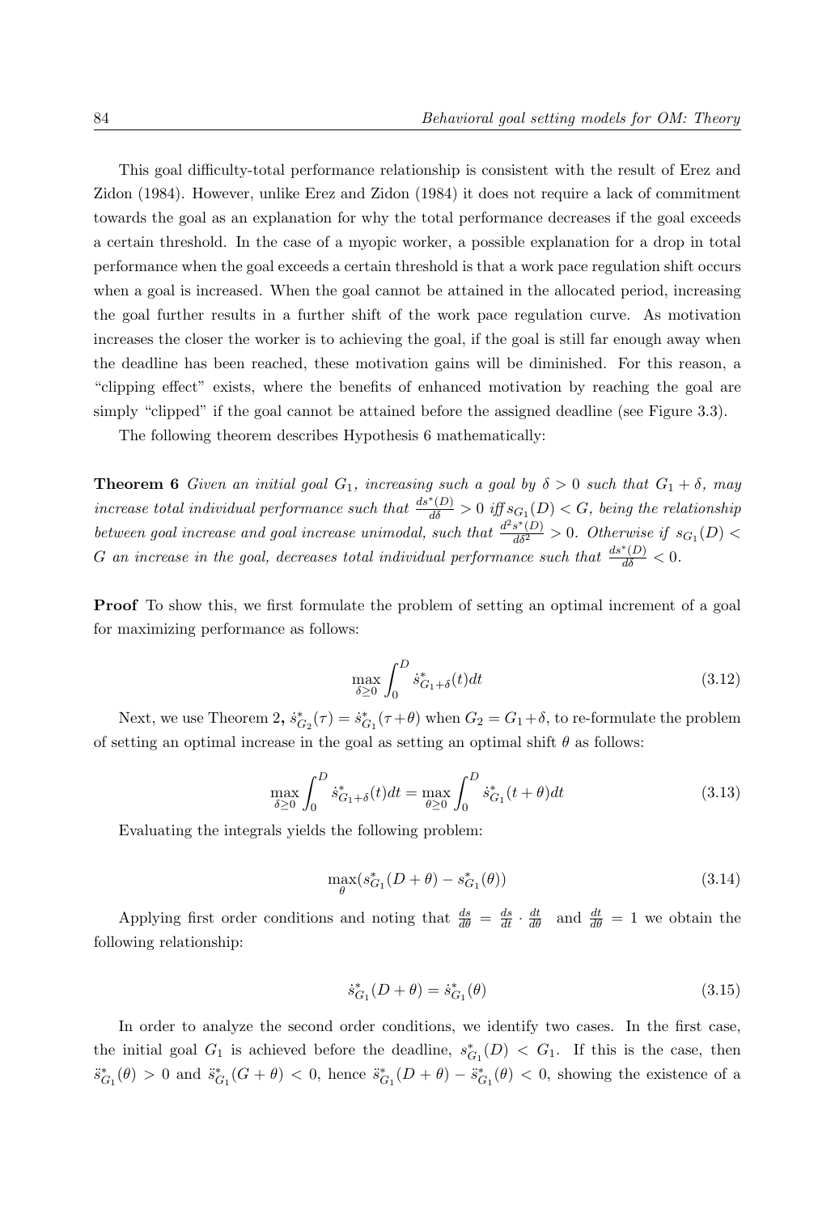This goal difficulty-total performance relationship is consistent with the result of Erez and Zidon (1984). However, unlike Erez and Zidon (1984) it does not require a lack of commitment towards the goal as an explanation for why the total performance decreases if the goal exceeds a certain threshold. In the case of a myopic worker, a possible explanation for a drop in total performance when the goal exceeds a certain threshold is that a work pace regulation shift occurs when a goal is increased. When the goal cannot be attained in the allocated period, increasing the goal further results in a further shift of the work pace regulation curve. As motivation increases the closer the worker is to achieving the goal, if the goal is still far enough away when the deadline has been reached, these motivation gains will be diminished. For this reason, a "clipping effect" exists, where the benefits of enhanced motivation by reaching the goal are simply "clipped" if the goal cannot be attained before the assigned deadline (see Figure 3.3).

The following theorem describes Hypothesis 6 mathematically:

**Theorem 6** *Given an initial goal $G_1$, increasing such a goal by $\delta > 0$ such that $G_1 + \delta$, may increase total individual performance such that $\frac{ds^*(D)}{d\delta} > 0$ iff $s_{G_1}(D) < G$, being the relationship between goal increase and goal increase unimodal, such that $\frac{d^2s^*(D)}{d\delta^2} > 0$. Otherwise if $s_{G_1}(D) < G$ an increase in the goal, decreases total individual performance such that $\frac{ds^*(D)}{d\delta} < 0$.*

**Proof** To show this, we first formulate the problem of setting an optimal increment of a goal for maximizing performance as follows:

$$\max_{\delta \geq 0} \int_0^D \dot{s}^*_{G_1+\delta}(t)dt \tag{3.12}$$

Next, we use Theorem 2, $\dot{s}^*_{G_2}(\tau) = \dot{s}^*_{G_1}(\tau+\theta)$ when $G_2 = G_1+\delta$, to re-formulate the problem of setting an optimal increase in the goal as setting an optimal shift $\theta$ as follows:

$$\max_{\delta \geq 0} \int_0^D \dot{s}^*_{G_1+\delta}(t)dt = \max_{\theta \geq 0} \int_0^D \dot{s}^*_{G_1}(t+\theta)dt \tag{3.13}$$

Evaluating the integrals yields the following problem:

$$\max_{\theta}(s^*_{G_1}(D+\theta) - s^*_{G_1}(\theta)) \tag{3.14}$$

Applying first order conditions and noting that $\frac{ds}{d\theta} = \frac{ds}{dt} \cdot \frac{dt}{d\theta}$ and $\frac{dt}{d\theta} = 1$ we obtain the following relationship:

$$\dot{s}^*_{G_1}(D+\theta) = \dot{s}^*_{G_1}(\theta) \tag{3.15}$$

In order to analyze the second order conditions, we identify two cases. In the first case, the initial goal $G_1$ is achieved before the deadline, $s^*_{G_1}(D) < G_1$. If this is the case, then $\ddot{s}^*_{G_1}(\theta) > 0$ and $\ddot{s}^*_{G_1}(G+\theta) < 0$, hence $\ddot{s}^*_{G_1}(D+\theta) - \ddot{s}^*_{G_1}(\theta) < 0$, showing the existence of a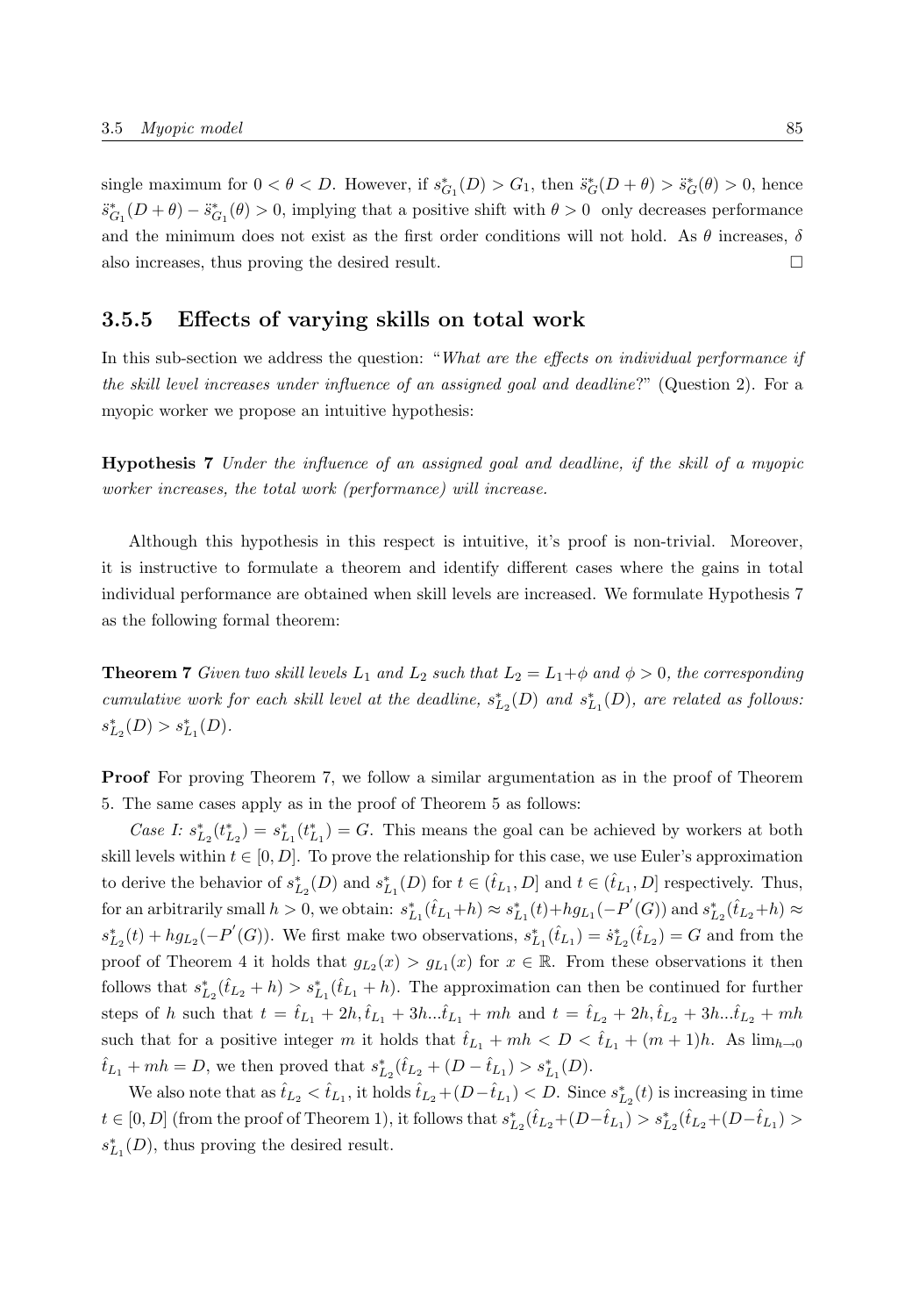single maximum for $0 < \theta < D$. However, if $s^*_{G_1}(D) > G_1$, then $\ddot{s}^*_G(D+\theta) > \ddot{s}^*_G(\theta) > 0$, hence $\ddot{s}^*_{G_1}(D+\theta) - \ddot{s}^*_{G_1}(\theta) > 0$, implying that a positive shift with $\theta > 0$ only decreases performance and the minimum does not exist as the first order conditions will not hold. As $\theta$ increases, $\delta$ also increases, thus proving the desired result. □

### 3.5.5 Effects of varying skills on total work

In this sub-section we address the question: "*What are the effects on individual performance if the skill level increases under influence of an assigned goal and deadline?*" (Question 2). For a myopic worker we propose an intuitive hypothesis:

**Hypothesis 7** *Under the influence of an assigned goal and deadline, if the skill of a myopic worker increases, the total work (performance) will increase.*

Although this hypothesis in this respect is intuitive, it's proof is non-trivial. Moreover, it is instructive to formulate a theorem and identify different cases where the gains in total individual performance are obtained when skill levels are increased. We formulate Hypothesis 7 as the following formal theorem:

**Theorem 7** *Given two skill levels $L_1$ and $L_2$ such that $L_2 = L_1 + \phi$ and $\phi > 0$, the corresponding cumulative work for each skill level at the deadline, $s^*_{L_2}(D)$ and $s^*_{L_1}(D)$, are related as follows: $s^*_{L_2}(D) > s^*_{L_1}(D)$.*

**Proof** For proving Theorem 7, we follow a similar argumentation as in the proof of Theorem 5. The same cases apply as in the proof of Theorem 5 as follows:

*Case I:* $s^*_{L_2}(t^*_{L_2}) = s^*_{L_1}(t^*_{L_1}) = G$. This means the goal can be achieved by workers at both skill levels within $t \in [0, D]$. To prove the relationship for this case, we use Euler's approximation to derive the behavior of $s^*_{L_2}(D)$ and $s^*_{L_1}(D)$ for $t \in (\hat{t}_{L_1}, D]$ and $t \in (\hat{t}_{L_1}, D]$ respectively. Thus, for an arbitrarily small $h > 0$, we obtain: $s^*_{L_1}(\hat{t}_{L_1}+h) \approx s^*_{L_1}(t) + hg_{L_1}(-P'(G))$ and $s^*_{L_2}(\hat{t}_{L_2}+h) \approx s^*_{L_2}(t) + hg_{L_2}(-P'(G))$. We first make two observations, $s^*_{L_1}(\hat{t}_{L_1}) = \dot{s}^*_{L_2}(\hat{t}_{L_2}) = G$ and from the proof of Theorem 4 it holds that $g_{L_2}(x) > g_{L_1}(x)$ for $x \in \mathbb{R}$. From these observations it then follows that $s^*_{L_2}(\hat{t}_{L_2} + h) > s^*_{L_1}(\hat{t}_{L_1} + h)$. The approximation can then be continued for further steps of $h$ such that $t = \hat{t}_{L_1} + 2h, \hat{t}_{L_1} + 3h...\hat{t}_{L_1} + mh$ and $t = \hat{t}_{L_2} + 2h, \hat{t}_{L_2} + 3h...\hat{t}_{L_2} + mh$ such that for a positive integer $m$ it holds that $\hat{t}_{L_1} + mh < D < \hat{t}_{L_1} + (m+1)h$. As $\lim_{h\to 0}$ $\hat{t}_{L_1} + mh = D$, we then proved that $s^*_{L_2}(\hat{t}_{L_2} + (D - \hat{t}_{L_1}) > s^*_{L_1}(D)$.

We also note that as $\hat{t}_{L_2} < \hat{t}_{L_1}$, it holds $\hat{t}_{L_2} + (D - \hat{t}_{L_1}) < D$. Since $s^*_{L_2}(t)$ is increasing in time $t \in [0, D]$ (from the proof of Theorem 1), it follows that $s^*_{L_2}(\hat{t}_{L_2} + (D - \hat{t}_{L_1}) > s^*_{L_2}(\hat{t}_{L_2} + (D - \hat{t}_{L_1}) > s^*_{L_1}(D)$, thus proving the desired result.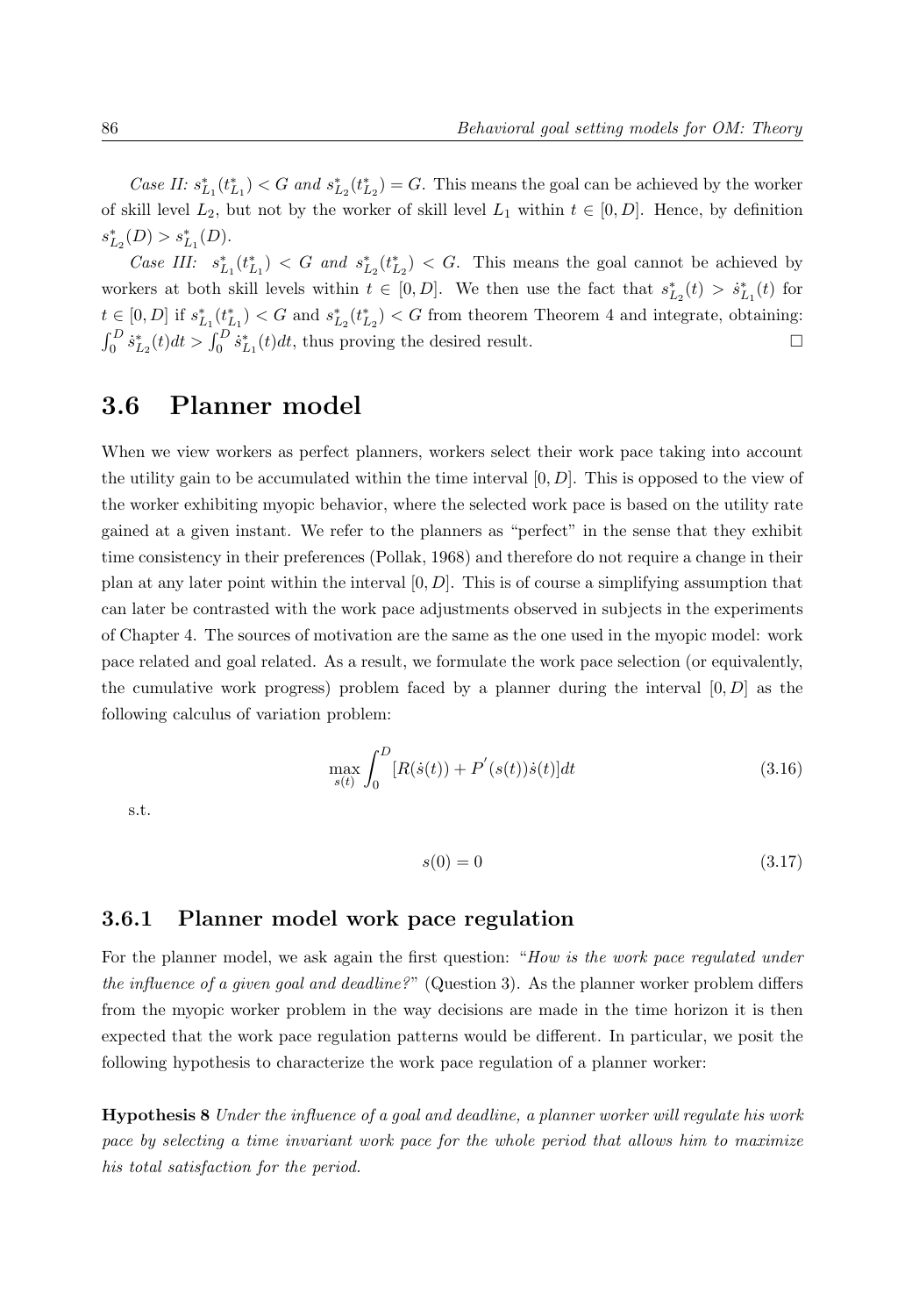*Case II:* $s^*_{L_1}(t^*_{L_1}) < G$ *and* $s^*_{L_2}(t^*_{L_2}) = G$. This means the goal can be achieved by the worker of skill level $L_2$, but not by the worker of skill level $L_1$ within $t \in [0, D]$. Hence, by definition $s^*_{L_2}(D) > s^*_{L_1}(D)$.

*Case III:* $s^*_{L_1}(t^*_{L_1}) < G$ *and* $s^*_{L_2}(t^*_{L_2}) < G$. This means the goal cannot be achieved by workers at both skill levels within $t \in [0, D]$. We then use the fact that $s^*_{L_2}(t) > \dot{s}^*_{L_1}(t)$ for $t \in [0, D]$ if $s^*_{L_1}(t^*_{L_1}) < G$ and $s^*_{L_2}(t^*_{L_2}) < G$ from theorem Theorem 4 and integrate, obtaining: $\int_0^D \dot{s}^*_{L_2}(t)dt > \int_0^D \dot{s}^*_{L_1}(t)dt$, thus proving the desired result. □

## 3.6 Planner model

When we view workers as perfect planners, workers select their work pace taking into account the utility gain to be accumulated within the time interval $[0, D]$. This is opposed to the view of the worker exhibiting myopic behavior, where the selected work pace is based on the utility rate gained at a given instant. We refer to the planners as "perfect" in the sense that they exhibit time consistency in their preferences (Pollak, 1968) and therefore do not require a change in their plan at any later point within the interval $[0, D]$. This is of course a simplifying assumption that can later be contrasted with the work pace adjustments observed in subjects in the experiments of Chapter 4. The sources of motivation are the same as the one used in the myopic model: work pace related and goal related. As a result, we formulate the work pace selection (or equivalently, the cumulative work progress) problem faced by a planner during the interval $[0, D]$ as the following calculus of variation problem:

$$\max_{s(t)} \int_0^D [R(\dot{s}(t)) + P'(s(t))\dot{s}(t)]dt \tag{3.16}$$

s.t.

$$s(0) = 0 \tag{3.17}$$

### 3.6.1 Planner model work pace regulation

For the planner model, we ask again the first question: "*How is the work pace regulated under the influence of a given goal and deadline?*" (Question 3). As the planner worker problem differs from the myopic worker problem in the way decisions are made in the time horizon it is then expected that the work pace regulation patterns would be different. In particular, we posit the following hypothesis to characterize the work pace regulation of a planner worker:

**Hypothesis 8** *Under the influence of a goal and deadline, a planner worker will regulate his work pace by selecting a time invariant work pace for the whole period that allows him to maximize his total satisfaction for the period.*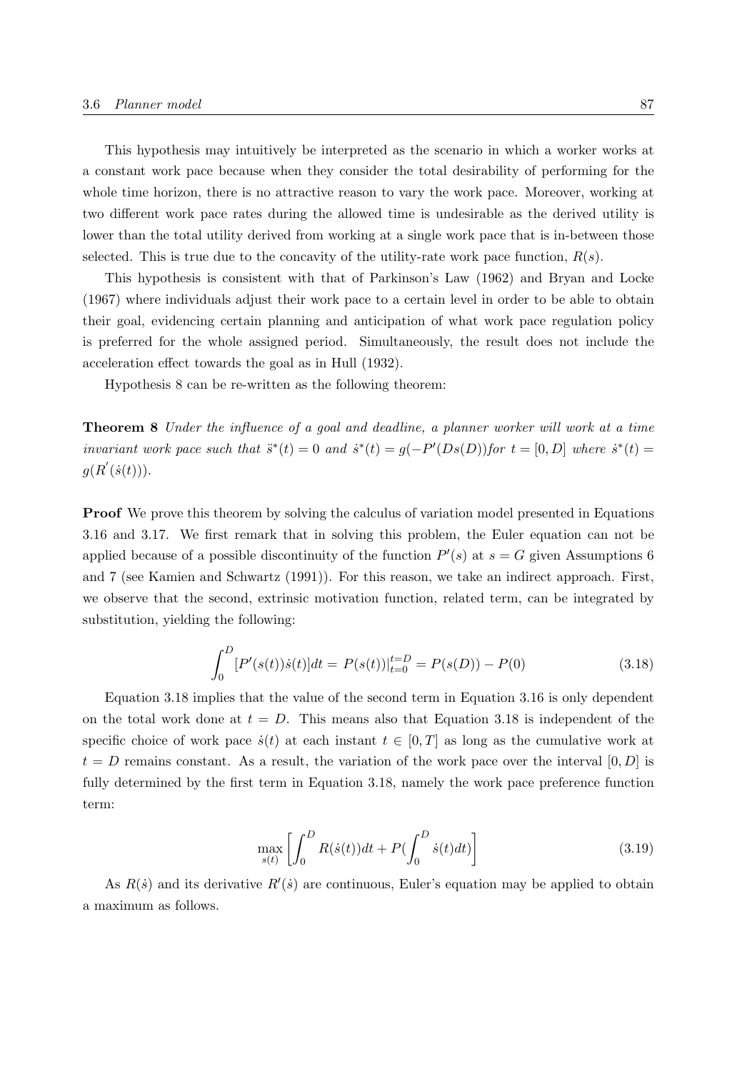This hypothesis may intuitively be interpreted as the scenario in which a worker works at a constant work pace because when they consider the total desirability of performing for the whole time horizon, there is no attractive reason to vary the work pace. Moreover, working at two different work pace rates during the allowed time is undesirable as the derived utility is lower than the total utility derived from working at a single work pace that is in-between those selected. This is true due to the concavity of the utility-rate work pace function, $R(s)$.

This hypothesis is consistent with that of Parkinson's Law (1962) and Bryan and Locke (1967) where individuals adjust their work pace to a certain level in order to be able to obtain their goal, evidencing certain planning and anticipation of what work pace regulation policy is preferred for the whole assigned period. Simultaneously, the result does not include the acceleration effect towards the goal as in Hull (1932).

Hypothesis 8 can be re-written as the following theorem:

**Theorem 8** *Under the influence of a goal and deadline, a planner worker will work at a time invariant work pace such that* $\ddot{s}^*(t) = 0$ *and* $\dot{s}^*(t) = g(-P'(Ds(D))$*for* $t = [0, D]$ *where* $\dot{s}^*(t) = g(R'(\dot{s}(t)))$.

**Proof** We prove this theorem by solving the calculus of variation model presented in Equations 3.16 and 3.17. We first remark that in solving this problem, the Euler equation can not be applied because of a possible discontinuity of the function $P'(s)$ at $s = G$ given Assumptions 6 and 7 (see Kamien and Schwartz (1991)). For this reason, we take an indirect approach. First, we observe that the second, extrinsic motivation function, related term, can be integrated by substitution, yielding the following:

$$\int_0^D [P'(s(t))\dot{s}(t)]dt = P(s(t))|_{t=0}^{t=D} = P(s(D)) - P(0) \tag{3.18}$$

Equation 3.18 implies that the value of the second term in Equation 3.16 is only dependent on the total work done at $t = D$. This means also that Equation 3.18 is independent of the specific choice of work pace $\dot{s}(t)$ at each instant $t \in [0, T]$ as long as the cumulative work at $t = D$ remains constant. As a result, the variation of the work pace over the interval $[0, D]$ is fully determined by the first term in Equation 3.18, namely the work pace preference function term:

$$\max_{s(t)} \left[ \int_0^D R(\dot{s}(t))dt + P(\int_0^D \dot{s}(t)dt) \right] \tag{3.19}$$

As $R(\dot{s})$ and its derivative $R'(\dot{s})$ are continuous, Euler's equation may be applied to obtain a maximum as follows.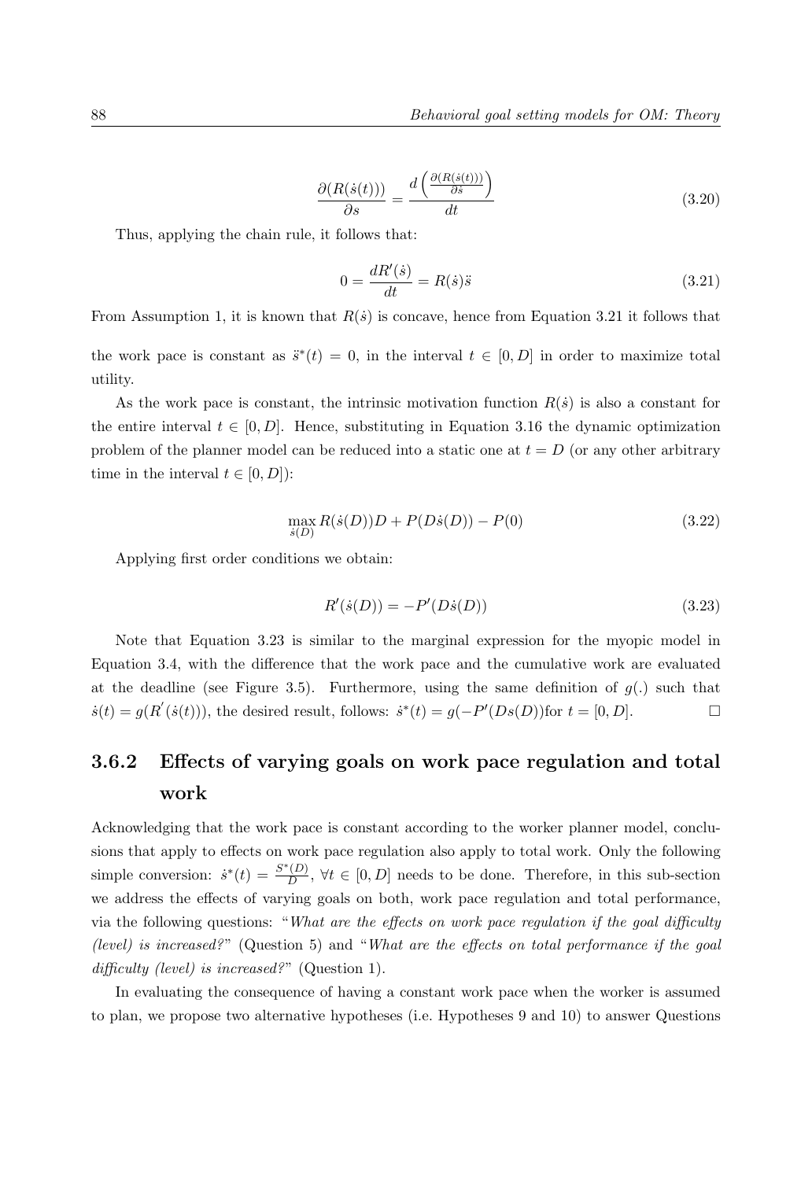$$\frac{\partial(R(\dot{s}(t)))}{\partial s} = \frac{d\left(\frac{\partial(R(\dot{s}(t)))}{\partial \dot{s}}\right)}{dt} \tag{3.20}$$

Thus, applying the chain rule, it follows that:

$$0 = \frac{dR'(\dot{s})}{dt} = R(\dot{s})\ddot{s} \tag{3.21}$$

From Assumption 1, it is known that $R(\dot{s})$ is concave, hence from Equation 3.21 it follows that the work pace is constant as $\ddot{s}^*(t) = 0$, in the interval $t \in [0, D]$ in order to maximize total utility.

As the work pace is constant, the intrinsic motivation function $R(\dot{s})$ is also a constant for the entire interval $t \in [0, D]$. Hence, substituting in Equation 3.16 the dynamic optimization problem of the planner model can be reduced into a static one at $t = D$ (or any other arbitrary time in the interval $t \in [0, D]$):

$$\max_{\dot{s}(D)} R(\dot{s}(D))D + P(D\dot{s}(D)) - P(0) \tag{3.22}$$

Applying first order conditions we obtain:

$$R'(\dot{s}(D)) = -P'(D\dot{s}(D)) \tag{3.23}$$

Note that Equation 3.23 is similar to the marginal expression for the myopic model in Equation 3.4, with the difference that the work pace and the cumulative work are evaluated at the deadline (see Figure 3.5). Furthermore, using the same definition of $g(.)$ such that $\dot{s}(t) = g(R^{'}(\dot{s}(t)))$, the desired result, follows: $\dot{s}^*(t) = g(-P'(Ds(D))$for $t = [0, D]$. □

### 3.6.2 Effects of varying goals on work pace regulation and total work

Acknowledging that the work pace is constant according to the worker planner model, conclusions that apply to effects on work pace regulation also apply to total work. Only the following simple conversion: $\dot{s}^*(t) = \frac{S^*(D)}{D}$, $\forall t \in [0, D]$ needs to be done. Therefore, in this sub-section we address the effects of varying goals on both, work pace regulation and total performance, via the following questions: "*What are the effects on work pace regulation if the goal difficulty (level) is increased?*" (Question 5) and "*What are the effects on total performance if the goal difficulty (level) is increased?*" (Question 1).

In evaluating the consequence of having a constant work pace when the worker is assumed to plan, we propose two alternative hypotheses (i.e. Hypotheses 9 and 10) to answer Questions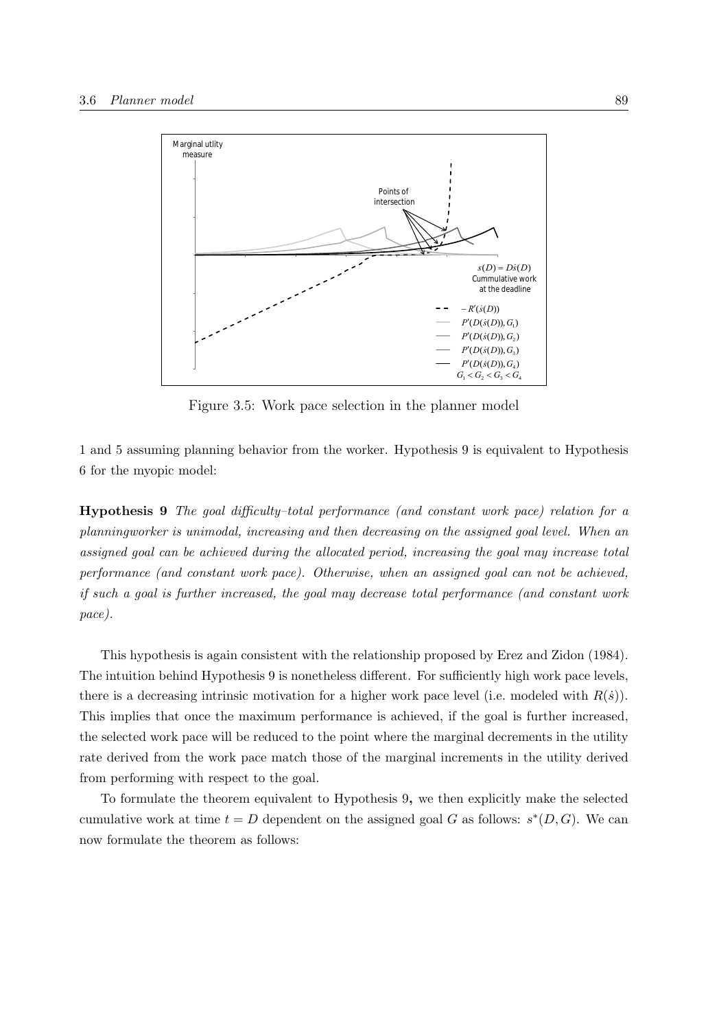Marginal utlity measure

Points of intersection

$s(D) = D\dot{s}(D)$
Cummulative work at the deadline

$-R'(\dot{s}(D))$
$P'(D(\dot{s}(D)), G_1)$
$P'(D(\dot{s}(D)), G_2)$
$P'(D(\dot{s}(D)), G_3)$
$P'(D(\dot{s}(D)), G_4)$
$G_1 < G_2 < G_3 < G_4$

Figure 3.5: Work pace selection in the planner model

1 and 5 assuming planning behavior from the worker. Hypothesis 9 is equivalent to Hypothesis 6 for the myopic model:

**Hypothesis 9** *The goal difficulty–total performance (and constant work pace) relation for a planningworker is unimodal, increasing and then decreasing on the assigned goal level. When an assigned goal can be achieved during the allocated period, increasing the goal may increase total performance (and constant work pace). Otherwise, when an assigned goal can not be achieved, if such a goal is further increased, the goal may decrease total performance (and constant work pace).*

This hypothesis is again consistent with the relationship proposed by Erez and Zidon (1984). The intuition behind Hypothesis 9 is nonetheless different. For sufficiently high work pace levels, there is a decreasing intrinsic motivation for a higher work pace level (i.e. modeled with $R(\dot{s})$). This implies that once the maximum performance is achieved, if the goal is further increased, the selected work pace will be reduced to the point where the marginal decrements in the utility rate derived from the work pace match those of the marginal increments in the utility derived from performing with respect to the goal.

To formulate the theorem equivalent to Hypothesis 9**,** we then explicitly make the selected cumulative work at time $t = D$ dependent on the assigned goal $G$ as follows: $s^*(D, G)$. We can now formulate the theorem as follows: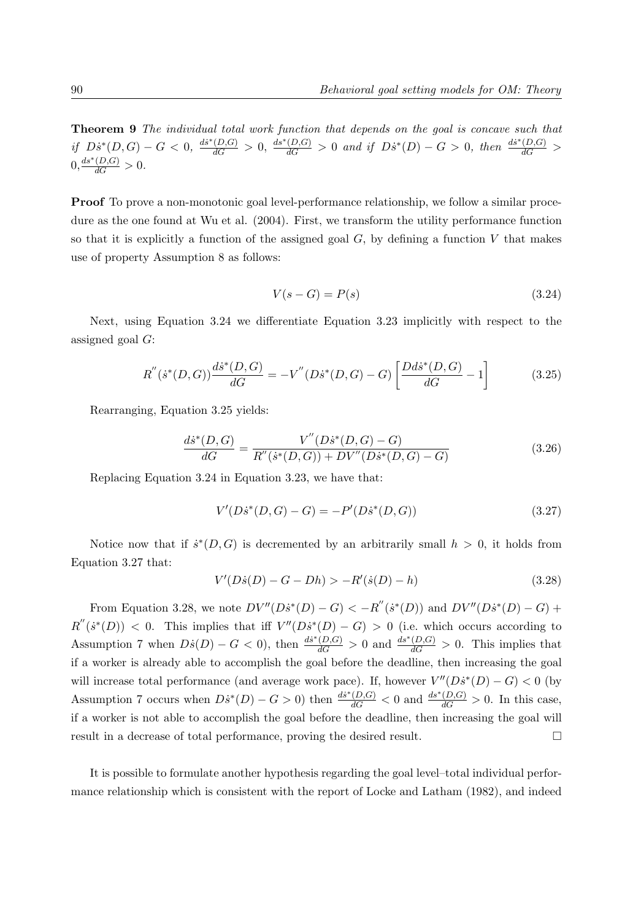**Theorem 9** *The individual total work function that depends on the goal is concave such that if $D\dot{s}^*(D,G) - G < 0$, $\frac{d\dot{s}^*(D,G)}{dG} > 0$, $\frac{ds^*(D,G)}{dG} > 0$ and if $D\dot{s}^*(D) - G > 0$, then $\frac{d\dot{s}^*(D,G)}{dG} > 0, \frac{ds^*(D,G)}{dG} > 0$.*

**Proof** To prove a non-monotonic goal level-performance relationship, we follow a similar procedure as the one found at Wu et al. (2004). First, we transform the utility performance function so that it is explicitly a function of the assigned goal $G$, by defining a function $V$ that makes use of property Assumption 8 as follows:

$$V(s - G) = P(s) \tag{3.24}$$

Next, using Equation 3.24 we differentiate Equation 3.23 implicitly with respect to the assigned goal $G$:

$$R^{''}(\dot{s}^*(D,G))\frac{d\dot{s}^*(D,G)}{dG} = -V^{''}(D\dot{s}^*(D,G) - G)\left[\frac{Dd\dot{s}^*(D,G)}{dG} - 1\right] \tag{3.25}$$

Rearranging, Equation 3.25 yields:

$$\frac{d\dot{s}^*(D,G)}{dG} = \frac{V^{''}(D\dot{s}^*(D,G) - G)}{R^{''}(\dot{s}^*(D,G)) + DV^{''}(D\dot{s}^*(D,G) - G)} \tag{3.26}$$

Replacing Equation 3.24 in Equation 3.23, we have that:

$$V'(D\dot{s}^*(D,G) - G) = -P'(D\dot{s}^*(D,G)) \tag{3.27}$$

Notice now that if $\dot{s}^*(D,G)$ is decremented by an arbitrarily small $h > 0$, it holds from Equation 3.27 that:

$$V'(D\dot{s}(D) - G - Dh) > -R'(\dot{s}(D) - h) \tag{3.28}$$

From Equation 3.28, we note $DV''(D\dot{s}^*(D) - G) < -R^{''}(\dot{s}^*(D))$ and $DV''(D\dot{s}^*(D) - G) + R^{''}(\dot{s}^*(D)) < 0$. This implies that iff $V''(D\dot{s}^*(D) - G) > 0$ (i.e. which occurs according to Assumption 7 when $D\dot{s}(D) - G < 0$), then $\frac{d\dot{s}^*(D,G)}{dG} > 0$ and $\frac{ds^*(D,G)}{dG} > 0$. This implies that if a worker is already able to accomplish the goal before the deadline, then increasing the goal will increase total performance (and average work pace). If, however $V''(D\dot{s}^*(D) - G) < 0$ (by Assumption 7 occurs when $D\dot{s}^*(D) - G > 0$) then $\frac{d\dot{s}^*(D,G)}{dG} < 0$ and $\frac{ds^*(D,G)}{dG} > 0$. In this case, if a worker is not able to accomplish the goal before the deadline, then increasing the goal will result in a decrease of total performance, proving the desired result. □

It is possible to formulate another hypothesis regarding the goal level–total individual performance relationship which is consistent with the report of Locke and Latham (1982), and indeed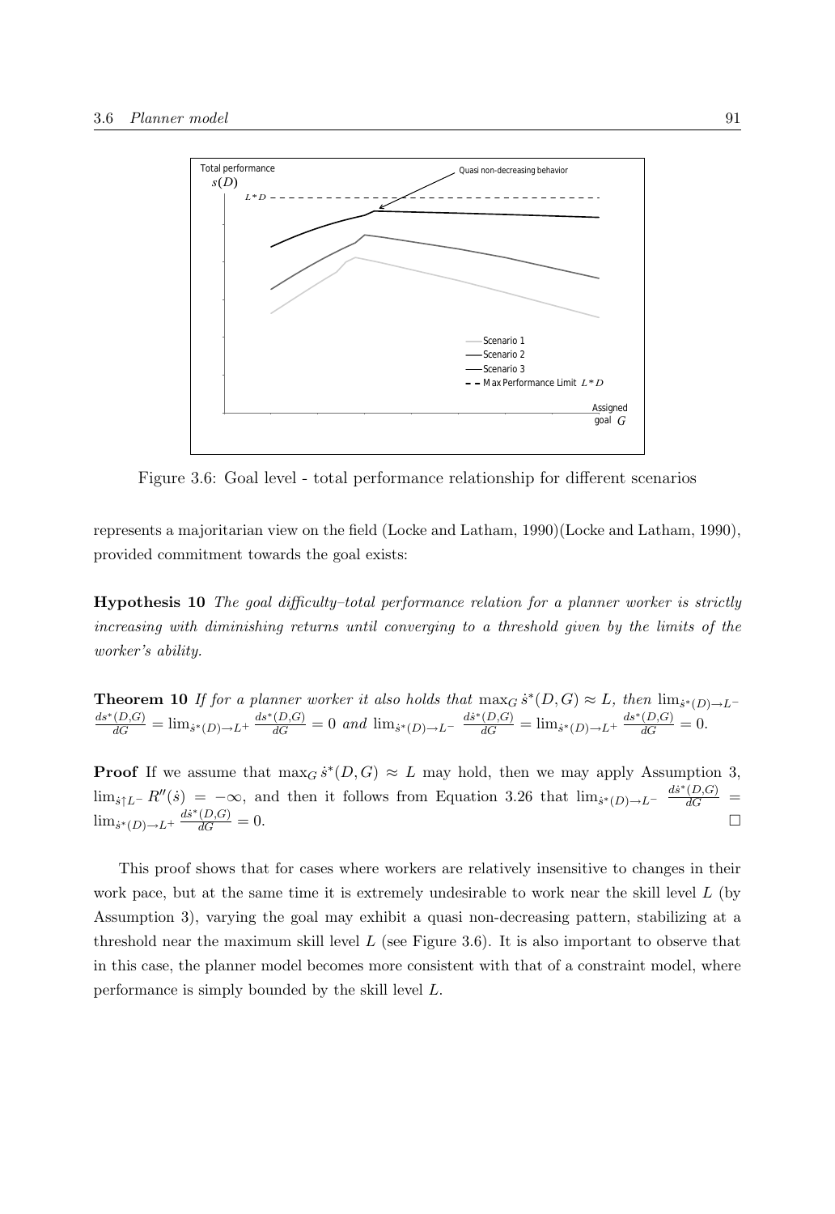Total performance
$s(D)$
$L*D$
Quasi non-decreasing behavior
Scenario 1
Scenario 2
Scenario 3
Max Performance Limit $L*D$
Assigned goal $G$

Figure 3.6: Goal level - total performance relationship for different scenarios

represents a majoritarian view on the field (Locke and Latham, 1990)(Locke and Latham, 1990), provided commitment towards the goal exists:

**Hypothesis 10** *The goal difficulty–total performance relation for a planner worker is strictly increasing with diminishing returns until converging to a threshold given by the limits of the worker's ability.*

**Theorem 10** *If for a planner worker it also holds that* $\max_G \dot{s}^*(D,G) \approx L$*, then* $\lim_{\dot{s}^*(D)\to L^-} \frac{ds^*(D,G)}{dG} = \lim_{\dot{s}^*(D)\to L^+} \frac{ds^*(D,G)}{dG} = 0$ *and* $\lim_{\dot{s}^*(D)\to L^-} \frac{d\dot{s}^*(D,G)}{dG} = \lim_{\dot{s}^*(D)\to L^+} \frac{ds^*(D,G)}{dG} = 0$.

**Proof** If we assume that $\max_G \dot{s}^*(D,G) \approx L$ may hold, then we may apply Assumption 3, $\lim_{\dot{s}\uparrow L^-} R''(\dot{s}) = -\infty$, and then it follows from Equation 3.26 that $\lim_{\dot{s}^*(D)\to L^-} \frac{d\dot{s}^*(D,G)}{dG} = \lim_{\dot{s}^*(D)\to L^+} \frac{d\dot{s}^*(D,G)}{dG} = 0$. □

This proof shows that for cases where workers are relatively insensitive to changes in their work pace, but at the same time it is extremely undesirable to work near the skill level $L$ (by Assumption 3), varying the goal may exhibit a quasi non-decreasing pattern, stabilizing at a threshold near the maximum skill level $L$ (see Figure 3.6). It is also important to observe that in this case, the planner model becomes more consistent with that of a constraint model, where performance is simply bounded by the skill level $L$.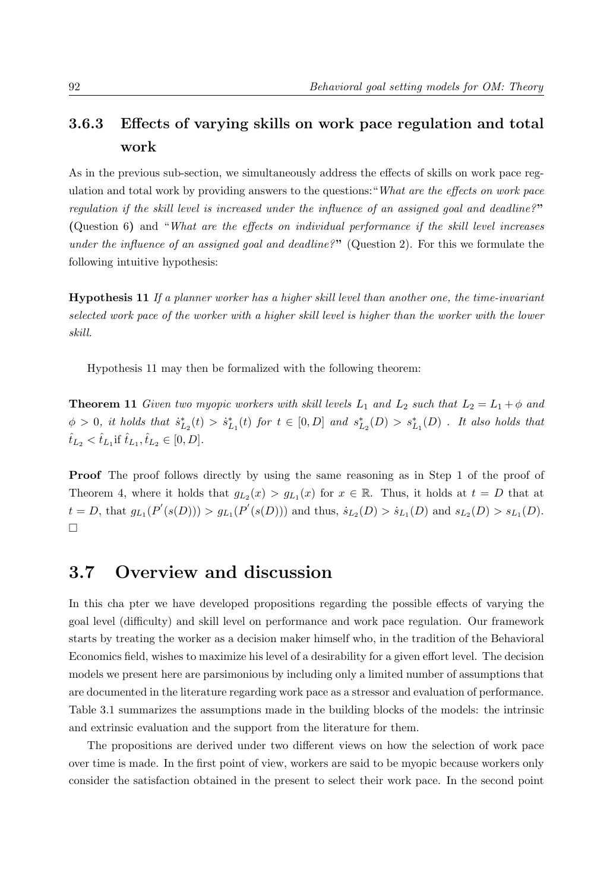### 3.6.3 Effects of varying skills on work pace regulation and total work

As in the previous sub-section, we simultaneously address the effects of skills on work pace regulation and total work by providing answers to the questions:"*What are the effects on work pace regulation if the skill level is increased under the influence of an assigned goal and deadline?*" (Question 6) and "*What are the effects on individual performance if the skill level increases under the influence of an assigned goal and deadline?*" (Question 2). For this we formulate the following intuitive hypothesis:

**Hypothesis 11** *If a planner worker has a higher skill level than another one, the time-invariant selected work pace of the worker with a higher skill level is higher than the worker with the lower skill.*

Hypothesis 11 may then be formalized with the following theorem:

**Theorem 11** *Given two myopic workers with skill levels $L_1$ and $L_2$ such that $L_2 = L_1 + \phi$ and $\phi > 0$, it holds that $\dot{s}^*_{L_2}(t) > \dot{s}^*_{L_1}(t)$ for $t \in [0, D]$ and $s^*_{L_2}(D) > s^*_{L_1}(D)$ . It also holds that $\hat{t}_{L_2} < \hat{t}_{L_1}$ if $\hat{t}_{L_1}, \hat{t}_{L_2} \in [0, D]$.*

**Proof** The proof follows directly by using the same reasoning as in Step 1 of the proof of Theorem 4, where it holds that $g_{L_2}(x) > g_{L_1}(x)$ for $x \in \mathbb{R}$. Thus, it holds at $t = D$ that at $t = D$, that $g_{L_1}(P^{'}(s(D))) > g_{L_1}(P^{'}(s(D)))$ and thus, $\dot{s}_{L_2}(D) > \dot{s}_{L_1}(D)$ and $s_{L_2}(D) > s_{L_1}(D)$. □

## 3.7 Overview and discussion

In this cha pter we have developed propositions regarding the possible effects of varying the goal level (difficulty) and skill level on performance and work pace regulation. Our framework starts by treating the worker as a decision maker himself who, in the tradition of the Behavioral Economics field, wishes to maximize his level of a desirability for a given effort level. The decision models we present here are parsimonious by including only a limited number of assumptions that are documented in the literature regarding work pace as a stressor and evaluation of performance. Table 3.1 summarizes the assumptions made in the building blocks of the models: the intrinsic and extrinsic evaluation and the support from the literature for them.

The propositions are derived under two different views on how the selection of work pace over time is made. In the first point of view, workers are said to be myopic because workers only consider the satisfaction obtained in the present to select their work pace. In the second point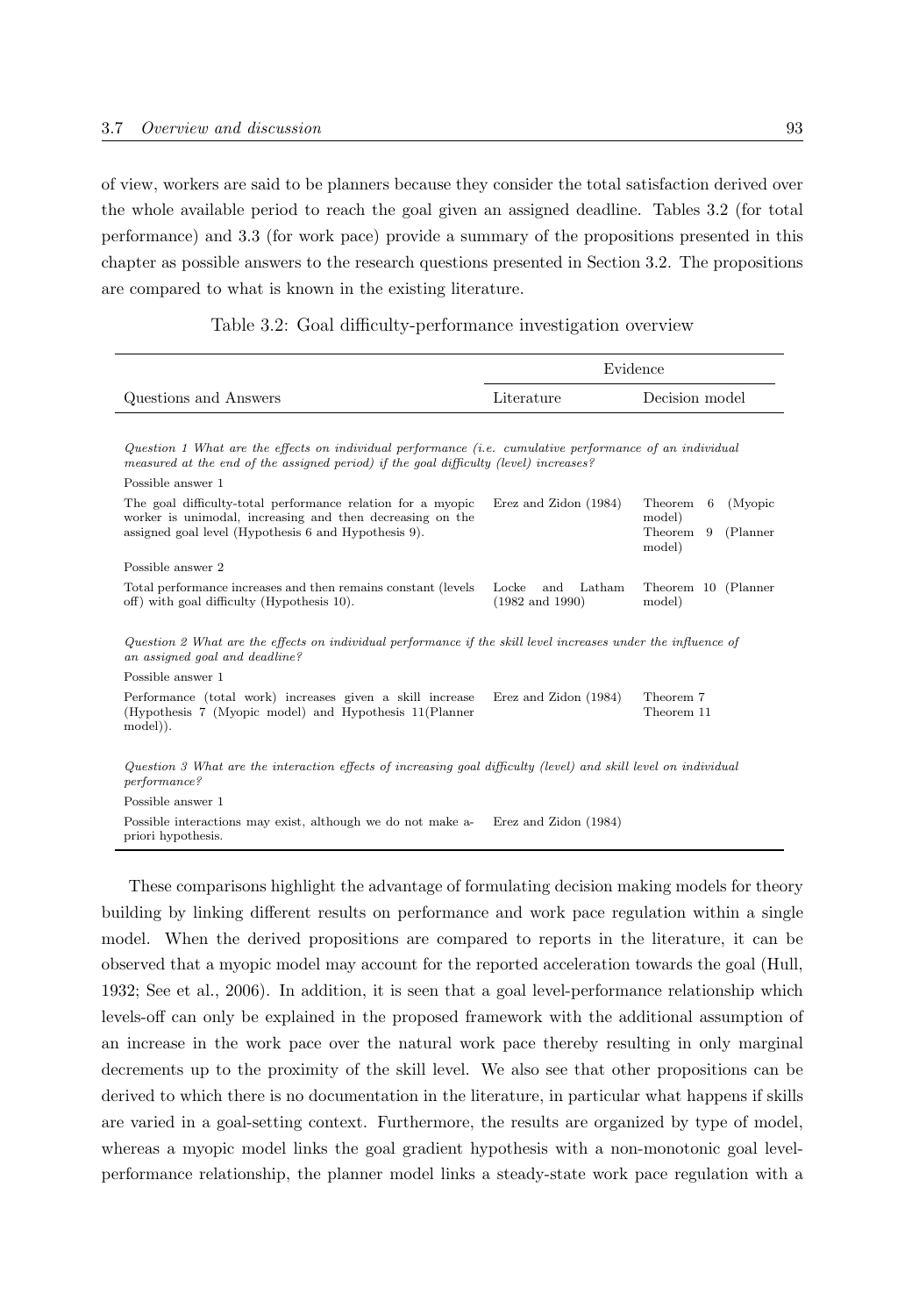of view, workers are said to be planners because they consider the total satisfaction derived over the whole available period to reach the goal given an assigned deadline. Tables 3.2 (for total performance) and 3.3 (for work pace) provide a summary of the propositions presented in this chapter as possible answers to the research questions presented in Section 3.2. The propositions are compared to what is known in the existing literature.

Table 3.2: Goal difficulty-performance investigation overview

| | Evidence | |
|---|---|---|
| Questions and Answers | Literature | Decision model |
| *Question 1 What are the effects on individual performance (i.e. cumulative performance of an individual measured at the end of the assigned period) if the goal difficulty (level) increases?* | | |
| Possible answer 1 | | |
| The goal difficulty-total performance relation for a myopic worker is unimodal, increasing and then decreasing on the assigned goal level (Hypothesis 6 and Hypothesis 9). | Erez and Zidon (1984) | Theorem 6 (Myopic model) Theorem 9 (Planner model) |
| Possible answer 2 | | |
| Total performance increases and then remains constant (levels off) with goal difficulty (Hypothesis 10). | Locke and Latham (1982 and 1990) | Theorem 10 (Planner model) |
| *Question 2 What are the effects on individual performance if the skill level increases under the influence of an assigned goal and deadline?* | | |
| Possible answer 1 | | |
| Performance (total work) increases given a skill increase (Hypothesis 7 (Myopic model) and Hypothesis 11(Planner model)). | Erez and Zidon (1984) | Theorem 7 Theorem 11 |
| *Question 3 What are the interaction effects of increasing goal difficulty (level) and skill level on individual performance?* | | |
| Possible answer 1 | | |
| Possible interactions may exist, although we do not make a-priori hypothesis. | Erez and Zidon (1984) | |

These comparisons highlight the advantage of formulating decision making models for theory building by linking different results on performance and work pace regulation within a single model. When the derived propositions are compared to reports in the literature, it can be observed that a myopic model may account for the reported acceleration towards the goal (Hull, 1932; See et al., 2006). In addition, it is seen that a goal level-performance relationship which levels-off can only be explained in the proposed framework with the additional assumption of an increase in the work pace over the natural work pace thereby resulting in only marginal decrements up to the proximity of the skill level. We also see that other propositions can be derived to which there is no documentation in the literature, in particular what happens if skills are varied in a goal-setting context. Furthermore, the results are organized by type of model, whereas a myopic model links the goal gradient hypothesis with a non-monotonic goal level-performance relationship, the planner model links a steady-state work pace regulation with a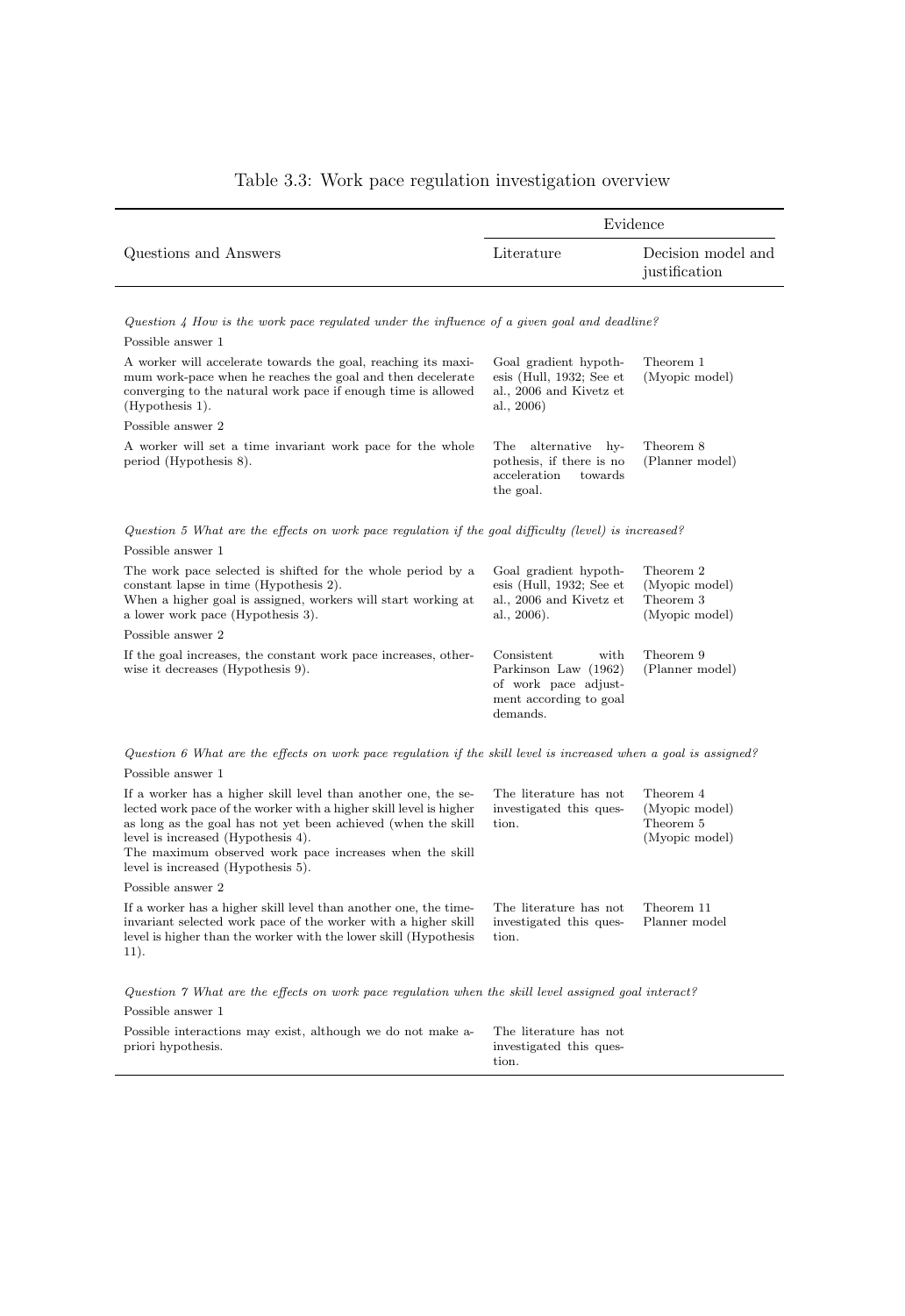Table 3.3: Work pace regulation investigation overview

| Questions and Answers | Evidence | |
|---|---|---|
| | Literature | Decision model and justification |
| *Question 4 How is the work pace regulated under the influence of a given goal and deadline?* | | |
| Possible answer 1 | | |
| A worker will accelerate towards the goal, reaching its maximum work-pace when he reaches the goal and then decelerate converging to the natural work pace if enough time is allowed (Hypothesis 1). | Goal gradient hypothesis (Hull, 1932; See et al., 2006 and Kivetz et al., 2006) | Theorem 1 (Myopic model) |
| Possible answer 2 | | |
| A worker will set a time invariant work pace for the whole period (Hypothesis 8). | The alternative hypothesis, if there is no acceleration towards the goal. | Theorem 8 (Planner model) |
| *Question 5 What are the effects on work pace regulation if the goal difficulty (level) is increased?* | | |
| Possible answer 1 | | |
| The work pace selected is shifted for the whole period by a constant lapse in time (Hypothesis 2). When a higher goal is assigned, workers will start working at a lower work pace (Hypothesis 3). | Goal gradient hypothesis (Hull, 1932; See et al., 2006 and Kivetz et al., 2006). | Theorem 2 (Myopic model) Theorem 3 (Myopic model) |
| Possible answer 2 | | |
| If the goal increases, the constant work pace increases, otherwise it decreases (Hypothesis 9). | Consistent with Parkinson Law (1962) of work pace adjustment according to goal demands. | Theorem 9 (Planner model) |
| *Question 6 What are the effects on work pace regulation if the skill level is increased when a goal is assigned?* | | |
| Possible answer 1 | | |
| If a worker has a higher skill level than another one, the selected work pace of the worker with a higher skill level is higher as long as the goal has not yet been achieved (when the skill level is increased (Hypothesis 4). The maximum observed work pace increases when the skill level is increased (Hypothesis 5). | The literature has not investigated this question. | Theorem 4 (Myopic model) Theorem 5 (Myopic model) |
| Possible answer 2 | | |
| If a worker has a higher skill level than another one, the time-invariant selected work pace of the worker with a higher skill level is higher than the worker with the lower skill (Hypothesis 11). | The literature has not investigated this question. | Theorem 11 Planner model |
| *Question 7 What are the effects on work pace regulation when the skill level assigned goal interact?* | | |
| Possible answer 1 | | |
| Possible interactions may exist, although we do not make a-priori hypothesis. | The literature has not investigated this question. | |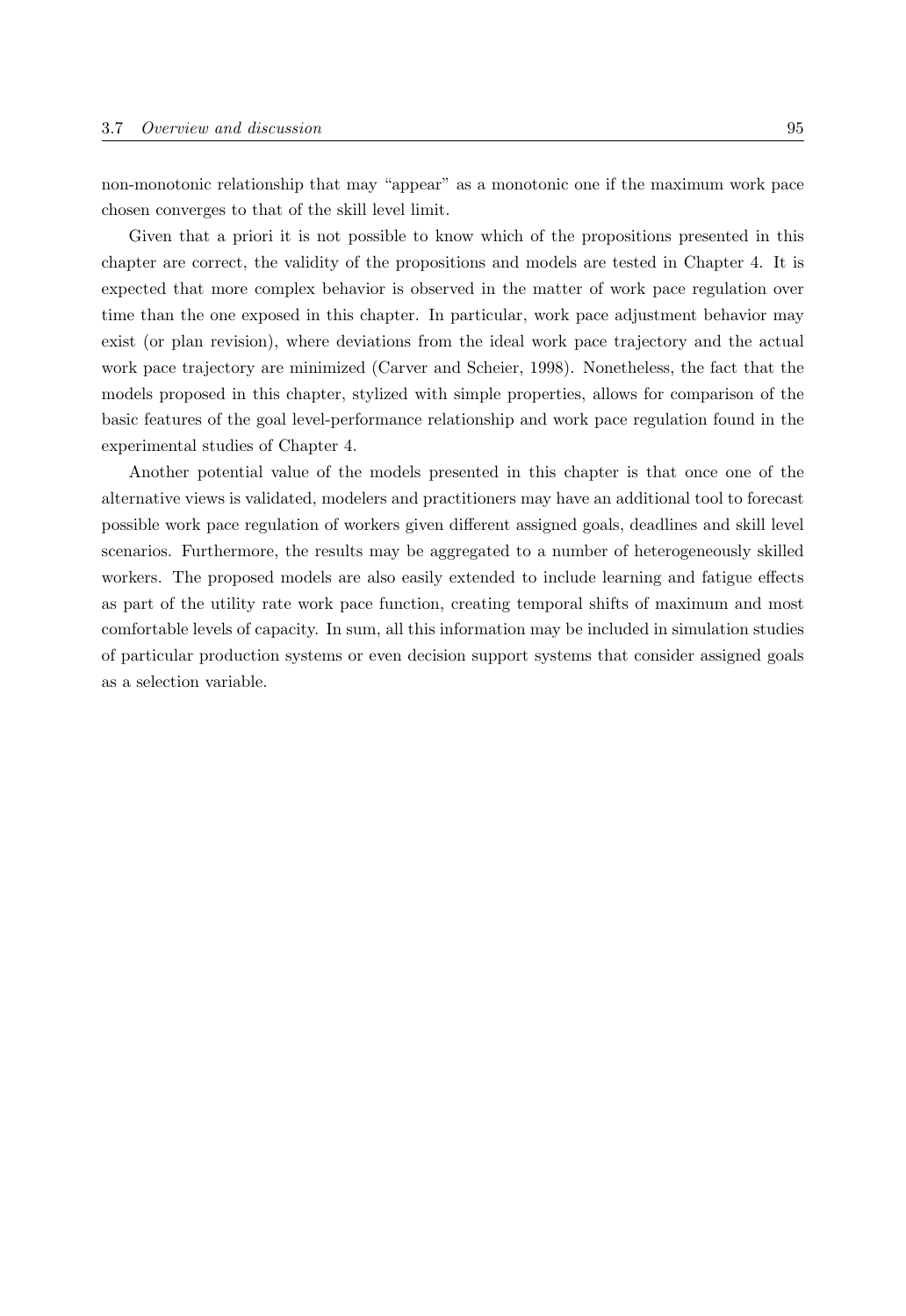non-monotonic relationship that may “appear” as a monotonic one if the maximum work pace chosen converges to that of the skill level limit.

Given that a priori it is not possible to know which of the propositions presented in this chapter are correct, the validity of the propositions and models are tested in Chapter 4. It is expected that more complex behavior is observed in the matter of work pace regulation over time than the one exposed in this chapter. In particular, work pace adjustment behavior may exist (or plan revision), where deviations from the ideal work pace trajectory and the actual work pace trajectory are minimized (Carver and Scheier, 1998). Nonetheless, the fact that the models proposed in this chapter, stylized with simple properties, allows for comparison of the basic features of the goal level-performance relationship and work pace regulation found in the experimental studies of Chapter 4.

Another potential value of the models presented in this chapter is that once one of the alternative views is validated, modelers and practitioners may have an additional tool to forecast possible work pace regulation of workers given different assigned goals, deadlines and skill level scenarios. Furthermore, the results may be aggregated to a number of heterogeneously skilled workers. The proposed models are also easily extended to include learning and fatigue effects as part of the utility rate work pace function, creating temporal shifts of maximum and most comfortable levels of capacity. In sum, all this information may be included in simulation studies of particular production systems or even decision support systems that consider assigned goals as a selection variable.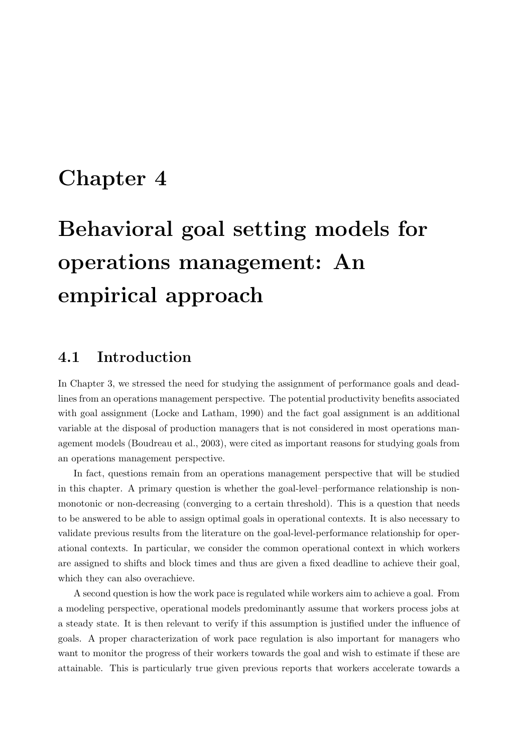# Chapter 4

# Behavioral goal setting models for operations management: An empirical approach

## 4.1 Introduction

In Chapter 3, we stressed the need for studying the assignment of performance goals and deadlines from an operations management perspective. The potential productivity benefits associated with goal assignment (Locke and Latham, 1990) and the fact goal assignment is an additional variable at the disposal of production managers that is not considered in most operations management models (Boudreau et al., 2003), were cited as important reasons for studying goals from an operations management perspective.

In fact, questions remain from an operations management perspective that will be studied in this chapter. A primary question is whether the goal-level–performance relationship is non-monotonic or non-decreasing (converging to a certain threshold). This is a question that needs to be answered to be able to assign optimal goals in operational contexts. It is also necessary to validate previous results from the literature on the goal-level-performance relationship for operational contexts. In particular, we consider the common operational context in which workers are assigned to shifts and block times and thus are given a fixed deadline to achieve their goal, which they can also overachieve.

A second question is how the work pace is regulated while workers aim to achieve a goal. From a modeling perspective, operational models predominantly assume that workers process jobs at a steady state. It is then relevant to verify if this assumption is justified under the influence of goals. A proper characterization of work pace regulation is also important for managers who want to monitor the progress of their workers towards the goal and wish to estimate if these are attainable. This is particularly true given previous reports that workers accelerate towards a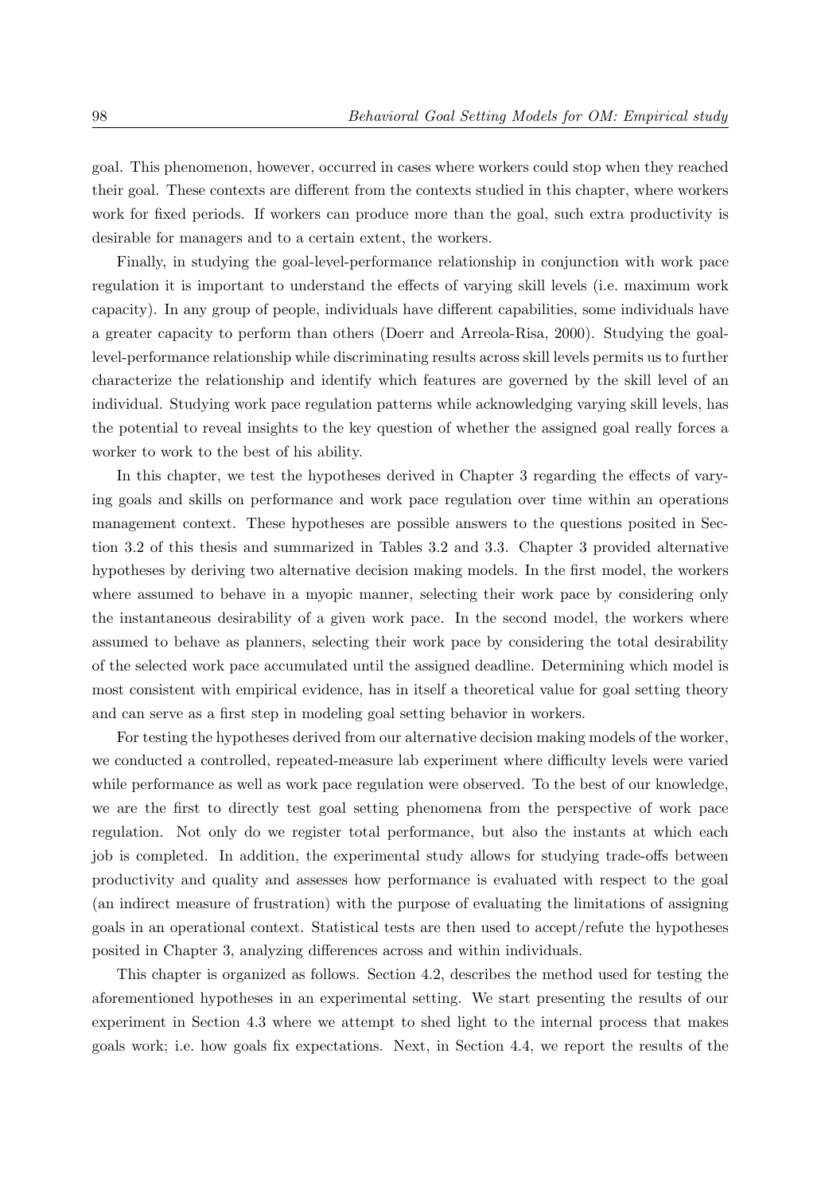goal. This phenomenon, however, occurred in cases where workers could stop when they reached their goal. These contexts are different from the contexts studied in this chapter, where workers work for fixed periods. If workers can produce more than the goal, such extra productivity is desirable for managers and to a certain extent, the workers.

Finally, in studying the goal-level-performance relationship in conjunction with work pace regulation it is important to understand the effects of varying skill levels (i.e. maximum work capacity). In any group of people, individuals have different capabilities, some individuals have a greater capacity to perform than others (Doerr and Arreola-Risa, 2000). Studying the goal-level-performance relationship while discriminating results across skill levels permits us to further characterize the relationship and identify which features are governed by the skill level of an individual. Studying work pace regulation patterns while acknowledging varying skill levels, has the potential to reveal insights to the key question of whether the assigned goal really forces a worker to work to the best of his ability.

In this chapter, we test the hypotheses derived in Chapter 3 regarding the effects of varying goals and skills on performance and work pace regulation over time within an operations management context. These hypotheses are possible answers to the questions posited in Section 3.2 of this thesis and summarized in Tables 3.2 and 3.3. Chapter 3 provided alternative hypotheses by deriving two alternative decision making models. In the first model, the workers where assumed to behave in a myopic manner, selecting their work pace by considering only the instantaneous desirability of a given work pace. In the second model, the workers where assumed to behave as planners, selecting their work pace by considering the total desirability of the selected work pace accumulated until the assigned deadline. Determining which model is most consistent with empirical evidence, has in itself a theoretical value for goal setting theory and can serve as a first step in modeling goal setting behavior in workers.

For testing the hypotheses derived from our alternative decision making models of the worker, we conducted a controlled, repeated-measure lab experiment where difficulty levels were varied while performance as well as work pace regulation were observed. To the best of our knowledge, we are the first to directly test goal setting phenomena from the perspective of work pace regulation. Not only do we register total performance, but also the instants at which each job is completed. In addition, the experimental study allows for studying trade-offs between productivity and quality and assesses how performance is evaluated with respect to the goal (an indirect measure of frustration) with the purpose of evaluating the limitations of assigning goals in an operational context. Statistical tests are then used to accept/refute the hypotheses posited in Chapter 3, analyzing differences across and within individuals.

This chapter is organized as follows. Section 4.2, describes the method used for testing the aforementioned hypotheses in an experimental setting. We start presenting the results of our experiment in Section 4.3 where we attempt to shed light to the internal process that makes goals work; i.e. how goals fix expectations. Next, in Section 4.4, we report the results of the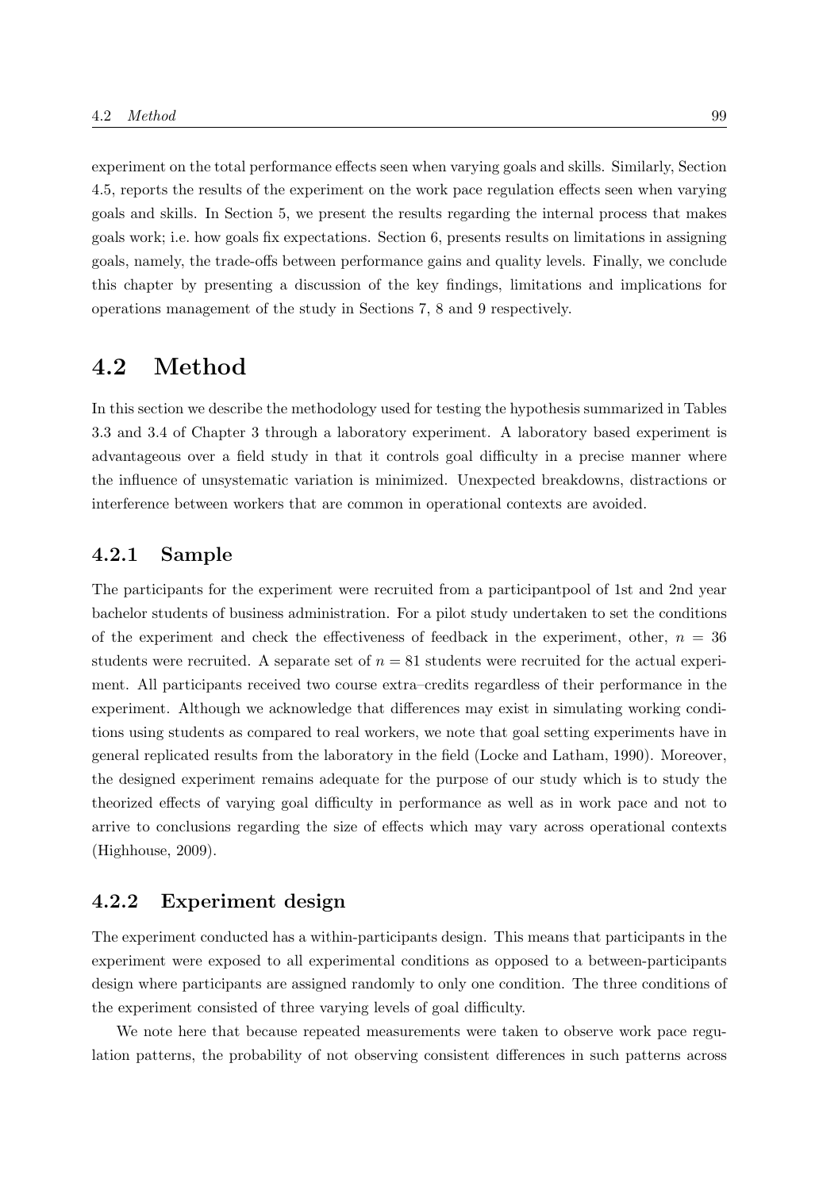experiment on the total performance effects seen when varying goals and skills. Similarly, Section 4.5, reports the results of the experiment on the work pace regulation effects seen when varying goals and skills. In Section 5, we present the results regarding the internal process that makes goals work; i.e. how goals fix expectations. Section 6, presents results on limitations in assigning goals, namely, the trade-offs between performance gains and quality levels. Finally, we conclude this chapter by presenting a discussion of the key findings, limitations and implications for operations management of the study in Sections 7, 8 and 9 respectively.

## 4.2 Method

In this section we describe the methodology used for testing the hypothesis summarized in Tables 3.3 and 3.4 of Chapter 3 through a laboratory experiment. A laboratory based experiment is advantageous over a field study in that it controls goal difficulty in a precise manner where the influence of unsystematic variation is minimized. Unexpected breakdowns, distractions or interference between workers that are common in operational contexts are avoided.

### 4.2.1 Sample

The participants for the experiment were recruited from a participantpool of 1st and 2nd year bachelor students of business administration. For a pilot study undertaken to set the conditions of the experiment and check the effectiveness of feedback in the experiment, other, $n = 36$ students were recruited. A separate set of $n = 81$ students were recruited for the actual experiment. All participants received two course extra–credits regardless of their performance in the experiment. Although we acknowledge that differences may exist in simulating working conditions using students as compared to real workers, we note that goal setting experiments have in general replicated results from the laboratory in the field (Locke and Latham, 1990). Moreover, the designed experiment remains adequate for the purpose of our study which is to study the theorized effects of varying goal difficulty in performance as well as in work pace and not to arrive to conclusions regarding the size of effects which may vary across operational contexts (Highhouse, 2009).

### 4.2.2 Experiment design

The experiment conducted has a within-participants design. This means that participants in the experiment were exposed to all experimental conditions as opposed to a between-participants design where participants are assigned randomly to only one condition. The three conditions of the experiment consisted of three varying levels of goal difficulty.

We note here that because repeated measurements were taken to observe work pace regulation patterns, the probability of not observing consistent differences in such patterns across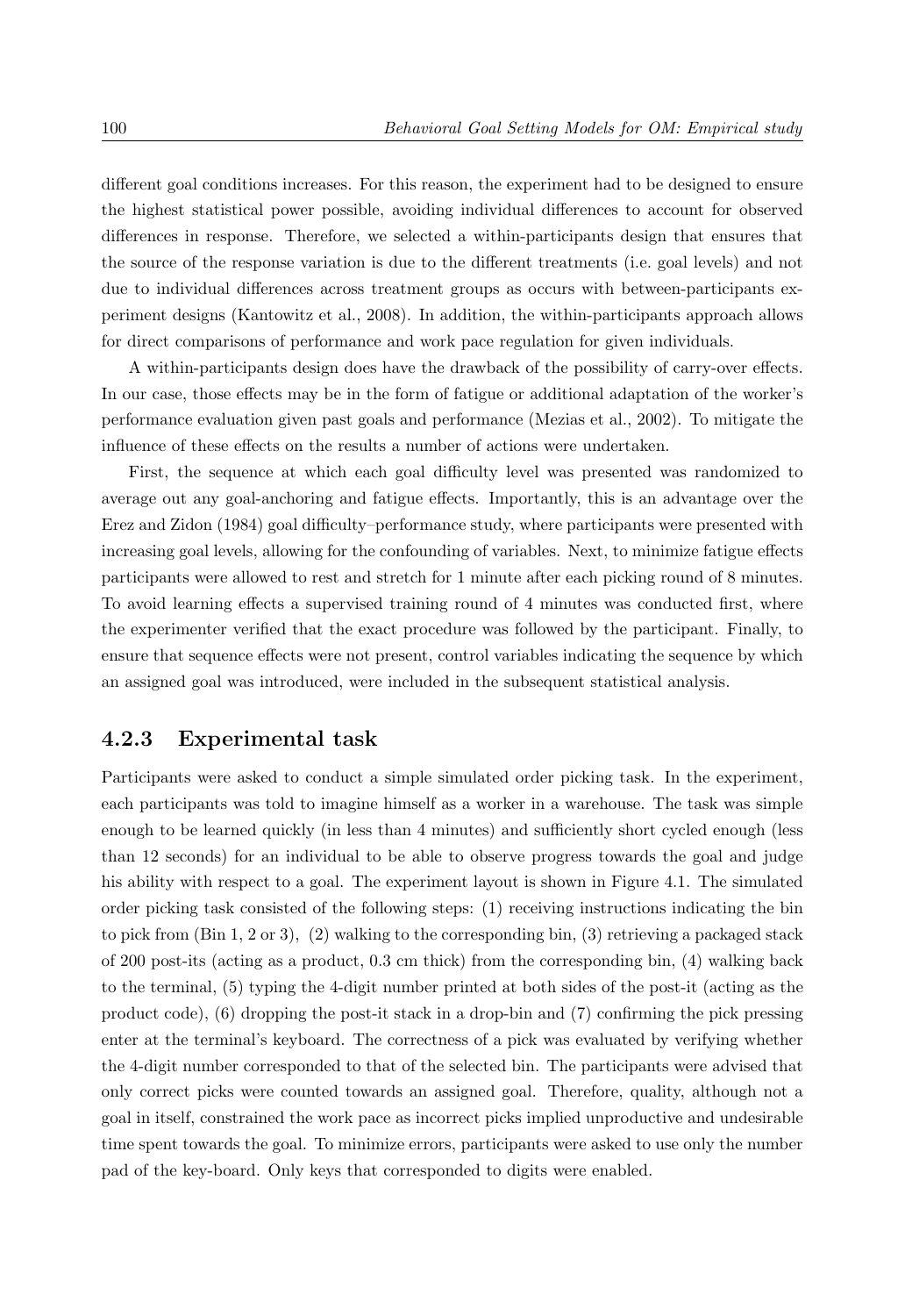different goal conditions increases. For this reason, the experiment had to be designed to ensure the highest statistical power possible, avoiding individual differences to account for observed differences in response. Therefore, we selected a within-participants design that ensures that the source of the response variation is due to the different treatments (i.e. goal levels) and not due to individual differences across treatment groups as occurs with between-participants experiment designs (Kantowitz et al., 2008). In addition, the within-participants approach allows for direct comparisons of performance and work pace regulation for given individuals.

A within-participants design does have the drawback of the possibility of carry-over effects. In our case, those effects may be in the form of fatigue or additional adaptation of the worker's performance evaluation given past goals and performance (Mezias et al., 2002). To mitigate the influence of these effects on the results a number of actions were undertaken.

First, the sequence at which each goal difficulty level was presented was randomized to average out any goal-anchoring and fatigue effects. Importantly, this is an advantage over the Erez and Zidon (1984) goal difficulty–performance study, where participants were presented with increasing goal levels, allowing for the confounding of variables. Next, to minimize fatigue effects participants were allowed to rest and stretch for 1 minute after each picking round of 8 minutes. To avoid learning effects a supervised training round of 4 minutes was conducted first, where the experimenter verified that the exact procedure was followed by the participant. Finally, to ensure that sequence effects were not present, control variables indicating the sequence by which an assigned goal was introduced, were included in the subsequent statistical analysis.

### 4.2.3 Experimental task

Participants were asked to conduct a simple simulated order picking task. In the experiment, each participants was told to imagine himself as a worker in a warehouse. The task was simple enough to be learned quickly (in less than 4 minutes) and sufficiently short cycled enough (less than 12 seconds) for an individual to be able to observe progress towards the goal and judge his ability with respect to a goal. The experiment layout is shown in Figure 4.1. The simulated order picking task consisted of the following steps: (1) receiving instructions indicating the bin to pick from (Bin 1, 2 or 3), (2) walking to the corresponding bin, (3) retrieving a packaged stack of 200 post-its (acting as a product, 0.3 cm thick) from the corresponding bin, (4) walking back to the terminal, (5) typing the 4-digit number printed at both sides of the post-it (acting as the product code), (6) dropping the post-it stack in a drop-bin and (7) confirming the pick pressing enter at the terminal's keyboard. The correctness of a pick was evaluated by verifying whether the 4-digit number corresponded to that of the selected bin. The participants were advised that only correct picks were counted towards an assigned goal. Therefore, quality, although not a goal in itself, constrained the work pace as incorrect picks implied unproductive and undesirable time spent towards the goal. To minimize errors, participants were asked to use only the number pad of the key-board. Only keys that corresponded to digits were enabled.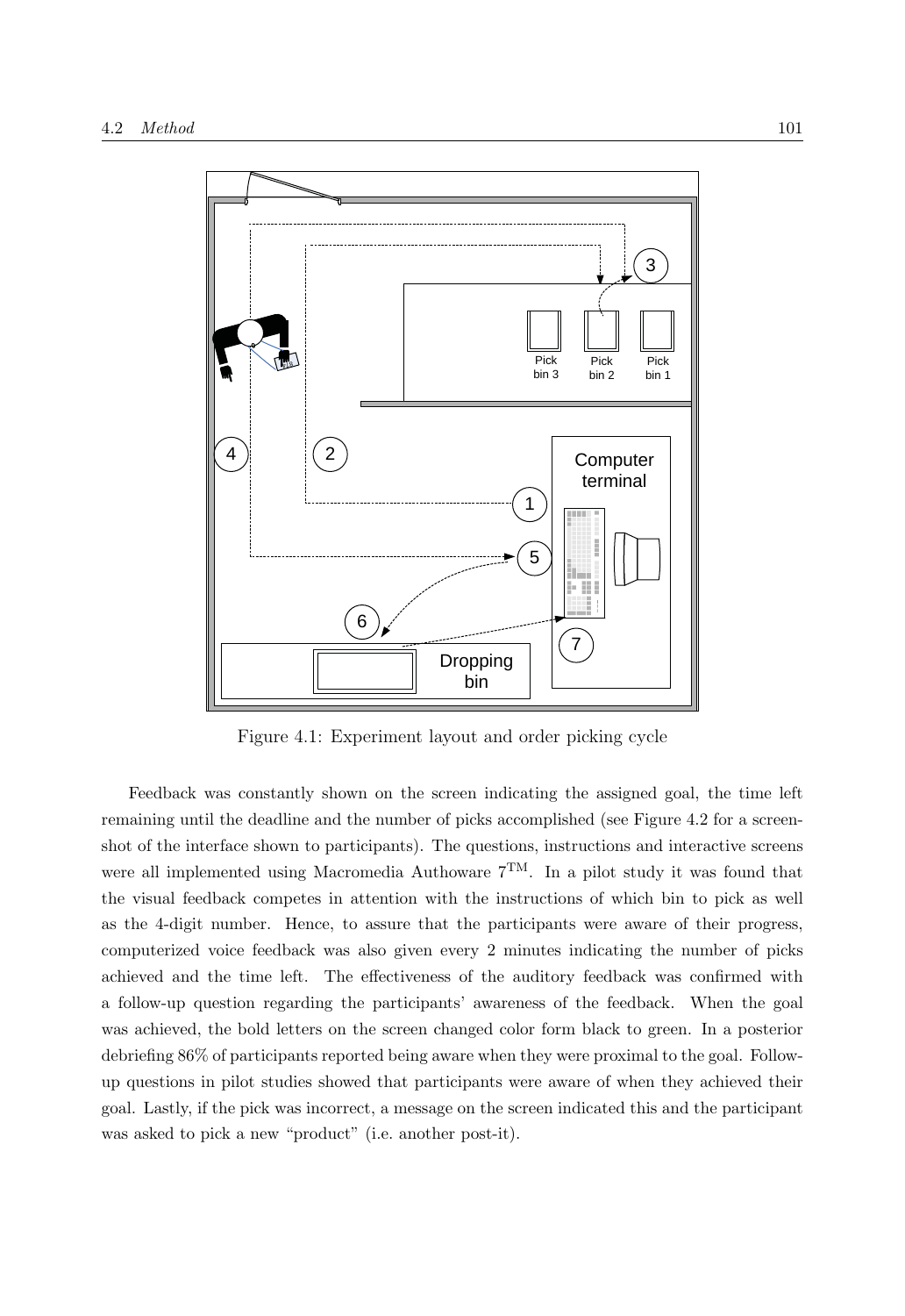Pick bin 3

Pick bin 2

Pick bin 1

Computer terminal

Dropping bin

1

2

3

4

5

6

7

Figure 4.1: Experiment layout and order picking cycle

Feedback was constantly shown on the screen indicating the assigned goal, the time left remaining until the deadline and the number of picks accomplished (see Figure 4.2 for a screenshot of the interface shown to participants). The questions, instructions and interactive screens were all implemented using Macromedia Authoware $7^{TM}$. In a pilot study it was found that the visual feedback competes in attention with the instructions of which bin to pick as well as the 4-digit number. Hence, to assure that the participants were aware of their progress, computerized voice feedback was also given every 2 minutes indicating the number of picks achieved and the time left. The effectiveness of the auditory feedback was confirmed with a follow-up question regarding the participants' awareness of the feedback. When the goal was achieved, the bold letters on the screen changed color form black to green. In a posterior debriefing 86% of participants reported being aware when they were proximal to the goal. Follow-up questions in pilot studies showed that participants were aware of when they achieved their goal. Lastly, if the pick was incorrect, a message on the screen indicated this and the participant was asked to pick a new "product" (i.e. another post-it).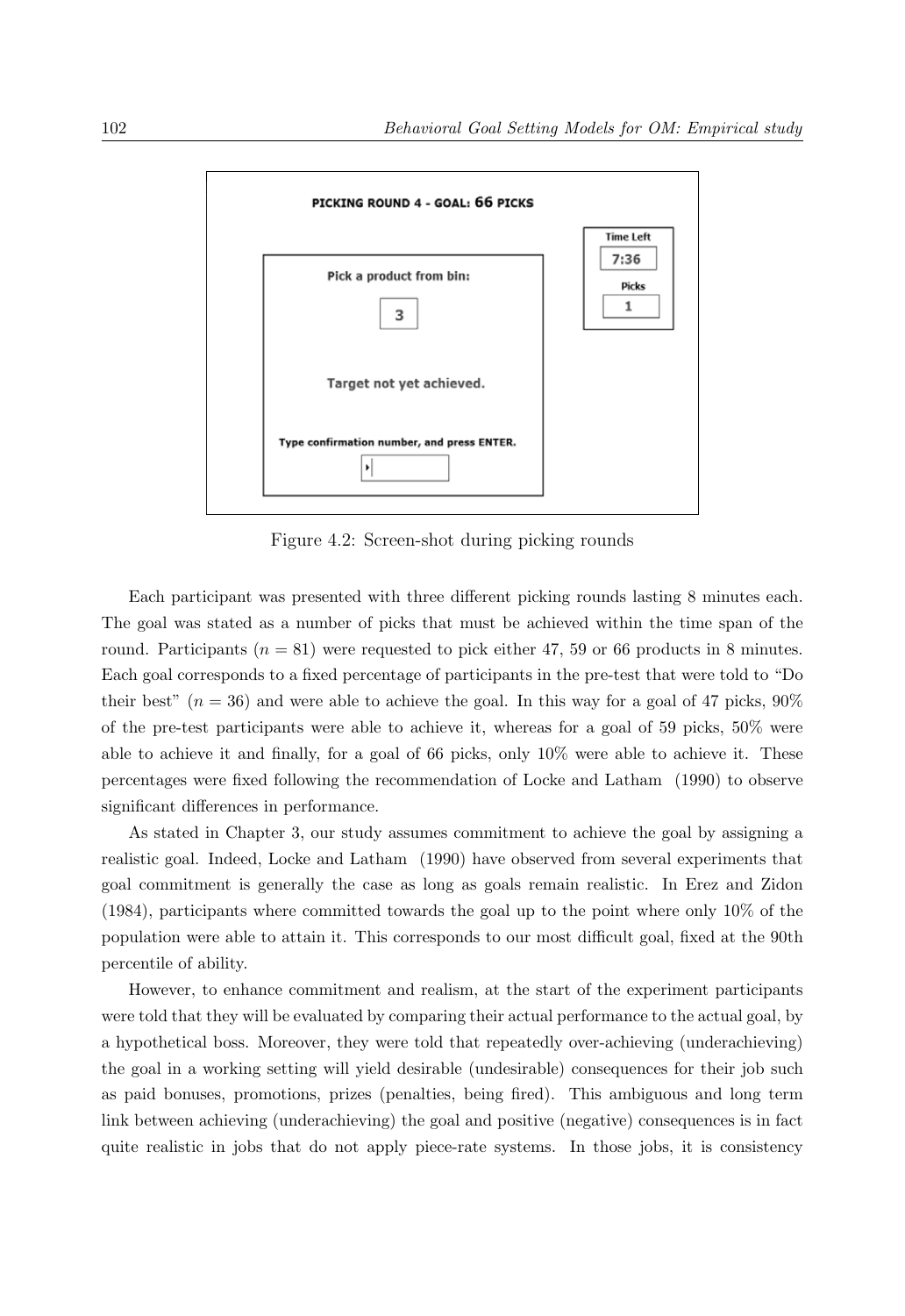PICKING ROUND 4 - GOAL: 66 PICKS

Time Left

7:36

Picks

1

Pick a product from bin:

3

Target not yet achieved.

Type confirmation number, and press ENTER.

Figure 4.2: Screen-shot during picking rounds

Each participant was presented with three different picking rounds lasting 8 minutes each. The goal was stated as a number of picks that must be achieved within the time span of the round. Participants ($n = 81$) were requested to pick either 47, 59 or 66 products in 8 minutes. Each goal corresponds to a fixed percentage of participants in the pre-test that were told to "Do their best" ($n = 36$) and were able to achieve the goal. In this way for a goal of 47 picks, 90% of the pre-test participants were able to achieve it, whereas for a goal of 59 picks, 50% were able to achieve it and finally, for a goal of 66 picks, only 10% were able to achieve it. These percentages were fixed following the recommendation of Locke and Latham (1990) to observe significant differences in performance.

As stated in Chapter 3, our study assumes commitment to achieve the goal by assigning a realistic goal. Indeed, Locke and Latham (1990) have observed from several experiments that goal commitment is generally the case as long as goals remain realistic. In Erez and Zidon (1984), participants where committed towards the goal up to the point where only 10% of the population were able to attain it. This corresponds to our most difficult goal, fixed at the 90th percentile of ability.

However, to enhance commitment and realism, at the start of the experiment participants were told that they will be evaluated by comparing their actual performance to the actual goal, by a hypothetical boss. Moreover, they were told that repeatedly over-achieving (underachieving) the goal in a working setting will yield desirable (undesirable) consequences for their job such as paid bonuses, promotions, prizes (penalties, being fired). This ambiguous and long term link between achieving (underachieving) the goal and positive (negative) consequences is in fact quite realistic in jobs that do not apply piece-rate systems. In those jobs, it is consistency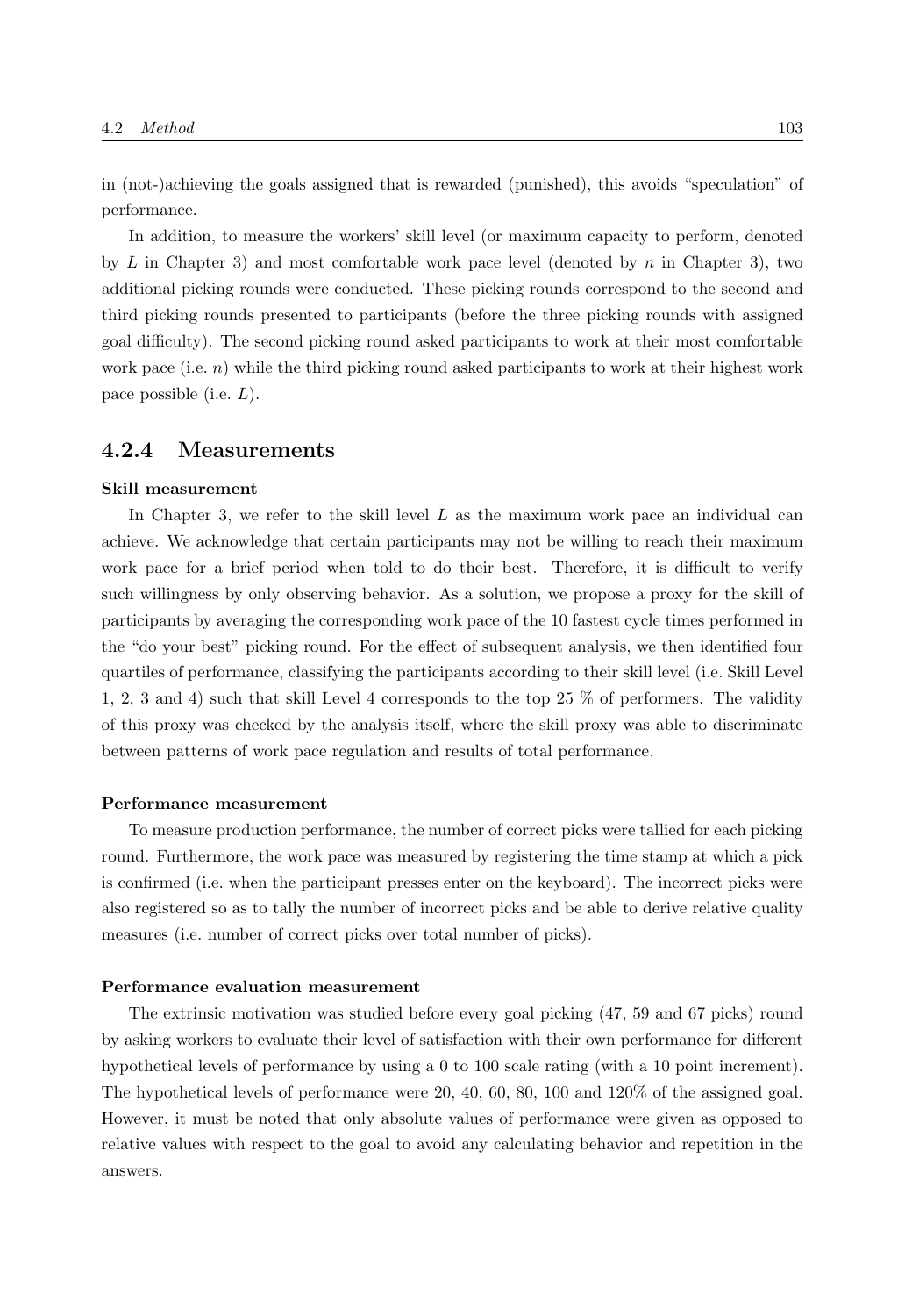in (not-)achieving the goals assigned that is rewarded (punished), this avoids “speculation” of performance.

In addition, to measure the workers’ skill level (or maximum capacity to perform, denoted by $L$ in Chapter 3) and most comfortable work pace level (denoted by $n$ in Chapter 3), two additional picking rounds were conducted. These picking rounds correspond to the second and third picking rounds presented to participants (before the three picking rounds with assigned goal difficulty). The second picking round asked participants to work at their most comfortable work pace (i.e. $n$) while the third picking round asked participants to work at their highest work pace possible (i.e. $L$).

### 4.2.4 Measurements

**Skill measurement**

In Chapter 3, we refer to the skill level $L$ as the maximum work pace an individual can achieve. We acknowledge that certain participants may not be willing to reach their maximum work pace for a brief period when told to do their best. Therefore, it is difficult to verify such willingness by only observing behavior. As a solution, we propose a proxy for the skill of participants by averaging the corresponding work pace of the 10 fastest cycle times performed in the “do your best” picking round. For the effect of subsequent analysis, we then identified four quartiles of performance, classifying the participants according to their skill level (i.e. Skill Level 1, 2, 3 and 4) such that skill Level 4 corresponds to the top 25 % of performers. The validity of this proxy was checked by the analysis itself, where the skill proxy was able to discriminate between patterns of work pace regulation and results of total performance.

**Performance measurement**

To measure production performance, the number of correct picks were tallied for each picking round. Furthermore, the work pace was measured by registering the time stamp at which a pick is confirmed (i.e. when the participant presses enter on the keyboard). The incorrect picks were also registered so as to tally the number of incorrect picks and be able to derive relative quality measures (i.e. number of correct picks over total number of picks).

**Performance evaluation measurement**

The extrinsic motivation was studied before every goal picking (47, 59 and 67 picks) round by asking workers to evaluate their level of satisfaction with their own performance for different hypothetical levels of performance by using a 0 to 100 scale rating (with a 10 point increment). The hypothetical levels of performance were 20, 40, 60, 80, 100 and 120% of the assigned goal. However, it must be noted that only absolute values of performance were given as opposed to relative values with respect to the goal to avoid any calculating behavior and repetition in the answers.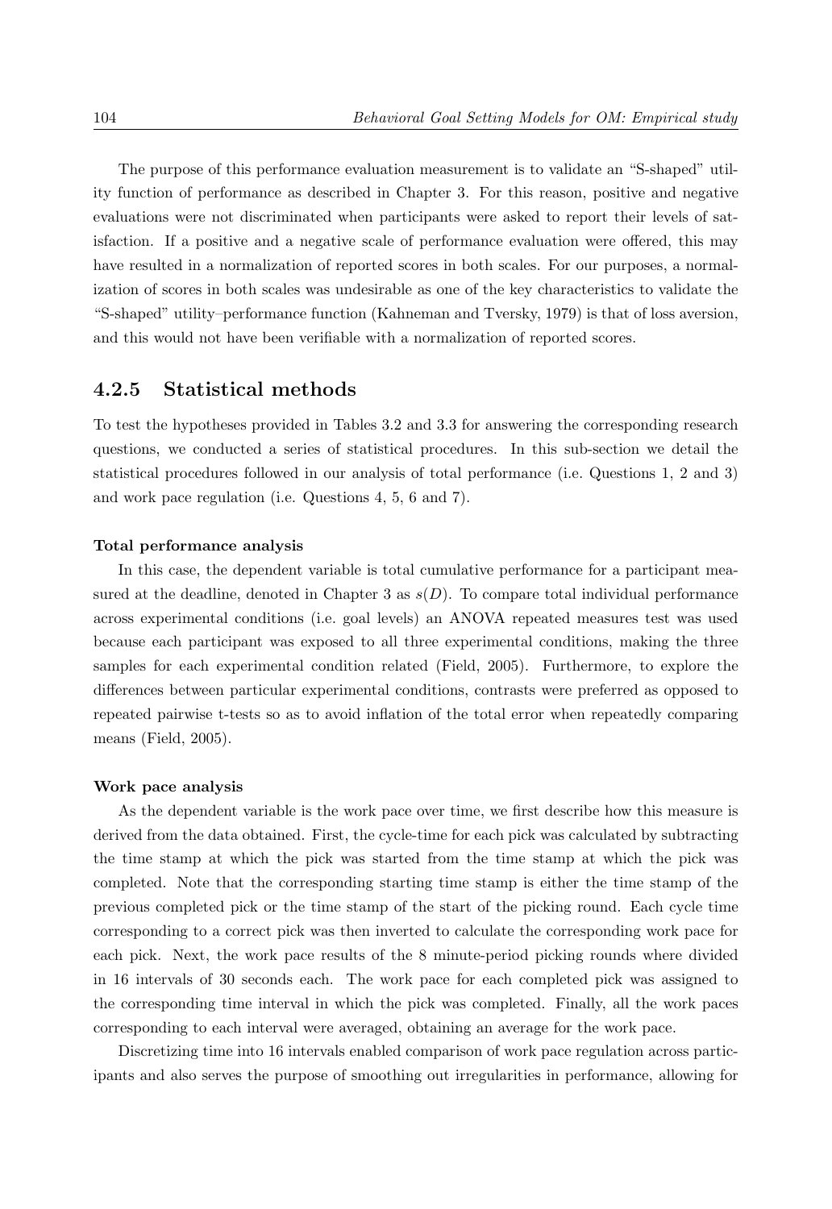The purpose of this performance evaluation measurement is to validate an "S-shaped" utility function of performance as described in Chapter 3. For this reason, positive and negative evaluations were not discriminated when participants were asked to report their levels of satisfaction. If a positive and a negative scale of performance evaluation were offered, this may have resulted in a normalization of reported scores in both scales. For our purposes, a normalization of scores in both scales was undesirable as one of the key characteristics to validate the "S-shaped" utility–performance function (Kahneman and Tversky, 1979) is that of loss aversion, and this would not have been verifiable with a normalization of reported scores.

### 4.2.5 Statistical methods

To test the hypotheses provided in Tables 3.2 and 3.3 for answering the corresponding research questions, we conducted a series of statistical procedures. In this sub-section we detail the statistical procedures followed in our analysis of total performance (i.e. Questions 1, 2 and 3) and work pace regulation (i.e. Questions 4, 5, 6 and 7).

**Total performance analysis**

In this case, the dependent variable is total cumulative performance for a participant measured at the deadline, denoted in Chapter 3 as $s(D)$. To compare total individual performance across experimental conditions (i.e. goal levels) an ANOVA repeated measures test was used because each participant was exposed to all three experimental conditions, making the three samples for each experimental condition related (Field, 2005). Furthermore, to explore the differences between particular experimental conditions, contrasts were preferred as opposed to repeated pairwise t-tests so as to avoid inflation of the total error when repeatedly comparing means (Field, 2005).

**Work pace analysis**

As the dependent variable is the work pace over time, we first describe how this measure is derived from the data obtained. First, the cycle-time for each pick was calculated by subtracting the time stamp at which the pick was started from the time stamp at which the pick was completed. Note that the corresponding starting time stamp is either the time stamp of the previous completed pick or the time stamp of the start of the picking round. Each cycle time corresponding to a correct pick was then inverted to calculate the corresponding work pace for each pick. Next, the work pace results of the 8 minute-period picking rounds where divided in 16 intervals of 30 seconds each. The work pace for each completed pick was assigned to the corresponding time interval in which the pick was completed. Finally, all the work paces corresponding to each interval were averaged, obtaining an average for the work pace.

Discretizing time into 16 intervals enabled comparison of work pace regulation across participants and also serves the purpose of smoothing out irregularities in performance, allowing for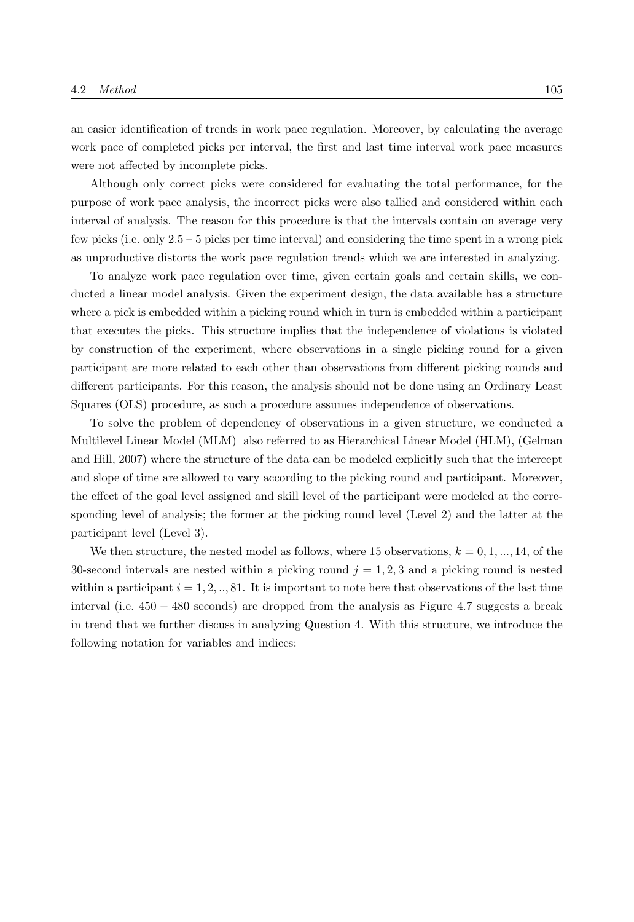an easier identification of trends in work pace regulation. Moreover, by calculating the average work pace of completed picks per interval, the first and last time interval work pace measures were not affected by incomplete picks.

Although only correct picks were considered for evaluating the total performance, for the purpose of work pace analysis, the incorrect picks were also tallied and considered within each interval of analysis. The reason for this procedure is that the intervals contain on average very few picks (i.e. only 2.5 – 5 picks per time interval) and considering the time spent in a wrong pick as unproductive distorts the work pace regulation trends which we are interested in analyzing.

To analyze work pace regulation over time, given certain goals and certain skills, we conducted a linear model analysis. Given the experiment design, the data available has a structure where a pick is embedded within a picking round which in turn is embedded within a participant that executes the picks. This structure implies that the independence of violations is violated by construction of the experiment, where observations in a single picking round for a given participant are more related to each other than observations from different picking rounds and different participants. For this reason, the analysis should not be done using an Ordinary Least Squares (OLS) procedure, as such a procedure assumes independence of observations.

To solve the problem of dependency of observations in a given structure, we conducted a Multilevel Linear Model (MLM) also referred to as Hierarchical Linear Model (HLM), (Gelman and Hill, 2007) where the structure of the data can be modeled explicitly such that the intercept and slope of time are allowed to vary according to the picking round and participant. Moreover, the effect of the goal level assigned and skill level of the participant were modeled at the corresponding level of analysis; the former at the picking round level (Level 2) and the latter at the participant level (Level 3).

We then structure, the nested model as follows, where 15 observations, $k = 0, 1, ..., 14$, of the 30-second intervals are nested within a picking round $j = 1, 2, 3$ and a picking round is nested within a participant $i = 1, 2, .., 81$. It is important to note here that observations of the last time interval (i.e. $450 - 480$ seconds) are dropped from the analysis as Figure 4.7 suggests a break in trend that we further discuss in analyzing Question 4. With this structure, we introduce the following notation for variables and indices: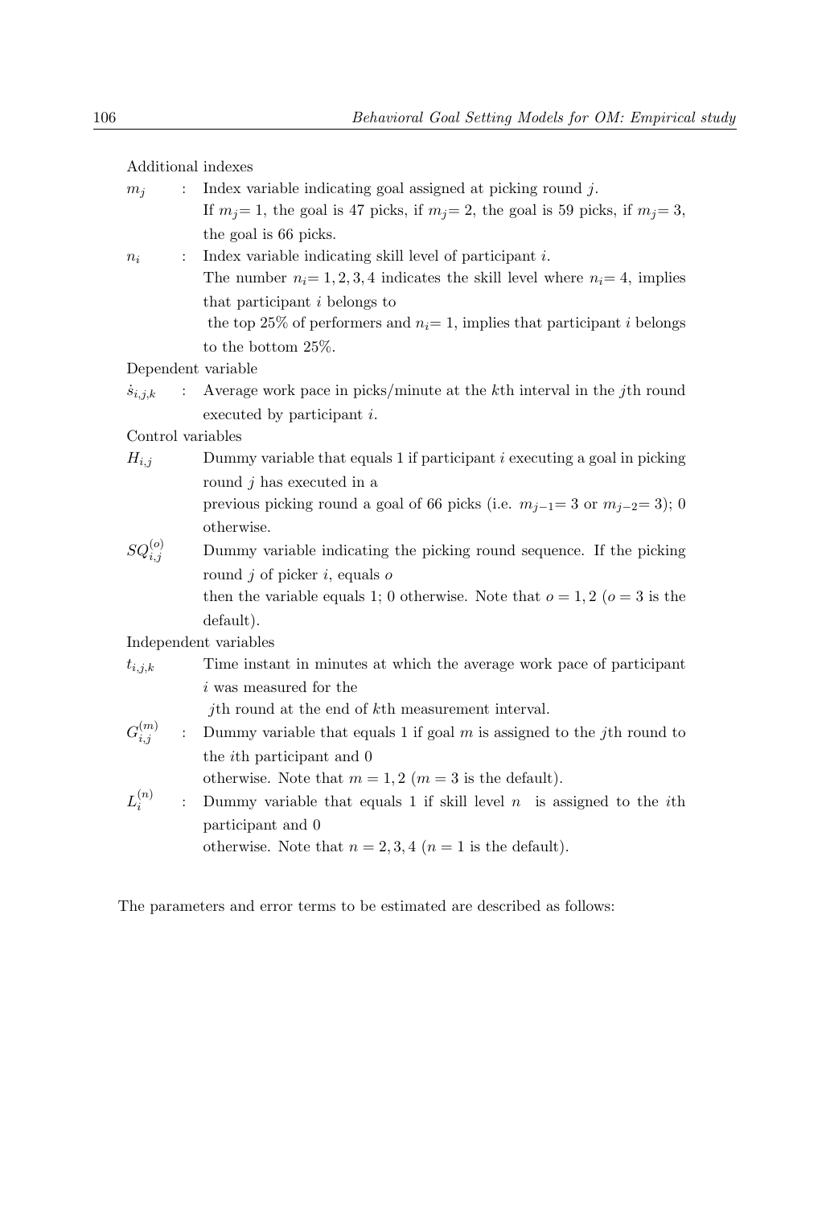Additional indexes

$m_j$ : Index variable indicating goal assigned at picking round $j$.
If $m_j$= 1, the goal is 47 picks, if $m_j$= 2, the goal is 59 picks, if $m_j$= 3, the goal is 66 picks.

$n_i$ : Index variable indicating skill level of participant $i$.
The number $n_i$= 1, 2, 3, 4 indicates the skill level where $n_i$= 4, implies that participant $i$ belongs to
the top 25% of performers and $n_i$= 1, implies that participant $i$ belongs to the bottom 25%.

Dependent variable

$\dot{s}_{i,j,k}$ : Average work pace in picks/minute at the $k$th interval in the $j$th round executed by participant $i$.

Control variables

$H_{i,j}$ Dummy variable that equals 1 if participant $i$ executing a goal in picking round $j$ has executed in a
previous picking round a goal of 66 picks (i.e. $m_{j-1}$= 3 or $m_{j-2}$= 3); 0 otherwise.

$SQ^{(o)}_{i,j}$ Dummy variable indicating the picking round sequence. If the picking round $j$ of picker $i$, equals $o$
then the variable equals 1; 0 otherwise. Note that $o = 1, 2$ ($o = 3$ is the default).

Independent variables

$t_{i,j,k}$ Time instant in minutes at which the average work pace of participant $i$ was measured for the
$j$th round at the end of $k$th measurement interval.

$G^{(m)}_{i,j}$ : Dummy variable that equals 1 if goal $m$ is assigned to the $j$th round to the $i$th participant and 0
otherwise. Note that $m = 1, 2$ ($m = 3$ is the default).

$L^{(n)}_{i}$ : Dummy variable that equals 1 if skill level $n$ is assigned to the $i$th participant and 0
otherwise. Note that $n = 2, 3, 4$ ($n = 1$ is the default).

The parameters and error terms to be estimated are described as follows: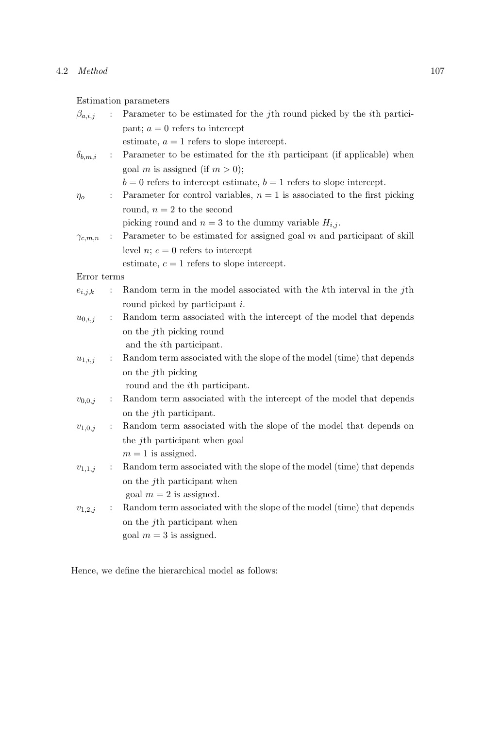Estimation parameters

$\beta_{a,i,j}$ : Parameter to be estimated for the $j$th round picked by the $i$th participant; $a = 0$ refers to intercept estimate, $a = 1$ refers to slope intercept.

$\delta_{b,m,i}$ : Parameter to be estimated for the $i$th participant (if applicable) when goal $m$ is assigned (if $m > 0$); $b = 0$ refers to intercept estimate, $b = 1$ refers to slope intercept.

$\eta_o$ : Parameter for control variables, $n = 1$ is associated to the first picking round, $n = 2$ to the second picking round and $n = 3$ to the dummy variable $H_{i,j}$.

$\gamma_{c,m,n}$ : Parameter to be estimated for assigned goal $m$ and participant of skill level $n$; $c = 0$ refers to intercept estimate, $c = 1$ refers to slope intercept.

Error terms

$e_{i,j,k}$ : Random term in the model associated with the $k$th interval in the $j$th round picked by participant $i$.

$u_{0,i,j}$ : Random term associated with the intercept of the model that depends on the $j$th picking round and the $i$th participant.

$u_{1,i,j}$ : Random term associated with the slope of the model (time) that depends on the $j$th picking round and the $i$th participant.

$v_{0,0,j}$ : Random term associated with the intercept of the model that depends on the $j$th participant.

$v_{1,0,j}$ : Random term associated with the slope of the model that depends on the $j$th participant when goal $m = 1$ is assigned.

$v_{1,1,j}$ : Random term associated with the slope of the model (time) that depends on the $j$th participant when goal $m = 2$ is assigned.

$v_{1,2,j}$ : Random term associated with the slope of the model (time) that depends on the $j$th participant when goal $m = 3$ is assigned.

Hence, we define the hierarchical model as follows: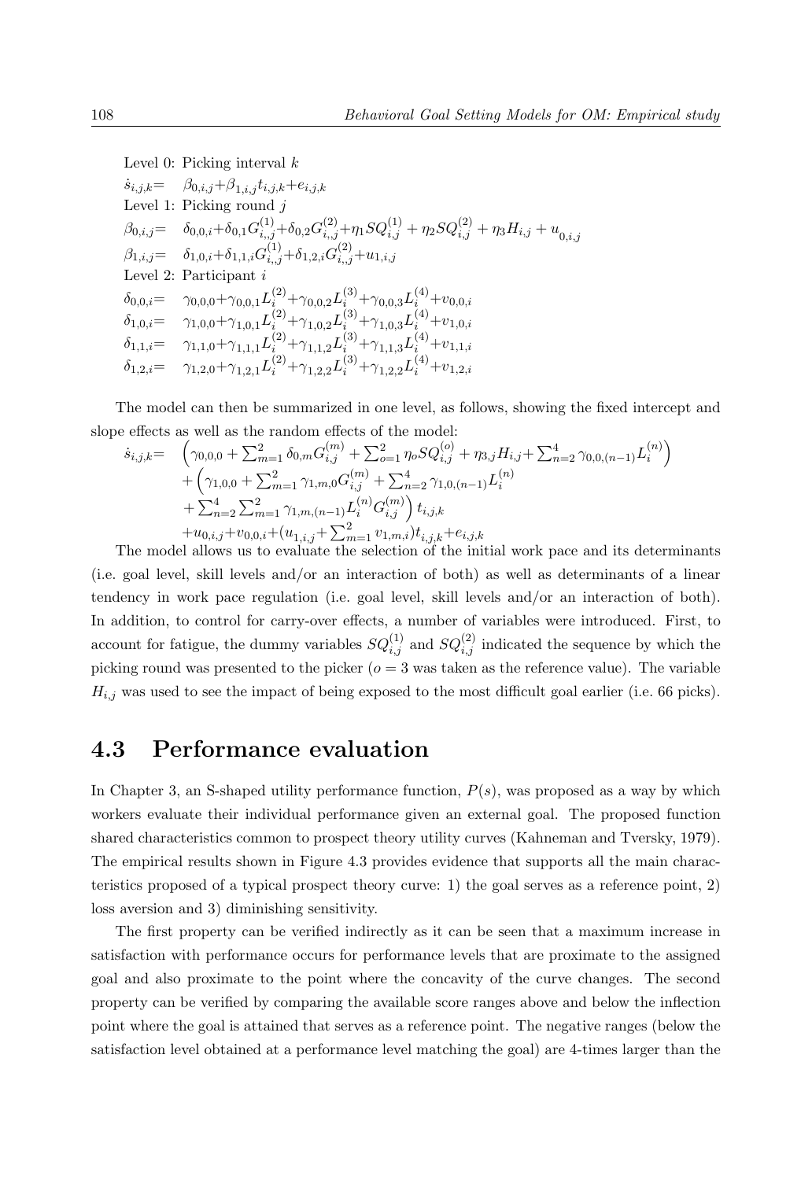Level 0: Picking interval $k$

$\dot{s}_{i,j,k} = \beta_{0,i,j} + \beta_{1,i,j} t_{i,j,k} + e_{i,j,k}$

Level 1: Picking round $j$

$\beta_{0,i,j} = \delta_{0,0,i} + \delta_{0,1} G^{(1)}_{i,,j} + \delta_{0,2} G^{(2)}_{i,,j} + \eta_1 SQ^{(1)}_{i,j} + \eta_2 SQ^{(2)}_{i,j} + \eta_3 H_{i,j} + u_{0,i,j}$

$\beta_{1,i,j} = \delta_{1,0,i} + \delta_{1,1,i} G^{(1)}_{i,,j} + \delta_{1,2,i} G^{(2)}_{i,,j} + u_{1,i,j}$

Level 2: Participant $i$

$\delta_{0,0,i} = \gamma_{0,0,0} + \gamma_{0,0,1} L^{(2)}_i + \gamma_{0,0,2} L^{(3)}_i + \gamma_{0,0,3} L^{(4)}_i + v_{0,0,i}$

$\delta_{1,0,i} = \gamma_{1,0,0} + \gamma_{1,0,1} L^{(2)}_i + \gamma_{1,0,2} L^{(3)}_i + \gamma_{1,0,3} L^{(4)}_i + v_{1,0,i}$

$\delta_{1,1,i} = \gamma_{1,1,0} + \gamma_{1,1,1} L^{(2)}_i + \gamma_{1,1,2} L^{(3)}_i + \gamma_{1,1,3} L^{(4)}_i + v_{1,1,i}$

$\delta_{1,2,i} = \gamma_{1,2,0} + \gamma_{1,2,1} L^{(2)}_i + \gamma_{1,2,2} L^{(3)}_i + \gamma_{1,2,2} L^{(4)}_i + v_{1,2,i}$

The model can then be summarized in one level, as follows, showing the fixed intercept and slope effects as well as the random effects of the model:

$$
\begin{aligned}
\dot{s}_{i,j,k} = & \left(\gamma_{0,0,0} + \sum_{m=1}^{2} \delta_{0,m} G^{(m)}_{i,j} + \sum_{o=1}^{2} \eta_o SQ^{(o)}_{i,j} + \eta_{3,j} H_{i,j} + \sum_{n=2}^{4} \gamma_{0,0,(n-1)} L^{(n)}_i \right) \\
& + \left(\gamma_{1,0,0} + \sum_{m=1}^{2} \gamma_{1,m,0} G^{(m)}_{i,j} + \sum_{n=2}^{4} \gamma_{1,0,(n-1)} L^{(n)}_i \right. \\
& \left. + \sum_{n=2}^{4} \sum_{m=1}^{2} \gamma_{1,m,(n-1)} L^{(n)}_i G^{(m)}_{i,j} \right) t_{i,j,k} \\
& + u_{0,i,j} + v_{0,0,i} + (u_{1,i,j} + \sum_{m=1}^{2} v_{1,m,i}) t_{i,j,k} + e_{i,j,k}
\end{aligned}
$$

The model allows us to evaluate the selection of the initial work pace and its determinants (i.e. goal level, skill levels and/or an interaction of both) as well as determinants of a linear tendency in work pace regulation (i.e. goal level, skill levels and/or an interaction of both). In addition, to control for carry-over effects, a number of variables were introduced. First, to account for fatigue, the dummy variables $SQ^{(1)}_{i,j}$ and $SQ^{(2)}_{i,j}$ indicated the sequence by which the picking round was presented to the picker ($o = 3$ was taken as the reference value). The variable $H_{i,j}$ was used to see the impact of being exposed to the most difficult goal earlier (i.e. 66 picks).

## 4.3 Performance evaluation

In Chapter 3, an S-shaped utility performance function, $P(s)$, was proposed as a way by which workers evaluate their individual performance given an external goal. The proposed function shared characteristics common to prospect theory utility curves (Kahneman and Tversky, 1979). The empirical results shown in Figure 4.3 provides evidence that supports all the main characteristics proposed of a typical prospect theory curve: 1) the goal serves as a reference point, 2) loss aversion and 3) diminishing sensitivity.

The first property can be verified indirectly as it can be seen that a maximum increase in satisfaction with performance occurs for performance levels that are proximate to the assigned goal and also proximate to the point where the concavity of the curve changes. The second property can be verified by comparing the available score ranges above and below the inflection point where the goal is attained that serves as a reference point. The negative ranges (below the satisfaction level obtained at a performance level matching the goal) are 4-times larger than the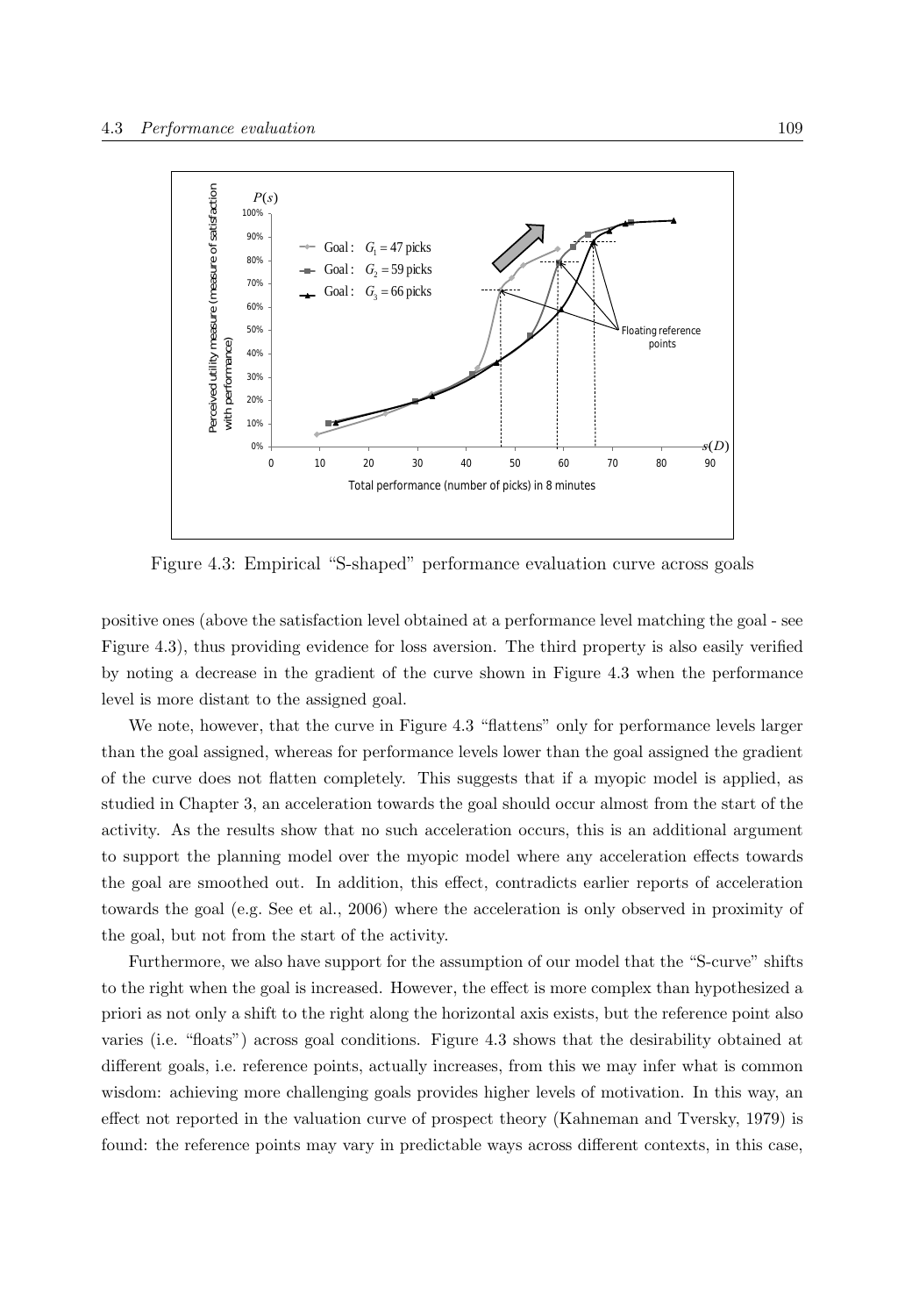P(s)

100%
90%
80%
70%
60%
50%
40%
30%
20%
10%
0%

Perceived utility measure (measure of satisfaction with performance)

Goal : $G_1 = 47$ picks

Goal : $G_2 = 59$ picks

Goal : $G_3 = 66$ picks

Floating reference points

$s(D)$

0 10 20 30 40 50 60 70 80 90

Total performance (number of picks) in 8 minutes

Figure 4.3: Empirical "S-shaped" performance evaluation curve across goals

positive ones (above the satisfaction level obtained at a performance level matching the goal - see Figure 4.3), thus providing evidence for loss aversion. The third property is also easily verified by noting a decrease in the gradient of the curve shown in Figure 4.3 when the performance level is more distant to the assigned goal.

We note, however, that the curve in Figure 4.3 "flattens" only for performance levels larger than the goal assigned, whereas for performance levels lower than the goal assigned the gradient of the curve does not flatten completely. This suggests that if a myopic model is applied, as studied in Chapter 3, an acceleration towards the goal should occur almost from the start of the activity. As the results show that no such acceleration occurs, this is an additional argument to support the planning model over the myopic model where any acceleration effects towards the goal are smoothed out. In addition, this effect, contradicts earlier reports of acceleration towards the goal (e.g. See et al., 2006) where the acceleration is only observed in proximity of the goal, but not from the start of the activity.

Furthermore, we also have support for the assumption of our model that the "S-curve" shifts to the right when the goal is increased. However, the effect is more complex than hypothesized a priori as not only a shift to the right along the horizontal axis exists, but the reference point also varies (i.e. "floats") across goal conditions. Figure 4.3 shows that the desirability obtained at different goals, i.e. reference points, actually increases, from this we may infer what is common wisdom: achieving more challenging goals provides higher levels of motivation. In this way, an effect not reported in the valuation curve of prospect theory (Kahneman and Tversky, 1979) is found: the reference points may vary in predictable ways across different contexts, in this case,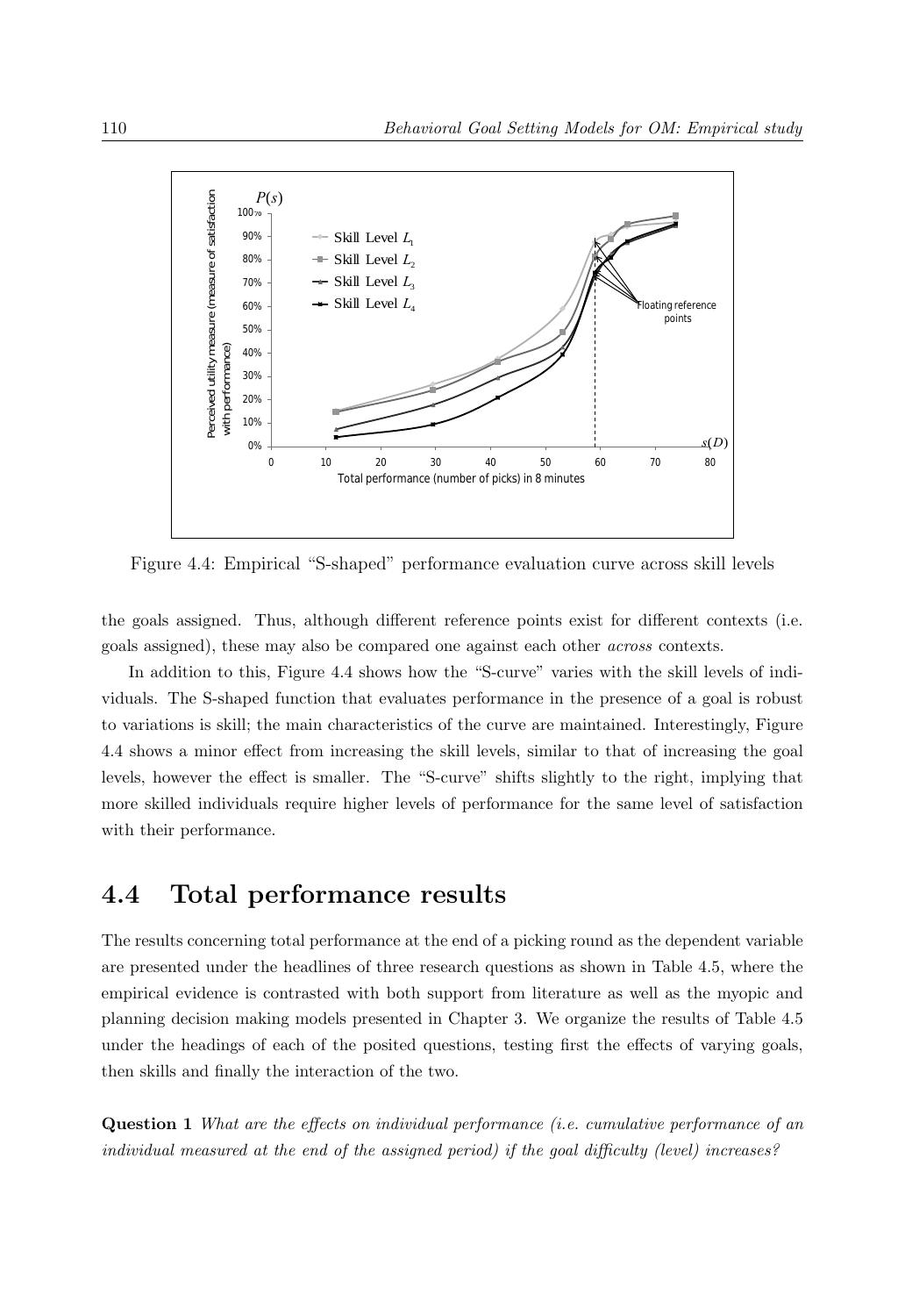$P(s)$

100%

90%

80%

70%

60%

50%

40%

30%

20%

10%

0%

Perceived utility measure (measure of satisfaction with performance)

Skill Level $L_1$

Skill Level $L_2$

Skill Level $L_3$

Skill Level $L_4$

Floating reference points

$s(D)$

0 10 20 30 40 50 60 70 80

Total performance (number of picks) in 8 minutes

Figure 4.4: Empirical "S-shaped" performance evaluation curve across skill levels

the goals assigned. Thus, although different reference points exist for different contexts (i.e. goals assigned), these may also be compared one against each other *across* contexts.

In addition to this, Figure 4.4 shows how the "S-curve" varies with the skill levels of individuals. The S-shaped function that evaluates performance in the presence of a goal is robust to variations is skill; the main characteristics of the curve are maintained. Interestingly, Figure 4.4 shows a minor effect from increasing the skill levels, similar to that of increasing the goal levels, however the effect is smaller. The "S-curve" shifts slightly to the right, implying that more skilled individuals require higher levels of performance for the same level of satisfaction with their performance.

## 4.4 Total performance results

The results concerning total performance at the end of a picking round as the dependent variable are presented under the headlines of three research questions as shown in Table 4.5, where the empirical evidence is contrasted with both support from literature as well as the myopic and planning decision making models presented in Chapter 3. We organize the results of Table 4.5 under the headings of each of the posited questions, testing first the effects of varying goals, then skills and finally the interaction of the two.

**Question 1** *What are the effects on individual performance (i.e. cumulative performance of an individual measured at the end of the assigned period) if the goal difficulty (level) increases?*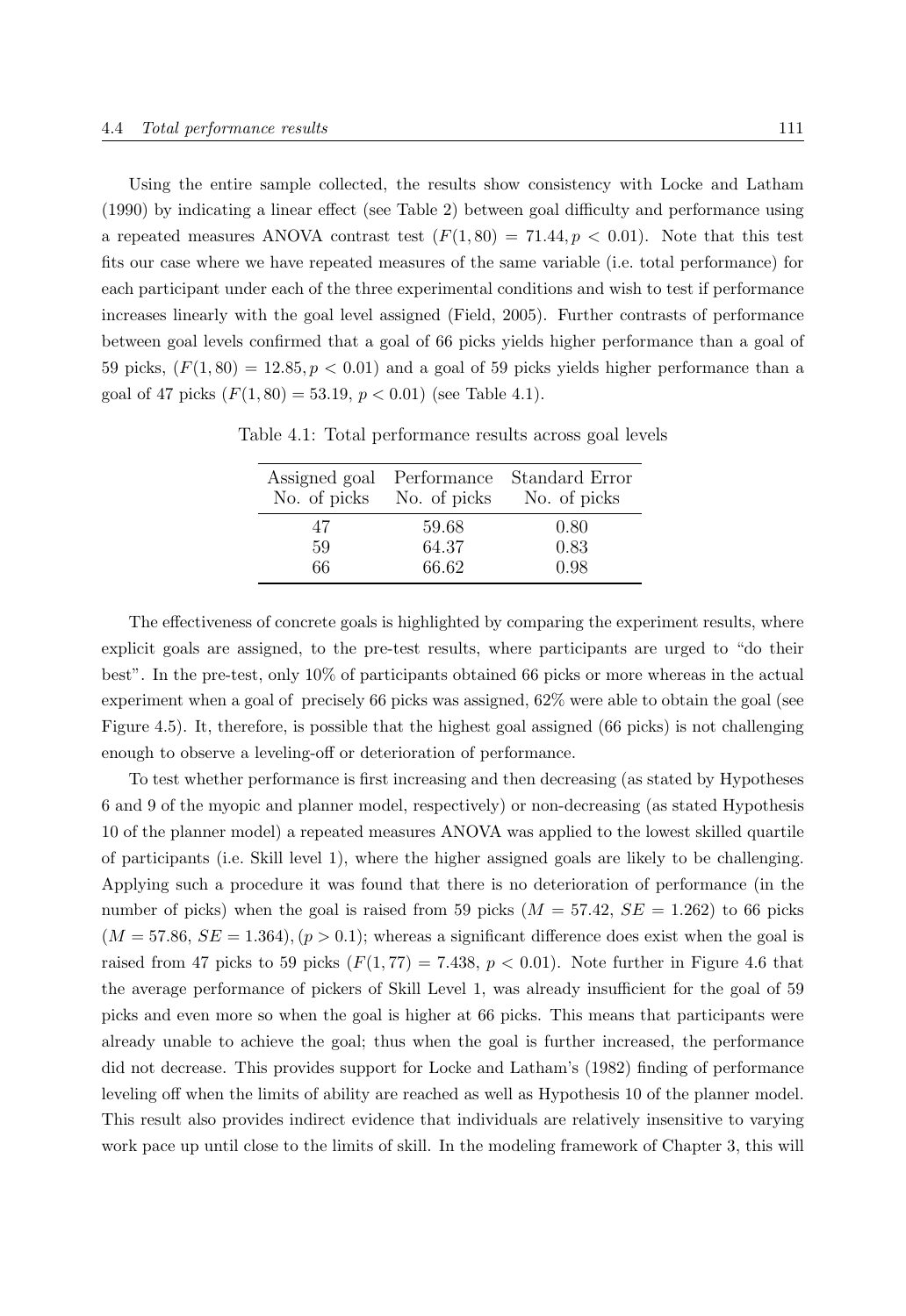Using the entire sample collected, the results show consistency with Locke and Latham (1990) by indicating a linear effect (see Table 2) between goal difficulty and performance using a repeated measures ANOVA contrast test ($F(1, 80) = 71.44, p < 0.01$). Note that this test fits our case where we have repeated measures of the same variable (i.e. total performance) for each participant under each of the three experimental conditions and wish to test if performance increases linearly with the goal level assigned (Field, 2005). Further contrasts of performance between goal levels confirmed that a goal of 66 picks yields higher performance than a goal of 59 picks, ($F(1, 80) = 12.85, p < 0.01$) and a goal of 59 picks yields higher performance than a goal of 47 picks ($F(1, 80) = 53.19$, $p < 0.01$) (see Table 4.1).

Table 4.1: Total performance results across goal levels

| Assigned goal No. of picks | Performance No. of picks | Standard Error No. of picks |
|---|---|---|
| 47 | 59.68 | 0.80 |
| 59 | 64.37 | 0.83 |
| 66 | 66.62 | 0.98 |

The effectiveness of concrete goals is highlighted by comparing the experiment results, where explicit goals are assigned, to the pre-test results, where participants are urged to "do their best". In the pre-test, only 10% of participants obtained 66 picks or more whereas in the actual experiment when a goal of precisely 66 picks was assigned, 62% were able to obtain the goal (see Figure 4.5). It, therefore, is possible that the highest goal assigned (66 picks) is not challenging enough to observe a leveling-off or deterioration of performance.

To test whether performance is first increasing and then decreasing (as stated by Hypotheses 6 and 9 of the myopic and planner model, respectively) or non-decreasing (as stated Hypothesis 10 of the planner model) a repeated measures ANOVA was applied to the lowest skilled quartile of participants (i.e. Skill level 1), where the higher assigned goals are likely to be challenging. Applying such a procedure it was found that there is no deterioration of performance (in the number of picks) when the goal is raised from 59 picks ($M = 57.42$, $SE = 1.262$) to 66 picks ($M = 57.86$, $SE = 1.364$), ($p > 0.1$); whereas a significant difference does exist when the goal is raised from 47 picks to 59 picks ($F(1, 77) = 7.438$, $p < 0.01$). Note further in Figure 4.6 that the average performance of pickers of Skill Level 1, was already insufficient for the goal of 59 picks and even more so when the goal is higher at 66 picks. This means that participants were already unable to achieve the goal; thus when the goal is further increased, the performance did not decrease. This provides support for Locke and Latham's (1982) finding of performance leveling off when the limits of ability are reached as well as Hypothesis 10 of the planner model. This result also provides indirect evidence that individuals are relatively insensitive to varying work pace up until close to the limits of skill. In the modeling framework of Chapter 3, this will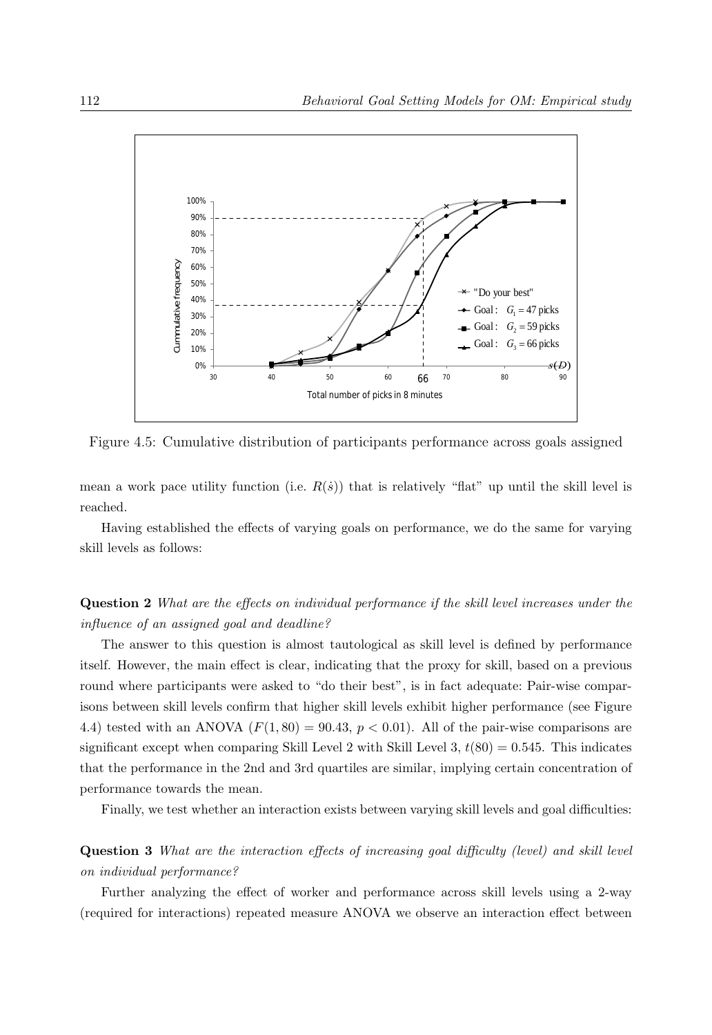Figure 4.5: Cumulative distribution of participants performance across goals assigned

mean a work pace utility function (i.e. $R(\dot{s})$) that is relatively "flat" up until the skill level is reached.

Having established the effects of varying goals on performance, we do the same for varying skill levels as follows:

**Question 2** *What are the effects on individual performance if the skill level increases under the influence of an assigned goal and deadline?*

The answer to this question is almost tautological as skill level is defined by performance itself. However, the main effect is clear, indicating that the proxy for skill, based on a previous round where participants were asked to "do their best", is in fact adequate: Pair-wise comparisons between skill levels confirm that higher skill levels exhibit higher performance (see Figure 4.4) tested with an ANOVA ($F(1, 80) = 90.43$, $p < 0.01$). All of the pair-wise comparisons are significant except when comparing Skill Level 2 with Skill Level 3, $t(80) = 0.545$. This indicates that the performance in the 2nd and 3rd quartiles are similar, implying certain concentration of performance towards the mean.

Finally, we test whether an interaction exists between varying skill levels and goal difficulties:

**Question 3** *What are the interaction effects of increasing goal difficulty (level) and skill level on individual performance?*

Further analyzing the effect of worker and performance across skill levels using a 2-way (required for interactions) repeated measure ANOVA we observe an interaction effect between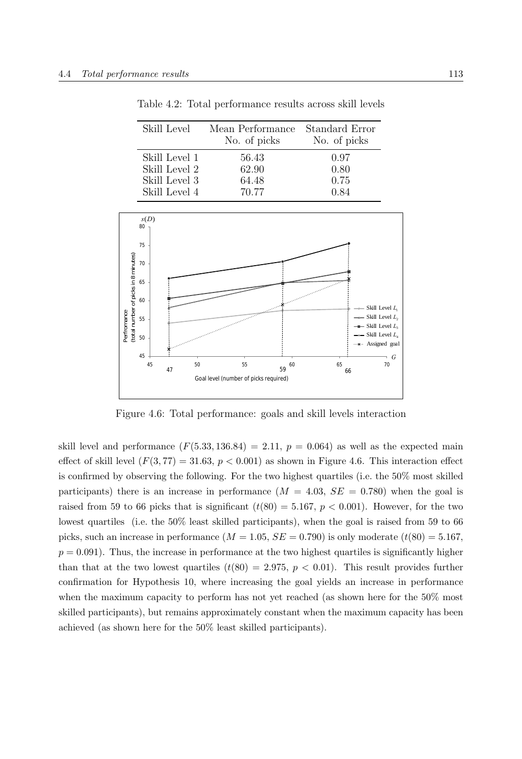Table 4.2: Total performance results across skill levels

| Skill Level | Mean Performance No. of picks | Standard Error No. of picks |
|---|---|---|
| Skill Level 1 | 56.43 | 0.97 |
| Skill Level 2 | 62.90 | 0.80 |
| Skill Level 3 | 64.48 | 0.75 |
| Skill Level 4 | 70.77 | 0.84 |

$s(D)$
80
75
70
65
60
55
50
45
Performance
(total number of picks in 8 minutes)
45
50
55
60
65
70
47
59
66
$G$
Goal level (number of picks required)
Skill Level $L_1$
Skill Level $L_2$
Skill Level $L_3$
Skill Level $L_4$
Assigned goal

Figure 4.6: Total performance: goals and skill levels interaction

skill level and performance ($F(5.33, 136.84) = 2.11$, $p = 0.064$) as well as the expected main effect of skill level ($F(3, 77) = 31.63$, $p < 0.001$) as shown in Figure 4.6. This interaction effect is confirmed by observing the following. For the two highest quartiles (i.e. the 50% most skilled participants) there is an increase in performance ($M = 4.03$, $SE = 0.780$) when the goal is raised from 59 to 66 picks that is significant ($t(80) = 5.167$, $p < 0.001$). However, for the two lowest quartiles (i.e. the 50% least skilled participants), when the goal is raised from 59 to 66 picks, such an increase in performance ($M = 1.05$, $SE = 0.790$) is only moderate ($t(80) = 5.167$, $p = 0.091$). Thus, the increase in performance at the two highest quartiles is significantly higher than that at the two lowest quartiles ($t(80) = 2.975$, $p < 0.01$). This result provides further confirmation for Hypothesis 10, where increasing the goal yields an increase in performance when the maximum capacity to perform has not yet reached (as shown here for the 50% most skilled participants), but remains approximately constant when the maximum capacity has been achieved (as shown here for the 50% least skilled participants).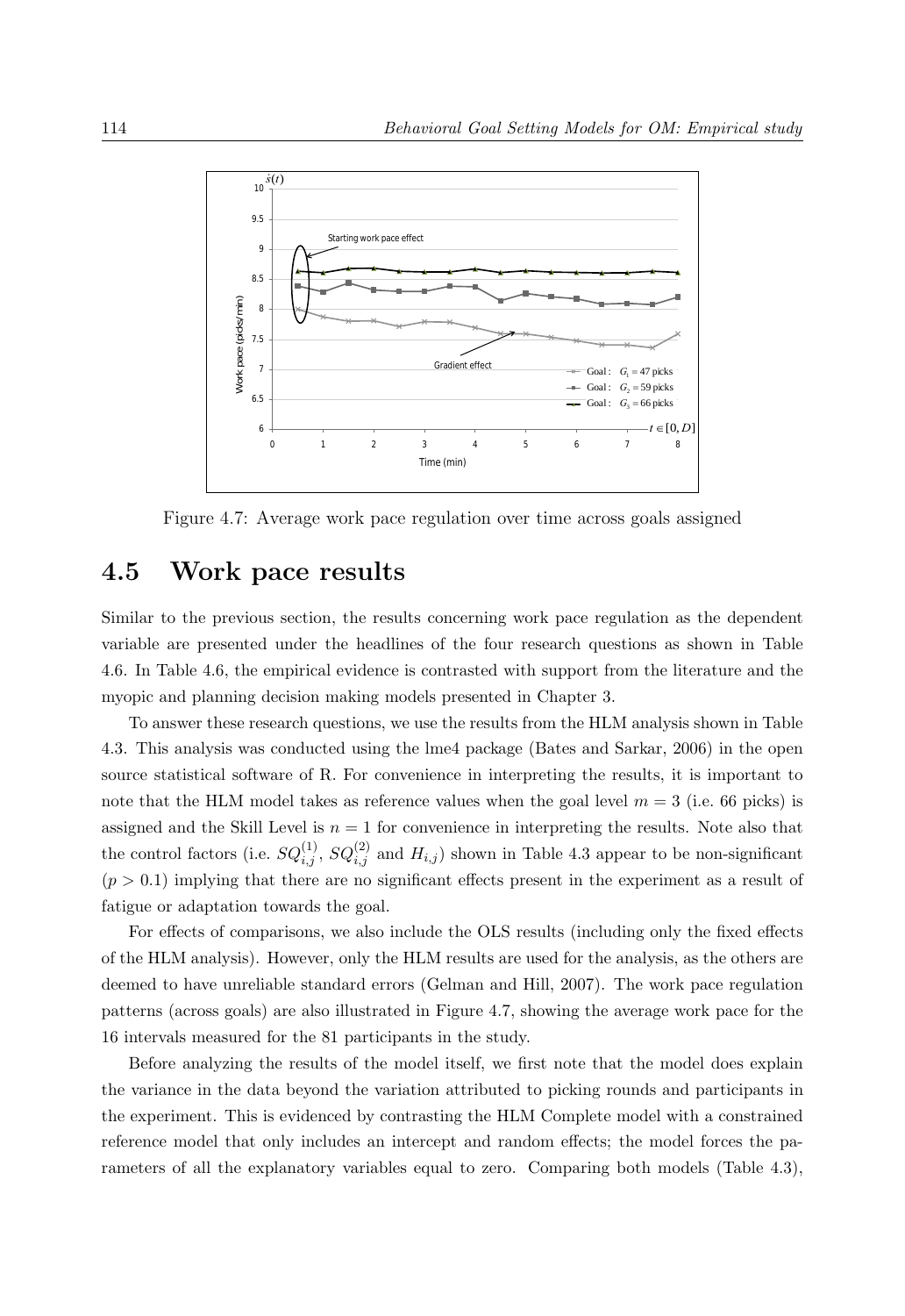$\dot{s}(t)$

10

9.5

9

8.5

8

7.5

7

6.5

6

Work pace (picks/min)

Starting work pace effect

Gradient effect

Goal : $G_1 = 47$ picks

Goal : $G_2 = 59$ picks

Goal : $G_3 = 66$ picks

$t \in [0, D]$

0 1 2 3 4 5 6 7 8

Time (min)

Figure 4.7: Average work pace regulation over time across goals assigned

## 4.5 Work pace results

Similar to the previous section, the results concerning work pace regulation as the dependent variable are presented under the headlines of the four research questions as shown in Table 4.6. In Table 4.6, the empirical evidence is contrasted with support from the literature and the myopic and planning decision making models presented in Chapter 3.

To answer these research questions, we use the results from the HLM analysis shown in Table 4.3. This analysis was conducted using the lme4 package (Bates and Sarkar, 2006) in the open source statistical software of R. For convenience in interpreting the results, it is important to note that the HLM model takes as reference values when the goal level $m = 3$ (i.e. 66 picks) is assigned and the Skill Level is $n = 1$ for convenience in interpreting the results. Note also that the control factors (i.e. $SQ_{i,j}^{(1)}$, $SQ_{i,j}^{(2)}$ and $H_{i,j}$) shown in Table 4.3 appear to be non-significant ($p > 0.1$) implying that there are no significant effects present in the experiment as a result of fatigue or adaptation towards the goal.

For effects of comparisons, we also include the OLS results (including only the fixed effects of the HLM analysis). However, only the HLM results are used for the analysis, as the others are deemed to have unreliable standard errors (Gelman and Hill, 2007). The work pace regulation patterns (across goals) are also illustrated in Figure 4.7, showing the average work pace for the 16 intervals measured for the 81 participants in the study.

Before analyzing the results of the model itself, we first note that the model does explain the variance in the data beyond the variation attributed to picking rounds and participants in the experiment. This is evidenced by contrasting the HLM Complete model with a constrained reference model that only includes an intercept and random effects; the model forces the parameters of all the explanatory variables equal to zero. Comparing both models (Table 4.3),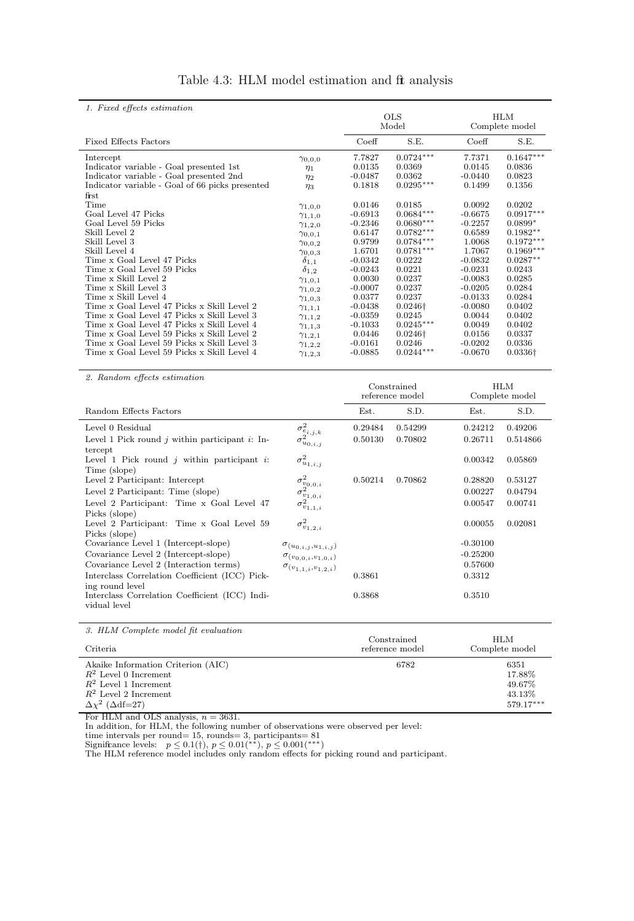# Table 4.3: HLM model estimation and fit analysis

*1. Fixed effects estimation*

| Fixed Effects Factors | | OLS Model Coeff | OLS Model S.E. | HLM Complete model Coeff | HLM Complete model S.E. |
|---|---|---|---|---|---|
| Intercept | $\gamma_{0,0,0}$ | 7.7827 | 0.0724*** | 7.7371 | 0.1647*** |
| Indicator variable - Goal presented 1st | $\eta_1$ | 0.0135 | 0.0369 | 0.0145 | 0.0836 |
| Indicator variable - Goal presented 2nd | $\eta_2$ | -0.0487 | 0.0362 | -0.0440 | 0.0823 |
| Indicator variable - Goal of 66 picks presented first | $\eta_3$ | 0.1818 | 0.0295*** | 0.1499 | 0.1356 |
| Time | $\gamma_{1,0,0}$ | 0.0146 | 0.0185 | 0.0092 | 0.0202 |
| Goal Level 47 Picks | $\gamma_{1,1,0}$ | -0.6913 | 0.0684*** | -0.6675 | 0.0917*** |
| Goal Level 59 Picks | $\gamma_{1,2,0}$ | -0.2346 | 0.0680*** | -0.2257 | 0.0899* |
| Skill Level 2 | $\gamma_{0,0,1}$ | 0.6147 | 0.0782*** | 0.6589 | 0.1982** |
| Skill Level 3 | $\gamma_{0,0,2}$ | 0.9799 | 0.0784*** | 1.0068 | 0.1972*** |
| Skill Level 4 | $\gamma_{0,0,3}$ | 1.6701 | 0.0781*** | 1.7067 | 0.1969*** |
| Time x Goal Level 47 Picks | $\delta_{1,1}$ | -0.0342 | 0.0222 | -0.0832 | 0.0287** |
| Time x Goal Level 59 Picks | $\delta_{1,2}$ | -0.0243 | 0.0221 | -0.0231 | 0.0243 |
| Time x Skill Level 2 | $\gamma_{1,0,1}$ | 0.0030 | 0.0237 | -0.0083 | 0.0285 |
| Time x Skill Level 3 | $\gamma_{1,0,2}$ | -0.0007 | 0.0237 | -0.0205 | 0.0284 |
| Time x Skill Level 4 | $\gamma_{1,0,3}$ | 0.0377 | 0.0237 | -0.0133 | 0.0284 |
| Time x Goal Level 47 Picks x Skill Level 2 | $\gamma_{1,1,1}$ | -0.0438 | 0.0246† | -0.0080 | 0.0402 |
| Time x Goal Level 47 Picks x Skill Level 3 | $\gamma_{1,1,2}$ | -0.0359 | 0.0245 | 0.0044 | 0.0402 |
| Time x Goal Level 47 Picks x Skill Level 4 | $\gamma_{1,1,3}$ | -0.1033 | 0.0245*** | 0.0049 | 0.0402 |
| Time x Goal Level 59 Picks x Skill Level 2 | $\gamma_{1,2,1}$ | 0.0446 | 0.0246† | 0.0156 | 0.0337 |
| Time x Goal Level 59 Picks x Skill Level 3 | $\gamma_{1,2,2}$ | -0.0161 | 0.0246 | -0.0202 | 0.0336 |
| Time x Goal Level 59 Picks x Skill Level 4 | $\gamma_{1,2,3}$ | -0.0885 | 0.0244*** | -0.0670 | 0.0336† |

*2. Random effects estimation*

| Random Effects Factors | | Constrained reference model Est. | Constrained reference model S.D. | HLM Complete model Est. | HLM Complete model S.D. |
|---|---|---|---|---|---|
| Level 0 Residual | $\sigma^2_{e_{i,j,k}}$ | 0.29484 | 0.54299 | 0.24212 | 0.49206 |
| Level 1 Pick round $j$ within participant $i$: Intercept | $\sigma^2_{u_{0,i,j}}$ | 0.50130 | 0.70802 | 0.26711 | 0.514866 |
| Level 1 Pick round $j$ within participant $i$: Time (slope) | $\sigma^2_{u_{1,i,j}}$ | | | 0.00342 | 0.05869 |
| Level 2 Participant: Intercept | $\sigma^2_{v_{0,0,i}}$ | 0.50214 | 0.70862 | 0.28820 | 0.53127 |
| Level 2 Participant: Time (slope) | $\sigma^2_{v_{1,0,i}}$ | | | 0.00227 | 0.04794 |
| Level 2 Participant: Time x Goal Level 47 Picks (slope) | $\sigma^2_{v_{1,1,i}}$ | | | 0.00547 | 0.00741 |
| Level 2 Participant: Time x Goal Level 59 Picks (slope) | $\sigma^2_{v_{1,2,i}}$ | | | 0.00055 | 0.02081 |
| Covariance Level 1 (Intercept-slope) | $\sigma_{(u_{0,i,j},u_{1,i,j})}$ | | | -0.30100 | |
| Covariance Level 2 (Intercept-slope) | $\sigma_{(v_{0,0,i},v_{1,0,i})}$ | | | -0.25200 | |
| Covariance Level 2 (Interaction terms) | $\sigma_{(v_{1,1,i},v_{1,2,i})}$ | | | 0.57600 | |
| Interclass Correlation Coefficient (ICC) Picking round level | | 0.3861 | | 0.3312 | |
| Interclass Correlation Coefficient (ICC) Individual level | | 0.3868 | | 0.3510 | |

*3. HLM Complete model fit evaluation*

| Criteria | Constrained reference model | HLM Complete model |
|---|---|---|
| Akaike Information Criterion (AIC) | 6782 | 6351 |
| $R^2$ Level 0 Increment | | 17.88% |
| $R^2$ Level 1 Increment | | 49.67% |
| $R^2$ Level 2 Increment | | 43.13% |
| $\Delta\chi^2$ ($\Delta$df=27) | | 579.17*** |

For HLM and OLS analysis, $n = 3631$.
In addition, for HLM, the following number of observations were observed per level:
time intervals per round= 15, rounds= 3, participants= 81
Significance levels: $p \leq 0.1(\dagger)$, $p \leq 0.01(^{**})$, $p \leq 0.001(^{***})$
The HLM reference model includes only random effects for picking round and participant.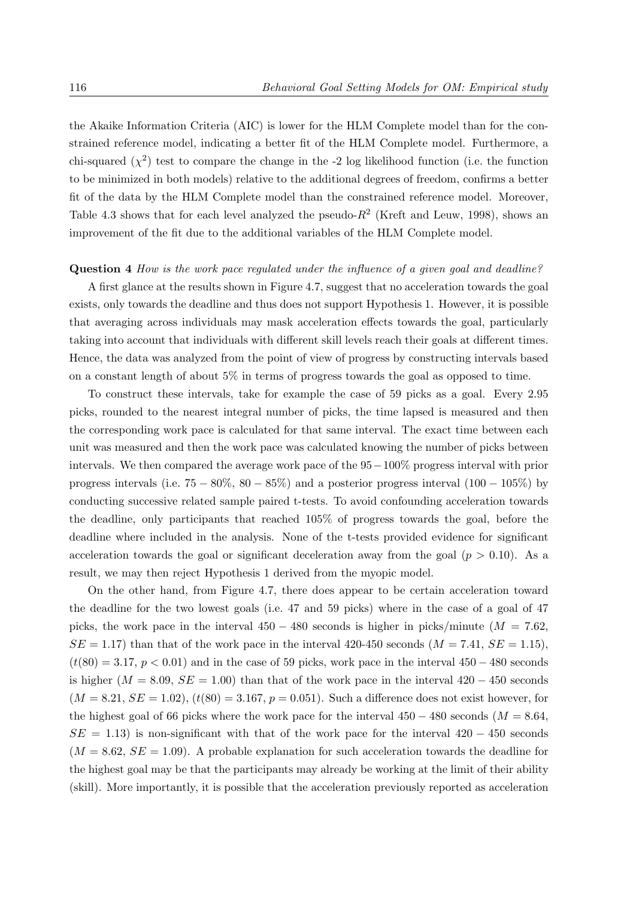the Akaike Information Criteria (AIC) is lower for the HLM Complete model than for the constrained reference model, indicating a better fit of the HLM Complete model. Furthermore, a chi-squared ($\chi^2$) test to compare the change in the -2 log likelihood function (i.e. the function to be minimized in both models) relative to the additional degrees of freedom, confirms a better fit of the data by the HLM Complete model than the constrained reference model. Moreover, Table 4.3 shows that for each level analyzed the pseudo-$R^2$ (Kreft and Leuw, 1998), shows an improvement of the fit due to the additional variables of the HLM Complete model.

**Question 4** *How is the work pace regulated under the influence of a given goal and deadline?*

A first glance at the results shown in Figure 4.7, suggest that no acceleration towards the goal exists, only towards the deadline and thus does not support Hypothesis 1. However, it is possible that averaging across individuals may mask acceleration effects towards the goal, particularly taking into account that individuals with different skill levels reach their goals at different times. Hence, the data was analyzed from the point of view of progress by constructing intervals based on a constant length of about 5% in terms of progress towards the goal as opposed to time.

To construct these intervals, take for example the case of 59 picks as a goal. Every 2.95 picks, rounded to the nearest integral number of picks, the time lapsed is measured and then the corresponding work pace is calculated for that same interval. The exact time between each unit was measured and then the work pace was calculated knowing the number of picks between intervals. We then compared the average work pace of the $95-100\%$ progress interval with prior progress intervals (i.e. $75-80\%$, $80-85\%$) and a posterior progress interval ($100-105\%$) by conducting successive related sample paired t-tests. To avoid confounding acceleration towards the deadline, only participants that reached 105% of progress towards the goal, before the deadline where included in the analysis. None of the t-tests provided evidence for significant acceleration towards the goal or significant deceleration away from the goal ($p > 0.10$). As a result, we may then reject Hypothesis 1 derived from the myopic model.

On the other hand, from Figure 4.7, there does appear to be certain acceleration toward the deadline for the two lowest goals (i.e. 47 and 59 picks) where in the case of a goal of 47 picks, the work pace in the interval $450-480$ seconds is higher in picks/minute ($M = 7.62$, $SE = 1.17$) than that of the work pace in the interval 420-450 seconds ($M = 7.41$, $SE = 1.15$), ($t(80) = 3.17$, $p < 0.01$) and in the case of 59 picks, work pace in the interval $450-480$ seconds is higher ($M = 8.09$, $SE = 1.00$) than that of the work pace in the interval $420-450$ seconds ($M = 8.21$, $SE = 1.02$), ($t(80) = 3.167$, $p = 0.051$). Such a difference does not exist however, for the highest goal of 66 picks where the work pace for the interval $450-480$ seconds ($M = 8.64$, $SE = 1.13$) is non-significant with that of the work pace for the interval $420-450$ seconds ($M = 8.62$, $SE = 1.09$). A probable explanation for such acceleration towards the deadline for the highest goal may be that the participants may already be working at the limit of their ability (skill). More importantly, it is possible that the acceleration previously reported as acceleration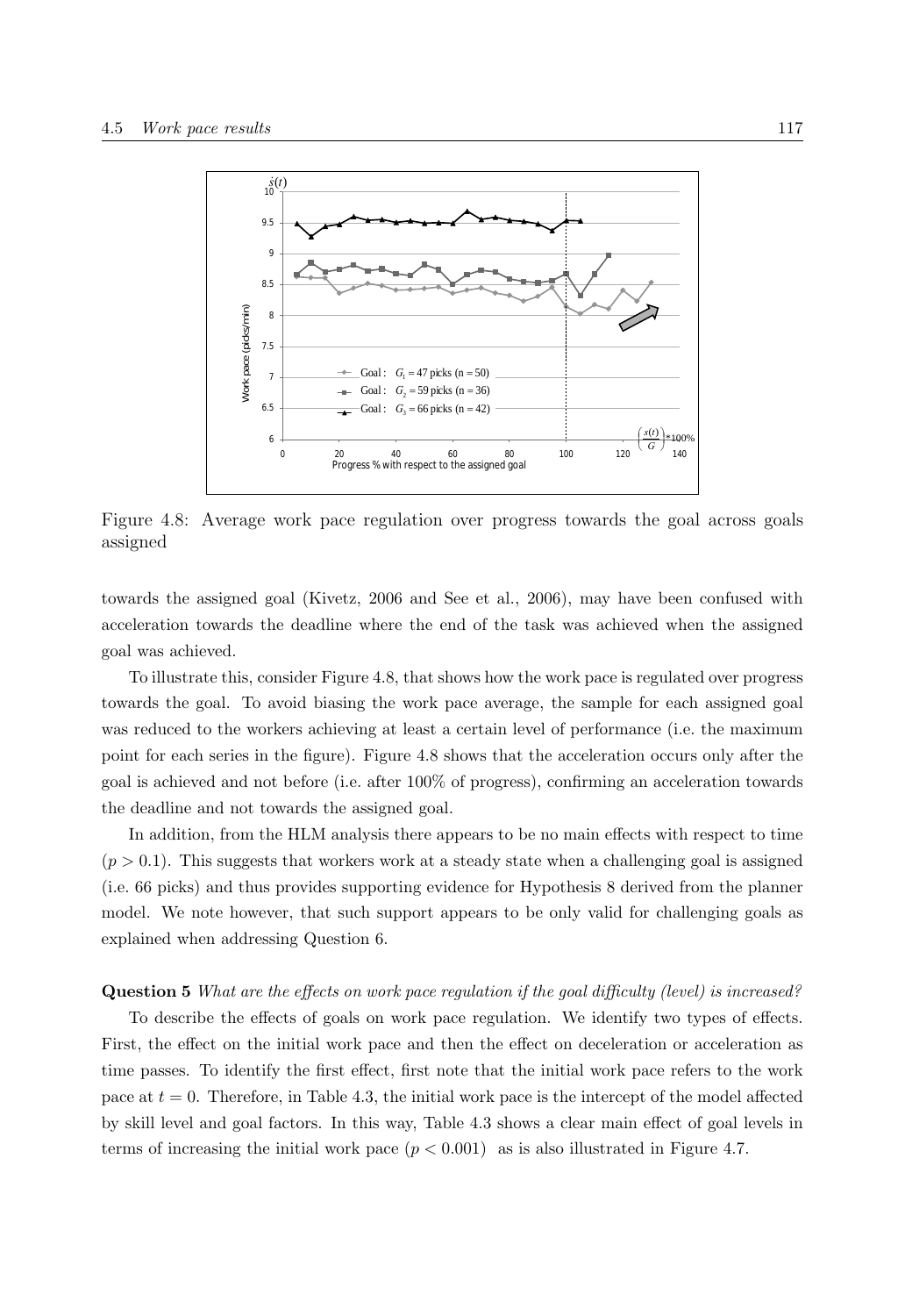$\dot{s}(t)$
10
9.5
9
8.5
8
7.5
7
6.5
6
Work pace (picks/min)
0
20
40
60
80
100
120
140
Progress % with respect to the assigned goal
Goal : $G_1 = 47$ picks (n = 50)
Goal : $G_2 = 59$ picks (n = 36)
Goal : $G_3 = 66$ picks (n = 42)
$\left(\frac{s(t)}{G}\right)$*100%

Figure 4.8: Average work pace regulation over progress towards the goal across goals assigned

towards the assigned goal (Kivetz, 2006 and See et al., 2006), may have been confused with acceleration towards the deadline where the end of the task was achieved when the assigned goal was achieved.

To illustrate this, consider Figure 4.8, that shows how the work pace is regulated over progress towards the goal. To avoid biasing the work pace average, the sample for each assigned goal was reduced to the workers achieving at least a certain level of performance (i.e. the maximum point for each series in the figure). Figure 4.8 shows that the acceleration occurs only after the goal is achieved and not before (i.e. after 100% of progress), confirming an acceleration towards the deadline and not towards the assigned goal.

In addition, from the HLM analysis there appears to be no main effects with respect to time ($p > 0.1$). This suggests that workers work at a steady state when a challenging goal is assigned (i.e. 66 picks) and thus provides supporting evidence for Hypothesis 8 derived from the planner model. We note however, that such support appears to be only valid for challenging goals as explained when addressing Question 6.

**Question 5** *What are the effects on work pace regulation if the goal difficulty (level) is increased?*

To describe the effects of goals on work pace regulation. We identify two types of effects. First, the effect on the initial work pace and then the effect on deceleration or acceleration as time passes. To identify the first effect, first note that the initial work pace refers to the work pace at $t = 0$. Therefore, in Table 4.3, the initial work pace is the intercept of the model affected by skill level and goal factors. In this way, Table 4.3 shows a clear main effect of goal levels in terms of increasing the initial work pace ($p < 0.001$) as is also illustrated in Figure 4.7.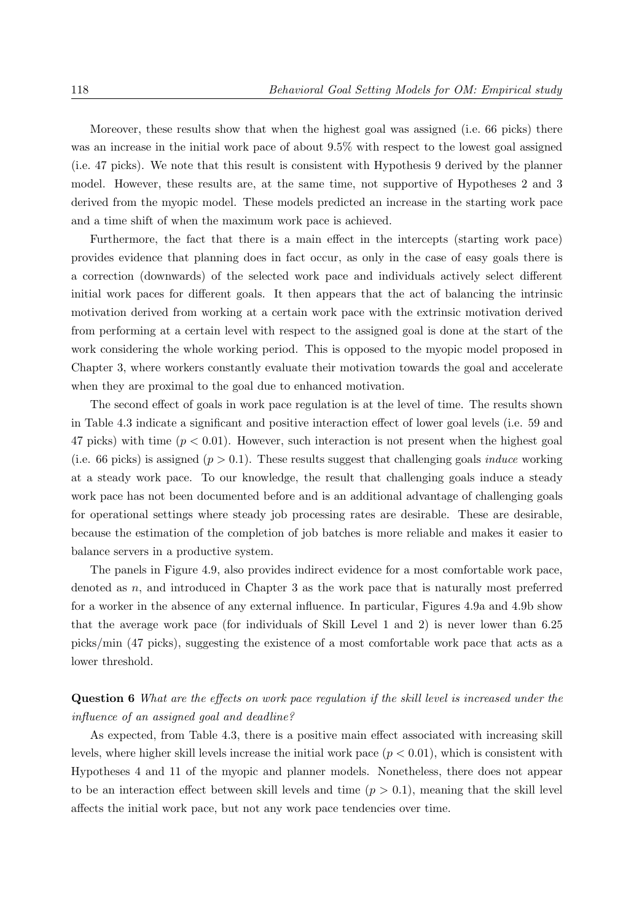Moreover, these results show that when the highest goal was assigned (i.e. 66 picks) there was an increase in the initial work pace of about 9.5% with respect to the lowest goal assigned (i.e. 47 picks). We note that this result is consistent with Hypothesis 9 derived by the planner model. However, these results are, at the same time, not supportive of Hypotheses 2 and 3 derived from the myopic model. These models predicted an increase in the starting work pace and a time shift of when the maximum work pace is achieved.

Furthermore, the fact that there is a main effect in the intercepts (starting work pace) provides evidence that planning does in fact occur, as only in the case of easy goals there is a correction (downwards) of the selected work pace and individuals actively select different initial work paces for different goals. It then appears that the act of balancing the intrinsic motivation derived from working at a certain work pace with the extrinsic motivation derived from performing at a certain level with respect to the assigned goal is done at the start of the work considering the whole working period. This is opposed to the myopic model proposed in Chapter 3, where workers constantly evaluate their motivation towards the goal and accelerate when they are proximal to the goal due to enhanced motivation.

The second effect of goals in work pace regulation is at the level of time. The results shown in Table 4.3 indicate a significant and positive interaction effect of lower goal levels (i.e. 59 and 47 picks) with time ($p < 0.01$). However, such interaction is not present when the highest goal (i.e. 66 picks) is assigned ($p > 0.1$). These results suggest that challenging goals *induce* working at a steady work pace. To our knowledge, the result that challenging goals induce a steady work pace has not been documented before and is an additional advantage of challenging goals for operational settings where steady job processing rates are desirable. These are desirable, because the estimation of the completion of job batches is more reliable and makes it easier to balance servers in a productive system.

The panels in Figure 4.9, also provides indirect evidence for a most comfortable work pace, denoted as $n$, and introduced in Chapter 3 as the work pace that is naturally most preferred for a worker in the absence of any external influence. In particular, Figures 4.9a and 4.9b show that the average work pace (for individuals of Skill Level 1 and 2) is never lower than 6.25 picks/min (47 picks), suggesting the existence of a most comfortable work pace that acts as a lower threshold.

**Question 6** *What are the effects on work pace regulation if the skill level is increased under the influence of an assigned goal and deadline?*

As expected, from Table 4.3, there is a positive main effect associated with increasing skill levels, where higher skill levels increase the initial work pace ($p < 0.01$), which is consistent with Hypotheses 4 and 11 of the myopic and planner models. Nonetheless, there does not appear to be an interaction effect between skill levels and time ($p > 0.1$), meaning that the skill level affects the initial work pace, but not any work pace tendencies over time.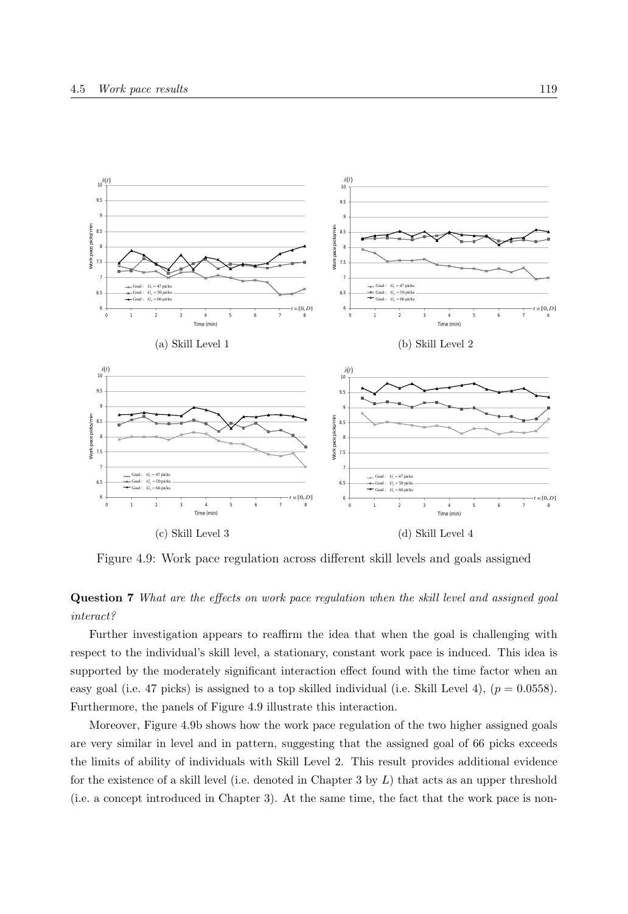$\dot{s}(t)$

10

9.5

9

8.5

8

7.5

7

6.5

6

Work pace picks/min

Goal: $G_1 = 47$ picks

Goal: $G_2 = 59$ picks

Goal: $G_3 = 66$ picks

$t \in [0, D]$

0 1 2 3 4 5 6 7 8

Time (min)

(a) Skill Level 1

$\dot{s}(t)$

10

9.5

9

8.5

8

7.5

7

6.5

6

Work pace picks/min

Goal: $G_1 = 47$ picks

Goal: $G_2 = 59$ picks

Goal: $G_3 = 66$ picks

$t \in [0, D]$

0 1 2 3 4 5 6 7 8

Time (min)

(b) Skill Level 2

$\dot{s}(t)$

10

9.5

9

8.5

8

7.5

7

6.5

6

Work pace picks/min

Goal: $G_1 = 47$ picks

Goal: $G_2 = 59$ picks

Goal: $G_3 = 66$ picks

$t \in [0, D]$

0 1 2 3 4 5 6 7 8

Time (min)

(c) Skill Level 3

$\dot{s}(t)$

10

9.5

9

8.5

8

7.5

7

6.5

6

Work pace picks/min

Goal: $G_1 = 47$ picks

Goal: $G_2 = 59$ picks

Goal: $G_3 = 66$ picks

$t \in [0, D]$

0 1 2 3 4 5 6 7 8

Time (min)

(d) Skill Level 4

Figure 4.9: Work pace regulation across different skill levels and goals assigned

**Question 7** *What are the effects on work pace regulation when the skill level and assigned goal interact?*

Further investigation appears to reaffirm the idea that when the goal is challenging with respect to the individual's skill level, a stationary, constant work pace is induced. This idea is supported by the moderately significant interaction effect found with the time factor when an easy goal (i.e. 47 picks) is assigned to a top skilled individual (i.e. Skill Level 4), ($p = 0.0558$). Furthermore, the panels of Figure 4.9 illustrate this interaction.

Moreover, Figure 4.9b shows how the work pace regulation of the two higher assigned goals are very similar in level and in pattern, suggesting that the assigned goal of 66 picks exceeds the limits of ability of individuals with Skill Level 2. This result provides additional evidence for the existence of a skill level (i.e. denoted in Chapter 3 by $L$) that acts as an upper threshold (i.e. a concept introduced in Chapter 3). At the same time, the fact that the work pace is non-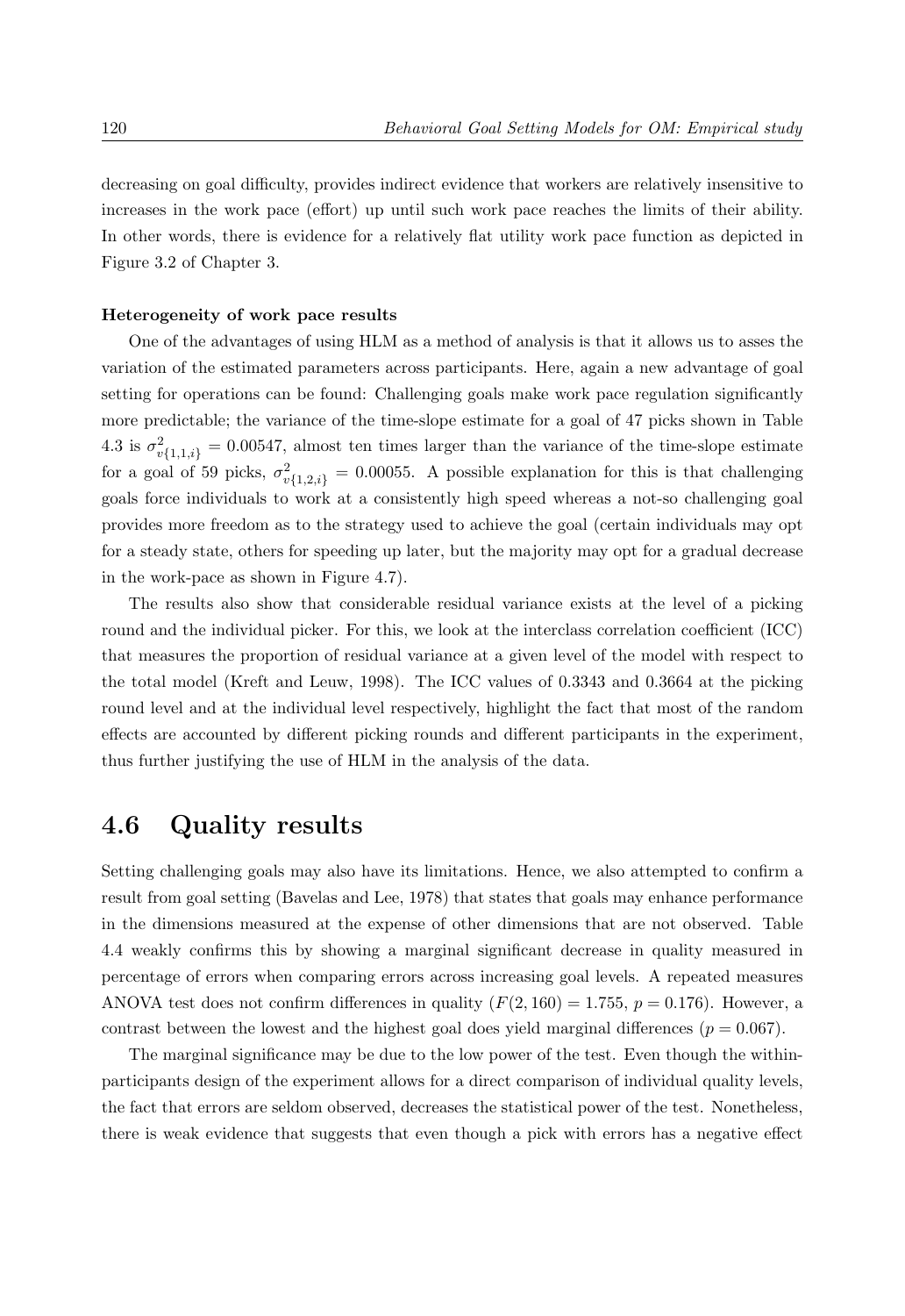decreasing on goal difficulty, provides indirect evidence that workers are relatively insensitive to increases in the work pace (effort) up until such work pace reaches the limits of their ability. In other words, there is evidence for a relatively flat utility work pace function as depicted in Figure 3.2 of Chapter 3.

**Heterogeneity of work pace results**

One of the advantages of using HLM as a method of analysis is that it allows us to asses the variation of the estimated parameters across participants. Here, again a new advantage of goal setting for operations can be found: Challenging goals make work pace regulation significantly more predictable; the variance of the time-slope estimate for a goal of 47 picks shown in Table 4.3 is $\sigma^2_{v\{1,1,i\}} = 0.00547$, almost ten times larger than the variance of the time-slope estimate for a goal of 59 picks, $\sigma^2_{v\{1,2,i\}} = 0.00055$. A possible explanation for this is that challenging goals force individuals to work at a consistently high speed whereas a not-so challenging goal provides more freedom as to the strategy used to achieve the goal (certain individuals may opt for a steady state, others for speeding up later, but the majority may opt for a gradual decrease in the work-pace as shown in Figure 4.7).

The results also show that considerable residual variance exists at the level of a picking round and the individual picker. For this, we look at the interclass correlation coefficient (ICC) that measures the proportion of residual variance at a given level of the model with respect to the total model (Kreft and Leuw, 1998). The ICC values of 0.3343 and 0.3664 at the picking round level and at the individual level respectively, highlight the fact that most of the random effects are accounted by different picking rounds and different participants in the experiment, thus further justifying the use of HLM in the analysis of the data.

## 4.6 Quality results

Setting challenging goals may also have its limitations. Hence, we also attempted to confirm a result from goal setting (Bavelas and Lee, 1978) that states that goals may enhance performance in the dimensions measured at the expense of other dimensions that are not observed. Table 4.4 weakly confirms this by showing a marginal significant decrease in quality measured in percentage of errors when comparing errors across increasing goal levels. A repeated measures ANOVA test does not confirm differences in quality ($F(2, 160) = 1.755$, $p = 0.176$). However, a contrast between the lowest and the highest goal does yield marginal differences ($p = 0.067$).

The marginal significance may be due to the low power of the test. Even though the within-participants design of the experiment allows for a direct comparison of individual quality levels, the fact that errors are seldom observed, decreases the statistical power of the test. Nonetheless, there is weak evidence that suggests that even though a pick with errors has a negative effect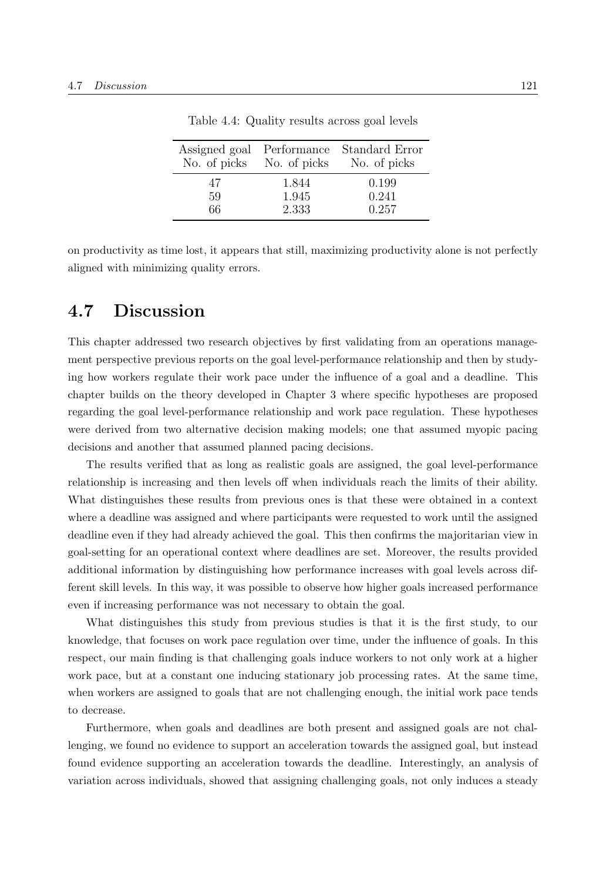Table 4.4: Quality results across goal levels

| Assigned goal No. of picks | Performance No. of picks | Standard Error No. of picks |
|---|---|---|
| 47 | 1.844 | 0.199 |
| 59 | 1.945 | 0.241 |
| 66 | 2.333 | 0.257 |

on productivity as time lost, it appears that still, maximizing productivity alone is not perfectly aligned with minimizing quality errors.

## 4.7 Discussion

This chapter addressed two research objectives by first validating from an operations management perspective previous reports on the goal level-performance relationship and then by studying how workers regulate their work pace under the influence of a goal and a deadline. This chapter builds on the theory developed in Chapter 3 where specific hypotheses are proposed regarding the goal level-performance relationship and work pace regulation. These hypotheses were derived from two alternative decision making models; one that assumed myopic pacing decisions and another that assumed planned pacing decisions.

The results verified that as long as realistic goals are assigned, the goal level-performance relationship is increasing and then levels off when individuals reach the limits of their ability. What distinguishes these results from previous ones is that these were obtained in a context where a deadline was assigned and where participants were requested to work until the assigned deadline even if they had already achieved the goal. This then confirms the majoritarian view in goal-setting for an operational context where deadlines are set. Moreover, the results provided additional information by distinguishing how performance increases with goal levels across different skill levels. In this way, it was possible to observe how higher goals increased performance even if increasing performance was not necessary to obtain the goal.

What distinguishes this study from previous studies is that it is the first study, to our knowledge, that focuses on work pace regulation over time, under the influence of goals. In this respect, our main finding is that challenging goals induce workers to not only work at a higher work pace, but at a constant one inducing stationary job processing rates. At the same time, when workers are assigned to goals that are not challenging enough, the initial work pace tends to decrease.

Furthermore, when goals and deadlines are both present and assigned goals are not challenging, we found no evidence to support an acceleration towards the assigned goal, but instead found evidence supporting an acceleration towards the deadline. Interestingly, an analysis of variation across individuals, showed that assigning challenging goals, not only induces a steady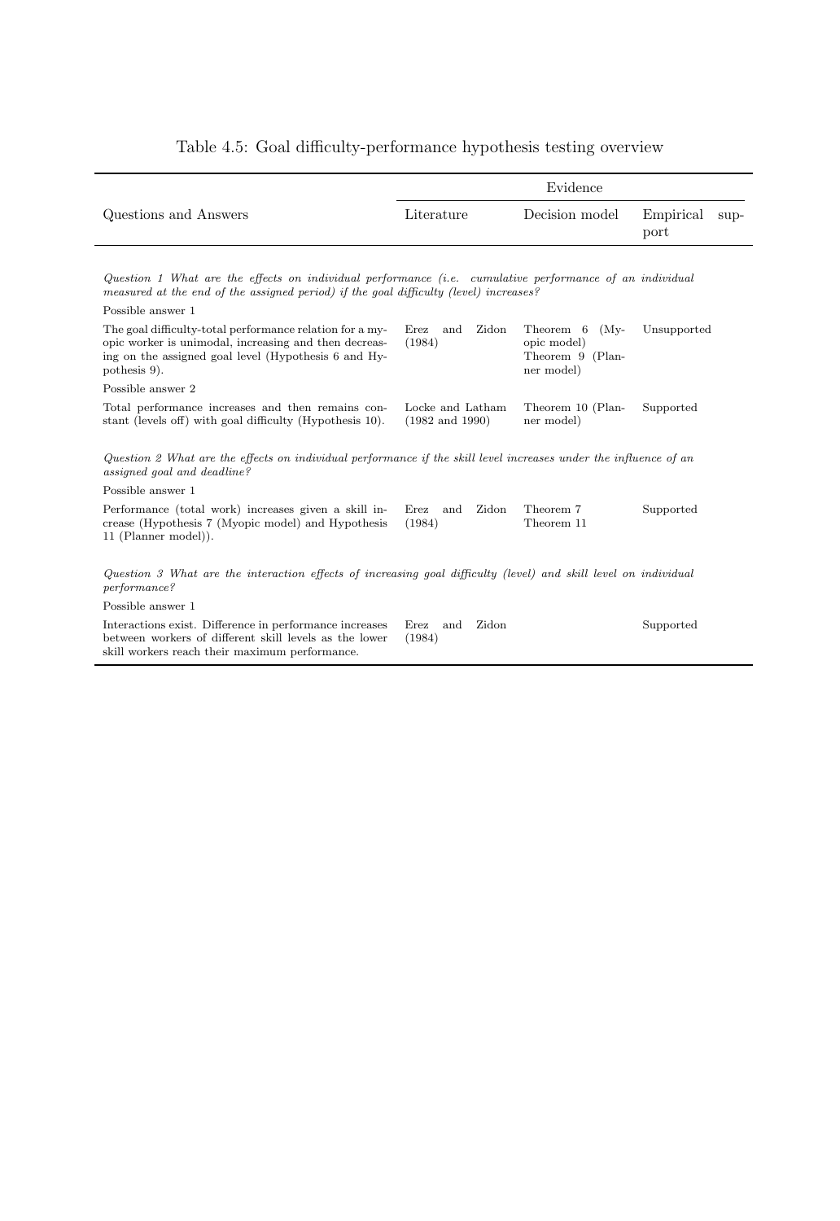Table 4.5: Goal difficulty-performance hypothesis testing overview

| Questions and Answers | Evidence | | |
|---|---|---|---|
| | Literature | Decision model | Empirical support |
| *Question 1 What are the effects on individual performance (i.e. cumulative performance of an individual measured at the end of the assigned period) if the goal difficulty (level) increases?* | | | |
| Possible answer 1 | | | |
| The goal difficulty-total performance relation for a myopic worker is unimodal, increasing and then decreasing on the assigned goal level (Hypothesis 6 and Hypothesis 9). | Erez and Zidon (1984) | Theorem 6 (Myopic model) Theorem 9 (Planner model) | Unsupported |
| Possible answer 2 | | | |
| Total performance increases and then remains constant (levels off) with goal difficulty (Hypothesis 10). | Locke and Latham (1982 and 1990) | Theorem 10 (Planner model) | Supported |
| *Question 2 What are the effects on individual performance if the skill level increases under the influence of an assigned goal and deadline?* | | | |
| Possible answer 1 | | | |
| Performance (total work) increases given a skill increase (Hypothesis 7 (Myopic model) and Hypothesis 11 (Planner model)). | Erez and Zidon (1984) | Theorem 7 Theorem 11 | Supported |
| *Question 3 What are the interaction effects of increasing goal difficulty (level) and skill level on individual performance?* | | | |
| Possible answer 1 | | | |
| Interactions exist. Difference in performance increases between workers of different skill levels as the lower skill workers reach their maximum performance. | Erez and Zidon (1984) | | Supported |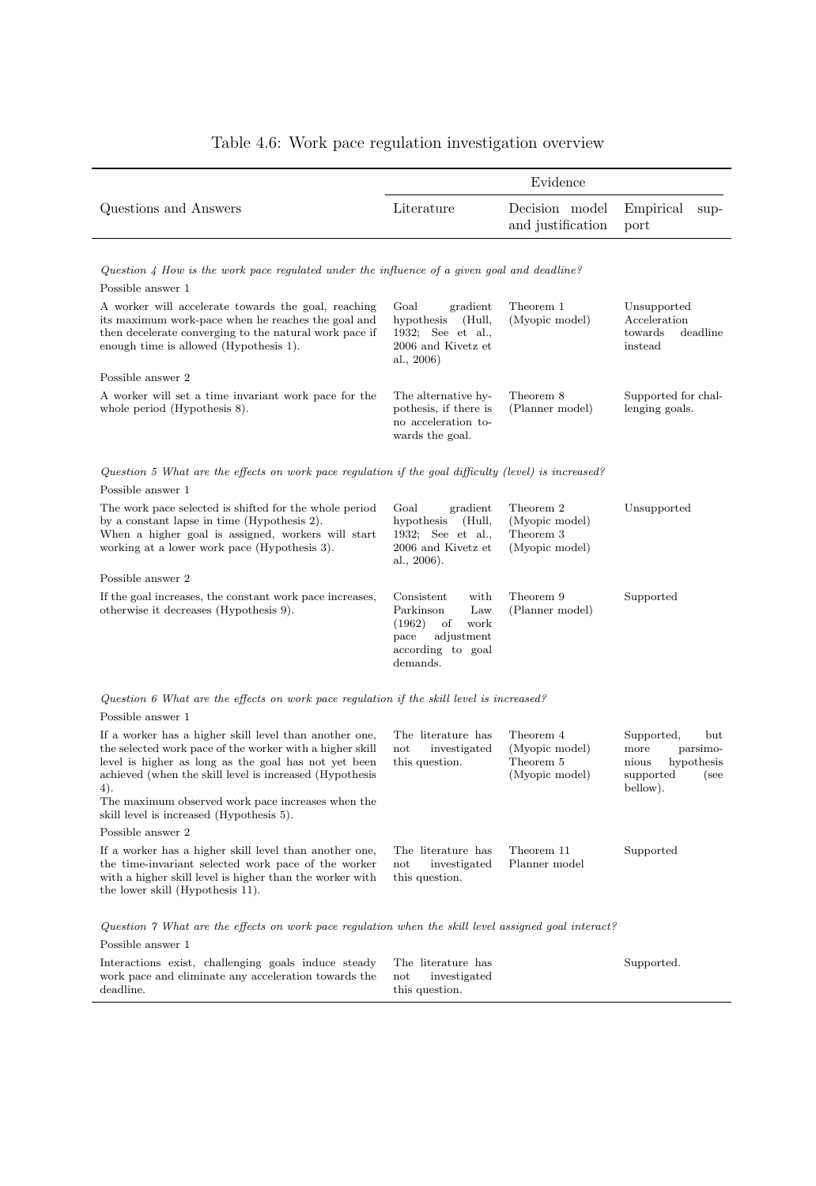Table 4.6: Work pace regulation investigation overview

| Questions and Answers | Evidence | | |
|---|---|---|---|
| | Literature | Decision model and justification | Empirical support |
| *Question 4 How is the work pace regulated under the influence of a given goal and deadline?* | | | |
| Possible answer 1 | | | |
| A worker will accelerate towards the goal, reaching its maximum work-pace when he reaches the goal and then decelerate converging to the natural work pace if enough time is allowed (Hypothesis 1). | Goal gradient hypothesis (Hull, 1932; See et al., 2006 and Kivetz et al., 2006) | Theorem 1 (Myopic model) | Unsupported Acceleration towards deadline instead |
| Possible answer 2 | | | |
| A worker will set a time invariant work pace for the whole period (Hypothesis 8). | The alternative hypothesis, if there is no acceleration towards the goal. | Theorem 8 (Planner model) | Supported for challenging goals. |
| *Question 5 What are the effects on work pace regulation if the goal difficulty (level) is increased?* | | | |
| Possible answer 1 | | | |
| The work pace selected is shifted for the whole period by a constant lapse in time (Hypothesis 2). When a higher goal is assigned, workers will start working at a lower work pace (Hypothesis 3). | Goal gradient hypothesis (Hull, 1932; See et al., 2006 and Kivetz et al., 2006). | Theorem 2 (Myopic model) Theorem 3 (Myopic model) | Unsupported |
| Possible answer 2 | | | |
| If the goal increases, the constant work pace increases, otherwise it decreases (Hypothesis 9). | Consistent with Parkinson Law (1962) of work pace adjustment according to goal demands. | Theorem 9 (Planner model) | Supported |
| *Question 6 What are the effects on work pace regulation if the skill level is increased?* | | | |
| Possible answer 1 | | | |
| If a worker has a higher skill level than another one, the selected work pace of the worker with a higher skill level is higher as long as the goal has not yet been achieved (when the skill level is increased (Hypothesis 4). The maximum observed work pace increases when the skill level is increased (Hypothesis 5). | The literature has not investigated this question. | Theorem 4 (Myopic model) Theorem 5 (Myopic model) | Supported, but more parsimonious hypothesis supported (see bellow). |
| Possible answer 2 | | | |
| If a worker has a higher skill level than another one, the time-invariant selected work pace of the worker with a higher skill level is higher than the worker with the lower skill (Hypothesis 11). | The literature has not investigated this question. | Theorem 11 Planner model | Supported |
| *Question 7 What are the effects on work pace regulation when the skill level assigned goal interact?* | | | |
| Possible answer 1 | | | |
| Interactions exist, challenging goals induce steady work pace and eliminate any acceleration towards the deadline. | The literature has not investigated this question. | | Supported. |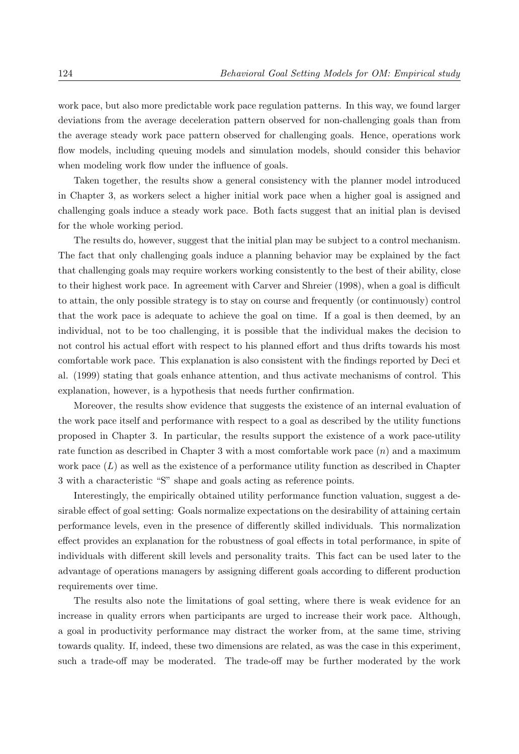work pace, but also more predictable work pace regulation patterns. In this way, we found larger deviations from the average deceleration pattern observed for non-challenging goals than from the average steady work pace pattern observed for challenging goals. Hence, operations work flow models, including queuing models and simulation models, should consider this behavior when modeling work flow under the influence of goals.

Taken together, the results show a general consistency with the planner model introduced in Chapter 3, as workers select a higher initial work pace when a higher goal is assigned and challenging goals induce a steady work pace. Both facts suggest that an initial plan is devised for the whole working period.

The results do, however, suggest that the initial plan may be subject to a control mechanism. The fact that only challenging goals induce a planning behavior may be explained by the fact that challenging goals may require workers working consistently to the best of their ability, close to their highest work pace. In agreement with Carver and Shreier (1998), when a goal is difficult to attain, the only possible strategy is to stay on course and frequently (or continuously) control that the work pace is adequate to achieve the goal on time. If a goal is then deemed, by an individual, not to be too challenging, it is possible that the individual makes the decision to not control his actual effort with respect to his planned effort and thus drifts towards his most comfortable work pace. This explanation is also consistent with the findings reported by Deci et al. (1999) stating that goals enhance attention, and thus activate mechanisms of control. This explanation, however, is a hypothesis that needs further confirmation.

Moreover, the results show evidence that suggests the existence of an internal evaluation of the work pace itself and performance with respect to a goal as described by the utility functions proposed in Chapter 3. In particular, the results support the existence of a work pace-utility rate function as described in Chapter 3 with a most comfortable work pace ($n$) and a maximum work pace ($L$) as well as the existence of a performance utility function as described in Chapter 3 with a characteristic "S" shape and goals acting as reference points.

Interestingly, the empirically obtained utility performance function valuation, suggest a desirable effect of goal setting: Goals normalize expectations on the desirability of attaining certain performance levels, even in the presence of differently skilled individuals. This normalization effect provides an explanation for the robustness of goal effects in total performance, in spite of individuals with different skill levels and personality traits. This fact can be used later to the advantage of operations managers by assigning different goals according to different production requirements over time.

The results also note the limitations of goal setting, where there is weak evidence for an increase in quality errors when participants are urged to increase their work pace. Although, a goal in productivity performance may distract the worker from, at the same time, striving towards quality. If, indeed, these two dimensions are related, as was the case in this experiment, such a trade-off may be moderated. The trade-off may be further moderated by the work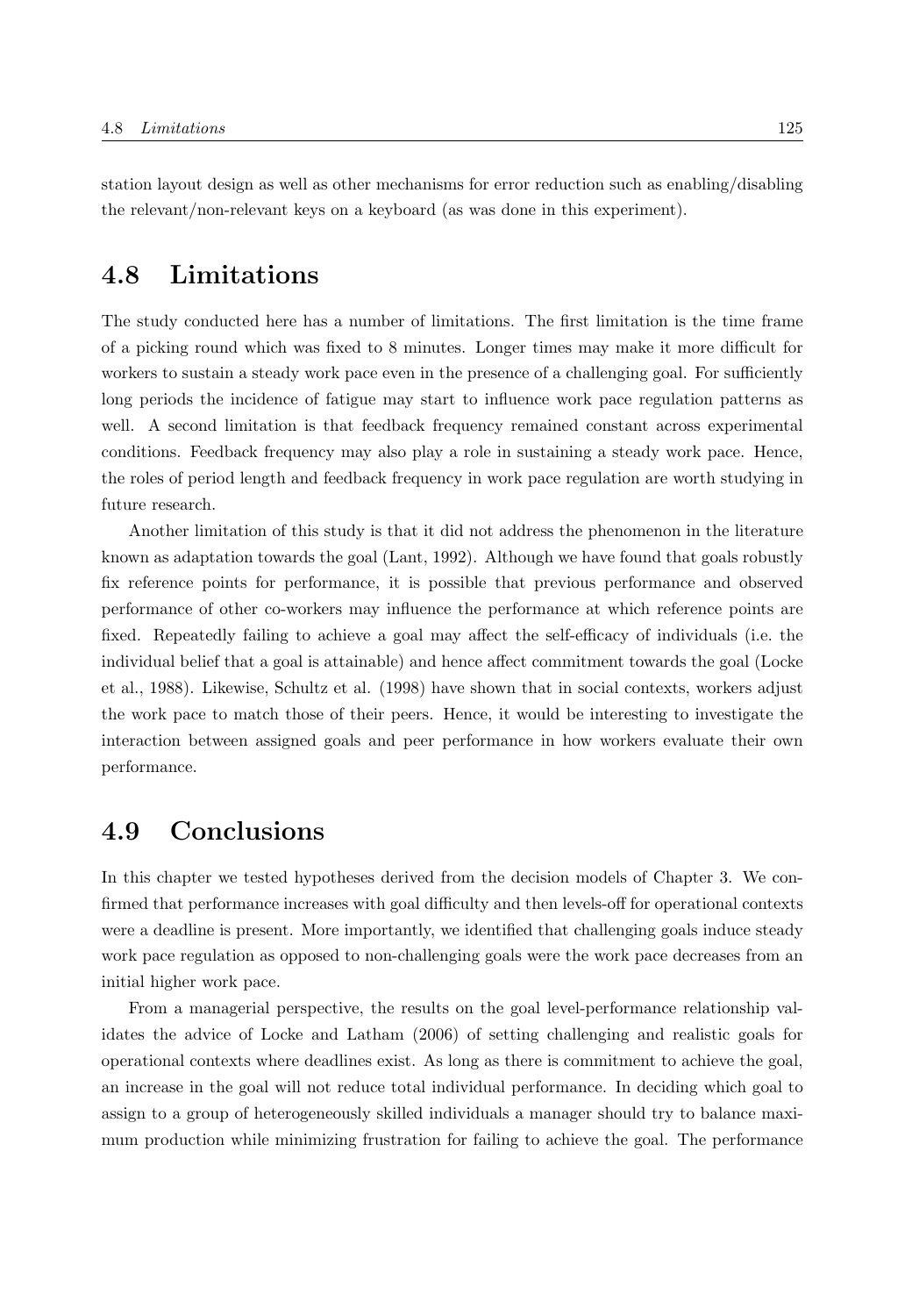station layout design as well as other mechanisms for error reduction such as enabling/disabling the relevant/non-relevant keys on a keyboard (as was done in this experiment).

## 4.8 Limitations

The study conducted here has a number of limitations. The first limitation is the time frame of a picking round which was fixed to 8 minutes. Longer times may make it more difficult for workers to sustain a steady work pace even in the presence of a challenging goal. For sufficiently long periods the incidence of fatigue may start to influence work pace regulation patterns as well. A second limitation is that feedback frequency remained constant across experimental conditions. Feedback frequency may also play a role in sustaining a steady work pace. Hence, the roles of period length and feedback frequency in work pace regulation are worth studying in future research.

Another limitation of this study is that it did not address the phenomenon in the literature known as adaptation towards the goal (Lant, 1992). Although we have found that goals robustly fix reference points for performance, it is possible that previous performance and observed performance of other co-workers may influence the performance at which reference points are fixed. Repeatedly failing to achieve a goal may affect the self-efficacy of individuals (i.e. the individual belief that a goal is attainable) and hence affect commitment towards the goal (Locke et al., 1988). Likewise, Schultz et al. (1998) have shown that in social contexts, workers adjust the work pace to match those of their peers. Hence, it would be interesting to investigate the interaction between assigned goals and peer performance in how workers evaluate their own performance.

## 4.9 Conclusions

In this chapter we tested hypotheses derived from the decision models of Chapter 3. We confirmed that performance increases with goal difficulty and then levels-off for operational contexts were a deadline is present. More importantly, we identified that challenging goals induce steady work pace regulation as opposed to non-challenging goals were the work pace decreases from an initial higher work pace.

From a managerial perspective, the results on the goal level-performance relationship validates the advice of Locke and Latham (2006) of setting challenging and realistic goals for operational contexts where deadlines exist. As long as there is commitment to achieve the goal, an increase in the goal will not reduce total individual performance. In deciding which goal to assign to a group of heterogeneously skilled individuals a manager should try to balance maximum production while minimizing frustration for failing to achieve the goal. The performance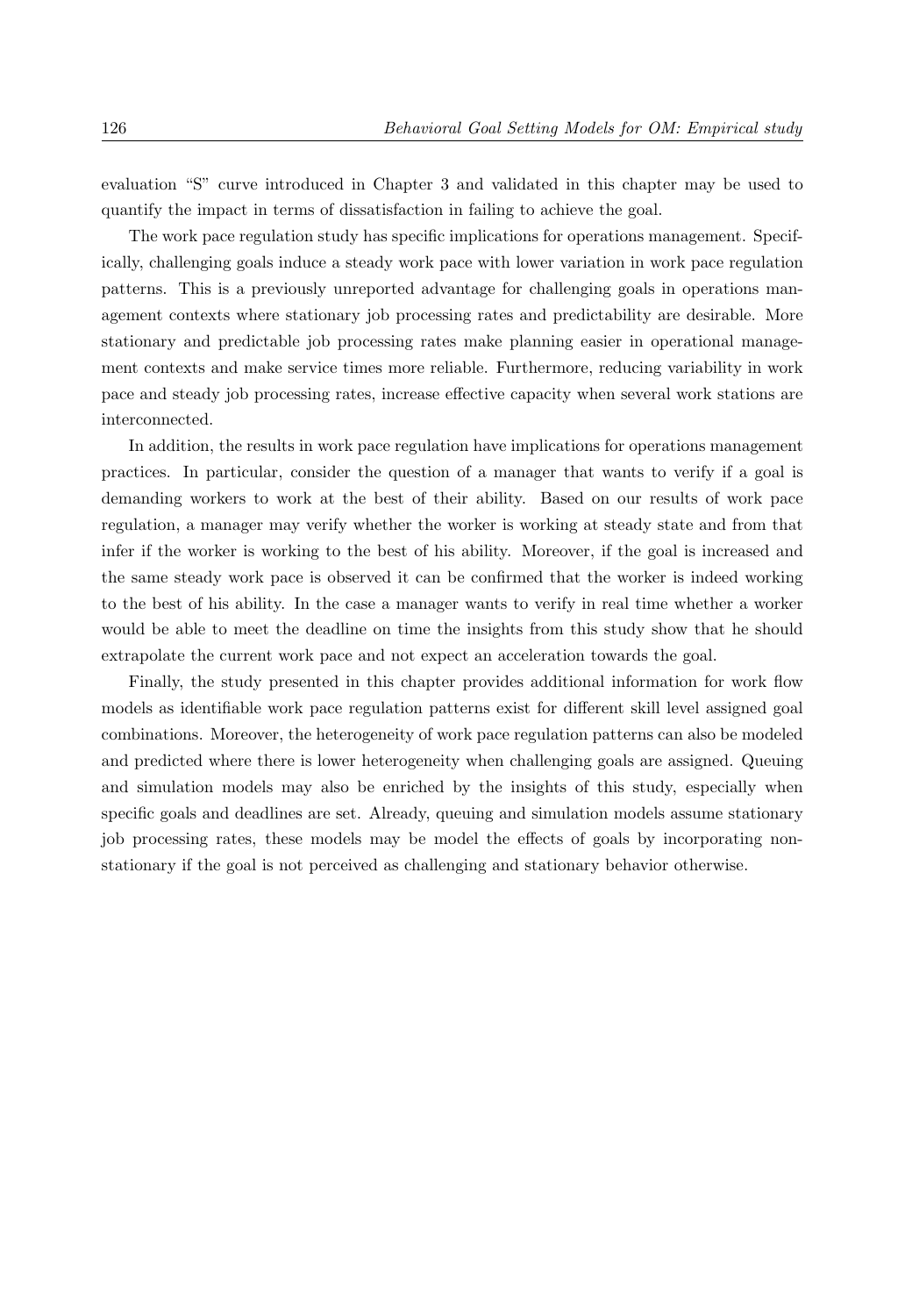evaluation "S" curve introduced in Chapter 3 and validated in this chapter may be used to quantify the impact in terms of dissatisfaction in failing to achieve the goal.

The work pace regulation study has specific implications for operations management. Specifically, challenging goals induce a steady work pace with lower variation in work pace regulation patterns. This is a previously unreported advantage for challenging goals in operations management contexts where stationary job processing rates and predictability are desirable. More stationary and predictable job processing rates make planning easier in operational management contexts and make service times more reliable. Furthermore, reducing variability in work pace and steady job processing rates, increase effective capacity when several work stations are interconnected.

In addition, the results in work pace regulation have implications for operations management practices. In particular, consider the question of a manager that wants to verify if a goal is demanding workers to work at the best of their ability. Based on our results of work pace regulation, a manager may verify whether the worker is working at steady state and from that infer if the worker is working to the best of his ability. Moreover, if the goal is increased and the same steady work pace is observed it can be confirmed that the worker is indeed working to the best of his ability. In the case a manager wants to verify in real time whether a worker would be able to meet the deadline on time the insights from this study show that he should extrapolate the current work pace and not expect an acceleration towards the goal.

Finally, the study presented in this chapter provides additional information for work flow models as identifiable work pace regulation patterns exist for different skill level assigned goal combinations. Moreover, the heterogeneity of work pace regulation patterns can also be modeled and predicted where there is lower heterogeneity when challenging goals are assigned. Queuing and simulation models may also be enriched by the insights of this study, especially when specific goals and deadlines are set. Already, queuing and simulation models assume stationary job processing rates, these models may be model the effects of goals by incorporating non-stationary if the goal is not perceived as challenging and stationary behavior otherwise.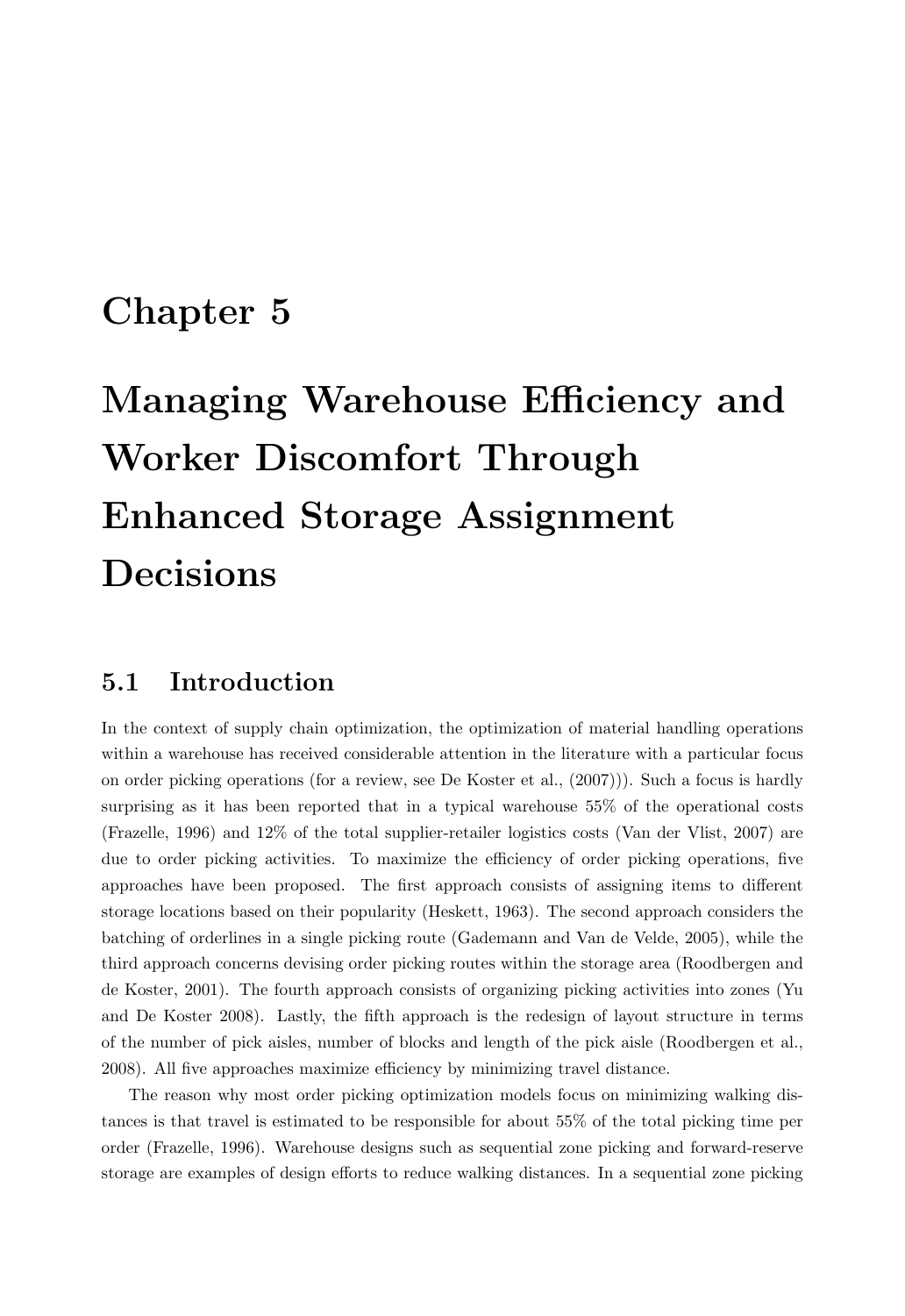# Chapter 5

# Managing Warehouse Efficiency and Worker Discomfort Through Enhanced Storage Assignment Decisions

## 5.1 Introduction

In the context of supply chain optimization, the optimization of material handling operations within a warehouse has received considerable attention in the literature with a particular focus on order picking operations (for a review, see De Koster et al., (2007))). Such a focus is hardly surprising as it has been reported that in a typical warehouse 55% of the operational costs (Frazelle, 1996) and 12% of the total supplier-retailer logistics costs (Van der Vlist, 2007) are due to order picking activities. To maximize the efficiency of order picking operations, five approaches have been proposed. The first approach consists of assigning items to different storage locations based on their popularity (Heskett, 1963). The second approach considers the batching of orderlines in a single picking route (Gademann and Van de Velde, 2005), while the third approach concerns devising order picking routes within the storage area (Roodbergen and de Koster, 2001). The fourth approach consists of organizing picking activities into zones (Yu and De Koster 2008). Lastly, the fifth approach is the redesign of layout structure in terms of the number of pick aisles, number of blocks and length of the pick aisle (Roodbergen et al., 2008). All five approaches maximize efficiency by minimizing travel distance.

The reason why most order picking optimization models focus on minimizing walking distances is that travel is estimated to be responsible for about 55% of the total picking time per order (Frazelle, 1996). Warehouse designs such as sequential zone picking and forward-reserve storage are examples of design efforts to reduce walking distances. In a sequential zone picking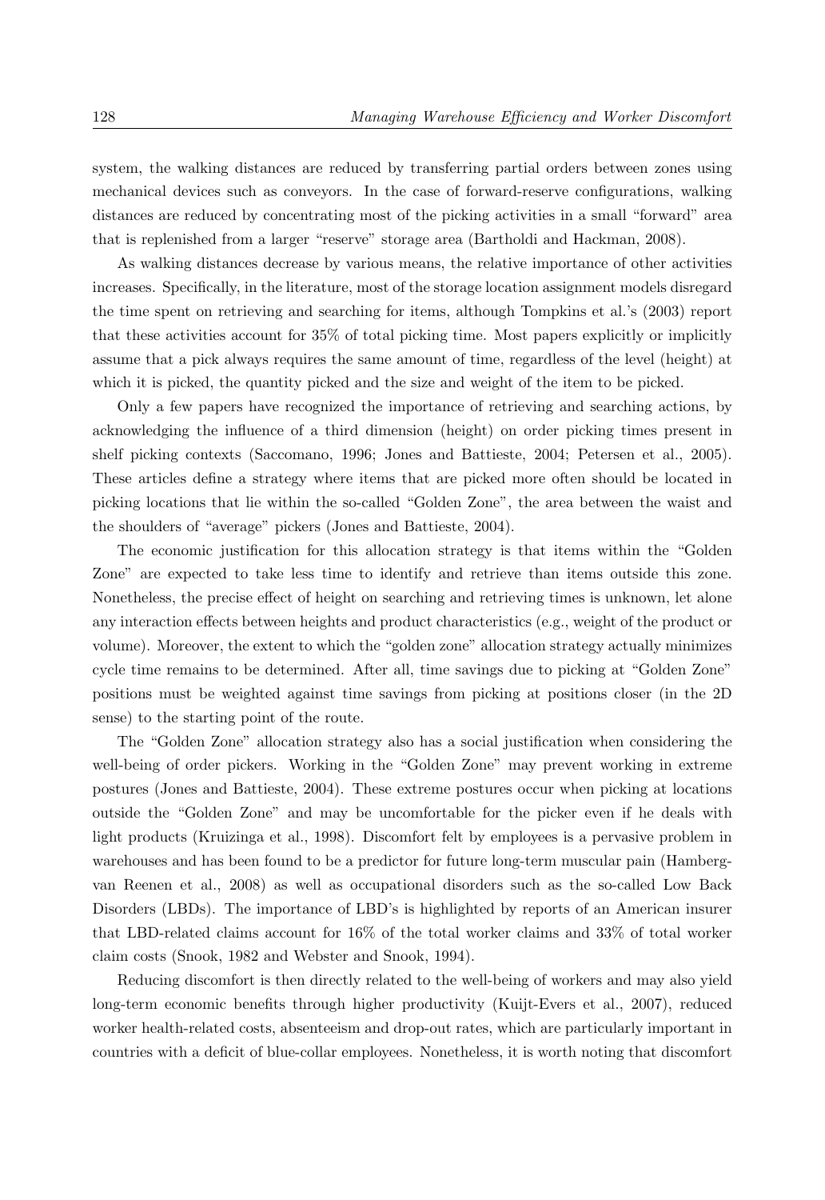system, the walking distances are reduced by transferring partial orders between zones using mechanical devices such as conveyors. In the case of forward-reserve configurations, walking distances are reduced by concentrating most of the picking activities in a small "forward" area that is replenished from a larger "reserve" storage area (Bartholdi and Hackman, 2008).

As walking distances decrease by various means, the relative importance of other activities increases. Specifically, in the literature, most of the storage location assignment models disregard the time spent on retrieving and searching for items, although Tompkins et al.'s (2003) report that these activities account for 35% of total picking time. Most papers explicitly or implicitly assume that a pick always requires the same amount of time, regardless of the level (height) at which it is picked, the quantity picked and the size and weight of the item to be picked.

Only a few papers have recognized the importance of retrieving and searching actions, by acknowledging the influence of a third dimension (height) on order picking times present in shelf picking contexts (Saccomano, 1996; Jones and Battieste, 2004; Petersen et al., 2005). These articles define a strategy where items that are picked more often should be located in picking locations that lie within the so-called "Golden Zone", the area between the waist and the shoulders of "average" pickers (Jones and Battieste, 2004).

The economic justification for this allocation strategy is that items within the "Golden Zone" are expected to take less time to identify and retrieve than items outside this zone. Nonetheless, the precise effect of height on searching and retrieving times is unknown, let alone any interaction effects between heights and product characteristics (e.g., weight of the product or volume). Moreover, the extent to which the "golden zone" allocation strategy actually minimizes cycle time remains to be determined. After all, time savings due to picking at "Golden Zone" positions must be weighted against time savings from picking at positions closer (in the 2D sense) to the starting point of the route.

The "Golden Zone" allocation strategy also has a social justification when considering the well-being of order pickers. Working in the "Golden Zone" may prevent working in extreme postures (Jones and Battieste, 2004). These extreme postures occur when picking at locations outside the "Golden Zone" and may be uncomfortable for the picker even if he deals with light products (Kruizinga et al., 1998). Discomfort felt by employees is a pervasive problem in warehouses and has been found to be a predictor for future long-term muscular pain (Hamberg-van Reenen et al., 2008) as well as occupational disorders such as the so-called Low Back Disorders (LBDs). The importance of LBD's is highlighted by reports of an American insurer that LBD-related claims account for 16% of the total worker claims and 33% of total worker claim costs (Snook, 1982 and Webster and Snook, 1994).

Reducing discomfort is then directly related to the well-being of workers and may also yield long-term economic benefits through higher productivity (Kuijt-Evers et al., 2007), reduced worker health-related costs, absenteeism and drop-out rates, which are particularly important in countries with a deficit of blue-collar employees. Nonetheless, it is worth noting that discomfort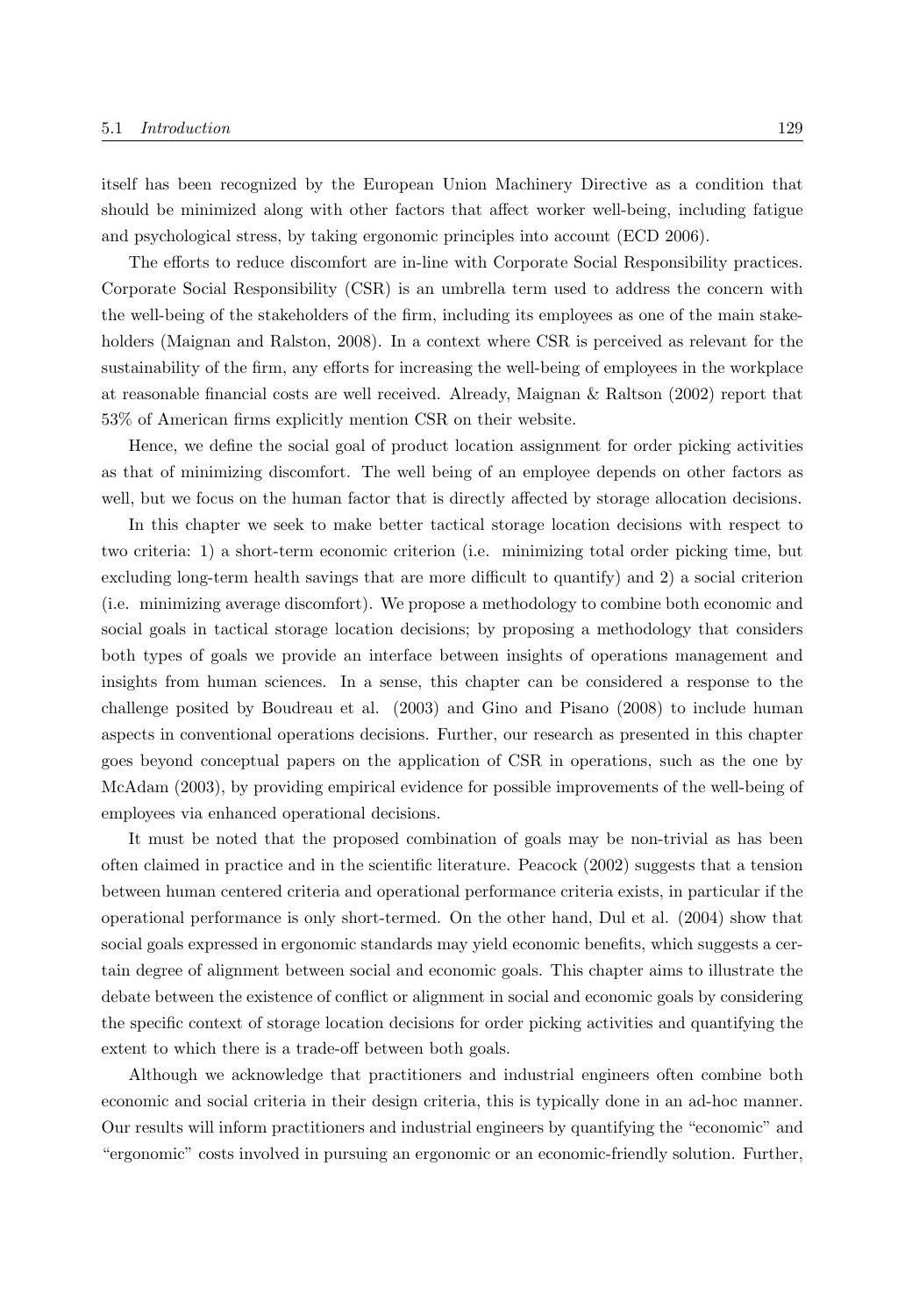itself has been recognized by the European Union Machinery Directive as a condition that should be minimized along with other factors that affect worker well-being, including fatigue and psychological stress, by taking ergonomic principles into account (ECD 2006).

The efforts to reduce discomfort are in-line with Corporate Social Responsibility practices. Corporate Social Responsibility (CSR) is an umbrella term used to address the concern with the well-being of the stakeholders of the firm, including its employees as one of the main stakeholders (Maignan and Ralston, 2008). In a context where CSR is perceived as relevant for the sustainability of the firm, any efforts for increasing the well-being of employees in the workplace at reasonable financial costs are well received. Already, Maignan & Raltson (2002) report that 53% of American firms explicitly mention CSR on their website.

Hence, we define the social goal of product location assignment for order picking activities as that of minimizing discomfort. The well being of an employee depends on other factors as well, but we focus on the human factor that is directly affected by storage allocation decisions.

In this chapter we seek to make better tactical storage location decisions with respect to two criteria: 1) a short-term economic criterion (i.e. minimizing total order picking time, but excluding long-term health savings that are more difficult to quantify) and 2) a social criterion (i.e. minimizing average discomfort). We propose a methodology to combine both economic and social goals in tactical storage location decisions; by proposing a methodology that considers both types of goals we provide an interface between insights of operations management and insights from human sciences. In a sense, this chapter can be considered a response to the challenge posited by Boudreau et al. (2003) and Gino and Pisano (2008) to include human aspects in conventional operations decisions. Further, our research as presented in this chapter goes beyond conceptual papers on the application of CSR in operations, such as the one by McAdam (2003), by providing empirical evidence for possible improvements of the well-being of employees via enhanced operational decisions.

It must be noted that the proposed combination of goals may be non-trivial as has been often claimed in practice and in the scientific literature. Peacock (2002) suggests that a tension between human centered criteria and operational performance criteria exists, in particular if the operational performance is only short-termed. On the other hand, Dul et al. (2004) show that social goals expressed in ergonomic standards may yield economic benefits, which suggests a certain degree of alignment between social and economic goals. This chapter aims to illustrate the debate between the existence of conflict or alignment in social and economic goals by considering the specific context of storage location decisions for order picking activities and quantifying the extent to which there is a trade-off between both goals.

Although we acknowledge that practitioners and industrial engineers often combine both economic and social criteria in their design criteria, this is typically done in an ad-hoc manner. Our results will inform practitioners and industrial engineers by quantifying the "economic" and "ergonomic" costs involved in pursuing an ergonomic or an economic-friendly solution. Further,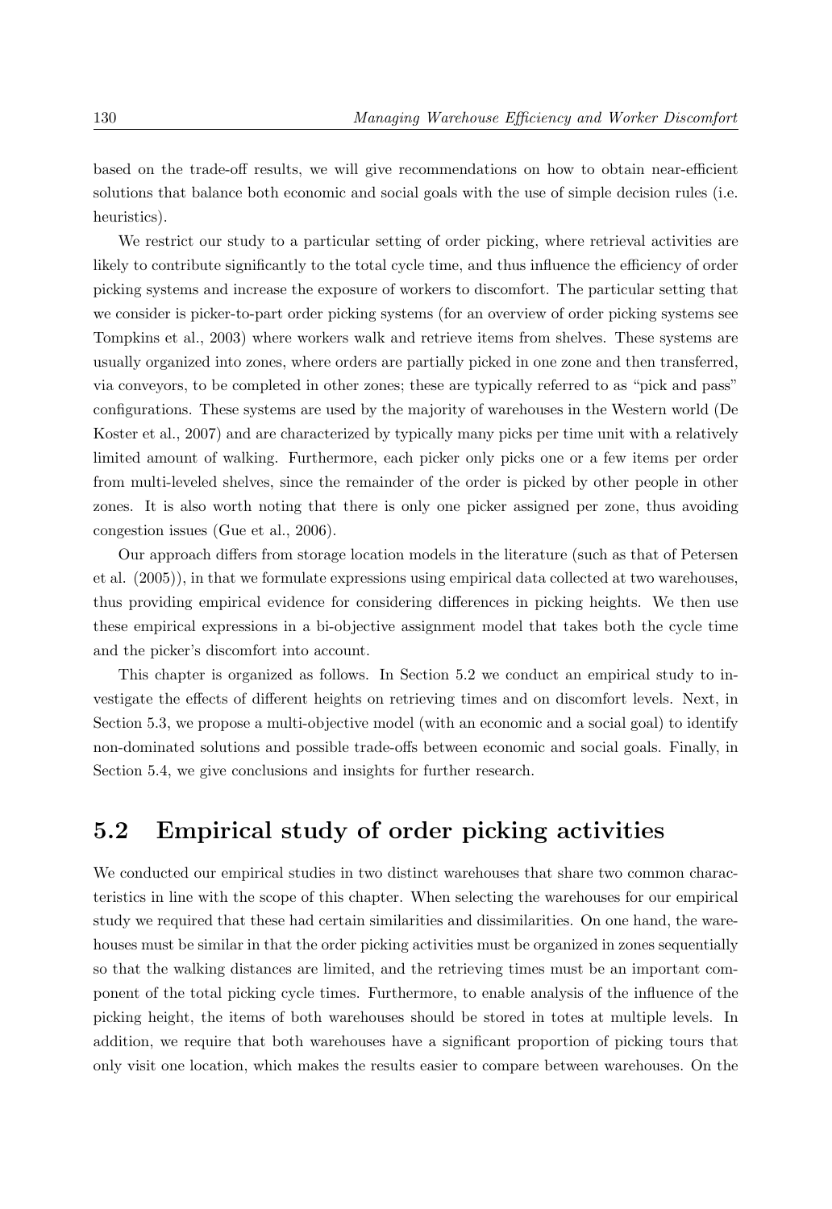based on the trade-off results, we will give recommendations on how to obtain near-efficient solutions that balance both economic and social goals with the use of simple decision rules (i.e. heuristics).

We restrict our study to a particular setting of order picking, where retrieval activities are likely to contribute significantly to the total cycle time, and thus influence the efficiency of order picking systems and increase the exposure of workers to discomfort. The particular setting that we consider is picker-to-part order picking systems (for an overview of order picking systems see Tompkins et al., 2003) where workers walk and retrieve items from shelves. These systems are usually organized into zones, where orders are partially picked in one zone and then transferred, via conveyors, to be completed in other zones; these are typically referred to as "pick and pass" configurations. These systems are used by the majority of warehouses in the Western world (De Koster et al., 2007) and are characterized by typically many picks per time unit with a relatively limited amount of walking. Furthermore, each picker only picks one or a few items per order from multi-leveled shelves, since the remainder of the order is picked by other people in other zones. It is also worth noting that there is only one picker assigned per zone, thus avoiding congestion issues (Gue et al., 2006).

Our approach differs from storage location models in the literature (such as that of Petersen et al. (2005)), in that we formulate expressions using empirical data collected at two warehouses, thus providing empirical evidence for considering differences in picking heights. We then use these empirical expressions in a bi-objective assignment model that takes both the cycle time and the picker's discomfort into account.

This chapter is organized as follows. In Section 5.2 we conduct an empirical study to investigate the effects of different heights on retrieving times and on discomfort levels. Next, in Section 5.3, we propose a multi-objective model (with an economic and a social goal) to identify non-dominated solutions and possible trade-offs between economic and social goals. Finally, in Section 5.4, we give conclusions and insights for further research.

## 5.2 Empirical study of order picking activities

We conducted our empirical studies in two distinct warehouses that share two common characteristics in line with the scope of this chapter. When selecting the warehouses for our empirical study we required that these had certain similarities and dissimilarities. On one hand, the warehouses must be similar in that the order picking activities must be organized in zones sequentially so that the walking distances are limited, and the retrieving times must be an important component of the total picking cycle times. Furthermore, to enable analysis of the influence of the picking height, the items of both warehouses should be stored in totes at multiple levels. In addition, we require that both warehouses have a significant proportion of picking tours that only visit one location, which makes the results easier to compare between warehouses. On the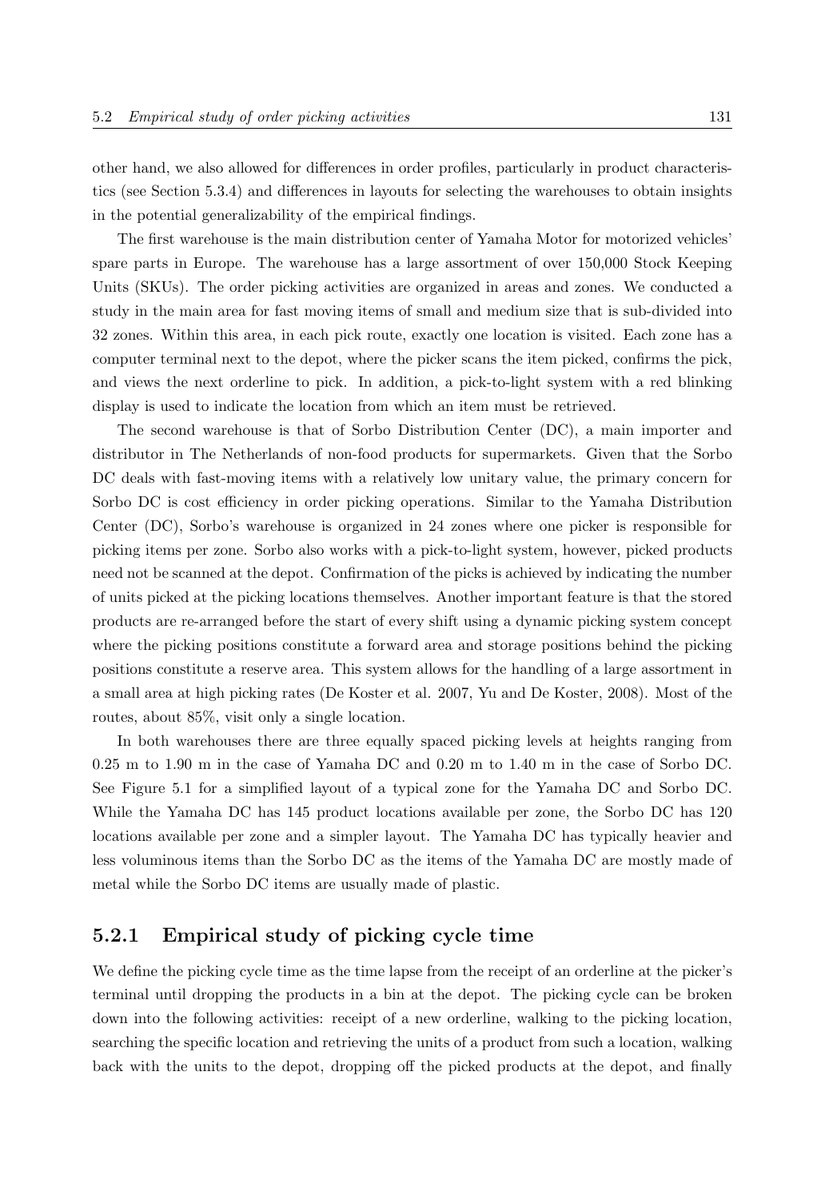other hand, we also allowed for differences in order profiles, particularly in product characteristics (see Section 5.3.4) and differences in layouts for selecting the warehouses to obtain insights in the potential generalizability of the empirical findings.

The first warehouse is the main distribution center of Yamaha Motor for motorized vehicles' spare parts in Europe. The warehouse has a large assortment of over 150,000 Stock Keeping Units (SKUs). The order picking activities are organized in areas and zones. We conducted a study in the main area for fast moving items of small and medium size that is sub-divided into 32 zones. Within this area, in each pick route, exactly one location is visited. Each zone has a computer terminal next to the depot, where the picker scans the item picked, confirms the pick, and views the next orderline to pick. In addition, a pick-to-light system with a red blinking display is used to indicate the location from which an item must be retrieved.

The second warehouse is that of Sorbo Distribution Center (DC), a main importer and distributor in The Netherlands of non-food products for supermarkets. Given that the Sorbo DC deals with fast-moving items with a relatively low unitary value, the primary concern for Sorbo DC is cost efficiency in order picking operations. Similar to the Yamaha Distribution Center (DC), Sorbo's warehouse is organized in 24 zones where one picker is responsible for picking items per zone. Sorbo also works with a pick-to-light system, however, picked products need not be scanned at the depot. Confirmation of the picks is achieved by indicating the number of units picked at the picking locations themselves. Another important feature is that the stored products are re-arranged before the start of every shift using a dynamic picking system concept where the picking positions constitute a forward area and storage positions behind the picking positions constitute a reserve area. This system allows for the handling of a large assortment in a small area at high picking rates (De Koster et al. 2007, Yu and De Koster, 2008). Most of the routes, about 85%, visit only a single location.

In both warehouses there are three equally spaced picking levels at heights ranging from 0.25 m to 1.90 m in the case of Yamaha DC and 0.20 m to 1.40 m in the case of Sorbo DC. See Figure 5.1 for a simplified layout of a typical zone for the Yamaha DC and Sorbo DC. While the Yamaha DC has 145 product locations available per zone, the Sorbo DC has 120 locations available per zone and a simpler layout. The Yamaha DC has typically heavier and less voluminous items than the Sorbo DC as the items of the Yamaha DC are mostly made of metal while the Sorbo DC items are usually made of plastic.

### 5.2.1 Empirical study of picking cycle time

We define the picking cycle time as the time lapse from the receipt of an orderline at the picker's terminal until dropping the products in a bin at the depot. The picking cycle can be broken down into the following activities: receipt of a new orderline, walking to the picking location, searching the specific location and retrieving the units of a product from such a location, walking back with the units to the depot, dropping off the picked products at the depot, and finally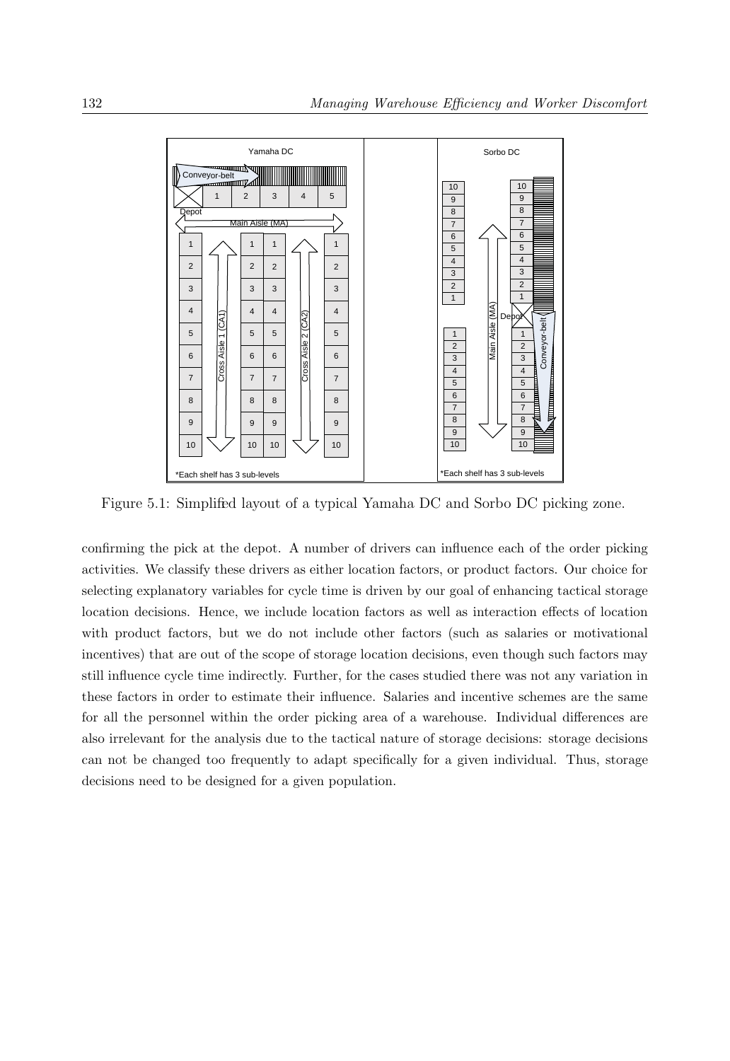Yamaha DC

Conveyor-belt

1 2 3 4 5

Depot

Main Aisle (MA)

1 2 3 4 5 6 7 8 9 10

Cross Aisle 1 (CA1)

Cross Aisle 2 (CA2)

*Each shelf has 3 sub-levels

Sorbo DC

10 9 8 7 6 5 4 3 2 1

Main Aisle (MA)

Depot

Conveyor-belt

*Each shelf has 3 sub-levels

Figure 5.1: Simplified layout of a typical Yamaha DC and Sorbo DC picking zone.

confirming the pick at the depot. A number of drivers can influence each of the order picking activities. We classify these drivers as either location factors, or product factors. Our choice for selecting explanatory variables for cycle time is driven by our goal of enhancing tactical storage location decisions. Hence, we include location factors as well as interaction effects of location with product factors, but we do not include other factors (such as salaries or motivational incentives) that are out of the scope of storage location decisions, even though such factors may still influence cycle time indirectly. Further, for the cases studied there was not any variation in these factors in order to estimate their influence. Salaries and incentive schemes are the same for all the personnel within the order picking area of a warehouse. Individual differences are also irrelevant for the analysis due to the tactical nature of storage decisions: storage decisions can not be changed too frequently to adapt specifically for a given individual. Thus, storage decisions need to be designed for a given population.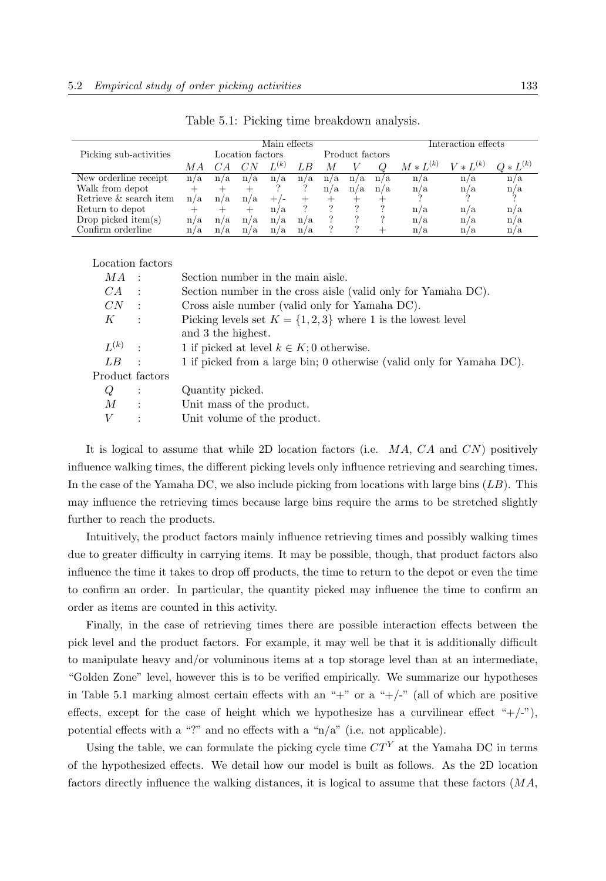Table 5.1: Picking time breakdown analysis.

| Picking sub-activities | Main effects | | | | | | | | Interaction effects | | |
|---|---|---|---|---|---|---|---|---|---|---|---|
| | Location factors | | | | | Product factors | | | | | |
| | $MA$ | $CA$ | $CN$ | $L^{(k)}$ | $LB$ | $M$ | $V$ | $Q$ | $M * L^{(k)}$ | $V * L^{(k)}$ | $Q * L^{(k)}$ |
| New orderline receipt | n/a | n/a | n/a | n/a | n/a | n/a | n/a | n/a | n/a | n/a | n/a |
| Walk from depot | + | + | + | ? | ? | n/a | n/a | n/a | n/a | n/a | n/a |
| Retrieve & search item | n/a | n/a | n/a | +/- | + | + | + | + | ? | ? | ? |
| Return to depot | + | + | + | n/a | ? | ? | ? | ? | n/a | n/a | n/a |
| Drop picked item(s) | n/a | n/a | n/a | n/a | n/a | ? | ? | ? | n/a | n/a | n/a |
| Confirm orderline | n/a | n/a | n/a | n/a | n/a | ? | ? | + | n/a | n/a | n/a |

Location factors

- $MA$ : Section number in the main aisle.
- $CA$ : Section number in the cross aisle (valid only for Yamaha DC).
- $CN$ : Cross aisle number (valid only for Yamaha DC).
- $K$ : Picking levels set $K = \{1, 2, 3\}$ where 1 is the lowest level and 3 the highest.
- $L^{(k)}$ : 1 if picked at level $k \in K$; 0 otherwise.
- $LB$ : 1 if picked from a large bin; 0 otherwise (valid only for Yamaha DC).

Product factors

- $Q$ : Quantity picked.
- $M$ : Unit mass of the product.
- $V$ : Unit volume of the product.

It is logical to assume that while 2D location factors (i.e. $MA$, $CA$ and $CN$) positively influence walking times, the different picking levels only influence retrieving and searching times. In the case of the Yamaha DC, we also include picking from locations with large bins ($LB$). This may influence the retrieving times because large bins require the arms to be stretched slightly further to reach the products.

Intuitively, the product factors mainly influence retrieving times and possibly walking times due to greater difficulty in carrying items. It may be possible, though, that product factors also influence the time it takes to drop off products, the time to return to the depot or even the time to confirm an order. In particular, the quantity picked may influence the time to confirm an order as items are counted in this activity.

Finally, in the case of retrieving times there are possible interaction effects between the pick level and the product factors. For example, it may well be that it is additionally difficult to manipulate heavy and/or voluminous items at a top storage level than at an intermediate, "Golden Zone" level, however this is to be verified empirically. We summarize our hypotheses in Table 5.1 marking almost certain effects with an "+" or a "+/-" (all of which are positive effects, except for the case of height which we hypothesize has a curvilinear effect "+/-"), potential effects with a "?" and no effects with a "n/a" (i.e. not applicable).

Using the table, we can formulate the picking cycle time $CT^Y$ at the Yamaha DC in terms of the hypothesized effects. We detail how our model is built as follows. As the 2D location factors directly influence the walking distances, it is logical to assume that these factors ($MA$,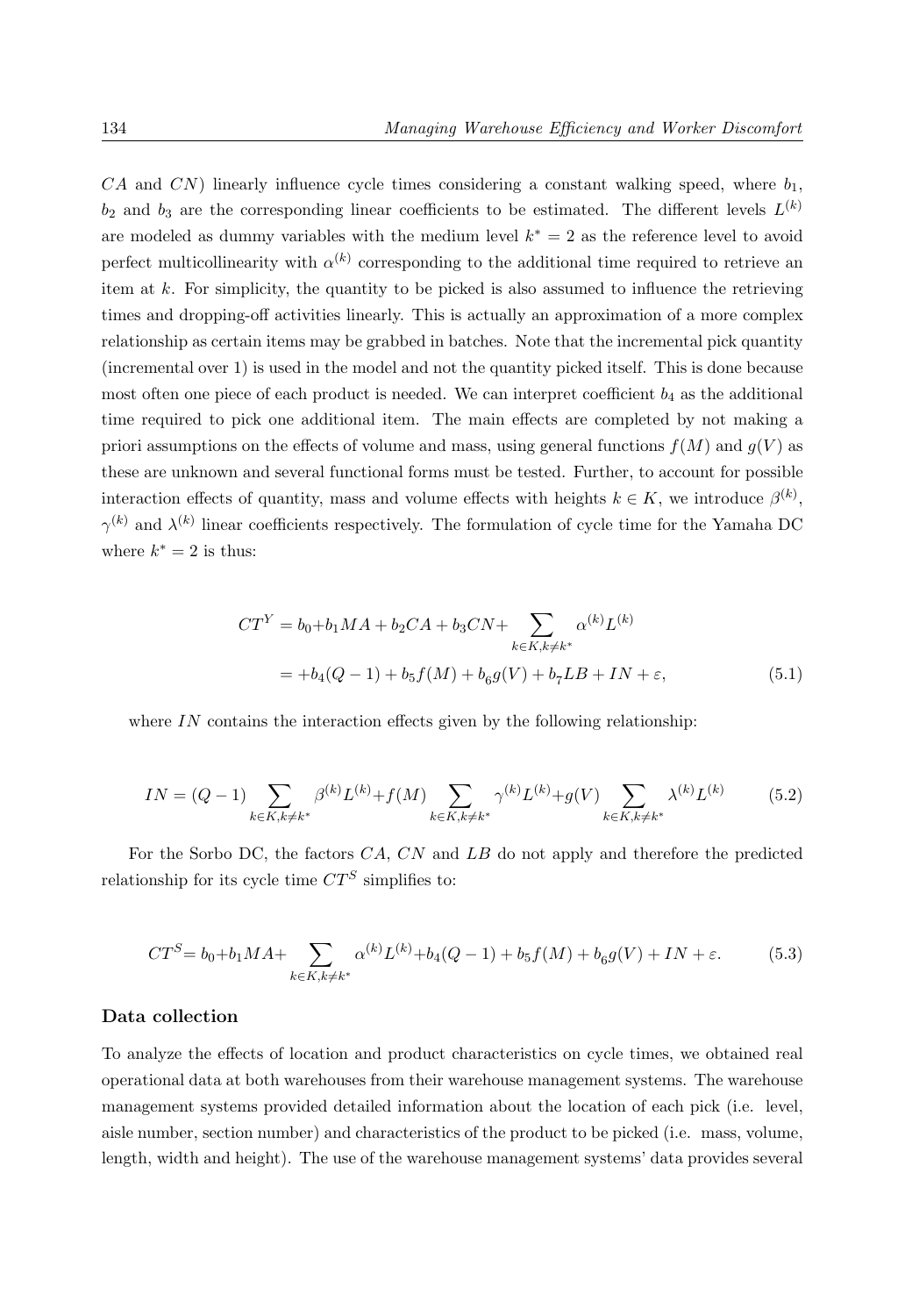$CA$ and $CN$) linearly influence cycle times considering a constant walking speed, where $b_1$, $b_2$ and $b_3$ are the corresponding linear coefficients to be estimated. The different levels $L^{(k)}$ are modeled as dummy variables with the medium level $k^* = 2$ as the reference level to avoid perfect multicollinearity with $\alpha^{(k)}$ corresponding to the additional time required to retrieve an item at $k$. For simplicity, the quantity to be picked is also assumed to influence the retrieving times and dropping-off activities linearly. This is actually an approximation of a more complex relationship as certain items may be grabbed in batches. Note that the incremental pick quantity (incremental over 1) is used in the model and not the quantity picked itself. This is done because most often one piece of each product is needed. We can interpret coefficient $b_4$ as the additional time required to pick one additional item. The main effects are completed by not making a priori assumptions on the effects of volume and mass, using general functions $f(M)$ and $g(V)$ as these are unknown and several functional forms must be tested. Further, to account for possible interaction effects of quantity, mass and volume effects with heights $k \in K$, we introduce $\beta^{(k)}$, $\gamma^{(k)}$ and $\lambda^{(k)}$ linear coefficients respectively. The formulation of cycle time for the Yamaha DC where $k^* = 2$ is thus:

$$
\begin{aligned}
CT^Y &= b_0 + b_1 MA + b_2 CA + b_3 CN + \sum_{k \in K, k \neq k^*} \alpha^{(k)} L^{(k)} \\
&= + b_4 (Q-1) + b_5 f(M) + b_6 g(V) + b_7 LB + IN + \varepsilon,
\end{aligned}
\tag{5.1}
$$

where $IN$ contains the interaction effects given by the following relationship:

$$
IN = (Q-1) \sum_{k \in K, k \neq k^*} \beta^{(k)} L^{(k)} + f(M) \sum_{k \in K, k \neq k^*} \gamma^{(k)} L^{(k)} + g(V) \sum_{k \in K, k \neq k^*} \lambda^{(k)} L^{(k)}
\tag{5.2}
$$

For the Sorbo DC, the factors $CA$, $CN$ and $LB$ do not apply and therefore the predicted relationship for its cycle time $CT^S$ simplifies to:

$$
CT^S = b_0 + b_1 MA + \sum_{k \in K, k \neq k^*} \alpha^{(k)} L^{(k)} + b_4 (Q-1) + b_5 f(M) + b_6 g(V) + IN + \varepsilon.
\tag{5.3}
$$

### Data collection

To analyze the effects of location and product characteristics on cycle times, we obtained real operational data at both warehouses from their warehouse management systems. The warehouse management systems provided detailed information about the location of each pick (i.e. level, aisle number, section number) and characteristics of the product to be picked (i.e. mass, volume, length, width and height). The use of the warehouse management systems' data provides several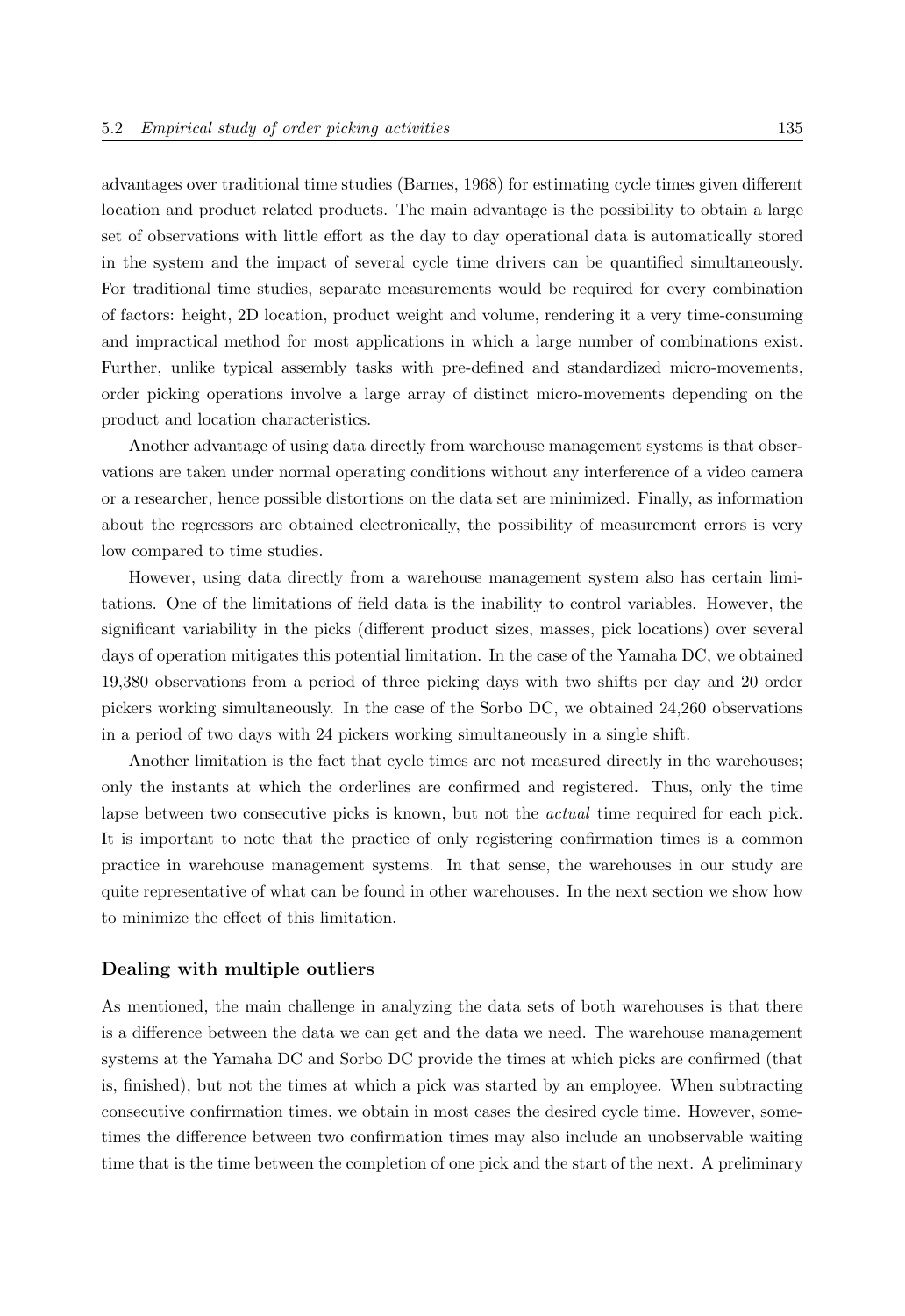advantages over traditional time studies (Barnes, 1968) for estimating cycle times given different location and product related products. The main advantage is the possibility to obtain a large set of observations with little effort as the day to day operational data is automatically stored in the system and the impact of several cycle time drivers can be quantified simultaneously. For traditional time studies, separate measurements would be required for every combination of factors: height, 2D location, product weight and volume, rendering it a very time-consuming and impractical method for most applications in which a large number of combinations exist. Further, unlike typical assembly tasks with pre-defined and standardized micro-movements, order picking operations involve a large array of distinct micro-movements depending on the product and location characteristics.

Another advantage of using data directly from warehouse management systems is that observations are taken under normal operating conditions without any interference of a video camera or a researcher, hence possible distortions on the data set are minimized. Finally, as information about the regressors are obtained electronically, the possibility of measurement errors is very low compared to time studies.

However, using data directly from a warehouse management system also has certain limitations. One of the limitations of field data is the inability to control variables. However, the significant variability in the picks (different product sizes, masses, pick locations) over several days of operation mitigates this potential limitation. In the case of the Yamaha DC, we obtained 19,380 observations from a period of three picking days with two shifts per day and 20 order pickers working simultaneously. In the case of the Sorbo DC, we obtained 24,260 observations in a period of two days with 24 pickers working simultaneously in a single shift.

Another limitation is the fact that cycle times are not measured directly in the warehouses; only the instants at which the orderlines are confirmed and registered. Thus, only the time lapse between two consecutive picks is known, but not the *actual* time required for each pick. It is important to note that the practice of only registering confirmation times is a common practice in warehouse management systems. In that sense, the warehouses in our study are quite representative of what can be found in other warehouses. In the next section we show how to minimize the effect of this limitation.

#### Dealing with multiple outliers

As mentioned, the main challenge in analyzing the data sets of both warehouses is that there is a difference between the data we can get and the data we need. The warehouse management systems at the Yamaha DC and Sorbo DC provide the times at which picks are confirmed (that is, finished), but not the times at which a pick was started by an employee. When subtracting consecutive confirmation times, we obtain in most cases the desired cycle time. However, sometimes the difference between two confirmation times may also include an unobservable waiting time that is the time between the completion of one pick and the start of the next. A preliminary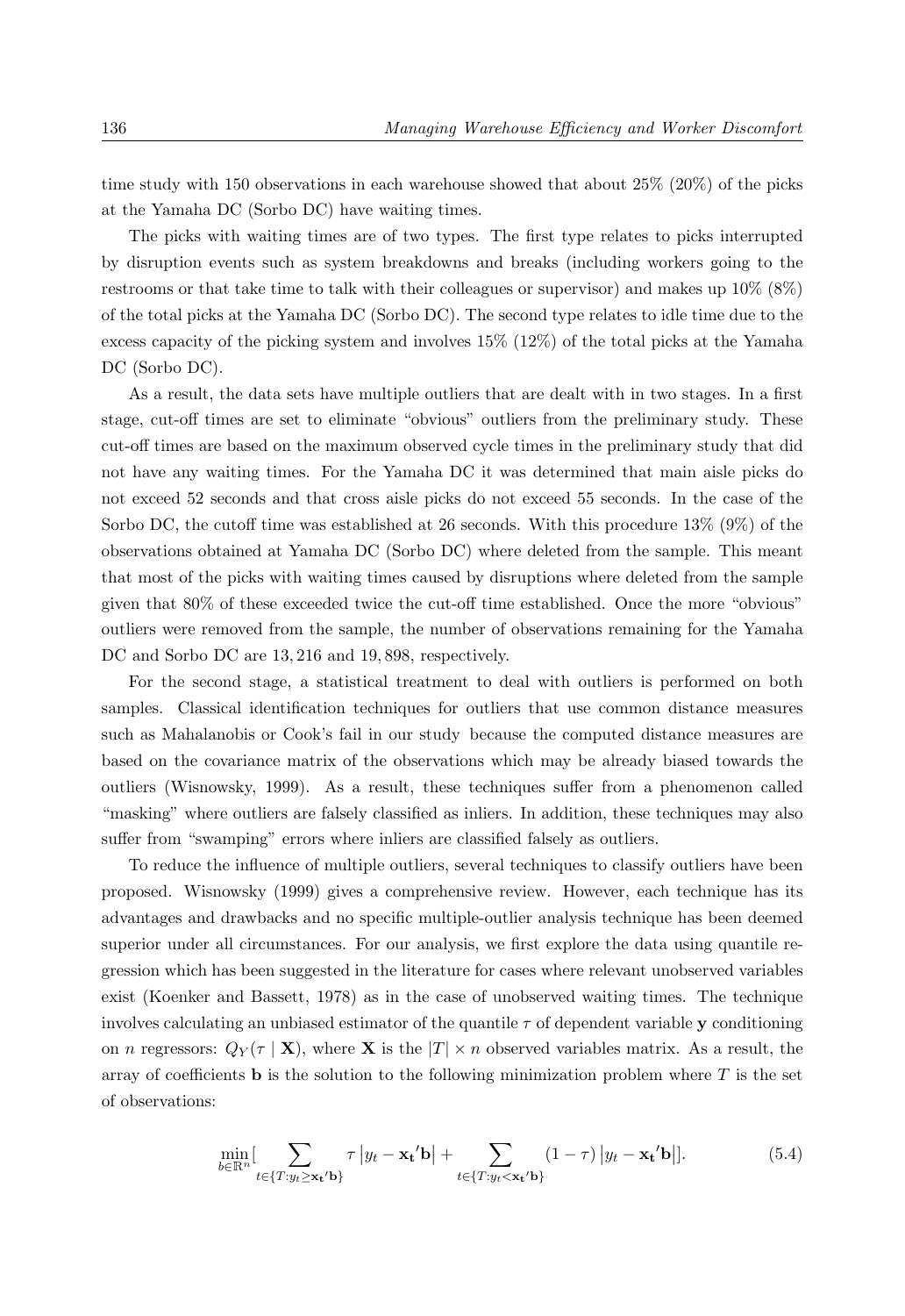time study with 150 observations in each warehouse showed that about 25% (20%) of the picks at the Yamaha DC (Sorbo DC) have waiting times.

The picks with waiting times are of two types. The first type relates to picks interrupted by disruption events such as system breakdowns and breaks (including workers going to the restrooms or that take time to talk with their colleagues or supervisor) and makes up 10% (8%) of the total picks at the Yamaha DC (Sorbo DC). The second type relates to idle time due to the excess capacity of the picking system and involves 15% (12%) of the total picks at the Yamaha DC (Sorbo DC).

As a result, the data sets have multiple outliers that are dealt with in two stages. In a first stage, cut-off times are set to eliminate "obvious" outliers from the preliminary study. These cut-off times are based on the maximum observed cycle times in the preliminary study that did not have any waiting times. For the Yamaha DC it was determined that main aisle picks do not exceed 52 seconds and that cross aisle picks do not exceed 55 seconds. In the case of the Sorbo DC, the cutoff time was established at 26 seconds. With this procedure 13% (9%) of the observations obtained at Yamaha DC (Sorbo DC) where deleted from the sample. This meant that most of the picks with waiting times caused by disruptions where deleted from the sample given that 80% of these exceeded twice the cut-off time established. Once the more "obvious" outliers were removed from the sample, the number of observations remaining for the Yamaha DC and Sorbo DC are 13,216 and 19,898, respectively.

For the second stage, a statistical treatment to deal with outliers is performed on both samples. Classical identification techniques for outliers that use common distance measures such as Mahalanobis or Cook's fail in our study because the computed distance measures are based on the covariance matrix of the observations which may be already biased towards the outliers (Wisnowsky, 1999). As a result, these techniques suffer from a phenomenon called "masking" where outliers are falsely classified as inliers. In addition, these techniques may also suffer from "swamping" errors where inliers are classified falsely as outliers.

To reduce the influence of multiple outliers, several techniques to classify outliers have been proposed. Wisnowsky (1999) gives a comprehensive review. However, each technique has its advantages and drawbacks and no specific multiple-outlier analysis technique has been deemed superior under all circumstances. For our analysis, we first explore the data using quantile regression which has been suggested in the literature for cases where relevant unobserved variables exist (Koenker and Bassett, 1978) as in the case of unobserved waiting times. The technique involves calculating an unbiased estimator of the quantile $\tau$ of dependent variable $\mathbf{y}$ conditioning on $n$ regressors: $Q_Y(\tau \mid \mathbf{X})$, where $\mathbf{X}$ is the $|T| \times n$ observed variables matrix. As a result, the array of coefficients $\mathbf{b}$ is the solution to the following minimization problem where $T$ is the set of observations:

$$\min_{b \in \mathbb{R}^n} \Big[ \sum_{t \in \{T : y_t \geq \mathbf{x_t}'\mathbf{b}\}} \tau \left| y_t - \mathbf{x_t}'\mathbf{b} \right| + \sum_{t \in \{T : y_t < \mathbf{x_t}'\mathbf{b}\}} (1 - \tau) \left| y_t - \mathbf{x_t}'\mathbf{b} \right| \Big]. \tag{5.4}$$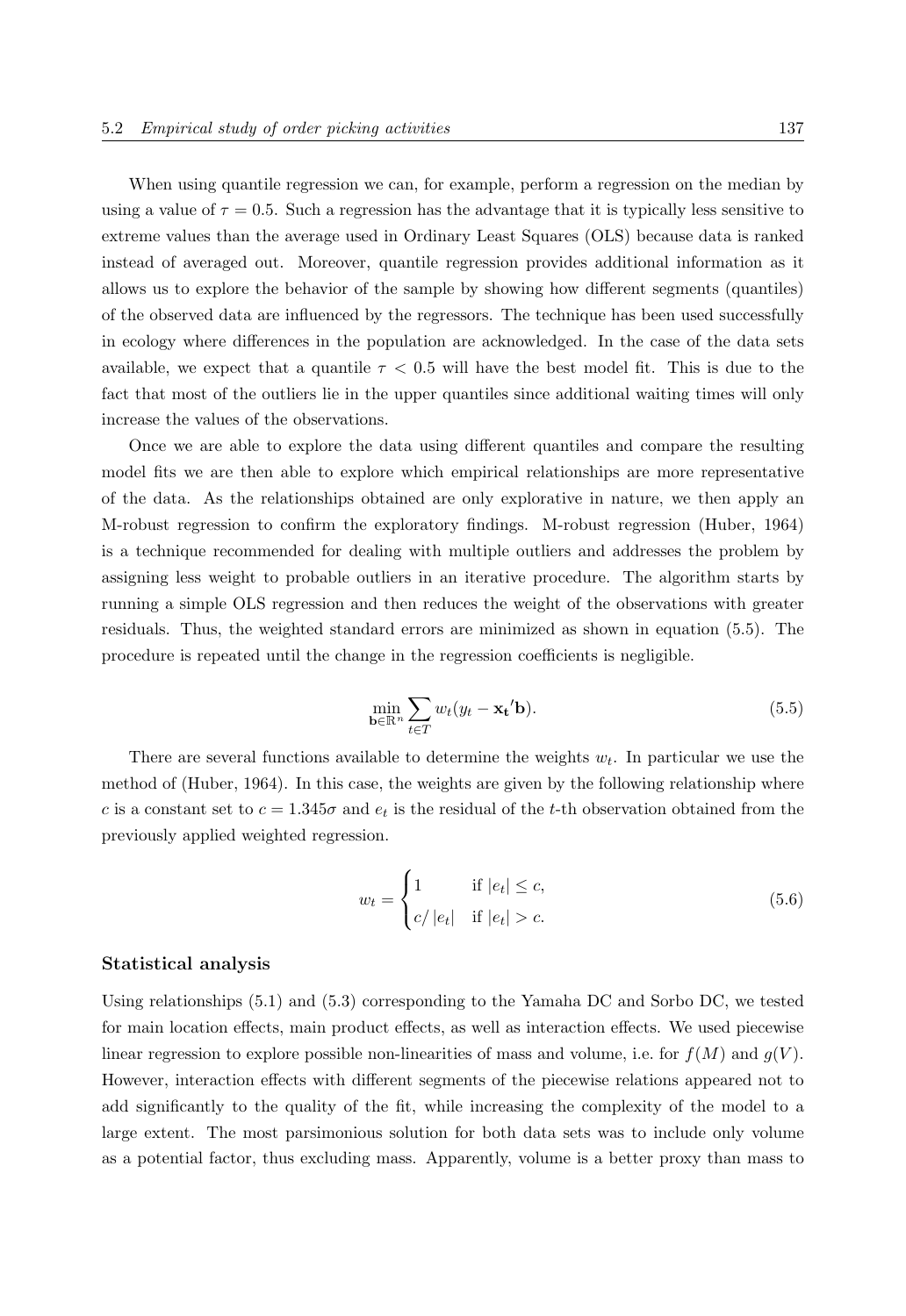When using quantile regression we can, for example, perform a regression on the median by using a value of $\tau = 0.5$. Such a regression has the advantage that it is typically less sensitive to extreme values than the average used in Ordinary Least Squares (OLS) because data is ranked instead of averaged out. Moreover, quantile regression provides additional information as it allows us to explore the behavior of the sample by showing how different segments (quantiles) of the observed data are influenced by the regressors. The technique has been used successfully in ecology where differences in the population are acknowledged. In the case of the data sets available, we expect that a quantile $\tau < 0.5$ will have the best model fit. This is due to the fact that most of the outliers lie in the upper quantiles since additional waiting times will only increase the values of the observations.

Once we are able to explore the data using different quantiles and compare the resulting model fits we are then able to explore which empirical relationships are more representative of the data. As the relationships obtained are only explorative in nature, we then apply an M-robust regression to confirm the exploratory findings. M-robust regression (Huber, 1964) is a technique recommended for dealing with multiple outliers and addresses the problem by assigning less weight to probable outliers in an iterative procedure. The algorithm starts by running a simple OLS regression and then reduces the weight of the observations with greater residuals. Thus, the weighted standard errors are minimized as shown in equation (5.5). The procedure is repeated until the change in the regression coefficients is negligible.

$$\min_{\mathbf{b} \in \mathbb{R}^n} \sum_{t \in T} w_t (y_t - \mathbf{x_t}'\mathbf{b}). \tag{5.5}$$

There are several functions available to determine the weights $w_t$. In particular we use the method of (Huber, 1964). In this case, the weights are given by the following relationship where $c$ is a constant set to $c = 1.345\sigma$ and $e_t$ is the residual of the $t$-th observation obtained from the previously applied weighted regression.

$$w_t = \begin{cases} 1 & \text{if } |e_t| \leq c, \\ c/|e_t| & \text{if } |e_t| > c. \end{cases} \tag{5.6}$$

### Statistical analysis

Using relationships (5.1) and (5.3) corresponding to the Yamaha DC and Sorbo DC, we tested for main location effects, main product effects, as well as interaction effects. We used piecewise linear regression to explore possible non-linearities of mass and volume, i.e. for $f(M)$ and $g(V)$. However, interaction effects with different segments of the piecewise relations appeared not to add significantly to the quality of the fit, while increasing the complexity of the model to a large extent. The most parsimonious solution for both data sets was to include only volume as a potential factor, thus excluding mass. Apparently, volume is a better proxy than mass to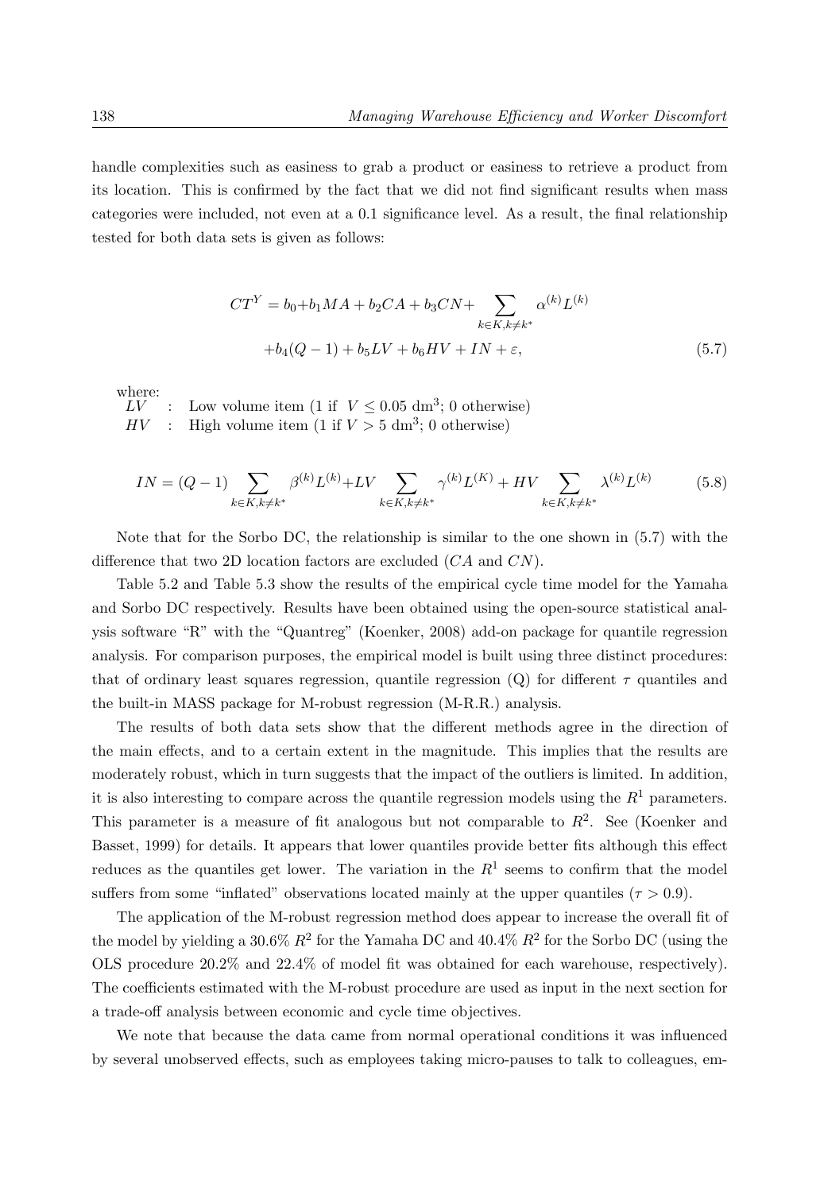handle complexities such as easiness to grab a product or easiness to retrieve a product from its location. This is confirmed by the fact that we did not find significant results when mass categories were included, not even at a 0.1 significance level. As a result, the final relationship tested for both data sets is given as follows:

$$CT^Y = b_0 + b_1 MA + b_2 CA + b_3 CN + \sum_{k \in K, k \neq k^*} \alpha^{(k)} L^{(k)} \\ + b_4(Q-1) + b_5 LV + b_6 HV + IN + \varepsilon, \tag{5.7}$$

where:
$LV$ : Low volume item (1 if $V \leq 0.05$ dm$^3$; 0 otherwise)
$HV$ : High volume item (1 if $V > 5$ dm$^3$; 0 otherwise)

$$IN = (Q-1) \sum_{k \in K, k \neq k^*} \beta^{(k)} L^{(k)} + LV \sum_{k \in K, k \neq k^*} \gamma^{(k)} L^{(K)} + HV \sum_{k \in K, k \neq k^*} \lambda^{(k)} L^{(k)} \tag{5.8}$$

Note that for the Sorbo DC, the relationship is similar to the one shown in (5.7) with the difference that two 2D location factors are excluded ($CA$ and $CN$).

Table 5.2 and Table 5.3 show the results of the empirical cycle time model for the Yamaha and Sorbo DC respectively. Results have been obtained using the open-source statistical analysis software "R" with the "Quantreg" (Koenker, 2008) add-on package for quantile regression analysis. For comparison purposes, the empirical model is built using three distinct procedures: that of ordinary least squares regression, quantile regression (Q) for different $\tau$ quantiles and the built-in MASS package for M-robust regression (M-R.R.) analysis.

The results of both data sets show that the different methods agree in the direction of the main effects, and to a certain extent in the magnitude. This implies that the results are moderately robust, which in turn suggests that the impact of the outliers is limited. In addition, it is also interesting to compare across the quantile regression models using the $R^1$ parameters. This parameter is a measure of fit analogous but not comparable to $R^2$. See (Koenker and Basset, 1999) for details. It appears that lower quantiles provide better fits although this effect reduces as the quantiles get lower. The variation in the $R^1$ seems to confirm that the model suffers from some "inflated" observations located mainly at the upper quantiles ($\tau > 0.9$).

The application of the M-robust regression method does appear to increase the overall fit of the model by yielding a 30.6% $R^2$ for the Yamaha DC and 40.4% $R^2$ for the Sorbo DC (using the OLS procedure 20.2% and 22.4% of model fit was obtained for each warehouse, respectively). The coefficients estimated with the M-robust procedure are used as input in the next section for a trade-off analysis between economic and cycle time objectives.

We note that because the data came from normal operational conditions it was influenced by several unobserved effects, such as employees taking micro-pauses to talk to colleagues, em-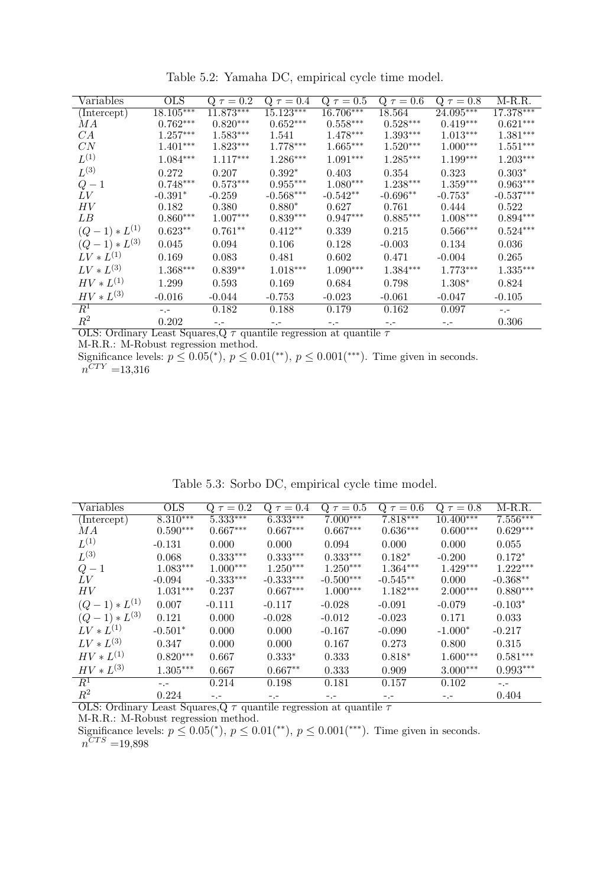Table 5.2: Yamaha DC, empirical cycle time model.

| Variables | OLS | Q $\tau = 0.2$ | Q $\tau = 0.4$ | Q $\tau = 0.5$ | Q $\tau = 0.6$ | Q $\tau = 0.8$ | M-R.R. |
|---|---|---|---|---|---|---|---|
| (Intercept) | 18.105*** | 11.873*** | 15.123*** | 16.706*** | 18.564 | 24.095*** | 17.378*** |
| $MA$ | 0.762*** | 0.820*** | 0.652*** | 0.558*** | 0.528*** | 0.419*** | 0.621*** |
| $CA$ | 1.257*** | 1.583*** | 1.541 | 1.478*** | 1.393*** | 1.013*** | 1.381*** |
| $CN$ | 1.401*** | 1.823*** | 1.778*** | 1.665*** | 1.520*** | 1.000*** | 1.551*** |
| $L^{(1)}$ | 1.084*** | 1.117*** | 1.286*** | 1.091*** | 1.285*** | 1.199*** | 1.203*** |
| $L^{(3)}$ | 0.272 | 0.207 | 0.392* | 0.403 | 0.354 | 0.323 | 0.303* |
| $Q-1$ | 0.748*** | 0.573*** | 0.955*** | 1.080*** | 1.238*** | 1.359*** | 0.963*** |
| $LV$ | -0.391* | -0.259 | -0.568*** | -0.542** | -0.696** | -0.753* | -0.537*** |
| $HV$ | 0.182 | 0.380 | 0.880* | 0.627 | 0.761 | 0.444 | 0.522 |
| $LB$ | 0.860*** | 1.007*** | 0.839*** | 0.947*** | 0.885*** | 1.008*** | 0.894*** |
| $(Q-1)*L^{(1)}$ | 0.623** | 0.761** | 0.412** | 0.339 | 0.215 | 0.566*** | 0.524*** |
| $(Q-1)*L^{(3)}$ | 0.045 | 0.094 | 0.106 | 0.128 | -0.003 | 0.134 | 0.036 |
| $LV*L^{(1)}$ | 0.169 | 0.083 | 0.481 | 0.602 | 0.471 | -0.004 | 0.265 |
| $LV*L^{(3)}$ | 1.368*** | 0.839** | 1.018*** | 1.090*** | 1.384*** | 1.773*** | 1.335*** |
| $HV*L^{(1)}$ | 1.299 | 0.593 | 0.169 | 0.684 | 0.798 | 1.308* | 0.824 |
| $HV*L^{(3)}$ | -0.016 | -0.044 | -0.753 | -0.023 | -0.061 | -0.047 | -0.105 |
| $R^1$ | -.- | 0.182 | 0.188 | 0.179 | 0.162 | 0.097 | -.- |
| $R^2$ | 0.202 | -.- | -.- | -.- | -.- | -.- | 0.306 |

OLS: Ordinary Least Squares,Q $\tau$ quantile regression at quantile $\tau$

M-R.R.: M-Robust regression method.

Significance levels: $p \leq 0.05(^{*})$, $p \leq 0.01(^{**})$, $p \leq 0.001(^{***})$. Time given in seconds.

$n^{CTY}$ =13,316

Table 5.3: Sorbo DC, empirical cycle time model.

| Variables | OLS | Q $\tau = 0.2$ | Q $\tau = 0.4$ | Q $\tau = 0.5$ | Q $\tau = 0.6$ | Q $\tau = 0.8$ | M-R.R. |
|---|---|---|---|---|---|---|---|
| (Intercept) | 8.310*** | 5.333*** | 6.333*** | 7.000*** | 7.818*** | 10.400*** | 7.556*** |
| $MA$ | 0.590*** | 0.667*** | 0.667*** | 0.667*** | 0.636*** | 0.600*** | 0.629*** |
| $L^{(1)}$ | -0.131 | 0.000 | 0.000 | 0.094 | 0.000 | 0.000 | 0.055 |
| $L^{(3)}$ | 0.068 | 0.333*** | 0.333*** | 0.333*** | 0.182* | -0.200 | 0.172* |
| $Q-1$ | 1.083*** | 1.000*** | 1.250*** | 1.250*** | 1.364*** | 1.429*** | 1.222*** |
| $LV$ | -0.094 | -0.333*** | -0.333*** | -0.500*** | -0.545** | 0.000 | -0.368** |
| $HV$ | 1.031*** | 0.237 | 0.667*** | 1.000*** | 1.182*** | 2.000*** | 0.880*** |
| $(Q-1)*L^{(1)}$ | 0.007 | -0.111 | -0.117 | -0.028 | -0.091 | -0.079 | -0.103* |
| $(Q-1)*L^{(3)}$ | 0.121 | 0.000 | -0.028 | -0.012 | -0.023 | 0.171 | 0.033 |
| $LV*L^{(1)}$ | -0.501* | 0.000 | 0.000 | -0.167 | -0.090 | -1.000* | -0.217 |
| $LV*L^{(3)}$ | 0.347 | 0.000 | 0.000 | 0.167 | 0.273 | 0.800 | 0.315 |
| $HV*L^{(1)}$ | 0.820*** | 0.667 | 0.333* | 0.333 | 0.818* | 1.600*** | 0.581*** |
| $HV*L^{(3)}$ | 1.305*** | 0.667 | 0.667** | 0.333 | 0.909 | 3.000*** | 0.993*** |
| $R^1$ | -.- | 0.214 | 0.198 | 0.181 | 0.157 | 0.102 | -.- |
| $R^2$ | 0.224 | -.- | -.- | -.- | -.- | -.- | 0.404 |

OLS: Ordinary Least Squares,Q $\tau$ quantile regression at quantile $\tau$

M-R.R.: M-Robust regression method.

Significance levels: $p \leq 0.05(^{*})$, $p \leq 0.01(^{**})$, $p \leq 0.001(^{***})$. Time given in seconds.

$n^{CTS}$ =19,898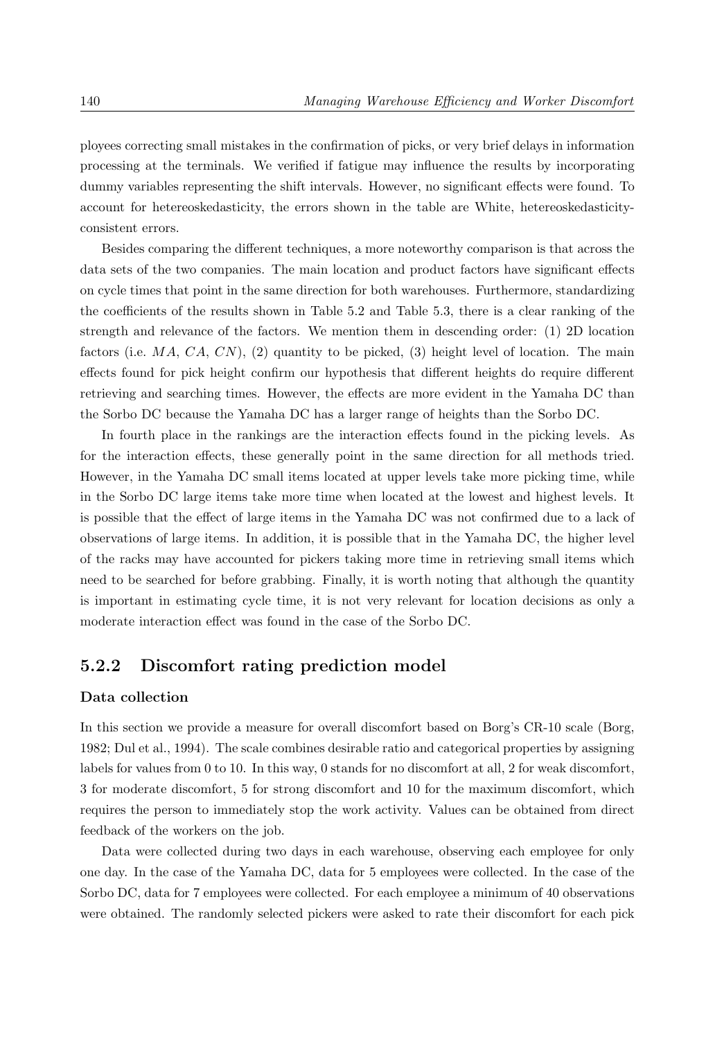ployees correcting small mistakes in the confirmation of picks, or very brief delays in information processing at the terminals. We verified if fatigue may influence the results by incorporating dummy variables representing the shift intervals. However, no significant effects were found. To account for hetereoskedasticity, the errors shown in the table are White, hetereoskedasticity-consistent errors.

Besides comparing the different techniques, a more noteworthy comparison is that across the data sets of the two companies. The main location and product factors have significant effects on cycle times that point in the same direction for both warehouses. Furthermore, standardizing the coefficients of the results shown in Table 5.2 and Table 5.3, there is a clear ranking of the strength and relevance of the factors. We mention them in descending order: (1) 2D location factors (i.e. $MA$, $CA$, $CN$), (2) quantity to be picked, (3) height level of location. The main effects found for pick height confirm our hypothesis that different heights do require different retrieving and searching times. However, the effects are more evident in the Yamaha DC than the Sorbo DC because the Yamaha DC has a larger range of heights than the Sorbo DC.

In fourth place in the rankings are the interaction effects found in the picking levels. As for the interaction effects, these generally point in the same direction for all methods tried. However, in the Yamaha DC small items located at upper levels take more picking time, while in the Sorbo DC large items take more time when located at the lowest and highest levels. It is possible that the effect of large items in the Yamaha DC was not confirmed due to a lack of observations of large items. In addition, it is possible that in the Yamaha DC, the higher level of the racks may have accounted for pickers taking more time in retrieving small items which need to be searched for before grabbing. Finally, it is worth noting that although the quantity is important in estimating cycle time, it is not very relevant for location decisions as only a moderate interaction effect was found in the case of the Sorbo DC.

### 5.2.2 Discomfort rating prediction model

#### Data collection

In this section we provide a measure for overall discomfort based on Borg's CR-10 scale (Borg, 1982; Dul et al., 1994). The scale combines desirable ratio and categorical properties by assigning labels for values from 0 to 10. In this way, 0 stands for no discomfort at all, 2 for weak discomfort, 3 for moderate discomfort, 5 for strong discomfort and 10 for the maximum discomfort, which requires the person to immediately stop the work activity. Values can be obtained from direct feedback of the workers on the job.

Data were collected during two days in each warehouse, observing each employee for only one day. In the case of the Yamaha DC, data for 5 employees were collected. In the case of the Sorbo DC, data for 7 employees were collected. For each employee a minimum of 40 observations were obtained. The randomly selected pickers were asked to rate their discomfort for each pick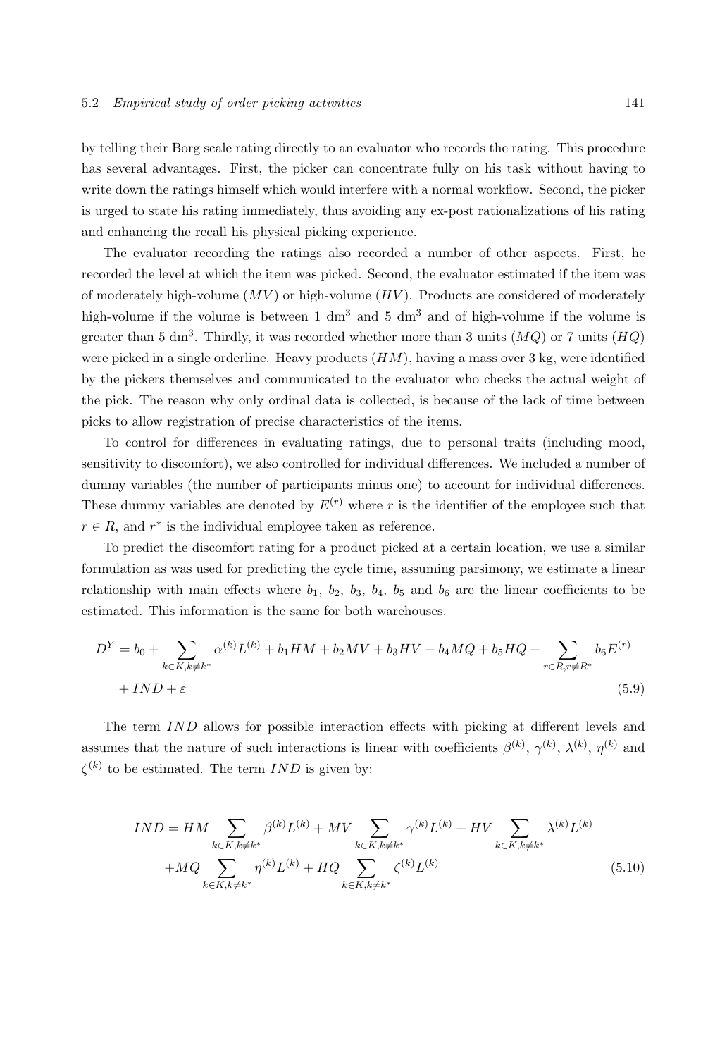by telling their Borg scale rating directly to an evaluator who records the rating. This procedure has several advantages. First, the picker can concentrate fully on his task without having to write down the ratings himself which would interfere with a normal workflow. Second, the picker is urged to state his rating immediately, thus avoiding any ex-post rationalizations of his rating and enhancing the recall his physical picking experience.

The evaluator recording the ratings also recorded a number of other aspects. First, he recorded the level at which the item was picked. Second, the evaluator estimated if the item was of moderately high-volume ($MV$) or high-volume ($HV$). Products are considered of moderately high-volume if the volume is between 1 $dm^3$ and 5 $dm^3$ and of high-volume if the volume is greater than 5 $dm^3$. Thirdly, it was recorded whether more than 3 units ($MQ$) or 7 units ($HQ$) were picked in a single orderline. Heavy products ($HM$), having a mass over 3 kg, were identified by the pickers themselves and communicated to the evaluator who checks the actual weight of the pick. The reason why only ordinal data is collected, is because of the lack of time between picks to allow registration of precise characteristics of the items.

To control for differences in evaluating ratings, due to personal traits (including mood, sensitivity to discomfort), we also controlled for individual differences. We included a number of dummy variables (the number of participants minus one) to account for individual differences. These dummy variables are denoted by $E^{(r)}$ where $r$ is the identifier of the employee such that $r \in R$, and $r^*$ is the individual employee taken as reference.

To predict the discomfort rating for a product picked at a certain location, we use a similar formulation as was used for predicting the cycle time, assuming parsimony, we estimate a linear relationship with main effects where $b_1$, $b_2$, $b_3$, $b_4$, $b_5$ and $b_6$ are the linear coefficients to be estimated. This information is the same for both warehouses.

$$D^Y = b_0 + \sum_{k \in K, k \neq k^*} \alpha^{(k)} L^{(k)} + b_1 HM + b_2 MV + b_3 HV + b_4 MQ + b_5 HQ + \sum_{r \in R, r \neq R^*} b_6 E^{(r)} + IND + \varepsilon \tag{5.9}$$

The term $IND$ allows for possible interaction effects with picking at different levels and assumes that the nature of such interactions is linear with coefficients $\beta^{(k)}$, $\gamma^{(k)}$, $\lambda^{(k)}$, $\eta^{(k)}$ and $\zeta^{(k)}$ to be estimated. The term $IND$ is given by:

$$IND = HM \sum_{k \in K, k \neq k^*} \beta^{(k)} L^{(k)} + MV \sum_{k \in K, k \neq k^*} \gamma^{(k)} L^{(k)} + HV \sum_{k \in K, k \neq k^*} \lambda^{(k)} L^{(k)} + MQ \sum_{k \in K, k \neq k^*} \eta^{(k)} L^{(k)} + HQ \sum_{k \in K, k \neq k^*} \zeta^{(k)} L^{(k)} \tag{5.10}$$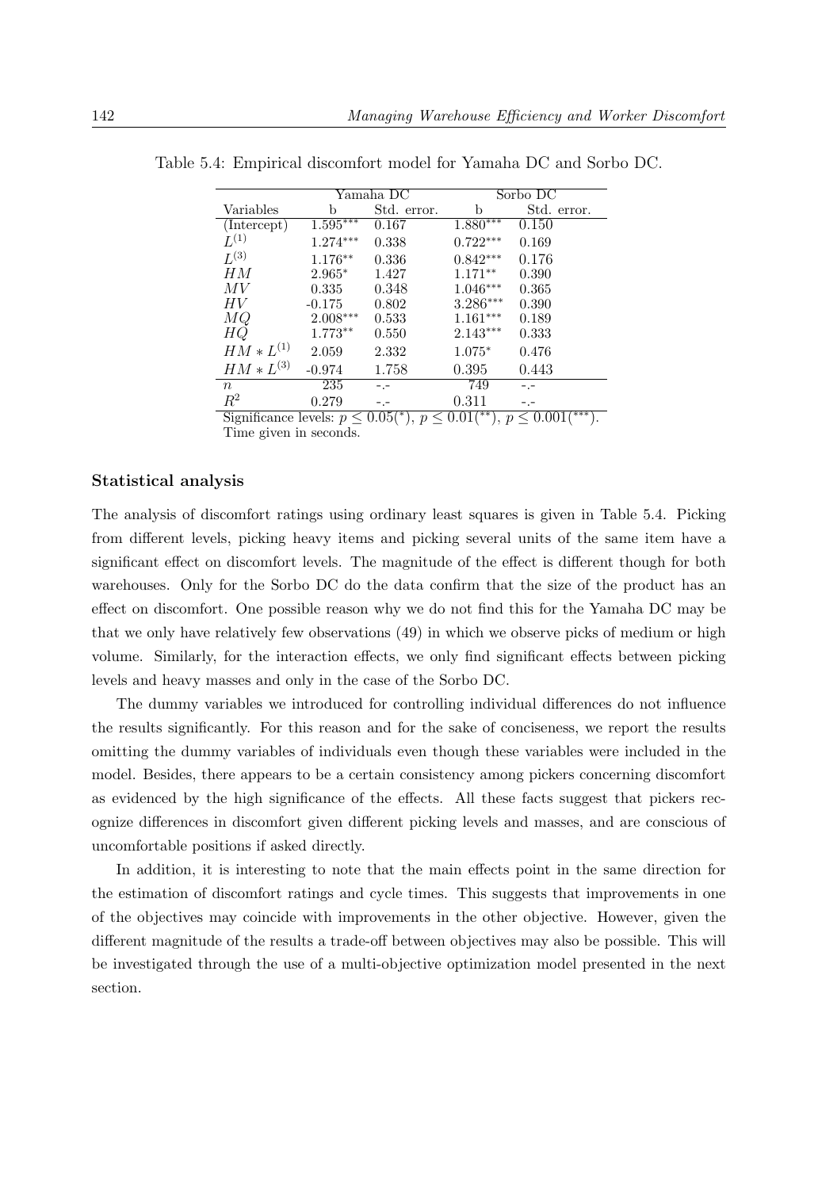Table 5.4: Empirical discomfort model for Yamaha DC and Sorbo DC.

| | Yamaha DC | | Sorbo DC | |
|---|---|---|---|---|
| Variables | b | Std. error. | b | Std. error. |
| (Intercept) | $1.595^{***}$ | 0.167 | $1.880^{***}$ | 0.150 |
| $L^{(1)}$ | $1.274^{***}$ | 0.338 | $0.722^{***}$ | 0.169 |
| $L^{(3)}$ | $1.176^{**}$ | 0.336 | $0.842^{***}$ | 0.176 |
| $HM$ | $2.965^{*}$ | 1.427 | $1.171^{**}$ | 0.390 |
| $MV$ | 0.335 | 0.348 | $1.046^{***}$ | 0.365 |
| $HV$ | -0.175 | 0.802 | $3.286^{***}$ | 0.390 |
| $MQ$ | $2.008^{***}$ | 0.533 | $1.161^{***}$ | 0.189 |
| $HQ$ | $1.773^{**}$ | 0.550 | $2.143^{***}$ | 0.333 |
| $HM * L^{(1)}$ | 2.059 | 2.332 | $1.075^{*}$ | 0.476 |
| $HM * L^{(3)}$ | -0.974 | 1.758 | 0.395 | 0.443 |
| $n$ | 235 | -.- | 749 | -.- |
| $R^2$ | 0.279 | -.- | 0.311 | -.- |

Significance levels: $p \leq 0.05(^{*})$, $p \leq 0.01(^{**})$, $p \leq 0.001(^{***})$.
Time given in seconds.

### Statistical analysis

The analysis of discomfort ratings using ordinary least squares is given in Table 5.4. Picking from different levels, picking heavy items and picking several units of the same item have a significant effect on discomfort levels. The magnitude of the effect is different though for both warehouses. Only for the Sorbo DC do the data confirm that the size of the product has an effect on discomfort. One possible reason why we do not find this for the Yamaha DC may be that we only have relatively few observations (49) in which we observe picks of medium or high volume. Similarly, for the interaction effects, we only find significant effects between picking levels and heavy masses and only in the case of the Sorbo DC.

The dummy variables we introduced for controlling individual differences do not influence the results significantly. For this reason and for the sake of conciseness, we report the results omitting the dummy variables of individuals even though these variables were included in the model. Besides, there appears to be a certain consistency among pickers concerning discomfort as evidenced by the high significance of the effects. All these facts suggest that pickers recognize differences in discomfort given different picking levels and masses, and are conscious of uncomfortable positions if asked directly.

In addition, it is interesting to note that the main effects point in the same direction for the estimation of discomfort ratings and cycle times. This suggests that improvements in one of the objectives may coincide with improvements in the other objective. However, given the different magnitude of the results a trade-off between objectives may also be possible. This will be investigated through the use of a multi-objective optimization model presented in the next section.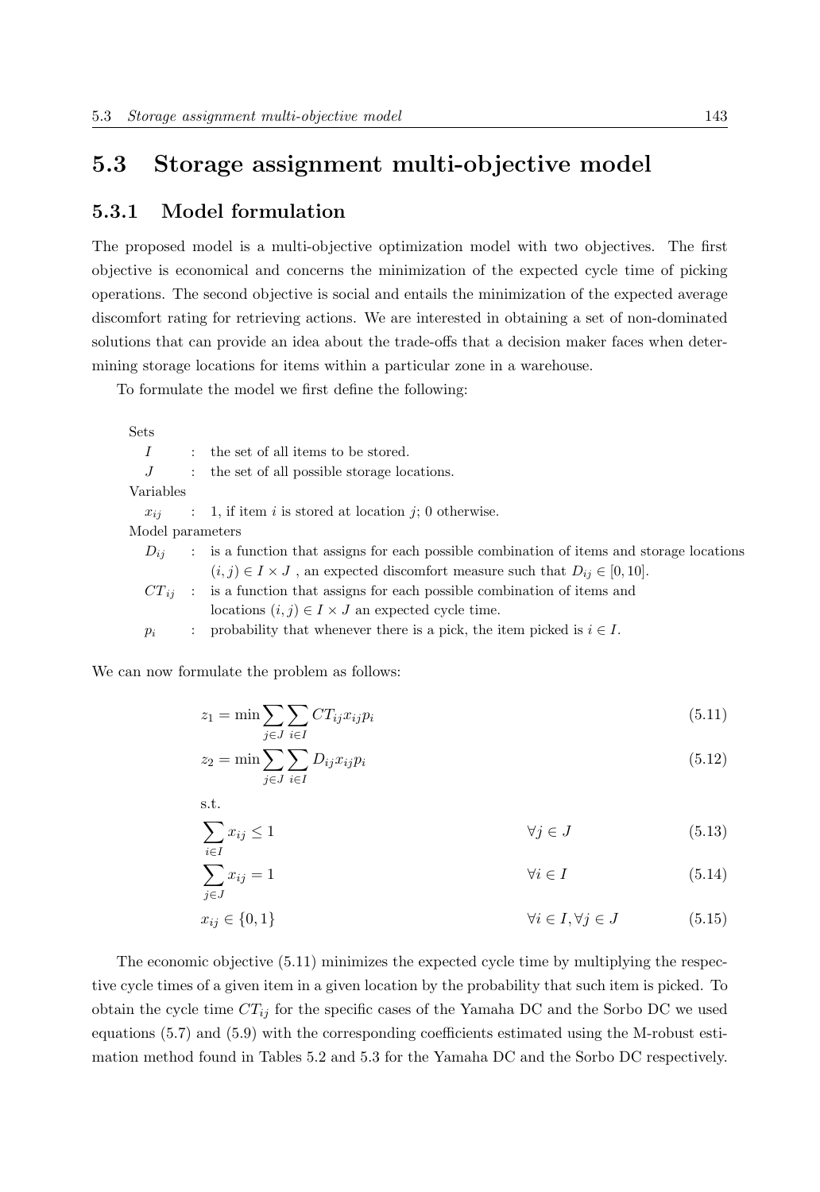## 5.3 Storage assignment multi-objective model

### 5.3.1 Model formulation

The proposed model is a multi-objective optimization model with two objectives. The first objective is economical and concerns the minimization of the expected cycle time of picking operations. The second objective is social and entails the minimization of the expected average discomfort rating for retrieving actions. We are interested in obtaining a set of non-dominated solutions that can provide an idea about the trade-offs that a decision maker faces when determining storage locations for items within a particular zone in a warehouse.

To formulate the model we first define the following:

Sets

- $I$ : the set of all items to be stored.
- $J$ : the set of all possible storage locations.

Variables

- $x_{ij}$ : 1, if item $i$ is stored at location $j$; 0 otherwise.

Model parameters

- $D_{ij}$ : is a function that assigns for each possible combination of items and storage locations $(i, j) \in I \times J$ , an expected discomfort measure such that $D_{ij} \in [0, 10]$.
- $CT_{ij}$ : is a function that assigns for each possible combination of items and locations $(i, j) \in I \times J$ an expected cycle time.
- $p_i$ : probability that whenever there is a pick, the item picked is $i \in I$.

We can now formulate the problem as follows:

$$z_1 = \min \sum_{j \in J} \sum_{i \in I} CT_{ij} x_{ij} p_i \tag{5.11}$$

$$z_2 = \min \sum_{j \in J} \sum_{i \in I} D_{ij} x_{ij} p_i \tag{5.12}$$

s.t.

$$\sum_{i \in I} x_{ij} \leq 1 \qquad \forall j \in J \tag{5.13}$$

$$\sum_{j \in J} x_{ij} = 1 \qquad \forall i \in I \tag{5.14}$$

$$x_{ij} \in \{0, 1\} \qquad \forall i \in I, \forall j \in J \tag{5.15}$$

The economic objective (5.11) minimizes the expected cycle time by multiplying the respective cycle times of a given item in a given location by the probability that such item is picked. To obtain the cycle time $CT_{ij}$ for the specific cases of the Yamaha DC and the Sorbo DC we used equations (5.7) and (5.9) with the corresponding coefficients estimated using the M-robust estimation method found in Tables 5.2 and 5.3 for the Yamaha DC and the Sorbo DC respectively.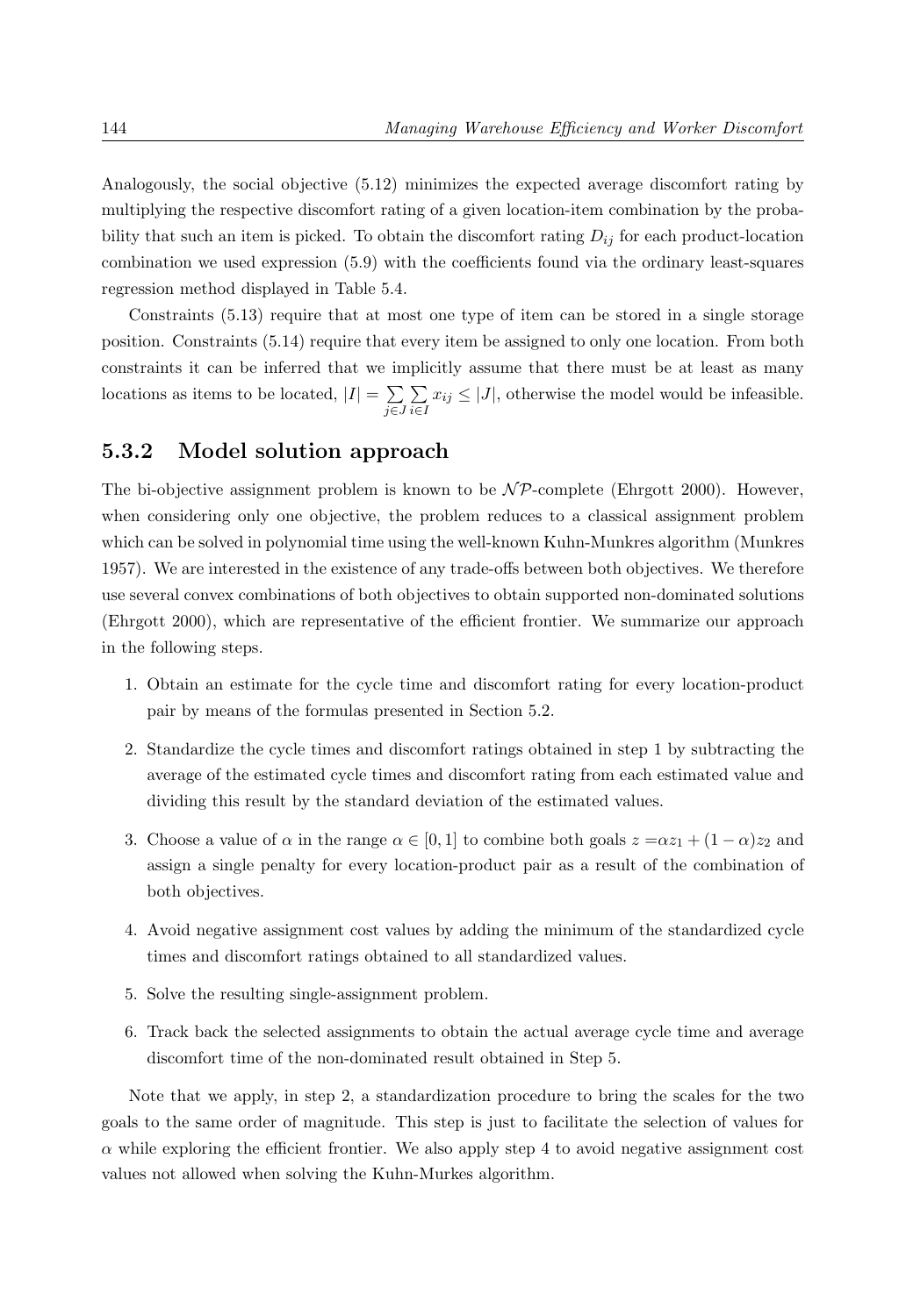Analogously, the social objective (5.12) minimizes the expected average discomfort rating by multiplying the respective discomfort rating of a given location-item combination by the probability that such an item is picked. To obtain the discomfort rating $D_{ij}$ for each product-location combination we used expression (5.9) with the coefficients found via the ordinary least-squares regression method displayed in Table 5.4.

Constraints (5.13) require that at most one type of item can be stored in a single storage position. Constraints (5.14) require that every item be assigned to only one location. From both constraints it can be inferred that we implicitly assume that there must be at least as many locations as items to be located, $|I| = \sum_{j \in J} \sum_{i \in I} x_{ij} \leq |J|$, otherwise the model would be infeasible.

## 5.3.2 Model solution approach

The bi-objective assignment problem is known to be $\mathcal{NP}$-complete (Ehrgott 2000). However, when considering only one objective, the problem reduces to a classical assignment problem which can be solved in polynomial time using the well-known Kuhn-Munkres algorithm (Munkres 1957). We are interested in the existence of any trade-offs between both objectives. We therefore use several convex combinations of both objectives to obtain supported non-dominated solutions (Ehrgott 2000), which are representative of the efficient frontier. We summarize our approach in the following steps.

1. Obtain an estimate for the cycle time and discomfort rating for every location-product pair by means of the formulas presented in Section 5.2.
2. Standardize the cycle times and discomfort ratings obtained in step 1 by subtracting the average of the estimated cycle times and discomfort rating from each estimated value and dividing this result by the standard deviation of the estimated values.
3. Choose a value of $\alpha$ in the range $\alpha \in [0, 1]$ to combine both goals $z = \alpha z_1 + (1 - \alpha) z_2$ and assign a single penalty for every location-product pair as a result of the combination of both objectives.
4. Avoid negative assignment cost values by adding the minimum of the standardized cycle times and discomfort ratings obtained to all standardized values.
5. Solve the resulting single-assignment problem.
6. Track back the selected assignments to obtain the actual average cycle time and average discomfort time of the non-dominated result obtained in Step 5.

Note that we apply, in step 2, a standardization procedure to bring the scales for the two goals to the same order of magnitude. This step is just to facilitate the selection of values for $\alpha$ while exploring the efficient frontier. We also apply step 4 to avoid negative assignment cost values not allowed when solving the Kuhn-Murkes algorithm.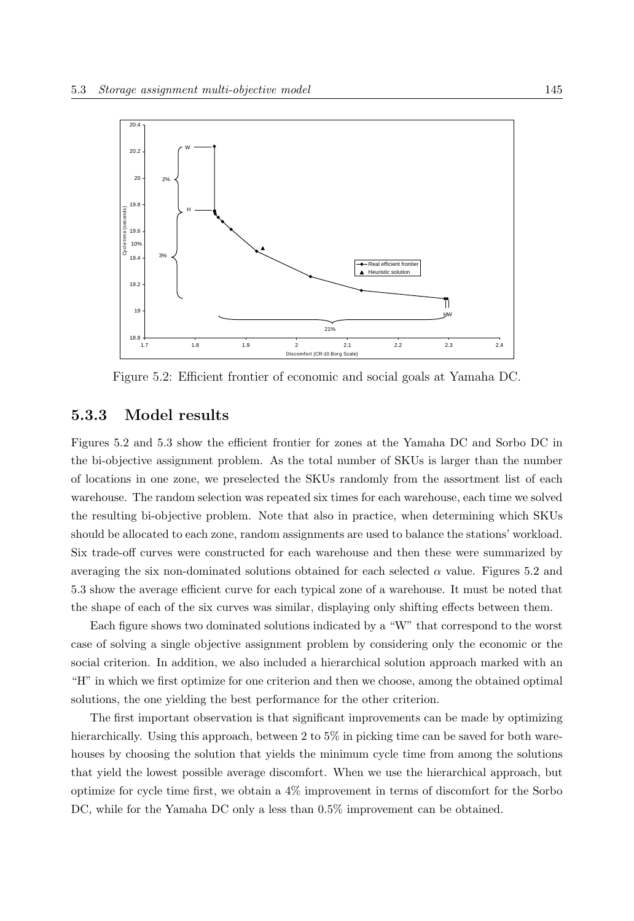20.4
20.2
20
19.8
19.6
19.4
19.2
19
18.8

1.7 1.8 1.9 2 2.1 2.2 2.3 2.4

Cycle time (seconds)

Discomfort (CR-10 Borg Scale)

W

H

2%

10%

3%

21%

HW

Real efficient frontier

Heuristic solution

Figure 5.2: Efficient frontier of economic and social goals at Yamaha DC.

### 5.3.3 Model results

Figures 5.2 and 5.3 show the efficient frontier for zones at the Yamaha DC and Sorbo DC in the bi-objective assignment problem. As the total number of SKUs is larger than the number of locations in one zone, we preselected the SKUs randomly from the assortment list of each warehouse. The random selection was repeated six times for each warehouse, each time we solved the resulting bi-objective problem. Note that also in practice, when determining which SKUs should be allocated to each zone, random assignments are used to balance the stations' workload. Six trade-off curves were constructed for each warehouse and then these were summarized by averaging the six non-dominated solutions obtained for each selected $\alpha$ value. Figures 5.2 and 5.3 show the average efficient curve for each typical zone of a warehouse. It must be noted that the shape of each of the six curves was similar, displaying only shifting effects between them.

Each figure shows two dominated solutions indicated by a "W" that correspond to the worst case of solving a single objective assignment problem by considering only the economic or the social criterion. In addition, we also included a hierarchical solution approach marked with an "H" in which we first optimize for one criterion and then we choose, among the obtained optimal solutions, the one yielding the best performance for the other criterion.

The first important observation is that significant improvements can be made by optimizing hierarchically. Using this approach, between 2 to 5% in picking time can be saved for both warehouses by choosing the solution that yields the minimum cycle time from among the solutions that yield the lowest possible average discomfort. When we use the hierarchical approach, but optimize for cycle time first, we obtain a 4% improvement in terms of discomfort for the Sorbo DC, while for the Yamaha DC only a less than 0.5% improvement can be obtained.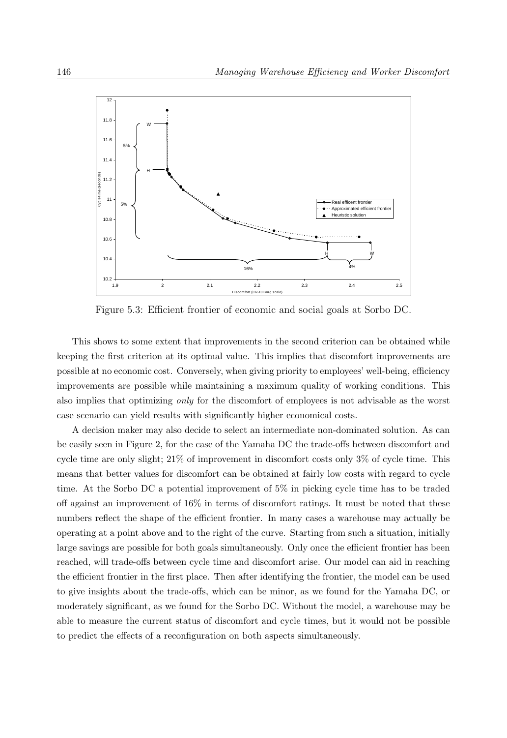12

11.8

11.6

11.4

11.2

11

10.8

10.6

10.4

10.2

1.9 2 2.1 2.2 2.3 2.4 2.5

Cycletime (seconds)

Discomfort (CR-10 Borg scale)

W

H

5%

5%

H

W

16%

4%

Real efficent frontier

Approximated efficent frontier

Heuristic solution

Figure 5.3: Efficient frontier of economic and social goals at Sorbo DC.

This shows to some extent that improvements in the second criterion can be obtained while keeping the first criterion at its optimal value. This implies that discomfort improvements are possible at no economic cost. Conversely, when giving priority to employees' well-being, efficiency improvements are possible while maintaining a maximum quality of working conditions. This also implies that optimizing *only* for the discomfort of employees is not advisable as the worst case scenario can yield results with significantly higher economical costs.

A decision maker may also decide to select an intermediate non-dominated solution. As can be easily seen in Figure 2, for the case of the Yamaha DC the trade-offs between discomfort and cycle time are only slight; 21% of improvement in discomfort costs only 3% of cycle time. This means that better values for discomfort can be obtained at fairly low costs with regard to cycle time. At the Sorbo DC a potential improvement of 5% in picking cycle time has to be traded off against an improvement of 16% in terms of discomfort ratings. It must be noted that these numbers reflect the shape of the efficient frontier. In many cases a warehouse may actually be operating at a point above and to the right of the curve. Starting from such a situation, initially large savings are possible for both goals simultaneously. Only once the efficient frontier has been reached, will trade-offs between cycle time and discomfort arise. Our model can aid in reaching the efficient frontier in the first place. Then after identifying the frontier, the model can be used to give insights about the trade-offs, which can be minor, as we found for the Yamaha DC, or moderately significant, as we found for the Sorbo DC. Without the model, a warehouse may be able to measure the current status of discomfort and cycle times, but it would not be possible to predict the effects of a reconfiguration on both aspects simultaneously.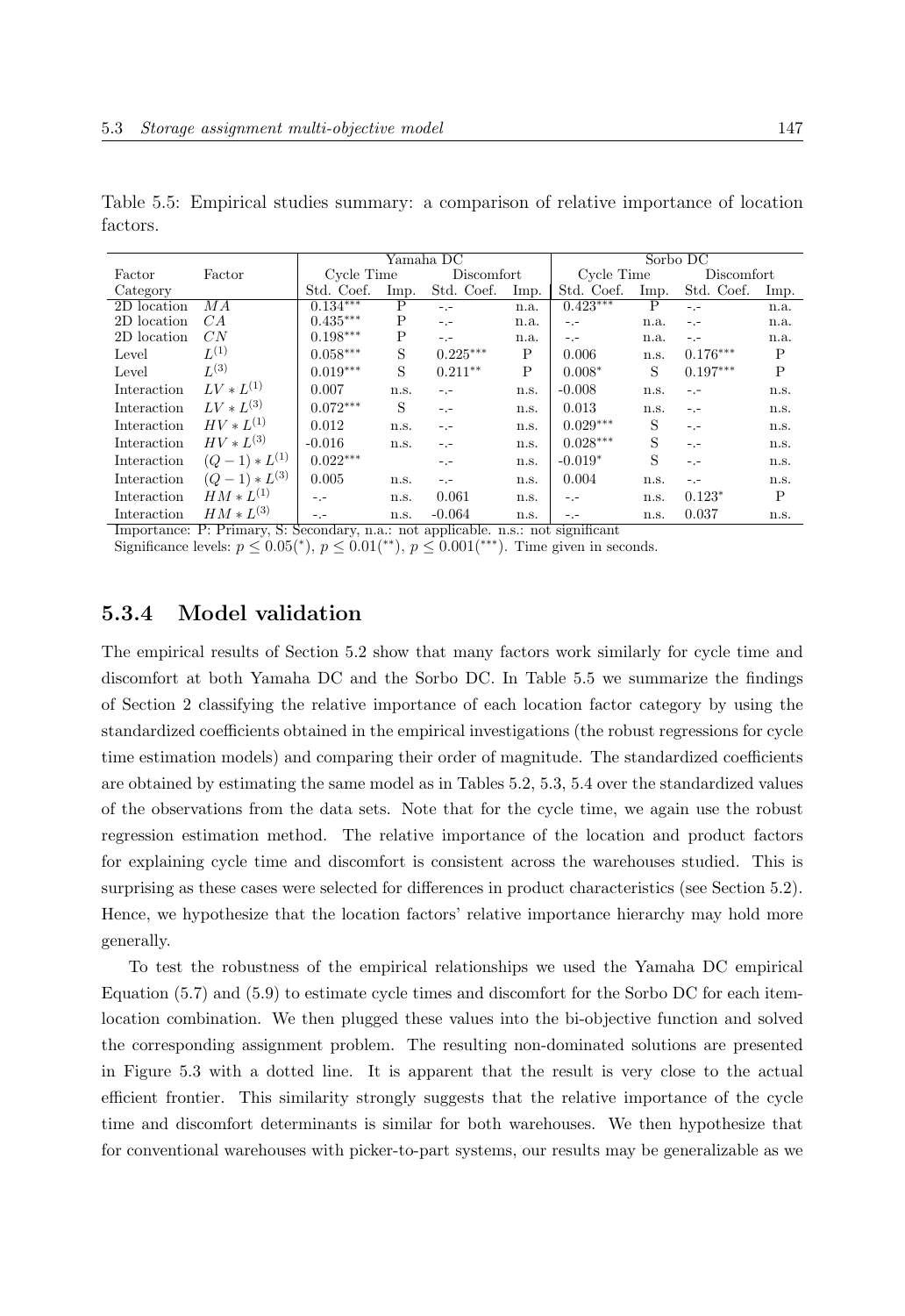Table 5.5: Empirical studies summary: a comparison of relative importance of location factors.

| Factor Category | Factor | Yamaha DC | | | | Sorbo DC | | | |
|---|---|---|---|---|---|---|---|---|---|
| | | Cycle Time | | Discomfort | | Cycle Time | | Discomfort | |
| | | Std. Coef. | Imp. | Std. Coef. | Imp. | Std. Coef. | Imp. | Std. Coef. | Imp. |
| 2D location | $MA$ | $0.134^{***}$ | P | -.- | n.a. | $0.423^{***}$ | P | -.- | n.a. |
| 2D location | $CA$ | $0.435^{***}$ | P | -.- | n.a. | -.- | n.a. | -.- | n.a. |
| 2D location | $CN$ | $0.198^{***}$ | P | -.- | n.a. | -.- | n.a. | -.- | n.a. |
| Level | $L^{(1)}$ | $0.058^{***}$ | S | $0.225^{***}$ | P | 0.006 | n.s. | $0.176^{***}$ | P |
| Level | $L^{(3)}$ | $0.019^{***}$ | S | $0.211^{**}$ | P | $0.008^{*}$ | S | $0.197^{***}$ | P |
| Interaction | $LV * L^{(1)}$ | 0.007 | n.s. | -.- | n.s. | -0.008 | n.s. | -.- | n.s. |
| Interaction | $LV * L^{(3)}$ | $0.072^{***}$ | S | -.- | n.s. | 0.013 | n.s. | -.- | n.s. |
| Interaction | $HV * L^{(1)}$ | 0.012 | n.s. | -.- | n.s. | $0.029^{***}$ | S | -.- | n.s. |
| Interaction | $HV * L^{(3)}$ | -0.016 | n.s. | -.- | n.s. | $0.028^{***}$ | S | -.- | n.s. |
| Interaction | $(Q-1) * L^{(1)}$ | $0.022^{***}$ | | -.- | n.s. | $-0.019^{*}$ | S | -.- | n.s. |
| Interaction | $(Q-1) * L^{(3)}$ | 0.005 | n.s. | -.- | n.s. | 0.004 | n.s. | -.- | n.s. |
| Interaction | $HM * L^{(1)}$ | -.- | n.s. | 0.061 | n.s. | -.- | n.s. | $0.123^{*}$ | P |
| Interaction | $HM * L^{(3)}$ | -.- | n.s. | -0.064 | n.s. | -.- | n.s. | 0.037 | n.s. |

Importance: P: Primary, S: Secondary, n.a.: not applicable. n.s.: not significant

Significance levels: $p \leq 0.05(^{*})$, $p \leq 0.01(^{**})$, $p \leq 0.001(^{***})$. Time given in seconds.

### 5.3.4 Model validation

The empirical results of Section 5.2 show that many factors work similarly for cycle time and discomfort at both Yamaha DC and the Sorbo DC. In Table 5.5 we summarize the findings of Section 2 classifying the relative importance of each location factor category by using the standardized coefficients obtained in the empirical investigations (the robust regressions for cycle time estimation models) and comparing their order of magnitude. The standardized coefficients are obtained by estimating the same model as in Tables 5.2, 5.3, 5.4 over the standardized values of the observations from the data sets. Note that for the cycle time, we again use the robust regression estimation method. The relative importance of the location and product factors for explaining cycle time and discomfort is consistent across the warehouses studied. This is surprising as these cases were selected for differences in product characteristics (see Section 5.2). Hence, we hypothesize that the location factors' relative importance hierarchy may hold more generally.

To test the robustness of the empirical relationships we used the Yamaha DC empirical Equation (5.7) and (5.9) to estimate cycle times and discomfort for the Sorbo DC for each item-location combination. We then plugged these values into the bi-objective function and solved the corresponding assignment problem. The resulting non-dominated solutions are presented in Figure 5.3 with a dotted line. It is apparent that the result is very close to the actual efficient frontier. This similarity strongly suggests that the relative importance of the cycle time and discomfort determinants is similar for both warehouses. We then hypothesize that for conventional warehouses with picker-to-part systems, our results may be generalizable as we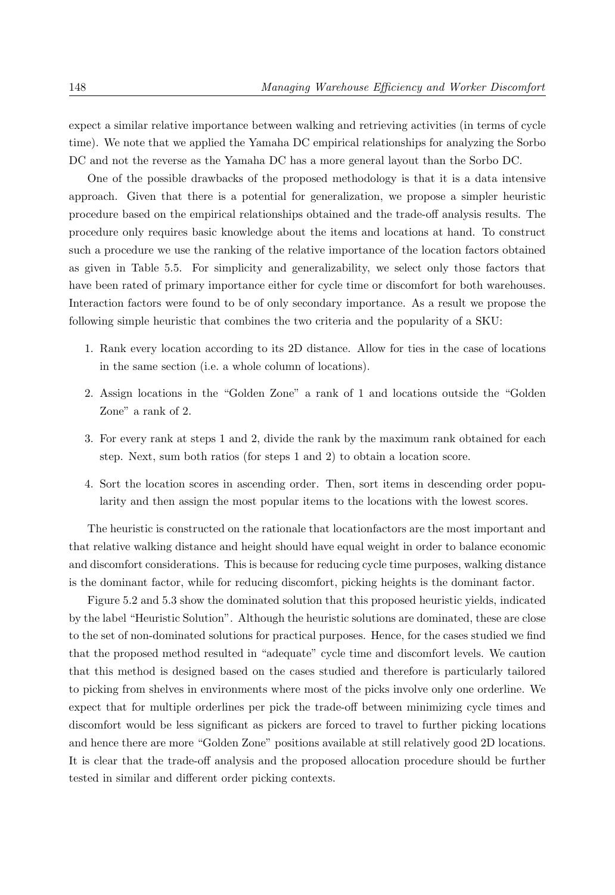expect a similar relative importance between walking and retrieving activities (in terms of cycle time). We note that we applied the Yamaha DC empirical relationships for analyzing the Sorbo DC and not the reverse as the Yamaha DC has a more general layout than the Sorbo DC.

One of the possible drawbacks of the proposed methodology is that it is a data intensive approach. Given that there is a potential for generalization, we propose a simpler heuristic procedure based on the empirical relationships obtained and the trade-off analysis results. The procedure only requires basic knowledge about the items and locations at hand. To construct such a procedure we use the ranking of the relative importance of the location factors obtained as given in Table 5.5. For simplicity and generalizability, we select only those factors that have been rated of primary importance either for cycle time or discomfort for both warehouses. Interaction factors were found to be of only secondary importance. As a result we propose the following simple heuristic that combines the two criteria and the popularity of a SKU:

1. Rank every location according to its 2D distance. Allow for ties in the case of locations in the same section (i.e. a whole column of locations).
2. Assign locations in the "Golden Zone" a rank of 1 and locations outside the "Golden Zone" a rank of 2.
3. For every rank at steps 1 and 2, divide the rank by the maximum rank obtained for each step. Next, sum both ratios (for steps 1 and 2) to obtain a location score.
4. Sort the location scores in ascending order. Then, sort items in descending order popularity and then assign the most popular items to the locations with the lowest scores.

The heuristic is constructed on the rationale that locationfactors are the most important and that relative walking distance and height should have equal weight in order to balance economic and discomfort considerations. This is because for reducing cycle time purposes, walking distance is the dominant factor, while for reducing discomfort, picking heights is the dominant factor.

Figure 5.2 and 5.3 show the dominated solution that this proposed heuristic yields, indicated by the label "Heuristic Solution". Although the heuristic solutions are dominated, these are close to the set of non-dominated solutions for practical purposes. Hence, for the cases studied we find that the proposed method resulted in "adequate" cycle time and discomfort levels. We caution that this method is designed based on the cases studied and therefore is particularly tailored to picking from shelves in environments where most of the picks involve only one orderline. We expect that for multiple orderlines per pick the trade-off between minimizing cycle times and discomfort would be less significant as pickers are forced to travel to further picking locations and hence there are more "Golden Zone" positions available at still relatively good 2D locations. It is clear that the trade-off analysis and the proposed allocation procedure should be further tested in similar and different order picking contexts.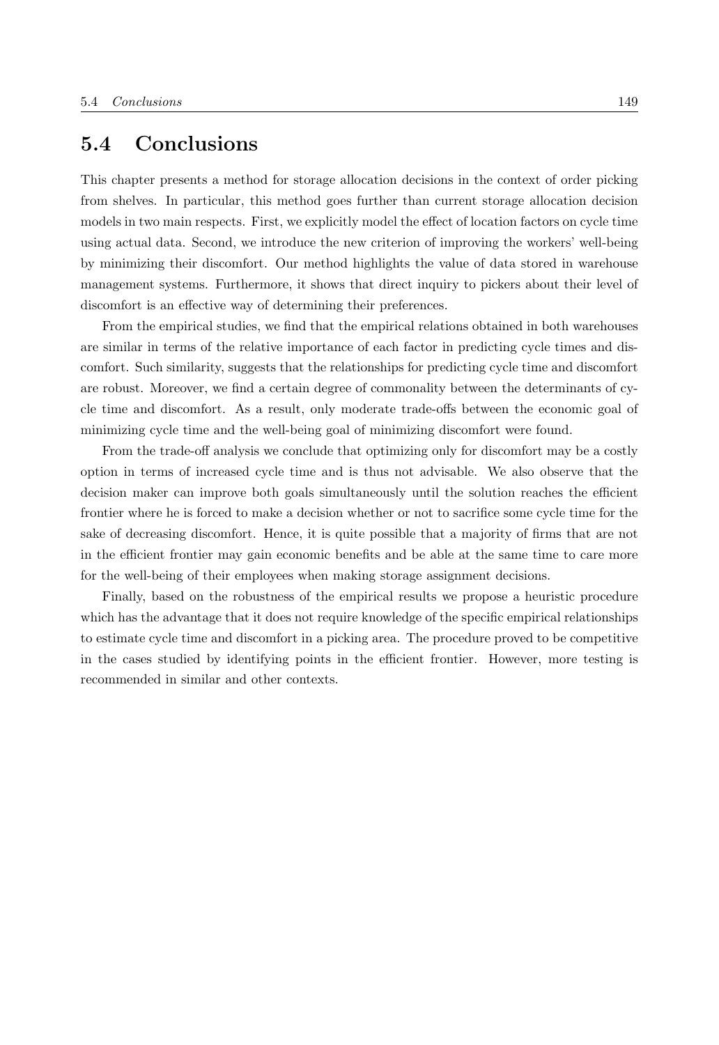## 5.4 Conclusions

This chapter presents a method for storage allocation decisions in the context of order picking from shelves. In particular, this method goes further than current storage allocation decision models in two main respects. First, we explicitly model the effect of location factors on cycle time using actual data. Second, we introduce the new criterion of improving the workers' well-being by minimizing their discomfort. Our method highlights the value of data stored in warehouse management systems. Furthermore, it shows that direct inquiry to pickers about their level of discomfort is an effective way of determining their preferences.

From the empirical studies, we find that the empirical relations obtained in both warehouses are similar in terms of the relative importance of each factor in predicting cycle times and discomfort. Such similarity, suggests that the relationships for predicting cycle time and discomfort are robust. Moreover, we find a certain degree of commonality between the determinants of cycle time and discomfort. As a result, only moderate trade-offs between the economic goal of minimizing cycle time and the well-being goal of minimizing discomfort were found.

From the trade-off analysis we conclude that optimizing only for discomfort may be a costly option in terms of increased cycle time and is thus not advisable. We also observe that the decision maker can improve both goals simultaneously until the solution reaches the efficient frontier where he is forced to make a decision whether or not to sacrifice some cycle time for the sake of decreasing discomfort. Hence, it is quite possible that a majority of firms that are not in the efficient frontier may gain economic benefits and be able at the same time to care more for the well-being of their employees when making storage assignment decisions.

Finally, based on the robustness of the empirical results we propose a heuristic procedure which has the advantage that it does not require knowledge of the specific empirical relationships to estimate cycle time and discomfort in a picking area. The procedure proved to be competitive in the cases studied by identifying points in the efficient frontier. However, more testing is recommended in similar and other contexts.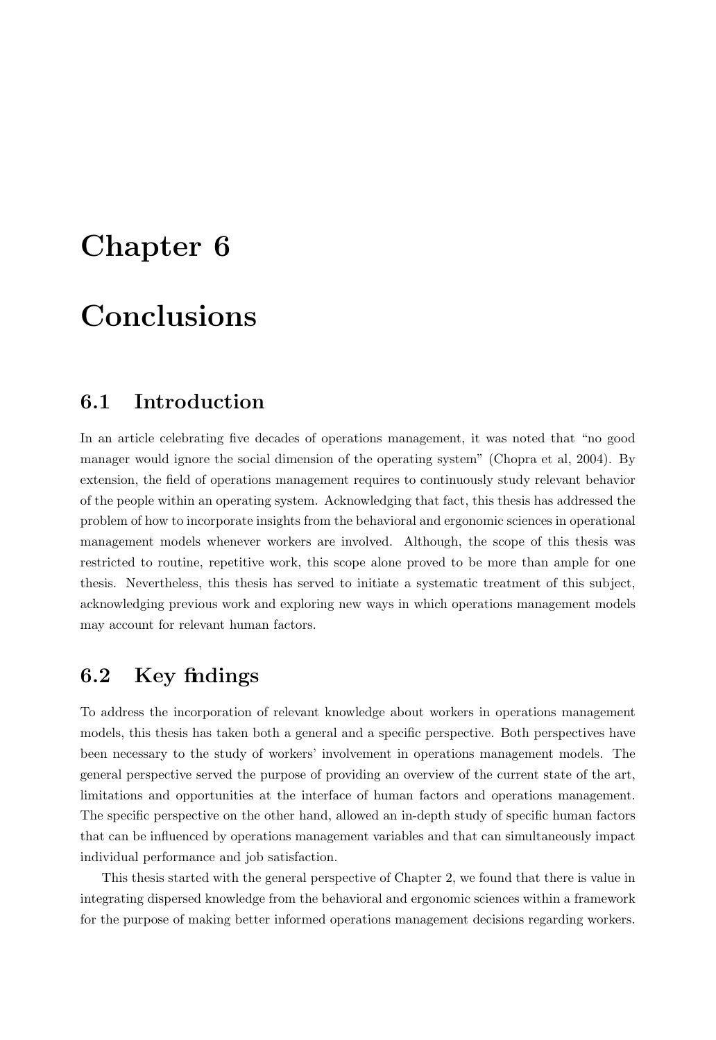# Chapter 6

# Conclusions

## 6.1 Introduction

In an article celebrating five decades of operations management, it was noted that "no good manager would ignore the social dimension of the operating system" (Chopra et al, 2004). By extension, the field of operations management requires to continuously study relevant behavior of the people within an operating system. Acknowledging that fact, this thesis has addressed the problem of how to incorporate insights from the behavioral and ergonomic sciences in operational management models whenever workers are involved. Although, the scope of this thesis was restricted to routine, repetitive work, this scope alone proved to be more than ample for one thesis. Nevertheless, this thesis has served to initiate a systematic treatment of this subject, acknowledging previous work and exploring new ways in which operations management models may account for relevant human factors.

## 6.2 Key findings

To address the incorporation of relevant knowledge about workers in operations management models, this thesis has taken both a general and a specific perspective. Both perspectives have been necessary to the study of workers' involvement in operations management models. The general perspective served the purpose of providing an overview of the current state of the art, limitations and opportunities at the interface of human factors and operations management. The specific perspective on the other hand, allowed an in-depth study of specific human factors that can be influenced by operations management variables and that can simultaneously impact individual performance and job satisfaction.

This thesis started with the general perspective of Chapter 2, we found that there is value in integrating dispersed knowledge from the behavioral and ergonomic sciences within a framework for the purpose of making better informed operations management decisions regarding workers.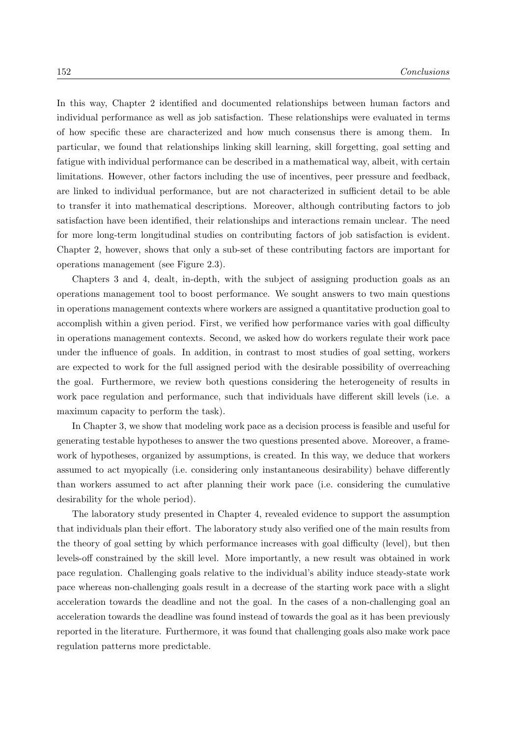In this way, Chapter 2 identified and documented relationships between human factors and individual performance as well as job satisfaction. These relationships were evaluated in terms of how specific these are characterized and how much consensus there is among them. In particular, we found that relationships linking skill learning, skill forgetting, goal setting and fatigue with individual performance can be described in a mathematical way, albeit, with certain limitations. However, other factors including the use of incentives, peer pressure and feedback, are linked to individual performance, but are not characterized in sufficient detail to be able to transfer it into mathematical descriptions. Moreover, although contributing factors to job satisfaction have been identified, their relationships and interactions remain unclear. The need for more long-term longitudinal studies on contributing factors of job satisfaction is evident. Chapter 2, however, shows that only a sub-set of these contributing factors are important for operations management (see Figure 2.3).

Chapters 3 and 4, dealt, in-depth, with the subject of assigning production goals as an operations management tool to boost performance. We sought answers to two main questions in operations management contexts where workers are assigned a quantitative production goal to accomplish within a given period. First, we verified how performance varies with goal difficulty in operations management contexts. Second, we asked how do workers regulate their work pace under the influence of goals. In addition, in contrast to most studies of goal setting, workers are expected to work for the full assigned period with the desirable possibility of overreaching the goal. Furthermore, we review both questions considering the heterogeneity of results in work pace regulation and performance, such that individuals have different skill levels (i.e. a maximum capacity to perform the task).

In Chapter 3, we show that modeling work pace as a decision process is feasible and useful for generating testable hypotheses to answer the two questions presented above. Moreover, a framework of hypotheses, organized by assumptions, is created. In this way, we deduce that workers assumed to act myopically (i.e. considering only instantaneous desirability) behave differently than workers assumed to act after planning their work pace (i.e. considering the cumulative desirability for the whole period).

The laboratory study presented in Chapter 4, revealed evidence to support the assumption that individuals plan their effort. The laboratory study also verified one of the main results from the theory of goal setting by which performance increases with goal difficulty (level), but then levels-off constrained by the skill level. More importantly, a new result was obtained in work pace regulation. Challenging goals relative to the individual's ability induce steady-state work pace whereas non-challenging goals result in a decrease of the starting work pace with a slight acceleration towards the deadline and not the goal. In the cases of a non-challenging goal an acceleration towards the deadline was found instead of towards the goal as it has been previously reported in the literature. Furthermore, it was found that challenging goals also make work pace regulation patterns more predictable.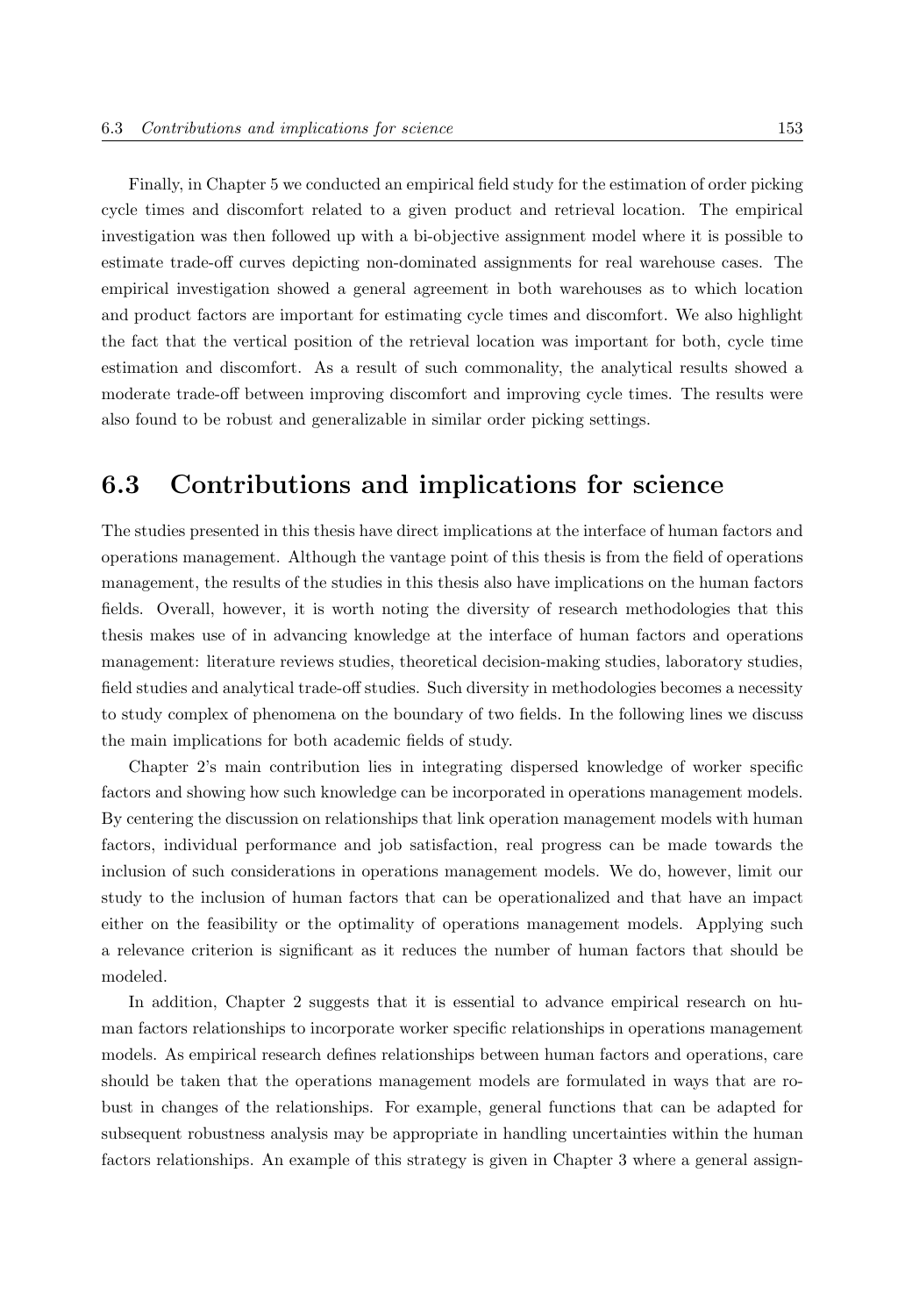Finally, in Chapter 5 we conducted an empirical field study for the estimation of order picking cycle times and discomfort related to a given product and retrieval location. The empirical investigation was then followed up with a bi-objective assignment model where it is possible to estimate trade-off curves depicting non-dominated assignments for real warehouse cases. The empirical investigation showed a general agreement in both warehouses as to which location and product factors are important for estimating cycle times and discomfort. We also highlight the fact that the vertical position of the retrieval location was important for both, cycle time estimation and discomfort. As a result of such commonality, the analytical results showed a moderate trade-off between improving discomfort and improving cycle times. The results were also found to be robust and generalizable in similar order picking settings.

## 6.3 Contributions and implications for science

The studies presented in this thesis have direct implications at the interface of human factors and operations management. Although the vantage point of this thesis is from the field of operations management, the results of the studies in this thesis also have implications on the human factors fields. Overall, however, it is worth noting the diversity of research methodologies that this thesis makes use of in advancing knowledge at the interface of human factors and operations management: literature reviews studies, theoretical decision-making studies, laboratory studies, field studies and analytical trade-off studies. Such diversity in methodologies becomes a necessity to study complex of phenomena on the boundary of two fields. In the following lines we discuss the main implications for both academic fields of study.

Chapter 2's main contribution lies in integrating dispersed knowledge of worker specific factors and showing how such knowledge can be incorporated in operations management models. By centering the discussion on relationships that link operation management models with human factors, individual performance and job satisfaction, real progress can be made towards the inclusion of such considerations in operations management models. We do, however, limit our study to the inclusion of human factors that can be operationalized and that have an impact either on the feasibility or the optimality of operations management models. Applying such a relevance criterion is significant as it reduces the number of human factors that should be modeled.

In addition, Chapter 2 suggests that it is essential to advance empirical research on human factors relationships to incorporate worker specific relationships in operations management models. As empirical research defines relationships between human factors and operations, care should be taken that the operations management models are formulated in ways that are robust in changes of the relationships. For example, general functions that can be adapted for subsequent robustness analysis may be appropriate in handling uncertainties within the human factors relationships. An example of this strategy is given in Chapter 3 where a general assign-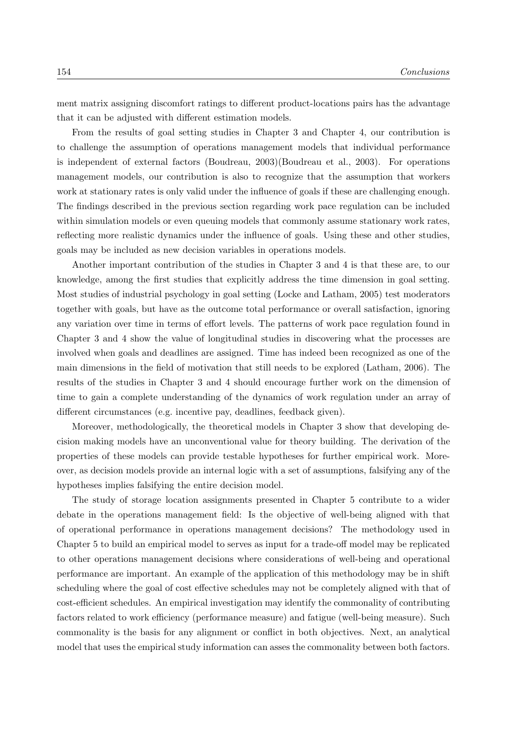ment matrix assigning discomfort ratings to different product-locations pairs has the advantage that it can be adjusted with different estimation models.

From the results of goal setting studies in Chapter 3 and Chapter 4, our contribution is to challenge the assumption of operations management models that individual performance is independent of external factors (Boudreau, 2003)(Boudreau et al., 2003). For operations management models, our contribution is also to recognize that the assumption that workers work at stationary rates is only valid under the influence of goals if these are challenging enough. The findings described in the previous section regarding work pace regulation can be included within simulation models or even queuing models that commonly assume stationary work rates, reflecting more realistic dynamics under the influence of goals. Using these and other studies, goals may be included as new decision variables in operations models.

Another important contribution of the studies in Chapter 3 and 4 is that these are, to our knowledge, among the first studies that explicitly address the time dimension in goal setting. Most studies of industrial psychology in goal setting (Locke and Latham, 2005) test moderators together with goals, but have as the outcome total performance or overall satisfaction, ignoring any variation over time in terms of effort levels. The patterns of work pace regulation found in Chapter 3 and 4 show the value of longitudinal studies in discovering what the processes are involved when goals and deadlines are assigned. Time has indeed been recognized as one of the main dimensions in the field of motivation that still needs to be explored (Latham, 2006). The results of the studies in Chapter 3 and 4 should encourage further work on the dimension of time to gain a complete understanding of the dynamics of work regulation under an array of different circumstances (e.g. incentive pay, deadlines, feedback given).

Moreover, methodologically, the theoretical models in Chapter 3 show that developing decision making models have an unconventional value for theory building. The derivation of the properties of these models can provide testable hypotheses for further empirical work. Moreover, as decision models provide an internal logic with a set of assumptions, falsifying any of the hypotheses implies falsifying the entire decision model.

The study of storage location assignments presented in Chapter 5 contribute to a wider debate in the operations management field: Is the objective of well-being aligned with that of operational performance in operations management decisions? The methodology used in Chapter 5 to build an empirical model to serves as input for a trade-off model may be replicated to other operations management decisions where considerations of well-being and operational performance are important. An example of the application of this methodology may be in shift scheduling where the goal of cost effective schedules may not be completely aligned with that of cost-efficient schedules. An empirical investigation may identify the commonality of contributing factors related to work efficiency (performance measure) and fatigue (well-being measure). Such commonality is the basis for any alignment or conflict in both objectives. Next, an analytical model that uses the empirical study information can asses the commonality between both factors.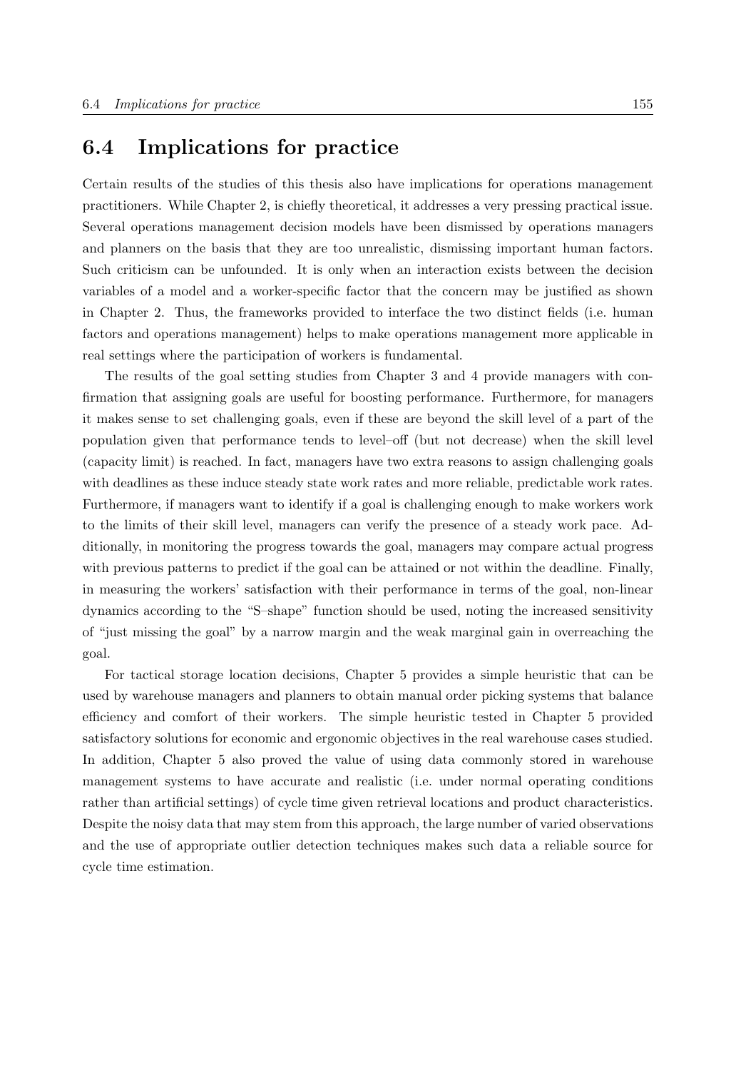## 6.4 Implications for practice

Certain results of the studies of this thesis also have implications for operations management practitioners. While Chapter 2, is chiefly theoretical, it addresses a very pressing practical issue. Several operations management decision models have been dismissed by operations managers and planners on the basis that they are too unrealistic, dismissing important human factors. Such criticism can be unfounded. It is only when an interaction exists between the decision variables of a model and a worker-specific factor that the concern may be justified as shown in Chapter 2. Thus, the frameworks provided to interface the two distinct fields (i.e. human factors and operations management) helps to make operations management more applicable in real settings where the participation of workers is fundamental.

The results of the goal setting studies from Chapter 3 and 4 provide managers with confirmation that assigning goals are useful for boosting performance. Furthermore, for managers it makes sense to set challenging goals, even if these are beyond the skill level of a part of the population given that performance tends to level–off (but not decrease) when the skill level (capacity limit) is reached. In fact, managers have two extra reasons to assign challenging goals with deadlines as these induce steady state work rates and more reliable, predictable work rates. Furthermore, if managers want to identify if a goal is challenging enough to make workers work to the limits of their skill level, managers can verify the presence of a steady work pace. Additionally, in monitoring the progress towards the goal, managers may compare actual progress with previous patterns to predict if the goal can be attained or not within the deadline. Finally, in measuring the workers' satisfaction with their performance in terms of the goal, non-linear dynamics according to the "S–shape" function should be used, noting the increased sensitivity of "just missing the goal" by a narrow margin and the weak marginal gain in overreaching the goal.

For tactical storage location decisions, Chapter 5 provides a simple heuristic that can be used by warehouse managers and planners to obtain manual order picking systems that balance efficiency and comfort of their workers. The simple heuristic tested in Chapter 5 provided satisfactory solutions for economic and ergonomic objectives in the real warehouse cases studied. In addition, Chapter 5 also proved the value of using data commonly stored in warehouse management systems to have accurate and realistic (i.e. under normal operating conditions rather than artificial settings) of cycle time given retrieval locations and product characteristics. Despite the noisy data that may stem from this approach, the large number of varied observations and the use of appropriate outlier detection techniques makes such data a reliable source for cycle time estimation.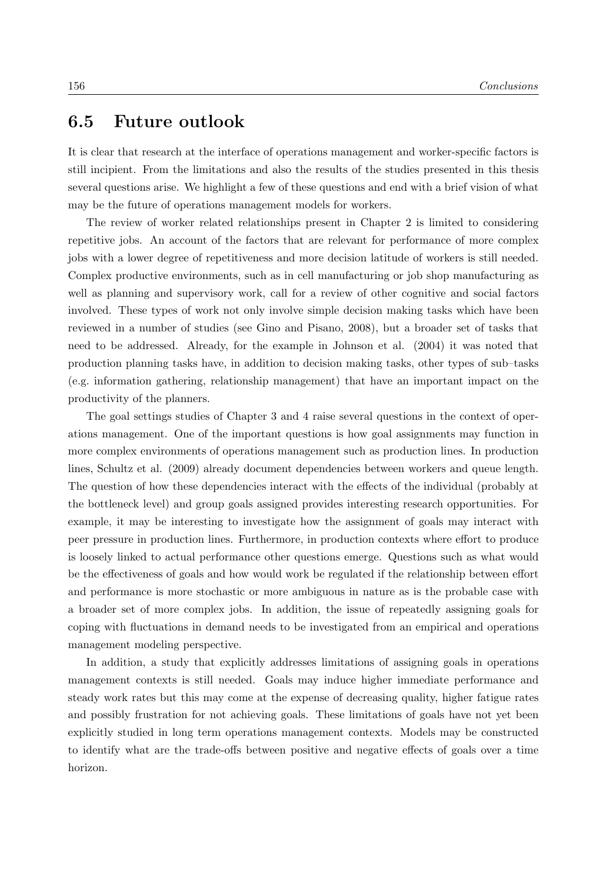## 6.5 Future outlook

It is clear that research at the interface of operations management and worker-specific factors is still incipient. From the limitations and also the results of the studies presented in this thesis several questions arise. We highlight a few of these questions and end with a brief vision of what may be the future of operations management models for workers.

The review of worker related relationships present in Chapter 2 is limited to considering repetitive jobs. An account of the factors that are relevant for performance of more complex jobs with a lower degree of repetitiveness and more decision latitude of workers is still needed. Complex productive environments, such as in cell manufacturing or job shop manufacturing as well as planning and supervisory work, call for a review of other cognitive and social factors involved. These types of work not only involve simple decision making tasks which have been reviewed in a number of studies (see Gino and Pisano, 2008), but a broader set of tasks that need to be addressed. Already, for the example in Johnson et al. (2004) it was noted that production planning tasks have, in addition to decision making tasks, other types of sub–tasks (e.g. information gathering, relationship management) that have an important impact on the productivity of the planners.

The goal settings studies of Chapter 3 and 4 raise several questions in the context of operations management. One of the important questions is how goal assignments may function in more complex environments of operations management such as production lines. In production lines, Schultz et al. (2009) already document dependencies between workers and queue length. The question of how these dependencies interact with the effects of the individual (probably at the bottleneck level) and group goals assigned provides interesting research opportunities. For example, it may be interesting to investigate how the assignment of goals may interact with peer pressure in production lines. Furthermore, in production contexts where effort to produce is loosely linked to actual performance other questions emerge. Questions such as what would be the effectiveness of goals and how would work be regulated if the relationship between effort and performance is more stochastic or more ambiguous in nature as is the probable case with a broader set of more complex jobs. In addition, the issue of repeatedly assigning goals for coping with fluctuations in demand needs to be investigated from an empirical and operations management modeling perspective.

In addition, a study that explicitly addresses limitations of assigning goals in operations management contexts is still needed. Goals may induce higher immediate performance and steady work rates but this may come at the expense of decreasing quality, higher fatigue rates and possibly frustration for not achieving goals. These limitations of goals have not yet been explicitly studied in long term operations management contexts. Models may be constructed to identify what are the trade-offs between positive and negative effects of goals over a time horizon.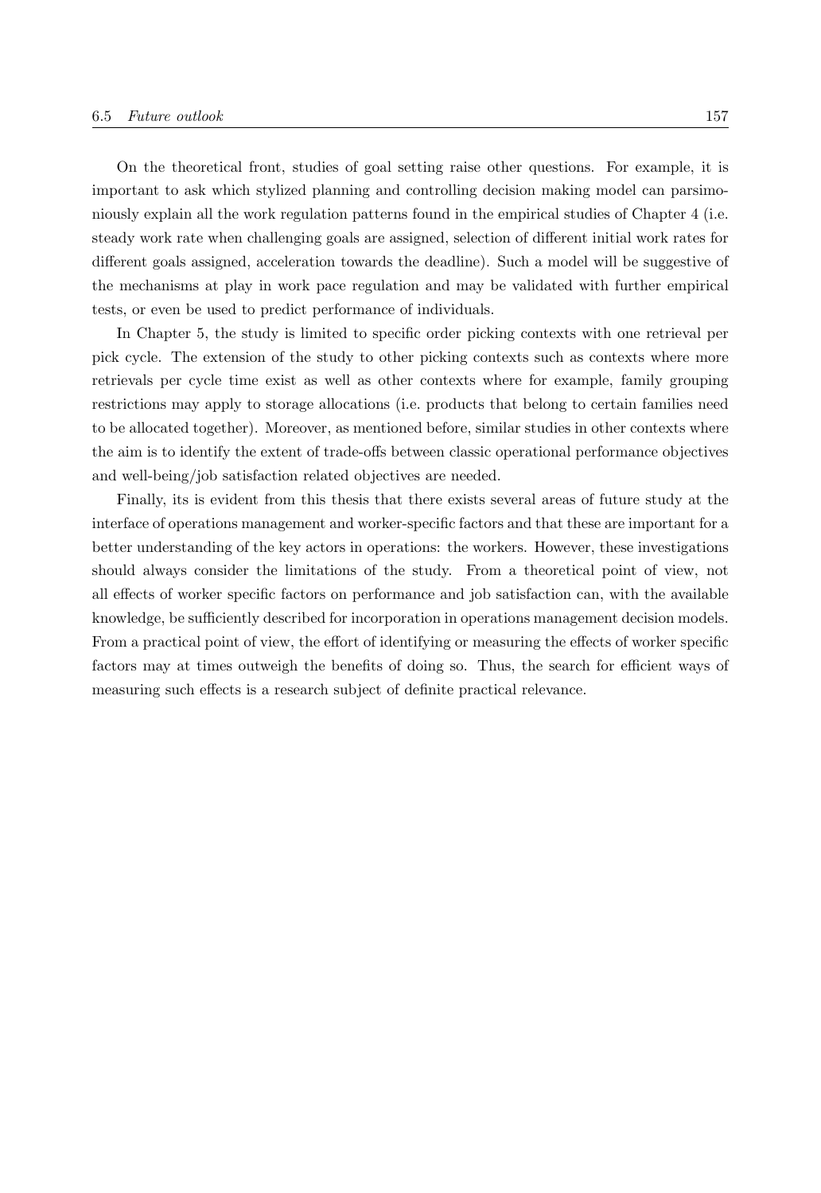On the theoretical front, studies of goal setting raise other questions. For example, it is important to ask which stylized planning and controlling decision making model can parsimoniously explain all the work regulation patterns found in the empirical studies of Chapter 4 (i.e. steady work rate when challenging goals are assigned, selection of different initial work rates for different goals assigned, acceleration towards the deadline). Such a model will be suggestive of the mechanisms at play in work pace regulation and may be validated with further empirical tests, or even be used to predict performance of individuals.

In Chapter 5, the study is limited to specific order picking contexts with one retrieval per pick cycle. The extension of the study to other picking contexts such as contexts where more retrievals per cycle time exist as well as other contexts where for example, family grouping restrictions may apply to storage allocations (i.e. products that belong to certain families need to be allocated together). Moreover, as mentioned before, similar studies in other contexts where the aim is to identify the extent of trade-offs between classic operational performance objectives and well-being/job satisfaction related objectives are needed.

Finally, its is evident from this thesis that there exists several areas of future study at the interface of operations management and worker-specific factors and that these are important for a better understanding of the key actors in operations: the workers. However, these investigations should always consider the limitations of the study. From a theoretical point of view, not all effects of worker specific factors on performance and job satisfaction can, with the available knowledge, be sufficiently described for incorporation in operations management decision models. From a practical point of view, the effort of identifying or measuring the effects of worker specific factors may at times outweigh the benefits of doing so. Thus, the search for efficient ways of measuring such effects is a research subject of definite practical relevance.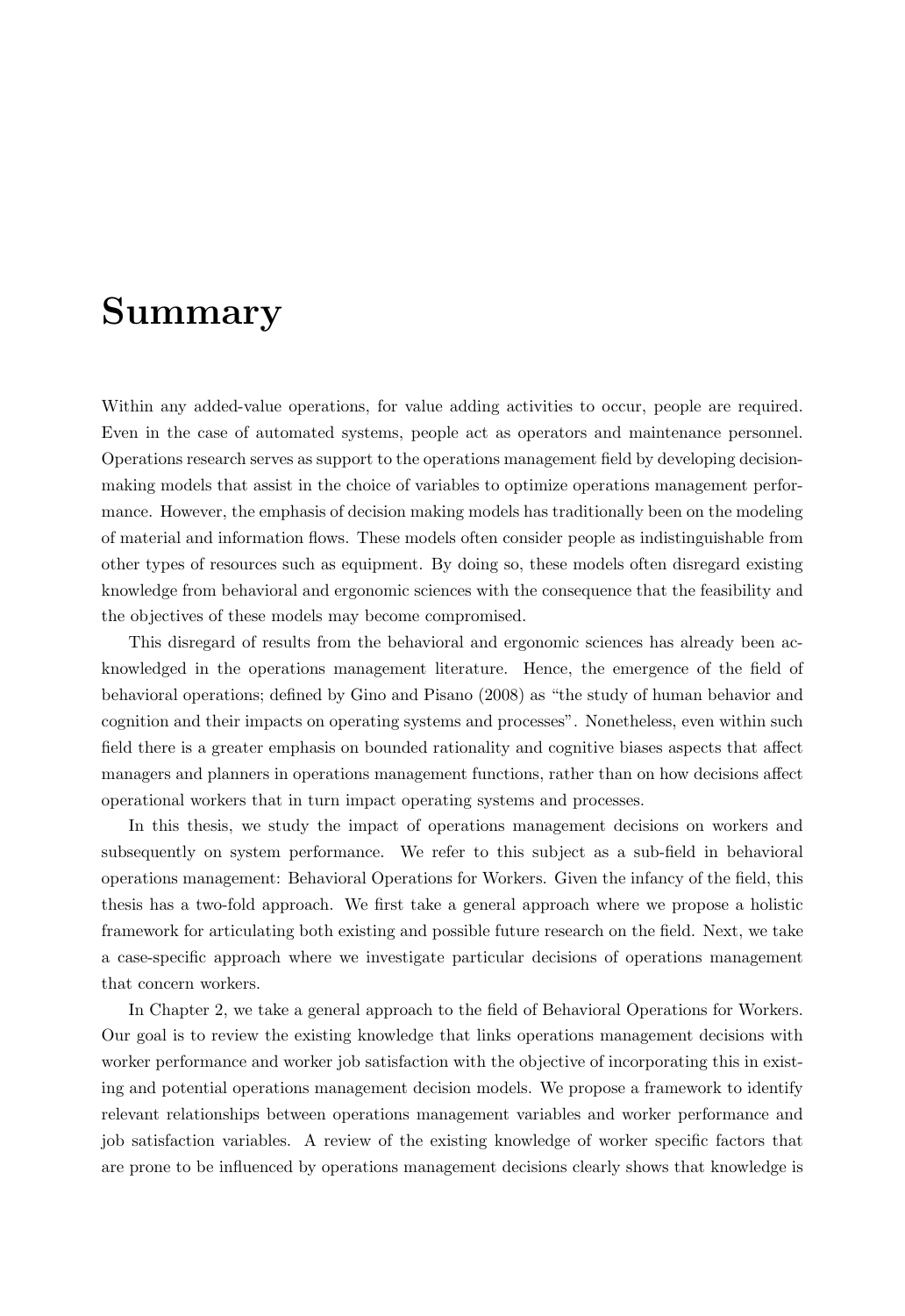# Summary

Within any added-value operations, for value adding activities to occur, people are required. Even in the case of automated systems, people act as operators and maintenance personnel. Operations research serves as support to the operations management field by developing decision-making models that assist in the choice of variables to optimize operations management performance. However, the emphasis of decision making models has traditionally been on the modeling of material and information flows. These models often consider people as indistinguishable from other types of resources such as equipment. By doing so, these models often disregard existing knowledge from behavioral and ergonomic sciences with the consequence that the feasibility and the objectives of these models may become compromised.

This disregard of results from the behavioral and ergonomic sciences has already been acknowledged in the operations management literature. Hence, the emergence of the field of behavioral operations; defined by Gino and Pisano (2008) as "the study of human behavior and cognition and their impacts on operating systems and processes". Nonetheless, even within such field there is a greater emphasis on bounded rationality and cognitive biases aspects that affect managers and planners in operations management functions, rather than on how decisions affect operational workers that in turn impact operating systems and processes.

In this thesis, we study the impact of operations management decisions on workers and subsequently on system performance. We refer to this subject as a sub-field in behavioral operations management: Behavioral Operations for Workers. Given the infancy of the field, this thesis has a two-fold approach. We first take a general approach where we propose a holistic framework for articulating both existing and possible future research on the field. Next, we take a case-specific approach where we investigate particular decisions of operations management that concern workers.

In Chapter 2, we take a general approach to the field of Behavioral Operations for Workers. Our goal is to review the existing knowledge that links operations management decisions with worker performance and worker job satisfaction with the objective of incorporating this in existing and potential operations management decision models. We propose a framework to identify relevant relationships between operations management variables and worker performance and job satisfaction variables. A review of the existing knowledge of worker specific factors that are prone to be influenced by operations management decisions clearly shows that knowledge is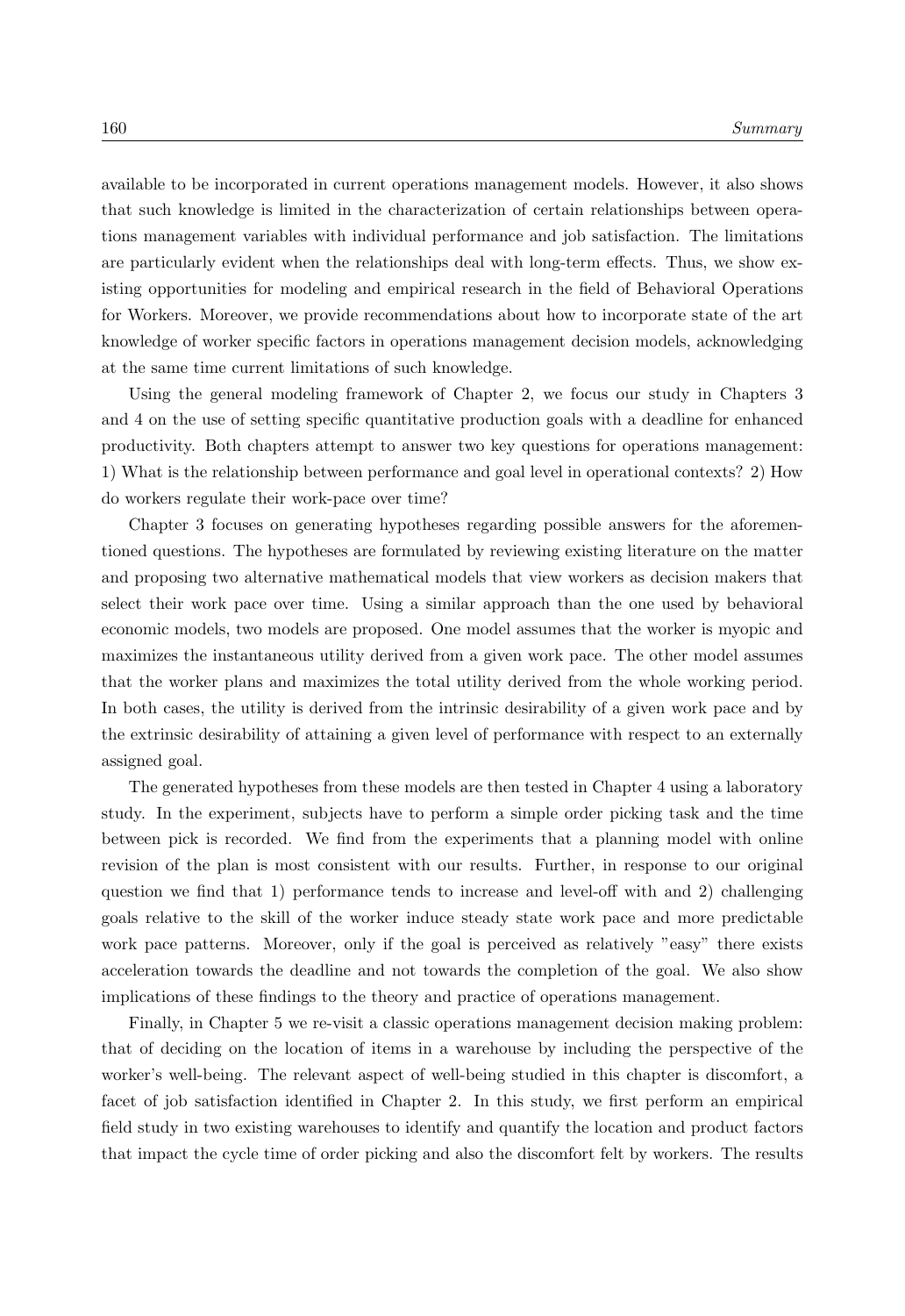available to be incorporated in current operations management models. However, it also shows that such knowledge is limited in the characterization of certain relationships between operations management variables with individual performance and job satisfaction. The limitations are particularly evident when the relationships deal with long-term effects. Thus, we show existing opportunities for modeling and empirical research in the field of Behavioral Operations for Workers. Moreover, we provide recommendations about how to incorporate state of the art knowledge of worker specific factors in operations management decision models, acknowledging at the same time current limitations of such knowledge.

Using the general modeling framework of Chapter 2, we focus our study in Chapters 3 and 4 on the use of setting specific quantitative production goals with a deadline for enhanced productivity. Both chapters attempt to answer two key questions for operations management: 1) What is the relationship between performance and goal level in operational contexts? 2) How do workers regulate their work-pace over time?

Chapter 3 focuses on generating hypotheses regarding possible answers for the aforementioned questions. The hypotheses are formulated by reviewing existing literature on the matter and proposing two alternative mathematical models that view workers as decision makers that select their work pace over time. Using a similar approach than the one used by behavioral economic models, two models are proposed. One model assumes that the worker is myopic and maximizes the instantaneous utility derived from a given work pace. The other model assumes that the worker plans and maximizes the total utility derived from the whole working period. In both cases, the utility is derived from the intrinsic desirability of a given work pace and by the extrinsic desirability of attaining a given level of performance with respect to an externally assigned goal.

The generated hypotheses from these models are then tested in Chapter 4 using a laboratory study. In the experiment, subjects have to perform a simple order picking task and the time between pick is recorded. We find from the experiments that a planning model with online revision of the plan is most consistent with our results. Further, in response to our original question we find that 1) performance tends to increase and level-off with and 2) challenging goals relative to the skill of the worker induce steady state work pace and more predictable work pace patterns. Moreover, only if the goal is perceived as relatively "easy" there exists acceleration towards the deadline and not towards the completion of the goal. We also show implications of these findings to the theory and practice of operations management.

Finally, in Chapter 5 we re-visit a classic operations management decision making problem: that of deciding on the location of items in a warehouse by including the perspective of the worker's well-being. The relevant aspect of well-being studied in this chapter is discomfort, a facet of job satisfaction identified in Chapter 2. In this study, we first perform an empirical field study in two existing warehouses to identify and quantify the location and product factors that impact the cycle time of order picking and also the discomfort felt by workers. The results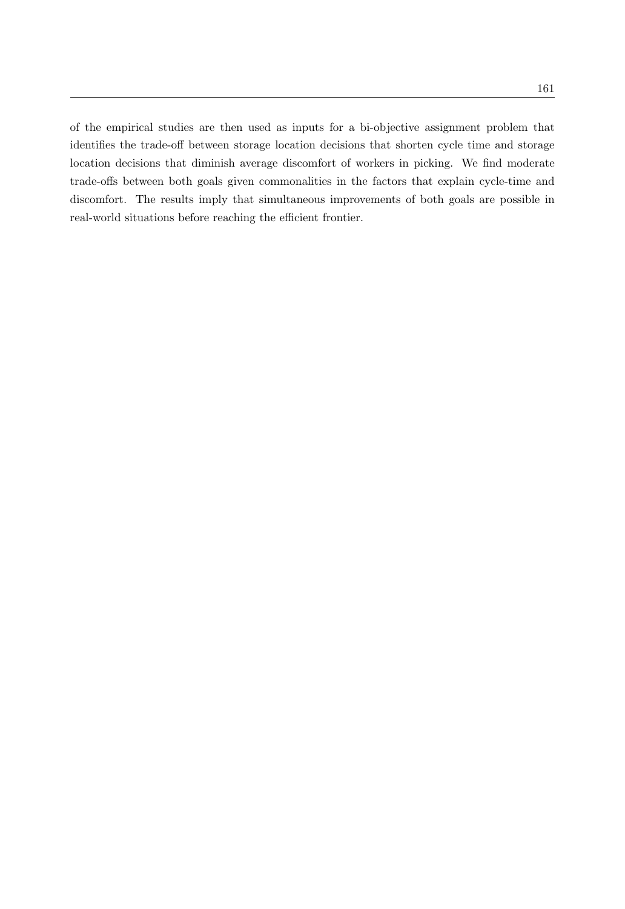of the empirical studies are then used as inputs for a bi-objective assignment problem that identifies the trade-off between storage location decisions that shorten cycle time and storage location decisions that diminish average discomfort of workers in picking. We find moderate trade-offs between both goals given commonalities in the factors that explain cycle-time and discomfort. The results imply that simultaneous improvements of both goals are possible in real-world situations before reaching the efficient frontier.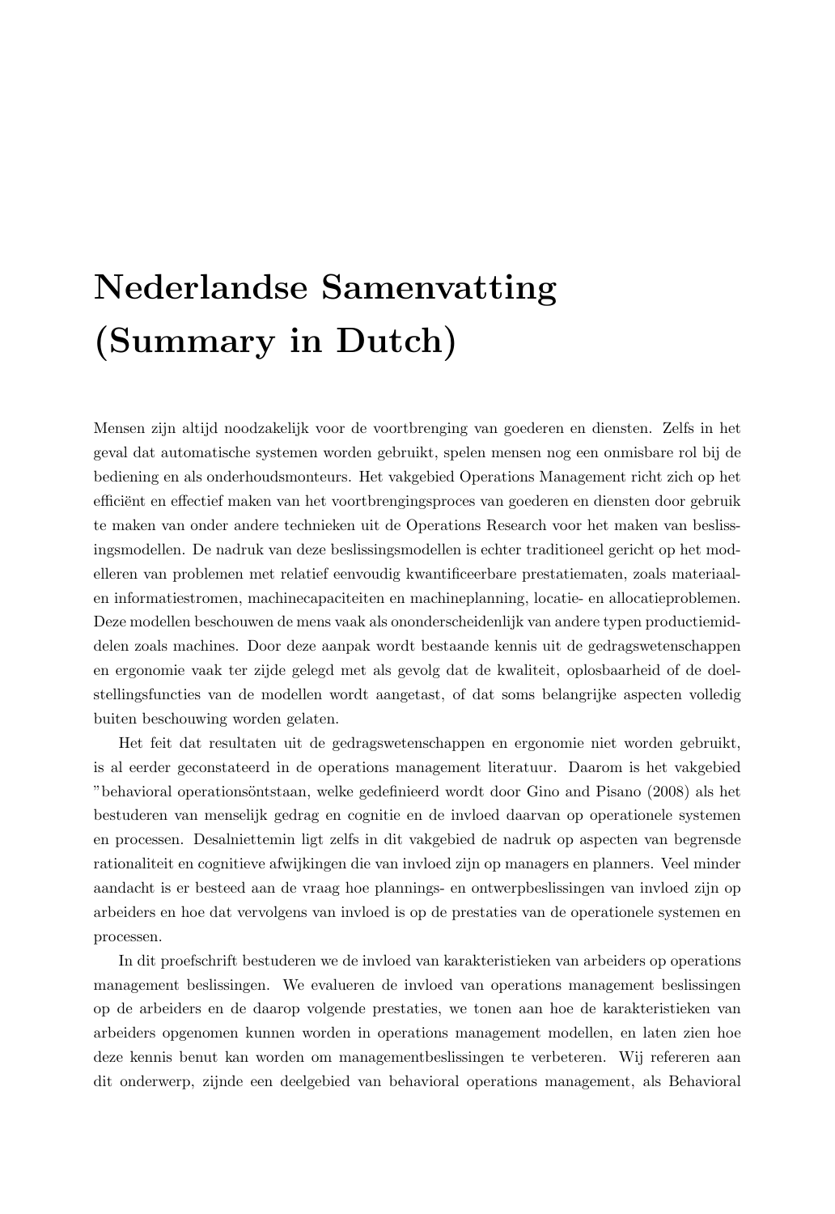# Nederlandse Samenvatting (Summary in Dutch)

Mensen zijn altijd noodzakelijk voor de voortbrenging van goederen en diensten. Zelfs in het geval dat automatische systemen worden gebruikt, spelen mensen nog een onmisbare rol bij de bediening en als onderhoudsmonteurs. Het vakgebied Operations Management richt zich op het efficiënt en effectief maken van het voortbrengingsproces van goederen en diensten door gebruik te maken van onder andere technieken uit de Operations Research voor het maken van beslissingsmodellen. De nadruk van deze beslissingsmodellen is echter traditioneel gericht op het modelleren van problemen met relatief eenvoudig kwantificeerbare prestatiematen, zoals materiaal- en informatiestromen, machinecapaciteiten en machineplanning, locatie- en allocatieproblemen. Deze modellen beschouwen de mens vaak als ononderscheidenlijk van andere typen productiemiddelen zoals machines. Door deze aanpak wordt bestaande kennis uit de gedragswetenschappen en ergonomie vaak ter zijde gelegd met als gevolg dat de kwaliteit, oplosbaarheid of de doelstellingsfuncties van de modellen wordt aangetast, of dat soms belangrijke aspecten volledig buiten beschouwing worden gelaten.

Het feit dat resultaten uit de gedragswetenschappen en ergonomie niet worden gebruikt, is al eerder geconstateerd in de operations management literatuur. Daarom is het vakgebied "behavioral operationsöntstaan, welke gedefinieerd wordt door Gino and Pisano (2008) als het bestuderen van menselijk gedrag en cognitie en de invloed daarvan op operationele systemen en processen. Desalniettemin ligt zelfs in dit vakgebied de nadruk op aspecten van begrensde rationaliteit en cognitieve afwijkingen die van invloed zijn op managers en planners. Veel minder aandacht is er besteed aan de vraag hoe plannings- en ontwerpbeslissingen van invloed zijn op arbeiders en hoe dat vervolgens van invloed is op de prestaties van de operationele systemen en processen.

In dit proefschrift bestuderen we de invloed van karakteristieken van arbeiders op operations management beslissingen. We evalueren de invloed van operations management beslissingen op de arbeiders en de daarop volgende prestaties, we tonen aan hoe de karakteristieken van arbeiders opgenomen kunnen worden in operations management modellen, en laten zien hoe deze kennis benut kan worden om managementbeslissingen te verbeteren. Wij refereren aan dit onderwerp, zijnde een deelgebied van behavioral operations management, als Behavioral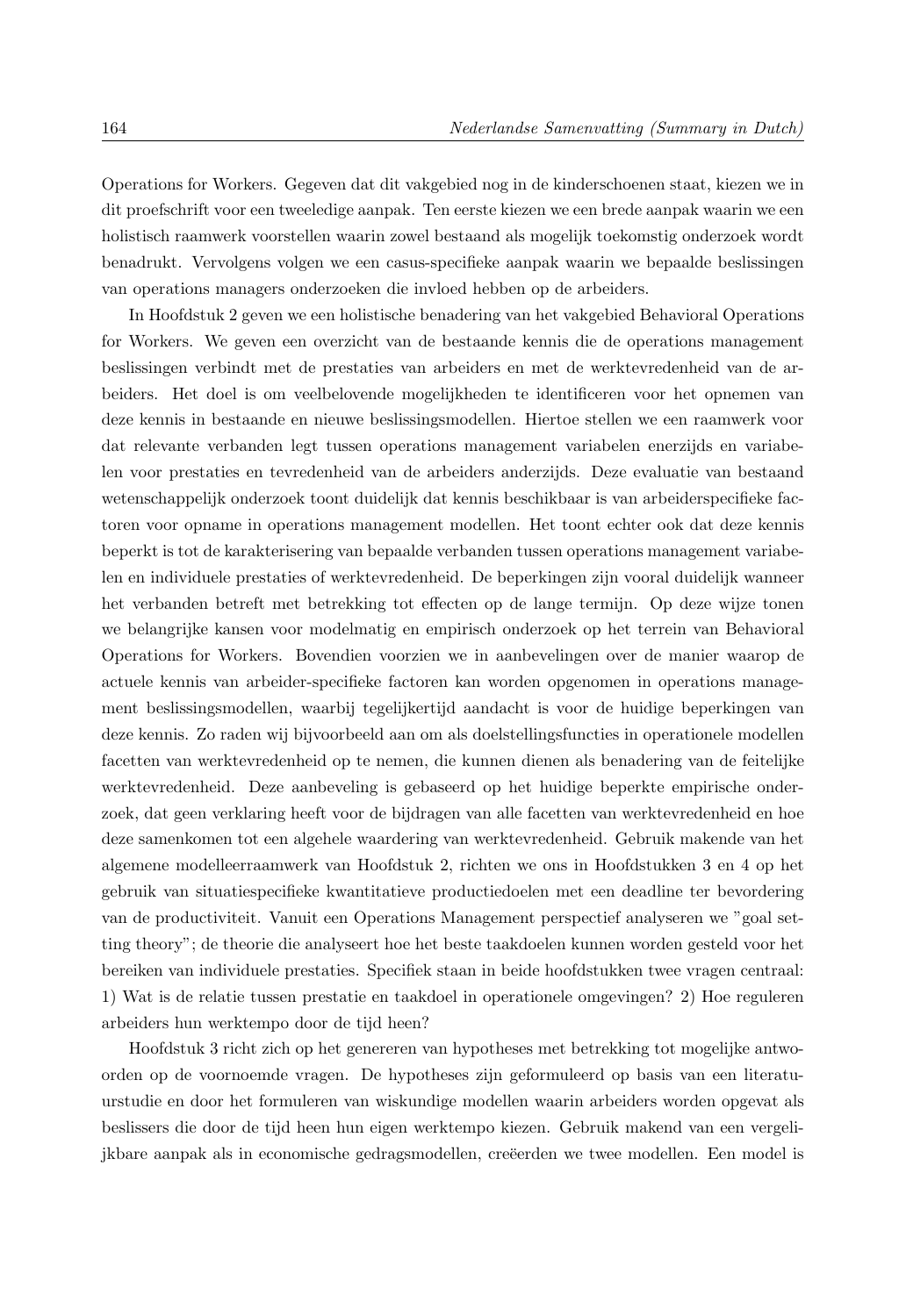Operations for Workers. Gegeven dat dit vakgebied nog in de kinderschoenen staat, kiezen we in dit proefschrift voor een tweeledige aanpak. Ten eerste kiezen we een brede aanpak waarin we een holistisch raamwerk voorstellen waarin zowel bestaand als mogelijk toekomstig onderzoek wordt benadrukt. Vervolgens volgen we een casus-specifieke aanpak waarin we bepaalde beslissingen van operations managers onderzoeken die invloed hebben op de arbeiders.

In Hoofdstuk 2 geven we een holistische benadering van het vakgebied Behavioral Operations for Workers. We geven een overzicht van de bestaande kennis die de operations management beslissingen verbindt met de prestaties van arbeiders en met de werktevredenheid van de arbeiders. Het doel is om veelbelovende mogelijkheden te identificeren voor het opnemen van deze kennis in bestaande en nieuwe beslissingsmodellen. Hiertoe stellen we een raamwerk voor dat relevante verbanden legt tussen operations management variabelen enerzijds en variabelen voor prestaties en tevredenheid van de arbeiders anderzijds. Deze evaluatie van bestaand wetenschappelijk onderzoek toont duidelijk dat kennis beschikbaar is van arbeiderspecifieke factoren voor opname in operations management modellen. Het toont echter ook dat deze kennis beperkt is tot de karakterisering van bepaalde verbanden tussen operations management variabelen en individuele prestaties of werktevredenheid. De beperkingen zijn vooral duidelijk wanneer het verbanden betreft met betrekking tot effecten op de lange termijn. Op deze wijze tonen we belangrijke kansen voor modelmatig en empirisch onderzoek op het terrein van Behavioral Operations for Workers. Bovendien voorzien we in aanbevelingen over de manier waarop de actuele kennis van arbeider-specifieke factoren kan worden opgenomen in operations management beslissingsmodellen, waarbij tegelijkertijd aandacht is voor de huidige beperkingen van deze kennis. Zo raden wij bijvoorbeeld aan om als doelstellingsfuncties in operationele modellen facetten van werktevredenheid op te nemen, die kunnen dienen als benadering van de feitelijke werktevredenheid. Deze aanbeveling is gebaseerd op het huidige beperkte empirische onderzoek, dat geen verklaring heeft voor de bijdragen van alle facetten van werktevredenheid en hoe deze samenkomen tot een algehele waardering van werktevredenheid. Gebruik makende van het algemene modelleerraamwerk van Hoofdstuk 2, richten we ons in Hoofdstukken 3 en 4 op het gebruik van situatiespecifieke kwantitatieve productiedoelen met een deadline ter bevordering van de productiviteit. Vanuit een Operations Management perspectief analyseren we "goal setting theory"; de theorie die analyseert hoe het beste taakdoelen kunnen worden gesteld voor het bereiken van individuele prestaties. Specifiek staan in beide hoofdstukken twee vragen centraal: 1) Wat is de relatie tussen prestatie en taakdoel in operationele omgevingen? 2) Hoe reguleren arbeiders hun werktempo door de tijd heen?

Hoofdstuk 3 richt zich op het genereren van hypotheses met betrekking tot mogelijke antwoorden op de voornoemde vragen. De hypotheses zijn geformuleerd op basis van een literatuurstudie en door het formuleren van wiskundige modellen waarin arbeiders worden opgevat als beslissers die door de tijd heen hun eigen werktempo kiezen. Gebruik makend van een vergelijkbare aanpak als in economische gedragsmodellen, creëerden we twee modellen. Een model is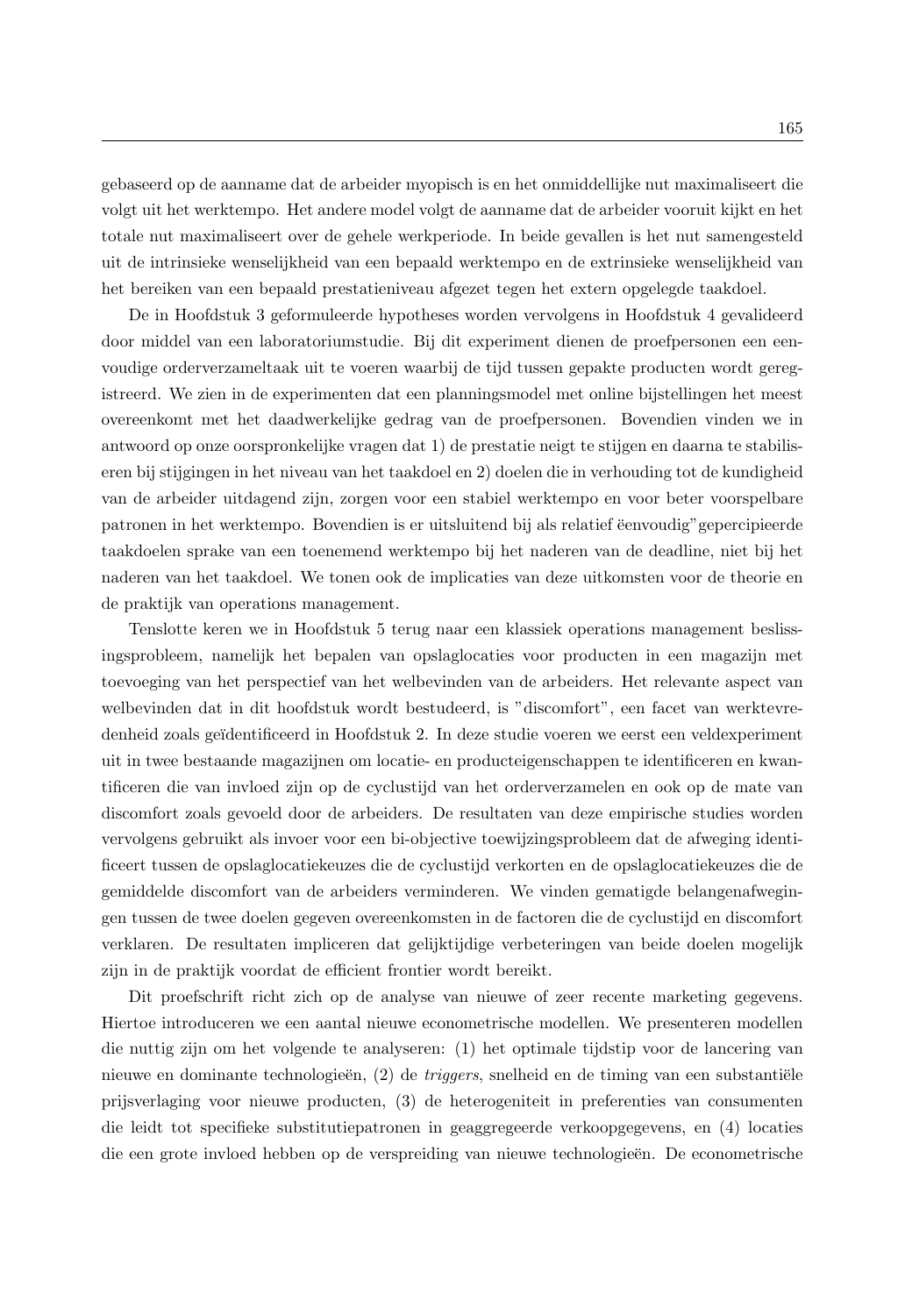gebaseerd op de aanname dat de arbeider myopisch is en het onmiddellijke nut maximaliseert die volgt uit het werktempo. Het andere model volgt de aanname dat de arbeider vooruit kijkt en het totale nut maximaliseert over de gehele werkperiode. In beide gevallen is het nut samengesteld uit de intrinsieke wenselijkheid van een bepaald werktempo en de extrinsieke wenselijkheid van het bereiken van een bepaald prestatieniveau afgezet tegen het extern opgelegde taakdoel.

De in Hoofdstuk 3 geformuleerde hypotheses worden vervolgens in Hoofdstuk 4 gevalideerd door middel van een laboratoriumstudie. Bij dit experiment dienen de proefpersonen een eenvoudige orderverzameltaak uit te voeren waarbij de tijd tussen gepakte producten wordt geregistreerd. We zien in de experimenten dat een planningsmodel met online bijstellingen het meest overeenkomt met het daadwerkelijke gedrag van de proefpersonen. Bovendien vinden we in antwoord op onze oorspronkelijke vragen dat 1) de prestatie neigt te stijgen en daarna te stabiliseren bij stijgingen in het niveau van het taakdoel en 2) doelen die in verhouding tot de kundigheid van de arbeider uitdagend zijn, zorgen voor een stabiel werktempo en voor beter voorspelbare patronen in het werktempo. Bovendien is er uitsluitend bij als relatief ëenvoudig"gepercipieerde taakdoelen sprake van een toenemend werktempo bij het naderen van de deadline, niet bij het naderen van het taakdoel. We tonen ook de implicaties van deze uitkomsten voor de theorie en de praktijk van operations management.

Tenslotte keren we in Hoofdstuk 5 terug naar een klassiek operations management beslissingsprobleem, namelijk het bepalen van opslaglocaties voor producten in een magazijn met toevoeging van het perspectief van het welbevinden van de arbeiders. Het relevante aspect van welbevinden dat in dit hoofdstuk wordt bestudeerd, is "discomfort", een facet van werktevredenheid zoals geïdentificeerd in Hoofdstuk 2. In deze studie voeren we eerst een veldexperiment uit in twee bestaande magazijnen om locatie- en producteigenschappen te identificeren en kwantificeren die van invloed zijn op de cyclustijd van het orderverzamelen en ook op de mate van discomfort zoals gevoeld door de arbeiders. De resultaten van deze empirische studies worden vervolgens gebruikt als invoer voor een bi-objective toewijzingsprobleem dat de afweging identificeert tussen de opslaglocatiekeuzes die de cyclustijd verkorten en de opslaglocatiekeuzes die de gemiddelde discomfort van de arbeiders verminderen. We vinden gematigde belangenafwegingen tussen de twee doelen gegeven overeenkomsten in de factoren die de cyclustijd en discomfort verklaren. De resultaten impliceren dat gelijktijdige verbeteringen van beide doelen mogelijk zijn in de praktijk voordat de efficient frontier wordt bereikt.

Dit proefschrift richt zich op de analyse van nieuwe of zeer recente marketing gegevens. Hiertoe introduceren we een aantal nieuwe econometrische modellen. We presenteren modellen die nuttig zijn om het volgende te analyseren: (1) het optimale tijdstip voor de lancering van nieuwe en dominante technologieën, (2) de *triggers*, snelheid en de timing van een substantiële prijsverlaging voor nieuwe producten, (3) de heterogeniteit in preferenties van consumenten die leidt tot specifieke substitutiepatronen in geaggregeerde verkoopgegevens, en (4) locaties die een grote invloed hebben op de verspreiding van nieuwe technologieën. De econometrische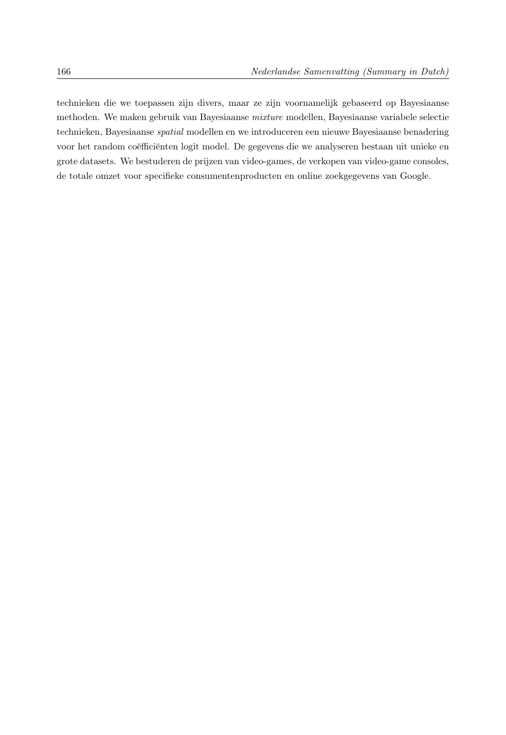technieken die we toepassen zijn divers, maar ze zijn voornamelijk gebaseerd op Bayesiaanse methoden. We maken gebruik van Bayesiaanse *mixture* modellen, Bayesiaanse variabele selectie technieken, Bayesiaanse *spatial* modellen en we introduceren een nieuwe Bayesiaanse benadering voor het random coëfficiënten logit model. De gegevens die we analyseren bestaan uit unieke en grote datasets. We bestuderen de prijzen van video-games, de verkopen van video-game consoles, de totale omzet voor specifieke consumentenproducten en online zoekgegevens van Google.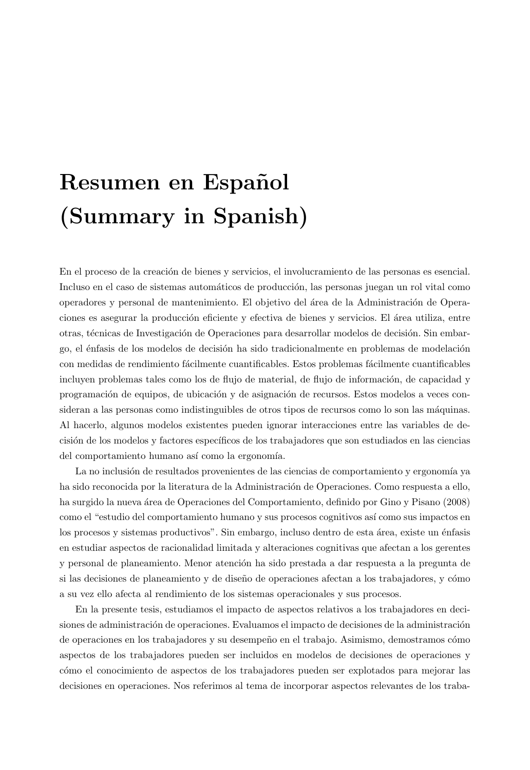# Resumen en Español (Summary in Spanish)

En el proceso de la creación de bienes y servicios, el involucramiento de las personas es esencial. Incluso en el caso de sistemas automáticos de producción, las personas juegan un rol vital como operadores y personal de mantenimiento. El objetivo del área de la Administración de Operaciones es asegurar la producción eficiente y efectiva de bienes y servicios. El área utiliza, entre otras, técnicas de Investigación de Operaciones para desarrollar modelos de decisión. Sin embargo, el énfasis de los modelos de decisión ha sido tradicionalmente en problemas de modelación con medidas de rendimiento fácilmente cuantificables. Estos problemas fácilmente cuantificables incluyen problemas tales como los de flujo de material, de flujo de información, de capacidad y programación de equipos, de ubicación y de asignación de recursos. Estos modelos a veces consideran a las personas como indistinguibles de otros tipos de recursos como lo son las máquinas. Al hacerlo, algunos modelos existentes pueden ignorar interacciones entre las variables de decisión de los modelos y factores específicos de los trabajadores que son estudiados en las ciencias del comportamiento humano así como la ergonomía.

La no inclusión de resultados provenientes de las ciencias de comportamiento y ergonomía ya ha sido reconocida por la literatura de la Administración de Operaciones. Como respuesta a ello, ha surgido la nueva área de Operaciones del Comportamiento, definido por Gino y Pisano (2008) como el "estudio del comportamiento humano y sus procesos cognitivos así como sus impactos en los procesos y sistemas productivos". Sin embargo, incluso dentro de esta área, existe un énfasis en estudiar aspectos de racionalidad limitada y alteraciones cognitivas que afectan a los gerentes y personal de planeamiento. Menor atención ha sido prestada a dar respuesta a la pregunta de si las decisiones de planeamiento y de diseño de operaciones afectan a los trabajadores, y cómo a su vez ello afecta al rendimiento de los sistemas operacionales y sus procesos.

En la presente tesis, estudiamos el impacto de aspectos relativos a los trabajadores en decisiones de administración de operaciones. Evaluamos el impacto de decisiones de la administración de operaciones en los trabajadores y su desempeño en el trabajo. Asimismo, demostramos cómo aspectos de los trabajadores pueden ser incluidos en modelos de decisiones de operaciones y cómo el conocimiento de aspectos de los trabajadores pueden ser explotados para mejorar las decisiones en operaciones. Nos referimos al tema de incorporar aspectos relevantes de los traba-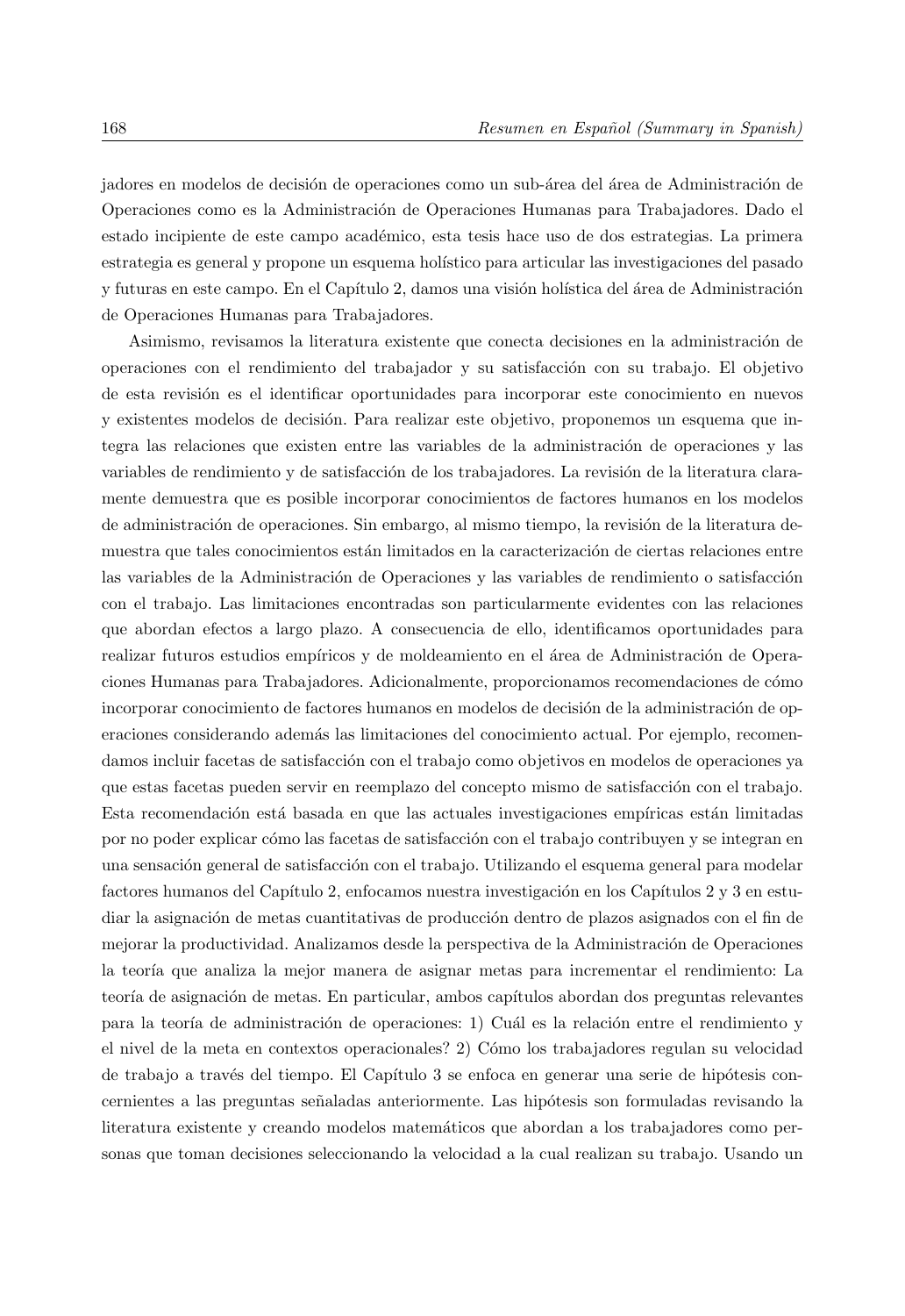jadores en modelos de decisión de operaciones como un sub-área del área de Administración de Operaciones como es la Administración de Operaciones Humanas para Trabajadores. Dado el estado incipiente de este campo académico, esta tesis hace uso de dos estrategias. La primera estrategia es general y propone un esquema holístico para articular las investigaciones del pasado y futuras en este campo. En el Capítulo 2, damos una visión holística del área de Administración de Operaciones Humanas para Trabajadores.

Asimismo, revisamos la literatura existente que conecta decisiones en la administración de operaciones con el rendimiento del trabajador y su satisfacción con su trabajo. El objetivo de esta revisión es el identificar oportunidades para incorporar este conocimiento en nuevos y existentes modelos de decisión. Para realizar este objetivo, proponemos un esquema que integra las relaciones que existen entre las variables de la administración de operaciones y las variables de rendimiento y de satisfacción de los trabajadores. La revisión de la literatura claramente demuestra que es posible incorporar conocimientos de factores humanos en los modelos de administración de operaciones. Sin embargo, al mismo tiempo, la revisión de la literatura demuestra que tales conocimientos están limitados en la caracterización de ciertas relaciones entre las variables de la Administración de Operaciones y las variables de rendimiento o satisfacción con el trabajo. Las limitaciones encontradas son particularmente evidentes con las relaciones que abordan efectos a largo plazo. A consecuencia de ello, identificamos oportunidades para realizar futuros estudios empíricos y de moldeamiento en el área de Administración de Operaciones Humanas para Trabajadores. Adicionalmente, proporcionamos recomendaciones de cómo incorporar conocimiento de factores humanos en modelos de decisión de la administración de operaciones considerando además las limitaciones del conocimiento actual. Por ejemplo, recomendamos incluir facetas de satisfacción con el trabajo como objetivos en modelos de operaciones ya que estas facetas pueden servir en reemplazo del concepto mismo de satisfacción con el trabajo. Esta recomendación está basada en que las actuales investigaciones empíricas están limitadas por no poder explicar cómo las facetas de satisfacción con el trabajo contribuyen y se integran en una sensación general de satisfacción con el trabajo. Utilizando el esquema general para modelar factores humanos del Capítulo 2, enfocamos nuestra investigación en los Capítulos 2 y 3 en estudiar la asignación de metas cuantitativas de producción dentro de plazos asignados con el fin de mejorar la productividad. Analizamos desde la perspectiva de la Administración de Operaciones la teoría que analiza la mejor manera de asignar metas para incrementar el rendimiento: La teoría de asignación de metas. En particular, ambos capítulos abordan dos preguntas relevantes para la teoría de administración de operaciones: 1) Cuál es la relación entre el rendimiento y el nivel de la meta en contextos operacionales? 2) Cómo los trabajadores regulan su velocidad de trabajo a través del tiempo. El Capítulo 3 se enfoca en generar una serie de hipótesis concernientes a las preguntas señaladas anteriormente. Las hipótesis son formuladas revisando la literatura existente y creando modelos matemáticos que abordan a los trabajadores como personas que toman decisiones seleccionando la velocidad a la cual realizan su trabajo. Usando un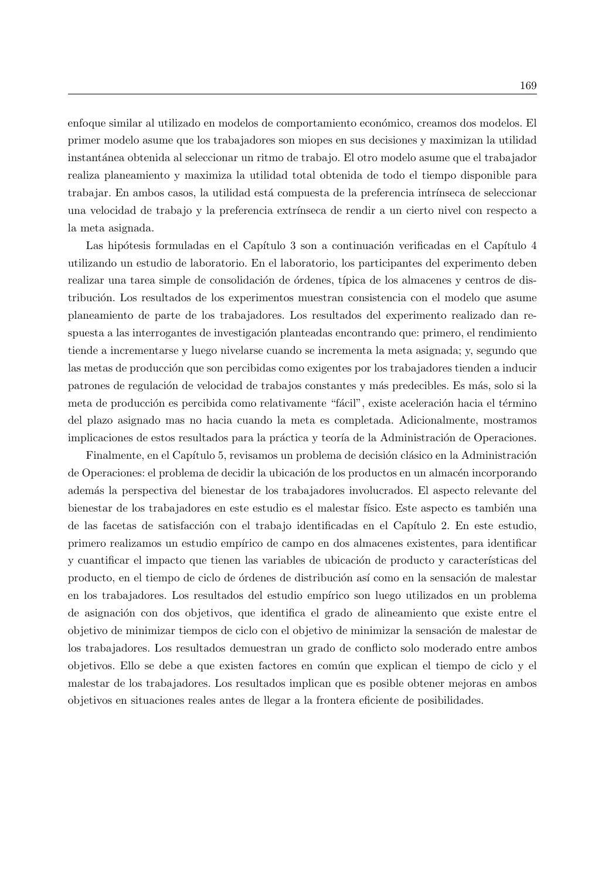enfoque similar al utilizado en modelos de comportamiento económico, creamos dos modelos. El primer modelo asume que los trabajadores son miopes en sus decisiones y maximizan la utilidad instantánea obtenida al seleccionar un ritmo de trabajo. El otro modelo asume que el trabajador realiza planeamiento y maximiza la utilidad total obtenida de todo el tiempo disponible para trabajar. En ambos casos, la utilidad está compuesta de la preferencia intrínseca de seleccionar una velocidad de trabajo y la preferencia extrínseca de rendir a un cierto nivel con respecto a la meta asignada.

Las hipótesis formuladas en el Capítulo 3 son a continuación verificadas en el Capítulo 4 utilizando un estudio de laboratorio. En el laboratorio, los participantes del experimento deben realizar una tarea simple de consolidación de órdenes, típica de los almacenes y centros de distribución. Los resultados de los experimentos muestran consistencia con el modelo que asume planeamiento de parte de los trabajadores. Los resultados del experimento realizado dan respuesta a las interrogantes de investigación planteadas encontrando que: primero, el rendimiento tiende a incrementarse y luego nivelarse cuando se incrementa la meta asignada; y, segundo que las metas de producción que son percibidas como exigentes por los trabajadores tienden a inducir patrones de regulación de velocidad de trabajos constantes y más predecibles. Es más, solo si la meta de producción es percibida como relativamente "fácil", existe aceleración hacia el término del plazo asignado mas no hacia cuando la meta es completada. Adicionalmente, mostramos implicaciones de estos resultados para la práctica y teoría de la Administración de Operaciones.

Finalmente, en el Capítulo 5, revisamos un problema de decisión clásico en la Administración de Operaciones: el problema de decidir la ubicación de los productos en un almacén incorporando además la perspectiva del bienestar de los trabajadores involucrados. El aspecto relevante del bienestar de los trabajadores en este estudio es el malestar físico. Este aspecto es también una de las facetas de satisfacción con el trabajo identificadas en el Capítulo 2. En este estudio, primero realizamos un estudio empírico de campo en dos almacenes existentes, para identificar y cuantificar el impacto que tienen las variables de ubicación de producto y características del producto, en el tiempo de ciclo de órdenes de distribución así como en la sensación de malestar en los trabajadores. Los resultados del estudio empírico son luego utilizados en un problema de asignación con dos objetivos, que identifica el grado de alineamiento que existe entre el objetivo de minimizar tiempos de ciclo con el objetivo de minimizar la sensación de malestar de los trabajadores. Los resultados demuestran un grado de conflicto solo moderado entre ambos objetivos. Ello se debe a que existen factores en común que explican el tiempo de ciclo y el malestar de los trabajadores. Los resultados implican que es posible obtener mejoras en ambos objetivos en situaciones reales antes de llegar a la frontera eficiente de posibilidades.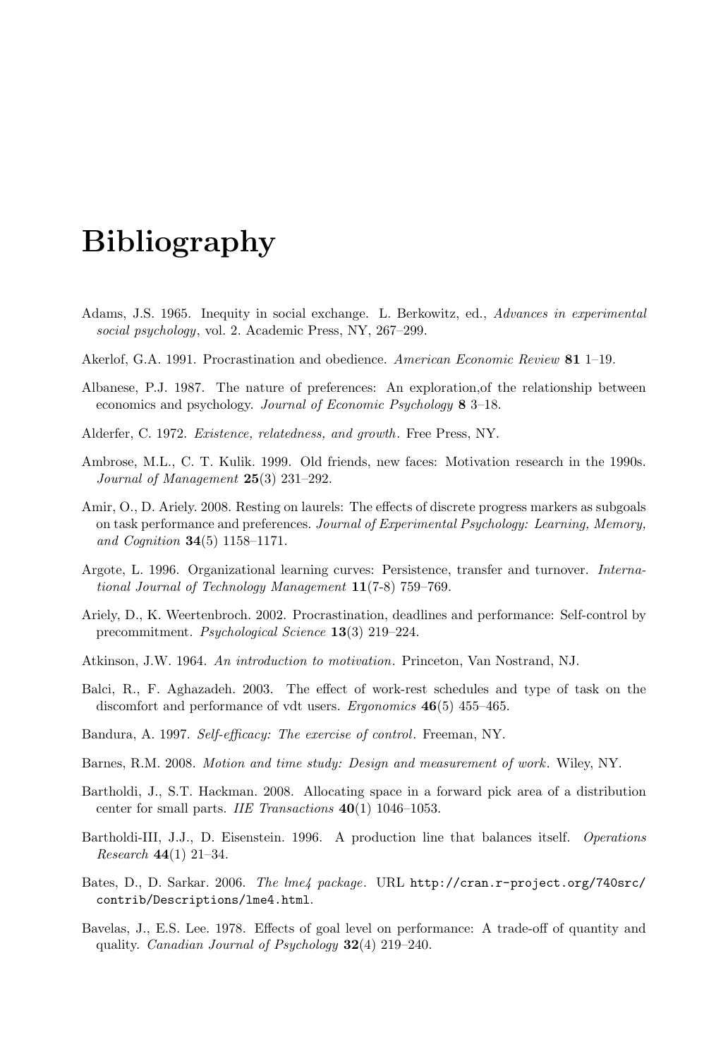# Bibliography

Adams, J.S. 1965. Inequity in social exchange. L. Berkowitz, ed., *Advances in experimental social psychology*, vol. 2. Academic Press, NY, 267–299.

Akerlof, G.A. 1991. Procrastination and obedience. *American Economic Review* **81** 1–19.

Albanese, P.J. 1987. The nature of preferences: An exploration,of the relationship between economics and psychology. *Journal of Economic Psychology* **8** 3–18.

Alderfer, C. 1972. *Existence, relatedness, and growth*. Free Press, NY.

Ambrose, M.L., C. T. Kulik. 1999. Old friends, new faces: Motivation research in the 1990s. *Journal of Management* **25**(3) 231–292.

Amir, O., D. Ariely. 2008. Resting on laurels: The effects of discrete progress markers as subgoals on task performance and preferences. *Journal of Experimental Psychology: Learning, Memory, and Cognition* **34**(5) 1158–1171.

Argote, L. 1996. Organizational learning curves: Persistence, transfer and turnover. *International Journal of Technology Management* **11**(7-8) 759–769.

Ariely, D., K. Weertenbroch. 2002. Procrastination, deadlines and performance: Self-control by precommitment. *Psychological Science* **13**(3) 219–224.

Atkinson, J.W. 1964. *An introduction to motivation*. Princeton, Van Nostrand, NJ.

Balci, R., F. Aghazadeh. 2003. The effect of work-rest schedules and type of task on the discomfort and performance of vdt users. *Ergonomics* **46**(5) 455–465.

Bandura, A. 1997. *Self-efficacy: The exercise of control*. Freeman, NY.

Barnes, R.M. 2008. *Motion and time study: Design and measurement of work*. Wiley, NY.

Bartholdi, J., S.T. Hackman. 2008. Allocating space in a forward pick area of a distribution center for small parts. *IIE Transactions* **40**(1) 1046–1053.

Bartholdi-III, J.J., D. Eisenstein. 1996. A production line that balances itself. *Operations Research* **44**(1) 21–34.

Bates, D., D. Sarkar. 2006. *The lme4 package*. URL `http://cran.r-project.org/740src/contrib/Descriptions/lme4.html`.

Bavelas, J., E.S. Lee. 1978. Effects of goal level on performance: A trade-off of quantity and quality. *Canadian Journal of Psychology* **32**(4) 219–240.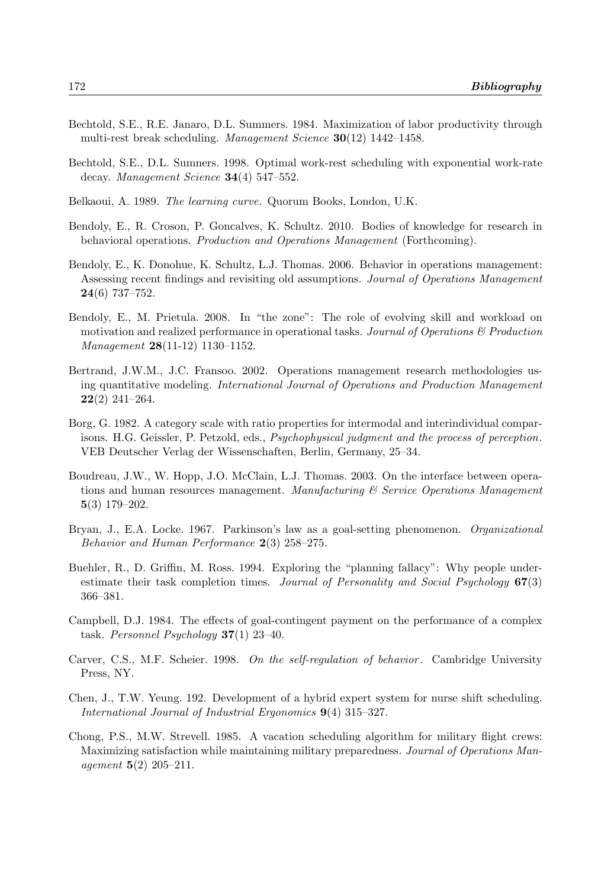Bechtold, S.E., R.E. Janaro, D.L. Summers. 1984. Maximization of labor productivity through multi-rest break scheduling. *Management Science* **30**(12) 1442–1458.

Bechtold, S.E., D.L. Sumners. 1998. Optimal work-rest scheduling with exponential work-rate decay. *Management Science* **34**(4) 547–552.

Belkaoui, A. 1989. *The learning curve*. Quorum Books, London, U.K.

Bendoly, E., R. Croson, P. Goncalves, K. Schultz. 2010. Bodies of knowledge for research in behavioral operations. *Production and Operations Management* (Forthcoming).

Bendoly, E., K. Donohue, K. Schultz, L.J. Thomas. 2006. Behavior in operations management: Assessing recent findings and revisiting old assumptions. *Journal of Operations Management* **24**(6) 737–752.

Bendoly, E., M. Prietula. 2008. In "the zone": The role of evolving skill and workload on motivation and realized performance in operational tasks. *Journal of Operations & Production Management* **28**(11-12) 1130–1152.

Bertrand, J.W.M., J.C. Fransoo. 2002. Operations management research methodologies using quantitative modeling. *International Journal of Operations and Production Management* **22**(2) 241–264.

Borg, G. 1982. A category scale with ratio properties for intermodal and interindividual comparisons. H.G. Geissler, P. Petzold, eds., *Psychophysical judgment and the process of perception*. VEB Deutscher Verlag der Wissenschaften, Berlin, Germany, 25–34.

Boudreau, J.W., W. Hopp, J.O. McClain, L.J. Thomas. 2003. On the interface between operations and human resources management. *Manufacturing & Service Operations Management* **5**(3) 179–202.

Bryan, J., E.A. Locke. 1967. Parkinson's law as a goal-setting phenomenon. *Organizational Behavior and Human Performance* **2**(3) 258–275.

Buehler, R., D. Griffin, M. Ross. 1994. Exploring the "planning fallacy": Why people underestimate their task completion times. *Journal of Personality and Social Psychology* **67**(3) 366–381.

Campbell, D.J. 1984. The effects of goal-contingent payment on the performance of a complex task. *Personnel Psychology* **37**(1) 23–40.

Carver, C.S., M.F. Scheier. 1998. *On the self-regulation of behavior*. Cambridge University Press, NY.

Chen, J., T.W. Yeung. 192. Development of a hybrid expert system for nurse shift scheduling. *International Journal of Industrial Ergonomics* **9**(4) 315–327.

Chong, P.S., M.W. Strevell. 1985. A vacation scheduling algorithm for military flight crews: Maximizing satisfaction while maintaining military preparedness. *Journal of Operations Management* **5**(2) 205–211.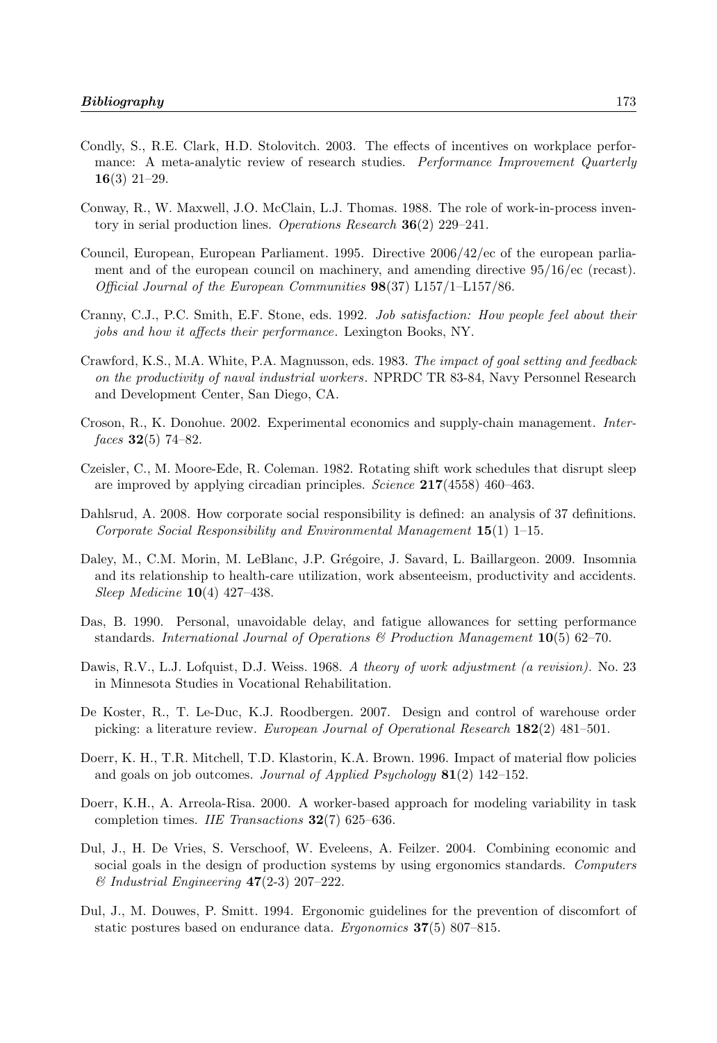Condly, S., R.E. Clark, H.D. Stolovitch. 2003. The effects of incentives on workplace performance: A meta-analytic review of research studies. *Performance Improvement Quarterly* **16**(3) 21–29.

Conway, R., W. Maxwell, J.O. McClain, L.J. Thomas. 1988. The role of work-in-process inventory in serial production lines. *Operations Research* **36**(2) 229–241.

Council, European, European Parliament. 1995. Directive 2006/42/ec of the european parliament and of the european council on machinery, and amending directive 95/16/ec (recast). *Official Journal of the European Communities* **98**(37) L157/1–L157/86.

Cranny, C.J., P.C. Smith, E.F. Stone, eds. 1992. *Job satisfaction: How people feel about their jobs and how it affects their performance*. Lexington Books, NY.

Crawford, K.S., M.A. White, P.A. Magnusson, eds. 1983. *The impact of goal setting and feedback on the productivity of naval industrial workers*. NPRDC TR 83-84, Navy Personnel Research and Development Center, San Diego, CA.

Croson, R., K. Donohue. 2002. Experimental economics and supply-chain management. *Interfaces* **32**(5) 74–82.

Czeisler, C., M. Moore-Ede, R. Coleman. 1982. Rotating shift work schedules that disrupt sleep are improved by applying circadian principles. *Science* **217**(4558) 460–463.

Dahlsrud, A. 2008. How corporate social responsibility is defined: an analysis of 37 definitions. *Corporate Social Responsibility and Environmental Management* **15**(1) 1–15.

Daley, M., C.M. Morin, M. LeBlanc, J.P. Grégoire, J. Savard, L. Baillargeon. 2009. Insomnia and its relationship to health-care utilization, work absenteeism, productivity and accidents. *Sleep Medicine* **10**(4) 427–438.

Das, B. 1990. Personal, unavoidable delay, and fatigue allowances for setting performance standards. *International Journal of Operations & Production Management* **10**(5) 62–70.

Dawis, R.V., L.J. Lofquist, D.J. Weiss. 1968. *A theory of work adjustment (a revision)*. No. 23 in Minnesota Studies in Vocational Rehabilitation.

De Koster, R., T. Le-Duc, K.J. Roodbergen. 2007. Design and control of warehouse order picking: a literature review. *European Journal of Operational Research* **182**(2) 481–501.

Doerr, K. H., T.R. Mitchell, T.D. Klastorin, K.A. Brown. 1996. Impact of material flow policies and goals on job outcomes. *Journal of Applied Psychology* **81**(2) 142–152.

Doerr, K.H., A. Arreola-Risa. 2000. A worker-based approach for modeling variability in task completion times. *IIE Transactions* **32**(7) 625–636.

Dul, J., H. De Vries, S. Verschoof, W. Eveleens, A. Feilzer. 2004. Combining economic and social goals in the design of production systems by using ergonomics standards. *Computers & Industrial Engineering* **47**(2-3) 207–222.

Dul, J., M. Douwes, P. Smitt. 1994. Ergonomic guidelines for the prevention of discomfort of static postures based on endurance data. *Ergonomics* **37**(5) 807–815.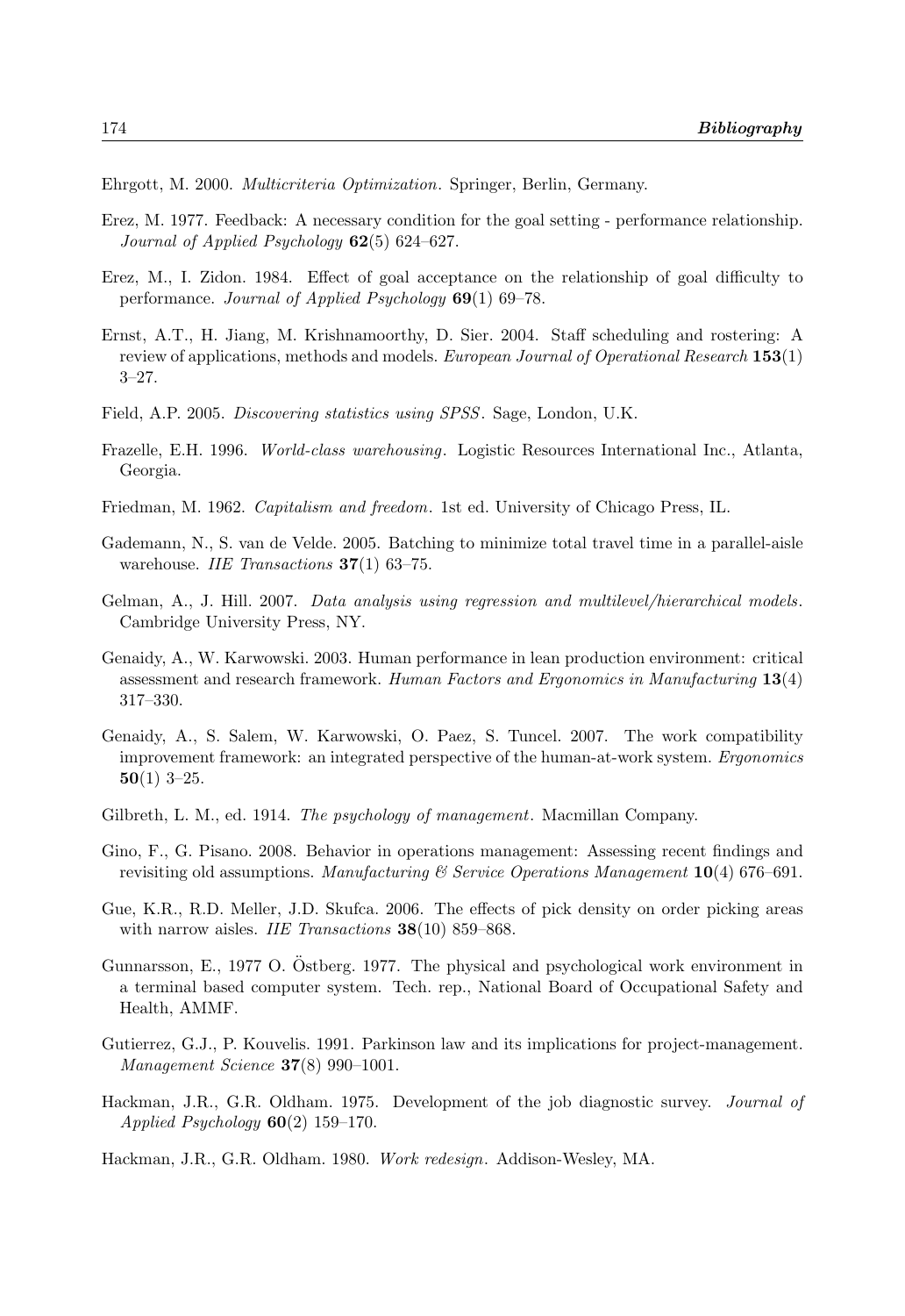Ehrgott, M. 2000. *Multicriteria Optimization*. Springer, Berlin, Germany.

Erez, M. 1977. Feedback: A necessary condition for the goal setting - performance relationship. *Journal of Applied Psychology* **62**(5) 624–627.

Erez, M., I. Zidon. 1984. Effect of goal acceptance on the relationship of goal difficulty to performance. *Journal of Applied Psychology* **69**(1) 69–78.

Ernst, A.T., H. Jiang, M. Krishnamoorthy, D. Sier. 2004. Staff scheduling and rostering: A review of applications, methods and models. *European Journal of Operational Research* **153**(1) 3–27.

Field, A.P. 2005. *Discovering statistics using SPSS*. Sage, London, U.K.

Frazelle, E.H. 1996. *World-class warehousing*. Logistic Resources International Inc., Atlanta, Georgia.

Friedman, M. 1962. *Capitalism and freedom*. 1st ed. University of Chicago Press, IL.

Gademann, N., S. van de Velde. 2005. Batching to minimize total travel time in a parallel-aisle warehouse. *IIE Transactions* **37**(1) 63–75.

Gelman, A., J. Hill. 2007. *Data analysis using regression and multilevel/hierarchical models*. Cambridge University Press, NY.

Genaidy, A., W. Karwowski. 2003. Human performance in lean production environment: critical assessment and research framework. *Human Factors and Ergonomics in Manufacturing* **13**(4) 317–330.

Genaidy, A., S. Salem, W. Karwowski, O. Paez, S. Tuncel. 2007. The work compatibility improvement framework: an integrated perspective of the human-at-work system. *Ergonomics* **50**(1) 3–25.

Gilbreth, L. M., ed. 1914. *The psychology of management*. Macmillan Company.

Gino, F., G. Pisano. 2008. Behavior in operations management: Assessing recent findings and revisiting old assumptions. *Manufacturing & Service Operations Management* **10**(4) 676–691.

Gue, K.R., R.D. Meller, J.D. Skufca. 2006. The effects of pick density on order picking areas with narrow aisles. *IIE Transactions* **38**(10) 859–868.

Gunnarsson, E., 1977 O. Östberg. 1977. The physical and psychological work environment in a terminal based computer system. Tech. rep., National Board of Occupational Safety and Health, AMMF.

Gutierrez, G.J., P. Kouvelis. 1991. Parkinson law and its implications for project-management. *Management Science* **37**(8) 990–1001.

Hackman, J.R., G.R. Oldham. 1975. Development of the job diagnostic survey. *Journal of Applied Psychology* **60**(2) 159–170.

Hackman, J.R., G.R. Oldham. 1980. *Work redesign*. Addison-Wesley, MA.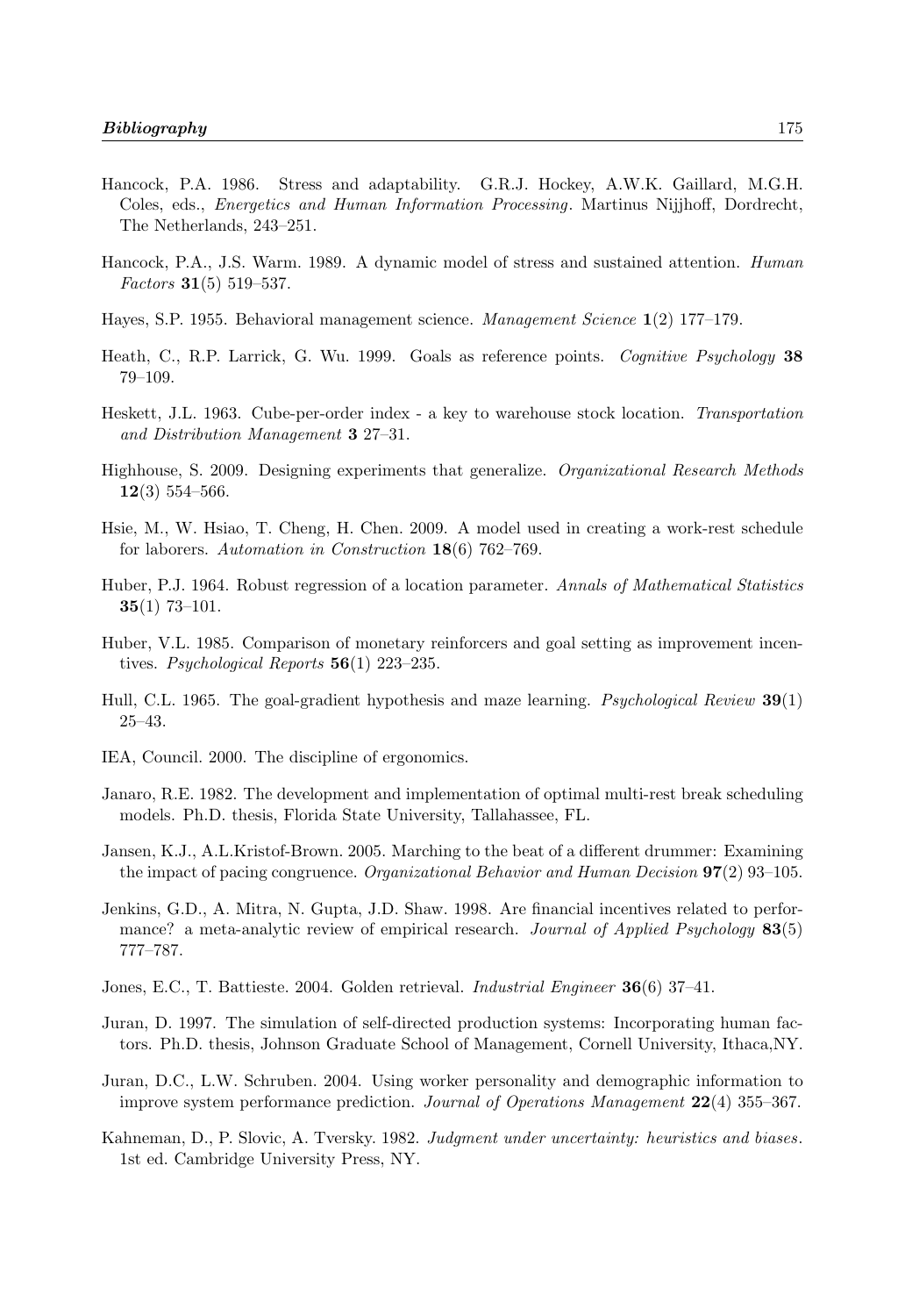Hancock, P.A. 1986. Stress and adaptability. G.R.J. Hockey, A.W.K. Gaillard, M.G.H. Coles, eds., *Energetics and Human Information Processing*. Martinus Nijjhoff, Dordrecht, The Netherlands, 243–251.

Hancock, P.A., J.S. Warm. 1989. A dynamic model of stress and sustained attention. *Human Factors* **31**(5) 519–537.

Hayes, S.P. 1955. Behavioral management science. *Management Science* **1**(2) 177–179.

Heath, C., R.P. Larrick, G. Wu. 1999. Goals as reference points. *Cognitive Psychology* **38** 79–109.

Heskett, J.L. 1963. Cube-per-order index - a key to warehouse stock location. *Transportation and Distribution Management* **3** 27–31.

Highhouse, S. 2009. Designing experiments that generalize. *Organizational Research Methods* **12**(3) 554–566.

Hsie, M., W. Hsiao, T. Cheng, H. Chen. 2009. A model used in creating a work-rest schedule for laborers. *Automation in Construction* **18**(6) 762–769.

Huber, P.J. 1964. Robust regression of a location parameter. *Annals of Mathematical Statistics* **35**(1) 73–101.

Huber, V.L. 1985. Comparison of monetary reinforcers and goal setting as improvement incentives. *Psychological Reports* **56**(1) 223–235.

Hull, C.L. 1965. The goal-gradient hypothesis and maze learning. *Psychological Review* **39**(1) 25–43.

IEA, Council. 2000. The discipline of ergonomics.

Janaro, R.E. 1982. The development and implementation of optimal multi-rest break scheduling models. Ph.D. thesis, Florida State University, Tallahassee, FL.

Jansen, K.J., A.L.Kristof-Brown. 2005. Marching to the beat of a different drummer: Examining the impact of pacing congruence. *Organizational Behavior and Human Decision* **97**(2) 93–105.

Jenkins, G.D., A. Mitra, N. Gupta, J.D. Shaw. 1998. Are financial incentives related to performance? a meta-analytic review of empirical research. *Journal of Applied Psychology* **83**(5) 777–787.

Jones, E.C., T. Battieste. 2004. Golden retrieval. *Industrial Engineer* **36**(6) 37–41.

Juran, D. 1997. The simulation of self-directed production systems: Incorporating human factors. Ph.D. thesis, Johnson Graduate School of Management, Cornell University, Ithaca,NY.

Juran, D.C., L.W. Schruben. 2004. Using worker personality and demographic information to improve system performance prediction. *Journal of Operations Management* **22**(4) 355–367.

Kahneman, D., P. Slovic, A. Tversky. 1982. *Judgment under uncertainty: heuristics and biases*. 1st ed. Cambridge University Press, NY.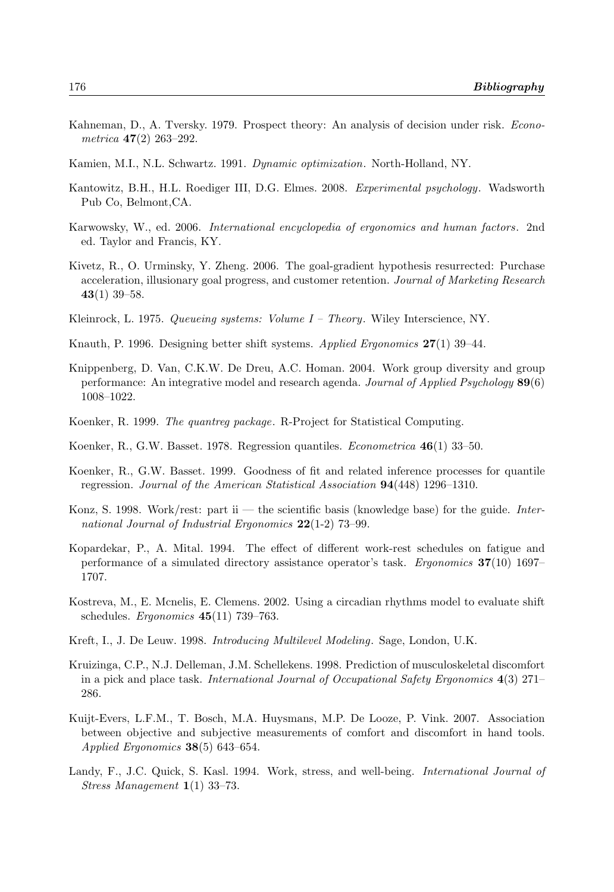Kahneman, D., A. Tversky. 1979. Prospect theory: An analysis of decision under risk. *Econometrica* **47**(2) 263–292.

Kamien, M.I., N.L. Schwartz. 1991. *Dynamic optimization*. North-Holland, NY.

Kantowitz, B.H., H.L. Roediger III, D.G. Elmes. 2008. *Experimental psychology*. Wadsworth Pub Co, Belmont,CA.

Karwowsky, W., ed. 2006. *International encyclopedia of ergonomics and human factors*. 2nd ed. Taylor and Francis, KY.

Kivetz, R., O. Urminsky, Y. Zheng. 2006. The goal-gradient hypothesis resurrected: Purchase acceleration, illusionary goal progress, and customer retention. *Journal of Marketing Research* **43**(1) 39–58.

Kleinrock, L. 1975. *Queueing systems: Volume I – Theory*. Wiley Interscience, NY.

Knauth, P. 1996. Designing better shift systems. *Applied Ergonomics* **27**(1) 39–44.

Knippenberg, D. Van, C.K.W. De Dreu, A.C. Homan. 2004. Work group diversity and group performance: An integrative model and research agenda. *Journal of Applied Psychology* **89**(6) 1008–1022.

Koenker, R. 1999. *The quantreg package*. R-Project for Statistical Computing.

Koenker, R., G.W. Basset. 1978. Regression quantiles. *Econometrica* **46**(1) 33–50.

Koenker, R., G.W. Basset. 1999. Goodness of fit and related inference processes for quantile regression. *Journal of the American Statistical Association* **94**(448) 1296–1310.

Konz, S. 1998. Work/rest: part ii — the scientific basis (knowledge base) for the guide. *International Journal of Industrial Ergonomics* **22**(1-2) 73–99.

Kopardekar, P., A. Mital. 1994. The effect of different work-rest schedules on fatigue and performance of a simulated directory assistance operator's task. *Ergonomics* **37**(10) 1697–1707.

Kostreva, M., E. Mcnelis, E. Clemens. 2002. Using a circadian rhythms model to evaluate shift schedules. *Ergonomics* **45**(11) 739–763.

Kreft, I., J. De Leuw. 1998. *Introducing Multilevel Modeling*. Sage, London, U.K.

Kruizinga, C.P., N.J. Delleman, J.M. Schellekens. 1998. Prediction of musculoskeletal discomfort in a pick and place task. *International Journal of Occupational Safety Ergonomics* **4**(3) 271–286.

Kuijt-Evers, L.F.M., T. Bosch, M.A. Huysmans, M.P. De Looze, P. Vink. 2007. Association between objective and subjective measurements of comfort and discomfort in hand tools. *Applied Ergonomics* **38**(5) 643–654.

Landy, F., J.C. Quick, S. Kasl. 1994. Work, stress, and well-being. *International Journal of Stress Management* **1**(1) 33–73.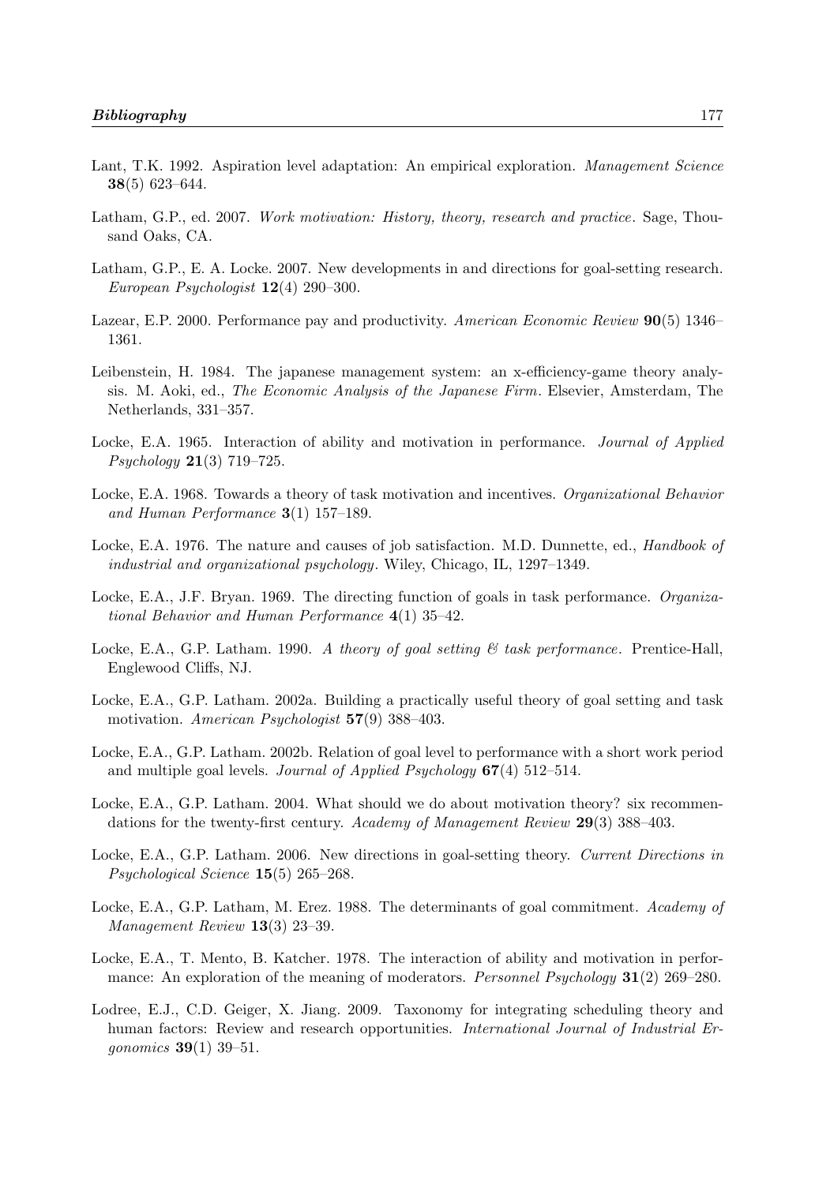Lant, T.K. 1992. Aspiration level adaptation: An empirical exploration. *Management Science* **38**(5) 623–644.

Latham, G.P., ed. 2007. *Work motivation: History, theory, research and practice*. Sage, Thousand Oaks, CA.

Latham, G.P., E. A. Locke. 2007. New developments in and directions for goal-setting research. *European Psychologist* **12**(4) 290–300.

Lazear, E.P. 2000. Performance pay and productivity. *American Economic Review* **90**(5) 1346–1361.

Leibenstein, H. 1984. The japanese management system: an x-efficiency-game theory analysis. M. Aoki, ed., *The Economic Analysis of the Japanese Firm*. Elsevier, Amsterdam, The Netherlands, 331–357.

Locke, E.A. 1965. Interaction of ability and motivation in performance. *Journal of Applied Psychology* **21**(3) 719–725.

Locke, E.A. 1968. Towards a theory of task motivation and incentives. *Organizational Behavior and Human Performance* **3**(1) 157–189.

Locke, E.A. 1976. The nature and causes of job satisfaction. M.D. Dunnette, ed., *Handbook of industrial and organizational psychology*. Wiley, Chicago, IL, 1297–1349.

Locke, E.A., J.F. Bryan. 1969. The directing function of goals in task performance. *Organizational Behavior and Human Performance* **4**(1) 35–42.

Locke, E.A., G.P. Latham. 1990. *A theory of goal setting & task performance*. Prentice-Hall, Englewood Cliffs, NJ.

Locke, E.A., G.P. Latham. 2002a. Building a practically useful theory of goal setting and task motivation. *American Psychologist* **57**(9) 388–403.

Locke, E.A., G.P. Latham. 2002b. Relation of goal level to performance with a short work period and multiple goal levels. *Journal of Applied Psychology* **67**(4) 512–514.

Locke, E.A., G.P. Latham. 2004. What should we do about motivation theory? six recommendations for the twenty-first century. *Academy of Management Review* **29**(3) 388–403.

Locke, E.A., G.P. Latham. 2006. New directions in goal-setting theory. *Current Directions in Psychological Science* **15**(5) 265–268.

Locke, E.A., G.P. Latham, M. Erez. 1988. The determinants of goal commitment. *Academy of Management Review* **13**(3) 23–39.

Locke, E.A., T. Mento, B. Katcher. 1978. The interaction of ability and motivation in performance: An exploration of the meaning of moderators. *Personnel Psychology* **31**(2) 269–280.

Lodree, E.J., C.D. Geiger, X. Jiang. 2009. Taxonomy for integrating scheduling theory and human factors: Review and research opportunities. *International Journal of Industrial Ergonomics* **39**(1) 39–51.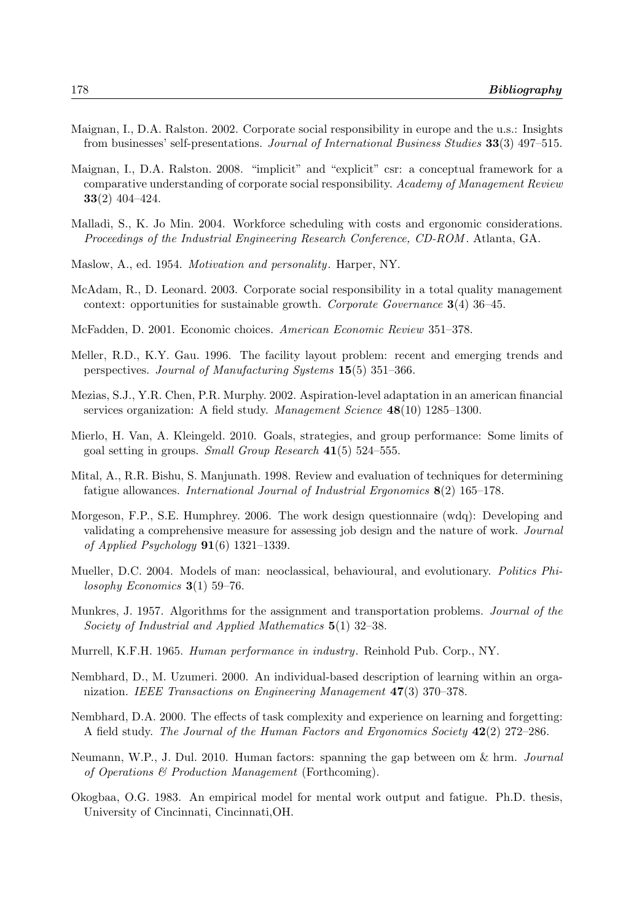Maignan, I., D.A. Ralston. 2002. Corporate social responsibility in europe and the u.s.: Insights from businesses' self-presentations. *Journal of International Business Studies* **33**(3) 497–515.

Maignan, I., D.A. Ralston. 2008. "implicit" and "explicit" csr: a conceptual framework for a comparative understanding of corporate social responsibility. *Academy of Management Review* **33**(2) 404–424.

Malladi, S., K. Jo Min. 2004. Workforce scheduling with costs and ergonomic considerations. *Proceedings of the Industrial Engineering Research Conference, CD-ROM*. Atlanta, GA.

Maslow, A., ed. 1954. *Motivation and personality*. Harper, NY.

McAdam, R., D. Leonard. 2003. Corporate social responsibility in a total quality management context: opportunities for sustainable growth. *Corporate Governance* **3**(4) 36–45.

McFadden, D. 2001. Economic choices. *American Economic Review* 351–378.

Meller, R.D., K.Y. Gau. 1996. The facility layout problem: recent and emerging trends and perspectives. *Journal of Manufacturing Systems* **15**(5) 351–366.

Mezias, S.J., Y.R. Chen, P.R. Murphy. 2002. Aspiration-level adaptation in an american financial services organization: A field study. *Management Science* **48**(10) 1285–1300.

Mierlo, H. Van, A. Kleingeld. 2010. Goals, strategies, and group performance: Some limits of goal setting in groups. *Small Group Research* **41**(5) 524–555.

Mital, A., R.R. Bishu, S. Manjunath. 1998. Review and evaluation of techniques for determining fatigue allowances. *International Journal of Industrial Ergonomics* **8**(2) 165–178.

Morgeson, F.P., S.E. Humphrey. 2006. The work design questionnaire (wdq): Developing and validating a comprehensive measure for assessing job design and the nature of work. *Journal of Applied Psychology* **91**(6) 1321–1339.

Mueller, D.C. 2004. Models of man: neoclassical, behavioural, and evolutionary. *Politics Philosophy Economics* **3**(1) 59–76.

Munkres, J. 1957. Algorithms for the assignment and transportation problems. *Journal of the Society of Industrial and Applied Mathematics* **5**(1) 32–38.

Murrell, K.F.H. 1965. *Human performance in industry*. Reinhold Pub. Corp., NY.

Nembhard, D., M. Uzumeri. 2000. An individual-based description of learning within an organization. *IEEE Transactions on Engineering Management* **47**(3) 370–378.

Nembhard, D.A. 2000. The effects of task complexity and experience on learning and forgetting: A field study. *The Journal of the Human Factors and Ergonomics Society* **42**(2) 272–286.

Neumann, W.P., J. Dul. 2010. Human factors: spanning the gap between om & hrm. *Journal of Operations & Production Management* (Forthcoming).

Okogbaa, O.G. 1983. An empirical model for mental work output and fatigue. Ph.D. thesis, University of Cincinnati, Cincinnati,OH.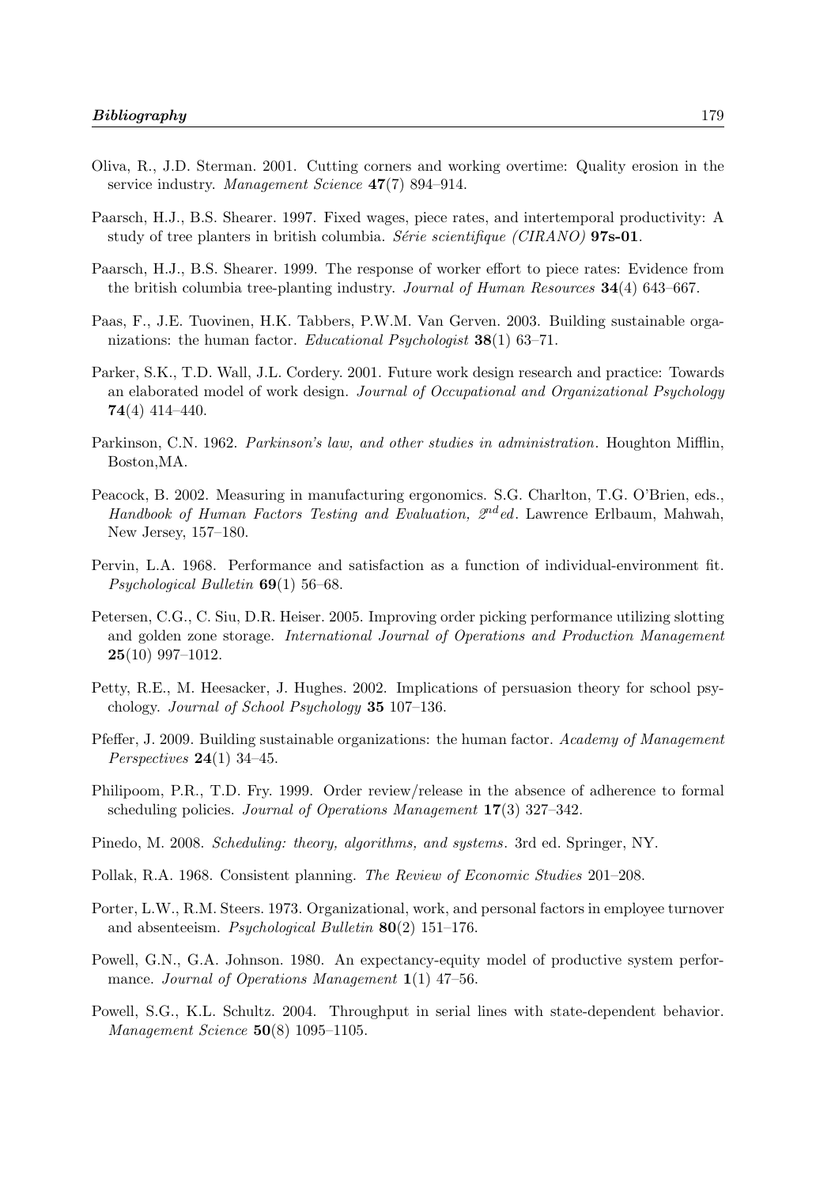Oliva, R., J.D. Sterman. 2001. Cutting corners and working overtime: Quality erosion in the service industry. *Management Science* **47**(7) 894–914.

Paarsch, H.J., B.S. Shearer. 1997. Fixed wages, piece rates, and intertemporal productivity: A study of tree planters in british columbia. *Série scientifique (CIRANO)* **97s-01**.

Paarsch, H.J., B.S. Shearer. 1999. The response of worker effort to piece rates: Evidence from the british columbia tree-planting industry. *Journal of Human Resources* **34**(4) 643–667.

Paas, F., J.E. Tuovinen, H.K. Tabbers, P.W.M. Van Gerven. 2003. Building sustainable organizations: the human factor. *Educational Psychologist* **38**(1) 63–71.

Parker, S.K., T.D. Wall, J.L. Cordery. 2001. Future work design research and practice: Towards an elaborated model of work design. *Journal of Occupational and Organizational Psychology* **74**(4) 414–440.

Parkinson, C.N. 1962. *Parkinson's law, and other studies in administration*. Houghton Mifflin, Boston,MA.

Peacock, B. 2002. Measuring in manufacturing ergonomics. S.G. Charlton, T.G. O'Brien, eds., *Handbook of Human Factors Testing and Evaluation, $2^{nd}$ed*. Lawrence Erlbaum, Mahwah, New Jersey, 157–180.

Pervin, L.A. 1968. Performance and satisfaction as a function of individual-environment fit. *Psychological Bulletin* **69**(1) 56–68.

Petersen, C.G., C. Siu, D.R. Heiser. 2005. Improving order picking performance utilizing slotting and golden zone storage. *International Journal of Operations and Production Management* **25**(10) 997–1012.

Petty, R.E., M. Heesacker, J. Hughes. 2002. Implications of persuasion theory for school psychology. *Journal of School Psychology* **35** 107–136.

Pfeffer, J. 2009. Building sustainable organizations: the human factor. *Academy of Management Perspectives* **24**(1) 34–45.

Philipoom, P.R., T.D. Fry. 1999. Order review/release in the absence of adherence to formal scheduling policies. *Journal of Operations Management* **17**(3) 327–342.

Pinedo, M. 2008. *Scheduling: theory, algorithms, and systems*. 3rd ed. Springer, NY.

Pollak, R.A. 1968. Consistent planning. *The Review of Economic Studies* 201–208.

Porter, L.W., R.M. Steers. 1973. Organizational, work, and personal factors in employee turnover and absenteeism. *Psychological Bulletin* **80**(2) 151–176.

Powell, G.N., G.A. Johnson. 1980. An expectancy-equity model of productive system performance. *Journal of Operations Management* **1**(1) 47–56.

Powell, S.G., K.L. Schultz. 2004. Throughput in serial lines with state-dependent behavior. *Management Science* **50**(8) 1095–1105.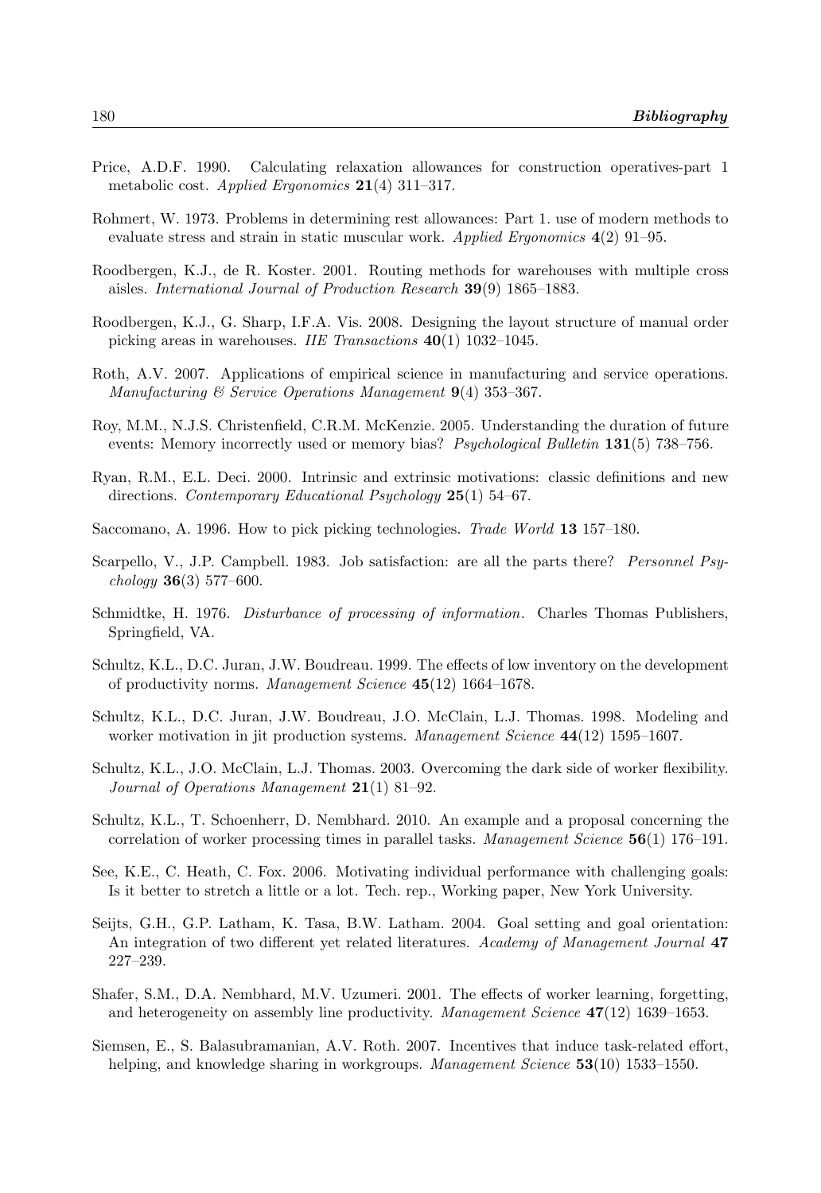Price, A.D.F. 1990. Calculating relaxation allowances for construction operatives-part 1 metabolic cost. *Applied Ergonomics* **21**(4) 311–317.

Rohmert, W. 1973. Problems in determining rest allowances: Part 1. use of modern methods to evaluate stress and strain in static muscular work. *Applied Ergonomics* **4**(2) 91–95.

Roodbergen, K.J., de R. Koster. 2001. Routing methods for warehouses with multiple cross aisles. *International Journal of Production Research* **39**(9) 1865–1883.

Roodbergen, K.J., G. Sharp, I.F.A. Vis. 2008. Designing the layout structure of manual order picking areas in warehouses. *IIE Transactions* **40**(1) 1032–1045.

Roth, A.V. 2007. Applications of empirical science in manufacturing and service operations. *Manufacturing & Service Operations Management* **9**(4) 353–367.

Roy, M.M., N.J.S. Christenfield, C.R.M. McKenzie. 2005. Understanding the duration of future events: Memory incorrectly used or memory bias? *Psychological Bulletin* **131**(5) 738–756.

Ryan, R.M., E.L. Deci. 2000. Intrinsic and extrinsic motivations: classic definitions and new directions. *Contemporary Educational Psychology* **25**(1) 54–67.

Saccomano, A. 1996. How to pick picking technologies. *Trade World* **13** 157–180.

Scarpello, V., J.P. Campbell. 1983. Job satisfaction: are all the parts there? *Personnel Psychology* **36**(3) 577–600.

Schmidtke, H. 1976. *Disturbance of processing of information*. Charles Thomas Publishers, Springfield, VA.

Schultz, K.L., D.C. Juran, J.W. Boudreau. 1999. The effects of low inventory on the development of productivity norms. *Management Science* **45**(12) 1664–1678.

Schultz, K.L., D.C. Juran, J.W. Boudreau, J.O. McClain, L.J. Thomas. 1998. Modeling and worker motivation in jit production systems. *Management Science* **44**(12) 1595–1607.

Schultz, K.L., J.O. McClain, L.J. Thomas. 2003. Overcoming the dark side of worker flexibility. *Journal of Operations Management* **21**(1) 81–92.

Schultz, K.L., T. Schoenherr, D. Nembhard. 2010. An example and a proposal concerning the correlation of worker processing times in parallel tasks. *Management Science* **56**(1) 176–191.

See, K.E., C. Heath, C. Fox. 2006. Motivating individual performance with challenging goals: Is it better to stretch a little or a lot. Tech. rep., Working paper, New York University.

Seijts, G.H., G.P. Latham, K. Tasa, B.W. Latham. 2004. Goal setting and goal orientation: An integration of two different yet related literatures. *Academy of Management Journal* **47** 227–239.

Shafer, S.M., D.A. Nembhard, M.V. Uzumeri. 2001. The effects of worker learning, forgetting, and heterogeneity on assembly line productivity. *Management Science* **47**(12) 1639–1653.

Siemsen, E., S. Balasubramanian, A.V. Roth. 2007. Incentives that induce task-related effort, helping, and knowledge sharing in workgroups. *Management Science* **53**(10) 1533–1550.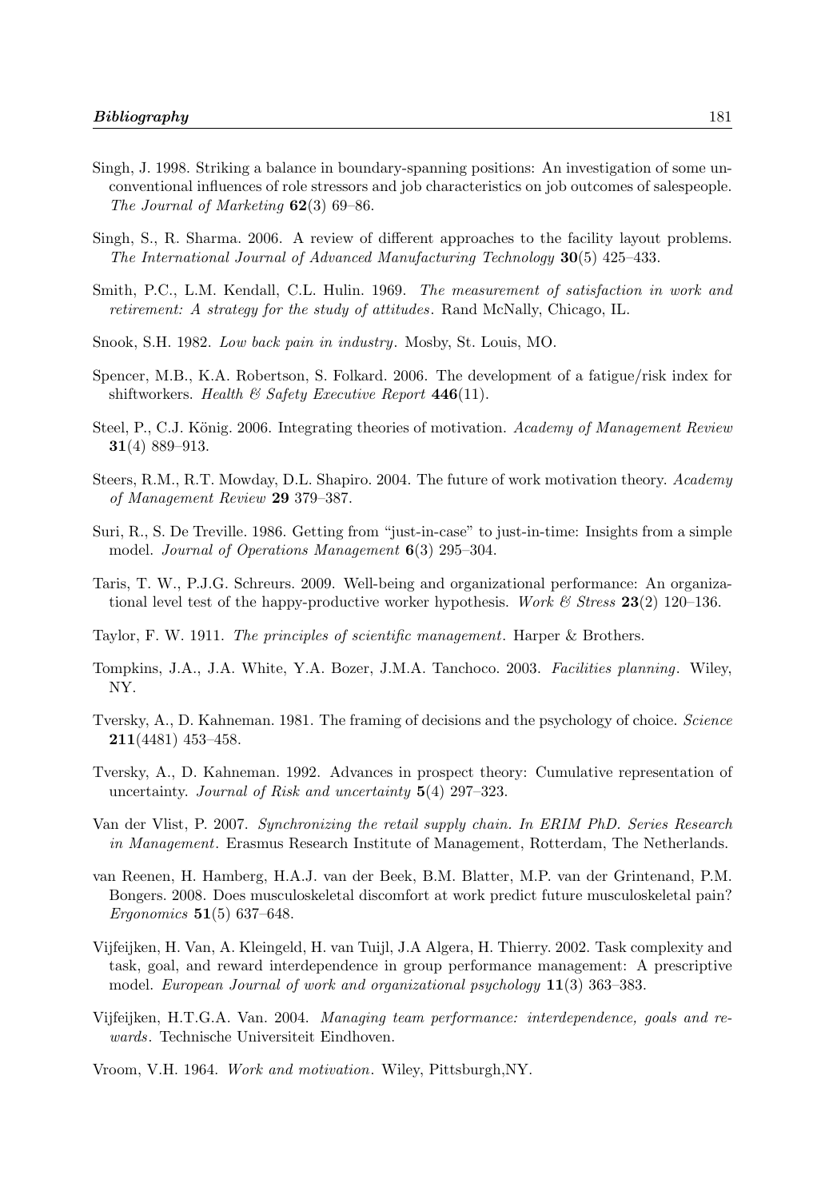Singh, J. 1998. Striking a balance in boundary-spanning positions: An investigation of some unconventional influences of role stressors and job characteristics on job outcomes of salespeople. *The Journal of Marketing* **62**(3) 69–86.

Singh, S., R. Sharma. 2006. A review of different approaches to the facility layout problems. *The International Journal of Advanced Manufacturing Technology* **30**(5) 425–433.

Smith, P.C., L.M. Kendall, C.L. Hulin. 1969. *The measurement of satisfaction in work and retirement: A strategy for the study of attitudes*. Rand McNally, Chicago, IL.

Snook, S.H. 1982. *Low back pain in industry*. Mosby, St. Louis, MO.

Spencer, M.B., K.A. Robertson, S. Folkard. 2006. The development of a fatigue/risk index for shiftworkers. *Health & Safety Executive Report* **446**(11).

Steel, P., C.J. König. 2006. Integrating theories of motivation. *Academy of Management Review* **31**(4) 889–913.

Steers, R.M., R.T. Mowday, D.L. Shapiro. 2004. The future of work motivation theory. *Academy of Management Review* **29** 379–387.

Suri, R., S. De Treville. 1986. Getting from "just-in-case" to just-in-time: Insights from a simple model. *Journal of Operations Management* **6**(3) 295–304.

Taris, T. W., P.J.G. Schreurs. 2009. Well-being and organizational performance: An organizational level test of the happy-productive worker hypothesis. *Work & Stress* **23**(2) 120–136.

Taylor, F. W. 1911. *The principles of scientific management*. Harper & Brothers.

Tompkins, J.A., J.A. White, Y.A. Bozer, J.M.A. Tanchoco. 2003. *Facilities planning*. Wiley, NY.

Tversky, A., D. Kahneman. 1981. The framing of decisions and the psychology of choice. *Science* **211**(4481) 453–458.

Tversky, A., D. Kahneman. 1992. Advances in prospect theory: Cumulative representation of uncertainty. *Journal of Risk and uncertainty* **5**(4) 297–323.

Van der Vlist, P. 2007. *Synchronizing the retail supply chain. In ERIM PhD. Series Research in Management*. Erasmus Research Institute of Management, Rotterdam, The Netherlands.

van Reenen, H. Hamberg, H.A.J. van der Beek, B.M. Blatter, M.P. van der Grintenand, P.M. Bongers. 2008. Does musculoskeletal discomfort at work predict future musculoskeletal pain? *Ergonomics* **51**(5) 637–648.

Vijfeijken, H. Van, A. Kleingeld, H. van Tuijl, J.A Algera, H. Thierry. 2002. Task complexity and task, goal, and reward interdependence in group performance management: A prescriptive model. *European Journal of work and organizational psychology* **11**(3) 363–383.

Vijfeijken, H.T.G.A. Van. 2004. *Managing team performance: interdependence, goals and rewards*. Technische Universiteit Eindhoven.

Vroom, V.H. 1964. *Work and motivation*. Wiley, Pittsburgh,NY.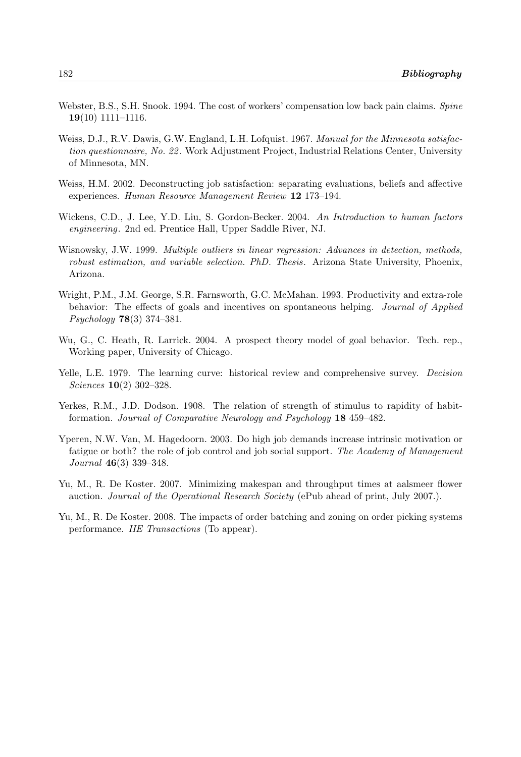Webster, B.S., S.H. Snook. 1994. The cost of workers' compensation low back pain claims. *Spine* **19**(10) 1111–1116.

Weiss, D.J., R.V. Dawis, G.W. England, L.H. Lofquist. 1967. *Manual for the Minnesota satisfaction questionnaire, No. 22*. Work Adjustment Project, Industrial Relations Center, University of Minnesota, MN.

Weiss, H.M. 2002. Deconstructing job satisfaction: separating evaluations, beliefs and affective experiences. *Human Resource Management Review* **12** 173–194.

Wickens, C.D., J. Lee, Y.D. Liu, S. Gordon-Becker. 2004. *An Introduction to human factors engineering*. 2nd ed. Prentice Hall, Upper Saddle River, NJ.

Wisnowsky, J.W. 1999. *Multiple outliers in linear regression: Advances in detection, methods, robust estimation, and variable selection. PhD. Thesis*. Arizona State University, Phoenix, Arizona.

Wright, P.M., J.M. George, S.R. Farnsworth, G.C. McMahan. 1993. Productivity and extra-role behavior: The effects of goals and incentives on spontaneous helping. *Journal of Applied Psychology* **78**(3) 374–381.

Wu, G., C. Heath, R. Larrick. 2004. A prospect theory model of goal behavior. Tech. rep., Working paper, University of Chicago.

Yelle, L.E. 1979. The learning curve: historical review and comprehensive survey. *Decision Sciences* **10**(2) 302–328.

Yerkes, R.M., J.D. Dodson. 1908. The relation of strength of stimulus to rapidity of habit-formation. *Journal of Comparative Neurology and Psychology* **18** 459–482.

Yperen, N.W. Van, M. Hagedoorn. 2003. Do high job demands increase intrinsic motivation or fatigue or both? the role of job control and job social support. *The Academy of Management Journal* **46**(3) 339–348.

Yu, M., R. De Koster. 2007. Minimizing makespan and throughput times at aalsmeer flower auction. *Journal of the Operational Research Society* (ePub ahead of print, July 2007.).

Yu, M., R. De Koster. 2008. The impacts of order batching and zoning on order picking systems performance. *IIE Transactions* (To appear).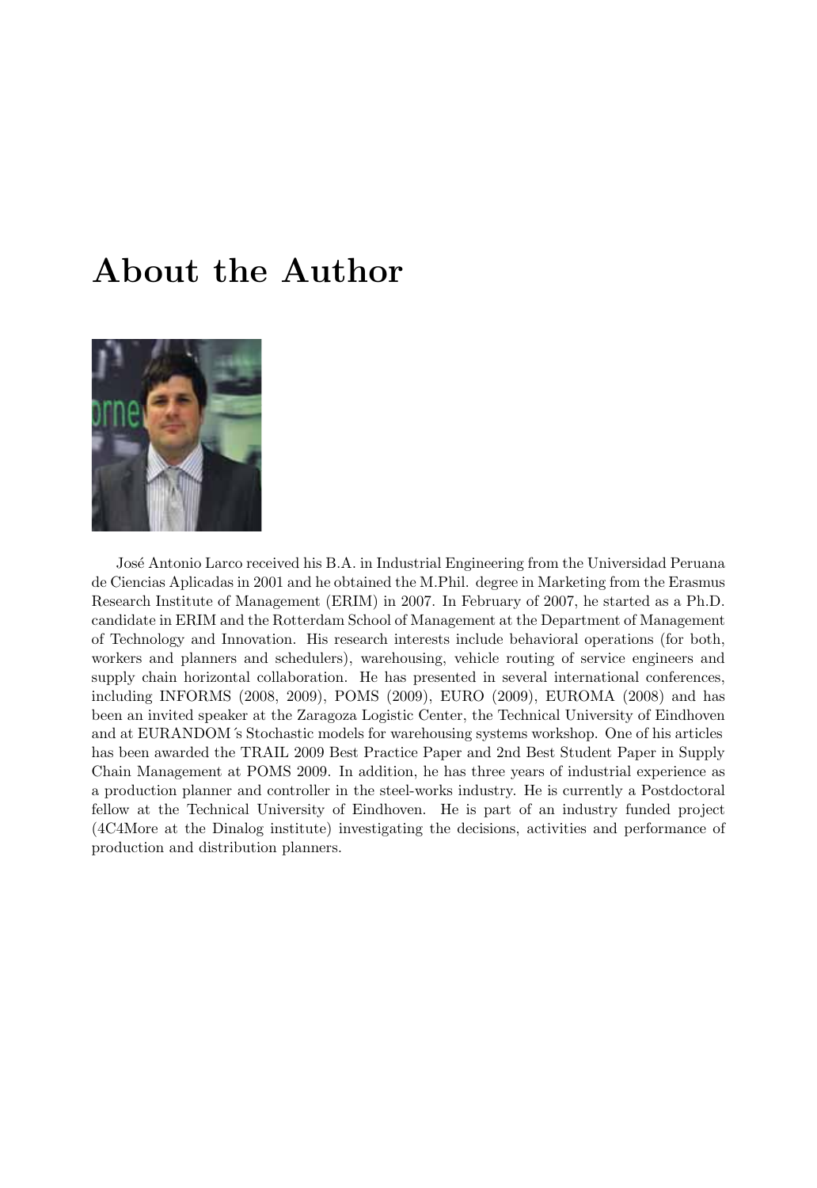# About the Author

José Antonio Larco received his B.A. in Industrial Engineering from the Universidad Peruana de Ciencias Aplicadas in 2001 and he obtained the M.Phil. degree in Marketing from the Erasmus Research Institute of Management (ERIM) in 2007. In February of 2007, he started as a Ph.D. candidate in ERIM and the Rotterdam School of Management at the Department of Management of Technology and Innovation. His research interests include behavioral operations (for both, workers and planners and schedulers), warehousing, vehicle routing of service engineers and supply chain horizontal collaboration. He has presented in several international conferences, including INFORMS (2008, 2009), POMS (2009), EURO (2009), EUROMA (2008) and has been an invited speaker at the Zaragoza Logistic Center, the Technical University of Eindhoven and at EURANDOM´s Stochastic models for warehousing systems workshop. One of his articles has been awarded the TRAIL 2009 Best Practice Paper and 2nd Best Student Paper in Supply Chain Management at POMS 2009. In addition, he has three years of industrial experience as a production planner and controller in the steel-works industry. He is currently a Postdoctoral fellow at the Technical University of Eindhoven. He is part of an industry funded project (4C4More at the Dinalog institute) investigating the decisions, activities and performance of production and distribution planners.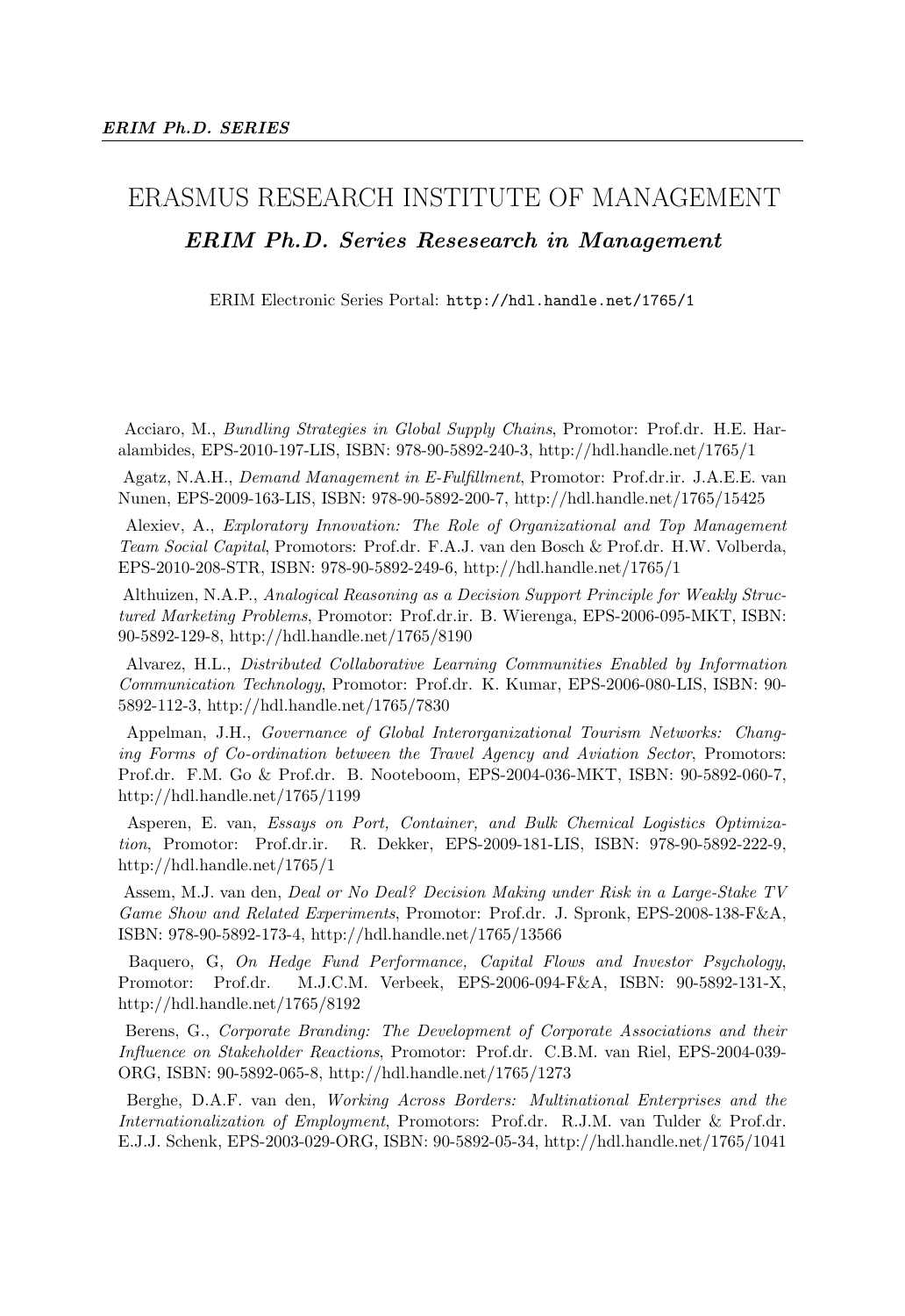# ERASMUS RESEARCH INSTITUTE OF MANAGEMENT

## *ERIM Ph.D. Series Resesearch in Management*

ERIM Electronic Series Portal: http://hdl.handle.net/1765/1

Acciaro, M., *Bundling Strategies in Global Supply Chains*, Promotor: Prof.dr. H.E. Haralambides, EPS-2010-197-LIS, ISBN: 978-90-5892-240-3, http://hdl.handle.net/1765/1

Agatz, N.A.H., *Demand Management in E-Fulfillment*, Promotor: Prof.dr.ir. J.A.E.E. van Nunen, EPS-2009-163-LIS, ISBN: 978-90-5892-200-7, http://hdl.handle.net/1765/15425

Alexiev, A., *Exploratory Innovation: The Role of Organizational and Top Management Team Social Capital*, Promotors: Prof.dr. F.A.J. van den Bosch & Prof.dr. H.W. Volberda, EPS-2010-208-STR, ISBN: 978-90-5892-249-6, http://hdl.handle.net/1765/1

Althuizen, N.A.P., *Analogical Reasoning as a Decision Support Principle for Weakly Structured Marketing Problems*, Promotor: Prof.dr.ir. B. Wierenga, EPS-2006-095-MKT, ISBN: 90-5892-129-8, http://hdl.handle.net/1765/8190

Alvarez, H.L., *Distributed Collaborative Learning Communities Enabled by Information Communication Technology*, Promotor: Prof.dr. K. Kumar, EPS-2006-080-LIS, ISBN: 90-5892-112-3, http://hdl.handle.net/1765/7830

Appelman, J.H., *Governance of Global Interorganizational Tourism Networks: Changing Forms of Co-ordination between the Travel Agency and Aviation Sector*, Promotors: Prof.dr. F.M. Go & Prof.dr. B. Nooteboom, EPS-2004-036-MKT, ISBN: 90-5892-060-7, http://hdl.handle.net/1765/1199

Asperen, E. van, *Essays on Port, Container, and Bulk Chemical Logistics Optimization*, Promotor: Prof.dr.ir. R. Dekker, EPS-2009-181-LIS, ISBN: 978-90-5892-222-9, http://hdl.handle.net/1765/1

Assem, M.J. van den, *Deal or No Deal? Decision Making under Risk in a Large-Stake TV Game Show and Related Experiments*, Promotor: Prof.dr. J. Spronk, EPS-2008-138-F&A, ISBN: 978-90-5892-173-4, http://hdl.handle.net/1765/13566

Baquero, G, *On Hedge Fund Performance, Capital Flows and Investor Psychology*, Promotor: Prof.dr. M.J.C.M. Verbeek, EPS-2006-094-F&A, ISBN: 90-5892-131-X, http://hdl.handle.net/1765/8192

Berens, G., *Corporate Branding: The Development of Corporate Associations and their Influence on Stakeholder Reactions*, Promotor: Prof.dr. C.B.M. van Riel, EPS-2004-039-ORG, ISBN: 90-5892-065-8, http://hdl.handle.net/1765/1273

Berghe, D.A.F. van den, *Working Across Borders: Multinational Enterprises and the Internationalization of Employment*, Promotors: Prof.dr. R.J.M. van Tulder & Prof.dr. E.J.J. Schenk, EPS-2003-029-ORG, ISBN: 90-5892-05-34, http://hdl.handle.net/1765/1041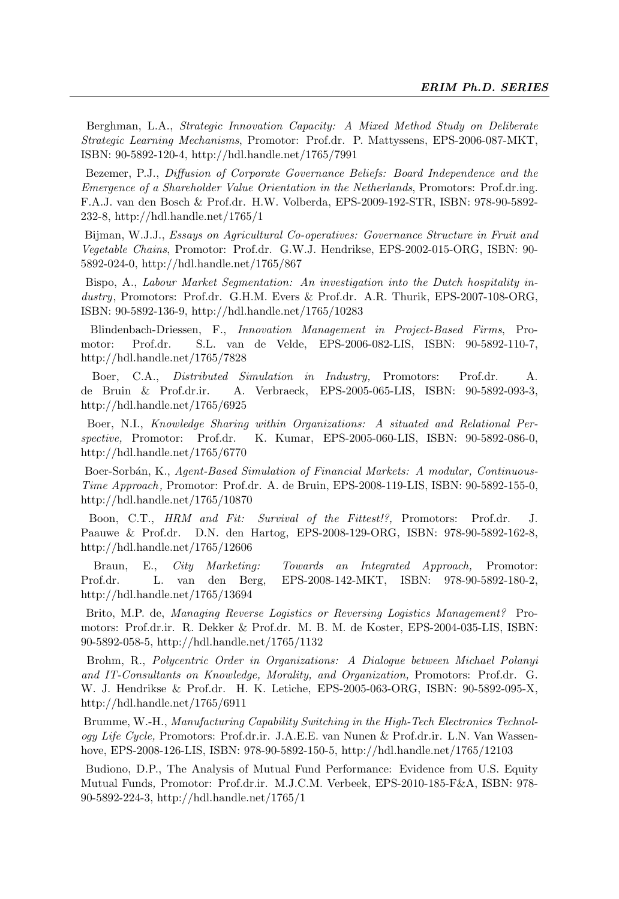Berghman, L.A., *Strategic Innovation Capacity: A Mixed Method Study on Deliberate Strategic Learning Mechanisms*, Promotor: Prof.dr. P. Mattyssens, EPS-2006-087-MKT, ISBN: 90-5892-120-4, http://hdl.handle.net/1765/7991

Bezemer, P.J., *Diffusion of Corporate Governance Beliefs: Board Independence and the Emergence of a Shareholder Value Orientation in the Netherlands*, Promotors: Prof.dr.ing. F.A.J. van den Bosch & Prof.dr. H.W. Volberda, EPS-2009-192-STR, ISBN: 978-90-5892-232-8, http://hdl.handle.net/1765/1

Bijman, W.J.J., *Essays on Agricultural Co-operatives: Governance Structure in Fruit and Vegetable Chains*, Promotor: Prof.dr. G.W.J. Hendrikse, EPS-2002-015-ORG, ISBN: 90-5892-024-0, http://hdl.handle.net/1765/867

Bispo, A., *Labour Market Segmentation: An investigation into the Dutch hospitality industry*, Promotors: Prof.dr. G.H.M. Evers & Prof.dr. A.R. Thurik, EPS-2007-108-ORG, ISBN: 90-5892-136-9, http://hdl.handle.net/1765/10283

Blindenbach-Driessen, F., *Innovation Management in Project-Based Firms*, Promotor: Prof.dr. S.L. van de Velde, EPS-2006-082-LIS, ISBN: 90-5892-110-7, http://hdl.handle.net/1765/7828

Boer, C.A., *Distributed Simulation in Industry,* Promotors: Prof.dr. A. de Bruin & Prof.dr.ir. A. Verbraeck, EPS-2005-065-LIS, ISBN: 90-5892-093-3, http://hdl.handle.net/1765/6925

Boer, N.I., *Knowledge Sharing within Organizations: A situated and Relational Perspective,* Promotor: Prof.dr. K. Kumar, EPS-2005-060-LIS, ISBN: 90-5892-086-0, http://hdl.handle.net/1765/6770

Boer-Sorbán, K., *Agent-Based Simulation of Financial Markets: A modular, Continuous-Time Approach,* Promotor: Prof.dr. A. de Bruin, EPS-2008-119-LIS, ISBN: 90-5892-155-0, http://hdl.handle.net/1765/10870

Boon, C.T., *HRM and Fit: Survival of the Fittest!?,* Promotors: Prof.dr. J. Paauwe & Prof.dr. D.N. den Hartog, EPS-2008-129-ORG, ISBN: 978-90-5892-162-8, http://hdl.handle.net/1765/12606

Braun, E., *City Marketing: Towards an Integrated Approach,* Promotor: Prof.dr. L. van den Berg, EPS-2008-142-MKT, ISBN: 978-90-5892-180-2, http://hdl.handle.net/1765/13694

Brito, M.P. de, *Managing Reverse Logistics or Reversing Logistics Management?* Promotors: Prof.dr.ir. R. Dekker & Prof.dr. M. B. M. de Koster, EPS-2004-035-LIS, ISBN: 90-5892-058-5, http://hdl.handle.net/1765/1132

Brohm, R., *Polycentric Order in Organizations: A Dialogue between Michael Polanyi and IT-Consultants on Knowledge, Morality, and Organization,* Promotors: Prof.dr. G. W. J. Hendrikse & Prof.dr. H. K. Letiche, EPS-2005-063-ORG, ISBN: 90-5892-095-X, http://hdl.handle.net/1765/6911

Brumme, W.-H., *Manufacturing Capability Switching in the High-Tech Electronics Technology Life Cycle,* Promotors: Prof.dr.ir. J.A.E.E. van Nunen & Prof.dr.ir. L.N. Van Wassenhove, EPS-2008-126-LIS, ISBN: 978-90-5892-150-5, http://hdl.handle.net/1765/12103

Budiono, D.P., The Analysis of Mutual Fund Performance: Evidence from U.S. Equity Mutual Funds*,* Promotor: Prof.dr.ir. M.J.C.M. Verbeek, EPS-2010-185-F&A, ISBN: 978-90-5892-224-3, http://hdl.handle.net/1765/1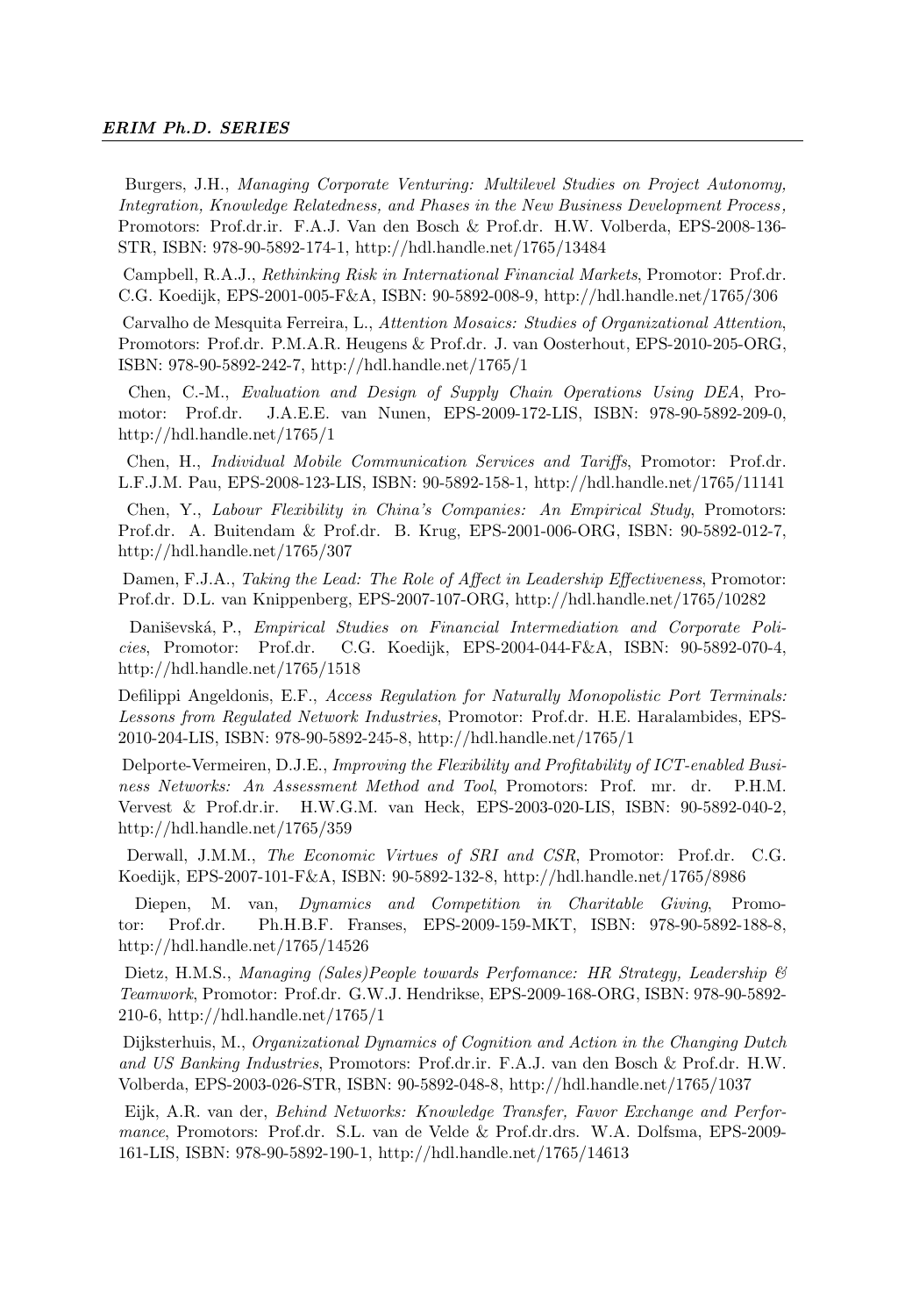Burgers, J.H., *Managing Corporate Venturing: Multilevel Studies on Project Autonomy, Integration, Knowledge Relatedness, and Phases in the New Business Development Process*, Promotors: Prof.dr.ir. F.A.J. Van den Bosch & Prof.dr. H.W. Volberda, EPS-2008-136-STR, ISBN: 978-90-5892-174-1, http://hdl.handle.net/1765/13484

Campbell, R.A.J., *Rethinking Risk in International Financial Markets*, Promotor: Prof.dr. C.G. Koedijk, EPS-2001-005-F&A, ISBN: 90-5892-008-9, http://hdl.handle.net/1765/306

Carvalho de Mesquita Ferreira, L., *Attention Mosaics: Studies of Organizational Attention*, Promotors: Prof.dr. P.M.A.R. Heugens & Prof.dr. J. van Oosterhout, EPS-2010-205-ORG, ISBN: 978-90-5892-242-7, http://hdl.handle.net/1765/1

Chen, C.-M., *Evaluation and Design of Supply Chain Operations Using DEA*, Promotor: Prof.dr. J.A.E.E. van Nunen, EPS-2009-172-LIS, ISBN: 978-90-5892-209-0, http://hdl.handle.net/1765/1

Chen, H., *Individual Mobile Communication Services and Tariffs*, Promotor: Prof.dr. L.F.J.M. Pau, EPS-2008-123-LIS, ISBN: 90-5892-158-1, http://hdl.handle.net/1765/11141

Chen, Y., *Labour Flexibility in China's Companies: An Empirical Study*, Promotors: Prof.dr. A. Buitendam & Prof.dr. B. Krug, EPS-2001-006-ORG, ISBN: 90-5892-012-7, http://hdl.handle.net/1765/307

Damen, F.J.A., *Taking the Lead: The Role of Affect in Leadership Effectiveness*, Promotor: Prof.dr. D.L. van Knippenberg, EPS-2007-107-ORG, http://hdl.handle.net/1765/10282

Daniševská, P., *Empirical Studies on Financial Intermediation and Corporate Policies*, Promotor: Prof.dr. C.G. Koedijk, EPS-2004-044-F&A, ISBN: 90-5892-070-4, http://hdl.handle.net/1765/1518

Defilippi Angeldonis, E.F., *Access Regulation for Naturally Monopolistic Port Terminals: Lessons from Regulated Network Industries*, Promotor: Prof.dr. H.E. Haralambides, EPS-2010-204-LIS, ISBN: 978-90-5892-245-8, http://hdl.handle.net/1765/1

Delporte-Vermeiren, D.J.E., *Improving the Flexibility and Profitability of ICT-enabled Business Networks: An Assessment Method and Tool*, Promotors: Prof. mr. dr. P.H.M. Vervest & Prof.dr.ir. H.W.G.M. van Heck, EPS-2003-020-LIS, ISBN: 90-5892-040-2, http://hdl.handle.net/1765/359

Derwall, J.M.M., *The Economic Virtues of SRI and CSR*, Promotor: Prof.dr. C.G. Koedijk, EPS-2007-101-F&A, ISBN: 90-5892-132-8, http://hdl.handle.net/1765/8986

Diepen, M. van, *Dynamics and Competition in Charitable Giving*, Promotor: Prof.dr. Ph.H.B.F. Franses, EPS-2009-159-MKT, ISBN: 978-90-5892-188-8, http://hdl.handle.net/1765/14526

Dietz, H.M.S., *Managing (Sales)People towards Perfomance: HR Strategy, Leadership & Teamwork*, Promotor: Prof.dr. G.W.J. Hendrikse, EPS-2009-168-ORG, ISBN: 978-90-5892-210-6, http://hdl.handle.net/1765/1

Dijksterhuis, M., *Organizational Dynamics of Cognition and Action in the Changing Dutch and US Banking Industries*, Promotors: Prof.dr.ir. F.A.J. van den Bosch & Prof.dr. H.W. Volberda, EPS-2003-026-STR, ISBN: 90-5892-048-8, http://hdl.handle.net/1765/1037

Eijk, A.R. van der, *Behind Networks: Knowledge Transfer, Favor Exchange and Performance*, Promotors: Prof.dr. S.L. van de Velde & Prof.dr.drs. W.A. Dolfsma, EPS-2009-161-LIS, ISBN: 978-90-5892-190-1, http://hdl.handle.net/1765/14613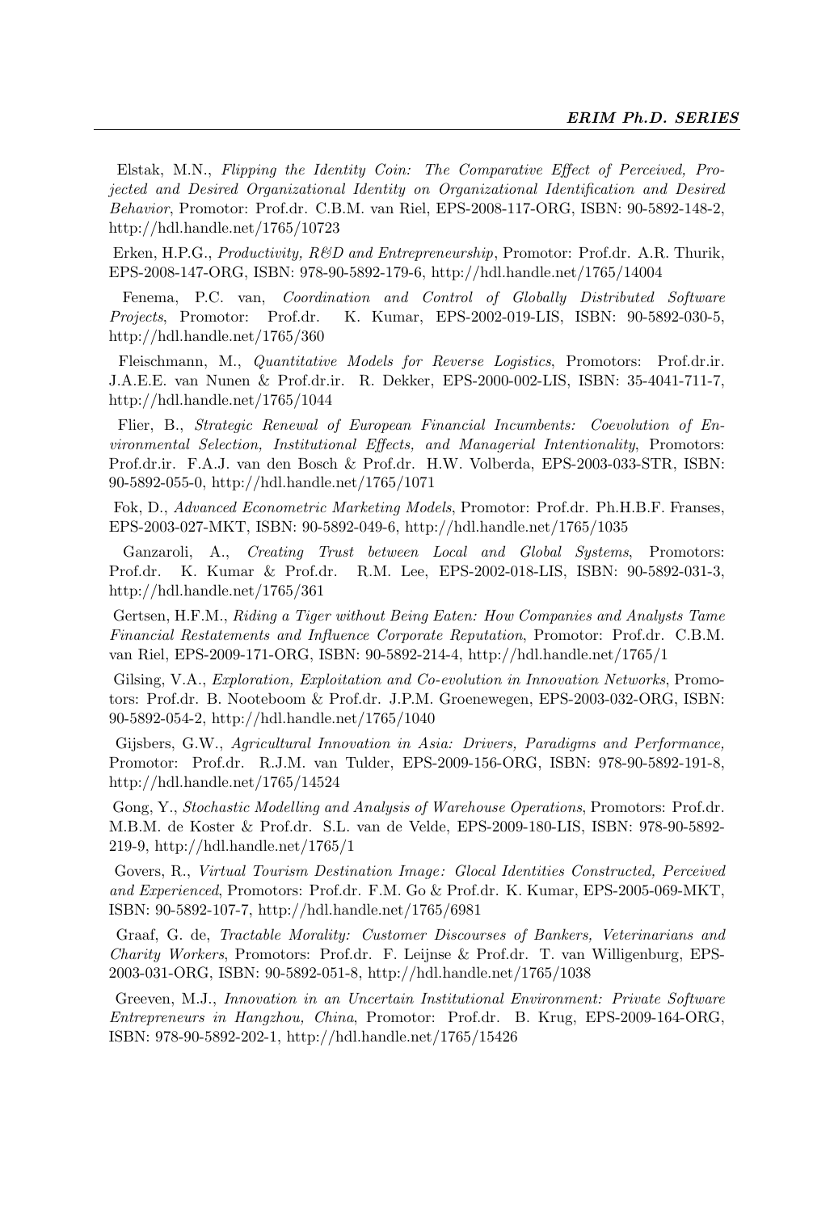Elstak, M.N., *Flipping the Identity Coin: The Comparative Effect of Perceived, Projected and Desired Organizational Identity on Organizational Identification and Desired Behavior*, Promotor: Prof.dr. C.B.M. van Riel, EPS-2008-117-ORG, ISBN: 90-5892-148-2, http://hdl.handle.net/1765/10723

Erken, H.P.G., *Productivity, R&D and Entrepreneurship*, Promotor: Prof.dr. A.R. Thurik, EPS-2008-147-ORG, ISBN: 978-90-5892-179-6, http://hdl.handle.net/1765/14004

Fenema, P.C. van, *Coordination and Control of Globally Distributed Software Projects*, Promotor: Prof.dr. K. Kumar, EPS-2002-019-LIS, ISBN: 90-5892-030-5, http://hdl.handle.net/1765/360

Fleischmann, M., *Quantitative Models for Reverse Logistics*, Promotors: Prof.dr.ir. J.A.E.E. van Nunen & Prof.dr.ir. R. Dekker, EPS-2000-002-LIS, ISBN: 35-4041-711-7, http://hdl.handle.net/1765/1044

Flier, B., *Strategic Renewal of European Financial Incumbents: Coevolution of Environmental Selection, Institutional Effects, and Managerial Intentionality*, Promotors: Prof.dr.ir. F.A.J. van den Bosch & Prof.dr. H.W. Volberda, EPS-2003-033-STR, ISBN: 90-5892-055-0, http://hdl.handle.net/1765/1071

Fok, D., *Advanced Econometric Marketing Models*, Promotor: Prof.dr. Ph.H.B.F. Franses, EPS-2003-027-MKT, ISBN: 90-5892-049-6, http://hdl.handle.net/1765/1035

Ganzaroli, A., *Creating Trust between Local and Global Systems*, Promotors: Prof.dr. K. Kumar & Prof.dr. R.M. Lee, EPS-2002-018-LIS, ISBN: 90-5892-031-3, http://hdl.handle.net/1765/361

Gertsen, H.F.M., *Riding a Tiger without Being Eaten: How Companies and Analysts Tame Financial Restatements and Influence Corporate Reputation*, Promotor: Prof.dr. C.B.M. van Riel, EPS-2009-171-ORG, ISBN: 90-5892-214-4, http://hdl.handle.net/1765/1

Gilsing, V.A., *Exploration, Exploitation and Co-evolution in Innovation Networks*, Promotors: Prof.dr. B. Nooteboom & Prof.dr. J.P.M. Groenewegen, EPS-2003-032-ORG, ISBN: 90-5892-054-2, http://hdl.handle.net/1765/1040

Gijsbers, G.W., *Agricultural Innovation in Asia: Drivers, Paradigms and Performance,* Promotor: Prof.dr. R.J.M. van Tulder, EPS-2009-156-ORG, ISBN: 978-90-5892-191-8, http://hdl.handle.net/1765/14524

Gong, Y., *Stochastic Modelling and Analysis of Warehouse Operations*, Promotors: Prof.dr. M.B.M. de Koster & Prof.dr. S.L. van de Velde, EPS-2009-180-LIS, ISBN: 978-90-5892-219-9, http://hdl.handle.net/1765/1

Govers, R., *Virtual Tourism Destination Image: Glocal Identities Constructed, Perceived and Experienced*, Promotors: Prof.dr. F.M. Go & Prof.dr. K. Kumar, EPS-2005-069-MKT, ISBN: 90-5892-107-7, http://hdl.handle.net/1765/6981

Graaf, G. de, *Tractable Morality: Customer Discourses of Bankers, Veterinarians and Charity Workers*, Promotors: Prof.dr. F. Leijnse & Prof.dr. T. van Willigenburg, EPS-2003-031-ORG, ISBN: 90-5892-051-8, http://hdl.handle.net/1765/1038

Greeven, M.J., *Innovation in an Uncertain Institutional Environment: Private Software Entrepreneurs in Hangzhou, China*, Promotor: Prof.dr. B. Krug, EPS-2009-164-ORG, ISBN: 978-90-5892-202-1, http://hdl.handle.net/1765/15426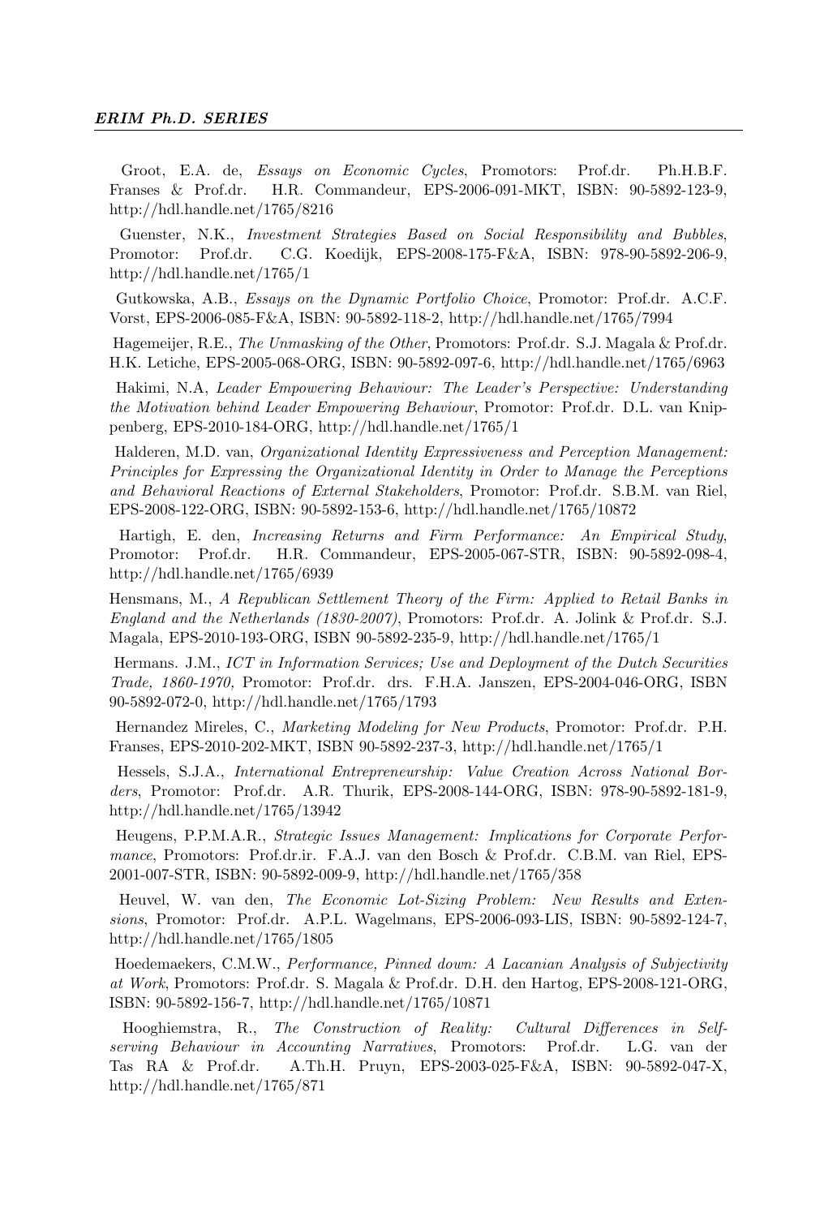Groot, E.A. de, *Essays on Economic Cycles*, Promotors: Prof.dr. Ph.H.B.F. Franses & Prof.dr. H.R. Commandeur, EPS-2006-091-MKT, ISBN: 90-5892-123-9, http://hdl.handle.net/1765/8216

Guenster, N.K., *Investment Strategies Based on Social Responsibility and Bubbles*, Promotor: Prof.dr. C.G. Koedijk, EPS-2008-175-F&A, ISBN: 978-90-5892-206-9, http://hdl.handle.net/1765/1

Gutkowska, A.B., *Essays on the Dynamic Portfolio Choice*, Promotor: Prof.dr. A.C.F. Vorst, EPS-2006-085-F&A, ISBN: 90-5892-118-2, http://hdl.handle.net/1765/7994

Hagemeijer, R.E., *The Unmasking of the Other*, Promotors: Prof.dr. S.J. Magala & Prof.dr. H.K. Letiche, EPS-2005-068-ORG, ISBN: 90-5892-097-6, http://hdl.handle.net/1765/6963

Hakimi, N.A, *Leader Empowering Behaviour: The Leader's Perspective: Understanding the Motivation behind Leader Empowering Behaviour*, Promotor: Prof.dr. D.L. van Knippenberg, EPS-2010-184-ORG, http://hdl.handle.net/1765/1

Halderen, M.D. van, *Organizational Identity Expressiveness and Perception Management: Principles for Expressing the Organizational Identity in Order to Manage the Perceptions and Behavioral Reactions of External Stakeholders*, Promotor: Prof.dr. S.B.M. van Riel, EPS-2008-122-ORG, ISBN: 90-5892-153-6, http://hdl.handle.net/1765/10872

Hartigh, E. den, *Increasing Returns and Firm Performance: An Empirical Study*, Promotor: Prof.dr. H.R. Commandeur, EPS-2005-067-STR, ISBN: 90-5892-098-4, http://hdl.handle.net/1765/6939

Hensmans, M., *A Republican Settlement Theory of the Firm: Applied to Retail Banks in England and the Netherlands (1830-2007)*, Promotors: Prof.dr. A. Jolink & Prof.dr. S.J. Magala, EPS-2010-193-ORG, ISBN 90-5892-235-9, http://hdl.handle.net/1765/1

Hermans. J.M., *ICT in Information Services; Use and Deployment of the Dutch Securities Trade, 1860-1970,* Promotor: Prof.dr. drs. F.H.A. Janszen, EPS-2004-046-ORG, ISBN 90-5892-072-0, http://hdl.handle.net/1765/1793

Hernandez Mireles, C., *Marketing Modeling for New Products*, Promotor: Prof.dr. P.H. Franses, EPS-2010-202-MKT, ISBN 90-5892-237-3, http://hdl.handle.net/1765/1

Hessels, S.J.A., *International Entrepreneurship: Value Creation Across National Borders*, Promotor: Prof.dr. A.R. Thurik, EPS-2008-144-ORG, ISBN: 978-90-5892-181-9, http://hdl.handle.net/1765/13942

Heugens, P.P.M.A.R., *Strategic Issues Management: Implications for Corporate Performance*, Promotors: Prof.dr.ir. F.A.J. van den Bosch & Prof.dr. C.B.M. van Riel, EPS-2001-007-STR, ISBN: 90-5892-009-9, http://hdl.handle.net/1765/358

Heuvel, W. van den, *The Economic Lot-Sizing Problem: New Results and Extensions*, Promotor: Prof.dr. A.P.L. Wagelmans, EPS-2006-093-LIS, ISBN: 90-5892-124-7, http://hdl.handle.net/1765/1805

Hoedemaekers, C.M.W., *Performance, Pinned down: A Lacanian Analysis of Subjectivity at Work*, Promotors: Prof.dr. S. Magala & Prof.dr. D.H. den Hartog, EPS-2008-121-ORG, ISBN: 90-5892-156-7, http://hdl.handle.net/1765/10871

Hooghiemstra, R., *The Construction of Reality: Cultural Differences in Self-serving Behaviour in Accounting Narratives*, Promotors: Prof.dr. L.G. van der Tas RA & Prof.dr. A.Th.H. Pruyn, EPS-2003-025-F&A, ISBN: 90-5892-047-X, http://hdl.handle.net/1765/871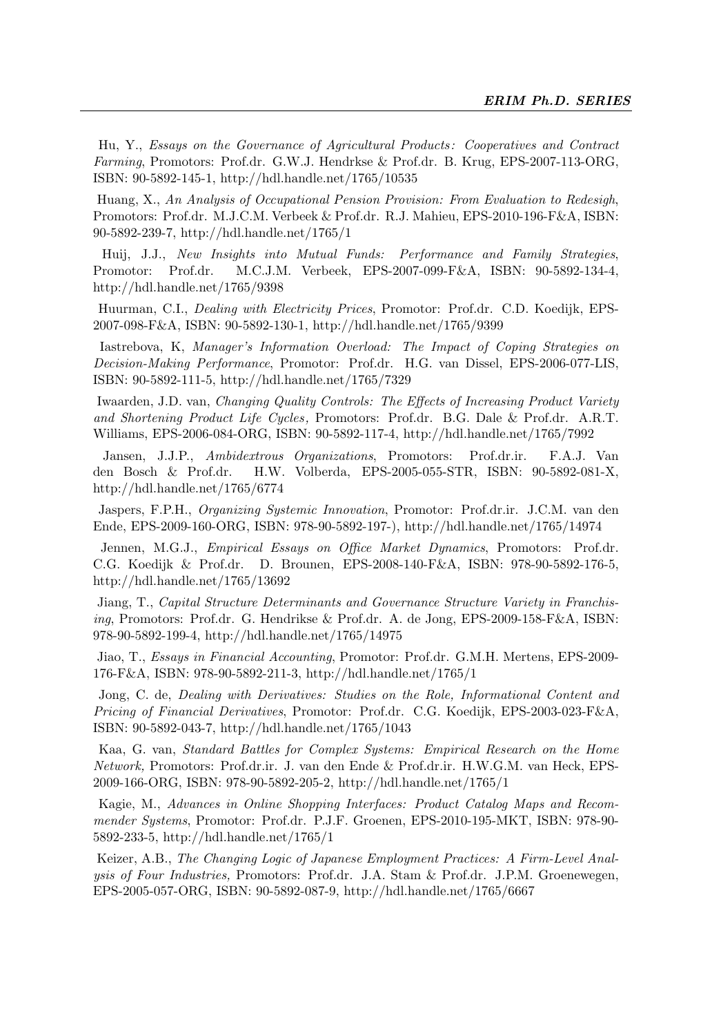Hu, Y., *Essays on the Governance of Agricultural Products: Cooperatives and Contract Farming*, Promotors: Prof.dr. G.W.J. Hendrkse & Prof.dr. B. Krug, EPS-2007-113-ORG, ISBN: 90-5892-145-1, http://hdl.handle.net/1765/10535

Huang, X., *An Analysis of Occupational Pension Provision: From Evaluation to Redesigh*, Promotors: Prof.dr. M.J.C.M. Verbeek & Prof.dr. R.J. Mahieu, EPS-2010-196-F&A, ISBN: 90-5892-239-7, http://hdl.handle.net/1765/1

Huij, J.J., *New Insights into Mutual Funds: Performance and Family Strategies*, Promotor: Prof.dr. M.C.J.M. Verbeek, EPS-2007-099-F&A, ISBN: 90-5892-134-4, http://hdl.handle.net/1765/9398

Huurman, C.I., *Dealing with Electricity Prices*, Promotor: Prof.dr. C.D. Koedijk, EPS-2007-098-F&A, ISBN: 90-5892-130-1, http://hdl.handle.net/1765/9399

Iastrebova, K, *Manager's Information Overload: The Impact of Coping Strategies on Decision-Making Performance*, Promotor: Prof.dr. H.G. van Dissel, EPS-2006-077-LIS, ISBN: 90-5892-111-5, http://hdl.handle.net/1765/7329

Iwaarden, J.D. van, *Changing Quality Controls: The Effects of Increasing Product Variety and Shortening Product Life Cycles*, Promotors: Prof.dr. B.G. Dale & Prof.dr. A.R.T. Williams, EPS-2006-084-ORG, ISBN: 90-5892-117-4, http://hdl.handle.net/1765/7992

Jansen, J.J.P., *Ambidextrous Organizations*, Promotors: Prof.dr.ir. F.A.J. Van den Bosch & Prof.dr. H.W. Volberda, EPS-2005-055-STR, ISBN: 90-5892-081-X, http://hdl.handle.net/1765/6774

Jaspers, F.P.H., *Organizing Systemic Innovation*, Promotor: Prof.dr.ir. J.C.M. van den Ende, EPS-2009-160-ORG, ISBN: 978-90-5892-197-), http://hdl.handle.net/1765/14974

Jennen, M.G.J., *Empirical Essays on Office Market Dynamics*, Promotors: Prof.dr. C.G. Koedijk & Prof.dr. D. Brounen, EPS-2008-140-F&A, ISBN: 978-90-5892-176-5, http://hdl.handle.net/1765/13692

Jiang, T., *Capital Structure Determinants and Governance Structure Variety in Franchising*, Promotors: Prof.dr. G. Hendrikse & Prof.dr. A. de Jong, EPS-2009-158-F&A, ISBN: 978-90-5892-199-4, http://hdl.handle.net/1765/14975

Jiao, T., *Essays in Financial Accounting*, Promotor: Prof.dr. G.M.H. Mertens, EPS-2009-176-F&A, ISBN: 978-90-5892-211-3, http://hdl.handle.net/1765/1

Jong, C. de, *Dealing with Derivatives: Studies on the Role, Informational Content and Pricing of Financial Derivatives*, Promotor: Prof.dr. C.G. Koedijk, EPS-2003-023-F&A, ISBN: 90-5892-043-7, http://hdl.handle.net/1765/1043

Kaa, G. van, *Standard Battles for Complex Systems: Empirical Research on the Home Network,* Promotors: Prof.dr.ir. J. van den Ende & Prof.dr.ir. H.W.G.M. van Heck, EPS-2009-166-ORG, ISBN: 978-90-5892-205-2, http://hdl.handle.net/1765/1

Kagie, M., *Advances in Online Shopping Interfaces: Product Catalog Maps and Recommender Systems*, Promotor: Prof.dr. P.J.F. Groenen, EPS-2010-195-MKT, ISBN: 978-90-5892-233-5, http://hdl.handle.net/1765/1

Keizer, A.B., *The Changing Logic of Japanese Employment Practices: A Firm-Level Analysis of Four Industries,* Promotors: Prof.dr. J.A. Stam & Prof.dr. J.P.M. Groenewegen, EPS-2005-057-ORG, ISBN: 90-5892-087-9, http://hdl.handle.net/1765/6667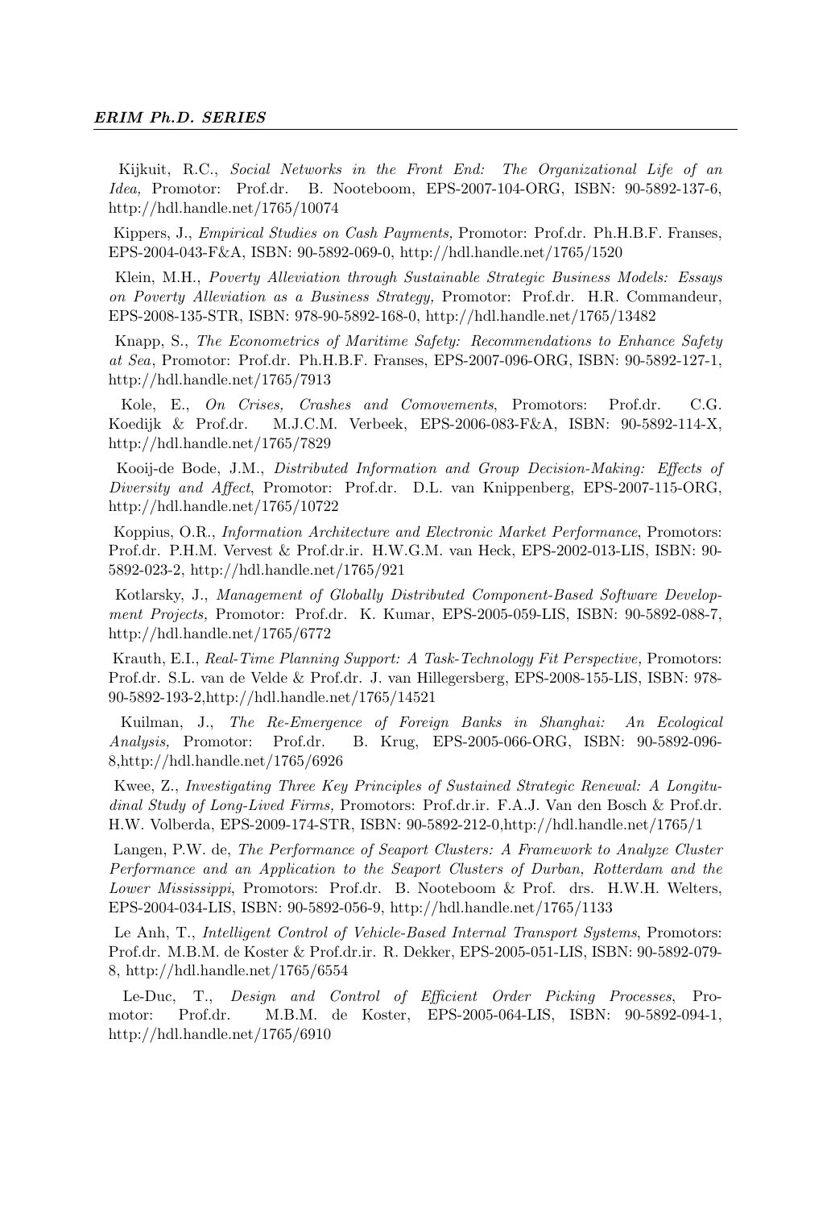Kijkuit, R.C., *Social Networks in the Front End: The Organizational Life of an Idea,* Promotor: Prof.dr. B. Nooteboom, EPS-2007-104-ORG, ISBN: 90-5892-137-6, http://hdl.handle.net/1765/10074

Kippers, J., *Empirical Studies on Cash Payments,* Promotor: Prof.dr. Ph.H.B.F. Franses, EPS-2004-043-F&A, ISBN: 90-5892-069-0, http://hdl.handle.net/1765/1520

Klein, M.H., *Poverty Alleviation through Sustainable Strategic Business Models: Essays on Poverty Alleviation as a Business Strategy,* Promotor: Prof.dr. H.R. Commandeur, EPS-2008-135-STR, ISBN: 978-90-5892-168-0, http://hdl.handle.net/1765/13482

Knapp, S., *The Econometrics of Maritime Safety: Recommendations to Enhance Safety at Sea*, Promotor: Prof.dr. Ph.H.B.F. Franses, EPS-2007-096-ORG, ISBN: 90-5892-127-1, http://hdl.handle.net/1765/7913

Kole, E., *On Crises, Crashes and Comovements*, Promotors: Prof.dr. C.G. Koedijk & Prof.dr. M.J.C.M. Verbeek, EPS-2006-083-F&A, ISBN: 90-5892-114-X, http://hdl.handle.net/1765/7829

Kooij-de Bode, J.M., *Distributed Information and Group Decision-Making: Effects of Diversity and Affect*, Promotor: Prof.dr. D.L. van Knippenberg, EPS-2007-115-ORG, http://hdl.handle.net/1765/10722

Koppius, O.R., *Information Architecture and Electronic Market Performance*, Promotors: Prof.dr. P.H.M. Vervest & Prof.dr.ir. H.W.G.M. van Heck, EPS-2002-013-LIS, ISBN: 90-5892-023-2, http://hdl.handle.net/1765/921

Kotlarsky, J., *Management of Globally Distributed Component-Based Software Development Projects,* Promotor: Prof.dr. K. Kumar, EPS-2005-059-LIS, ISBN: 90-5892-088-7, http://hdl.handle.net/1765/6772

Krauth, E.I., *Real-Time Planning Support: A Task-Technology Fit Perspective,* Promotors: Prof.dr. S.L. van de Velde & Prof.dr. J. van Hillegersberg, EPS-2008-155-LIS, ISBN: 978-90-5892-193-2,http://hdl.handle.net/1765/14521

Kuilman, J., *The Re-Emergence of Foreign Banks in Shanghai: An Ecological Analysis,* Promotor: Prof.dr. B. Krug, EPS-2005-066-ORG, ISBN: 90-5892-096-8,http://hdl.handle.net/1765/6926

Kwee, Z., *Investigating Three Key Principles of Sustained Strategic Renewal: A Longitudinal Study of Long-Lived Firms,* Promotors: Prof.dr.ir. F.A.J. Van den Bosch & Prof.dr. H.W. Volberda, EPS-2009-174-STR, ISBN: 90-5892-212-0,http://hdl.handle.net/1765/1

Langen, P.W. de, *The Performance of Seaport Clusters: A Framework to Analyze Cluster Performance and an Application to the Seaport Clusters of Durban, Rotterdam and the Lower Mississippi*, Promotors: Prof.dr. B. Nooteboom & Prof. drs. H.W.H. Welters, EPS-2004-034-LIS, ISBN: 90-5892-056-9, http://hdl.handle.net/1765/1133

Le Anh, T., *Intelligent Control of Vehicle-Based Internal Transport Systems*, Promotors: Prof.dr. M.B.M. de Koster & Prof.dr.ir. R. Dekker, EPS-2005-051-LIS, ISBN: 90-5892-079-8, http://hdl.handle.net/1765/6554

Le-Duc, T., *Design and Control of Efficient Order Picking Processes*, Promotor: Prof.dr. M.B.M. de Koster, EPS-2005-064-LIS, ISBN: 90-5892-094-1, http://hdl.handle.net/1765/6910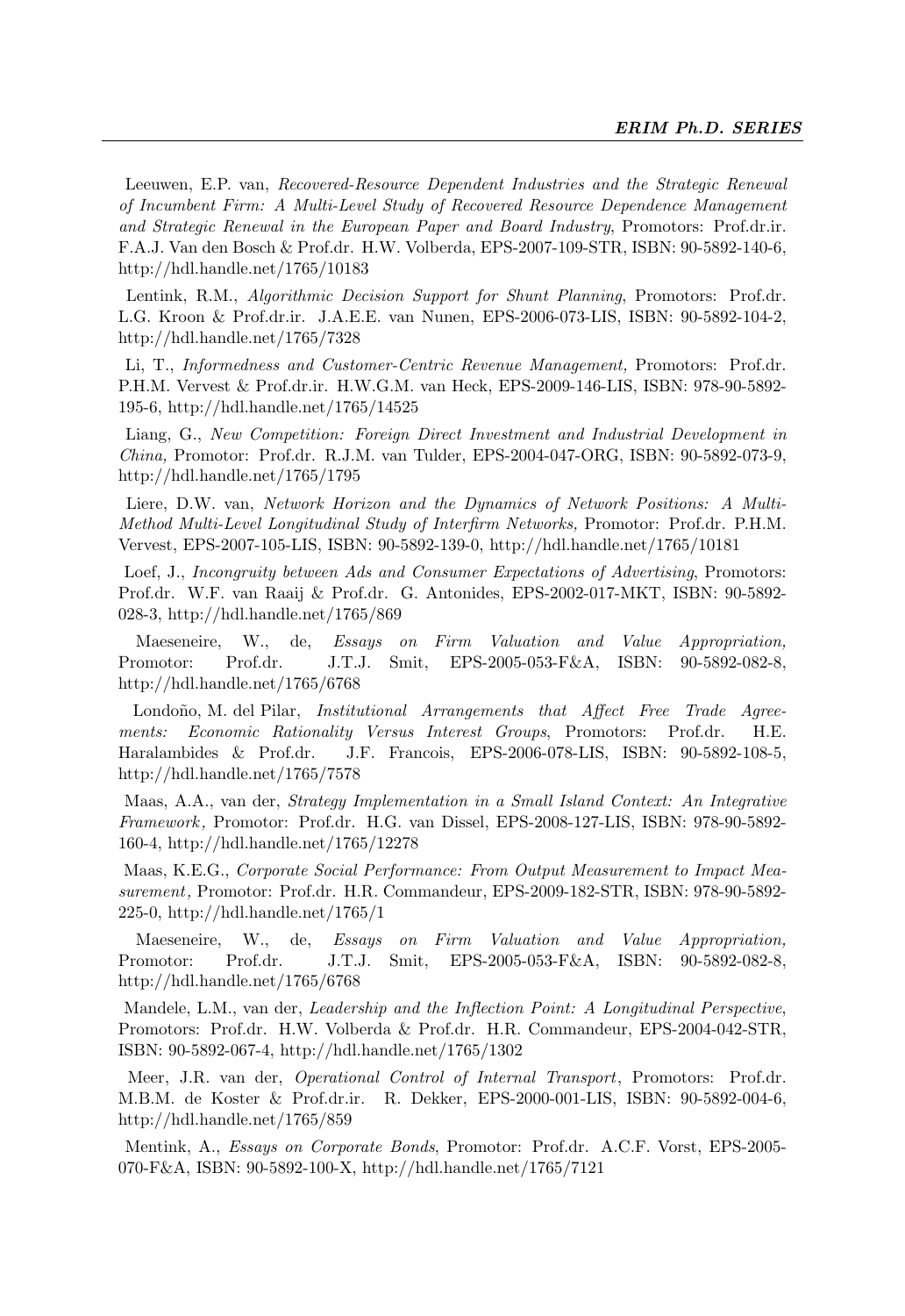Leeuwen, E.P. van, *Recovered-Resource Dependent Industries and the Strategic Renewal of Incumbent Firm: A Multi-Level Study of Recovered Resource Dependence Management and Strategic Renewal in the European Paper and Board Industry*, Promotors: Prof.dr.ir. F.A.J. Van den Bosch & Prof.dr. H.W. Volberda, EPS-2007-109-STR, ISBN: 90-5892-140-6, http://hdl.handle.net/1765/10183

Lentink, R.M., *Algorithmic Decision Support for Shunt Planning*, Promotors: Prof.dr. L.G. Kroon & Prof.dr.ir. J.A.E.E. van Nunen, EPS-2006-073-LIS, ISBN: 90-5892-104-2, http://hdl.handle.net/1765/7328

Li, T., *Informedness and Customer-Centric Revenue Management,* Promotors: Prof.dr. P.H.M. Vervest & Prof.dr.ir. H.W.G.M. van Heck, EPS-2009-146-LIS, ISBN: 978-90-5892-195-6, http://hdl.handle.net/1765/14525

Liang, G., *New Competition: Foreign Direct Investment and Industrial Development in China,* Promotor: Prof.dr. R.J.M. van Tulder, EPS-2004-047-ORG, ISBN: 90-5892-073-9, http://hdl.handle.net/1765/1795

Liere, D.W. van, *Network Horizon and the Dynamics of Network Positions: A Multi-Method Multi-Level Longitudinal Study of Interfirm Networks,* Promotor: Prof.dr. P.H.M. Vervest, EPS-2007-105-LIS, ISBN: 90-5892-139-0, http://hdl.handle.net/1765/10181

Loef, J., *Incongruity between Ads and Consumer Expectations of Advertising*, Promotors: Prof.dr. W.F. van Raaij & Prof.dr. G. Antonides, EPS-2002-017-MKT, ISBN: 90-5892-028-3, http://hdl.handle.net/1765/869

Maeseneire, W., de, *Essays on Firm Valuation and Value Appropriation,* Promotor: Prof.dr. J.T.J. Smit, EPS-2005-053-F&A, ISBN: 90-5892-082-8, http://hdl.handle.net/1765/6768

Londoño, M. del Pilar, *Institutional Arrangements that Affect Free Trade Agreements: Economic Rationality Versus Interest Groups*, Promotors: Prof.dr. H.E. Haralambides & Prof.dr. J.F. Francois, EPS-2006-078-LIS, ISBN: 90-5892-108-5, http://hdl.handle.net/1765/7578

Maas, A.A., van der, *Strategy Implementation in a Small Island Context: An Integrative Framework,* Promotor: Prof.dr. H.G. van Dissel, EPS-2008-127-LIS, ISBN: 978-90-5892-160-4, http://hdl.handle.net/1765/12278

Maas, K.E.G., *Corporate Social Performance: From Output Measurement to Impact Measurement,* Promotor: Prof.dr. H.R. Commandeur, EPS-2009-182-STR, ISBN: 978-90-5892-225-0, http://hdl.handle.net/1765/1

Maeseneire, W., de, *Essays on Firm Valuation and Value Appropriation,* Promotor: Prof.dr. J.T.J. Smit, EPS-2005-053-F&A, ISBN: 90-5892-082-8, http://hdl.handle.net/1765/6768

Mandele, L.M., van der, *Leadership and the Inflection Point: A Longitudinal Perspective*, Promotors: Prof.dr. H.W. Volberda & Prof.dr. H.R. Commandeur, EPS-2004-042-STR, ISBN: 90-5892-067-4, http://hdl.handle.net/1765/1302

Meer, J.R. van der, *Operational Control of Internal Transport*, Promotors: Prof.dr. M.B.M. de Koster & Prof.dr.ir. R. Dekker, EPS-2000-001-LIS, ISBN: 90-5892-004-6, http://hdl.handle.net/1765/859

Mentink, A., *Essays on Corporate Bonds*, Promotor: Prof.dr. A.C.F. Vorst, EPS-2005-070-F&A, ISBN: 90-5892-100-X, http://hdl.handle.net/1765/7121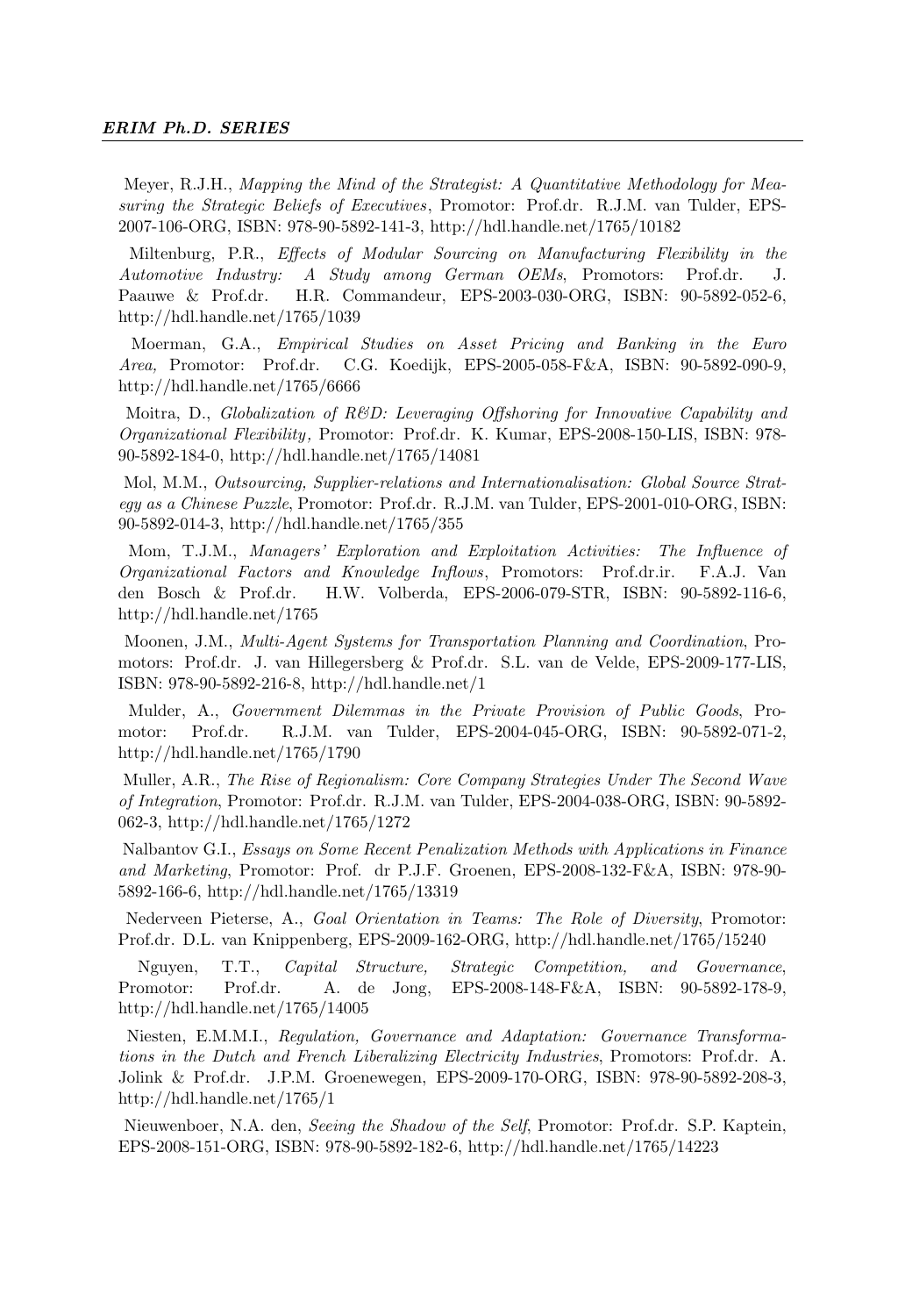Meyer, R.J.H., *Mapping the Mind of the Strategist: A Quantitative Methodology for Measuring the Strategic Beliefs of Executives*, Promotor: Prof.dr. R.J.M. van Tulder, EPS-2007-106-ORG, ISBN: 978-90-5892-141-3, http://hdl.handle.net/1765/10182

Miltenburg, P.R., *Effects of Modular Sourcing on Manufacturing Flexibility in the Automotive Industry: A Study among German OEMs*, Promotors: Prof.dr. J. Paauwe & Prof.dr. H.R. Commandeur, EPS-2003-030-ORG, ISBN: 90-5892-052-6, http://hdl.handle.net/1765/1039

Moerman, G.A., *Empirical Studies on Asset Pricing and Banking in the Euro Area,* Promotor: Prof.dr. C.G. Koedijk, EPS-2005-058-F&A, ISBN: 90-5892-090-9, http://hdl.handle.net/1765/6666

Moitra, D., *Globalization of R&D: Leveraging Offshoring for Innovative Capability and Organizational Flexibility,* Promotor: Prof.dr. K. Kumar, EPS-2008-150-LIS, ISBN: 978-90-5892-184-0, http://hdl.handle.net/1765/14081

Mol, M.M., *Outsourcing, Supplier-relations and Internationalisation: Global Source Strategy as a Chinese Puzzle*, Promotor: Prof.dr. R.J.M. van Tulder, EPS-2001-010-ORG, ISBN: 90-5892-014-3, http://hdl.handle.net/1765/355

Mom, T.J.M., *Managers' Exploration and Exploitation Activities: The Influence of Organizational Factors and Knowledge Inflows*, Promotors: Prof.dr.ir. F.A.J. Van den Bosch & Prof.dr. H.W. Volberda, EPS-2006-079-STR, ISBN: 90-5892-116-6, http://hdl.handle.net/1765

Moonen, J.M., *Multi-Agent Systems for Transportation Planning and Coordination*, Promotors: Prof.dr. J. van Hillegersberg & Prof.dr. S.L. van de Velde, EPS-2009-177-LIS, ISBN: 978-90-5892-216-8, http://hdl.handle.net/1

Mulder, A., *Government Dilemmas in the Private Provision of Public Goods*, Promotor: Prof.dr. R.J.M. van Tulder, EPS-2004-045-ORG, ISBN: 90-5892-071-2, http://hdl.handle.net/1765/1790

Muller, A.R., *The Rise of Regionalism: Core Company Strategies Under The Second Wave of Integration*, Promotor: Prof.dr. R.J.M. van Tulder, EPS-2004-038-ORG, ISBN: 90-5892-062-3, http://hdl.handle.net/1765/1272

Nalbantov G.I., *Essays on Some Recent Penalization Methods with Applications in Finance and Marketing*, Promotor: Prof. dr P.J.F. Groenen, EPS-2008-132-F&A, ISBN: 978-90-5892-166-6, http://hdl.handle.net/1765/13319

Nederveen Pieterse, A., *Goal Orientation in Teams: The Role of Diversity*, Promotor: Prof.dr. D.L. van Knippenberg, EPS-2009-162-ORG, http://hdl.handle.net/1765/15240

Nguyen, T.T., *Capital Structure, Strategic Competition, and Governance*, Promotor: Prof.dr. A. de Jong, EPS-2008-148-F&A, ISBN: 90-5892-178-9, http://hdl.handle.net/1765/14005

Niesten, E.M.M.I., *Regulation, Governance and Adaptation: Governance Transformations in the Dutch and French Liberalizing Electricity Industries*, Promotors: Prof.dr. A. Jolink & Prof.dr. J.P.M. Groenewegen, EPS-2009-170-ORG, ISBN: 978-90-5892-208-3, http://hdl.handle.net/1765/1

Nieuwenboer, N.A. den, *Seeing the Shadow of the Self*, Promotor: Prof.dr. S.P. Kaptein, EPS-2008-151-ORG, ISBN: 978-90-5892-182-6, http://hdl.handle.net/1765/14223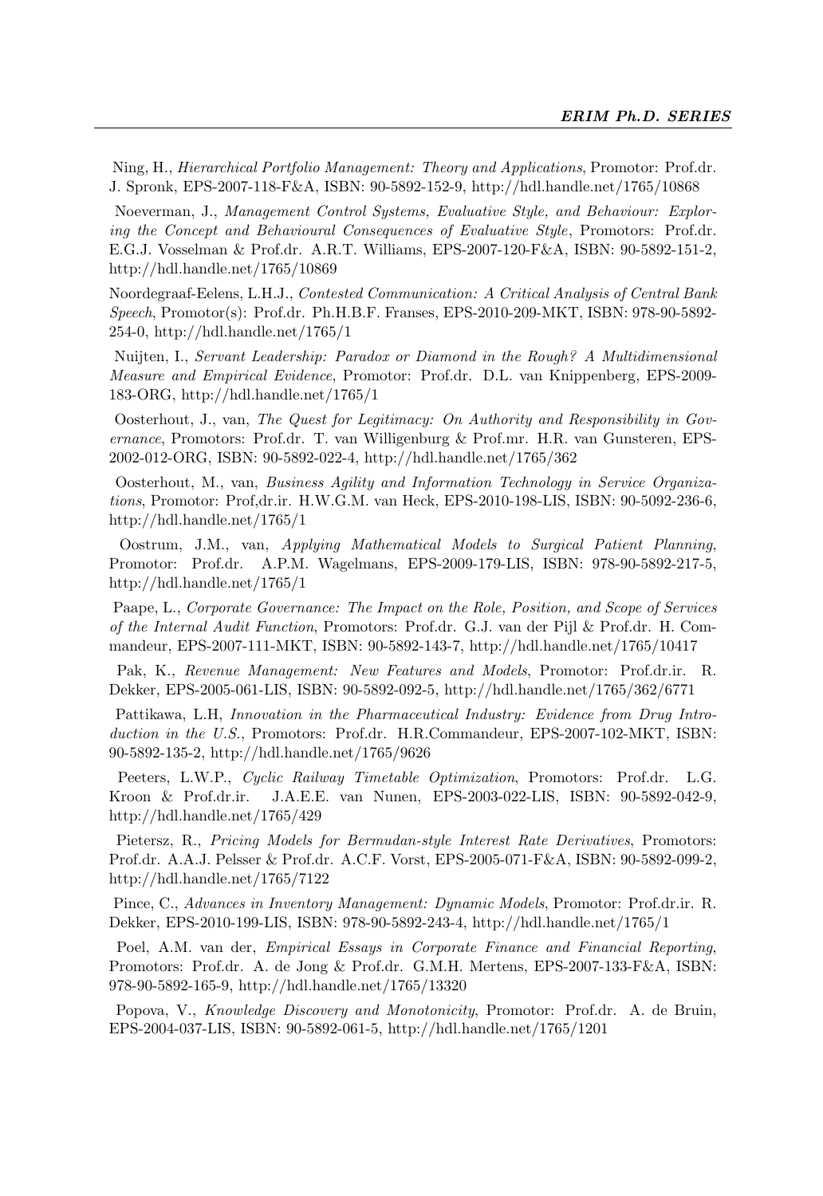Ning, H., *Hierarchical Portfolio Management: Theory and Applications*, Promotor: Prof.dr. J. Spronk, EPS-2007-118-F&A, ISBN: 90-5892-152-9, http://hdl.handle.net/1765/10868

Noeverman, J., *Management Control Systems, Evaluative Style, and Behaviour: Exploring the Concept and Behavioural Consequences of Evaluative Style*, Promotors: Prof.dr. E.G.J. Vosselman & Prof.dr. A.R.T. Williams, EPS-2007-120-F&A, ISBN: 90-5892-151-2, http://hdl.handle.net/1765/10869

Noordegraaf-Eelens, L.H.J., *Contested Communication: A Critical Analysis of Central Bank Speech*, Promotor(s): Prof.dr. Ph.H.B.F. Franses, EPS-2010-209-MKT, ISBN: 978-90-5892-254-0, http://hdl.handle.net/1765/1

Nuijten, I., *Servant Leadership: Paradox or Diamond in the Rough? A Multidimensional Measure and Empirical Evidence*, Promotor: Prof.dr. D.L. van Knippenberg, EPS-2009-183-ORG, http://hdl.handle.net/1765/1

Oosterhout, J., van, *The Quest for Legitimacy: On Authority and Responsibility in Governance*, Promotors: Prof.dr. T. van Willigenburg & Prof.mr. H.R. van Gunsteren, EPS-2002-012-ORG, ISBN: 90-5892-022-4, http://hdl.handle.net/1765/362

Oosterhout, M., van, *Business Agility and Information Technology in Service Organizations*, Promotor: Prof,dr.ir. H.W.G.M. van Heck, EPS-2010-198-LIS, ISBN: 90-5092-236-6, http://hdl.handle.net/1765/1

Oostrum, J.M., van, *Applying Mathematical Models to Surgical Patient Planning*, Promotor: Prof.dr. A.P.M. Wagelmans, EPS-2009-179-LIS, ISBN: 978-90-5892-217-5, http://hdl.handle.net/1765/1

Paape, L., *Corporate Governance: The Impact on the Role, Position, and Scope of Services of the Internal Audit Function*, Promotors: Prof.dr. G.J. van der Pijl & Prof.dr. H. Commandeur, EPS-2007-111-MKT, ISBN: 90-5892-143-7, http://hdl.handle.net/1765/10417

Pak, K., *Revenue Management: New Features and Models*, Promotor: Prof.dr.ir. R. Dekker, EPS-2005-061-LIS, ISBN: 90-5892-092-5, http://hdl.handle.net/1765/362/6771

Pattikawa, L.H, *Innovation in the Pharmaceutical Industry: Evidence from Drug Introduction in the U.S.*, Promotors: Prof.dr. H.R.Commandeur, EPS-2007-102-MKT, ISBN: 90-5892-135-2, http://hdl.handle.net/1765/9626

Peeters, L.W.P., *Cyclic Railway Timetable Optimization*, Promotors: Prof.dr. L.G. Kroon & Prof.dr.ir. J.A.E.E. van Nunen, EPS-2003-022-LIS, ISBN: 90-5892-042-9, http://hdl.handle.net/1765/429

Pietersz, R., *Pricing Models for Bermudan-style Interest Rate Derivatives*, Promotors: Prof.dr. A.A.J. Pelsser & Prof.dr. A.C.F. Vorst, EPS-2005-071-F&A, ISBN: 90-5892-099-2, http://hdl.handle.net/1765/7122

Pince, C., *Advances in Inventory Management: Dynamic Models*, Promotor: Prof.dr.ir. R. Dekker, EPS-2010-199-LIS, ISBN: 978-90-5892-243-4, http://hdl.handle.net/1765/1

Poel, A.M. van der, *Empirical Essays in Corporate Finance and Financial Reporting*, Promotors: Prof.dr. A. de Jong & Prof.dr. G.M.H. Mertens, EPS-2007-133-F&A, ISBN: 978-90-5892-165-9, http://hdl.handle.net/1765/13320

Popova, V., *Knowledge Discovery and Monotonicity*, Promotor: Prof.dr. A. de Bruin, EPS-2004-037-LIS, ISBN: 90-5892-061-5, http://hdl.handle.net/1765/1201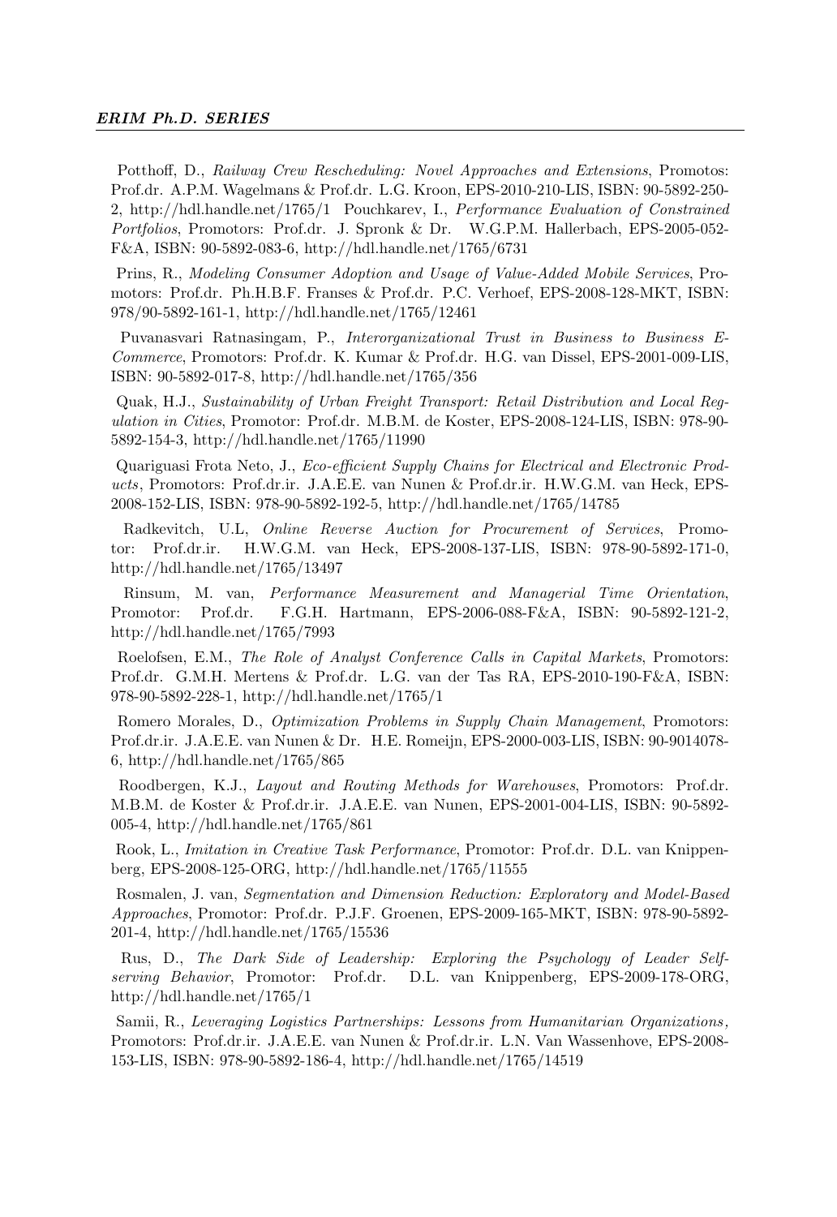Potthoff, D., *Railway Crew Rescheduling: Novel Approaches and Extensions*, Promotos: Prof.dr. A.P.M. Wagelmans & Prof.dr. L.G. Kroon, EPS-2010-210-LIS, ISBN: 90-5892-250-2, http://hdl.handle.net/1765/1 Pouchkarev, I., *Performance Evaluation of Constrained Portfolios*, Promotors: Prof.dr. J. Spronk & Dr. W.G.P.M. Hallerbach, EPS-2005-052-F&A, ISBN: 90-5892-083-6, http://hdl.handle.net/1765/6731

Prins, R., *Modeling Consumer Adoption and Usage of Value-Added Mobile Services*, Promotors: Prof.dr. Ph.H.B.F. Franses & Prof.dr. P.C. Verhoef, EPS-2008-128-MKT, ISBN: 978/90-5892-161-1, http://hdl.handle.net/1765/12461

Puvanasvari Ratnasingam, P., *Interorganizational Trust in Business to Business E-Commerce*, Promotors: Prof.dr. K. Kumar & Prof.dr. H.G. van Dissel, EPS-2001-009-LIS, ISBN: 90-5892-017-8, http://hdl.handle.net/1765/356

Quak, H.J., *Sustainability of Urban Freight Transport: Retail Distribution and Local Regulation in Cities*, Promotor: Prof.dr. M.B.M. de Koster, EPS-2008-124-LIS, ISBN: 978-90-5892-154-3, http://hdl.handle.net/1765/11990

Quariguasi Frota Neto, J., *Eco-efficient Supply Chains for Electrical and Electronic Products*, Promotors: Prof.dr.ir. J.A.E.E. van Nunen & Prof.dr.ir. H.W.G.M. van Heck, EPS-2008-152-LIS, ISBN: 978-90-5892-192-5, http://hdl.handle.net/1765/14785

Radkevitch, U.L, *Online Reverse Auction for Procurement of Services*, Promotor: Prof.dr.ir. H.W.G.M. van Heck, EPS-2008-137-LIS, ISBN: 978-90-5892-171-0, http://hdl.handle.net/1765/13497

Rinsum, M. van, *Performance Measurement and Managerial Time Orientation*, Promotor: Prof.dr. F.G.H. Hartmann, EPS-2006-088-F&A, ISBN: 90-5892-121-2, http://hdl.handle.net/1765/7993

Roelofsen, E.M., *The Role of Analyst Conference Calls in Capital Markets*, Promotors: Prof.dr. G.M.H. Mertens & Prof.dr. L.G. van der Tas RA, EPS-2010-190-F&A, ISBN: 978-90-5892-228-1, http://hdl.handle.net/1765/1

Romero Morales, D., *Optimization Problems in Supply Chain Management*, Promotors: Prof.dr.ir. J.A.E.E. van Nunen & Dr. H.E. Romeijn, EPS-2000-003-LIS, ISBN: 90-9014078-6, http://hdl.handle.net/1765/865

Roodbergen, K.J., *Layout and Routing Methods for Warehouses*, Promotors: Prof.dr. M.B.M. de Koster & Prof.dr.ir. J.A.E.E. van Nunen, EPS-2001-004-LIS, ISBN: 90-5892-005-4, http://hdl.handle.net/1765/861

Rook, L., *Imitation in Creative Task Performance*, Promotor: Prof.dr. D.L. van Knippenberg, EPS-2008-125-ORG, http://hdl.handle.net/1765/11555

Rosmalen, J. van, *Segmentation and Dimension Reduction: Exploratory and Model-Based Approaches*, Promotor: Prof.dr. P.J.F. Groenen, EPS-2009-165-MKT, ISBN: 978-90-5892-201-4, http://hdl.handle.net/1765/15536

Rus, D., *The Dark Side of Leadership: Exploring the Psychology of Leader Self-serving Behavior*, Promotor: Prof.dr. D.L. van Knippenberg, EPS-2009-178-ORG, http://hdl.handle.net/1765/1

Samii, R., *Leveraging Logistics Partnerships: Lessons from Humanitarian Organizations*, Promotors: Prof.dr.ir. J.A.E.E. van Nunen & Prof.dr.ir. L.N. Van Wassenhove, EPS-2008-153-LIS, ISBN: 978-90-5892-186-4, http://hdl.handle.net/1765/14519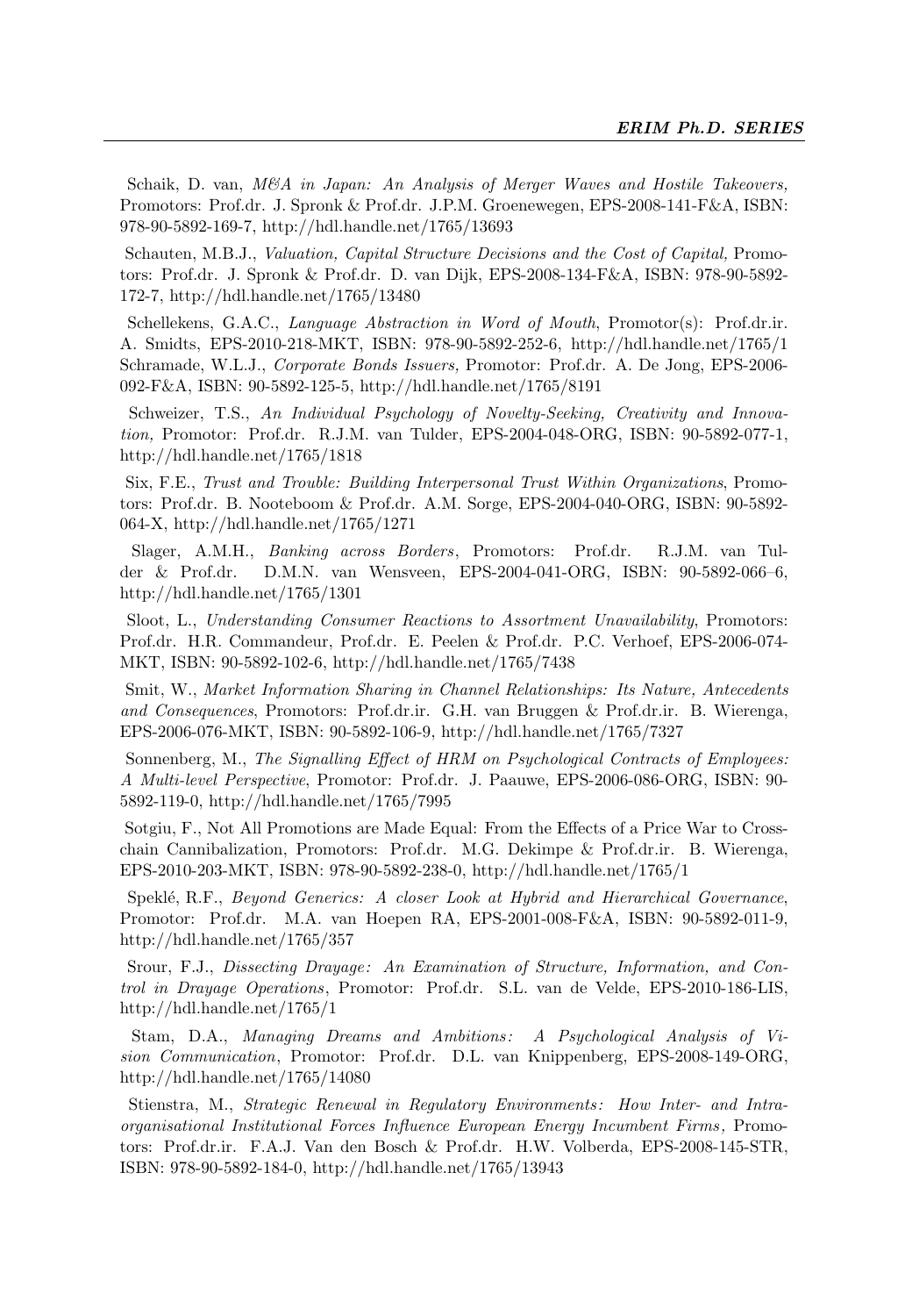Schaik, D. van, *M&A in Japan: An Analysis of Merger Waves and Hostile Takeovers,* Promotors: Prof.dr. J. Spronk & Prof.dr. J.P.M. Groenewegen, EPS-2008-141-F&A, ISBN: 978-90-5892-169-7, http://hdl.handle.net/1765/13693

Schauten, M.B.J., *Valuation, Capital Structure Decisions and the Cost of Capital,* Promotors: Prof.dr. J. Spronk & Prof.dr. D. van Dijk, EPS-2008-134-F&A, ISBN: 978-90-5892-172-7, http://hdl.handle.net/1765/13480

Schellekens, G.A.C., *Language Abstraction in Word of Mouth*, Promotor(s): Prof.dr.ir. A. Smidts, EPS-2010-218-MKT, ISBN: 978-90-5892-252-6, http://hdl.handle.net/1765/1
Schramade, W.L.J., *Corporate Bonds Issuers,* Promotor: Prof.dr. A. De Jong, EPS-2006-092-F&A, ISBN: 90-5892-125-5, http://hdl.handle.net/1765/8191

Schweizer, T.S., *An Individual Psychology of Novelty-Seeking, Creativity and Innovation,* Promotor: Prof.dr. R.J.M. van Tulder, EPS-2004-048-ORG, ISBN: 90-5892-077-1, http://hdl.handle.net/1765/1818

Six, F.E., *Trust and Trouble: Building Interpersonal Trust Within Organizations*, Promotors: Prof.dr. B. Nooteboom & Prof.dr. A.M. Sorge, EPS-2004-040-ORG, ISBN: 90-5892-064-X, http://hdl.handle.net/1765/1271

Slager, A.M.H., *Banking across Borders*, Promotors: Prof.dr. R.J.M. van Tulder & Prof.dr. D.M.N. van Wensveen, EPS-2004-041-ORG, ISBN: 90-5892-066–6, http://hdl.handle.net/1765/1301

Sloot, L., *Understanding Consumer Reactions to Assortment Unavailability*, Promotors: Prof.dr. H.R. Commandeur, Prof.dr. E. Peelen & Prof.dr. P.C. Verhoef, EPS-2006-074-MKT, ISBN: 90-5892-102-6, http://hdl.handle.net/1765/7438

Smit, W., *Market Information Sharing in Channel Relationships: Its Nature, Antecedents and Consequences*, Promotors: Prof.dr.ir. G.H. van Bruggen & Prof.dr.ir. B. Wierenga, EPS-2006-076-MKT, ISBN: 90-5892-106-9, http://hdl.handle.net/1765/7327

Sonnenberg, M., *The Signalling Effect of HRM on Psychological Contracts of Employees: A Multi-level Perspective*, Promotor: Prof.dr. J. Paauwe, EPS-2006-086-ORG, ISBN: 90-5892-119-0, http://hdl.handle.net/1765/7995

Sotgiu, F., Not All Promotions are Made Equal: From the Effects of a Price War to Cross-chain Cannibalization, Promotors: Prof.dr. M.G. Dekimpe & Prof.dr.ir. B. Wierenga, EPS-2010-203-MKT, ISBN: 978-90-5892-238-0, http://hdl.handle.net/1765/1

Speklé, R.F., *Beyond Generics: A closer Look at Hybrid and Hierarchical Governance*, Promotor: Prof.dr. M.A. van Hoepen RA, EPS-2001-008-F&A, ISBN: 90-5892-011-9, http://hdl.handle.net/1765/357

Srour, F.J., *Dissecting Drayage: An Examination of Structure, Information, and Control in Drayage Operations*, Promotor: Prof.dr. S.L. van de Velde, EPS-2010-186-LIS, http://hdl.handle.net/1765/1

Stam, D.A., *Managing Dreams and Ambitions: A Psychological Analysis of Vision Communication*, Promotor: Prof.dr. D.L. van Knippenberg, EPS-2008-149-ORG, http://hdl.handle.net/1765/14080

Stienstra, M., *Strategic Renewal in Regulatory Environments: How Inter- and Intra-organisational Institutional Forces Influence European Energy Incumbent Firms*, Promotors: Prof.dr.ir. F.A.J. Van den Bosch & Prof.dr. H.W. Volberda, EPS-2008-145-STR, ISBN: 978-90-5892-184-0, http://hdl.handle.net/1765/13943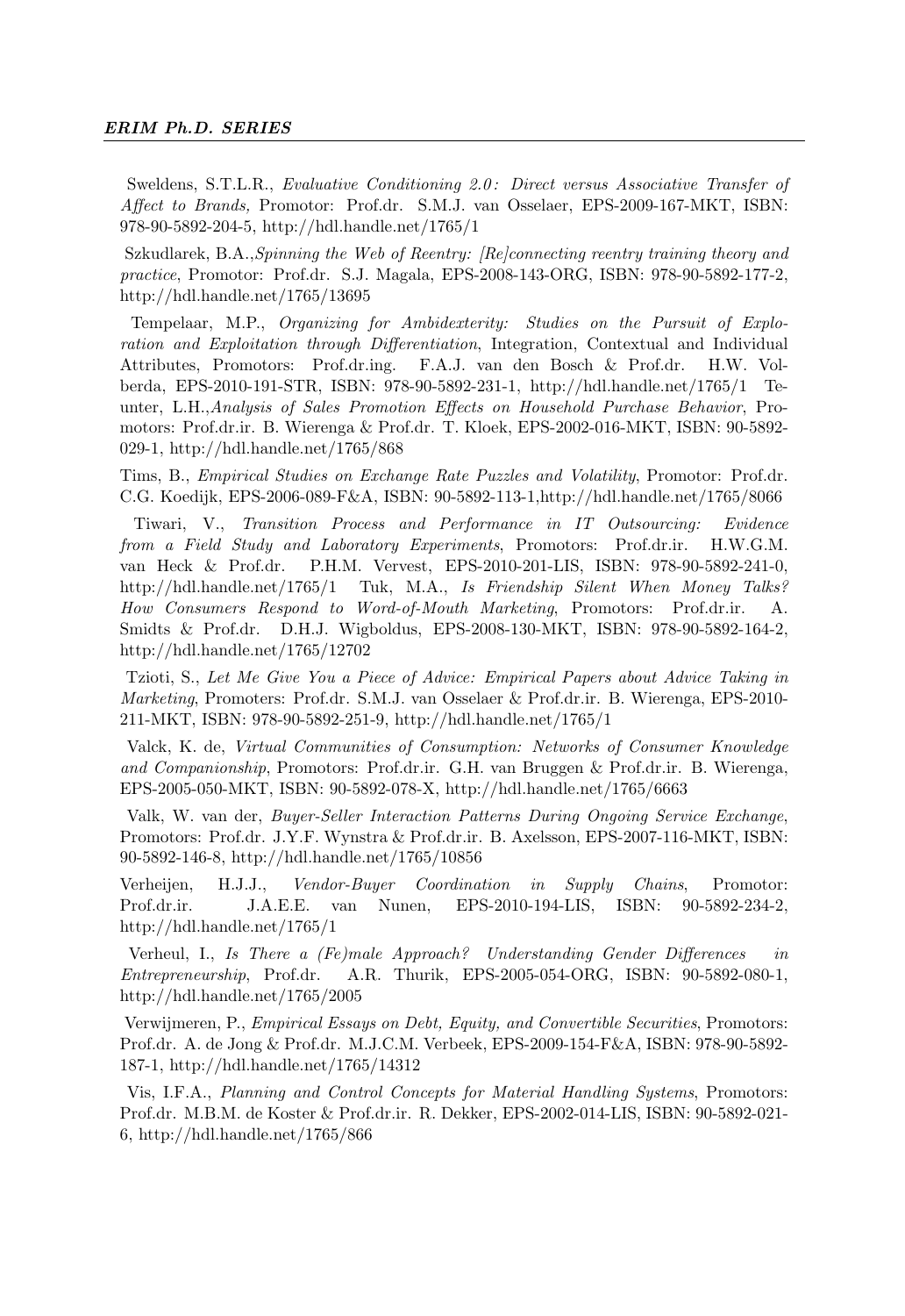Sweldens, S.T.L.R., *Evaluative Conditioning 2.0: Direct versus Associative Transfer of Affect to Brands,* Promotor: Prof.dr. S.M.J. van Osselaer, EPS-2009-167-MKT, ISBN: 978-90-5892-204-5, http://hdl.handle.net/1765/1

Szkudlarek, B.A.,*Spinning the Web of Reentry: [Re]connecting reentry training theory and practice*, Promotor: Prof.dr. S.J. Magala, EPS-2008-143-ORG, ISBN: 978-90-5892-177-2, http://hdl.handle.net/1765/13695

Tempelaar, M.P., *Organizing for Ambidexterity: Studies on the Pursuit of Exploration and Exploitation through Differentiation*, Integration, Contextual and Individual Attributes, Promotors: Prof.dr.ing. F.A.J. van den Bosch & Prof.dr. H.W. Volberda, EPS-2010-191-STR, ISBN: 978-90-5892-231-1, http://hdl.handle.net/1765/1 Teunter, L.H.,*Analysis of Sales Promotion Effects on Household Purchase Behavior*, Promotors: Prof.dr.ir. B. Wierenga & Prof.dr. T. Kloek, EPS-2002-016-MKT, ISBN: 90-5892-029-1, http://hdl.handle.net/1765/868

Tims, B., *Empirical Studies on Exchange Rate Puzzles and Volatility*, Promotor: Prof.dr. C.G. Koedijk, EPS-2006-089-F&A, ISBN: 90-5892-113-1,http://hdl.handle.net/1765/8066

Tiwari, V., *Transition Process and Performance in IT Outsourcing: Evidence from a Field Study and Laboratory Experiments*, Promotors: Prof.dr.ir. H.W.G.M. van Heck & Prof.dr. P.H.M. Vervest, EPS-2010-201-LIS, ISBN: 978-90-5892-241-0, http://hdl.handle.net/1765/1 Tuk, M.A., *Is Friendship Silent When Money Talks? How Consumers Respond to Word-of-Mouth Marketing*, Promotors: Prof.dr.ir. A. Smidts & Prof.dr. D.H.J. Wigboldus, EPS-2008-130-MKT, ISBN: 978-90-5892-164-2, http://hdl.handle.net/1765/12702

Tzioti, S., *Let Me Give You a Piece of Advice: Empirical Papers about Advice Taking in Marketing*, Promoters: Prof.dr. S.M.J. van Osselaer & Prof.dr.ir. B. Wierenga, EPS-2010-211-MKT, ISBN: 978-90-5892-251-9, http://hdl.handle.net/1765/1

Valck, K. de, *Virtual Communities of Consumption: Networks of Consumer Knowledge and Companionship*, Promotors: Prof.dr.ir. G.H. van Bruggen & Prof.dr.ir. B. Wierenga, EPS-2005-050-MKT, ISBN: 90-5892-078-X, http://hdl.handle.net/1765/6663

Valk, W. van der, *Buyer-Seller Interaction Patterns During Ongoing Service Exchange*, Promotors: Prof.dr. J.Y.F. Wynstra & Prof.dr.ir. B. Axelsson, EPS-2007-116-MKT, ISBN: 90-5892-146-8, http://hdl.handle.net/1765/10856

Verheijen, H.J.J., *Vendor-Buyer Coordination in Supply Chains*, Promotor: Prof.dr.ir. J.A.E.E. van Nunen, EPS-2010-194-LIS, ISBN: 90-5892-234-2, http://hdl.handle.net/1765/1

Verheul, I., *Is There a (Fe)male Approach? Understanding Gender Differences in Entrepreneurship*, Prof.dr. A.R. Thurik, EPS-2005-054-ORG, ISBN: 90-5892-080-1, http://hdl.handle.net/1765/2005

Verwijmeren, P., *Empirical Essays on Debt, Equity, and Convertible Securities*, Promotors: Prof.dr. A. de Jong & Prof.dr. M.J.C.M. Verbeek, EPS-2009-154-F&A, ISBN: 978-90-5892-187-1, http://hdl.handle.net/1765/14312

Vis, I.F.A., *Planning and Control Concepts for Material Handling Systems*, Promotors: Prof.dr. M.B.M. de Koster & Prof.dr.ir. R. Dekker, EPS-2002-014-LIS, ISBN: 90-5892-021-6, http://hdl.handle.net/1765/866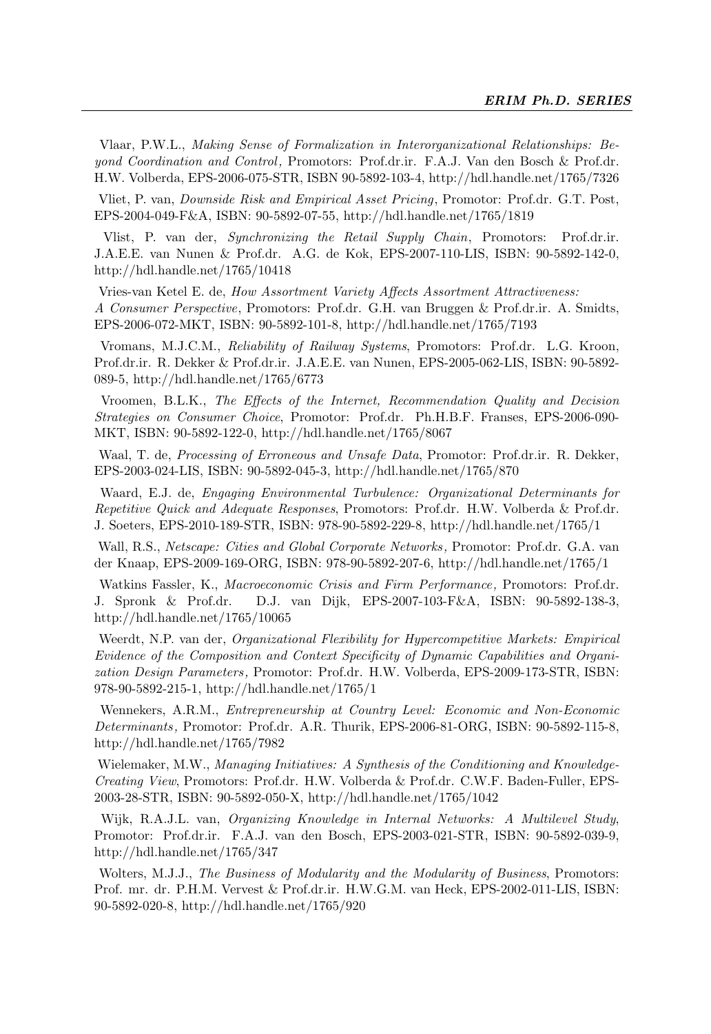Vlaar, P.W.L., *Making Sense of Formalization in Interorganizational Relationships: Beyond Coordination and Control,* Promotors: Prof.dr.ir. F.A.J. Van den Bosch & Prof.dr. H.W. Volberda, EPS-2006-075-STR, ISBN 90-5892-103-4, http://hdl.handle.net/1765/7326

Vliet, P. van, *Downside Risk and Empirical Asset Pricing*, Promotor: Prof.dr. G.T. Post, EPS-2004-049-F&A, ISBN: 90-5892-07-55, http://hdl.handle.net/1765/1819

Vlist, P. van der, *Synchronizing the Retail Supply Chain*, Promotors: Prof.dr.ir. J.A.E.E. van Nunen & Prof.dr. A.G. de Kok, EPS-2007-110-LIS, ISBN: 90-5892-142-0, http://hdl.handle.net/1765/10418

Vries-van Ketel E. de, *How Assortment Variety Affects Assortment Attractiveness: A Consumer Perspective*, Promotors: Prof.dr. G.H. van Bruggen & Prof.dr.ir. A. Smidts, EPS-2006-072-MKT, ISBN: 90-5892-101-8, http://hdl.handle.net/1765/7193

Vromans, M.J.C.M., *Reliability of Railway Systems*, Promotors: Prof.dr. L.G. Kroon, Prof.dr.ir. R. Dekker & Prof.dr.ir. J.A.E.E. van Nunen, EPS-2005-062-LIS, ISBN: 90-5892-089-5, http://hdl.handle.net/1765/6773

Vroomen, B.L.K., *The Effects of the Internet, Recommendation Quality and Decision Strategies on Consumer Choice*, Promotor: Prof.dr. Ph.H.B.F. Franses, EPS-2006-090-MKT, ISBN: 90-5892-122-0, http://hdl.handle.net/1765/8067

Waal, T. de, *Processing of Erroneous and Unsafe Data*, Promotor: Prof.dr.ir. R. Dekker, EPS-2003-024-LIS, ISBN: 90-5892-045-3, http://hdl.handle.net/1765/870

Waard, E.J. de, *Engaging Environmental Turbulence: Organizational Determinants for Repetitive Quick and Adequate Responses*, Promotors: Prof.dr. H.W. Volberda & Prof.dr. J. Soeters, EPS-2010-189-STR, ISBN: 978-90-5892-229-8, http://hdl.handle.net/1765/1

Wall, R.S., *Netscape: Cities and Global Corporate Networks,* Promotor: Prof.dr. G.A. van der Knaap, EPS-2009-169-ORG, ISBN: 978-90-5892-207-6, http://hdl.handle.net/1765/1

Watkins Fassler, K., *Macroeconomic Crisis and Firm Performance,* Promotors: Prof.dr. J. Spronk & Prof.dr. D.J. van Dijk, EPS-2007-103-F&A, ISBN: 90-5892-138-3, http://hdl.handle.net/1765/10065

Weerdt, N.P. van der, *Organizational Flexibility for Hypercompetitive Markets: Empirical Evidence of the Composition and Context Specificity of Dynamic Capabilities and Organization Design Parameters,* Promotor: Prof.dr. H.W. Volberda, EPS-2009-173-STR, ISBN: 978-90-5892-215-1, http://hdl.handle.net/1765/1

Wennekers, A.R.M., *Entrepreneurship at Country Level: Economic and Non-Economic Determinants,* Promotor: Prof.dr. A.R. Thurik, EPS-2006-81-ORG, ISBN: 90-5892-115-8, http://hdl.handle.net/1765/7982

Wielemaker, M.W., *Managing Initiatives: A Synthesis of the Conditioning and Knowledge-Creating View*, Promotors: Prof.dr. H.W. Volberda & Prof.dr. C.W.F. Baden-Fuller, EPS-2003-28-STR, ISBN: 90-5892-050-X, http://hdl.handle.net/1765/1042

Wijk, R.A.J.L. van, *Organizing Knowledge in Internal Networks: A Multilevel Study*, Promotor: Prof.dr.ir. F.A.J. van den Bosch, EPS-2003-021-STR, ISBN: 90-5892-039-9, http://hdl.handle.net/1765/347

Wolters, M.J.J., *The Business of Modularity and the Modularity of Business*, Promotors: Prof. mr. dr. P.H.M. Vervest & Prof.dr.ir. H.W.G.M. van Heck, EPS-2002-011-LIS, ISBN: 90-5892-020-8, http://hdl.handle.net/1765/920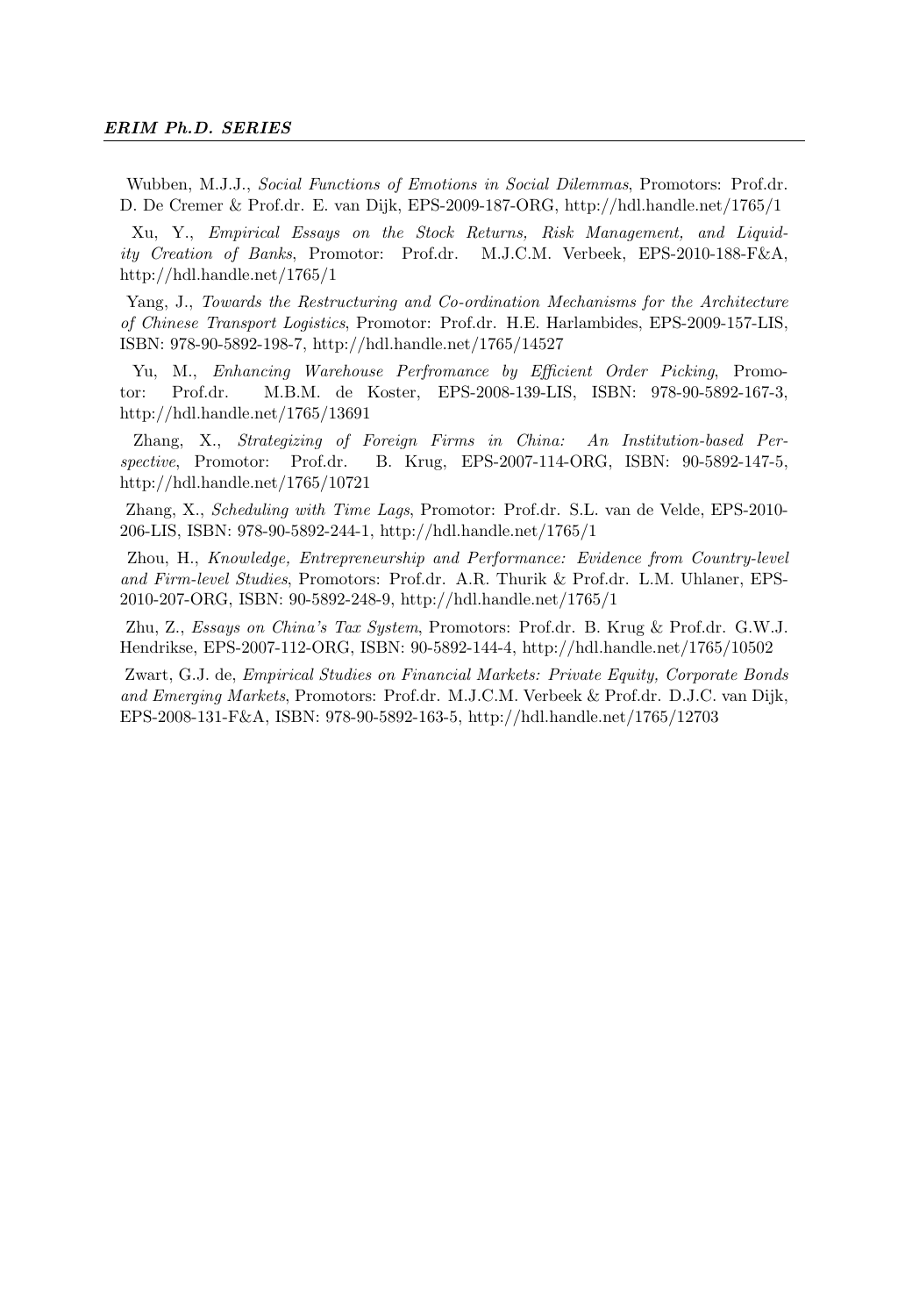Wubben, M.J.J., *Social Functions of Emotions in Social Dilemmas*, Promotors: Prof.dr. D. De Cremer & Prof.dr. E. van Dijk, EPS-2009-187-ORG, http://hdl.handle.net/1765/1

Xu, Y., *Empirical Essays on the Stock Returns, Risk Management, and Liquidity Creation of Banks*, Promotor: Prof.dr. M.J.C.M. Verbeek, EPS-2010-188-F&A, http://hdl.handle.net/1765/1

Yang, J., *Towards the Restructuring and Co-ordination Mechanisms for the Architecture of Chinese Transport Logistics*, Promotor: Prof.dr. H.E. Harlambides, EPS-2009-157-LIS, ISBN: 978-90-5892-198-7, http://hdl.handle.net/1765/14527

Yu, M., *Enhancing Warehouse Perfromance by Efficient Order Picking*, Promotor: Prof.dr. M.B.M. de Koster, EPS-2008-139-LIS, ISBN: 978-90-5892-167-3, http://hdl.handle.net/1765/13691

Zhang, X., *Strategizing of Foreign Firms in China: An Institution-based Perspective*, Promotor: Prof.dr. B. Krug, EPS-2007-114-ORG, ISBN: 90-5892-147-5, http://hdl.handle.net/1765/10721

Zhang, X., *Scheduling with Time Lags*, Promotor: Prof.dr. S.L. van de Velde, EPS-2010-206-LIS, ISBN: 978-90-5892-244-1, http://hdl.handle.net/1765/1

Zhou, H., *Knowledge, Entrepreneurship and Performance: Evidence from Country-level and Firm-level Studies*, Promotors: Prof.dr. A.R. Thurik & Prof.dr. L.M. Uhlaner, EPS-2010-207-ORG, ISBN: 90-5892-248-9, http://hdl.handle.net/1765/1

Zhu, Z., *Essays on China's Tax System*, Promotors: Prof.dr. B. Krug & Prof.dr. G.W.J. Hendrikse, EPS-2007-112-ORG, ISBN: 90-5892-144-4, http://hdl.handle.net/1765/10502

Zwart, G.J. de, *Empirical Studies on Financial Markets: Private Equity, Corporate Bonds and Emerging Markets*, Promotors: Prof.dr. M.J.C.M. Verbeek & Prof.dr. D.J.C. van Dijk, EPS-2008-131-F&A, ISBN: 978-90-5892-163-5, http://hdl.handle.net/1765/12703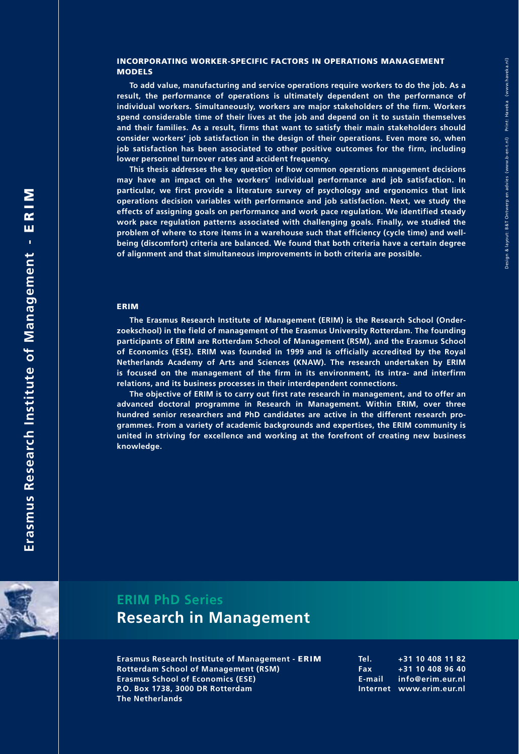## INCORPORATING WORKER-SPECIFIC FACTORS IN OPERATIONS MANAGEMENT MODELS

**To add value, manufacturing and service operations require workers to do the job. As a result, the performance of operations is ultimately dependent on the performance of individual workers. Simultaneously, workers are major stakeholders of the firm. Workers spend considerable time of their lives at the job and depend on it to sustain themselves and their families. As a result, firms that want to satisfy their main stakeholders should consider workers' job satisfaction in the design of their operations. Even more so, when job satisfaction has been associated to other positive outcomes for the firm, including lower personnel turnover rates and accident frequency.**

**This thesis addresses the key question of how common operations management decisions may have an impact on the workers' individual performance and job satisfaction. In particular, we first provide a literature survey of psychology and ergonomics that link operations decision variables with performance and job satisfaction. Next, we study the effects of assigning goals on performance and work pace regulation. We identified steady work pace regulation patterns associated with challenging goals. Finally, we studied the problem of where to store items in a warehouse such that efficiency (cycle time) and well-being (discomfort) criteria are balanced. We found that both criteria have a certain degree of alignment and that simultaneous improvements in both criteria are possible.**

## ERIM

**The Erasmus Research Institute of Management (ERIM) is the Research School (Onderzoekschool) in the field of management of the Erasmus University Rotterdam. The founding participants of ERIM are Rotterdam School of Management (RSM), and the Erasmus School of Economics (ESE). ERIM was founded in 1999 and is officially accredited by the Royal Netherlands Academy of Arts and Sciences (KNAW). The research undertaken by ERIM is focused on the management of the firm in its environment, its intra- and interfirm relations, and its business processes in their interdependent connections.**

**The objective of ERIM is to carry out first rate research in management, and to offer an advanced doctoral programme in Research in Management. Within ERIM, over three hundred senior researchers and PhD candidates are active in the different research programmes. From a variety of academic backgrounds and expertises, the ERIM community is united in striving for excellence and working at the forefront of creating new business knowledge.**

Erasmus Research Institute of Management - ERIM

Design & layout: B&T Ontwerp en advies (www.b-en-t.nl) Print: Haveka (www.haveka.nl)

## ERIM PhD Series
## Research in Management

**Erasmus Research Institute of Management - ERIM**
**Rotterdam School of Management (RSM)**
**Erasmus School of Economics (ESE)**
**P.O. Box 1738, 3000 DR Rotterdam**
**The Netherlands**

| | |
|---|---|
| **Tel.** | **+31 10 408 11 82** |
| **Fax** | **+31 10 408 96 40** |
| **E-mail** | **info@erim.eur.nl** |
| **Internet** | **www.erim.eur.nl** |